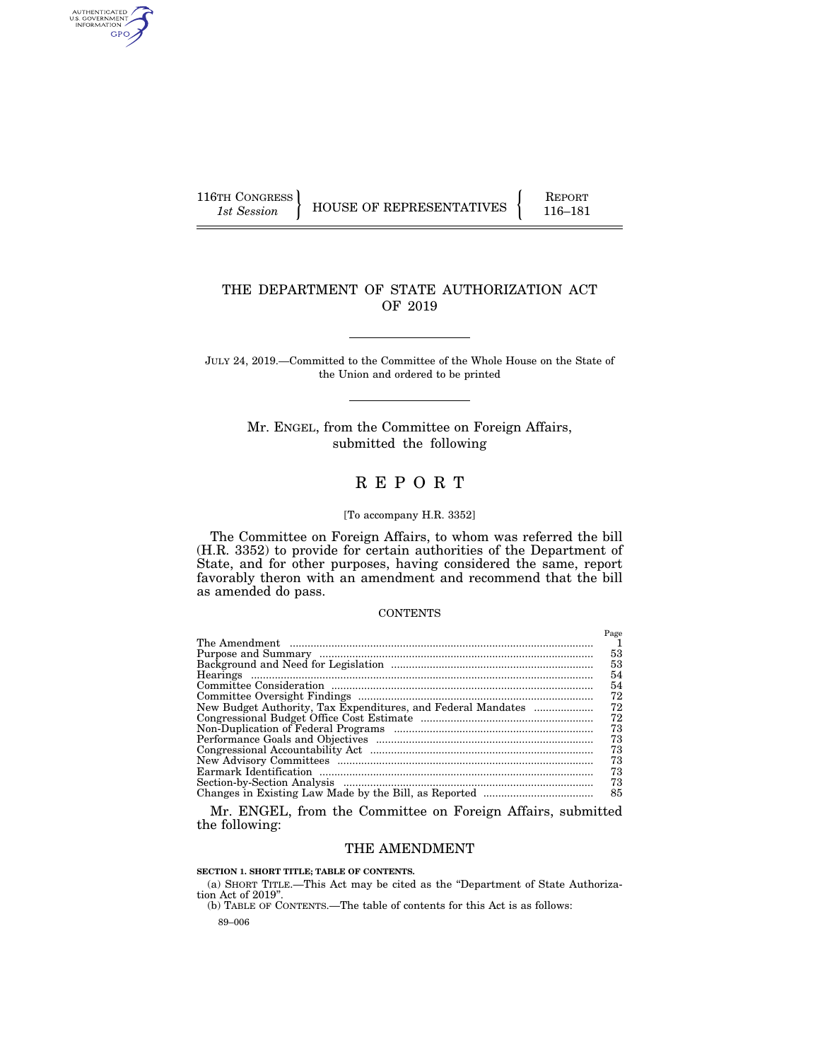116TH CONGRESS
*1st Session*

HOUSE OF REPRESENTATIVES

REPORT
116–181

# THE DEPARTMENT OF STATE AUTHORIZATION ACT OF 2019

JULY 24, 2019.—Committed to the Committee of the Whole House on the State of the Union and ordered to be printed

Mr. ENGEL, from the Committee on Foreign Affairs, submitted the following

# R E P O R T

[To accompany H.R. 3352]

The Committee on Foreign Affairs, to whom was referred the bill (H.R. 3352) to provide for certain authorities of the Department of State, and for other purposes, having considered the same, report favorably theron with an amendment and recommend that the bill as amended do pass.

CONTENTS

| | Page |
|---|---|
| The Amendment | 1 |
| Purpose and Summary | 53 |
| Background and Need for Legislation | 53 |
| Hearings | 54 |
| Committee Consideration | 54 |
| Committee Oversight Findings | 72 |
| New Budget Authority, Tax Expenditures, and Federal Mandates | 72 |
| Congressional Budget Office Cost Estimate | 72 |
| Non-Duplication of Federal Programs | 73 |
| Performance Goals and Objectives | 73 |
| Congressional Accountability Act | 73 |
| New Advisory Committees | 73 |
| Earmark Identification | 73 |
| Section-by-Section Analysis | 73 |
| Changes in Existing Law Made by the Bill, as Reported | 85 |

Mr. ENGEL, from the Committee on Foreign Affairs, submitted the following:

## THE AMENDMENT

**SECTION 1. SHORT TITLE; TABLE OF CONTENTS.**

(a) SHORT TITLE.—This Act may be cited as the "Department of State Authorization Act of 2019".

(b) TABLE OF CONTENTS.—The table of contents for this Act is as follows:

89–006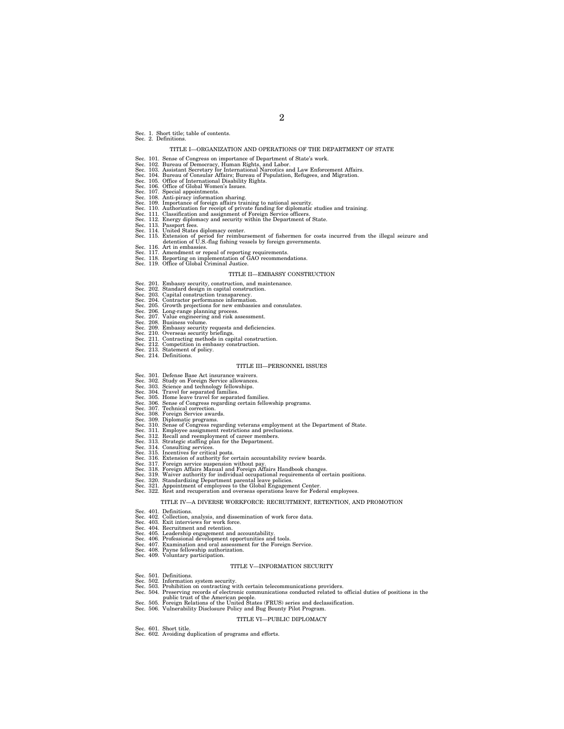Sec. 1. Short title; table of contents.
Sec. 2. Definitions.

## TITLE I—ORGANIZATION AND OPERATIONS OF THE DEPARTMENT OF STATE

Sec. 101. Sense of Congress on importance of Department of State's work.
Sec. 102. Bureau of Democracy, Human Rights, and Labor.
Sec. 103. Assistant Secretary for International Narcotics and Law Enforcement Affairs.
Sec. 104. Bureau of Consular Affairs; Bureau of Population, Refugees, and Migration.
Sec. 105. Office of International Disability Rights.
Sec. 106. Office of Global Women's Issues.
Sec. 107. Special appointments.
Sec. 108. Anti-piracy information sharing.
Sec. 109. Importance of foreign affairs training to national security.
Sec. 110. Authorization for receipt of private funding for diplomatic studies and training.
Sec. 111. Classification and assignment of Foreign Service officers.
Sec. 112. Energy diplomacy and security within the Department of State.
Sec. 113. Passport fees.
Sec. 114. United States diplomacy center.
Sec. 115. Extension of period for reimbursement of fishermen for costs incurred from the illegal seizure and detention of U.S.-flag fishing vessels by foreign governments.
Sec. 116. Art in embassies.
Sec. 117. Amendment or repeal of reporting requirements.
Sec. 118. Reporting on implementation of GAO recommendations.
Sec. 119. Office of Global Criminal Justice.

## TITLE II—EMBASSY CONSTRUCTION

Sec. 201. Embassy security, construction, and maintenance.
Sec. 202. Standard design in capital construction.
Sec. 203. Capital construction transparency.
Sec. 204. Contractor performance information.
Sec. 205. Growth projections for new embassies and consulates.
Sec. 206. Long-range planning process.
Sec. 207. Value engineering and risk assessment.
Sec. 208. Business volume.
Sec. 209. Embassy security requests and deficiencies.
Sec. 210. Overseas security briefings.
Sec. 211. Contracting methods in capital construction.
Sec. 212. Competition in embassy construction.
Sec. 213. Statement of policy.
Sec. 214. Definitions.

## TITLE III—PERSONNEL ISSUES

Sec. 301. Defense Base Act insurance waivers.
Sec. 302. Study on Foreign Service allowances.
Sec. 303. Science and technology fellowships.
Sec. 304. Travel for separated families.
Sec. 305. Home leave travel for separated families.
Sec. 306. Sense of Congress regarding certain fellowship programs.
Sec. 307. Technical correction.
Sec. 308. Foreign Service awards.
Sec. 309. Diplomatic programs.
Sec. 310. Sense of Congress regarding veterans employment at the Department of State.
Sec. 311. Employee assignment restrictions and preclusions.
Sec. 312. Recall and reemployment of career members.
Sec. 313. Strategic staffing plan for the Department.
Sec. 314. Consulting services.
Sec. 315. Incentives for critical posts.
Sec. 316. Extension of authority for certain accountability review boards.
Sec. 317. Foreign service suspension without pay.
Sec. 318. Foreign Affairs Manual and Foreign Affairs Handbook changes.
Sec. 319. Waiver authority for individual occupational requirements of certain positions.
Sec. 320. Standardizing Department parental leave policies.
Sec. 321. Appointment of employees to the Global Engagement Center.
Sec. 322. Rest and recuperation and overseas operations leave for Federal employees.

## TITLE IV—A DIVERSE WORKFORCE: RECRUITMENT, RETENTION, AND PROMOTION

Sec. 401. Definitions.
Sec. 402. Collection, analysis, and dissemination of work force data.
Sec. 403. Exit interviews for work force.
Sec. 404. Recruitment and retention.
Sec. 405. Leadership engagement and accountability.
Sec. 406. Professional development opportunities and tools.
Sec. 407. Examination and oral assessment for the Foreign Service.
Sec. 408. Payne fellowship authorization.
Sec. 409. Voluntary participation.

## TITLE V—INFORMATION SECURITY

Sec. 501. Definitions.
Sec. 502. Information system security.
Sec. 503. Prohibition on contracting with certain telecommunications providers.
Sec. 504. Preserving records of electronic communications conducted related to official duties of positions in the public trust of the American people.
Sec. 505. Foreign Relations of the United States (FRUS) series and declassification.
Sec. 506. Vulnerability Disclosure Policy and Bug Bounty Pilot Program.

## TITLE VI—PUBLIC DIPLOMACY

Sec. 601. Short title.
Sec. 602. Avoiding duplication of programs and efforts.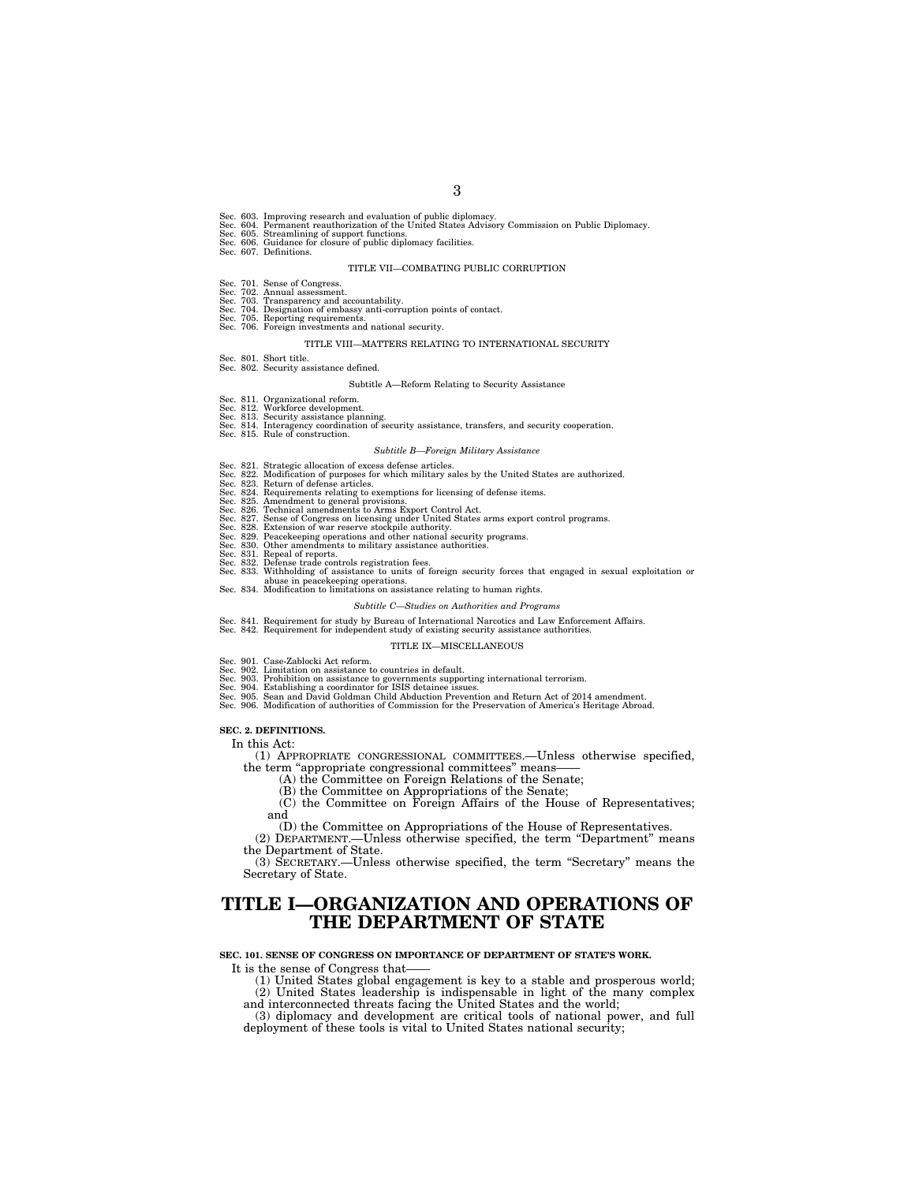Sec. 603. Improving research and evaluation of public diplomacy.
Sec. 604. Permanent reauthorization of the United States Advisory Commission on Public Diplomacy.
Sec. 605. Streamlining of support functions.
Sec. 606. Guidance for closure of public diplomacy facilities.
Sec. 607. Definitions.

TITLE VII—COMBATING PUBLIC CORRUPTION

Sec. 701. Sense of Congress.
Sec. 702. Annual assessment.
Sec. 703. Transparency and accountability.
Sec. 704. Designation of embassy anti-corruption points of contact.
Sec. 705. Reporting requirements.
Sec. 706. Foreign investments and national security.

TITLE VIII—MATTERS RELATING TO INTERNATIONAL SECURITY

Sec. 801. Short title.
Sec. 802. Security assistance defined.

Subtitle A—Reform Relating to Security Assistance

Sec. 811. Organizational reform.
Sec. 812. Workforce development.
Sec. 813. Security assistance planning.
Sec. 814. Interagency coordination of security assistance, transfers, and security cooperation.
Sec. 815. Rule of construction.

*Subtitle B—Foreign Military Assistance*

Sec. 821. Strategic allocation of excess defense articles.
Sec. 822. Modification of purposes for which military sales by the United States are authorized.
Sec. 823. Return of defense articles.
Sec. 824. Requirements relating to exemptions for licensing of defense items.
Sec. 825. Amendment to general provisions.
Sec. 826. Technical amendments to Arms Export Control Act.
Sec. 827. Sense of Congress on licensing under United States arms export control programs.
Sec. 828. Extension of war reserve stockpile authority.
Sec. 829. Peacekeeping operations and other national security programs.
Sec. 830. Other amendments to military assistance authorities.
Sec. 831. Repeal of reports.
Sec. 832. Defense trade controls registration fees.
Sec. 833. Withholding of assistance to units of foreign security forces that engaged in sexual exploitation or abuse in peacekeeping operations.
Sec. 834. Modification to limitations on assistance relating to human rights.

*Subtitle C—Studies on Authorities and Programs*

Sec. 841. Requirement for study by Bureau of International Narcotics and Law Enforcement Affairs.
Sec. 842. Requirement for independent study of existing security assistance authorities.

TITLE IX—MISCELLANEOUS

Sec. 901. Case-Zablocki Act reform.
Sec. 902. Limitation on assistance to countries in default.
Sec. 903. Prohibition on assistance to governments supporting international terrorism.
Sec. 904. Establishing a coordinator for ISIS detainee issues.
Sec. 905. Sean and David Goldman Child Abduction Prevention and Return Act of 2014 amendment.
Sec. 906. Modification of authorities of Commission for the Preservation of America's Heritage Abroad.

**SEC. 2. DEFINITIONS.**

In this Act:

(1) APPROPRIATE CONGRESSIONAL COMMITTEES.—Unless otherwise specified, the term "appropriate congressional committees" means——

(A) the Committee on Foreign Relations of the Senate;

(B) the Committee on Appropriations of the Senate;

(C) the Committee on Foreign Affairs of the House of Representatives; and

(D) the Committee on Appropriations of the House of Representatives.

(2) DEPARTMENT.—Unless otherwise specified, the term "Department" means the Department of State.

(3) SECRETARY.—Unless otherwise specified, the term "Secretary" means the Secretary of State.

# TITLE I—ORGANIZATION AND OPERATIONS OF THE DEPARTMENT OF STATE

**SEC. 101. SENSE OF CONGRESS ON IMPORTANCE OF DEPARTMENT OF STATE'S WORK.**

It is the sense of Congress that——

(1) United States global engagement is key to a stable and prosperous world;

(2) United States leadership is indispensable in light of the many complex and interconnected threats facing the United States and the world;

(3) diplomacy and development are critical tools of national power, and full deployment of these tools is vital to United States national security;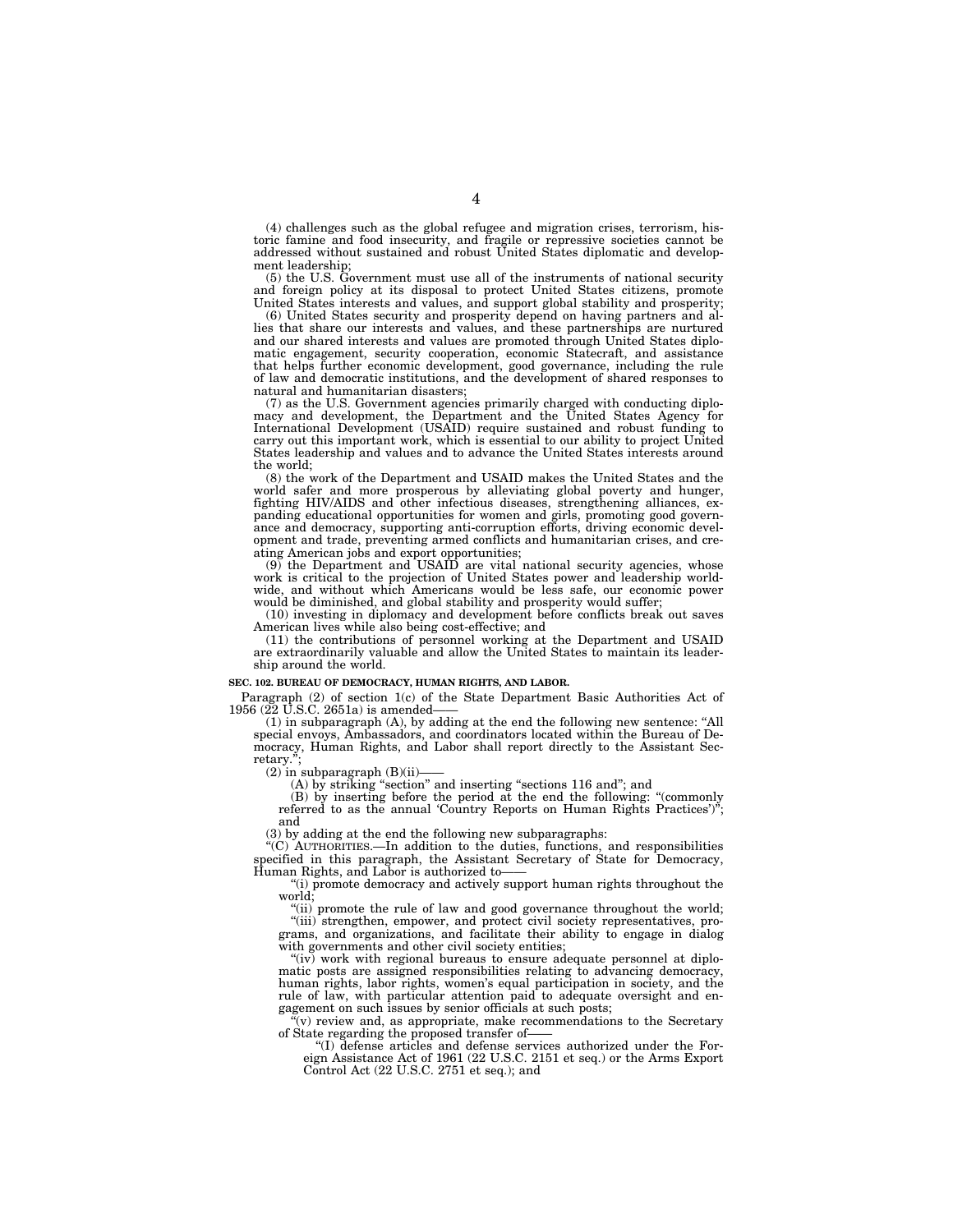(4) challenges such as the global refugee and migration crises, terrorism, historic famine and food insecurity, and fragile or repressive societies cannot be addressed without sustained and robust United States diplomatic and development leadership;

(5) the U.S. Government must use all of the instruments of national security and foreign policy at its disposal to protect United States citizens, promote United States interests and values, and support global stability and prosperity;

(6) United States security and prosperity depend on having partners and allies that share our interests and values, and these partnerships are nurtured and our shared interests and values are promoted through United States diplomatic engagement, security cooperation, economic Statecraft, and assistance that helps further economic development, good governance, including the rule of law and democratic institutions, and the development of shared responses to natural and humanitarian disasters;

(7) as the U.S. Government agencies primarily charged with conducting diplomacy and development, the Department and the United States Agency for International Development (USAID) require sustained and robust funding to carry out this important work, which is essential to our ability to project United States leadership and values and to advance the United States interests around the world;

(8) the work of the Department and USAID makes the United States and the world safer and more prosperous by alleviating global poverty and hunger, fighting HIV/AIDS and other infectious diseases, strengthening alliances, expanding educational opportunities for women and girls, promoting good governance and democracy, supporting anti-corruption efforts, driving economic development and trade, preventing armed conflicts and humanitarian crises, and creating American jobs and export opportunities;

(9) the Department and USAID are vital national security agencies, whose work is critical to the projection of United States power and leadership worldwide, and without which Americans would be less safe, our economic power would be diminished, and global stability and prosperity would suffer;

(10) investing in diplomacy and development before conflicts break out saves American lives while also being cost-effective; and

(11) the contributions of personnel working at the Department and USAID are extraordinarily valuable and allow the United States to maintain its leadership around the world.

**SEC. 102. BUREAU OF DEMOCRACY, HUMAN RIGHTS, AND LABOR.**

Paragraph (2) of section 1(c) of the State Department Basic Authorities Act of 1956 (22 U.S.C. 2651a) is amended——

(1) in subparagraph (A), by adding at the end the following new sentence: "All special envoys, Ambassadors, and coordinators located within the Bureau of Democracy, Human Rights, and Labor shall report directly to the Assistant Secretary.";

(2) in subparagraph (B)(ii)——

(A) by striking "section" and inserting "sections 116 and"; and

(B) by inserting before the period at the end the following: "(commonly referred to as the annual 'Country Reports on Human Rights Practices')"; and

(3) by adding at the end the following new subparagraphs:

"(C) AUTHORITIES.—In addition to the duties, functions, and responsibilities specified in this paragraph, the Assistant Secretary of State for Democracy, Human Rights, and Labor is authorized to——

"(i) promote democracy and actively support human rights throughout the world;

"(ii) promote the rule of law and good governance throughout the world;

"(iii) strengthen, empower, and protect civil society representatives, programs, and organizations, and facilitate their ability to engage in dialog with governments and other civil society entities;

"(iv) work with regional bureaus to ensure adequate personnel at diplomatic posts are assigned responsibilities relating to advancing democracy, human rights, labor rights, women's equal participation in society, and the rule of law, with particular attention paid to adequate oversight and engagement on such issues by senior officials at such posts;

"(v) review and, as appropriate, make recommendations to the Secretary of State regarding the proposed transfer of——

"(I) defense articles and defense services authorized under the Foreign Assistance Act of 1961 (22 U.S.C. 2151 et seq.) or the Arms Export Control Act (22 U.S.C. 2751 et seq.); and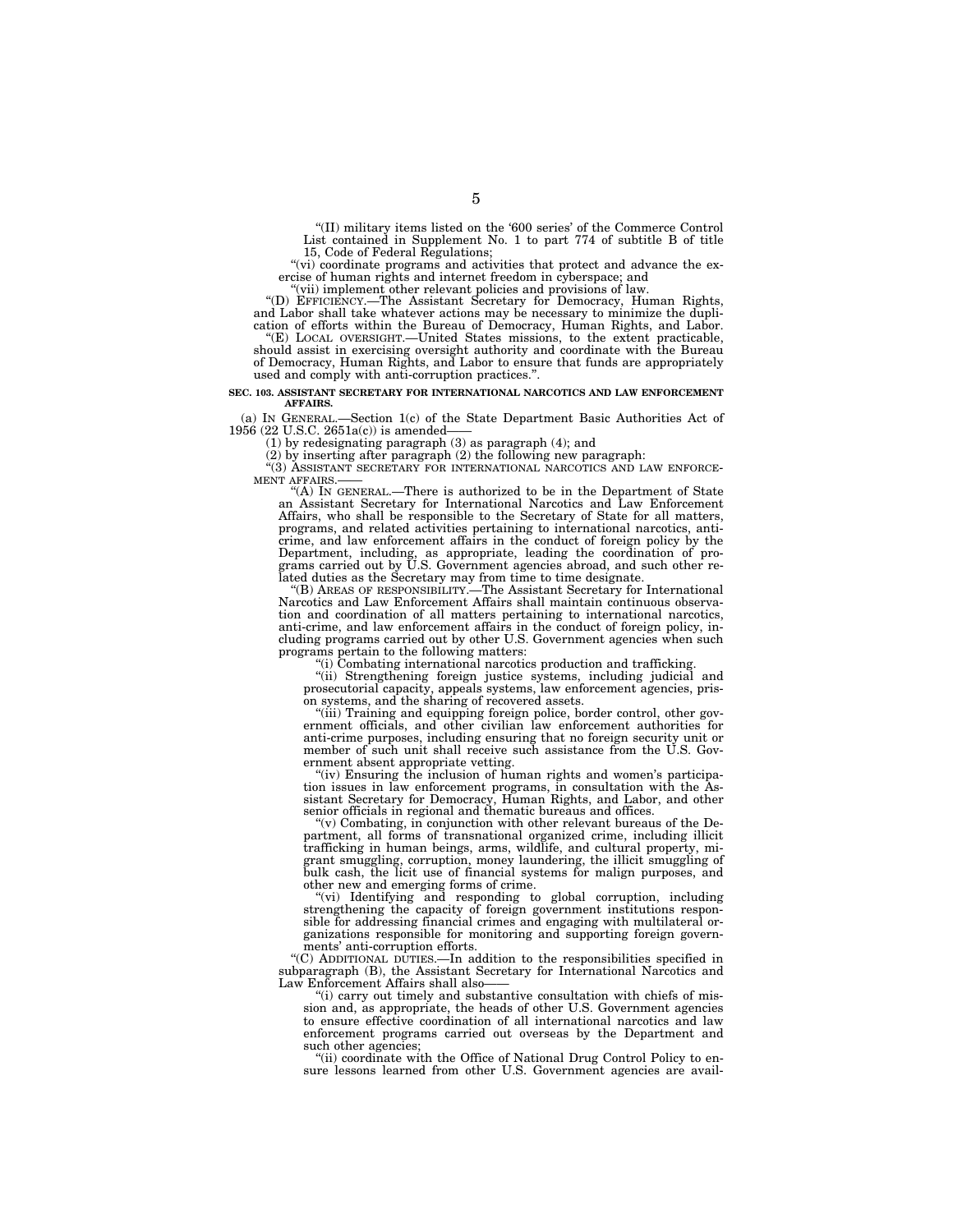"(II) military items listed on the '600 series' of the Commerce Control List contained in Supplement No. 1 to part 774 of subtitle B of title 15, Code of Federal Regulations;

"(vi) coordinate programs and activities that protect and advance the exercise of human rights and internet freedom in cyberspace; and

"(vii) implement other relevant policies and provisions of law.

"(D) EFFICIENCY.—The Assistant Secretary for Democracy, Human Rights, and Labor shall take whatever actions may be necessary to minimize the duplication of efforts within the Bureau of Democracy, Human Rights, and Labor.

"(E) LOCAL OVERSIGHT.—United States missions, to the extent practicable, should assist in exercising oversight authority and coordinate with the Bureau of Democracy, Human Rights, and Labor to ensure that funds are appropriately used and comply with anti-corruption practices.".

**SEC. 103. ASSISTANT SECRETARY FOR INTERNATIONAL NARCOTICS AND LAW ENFORCEMENT AFFAIRS.**

(a) IN GENERAL.—Section 1(c) of the State Department Basic Authorities Act of 1956 (22 U.S.C. 2651a(c)) is amended——

(1) by redesignating paragraph (3) as paragraph (4); and

(2) by inserting after paragraph (2) the following new paragraph:

"(3) ASSISTANT SECRETARY FOR INTERNATIONAL NARCOTICS AND LAW ENFORCEMENT AFFAIRS.——

"(A) IN GENERAL.—There is authorized to be in the Department of State an Assistant Secretary for International Narcotics and Law Enforcement Affairs, who shall be responsible to the Secretary of State for all matters, programs, and related activities pertaining to international narcotics, anti-crime, and law enforcement affairs in the conduct of foreign policy by the Department, including, as appropriate, leading the coordination of programs carried out by U.S. Government agencies abroad, and such other related duties as the Secretary may from time to time designate.

"(B) AREAS OF RESPONSIBILITY.—The Assistant Secretary for International Narcotics and Law Enforcement Affairs shall maintain continuous observation and coordination of all matters pertaining to international narcotics, anti-crime, and law enforcement affairs in the conduct of foreign policy, including programs carried out by other U.S. Government agencies when such programs pertain to the following matters:

"(i) Combating international narcotics production and trafficking.

"(ii) Strengthening foreign justice systems, including judicial and prosecutorial capacity, appeals systems, law enforcement agencies, prison systems, and the sharing of recovered assets.

"(iii) Training and equipping foreign police, border control, other government officials, and other civilian law enforcement authorities for anti-crime purposes, including ensuring that no foreign security unit or member of such unit shall receive such assistance from the U.S. Government absent appropriate vetting.

"(iv) Ensuring the inclusion of human rights and women's participation issues in law enforcement programs, in consultation with the Assistant Secretary for Democracy, Human Rights, and Labor, and other senior officials in regional and thematic bureaus and offices.

"(v) Combating, in conjunction with other relevant bureaus of the Department, all forms of transnational organized crime, including illicit trafficking in human beings, arms, wildlife, and cultural property, migrant smuggling, corruption, money laundering, the illicit smuggling of bulk cash, the licit use of financial systems for malign purposes, and other new and emerging forms of crime.

"(vi) Identifying and responding to global corruption, including strengthening the capacity of foreign government institutions responsible for addressing financial crimes and engaging with multilateral organizations responsible for monitoring and supporting foreign governments' anti-corruption efforts.

"(C) ADDITIONAL DUTIES.—In addition to the responsibilities specified in subparagraph (B), the Assistant Secretary for International Narcotics and Law Enforcement Affairs shall also——

"(i) carry out timely and substantive consultation with chiefs of mission and, as appropriate, the heads of other U.S. Government agencies to ensure effective coordination of all international narcotics and law enforcement programs carried out overseas by the Department and such other agencies;

"(ii) coordinate with the Office of National Drug Control Policy to ensure lessons learned from other U.S. Government agencies are avail-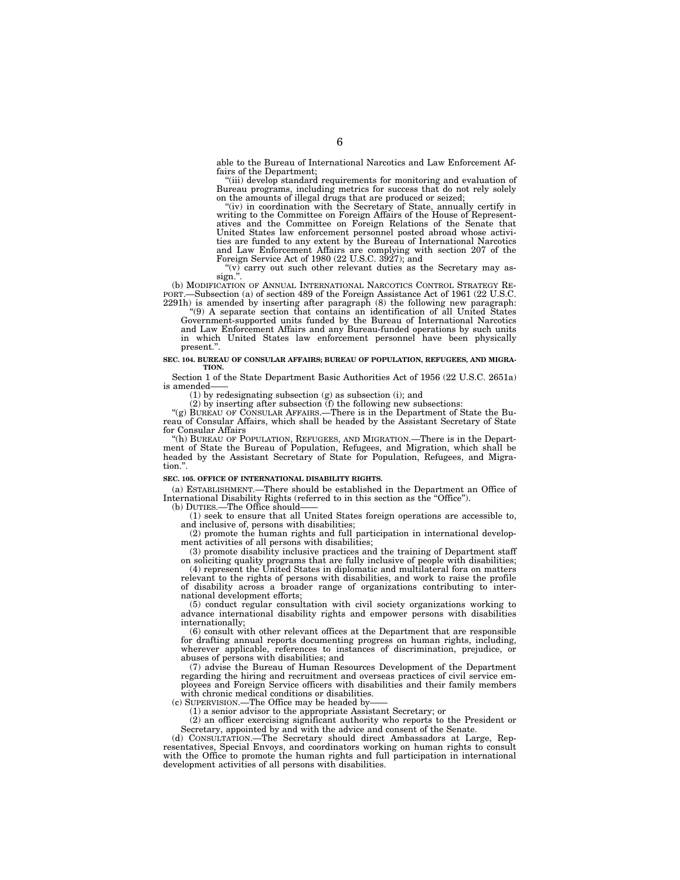able to the Bureau of International Narcotics and Law Enforcement Affairs of the Department;

"(iii) develop standard requirements for monitoring and evaluation of Bureau programs, including metrics for success that do not rely solely on the amounts of illegal drugs that are produced or seized;

"(iv) in coordination with the Secretary of State, annually certify in writing to the Committee on Foreign Affairs of the House of Representatives and the Committee on Foreign Relations of the Senate that United States law enforcement personnel posted abroad whose activities are funded to any extent by the Bureau of International Narcotics and Law Enforcement Affairs are complying with section 207 of the Foreign Service Act of 1980 (22 U.S.C. 3927); and

"(v) carry out such other relevant duties as the Secretary may assign.".

(b) MODIFICATION OF ANNUAL INTERNATIONAL NARCOTICS CONTROL STRATEGY REPORT.—Subsection (a) of section 489 of the Foreign Assistance Act of 1961 (22 U.S.C. 2291h) is amended by inserting after paragraph (8) the following new paragraph:

"(9) A separate section that contains an identification of all United States Government-supported units funded by the Bureau of International Narcotics and Law Enforcement Affairs and any Bureau-funded operations by such units in which United States law enforcement personnel have been physically present.".

**SEC. 104. BUREAU OF CONSULAR AFFAIRS; BUREAU OF POPULATION, REFUGEES, AND MIGRATION.**

Section 1 of the State Department Basic Authorities Act of 1956 (22 U.S.C. 2651a) is amended——

(1) by redesignating subsection (g) as subsection (i); and

(2) by inserting after subsection (f) the following new subsections:

"(g) BUREAU OF CONSULAR AFFAIRS.—There is in the Department of State the Bureau of Consular Affairs, which shall be headed by the Assistant Secretary of State for Consular Affairs

"(h) BUREAU OF POPULATION, REFUGEES, AND MIGRATION.—There is in the Department of State the Bureau of Population, Refugees, and Migration, which shall be headed by the Assistant Secretary of State for Population, Refugees, and Migration.".

**SEC. 105. OFFICE OF INTERNATIONAL DISABILITY RIGHTS.**

(a) ESTABLISHMENT.—There should be established in the Department an Office of International Disability Rights (referred to in this section as the "Office").

(b) DUTIES.—The Office should——

(1) seek to ensure that all United States foreign operations are accessible to, and inclusive of, persons with disabilities;

(2) promote the human rights and full participation in international development activities of all persons with disabilities;

(3) promote disability inclusive practices and the training of Department staff on soliciting quality programs that are fully inclusive of people with disabilities;

(4) represent the United States in diplomatic and multilateral fora on matters relevant to the rights of persons with disabilities, and work to raise the profile of disability across a broader range of organizations contributing to international development efforts;

(5) conduct regular consultation with civil society organizations working to advance international disability rights and empower persons with disabilities internationally;

(6) consult with other relevant offices at the Department that are responsible for drafting annual reports documenting progress on human rights, including, wherever applicable, references to instances of discrimination, prejudice, or abuses of persons with disabilities; and

(7) advise the Bureau of Human Resources Development of the Department regarding the hiring and recruitment and overseas practices of civil service employees and Foreign Service officers with disabilities and their family members with chronic medical conditions or disabilities.

(c) SUPERVISION.—The Office may be headed by——

(1) a senior advisor to the appropriate Assistant Secretary; or

(2) an officer exercising significant authority who reports to the President or Secretary, appointed by and with the advice and consent of the Senate.

(d) CONSULTATION.—The Secretary should direct Ambassadors at Large, Representatives, Special Envoys, and coordinators working on human rights to consult with the Office to promote the human rights and full participation in international development activities of all persons with disabilities.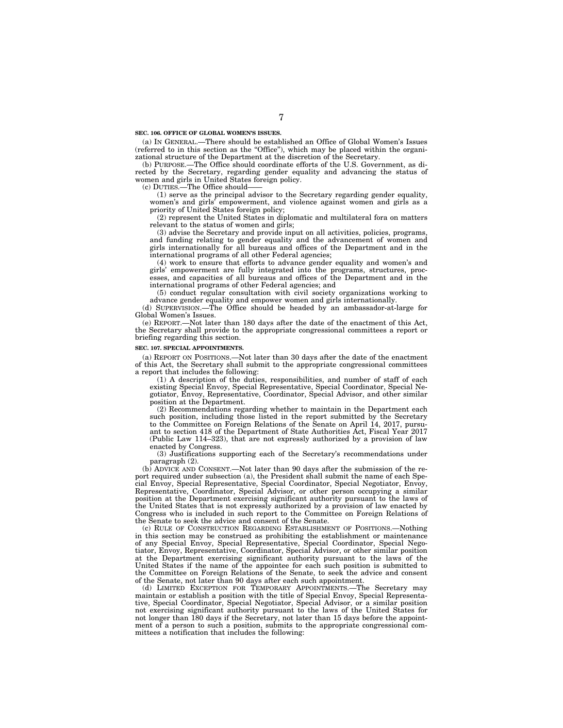**SEC. 106. OFFICE OF GLOBAL WOMEN'S ISSUES.**

(a) IN GENERAL.—There should be established an Office of Global Women's Issues (referred to in this section as the "Office"), which may be placed within the organizational structure of the Department at the discretion of the Secretary.

(b) PURPOSE.—The Office should coordinate efforts of the U.S. Government, as directed by the Secretary, regarding gender equality and advancing the status of women and girls in United States foreign policy.

(c) DUTIES.—The Office should——

(1) serve as the principal advisor to the Secretary regarding gender equality, women's and girls' empowerment, and violence against women and girls as a priority of United States foreign policy;

(2) represent the United States in diplomatic and multilateral fora on matters relevant to the status of women and girls;

(3) advise the Secretary and provide input on all activities, policies, programs, and funding relating to gender equality and the advancement of women and girls internationally for all bureaus and offices of the Department and in the international programs of all other Federal agencies;

(4) work to ensure that efforts to advance gender equality and women's and girls' empowerment are fully integrated into the programs, structures, processes, and capacities of all bureaus and offices of the Department and in the international programs of other Federal agencies; and

(5) conduct regular consultation with civil society organizations working to advance gender equality and empower women and girls internationally.

(d) SUPERVISION.—The Office should be headed by an ambassador-at-large for Global Women's Issues.

(e) REPORT.—Not later than 180 days after the date of the enactment of this Act, the Secretary shall provide to the appropriate congressional committees a report or briefing regarding this section.

**SEC. 107. SPECIAL APPOINTMENTS.**

(a) REPORT ON POSITIONS.—Not later than 30 days after the date of the enactment of this Act, the Secretary shall submit to the appropriate congressional committees a report that includes the following:

(1) A description of the duties, responsibilities, and number of staff of each existing Special Envoy, Special Representative, Special Coordinator, Special Negotiator, Envoy, Representative, Coordinator, Special Advisor, and other similar position at the Department.

(2) Recommendations regarding whether to maintain in the Department each such position, including those listed in the report submitted by the Secretary to the Committee on Foreign Relations of the Senate on April 14, 2017, pursuant to section 418 of the Department of State Authorities Act, Fiscal Year 2017 (Public Law 114–323), that are not expressly authorized by a provision of law enacted by Congress.

(3) Justifications supporting each of the Secretary's recommendations under paragraph (2).

(b) ADVICE AND CONSENT.—Not later than 90 days after the submission of the report required under subsection (a), the President shall submit the name of each Special Envoy, Special Representative, Special Coordinator, Special Negotiator, Envoy, Representative, Coordinator, Special Advisor, or other person occupying a similar position at the Department exercising significant authority pursuant to the laws of the United States that is not expressly authorized by a provision of law enacted by Congress who is included in such report to the Committee on Foreign Relations of the Senate to seek the advice and consent of the Senate.

(c) RULE OF CONSTRUCTION REGARDING ESTABLISHMENT OF POSITIONS.—Nothing in this section may be construed as prohibiting the establishment or maintenance of any Special Envoy, Special Representative, Special Coordinator, Special Negotiator, Envoy, Representative, Coordinator, Special Advisor, or other similar position at the Department exercising significant authority pursuant to the laws of the United States if the name of the appointee for each such position is submitted to the Committee on Foreign Relations of the Senate, to seek the advice and consent of the Senate, not later than 90 days after each such appointment.

(d) LIMITED EXCEPTION FOR TEMPORARY APPOINTMENTS.—The Secretary may maintain or establish a position with the title of Special Envoy, Special Representative, Special Coordinator, Special Negotiator, Special Advisor, or a similar position not exercising significant authority pursuant to the laws of the United States for not longer than 180 days if the Secretary, not later than 15 days before the appointment of a person to such a position, submits to the appropriate congressional committees a notification that includes the following: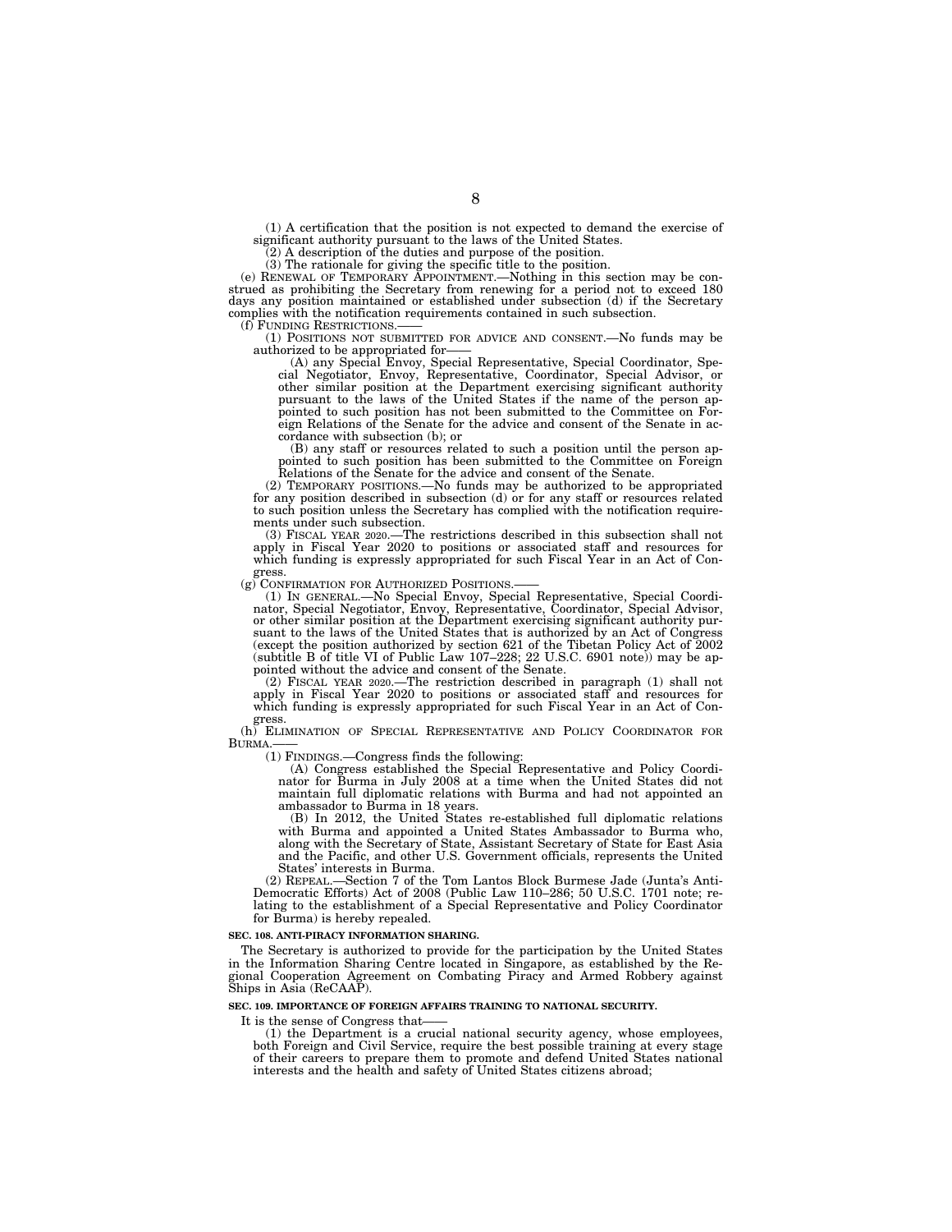(1) A certification that the position is not expected to demand the exercise of significant authority pursuant to the laws of the United States.

(2) A description of the duties and purpose of the position.

(3) The rationale for giving the specific title to the position.

(e) RENEWAL OF TEMPORARY APPOINTMENT.—Nothing in this section may be construed as prohibiting the Secretary from renewing for a period not to exceed 180 days any position maintained or established under subsection (d) if the Secretary complies with the notification requirements contained in such subsection.

(f) FUNDING RESTRICTIONS.——

(1) POSITIONS NOT SUBMITTED FOR ADVICE AND CONSENT.—No funds may be authorized to be appropriated for——

(A) any Special Envoy, Special Representative, Special Coordinator, Special Negotiator, Envoy, Representative, Coordinator, Special Advisor, or other similar position at the Department exercising significant authority pursuant to the laws of the United States if the name of the person appointed to such position has not been submitted to the Committee on Foreign Relations of the Senate for the advice and consent of the Senate in accordance with subsection (b); or

(B) any staff or resources related to such a position until the person appointed to such position has been submitted to the Committee on Foreign Relations of the Senate for the advice and consent of the Senate.

(2) TEMPORARY POSITIONS.—No funds may be authorized to be appropriated for any position described in subsection (d) or for any staff or resources related to such position unless the Secretary has complied with the notification requirements under such subsection.

(3) FISCAL YEAR 2020.—The restrictions described in this subsection shall not apply in Fiscal Year 2020 to positions or associated staff and resources for which funding is expressly appropriated for such Fiscal Year in an Act of Congress.

(g) CONFIRMATION FOR AUTHORIZED POSITIONS.——

(1) IN GENERAL.—No Special Envoy, Special Representative, Special Coordinator, Special Negotiator, Envoy, Representative, Coordinator, Special Advisor, or other similar position at the Department exercising significant authority pursuant to the laws of the United States that is authorized by an Act of Congress (except the position authorized by section 621 of the Tibetan Policy Act of 2002 (subtitle B of title VI of Public Law 107–228; 22 U.S.C. 6901 note)) may be appointed without the advice and consent of the Senate.

(2) FISCAL YEAR 2020.—The restriction described in paragraph (1) shall not apply in Fiscal Year 2020 to positions or associated staff and resources for which funding is expressly appropriated for such Fiscal Year in an Act of Congress.

(h) ELIMINATION OF SPECIAL REPRESENTATIVE AND POLICY COORDINATOR FOR BURMA.——

(1) FINDINGS.—Congress finds the following:

(A) Congress established the Special Representative and Policy Coordinator for Burma in July 2008 at a time when the United States did not maintain full diplomatic relations with Burma and had not appointed an ambassador to Burma in 18 years.

(B) In 2012, the United States re-established full diplomatic relations with Burma and appointed a United States Ambassador to Burma who, along with the Secretary of State, Assistant Secretary of State for East Asia and the Pacific, and other U.S. Government officials, represents the United States' interests in Burma.

(2) REPEAL.—Section 7 of the Tom Lantos Block Burmese Jade (Junta's Anti-Democratic Efforts) Act of 2008 (Public Law 110–286; 50 U.S.C. 1701 note; relating to the establishment of a Special Representative and Policy Coordinator for Burma) is hereby repealed.

**SEC. 108. ANTI-PIRACY INFORMATION SHARING.**

The Secretary is authorized to provide for the participation by the United States in the Information Sharing Centre located in Singapore, as established by the Regional Cooperation Agreement on Combating Piracy and Armed Robbery against Ships in Asia (ReCAAP).

**SEC. 109. IMPORTANCE OF FOREIGN AFFAIRS TRAINING TO NATIONAL SECURITY.**

It is the sense of Congress that——

(1) the Department is a crucial national security agency, whose employees, both Foreign and Civil Service, require the best possible training at every stage of their careers to prepare them to promote and defend United States national interests and the health and safety of United States citizens abroad;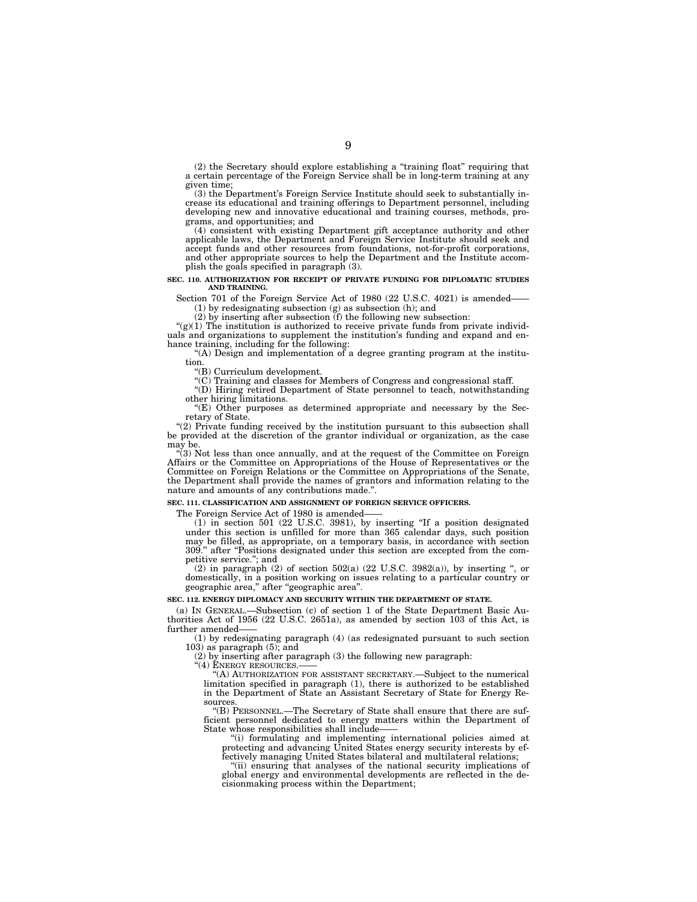(2) the Secretary should explore establishing a "training float" requiring that a certain percentage of the Foreign Service shall be in long-term training at any given time;

(3) the Department's Foreign Service Institute should seek to substantially increase its educational and training offerings to Department personnel, including developing new and innovative educational and training courses, methods, programs, and opportunities; and

(4) consistent with existing Department gift acceptance authority and other applicable laws, the Department and Foreign Service Institute should seek and accept funds and other resources from foundations, not-for-profit corporations, and other appropriate sources to help the Department and the Institute accomplish the goals specified in paragraph (3).

**SEC. 110. AUTHORIZATION FOR RECEIPT OF PRIVATE FUNDING FOR DIPLOMATIC STUDIES AND TRAINING.**

Section 701 of the Foreign Service Act of 1980 (22 U.S.C. 4021) is amended——

(1) by redesignating subsection (g) as subsection (h); and

(2) by inserting after subsection (f) the following new subsection:

"(g)(1) The institution is authorized to receive private funds from private individuals and organizations to supplement the institution's funding and expand and enhance training, including for the following:

"(A) Design and implementation of a degree granting program at the institution.

"(B) Curriculum development.

"(C) Training and classes for Members of Congress and congressional staff.

"(D) Hiring retired Department of State personnel to teach, notwithstanding other hiring limitations.

"(E) Other purposes as determined appropriate and necessary by the Secretary of State.

"(2) Private funding received by the institution pursuant to this subsection shall be provided at the discretion of the grantor individual or organization, as the case may be.

"(3) Not less than once annually, and at the request of the Committee on Foreign Affairs or the Committee on Appropriations of the House of Representatives or the Committee on Foreign Relations or the Committee on Appropriations of the Senate, the Department shall provide the names of grantors and information relating to the nature and amounts of any contributions made.".

**SEC. 111. CLASSIFICATION AND ASSIGNMENT OF FOREIGN SERVICE OFFICERS.**

The Foreign Service Act of 1980 is amended——

(1) in section 501 (22 U.S.C. 3981), by inserting "If a position designated under this section is unfilled for more than 365 calendar days, such position may be filled, as appropriate, on a temporary basis, in accordance with section 309." after "Positions designated under this section are excepted from the competitive service."; and

(2) in paragraph (2) of section 502(a) (22 U.S.C. 3982(a)), by inserting ", or domestically, in a position working on issues relating to a particular country or geographic area," after "geographic area".

**SEC. 112. ENERGY DIPLOMACY AND SECURITY WITHIN THE DEPARTMENT OF STATE.**

(a) IN GENERAL.—Subsection (c) of section 1 of the State Department Basic Authorities Act of 1956 (22 U.S.C. 2651a), as amended by section 103 of this Act, is further amended——

(1) by redesignating paragraph (4) (as redesignated pursuant to such section 103) as paragraph (5); and

(2) by inserting after paragraph (3) the following new paragraph:

"(4) ENERGY RESOURCES.——

"(A) AUTHORIZATION FOR ASSISTANT SECRETARY.—Subject to the numerical limitation specified in paragraph (1), there is authorized to be established in the Department of State an Assistant Secretary of State for Energy Resources.

"(B) PERSONNEL.—The Secretary of State shall ensure that there are sufficient personnel dedicated to energy matters within the Department of State whose responsibilities shall include——

"(i) formulating and implementing international policies aimed at protecting and advancing United States energy security interests by effectively managing United States bilateral and multilateral relations;

"(ii) ensuring that analyses of the national security implications of global energy and environmental developments are reflected in the decisionmaking process within the Department;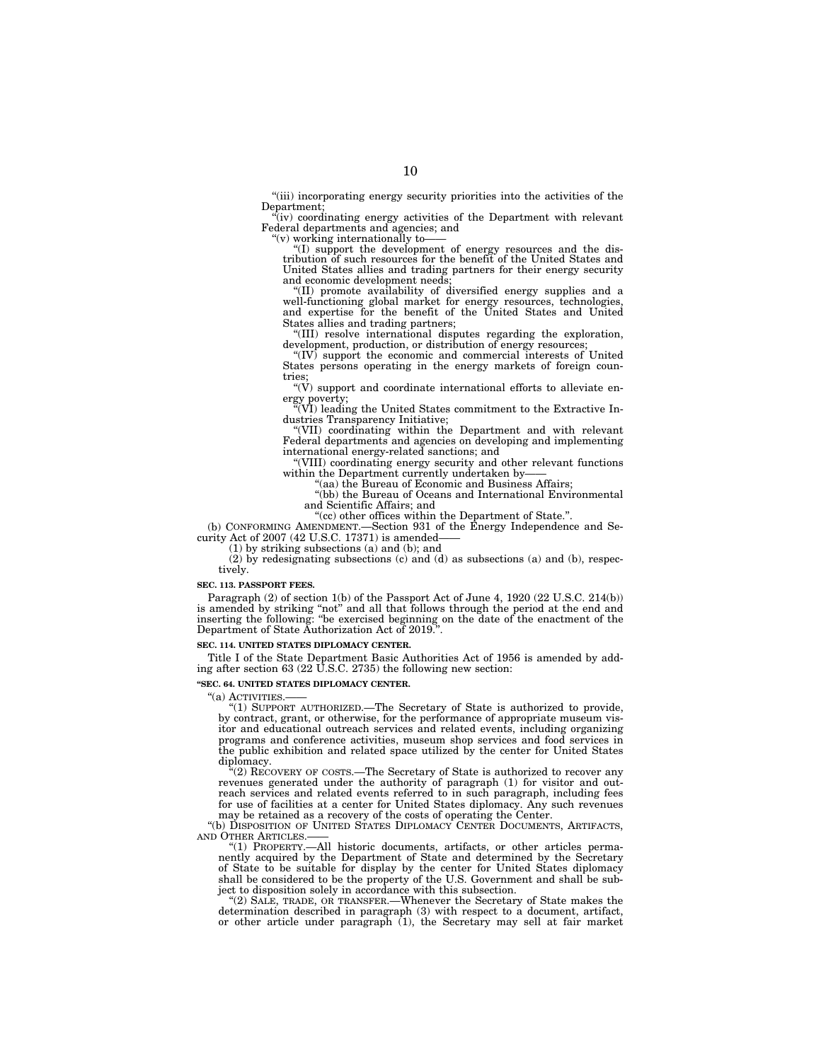"(iii) incorporating energy security priorities into the activities of the Department;

"(iv) coordinating energy activities of the Department with relevant Federal departments and agencies; and

"(v) working internationally to——

"(I) support the development of energy resources and the distribution of such resources for the benefit of the United States and United States allies and trading partners for their energy security and economic development needs;

"(II) promote availability of diversified energy supplies and a well-functioning global market for energy resources, technologies, and expertise for the benefit of the United States and United States allies and trading partners;

"(III) resolve international disputes regarding the exploration, development, production, or distribution of energy resources;

"(IV) support the economic and commercial interests of United States persons operating in the energy markets of foreign countries;

"(V) support and coordinate international efforts to alleviate energy poverty;

"(VI) leading the United States commitment to the Extractive Industries Transparency Initiative;

"(VII) coordinating within the Department and with relevant Federal departments and agencies on developing and implementing international energy-related sanctions; and

"(VIII) coordinating energy security and other relevant functions within the Department currently undertaken by——

"(aa) the Bureau of Economic and Business Affairs;

"(bb) the Bureau of Oceans and International Environmental and Scientific Affairs; and

"(cc) other offices within the Department of State.".

(b) CONFORMING AMENDMENT.—Section 931 of the Energy Independence and Security Act of 2007 (42 U.S.C. 17371) is amended——

(1) by striking subsections (a) and (b); and

(2) by redesignating subsections (c) and (d) as subsections (a) and (b), respectively.

**SEC. 113. PASSPORT FEES.**

Paragraph (2) of section 1(b) of the Passport Act of June 4, 1920 (22 U.S.C. 214(b)) is amended by striking "not" and all that follows through the period at the end and inserting the following: "be exercised beginning on the date of the enactment of the Department of State Authorization Act of 2019.".

**SEC. 114. UNITED STATES DIPLOMACY CENTER.**

Title I of the State Department Basic Authorities Act of 1956 is amended by adding after section 63 (22 U.S.C. 2735) the following new section:

**"SEC. 64. UNITED STATES DIPLOMACY CENTER.**

"(a) ACTIVITIES.——

"(1) SUPPORT AUTHORIZED.—The Secretary of State is authorized to provide, by contract, grant, or otherwise, for the performance of appropriate museum visitor and educational outreach services and related events, including organizing programs and conference activities, museum shop services and food services in the public exhibition and related space utilized by the center for United States diplomacy.

"(2) RECOVERY OF COSTS.—The Secretary of State is authorized to recover any revenues generated under the authority of paragraph (1) for visitor and outreach services and related events referred to in such paragraph, including fees for use of facilities at a center for United States diplomacy. Any such revenues may be retained as a recovery of the costs of operating the Center.

"(b) DISPOSITION OF UNITED STATES DIPLOMACY CENTER DOCUMENTS, ARTIFACTS, AND OTHER ARTICLES.——

"(1) PROPERTY.—All historic documents, artifacts, or other articles permanently acquired by the Department of State and determined by the Secretary of State to be suitable for display by the center for United States diplomacy shall be considered to be the property of the U.S. Government and shall be subject to disposition solely in accordance with this subsection.

"(2) SALE, TRADE, OR TRANSFER.—Whenever the Secretary of State makes the determination described in paragraph (3) with respect to a document, artifact, or other article under paragraph (1), the Secretary may sell at fair market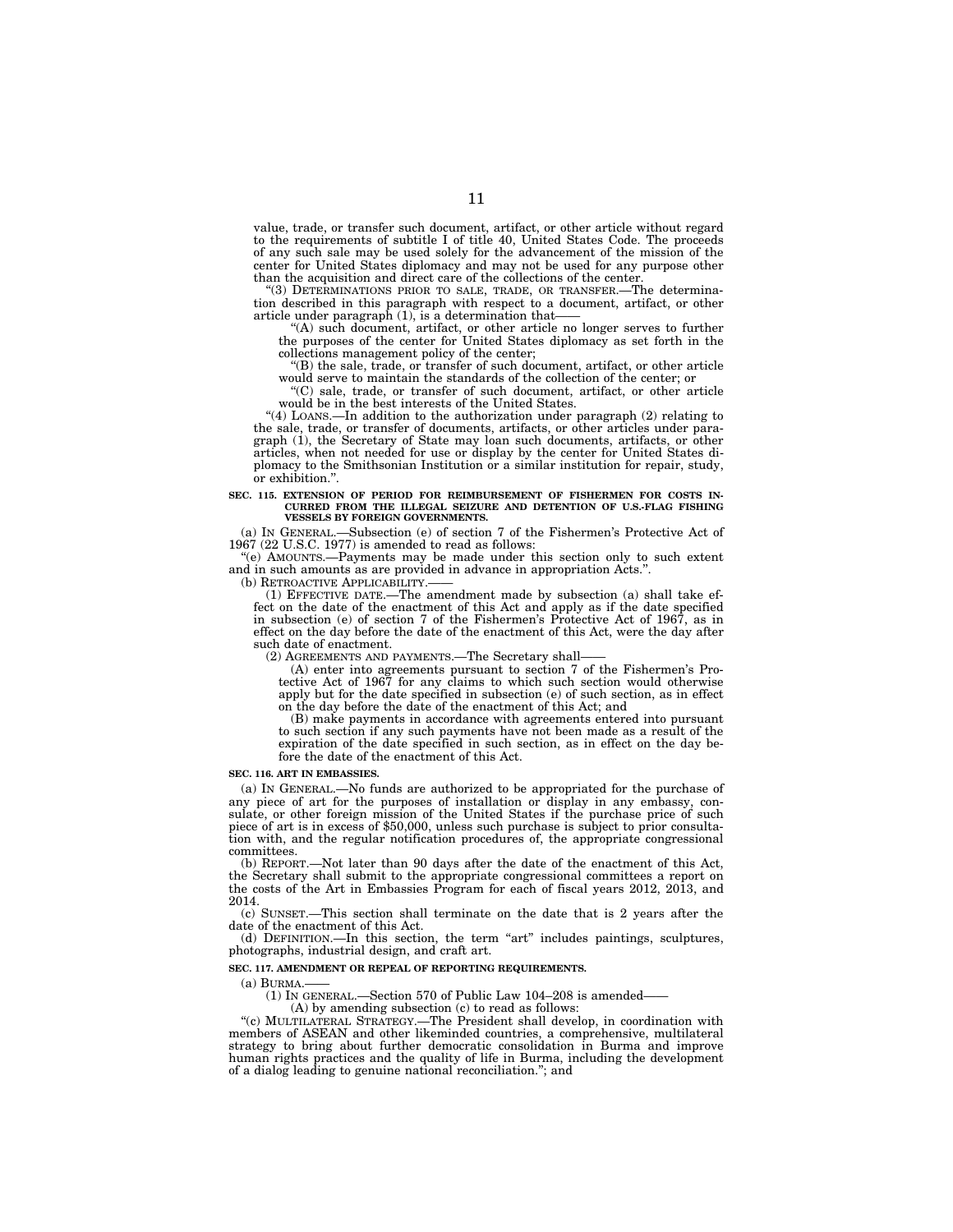value, trade, or transfer such document, artifact, or other article without regard to the requirements of subtitle I of title 40, United States Code. The proceeds of any such sale may be used solely for the advancement of the mission of the center for United States diplomacy and may not be used for any purpose other than the acquisition and direct care of the collections of the center.

"(3) DETERMINATIONS PRIOR TO SALE, TRADE, OR TRANSFER.—The determination described in this paragraph with respect to a document, artifact, or other article under paragraph (1), is a determination that——

"(A) such document, artifact, or other article no longer serves to further the purposes of the center for United States diplomacy as set forth in the collections management policy of the center;

"(B) the sale, trade, or transfer of such document, artifact, or other article would serve to maintain the standards of the collection of the center; or

"(C) sale, trade, or transfer of such document, artifact, or other article would be in the best interests of the United States.

"(4) LOANS.—In addition to the authorization under paragraph (2) relating to the sale, trade, or transfer of documents, artifacts, or other articles under paragraph (1), the Secretary of State may loan such documents, artifacts, or other articles, when not needed for use or display by the center for United States diplomacy to the Smithsonian Institution or a similar institution for repair, study, or exhibition.".

**SEC. 115. EXTENSION OF PERIOD FOR REIMBURSEMENT OF FISHERMEN FOR COSTS INCURRED FROM THE ILLEGAL SEIZURE AND DETENTION OF U.S.-FLAG FISHING VESSELS BY FOREIGN GOVERNMENTS.**

(a) IN GENERAL.—Subsection (e) of section 7 of the Fishermen's Protective Act of 1967 (22 U.S.C. 1977) is amended to read as follows:

"(e) AMOUNTS.—Payments may be made under this section only to such extent and in such amounts as are provided in advance in appropriation Acts.".

(b) RETROACTIVE APPLICABILITY.——

(1) EFFECTIVE DATE.—The amendment made by subsection (a) shall take effect on the date of the enactment of this Act and apply as if the date specified in subsection (e) of section 7 of the Fishermen's Protective Act of 1967, as in effect on the day before the date of the enactment of this Act, were the day after such date of enactment.

(2) AGREEMENTS AND PAYMENTS.—The Secretary shall——

(A) enter into agreements pursuant to section 7 of the Fishermen's Protective Act of 1967 for any claims to which such section would otherwise apply but for the date specified in subsection (e) of such section, as in effect on the day before the date of the enactment of this Act; and

(B) make payments in accordance with agreements entered into pursuant to such section if any such payments have not been made as a result of the expiration of the date specified in such section, as in effect on the day before the date of the enactment of this Act.

**SEC. 116. ART IN EMBASSIES.**

(a) IN GENERAL.—No funds are authorized to be appropriated for the purchase of any piece of art for the purposes of installation or display in any embassy, consulate, or other foreign mission of the United States if the purchase price of such piece of art is in excess of $50,000, unless such purchase is subject to prior consultation with, and the regular notification procedures of, the appropriate congressional committees.

(b) REPORT.—Not later than 90 days after the date of the enactment of this Act, the Secretary shall submit to the appropriate congressional committees a report on the costs of the Art in Embassies Program for each of fiscal years 2012, 2013, and 2014.

(c) SUNSET.—This section shall terminate on the date that is 2 years after the date of the enactment of this Act.

(d) DEFINITION.—In this section, the term "art" includes paintings, sculptures, photographs, industrial design, and craft art.

**SEC. 117. AMENDMENT OR REPEAL OF REPORTING REQUIREMENTS.**

(a) BURMA.——

(1) IN GENERAL.—Section 570 of Public Law 104–208 is amended——

(A) by amending subsection (c) to read as follows:

"(c) MULTILATERAL STRATEGY.—The President shall develop, in coordination with members of ASEAN and other likeminded countries, a comprehensive, multilateral strategy to bring about further democratic consolidation in Burma and improve human rights practices and the quality of life in Burma, including the development of a dialog leading to genuine national reconciliation."; and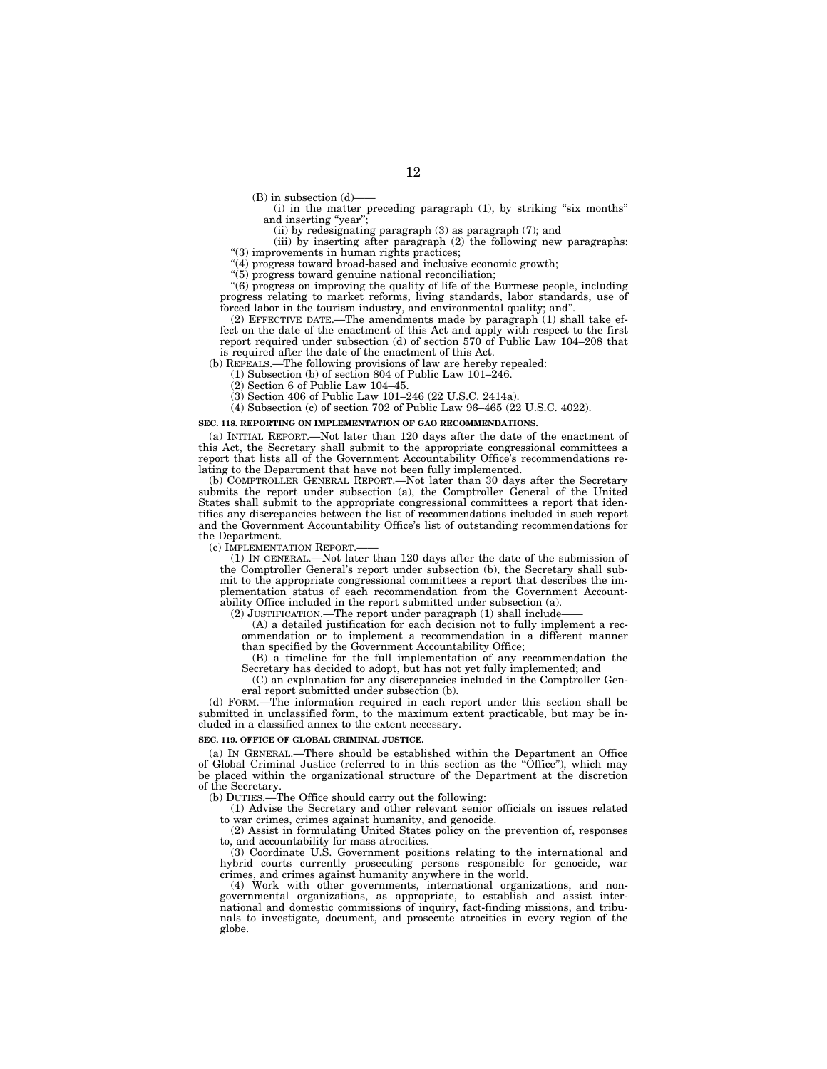(B) in subsection (d)——

(i) in the matter preceding paragraph (1), by striking "six months" and inserting "year";

(ii) by redesignating paragraph (3) as paragraph (7); and

(iii) by inserting after paragraph (2) the following new paragraphs:

"(3) improvements in human rights practices;

"(4) progress toward broad-based and inclusive economic growth;

"(5) progress toward genuine national reconciliation;

"(6) progress on improving the quality of life of the Burmese people, including progress relating to market reforms, living standards, labor standards, use of forced labor in the tourism industry, and environmental quality; and".

(2) EFFECTIVE DATE.—The amendments made by paragraph (1) shall take effect on the date of the enactment of this Act and apply with respect to the first report required under subsection (d) of section 570 of Public Law 104–208 that is required after the date of the enactment of this Act.

(b) REPEALS.—The following provisions of law are hereby repealed:

(1) Subsection (b) of section 804 of Public Law 101–246.

(2) Section 6 of Public Law 104–45.

(3) Section 406 of Public Law 101–246 (22 U.S.C. 2414a).

(4) Subsection (c) of section 702 of Public Law 96–465 (22 U.S.C. 4022).

**SEC. 118. REPORTING ON IMPLEMENTATION OF GAO RECOMMENDATIONS.**

(a) INITIAL REPORT.—Not later than 120 days after the date of the enactment of this Act, the Secretary shall submit to the appropriate congressional committees a report that lists all of the Government Accountability Office's recommendations relating to the Department that have not been fully implemented.

(b) COMPTROLLER GENERAL REPORT.—Not later than 30 days after the Secretary submits the report under subsection (a), the Comptroller General of the United States shall submit to the appropriate congressional committees a report that identifies any discrepancies between the list of recommendations included in such report and the Government Accountability Office's list of outstanding recommendations for the Department.

(c) IMPLEMENTATION REPORT.——

(1) IN GENERAL.—Not later than 120 days after the date of the submission of the Comptroller General's report under subsection (b), the Secretary shall submit to the appropriate congressional committees a report that describes the implementation status of each recommendation from the Government Accountability Office included in the report submitted under subsection (a).

(2) JUSTIFICATION.—The report under paragraph (1) shall include——

(A) a detailed justification for each decision not to fully implement a recommendation or to implement a recommendation in a different manner than specified by the Government Accountability Office;

(B) a timeline for the full implementation of any recommendation the Secretary has decided to adopt, but has not yet fully implemented; and

(C) an explanation for any discrepancies included in the Comptroller General report submitted under subsection (b).

(d) FORM.—The information required in each report under this section shall be submitted in unclassified form, to the maximum extent practicable, but may be included in a classified annex to the extent necessary.

**SEC. 119. OFFICE OF GLOBAL CRIMINAL JUSTICE.**

(a) IN GENERAL.—There should be established within the Department an Office of Global Criminal Justice (referred to in this section as the "Office"), which may be placed within the organizational structure of the Department at the discretion of the Secretary.

(b) DUTIES.—The Office should carry out the following:

(1) Advise the Secretary and other relevant senior officials on issues related to war crimes, crimes against humanity, and genocide.

(2) Assist in formulating United States policy on the prevention of, responses to, and accountability for mass atrocities.

(3) Coordinate U.S. Government positions relating to the international and hybrid courts currently prosecuting persons responsible for genocide, war crimes, and crimes against humanity anywhere in the world.

(4) Work with other governments, international organizations, and nongovernmental organizations, as appropriate, to establish and assist international and domestic commissions of inquiry, fact-finding missions, and tribunals to investigate, document, and prosecute atrocities in every region of the globe.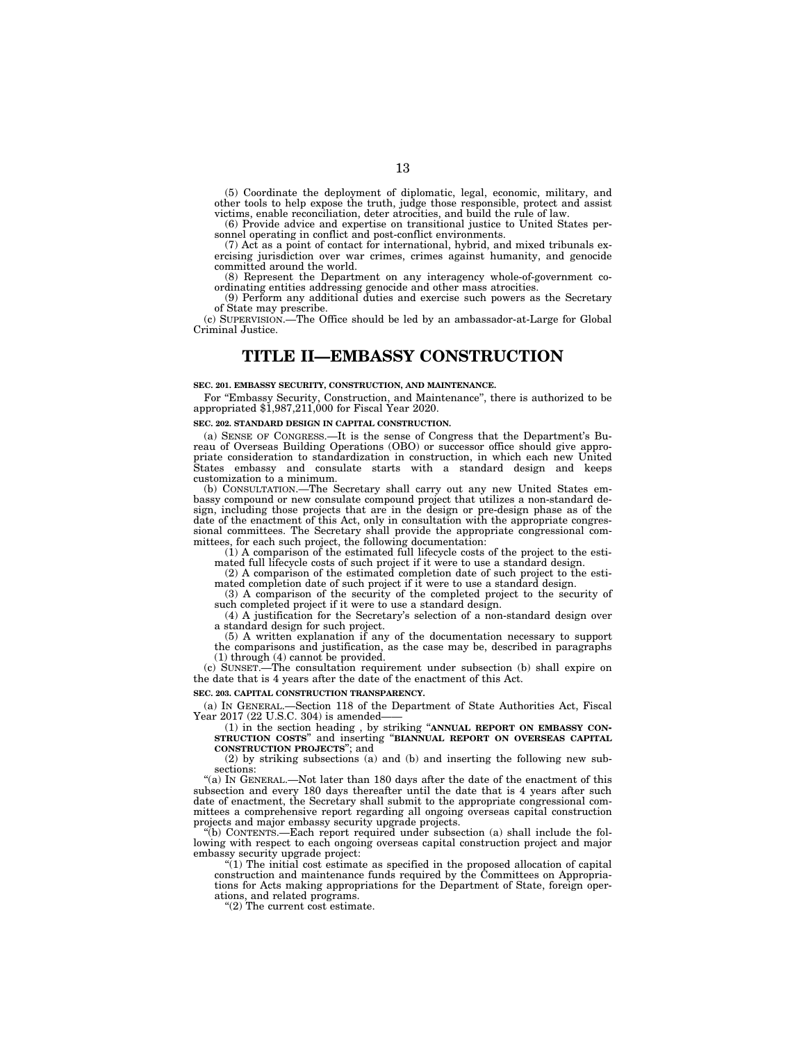(5) Coordinate the deployment of diplomatic, legal, economic, military, and other tools to help expose the truth, judge those responsible, protect and assist victims, enable reconciliation, deter atrocities, and build the rule of law.

(6) Provide advice and expertise on transitional justice to United States personnel operating in conflict and post-conflict environments.

(7) Act as a point of contact for international, hybrid, and mixed tribunals exercising jurisdiction over war crimes, crimes against humanity, and genocide committed around the world.

(8) Represent the Department on any interagency whole-of-government coordinating entities addressing genocide and other mass atrocities.

(9) Perform any additional duties and exercise such powers as the Secretary of State may prescribe.

(c) SUPERVISION.—The Office should be led by an ambassador-at-Large for Global Criminal Justice.

# TITLE II—EMBASSY CONSTRUCTION

**SEC. 201. EMBASSY SECURITY, CONSTRUCTION, AND MAINTENANCE.**

For "Embassy Security, Construction, and Maintenance", there is authorized to be appropriated $1,987,211,000 for Fiscal Year 2020.

**SEC. 202. STANDARD DESIGN IN CAPITAL CONSTRUCTION.**

(a) SENSE OF CONGRESS.—It is the sense of Congress that the Department's Bureau of Overseas Building Operations (OBO) or successor office should give appropriate consideration to standardization in construction, in which each new United States embassy and consulate starts with a standard design and keeps customization to a minimum.

(b) CONSULTATION.—The Secretary shall carry out any new United States embassy compound or new consulate compound project that utilizes a non-standard design, including those projects that are in the design or pre-design phase as of the date of the enactment of this Act, only in consultation with the appropriate congressional committees. The Secretary shall provide the appropriate congressional committees, for each such project, the following documentation:

(1) A comparison of the estimated full lifecycle costs of the project to the estimated full lifecycle costs of such project if it were to use a standard design.

(2) A comparison of the estimated completion date of such project to the estimated completion date of such project if it were to use a standard design.

(3) A comparison of the security of the completed project to the security of such completed project if it were to use a standard design.

(4) A justification for the Secretary's selection of a non-standard design over a standard design for such project.

(5) A written explanation if any of the documentation necessary to support the comparisons and justification, as the case may be, described in paragraphs (1) through (4) cannot be provided.

(c) SUNSET.—The consultation requirement under subsection (b) shall expire on the date that is 4 years after the date of the enactment of this Act.

**SEC. 203. CAPITAL CONSTRUCTION TRANSPARENCY.**

(a) IN GENERAL.—Section 118 of the Department of State Authorities Act, Fiscal Year 2017 (22 U.S.C. 304) is amended——

(1) in the section heading , by striking "**ANNUAL REPORT ON EMBASSY CONSTRUCTION COSTS**" and inserting "**BIANNUAL REPORT ON OVERSEAS CAPITAL CONSTRUCTION PROJECTS**"; and

(2) by striking subsections (a) and (b) and inserting the following new subsections:

"(a) IN GENERAL.—Not later than 180 days after the date of the enactment of this subsection and every 180 days thereafter until the date that is 4 years after such date of enactment, the Secretary shall submit to the appropriate congressional committees a comprehensive report regarding all ongoing overseas capital construction projects and major embassy security upgrade projects.

"(b) CONTENTS.—Each report required under subsection (a) shall include the following with respect to each ongoing overseas capital construction project and major embassy security upgrade project:

"(1) The initial cost estimate as specified in the proposed allocation of capital construction and maintenance funds required by the Committees on Appropriations for Acts making appropriations for the Department of State, foreign operations, and related programs.

"(2) The current cost estimate.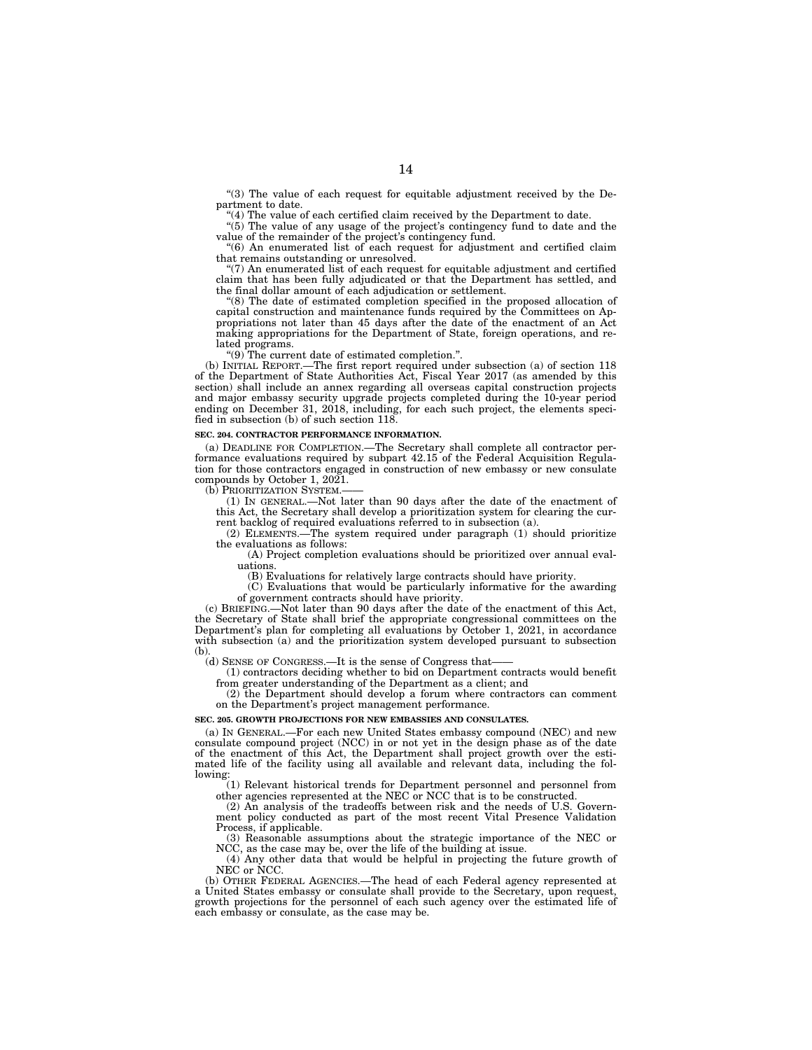"(3) The value of each request for equitable adjustment received by the Department to date.

"(4) The value of each certified claim received by the Department to date.

"(5) The value of any usage of the project's contingency fund to date and the value of the remainder of the project's contingency fund.

"(6) An enumerated list of each request for adjustment and certified claim that remains outstanding or unresolved.

"(7) An enumerated list of each request for equitable adjustment and certified claim that has been fully adjudicated or that the Department has settled, and the final dollar amount of each adjudication or settlement.

"(8) The date of estimated completion specified in the proposed allocation of capital construction and maintenance funds required by the Committees on Appropriations not later than 45 days after the date of the enactment of an Act making appropriations for the Department of State, foreign operations, and related programs.

"(9) The current date of estimated completion.".

(b) INITIAL REPORT.—The first report required under subsection (a) of section 118 of the Department of State Authorities Act, Fiscal Year 2017 (as amended by this section) shall include an annex regarding all overseas capital construction projects and major embassy security upgrade projects completed during the 10-year period ending on December 31, 2018, including, for each such project, the elements specified in subsection (b) of such section 118.

**SEC. 204. CONTRACTOR PERFORMANCE INFORMATION.**

(a) DEADLINE FOR COMPLETION.—The Secretary shall complete all contractor performance evaluations required by subpart 42.15 of the Federal Acquisition Regulation for those contractors engaged in construction of new embassy or new consulate compounds by October 1, 2021.

(b) PRIORITIZATION SYSTEM.——

(1) IN GENERAL.—Not later than 90 days after the date of the enactment of this Act, the Secretary shall develop a prioritization system for clearing the current backlog of required evaluations referred to in subsection (a).

(2) ELEMENTS.—The system required under paragraph (1) should prioritize the evaluations as follows:

(A) Project completion evaluations should be prioritized over annual evaluations.

(B) Evaluations for relatively large contracts should have priority.

(C) Evaluations that would be particularly informative for the awarding of government contracts should have priority.

(c) BRIEFING.—Not later than 90 days after the date of the enactment of this Act, the Secretary of State shall brief the appropriate congressional committees on the Department's plan for completing all evaluations by October 1, 2021, in accordance with subsection (a) and the prioritization system developed pursuant to subsection (b).

(d) SENSE OF CONGRESS.—It is the sense of Congress that——

(1) contractors deciding whether to bid on Department contracts would benefit from greater understanding of the Department as a client; and

(2) the Department should develop a forum where contractors can comment on the Department's project management performance.

**SEC. 205. GROWTH PROJECTIONS FOR NEW EMBASSIES AND CONSULATES.**

(a) IN GENERAL.—For each new United States embassy compound (NEC) and new consulate compound project (NCC) in or not yet in the design phase as of the date of the enactment of this Act, the Department shall project growth over the estimated life of the facility using all available and relevant data, including the following:

(1) Relevant historical trends for Department personnel and personnel from other agencies represented at the NEC or NCC that is to be constructed.

(2) An analysis of the tradeoffs between risk and the needs of U.S. Government policy conducted as part of the most recent Vital Presence Validation Process, if applicable.

(3) Reasonable assumptions about the strategic importance of the NEC or NCC, as the case may be, over the life of the building at issue.

(4) Any other data that would be helpful in projecting the future growth of NEC or NCC.

(b) OTHER FEDERAL AGENCIES.—The head of each Federal agency represented at a United States embassy or consulate shall provide to the Secretary, upon request, growth projections for the personnel of each such agency over the estimated life of each embassy or consulate, as the case may be.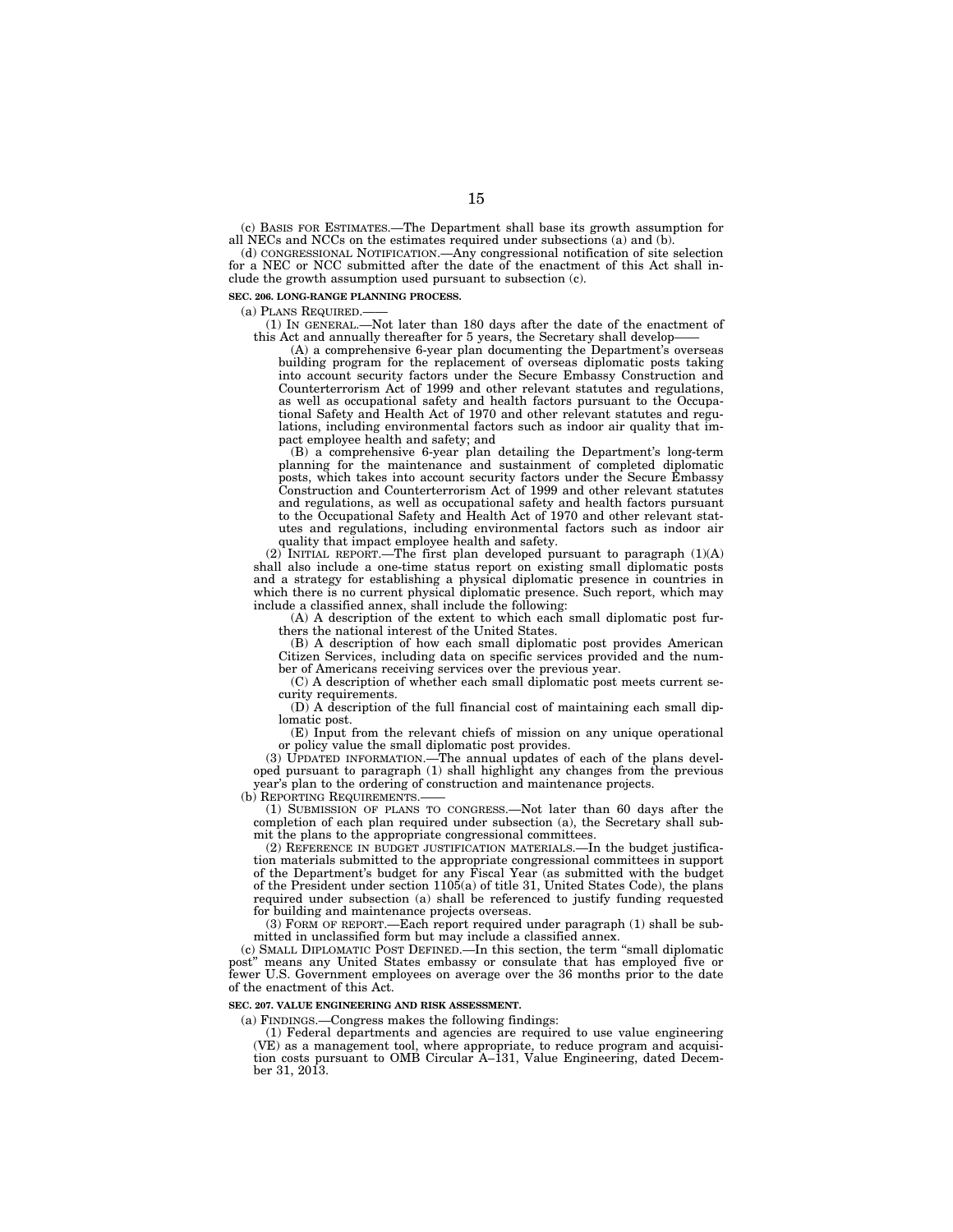(c) BASIS FOR ESTIMATES.—The Department shall base its growth assumption for all NECs and NCCs on the estimates required under subsections (a) and (b).

(d) CONGRESSIONAL NOTIFICATION.—Any congressional notification of site selection for a NEC or NCC submitted after the date of the enactment of this Act shall include the growth assumption used pursuant to subsection (c).

**SEC. 206. LONG-RANGE PLANNING PROCESS.**

(a) PLANS REQUIRED.——

(1) IN GENERAL.—Not later than 180 days after the date of the enactment of this Act and annually thereafter for 5 years, the Secretary shall develop——

(A) a comprehensive 6-year plan documenting the Department's overseas building program for the replacement of overseas diplomatic posts taking into account security factors under the Secure Embassy Construction and Counterterrorism Act of 1999 and other relevant statutes and regulations, as well as occupational safety and health factors pursuant to the Occupational Safety and Health Act of 1970 and other relevant statutes and regulations, including environmental factors such as indoor air quality that impact employee health and safety; and

(B) a comprehensive 6-year plan detailing the Department's long-term planning for the maintenance and sustainment of completed diplomatic posts, which takes into account security factors under the Secure Embassy Construction and Counterterrorism Act of 1999 and other relevant statutes and regulations, as well as occupational safety and health factors pursuant to the Occupational Safety and Health Act of 1970 and other relevant statutes and regulations, including environmental factors such as indoor air quality that impact employee health and safety.

(2) INITIAL REPORT.—The first plan developed pursuant to paragraph (1)(A) shall also include a one-time status report on existing small diplomatic posts and a strategy for establishing a physical diplomatic presence in countries in which there is no current physical diplomatic presence. Such report, which may include a classified annex, shall include the following:

(A) A description of the extent to which each small diplomatic post furthers the national interest of the United States.

(B) A description of how each small diplomatic post provides American Citizen Services, including data on specific services provided and the number of Americans receiving services over the previous year.

(C) A description of whether each small diplomatic post meets current security requirements.

(D) A description of the full financial cost of maintaining each small diplomatic post.

(E) Input from the relevant chiefs of mission on any unique operational or policy value the small diplomatic post provides.

(3) UPDATED INFORMATION.—The annual updates of each of the plans developed pursuant to paragraph (1) shall highlight any changes from the previous year's plan to the ordering of construction and maintenance projects.

(b) REPORTING REQUIREMENTS.——

(1) SUBMISSION OF PLANS TO CONGRESS.—Not later than 60 days after the completion of each plan required under subsection (a), the Secretary shall submit the plans to the appropriate congressional committees.

(2) REFERENCE IN BUDGET JUSTIFICATION MATERIALS.—In the budget justification materials submitted to the appropriate congressional committees in support of the Department's budget for any Fiscal Year (as submitted with the budget of the President under section 1105(a) of title 31, United States Code), the plans required under subsection (a) shall be referenced to justify funding requested for building and maintenance projects overseas.

(3) FORM OF REPORT.—Each report required under paragraph (1) shall be submitted in unclassified form but may include a classified annex.

(c) SMALL DIPLOMATIC POST DEFINED.—In this section, the term "small diplomatic post" means any United States embassy or consulate that has employed five or fewer U.S. Government employees on average over the 36 months prior to the date of the enactment of this Act.

**SEC. 207. VALUE ENGINEERING AND RISK ASSESSMENT.**

(a) FINDINGS.—Congress makes the following findings:

(1) Federal departments and agencies are required to use value engineering (VE) as a management tool, where appropriate, to reduce program and acquisition costs pursuant to OMB Circular A–131, Value Engineering, dated December 31, 2013.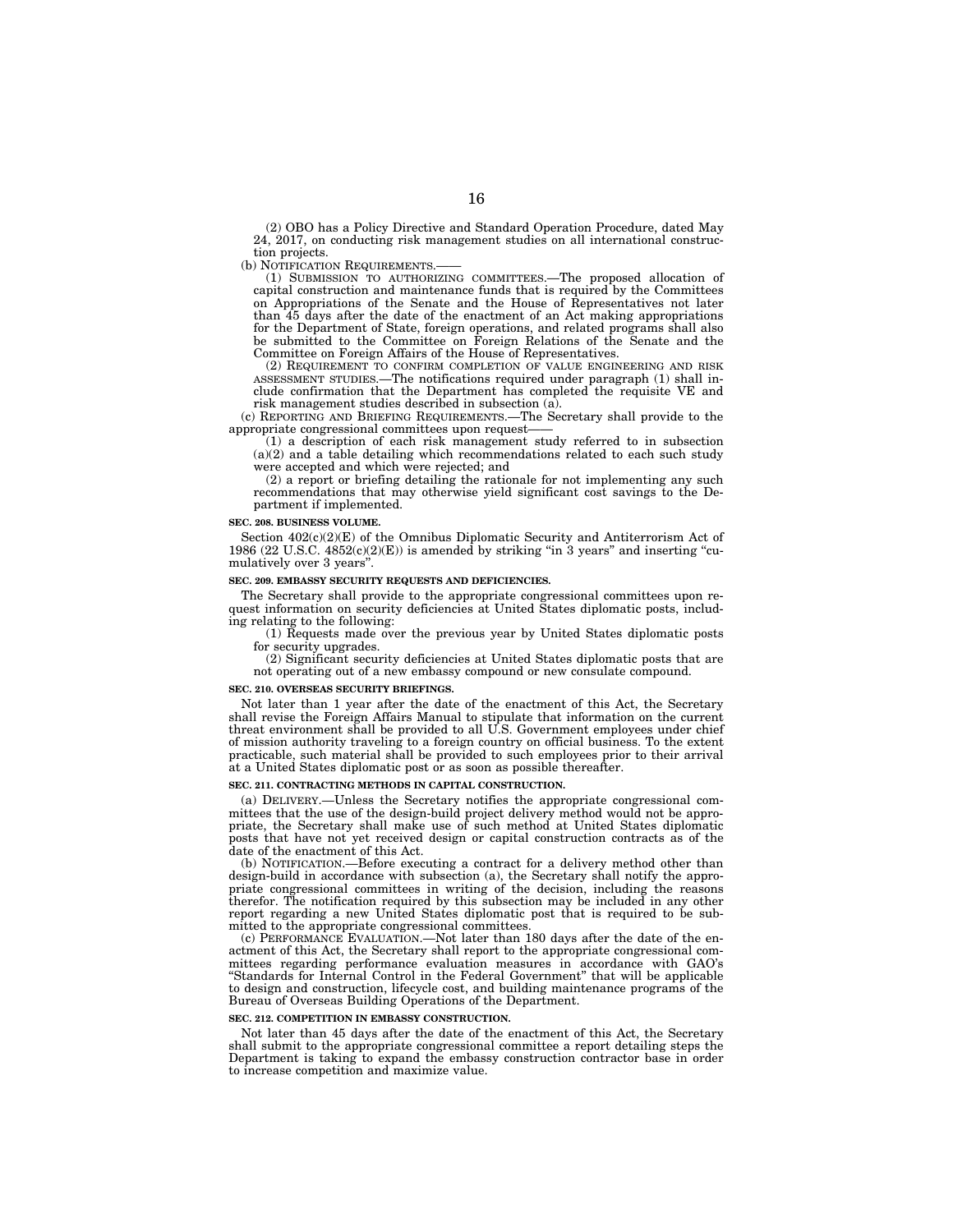(2) OBO has a Policy Directive and Standard Operation Procedure, dated May 24, 2017, on conducting risk management studies on all international construction projects.

(b) NOTIFICATION REQUIREMENTS.——

(1) SUBMISSION TO AUTHORIZING COMMITTEES.—The proposed allocation of capital construction and maintenance funds that is required by the Committees on Appropriations of the Senate and the House of Representatives not later than 45 days after the date of the enactment of an Act making appropriations for the Department of State, foreign operations, and related programs shall also be submitted to the Committee on Foreign Relations of the Senate and the Committee on Foreign Affairs of the House of Representatives.

(2) REQUIREMENT TO CONFIRM COMPLETION OF VALUE ENGINEERING AND RISK ASSESSMENT STUDIES.—The notifications required under paragraph (1) shall include confirmation that the Department has completed the requisite VE and risk management studies described in subsection (a).

(c) REPORTING AND BRIEFING REQUIREMENTS.—The Secretary shall provide to the appropriate congressional committees upon request——

(1) a description of each risk management study referred to in subsection (a)(2) and a table detailing which recommendations related to each such study were accepted and which were rejected; and

(2) a report or briefing detailing the rationale for not implementing any such recommendations that may otherwise yield significant cost savings to the Department if implemented.

**SEC. 208. BUSINESS VOLUME.**

Section 402(c)(2)(E) of the Omnibus Diplomatic Security and Antiterrorism Act of 1986 (22 U.S.C. 4852(c)(2)(E)) is amended by striking "in 3 years" and inserting "cumulatively over 3 years".

**SEC. 209. EMBASSY SECURITY REQUESTS AND DEFICIENCIES.**

The Secretary shall provide to the appropriate congressional committees upon request information on security deficiencies at United States diplomatic posts, including relating to the following:

(1) Requests made over the previous year by United States diplomatic posts for security upgrades.

(2) Significant security deficiencies at United States diplomatic posts that are not operating out of a new embassy compound or new consulate compound.

**SEC. 210. OVERSEAS SECURITY BRIEFINGS.**

Not later than 1 year after the date of the enactment of this Act, the Secretary shall revise the Foreign Affairs Manual to stipulate that information on the current threat environment shall be provided to all U.S. Government employees under chief of mission authority traveling to a foreign country on official business. To the extent practicable, such material shall be provided to such employees prior to their arrival at a United States diplomatic post or as soon as possible thereafter.

**SEC. 211. CONTRACTING METHODS IN CAPITAL CONSTRUCTION.**

(a) DELIVERY.—Unless the Secretary notifies the appropriate congressional committees that the use of the design-build project delivery method would not be appropriate, the Secretary shall make use of such method at United States diplomatic posts that have not yet received design or capital construction contracts as of the date of the enactment of this Act.

(b) NOTIFICATION.—Before executing a contract for a delivery method other than design-build in accordance with subsection (a), the Secretary shall notify the appropriate congressional committees in writing of the decision, including the reasons therefor. The notification required by this subsection may be included in any other report regarding a new United States diplomatic post that is required to be submitted to the appropriate congressional committees.

(c) PERFORMANCE EVALUATION.—Not later than 180 days after the date of the enactment of this Act, the Secretary shall report to the appropriate congressional committees regarding performance evaluation measures in accordance with GAO's "Standards for Internal Control in the Federal Government" that will be applicable to design and construction, lifecycle cost, and building maintenance programs of the Bureau of Overseas Building Operations of the Department.

**SEC. 212. COMPETITION IN EMBASSY CONSTRUCTION.**

Not later than 45 days after the date of the enactment of this Act, the Secretary shall submit to the appropriate congressional committee a report detailing steps the Department is taking to expand the embassy construction contractor base in order to increase competition and maximize value.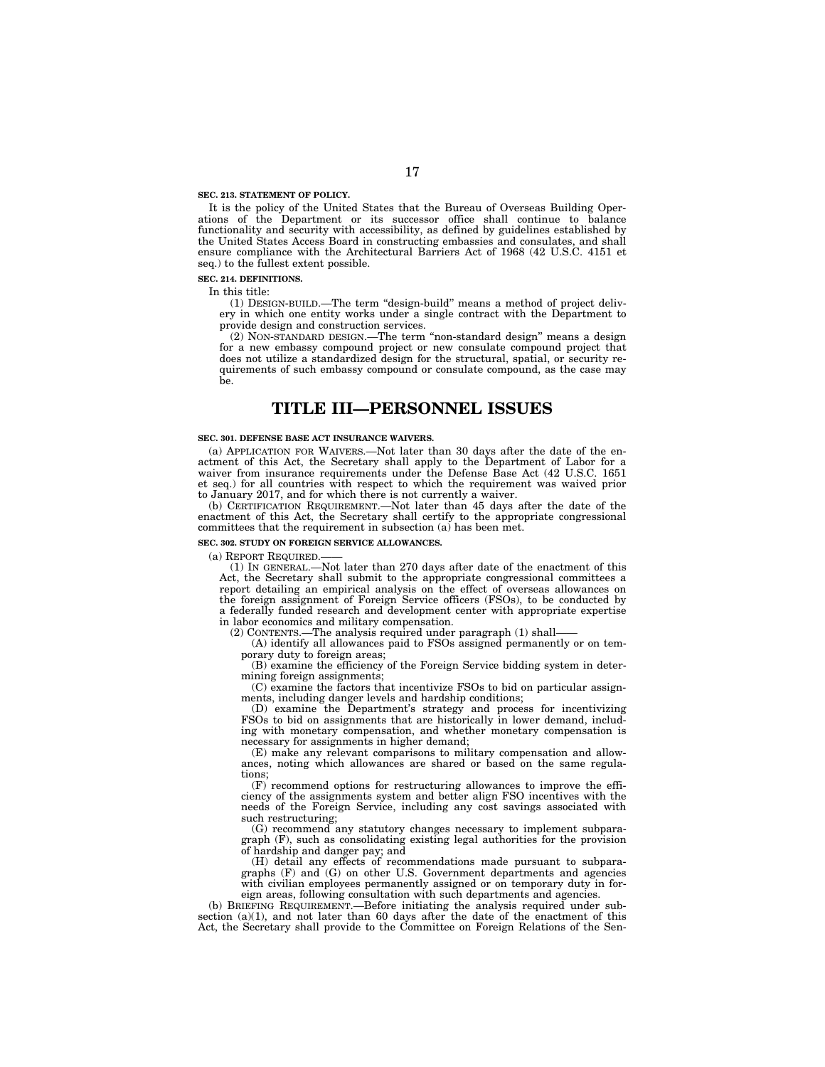**SEC. 213. STATEMENT OF POLICY.**

It is the policy of the United States that the Bureau of Overseas Building Operations of the Department or its successor office shall continue to balance functionality and security with accessibility, as defined by guidelines established by the United States Access Board in constructing embassies and consulates, and shall ensure compliance with the Architectural Barriers Act of 1968 (42 U.S.C. 4151 et seq.) to the fullest extent possible.

**SEC. 214. DEFINITIONS.**

In this title:

(1) DESIGN-BUILD.—The term "design-build" means a method of project delivery in which one entity works under a single contract with the Department to provide design and construction services.

(2) NON-STANDARD DESIGN.—The term "non-standard design" means a design for a new embassy compound project or new consulate compound project that does not utilize a standardized design for the structural, spatial, or security requirements of such embassy compound or consulate compound, as the case may be.

# TITLE III—PERSONNEL ISSUES

**SEC. 301. DEFENSE BASE ACT INSURANCE WAIVERS.**

(a) APPLICATION FOR WAIVERS.—Not later than 30 days after the date of the enactment of this Act, the Secretary shall apply to the Department of Labor for a waiver from insurance requirements under the Defense Base Act (42 U.S.C. 1651 et seq.) for all countries with respect to which the requirement was waived prior to January 2017, and for which there is not currently a waiver.

(b) CERTIFICATION REQUIREMENT.—Not later than 45 days after the date of the enactment of this Act, the Secretary shall certify to the appropriate congressional committees that the requirement in subsection (a) has been met.

**SEC. 302. STUDY ON FOREIGN SERVICE ALLOWANCES.**

(a) REPORT REQUIRED.——

(1) IN GENERAL.—Not later than 270 days after date of the enactment of this Act, the Secretary shall submit to the appropriate congressional committees a report detailing an empirical analysis on the effect of overseas allowances on the foreign assignment of Foreign Service officers (FSOs), to be conducted by a federally funded research and development center with appropriate expertise in labor economics and military compensation.

(2) CONTENTS.—The analysis required under paragraph (1) shall——

(A) identify all allowances paid to FSOs assigned permanently or on temporary duty to foreign areas;

(B) examine the efficiency of the Foreign Service bidding system in determining foreign assignments;

(C) examine the factors that incentivize FSOs to bid on particular assignments, including danger levels and hardship conditions;

(D) examine the Department's strategy and process for incentivizing FSOs to bid on assignments that are historically in lower demand, including with monetary compensation, and whether monetary compensation is necessary for assignments in higher demand;

(E) make any relevant comparisons to military compensation and allowances, noting which allowances are shared or based on the same regulations;

(F) recommend options for restructuring allowances to improve the efficiency of the assignments system and better align FSO incentives with the needs of the Foreign Service, including any cost savings associated with such restructuring;

(G) recommend any statutory changes necessary to implement subparagraph (F), such as consolidating existing legal authorities for the provision of hardship and danger pay; and

(H) detail any effects of recommendations made pursuant to subparagraphs (F) and (G) on other U.S. Government departments and agencies with civilian employees permanently assigned or on temporary duty in foreign areas, following consultation with such departments and agencies.

(b) BRIEFING REQUIREMENT.—Before initiating the analysis required under subsection (a)(1), and not later than 60 days after the date of the enactment of this Act, the Secretary shall provide to the Committee on Foreign Relations of the Sen-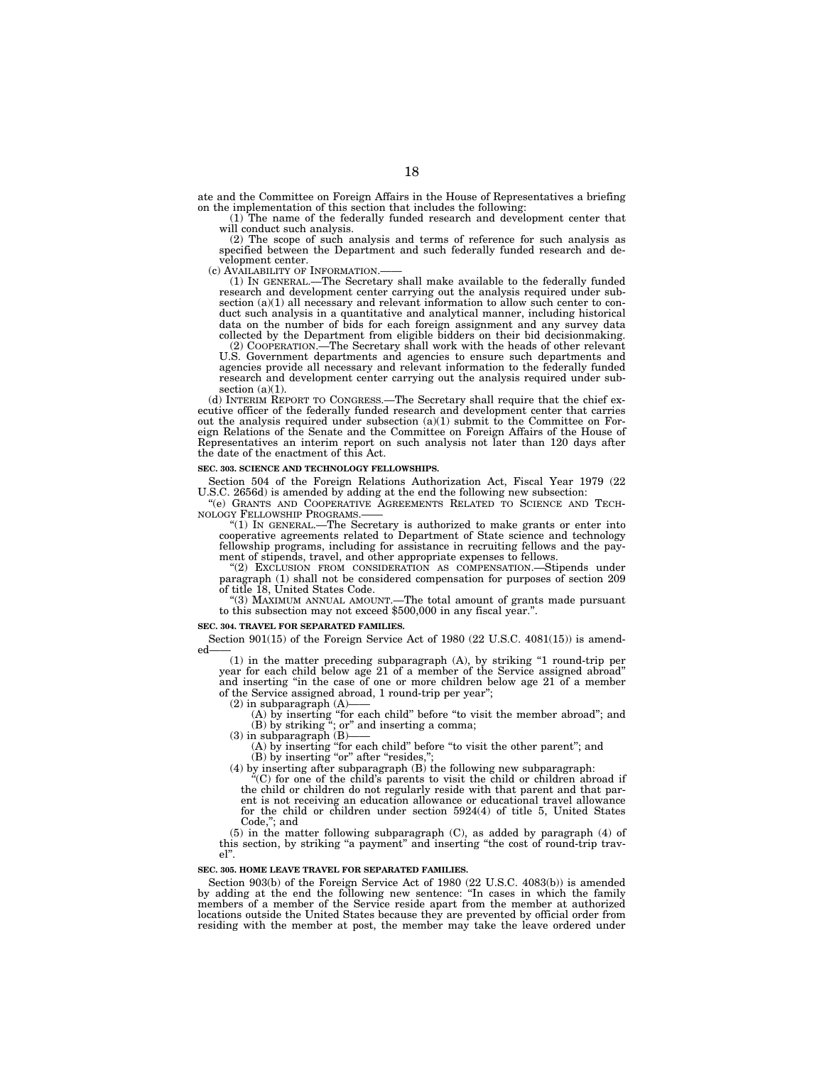ate and the Committee on Foreign Affairs in the House of Representatives a briefing on the implementation of this section that includes the following:

(1) The name of the federally funded research and development center that will conduct such analysis.

(2) The scope of such analysis and terms of reference for such analysis as specified between the Department and such federally funded research and development center.

(c) AVAILABILITY OF INFORMATION.——

(1) IN GENERAL.—The Secretary shall make available to the federally funded research and development center carrying out the analysis required under subsection (a)(1) all necessary and relevant information to allow such center to conduct such analysis in a quantitative and analytical manner, including historical data on the number of bids for each foreign assignment and any survey data collected by the Department from eligible bidders on their bid decisionmaking.

(2) COOPERATION.—The Secretary shall work with the heads of other relevant U.S. Government departments and agencies to ensure such departments and agencies provide all necessary and relevant information to the federally funded research and development center carrying out the analysis required under subsection (a)(1).

(d) INTERIM REPORT TO CONGRESS.—The Secretary shall require that the chief executive officer of the federally funded research and development center that carries out the analysis required under subsection (a)(1) submit to the Committee on Foreign Relations of the Senate and the Committee on Foreign Affairs of the House of Representatives an interim report on such analysis not later than 120 days after the date of the enactment of this Act.

**SEC. 303. SCIENCE AND TECHNOLOGY FELLOWSHIPS.**

Section 504 of the Foreign Relations Authorization Act, Fiscal Year 1979 (22 U.S.C. 2656d) is amended by adding at the end the following new subsection:

"(e) GRANTS AND COOPERATIVE AGREEMENTS RELATED TO SCIENCE AND TECHNOLOGY FELLOWSHIP PROGRAMS.——

"(1) IN GENERAL.—The Secretary is authorized to make grants or enter into cooperative agreements related to Department of State science and technology fellowship programs, including for assistance in recruiting fellows and the payment of stipends, travel, and other appropriate expenses to fellows.

"(2) EXCLUSION FROM CONSIDERATION AS COMPENSATION.—Stipends under paragraph (1) shall not be considered compensation for purposes of section 209 of title 18, United States Code.

"(3) MAXIMUM ANNUAL AMOUNT.—The total amount of grants made pursuant to this subsection may not exceed $500,000 in any fiscal year.".

**SEC. 304. TRAVEL FOR SEPARATED FAMILIES.**

Section 901(15) of the Foreign Service Act of 1980 (22 U.S.C. 4081(15)) is amended——

(1) in the matter preceding subparagraph (A), by striking "1 round-trip per year for each child below age 21 of a member of the Service assigned abroad" and inserting "in the case of one or more children below age 21 of a member of the Service assigned abroad, 1 round-trip per year";

(2) in subparagraph (A)——

(A) by inserting "for each child" before "to visit the member abroad"; and

(B) by striking "; or" and inserting a comma;

(3) in subparagraph (B)——

(A) by inserting "for each child" before "to visit the other parent"; and

(B) by inserting "or" after "resides,";

(4) by inserting after subparagraph (B) the following new subparagraph:

"(C) for one of the child's parents to visit the child or children abroad if the child or children do not regularly reside with that parent and that parent is not receiving an education allowance or educational travel allowance for the child or children under section 5924(4) of title 5, United States Code,"; and

(5) in the matter following subparagraph (C), as added by paragraph (4) of this section, by striking "a payment" and inserting "the cost of round-trip travel".

**SEC. 305. HOME LEAVE TRAVEL FOR SEPARATED FAMILIES.**

Section 903(b) of the Foreign Service Act of 1980 (22 U.S.C. 4083(b)) is amended by adding at the end the following new sentence: "In cases in which the family members of a member of the Service reside apart from the member at authorized locations outside the United States because they are prevented by official order from residing with the member at post, the member may take the leave ordered under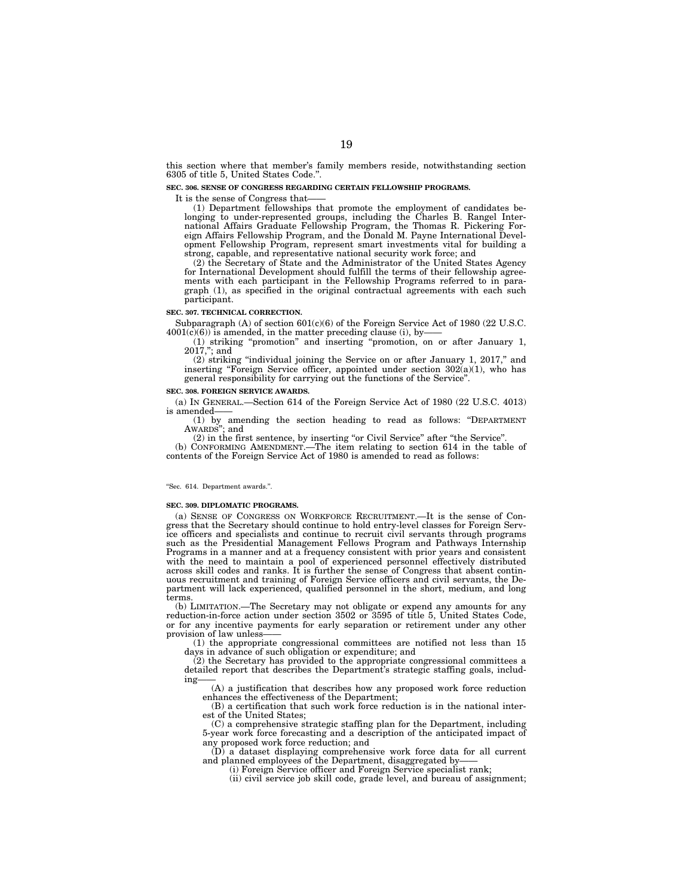this section where that member's family members reside, notwithstanding section 6305 of title 5, United States Code.".

**SEC. 306. SENSE OF CONGRESS REGARDING CERTAIN FELLOWSHIP PROGRAMS.**

It is the sense of Congress that——

(1) Department fellowships that promote the employment of candidates belonging to under-represented groups, including the Charles B. Rangel International Affairs Graduate Fellowship Program, the Thomas R. Pickering Foreign Affairs Fellowship Program, and the Donald M. Payne International Development Fellowship Program, represent smart investments vital for building a strong, capable, and representative national security work force; and

(2) the Secretary of State and the Administrator of the United States Agency for International Development should fulfill the terms of their fellowship agreements with each participant in the Fellowship Programs referred to in paragraph (1), as specified in the original contractual agreements with each such participant.

**SEC. 307. TECHNICAL CORRECTION.**

Subparagraph (A) of section 601(c)(6) of the Foreign Service Act of 1980 (22 U.S.C. 4001(c)(6)) is amended, in the matter preceding clause (i), by——

(1) striking "promotion" and inserting "promotion, on or after January 1, 2017,"; and

(2) striking "individual joining the Service on or after January 1, 2017," and inserting "Foreign Service officer, appointed under section 302(a)(1), who has general responsibility for carrying out the functions of the Service".

**SEC. 308. FOREIGN SERVICE AWARDS.**

(a) IN GENERAL.—Section 614 of the Foreign Service Act of 1980 (22 U.S.C. 4013) is amended——

(1) by amending the section heading to read as follows: "DEPARTMENT AWARDS"; and

(2) in the first sentence, by inserting "or Civil Service" after "the Service".

(b) CONFORMING AMENDMENT.—The item relating to section 614 in the table of contents of the Foreign Service Act of 1980 is amended to read as follows:

"Sec. 614. Department awards.".

**SEC. 309. DIPLOMATIC PROGRAMS.**

(a) SENSE OF CONGRESS ON WORKFORCE RECRUITMENT.—It is the sense of Congress that the Secretary should continue to hold entry-level classes for Foreign Service officers and specialists and continue to recruit civil servants through programs such as the Presidential Management Fellows Program and Pathways Internship Programs in a manner and at a frequency consistent with prior years and consistent with the need to maintain a pool of experienced personnel effectively distributed across skill codes and ranks. It is further the sense of Congress that absent continuous recruitment and training of Foreign Service officers and civil servants, the Department will lack experienced, qualified personnel in the short, medium, and long terms.

(b) LIMITATION.—The Secretary may not obligate or expend any amounts for any reduction-in-force action under section 3502 or 3595 of title 5, United States Code, or for any incentive payments for early separation or retirement under any other provision of law unless——

(1) the appropriate congressional committees are notified not less than 15 days in advance of such obligation or expenditure; and

(2) the Secretary has provided to the appropriate congressional committees a detailed report that describes the Department's strategic staffing goals, including——

(A) a justification that describes how any proposed work force reduction enhances the effectiveness of the Department;

(B) a certification that such work force reduction is in the national interest of the United States;

(C) a comprehensive strategic staffing plan for the Department, including 5-year work force forecasting and a description of the anticipated impact of any proposed work force reduction; and

(D) a dataset displaying comprehensive work force data for all current and planned employees of the Department, disaggregated by——

(i) Foreign Service officer and Foreign Service specialist rank;

(ii) civil service job skill code, grade level, and bureau of assignment;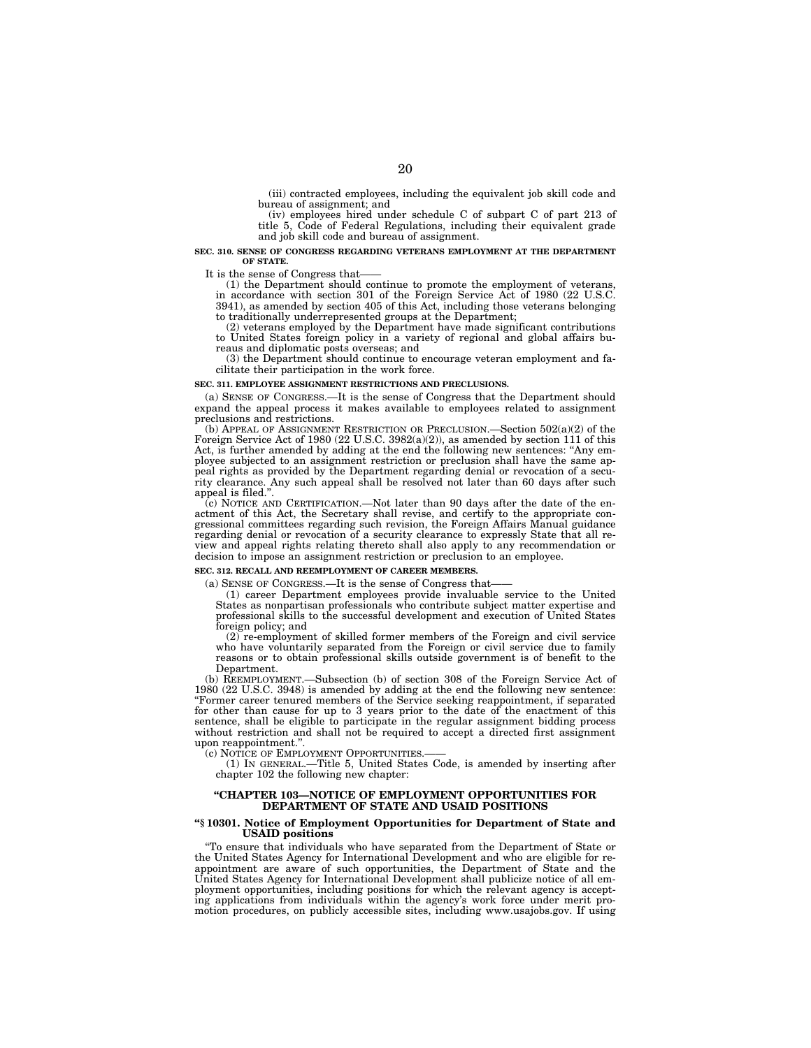(iii) contracted employees, including the equivalent job skill code and bureau of assignment; and

(iv) employees hired under schedule C of subpart C of part 213 of title 5, Code of Federal Regulations, including their equivalent grade and job skill code and bureau of assignment.

**SEC. 310. SENSE OF CONGRESS REGARDING VETERANS EMPLOYMENT AT THE DEPARTMENT OF STATE.**

It is the sense of Congress that——

(1) the Department should continue to promote the employment of veterans, in accordance with section 301 of the Foreign Service Act of 1980 (22 U.S.C. 3941), as amended by section 405 of this Act, including those veterans belonging to traditionally underrepresented groups at the Department;

(2) veterans employed by the Department have made significant contributions to United States foreign policy in a variety of regional and global affairs bureaus and diplomatic posts overseas; and

(3) the Department should continue to encourage veteran employment and facilitate their participation in the work force.

**SEC. 311. EMPLOYEE ASSIGNMENT RESTRICTIONS AND PRECLUSIONS.**

(a) SENSE OF CONGRESS.—It is the sense of Congress that the Department should expand the appeal process it makes available to employees related to assignment preclusions and restrictions.

(b) APPEAL OF ASSIGNMENT RESTRICTION OR PRECLUSION.—Section 502(a)(2) of the Foreign Service Act of 1980 (22 U.S.C. 3982(a)(2)), as amended by section 111 of this Act, is further amended by adding at the end the following new sentences: "Any employee subjected to an assignment restriction or preclusion shall have the same appeal rights as provided by the Department regarding denial or revocation of a security clearance. Any such appeal shall be resolved not later than 60 days after such appeal is filed.".

(c) NOTICE AND CERTIFICATION.—Not later than 90 days after the date of the enactment of this Act, the Secretary shall revise, and certify to the appropriate congressional committees regarding such revision, the Foreign Affairs Manual guidance regarding denial or revocation of a security clearance to expressly State that all review and appeal rights relating thereto shall also apply to any recommendation or decision to impose an assignment restriction or preclusion to an employee.

**SEC. 312. RECALL AND REEMPLOYMENT OF CAREER MEMBERS.**

(a) SENSE OF CONGRESS.—It is the sense of Congress that——

(1) career Department employees provide invaluable service to the United States as nonpartisan professionals who contribute subject matter expertise and professional skills to the successful development and execution of United States foreign policy; and

(2) re-employment of skilled former members of the Foreign and civil service who have voluntarily separated from the Foreign or civil service due to family reasons or to obtain professional skills outside government is of benefit to the Department.

(b) REEMPLOYMENT.—Subsection (b) of section 308 of the Foreign Service Act of 1980 (22 U.S.C. 3948) is amended by adding at the end the following new sentence: "Former career tenured members of the Service seeking reappointment, if separated for other than cause for up to 3 years prior to the date of the enactment of this sentence, shall be eligible to participate in the regular assignment bidding process without restriction and shall not be required to accept a directed first assignment upon reappointment.".

(c) NOTICE OF EMPLOYMENT OPPORTUNITIES.——

(1) IN GENERAL.—Title 5, United States Code, is amended by inserting after chapter 102 the following new chapter:

### "CHAPTER 103—NOTICE OF EMPLOYMENT OPPORTUNITIES FOR DEPARTMENT OF STATE AND USAID POSITIONS

**"§ 10301. Notice of Employment Opportunities for Department of State and USAID positions**

"To ensure that individuals who have separated from the Department of State or the United States Agency for International Development and who are eligible for reappointment are aware of such opportunities, the Department of State and the United States Agency for International Development shall publicize notice of all employment opportunities, including positions for which the relevant agency is accepting applications from individuals within the agency's work force under merit promotion procedures, on publicly accessible sites, including www.usajobs.gov. If using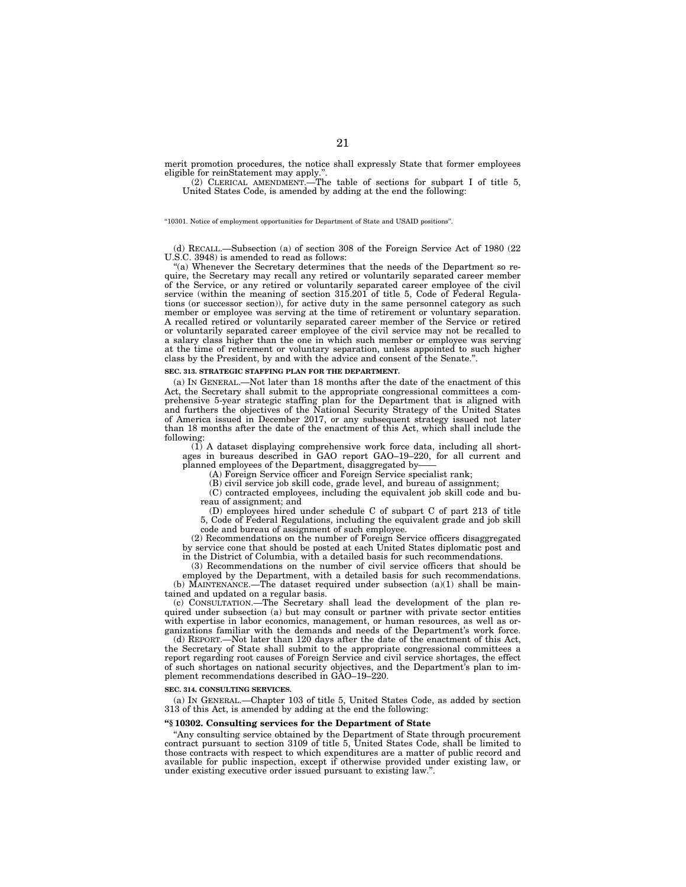merit promotion procedures, the notice shall expressly State that former employees eligible for reinStatement may apply.''.

(2) CLERICAL AMENDMENT.—The table of sections for subpart I of title 5, United States Code, is amended by adding at the end the following:

''10301. Notice of employment opportunities for Department of State and USAID positions''.

(d) RECALL.—Subsection (a) of section 308 of the Foreign Service Act of 1980 (22 U.S.C. 3948) is amended to read as follows:

''(a) Whenever the Secretary determines that the needs of the Department so require, the Secretary may recall any retired or voluntarily separated career member of the Service, or any retired or voluntarily separated career employee of the civil service (within the meaning of section 315.201 of title 5, Code of Federal Regulations (or successor section)), for active duty in the same personnel category as such member or employee was serving at the time of retirement or voluntary separation. A recalled retired or voluntarily separated career member of the Service or retired or voluntarily separated career employee of the civil service may not be recalled to a salary class higher than the one in which such member or employee was serving at the time of retirement or voluntary separation, unless appointed to such higher class by the President, by and with the advice and consent of the Senate.''.

**SEC. 313. STRATEGIC STAFFING PLAN FOR THE DEPARTMENT.**

(a) IN GENERAL.—Not later than 18 months after the date of the enactment of this Act, the Secretary shall submit to the appropriate congressional committees a comprehensive 5-year strategic staffing plan for the Department that is aligned with and furthers the objectives of the National Security Strategy of the United States of America issued in December 2017, or any subsequent strategy issued not later than 18 months after the date of the enactment of this Act, which shall include the following:

(1) A dataset displaying comprehensive work force data, including all shortages in bureaus described in GAO report GAO–19–220, for all current and planned employees of the Department, disaggregated by——

(A) Foreign Service officer and Foreign Service specialist rank;

(B) civil service job skill code, grade level, and bureau of assignment;

(C) contracted employees, including the equivalent job skill code and bureau of assignment; and

(D) employees hired under schedule C of subpart C of part 213 of title 5, Code of Federal Regulations, including the equivalent grade and job skill code and bureau of assignment of such employee.

(2) Recommendations on the number of Foreign Service officers disaggregated by service cone that should be posted at each United States diplomatic post and in the District of Columbia, with a detailed basis for such recommendations.

(3) Recommendations on the number of civil service officers that should be employed by the Department, with a detailed basis for such recommendations.

(b) MAINTENANCE.—The dataset required under subsection (a)(1) shall be maintained and updated on a regular basis.

(c) CONSULTATION.—The Secretary shall lead the development of the plan required under subsection (a) but may consult or partner with private sector entities with expertise in labor economics, management, or human resources, as well as organizations familiar with the demands and needs of the Department's work force.

(d) REPORT.—Not later than 120 days after the date of the enactment of this Act, the Secretary of State shall submit to the appropriate congressional committees a report regarding root causes of Foreign Service and civil service shortages, the effect of such shortages on national security objectives, and the Department's plan to implement recommendations described in GAO–19–220.

**SEC. 314. CONSULTING SERVICES.**

(a) IN GENERAL.—Chapter 103 of title 5, United States Code, as added by section 313 of this Act, is amended by adding at the end the following:

**''§ 10302. Consulting services for the Department of State**

''Any consulting service obtained by the Department of State through procurement contract pursuant to section 3109 of title 5, United States Code, shall be limited to those contracts with respect to which expenditures are a matter of public record and available for public inspection, except if otherwise provided under existing law, or under existing executive order issued pursuant to existing law.''.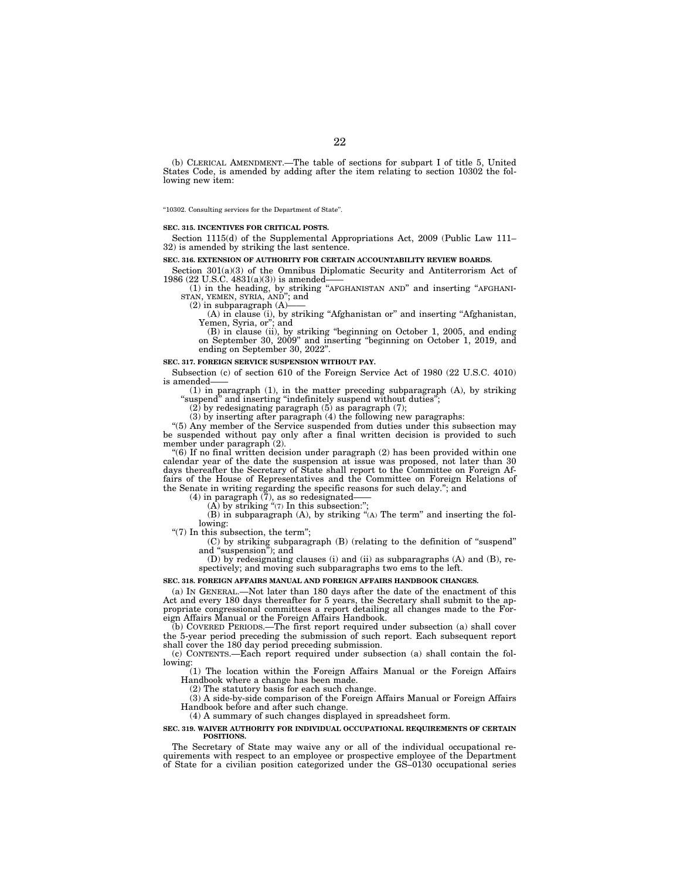(b) CLERICAL AMENDMENT.—The table of sections for subpart I of title 5, United States Code, is amended by adding after the item relating to section 10302 the following new item:

"10302. Consulting services for the Department of State".

**SEC. 315. INCENTIVES FOR CRITICAL POSTS.**

Section 1115(d) of the Supplemental Appropriations Act, 2009 (Public Law 111–32) is amended by striking the last sentence.

**SEC. 316. EXTENSION OF AUTHORITY FOR CERTAIN ACCOUNTABILITY REVIEW BOARDS.**

Section 301(a)(3) of the Omnibus Diplomatic Security and Antiterrorism Act of 1986 (22 U.S.C. 4831(a)(3)) is amended——

(1) in the heading, by striking "AFGHANISTAN AND" and inserting "AFGHANISTAN, YEMEN, SYRIA, AND"; and

(2) in subparagraph (A)——

(A) in clause (i), by striking "Afghanistan or" and inserting "Afghanistan, Yemen, Syria, or"; and

(B) in clause (ii), by striking "beginning on October 1, 2005, and ending on September 30, 2009" and inserting "beginning on October 1, 2019, and ending on September 30, 2022".

**SEC. 317. FOREIGN SERVICE SUSPENSION WITHOUT PAY.**

Subsection (c) of section 610 of the Foreign Service Act of 1980 (22 U.S.C. 4010) is amended——

(1) in paragraph (1), in the matter preceding subparagraph (A), by striking "suspend" and inserting "indefinitely suspend without duties";

(2) by redesignating paragraph (5) as paragraph (7);

(3) by inserting after paragraph (4) the following new paragraphs:

"(5) Any member of the Service suspended from duties under this subsection may be suspended without pay only after a final written decision is provided to such member under paragraph (2).

"(6) If no final written decision under paragraph (2) has been provided within one calendar year of the date the suspension at issue was proposed, not later than 30 days thereafter the Secretary of State shall report to the Committee on Foreign Affairs of the House of Representatives and the Committee on Foreign Relations of the Senate in writing regarding the specific reasons for such delay."; and

(4) in paragraph (7), as so redesignated——

(A) by striking "(7) In this subsection:";

(B) in subparagraph (A), by striking "(A) The term" and inserting the following:

"(7) In this subsection, the term";

(C) by striking subparagraph (B) (relating to the definition of "suspend" and "suspension"); and

(D) by redesignating clauses (i) and (ii) as subparagraphs (A) and (B), respectively; and moving such subparagraphs two ems to the left.

**SEC. 318. FOREIGN AFFAIRS MANUAL AND FOREIGN AFFAIRS HANDBOOK CHANGES.**

(a) IN GENERAL.—Not later than 180 days after the date of the enactment of this Act and every 180 days thereafter for 5 years, the Secretary shall submit to the appropriate congressional committees a report detailing all changes made to the Foreign Affairs Manual or the Foreign Affairs Handbook.

(b) COVERED PERIODS.—The first report required under subsection (a) shall cover the 5-year period preceding the submission of such report. Each subsequent report shall cover the 180 day period preceding submission.

(c) CONTENTS.—Each report required under subsection (a) shall contain the following:

(1) The location within the Foreign Affairs Manual or the Foreign Affairs Handbook where a change has been made.

(2) The statutory basis for each such change.

(3) A side-by-side comparison of the Foreign Affairs Manual or Foreign Affairs Handbook before and after such change.

(4) A summary of such changes displayed in spreadsheet form.

**SEC. 319. WAIVER AUTHORITY FOR INDIVIDUAL OCCUPATIONAL REQUIREMENTS OF CERTAIN POSITIONS.**

The Secretary of State may waive any or all of the individual occupational requirements with respect to an employee or prospective employee of the Department of State for a civilian position categorized under the GS–0130 occupational series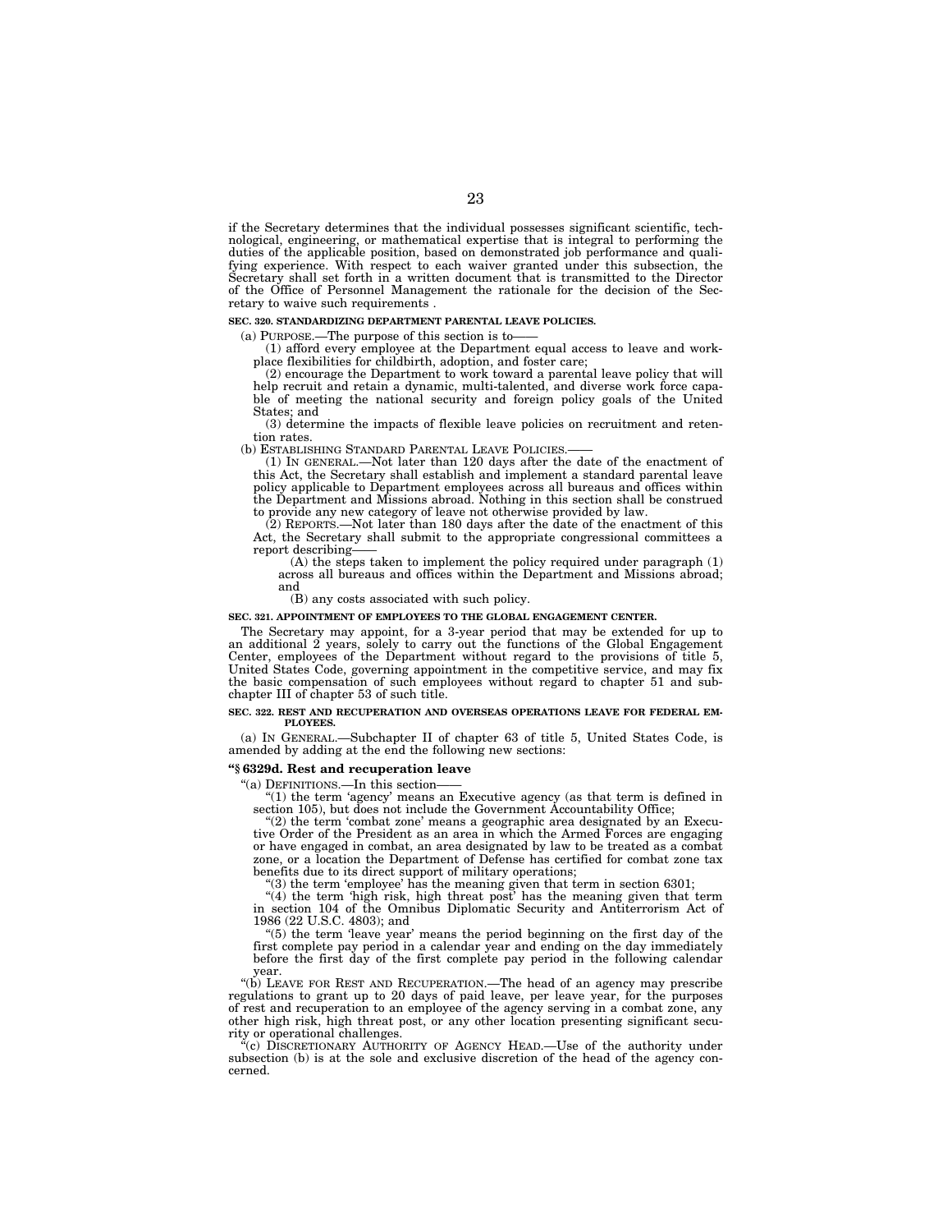if the Secretary determines that the individual possesses significant scientific, technological, engineering, or mathematical expertise that is integral to performing the duties of the applicable position, based on demonstrated job performance and qualifying experience. With respect to each waiver granted under this subsection, the Secretary shall set forth in a written document that is transmitted to the Director of the Office of Personnel Management the rationale for the decision of the Secretary to waive such requirements .

**SEC. 320. STANDARDIZING DEPARTMENT PARENTAL LEAVE POLICIES.**

(a) PURPOSE.—The purpose of this section is to——

(1) afford every employee at the Department equal access to leave and workplace flexibilities for childbirth, adoption, and foster care;

(2) encourage the Department to work toward a parental leave policy that will help recruit and retain a dynamic, multi-talented, and diverse work force capable of meeting the national security and foreign policy goals of the United States; and

(3) determine the impacts of flexible leave policies on recruitment and retention rates.

(b) ESTABLISHING STANDARD PARENTAL LEAVE POLICIES.——

(1) IN GENERAL.—Not later than 120 days after the date of the enactment of this Act, the Secretary shall establish and implement a standard parental leave policy applicable to Department employees across all bureaus and offices within the Department and Missions abroad. Nothing in this section shall be construed to provide any new category of leave not otherwise provided by law.

(2) REPORTS.—Not later than 180 days after the date of the enactment of this Act, the Secretary shall submit to the appropriate congressional committees a report describing——

(A) the steps taken to implement the policy required under paragraph (1) across all bureaus and offices within the Department and Missions abroad; and

(B) any costs associated with such policy.

**SEC. 321. APPOINTMENT OF EMPLOYEES TO THE GLOBAL ENGAGEMENT CENTER.**

The Secretary may appoint, for a 3-year period that may be extended for up to an additional 2 years, solely to carry out the functions of the Global Engagement Center, employees of the Department without regard to the provisions of title 5, United States Code, governing appointment in the competitive service, and may fix the basic compensation of such employees without regard to chapter 51 and subchapter III of chapter 53 of such title.

**SEC. 322. REST AND RECUPERATION AND OVERSEAS OPERATIONS LEAVE FOR FEDERAL EMPLOYEES.**

(a) IN GENERAL.—Subchapter II of chapter 63 of title 5, United States Code, is amended by adding at the end the following new sections:

**"§ 6329d. Rest and recuperation leave**

"(a) DEFINITIONS.—In this section——

"(1) the term 'agency' means an Executive agency (as that term is defined in section 105), but does not include the Government Accountability Office;

"(2) the term 'combat zone' means a geographic area designated by an Executive Order of the President as an area in which the Armed Forces are engaging or have engaged in combat, an area designated by law to be treated as a combat zone, or a location the Department of Defense has certified for combat zone tax benefits due to its direct support of military operations;

"(3) the term 'employee' has the meaning given that term in section 6301;

"(4) the term 'high risk, high threat post' has the meaning given that term in section 104 of the Omnibus Diplomatic Security and Antiterrorism Act of 1986 (22 U.S.C. 4803); and

"(5) the term 'leave year' means the period beginning on the first day of the first complete pay period in a calendar year and ending on the day immediately before the first day of the first complete pay period in the following calendar year.

"(b) LEAVE FOR REST AND RECUPERATION.—The head of an agency may prescribe regulations to grant up to 20 days of paid leave, per leave year, for the purposes of rest and recuperation to an employee of the agency serving in a combat zone, any other high risk, high threat post, or any other location presenting significant security or operational challenges.

"(c) DISCRETIONARY AUTHORITY OF AGENCY HEAD.—Use of the authority under subsection (b) is at the sole and exclusive discretion of the head of the agency concerned.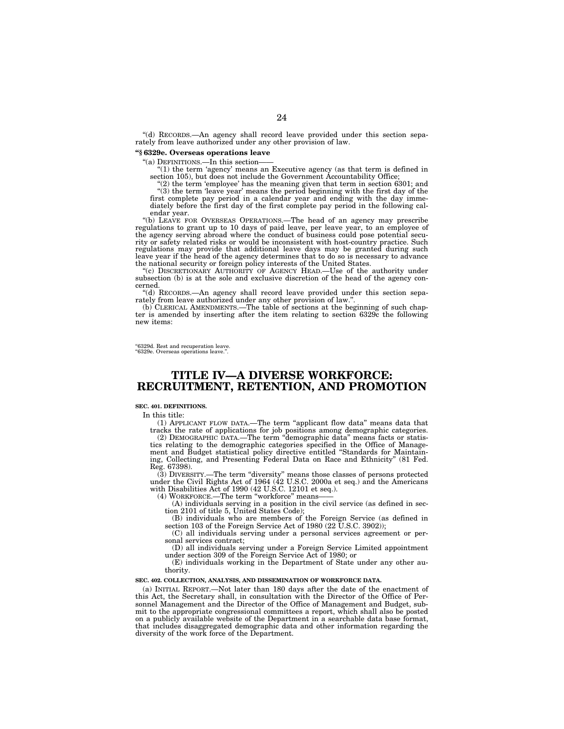"(d) RECORDS.—An agency shall record leave provided under this section separately from leave authorized under any other provision of law.

**"§ 6329e. Overseas operations leave**

"(a) DEFINITIONS.—In this section——

"(1) the term 'agency' means an Executive agency (as that term is defined in section 105), but does not include the Government Accountability Office;

"(2) the term 'employee' has the meaning given that term in section 6301; and

"(3) the term 'leave year' means the period beginning with the first day of the first complete pay period in a calendar year and ending with the day immediately before the first day of the first complete pay period in the following calendar year.

"(b) LEAVE FOR OVERSEAS OPERATIONS.—The head of an agency may prescribe regulations to grant up to 10 days of paid leave, per leave year, to an employee of the agency serving abroad where the conduct of business could pose potential security or safety related risks or would be inconsistent with host-country practice. Such regulations may provide that additional leave days may be granted during such leave year if the head of the agency determines that to do so is necessary to advance the national security or foreign policy interests of the United States.

"(c) DISCRETIONARY AUTHORITY OF AGENCY HEAD.—Use of the authority under subsection (b) is at the sole and exclusive discretion of the head of the agency concerned.

"(d) RECORDS.—An agency shall record leave provided under this section separately from leave authorized under any other provision of law.".

(b) CLERICAL AMENDMENTS.—The table of sections at the beginning of such chapter is amended by inserting after the item relating to section 6329c the following new items:

"6329d. Rest and recuperation leave.
"6329e. Overseas operations leave.".

# TITLE IV—A DIVERSE WORKFORCE: RECRUITMENT, RETENTION, AND PROMOTION

**SEC. 401. DEFINITIONS.**

In this title:

(1) APPLICANT FLOW DATA.—The term "applicant flow data" means data that tracks the rate of applications for job positions among demographic categories.

(2) DEMOGRAPHIC DATA.—The term "demographic data" means facts or statistics relating to the demographic categories specified in the Office of Management and Budget statistical policy directive entitled "Standards for Maintaining, Collecting, and Presenting Federal Data on Race and Ethnicity" (81 Fed. Reg. 67398).

(3) DIVERSITY.—The term "diversity" means those classes of persons protected under the Civil Rights Act of 1964 (42 U.S.C. 2000a et seq.) and the Americans with Disabilities Act of 1990 (42 U.S.C. 12101 et seq.).

(4) WORKFORCE.—The term "workforce" means——

(A) individuals serving in a position in the civil service (as defined in section 2101 of title 5, United States Code);

(B) individuals who are members of the Foreign Service (as defined in section 103 of the Foreign Service Act of 1980 (22 U.S.C. 3902));

(C) all individuals serving under a personal services agreement or personal services contract;

(D) all individuals serving under a Foreign Service Limited appointment under section 309 of the Foreign Service Act of 1980; or

(E) individuals working in the Department of State under any other authority.

**SEC. 402. COLLECTION, ANALYSIS, AND DISSEMINATION OF WORKFORCE DATA.**

(a) INITIAL REPORT.—Not later than 180 days after the date of the enactment of this Act, the Secretary shall, in consultation with the Director of the Office of Personnel Management and the Director of the Office of Management and Budget, submit to the appropriate congressional committees a report, which shall also be posted on a publicly available website of the Department in a searchable data base format, that includes disaggregated demographic data and other information regarding the diversity of the work force of the Department.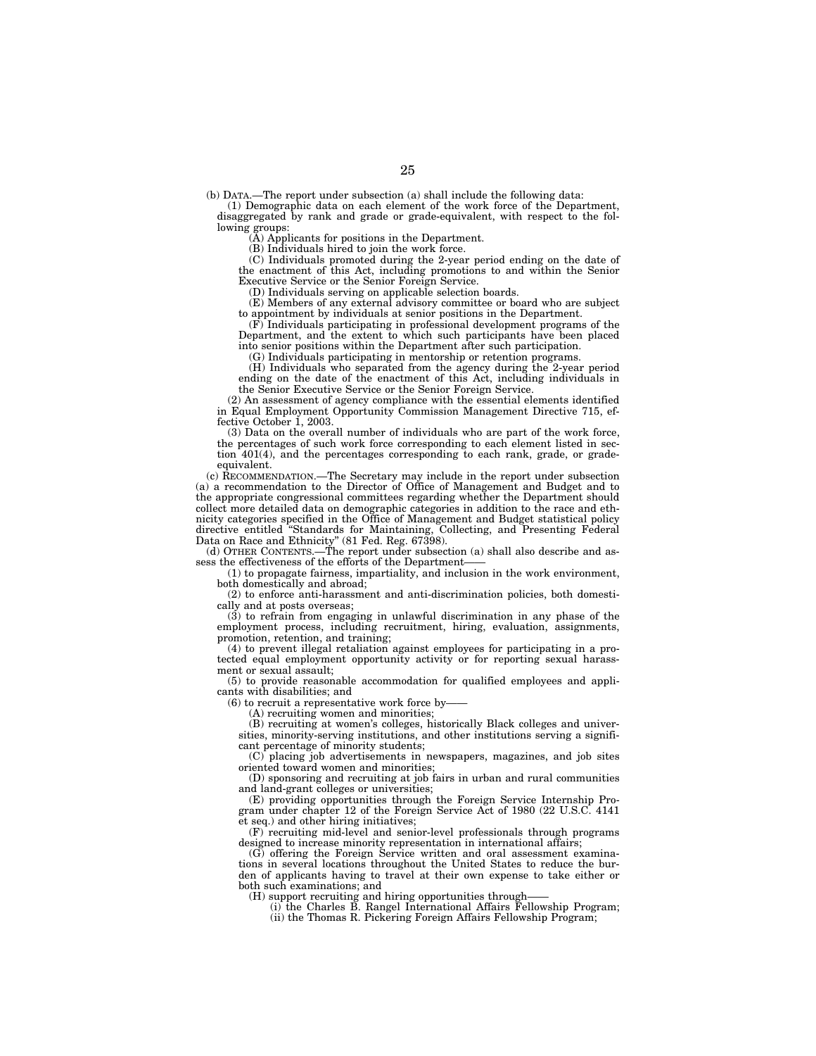(b) DATA.—The report under subsection (a) shall include the following data:

(1) Demographic data on each element of the work force of the Department, disaggregated by rank and grade or grade-equivalent, with respect to the following groups:

(A) Applicants for positions in the Department.

(B) Individuals hired to join the work force.

(C) Individuals promoted during the 2-year period ending on the date of the enactment of this Act, including promotions to and within the Senior Executive Service or the Senior Foreign Service.

(D) Individuals serving on applicable selection boards.

(E) Members of any external advisory committee or board who are subject to appointment by individuals at senior positions in the Department.

(F) Individuals participating in professional development programs of the Department, and the extent to which such participants have been placed into senior positions within the Department after such participation.

(G) Individuals participating in mentorship or retention programs.

(H) Individuals who separated from the agency during the 2-year period ending on the date of the enactment of this Act, including individuals in the Senior Executive Service or the Senior Foreign Service.

(2) An assessment of agency compliance with the essential elements identified in Equal Employment Opportunity Commission Management Directive 715, effective October 1, 2003.

(3) Data on the overall number of individuals who are part of the work force, the percentages of such work force corresponding to each element listed in section 401(4), and the percentages corresponding to each rank, grade, or grade-equivalent.

(c) RECOMMENDATION.—The Secretary may include in the report under subsection (a) a recommendation to the Director of Office of Management and Budget and to the appropriate congressional committees regarding whether the Department should collect more detailed data on demographic categories in addition to the race and ethnicity categories specified in the Office of Management and Budget statistical policy directive entitled "Standards for Maintaining, Collecting, and Presenting Federal Data on Race and Ethnicity" (81 Fed. Reg. 67398).

(d) OTHER CONTENTS.—The report under subsection (a) shall also describe and assess the effectiveness of the efforts of the Department——

(1) to propagate fairness, impartiality, and inclusion in the work environment, both domestically and abroad;

(2) to enforce anti-harassment and anti-discrimination policies, both domestically and at posts overseas;

(3) to refrain from engaging in unlawful discrimination in any phase of the employment process, including recruitment, hiring, evaluation, assignments, promotion, retention, and training;

(4) to prevent illegal retaliation against employees for participating in a protected equal employment opportunity activity or for reporting sexual harassment or sexual assault;

(5) to provide reasonable accommodation for qualified employees and applicants with disabilities; and

(6) to recruit a representative work force by——

(A) recruiting women and minorities;

(B) recruiting at women's colleges, historically Black colleges and universities, minority-serving institutions, and other institutions serving a significant percentage of minority students;

(C) placing job advertisements in newspapers, magazines, and job sites oriented toward women and minorities;

(D) sponsoring and recruiting at job fairs in urban and rural communities and land-grant colleges or universities;

(E) providing opportunities through the Foreign Service Internship Program under chapter 12 of the Foreign Service Act of 1980 (22 U.S.C. 4141 et seq.) and other hiring initiatives;

(F) recruiting mid-level and senior-level professionals through programs designed to increase minority representation in international affairs;

(G) offering the Foreign Service written and oral assessment examinations in several locations throughout the United States to reduce the burden of applicants having to travel at their own expense to take either or both such examinations; and

(H) support recruiting and hiring opportunities through——

(i) the Charles B. Rangel International Affairs Fellowship Program;

(ii) the Thomas R. Pickering Foreign Affairs Fellowship Program;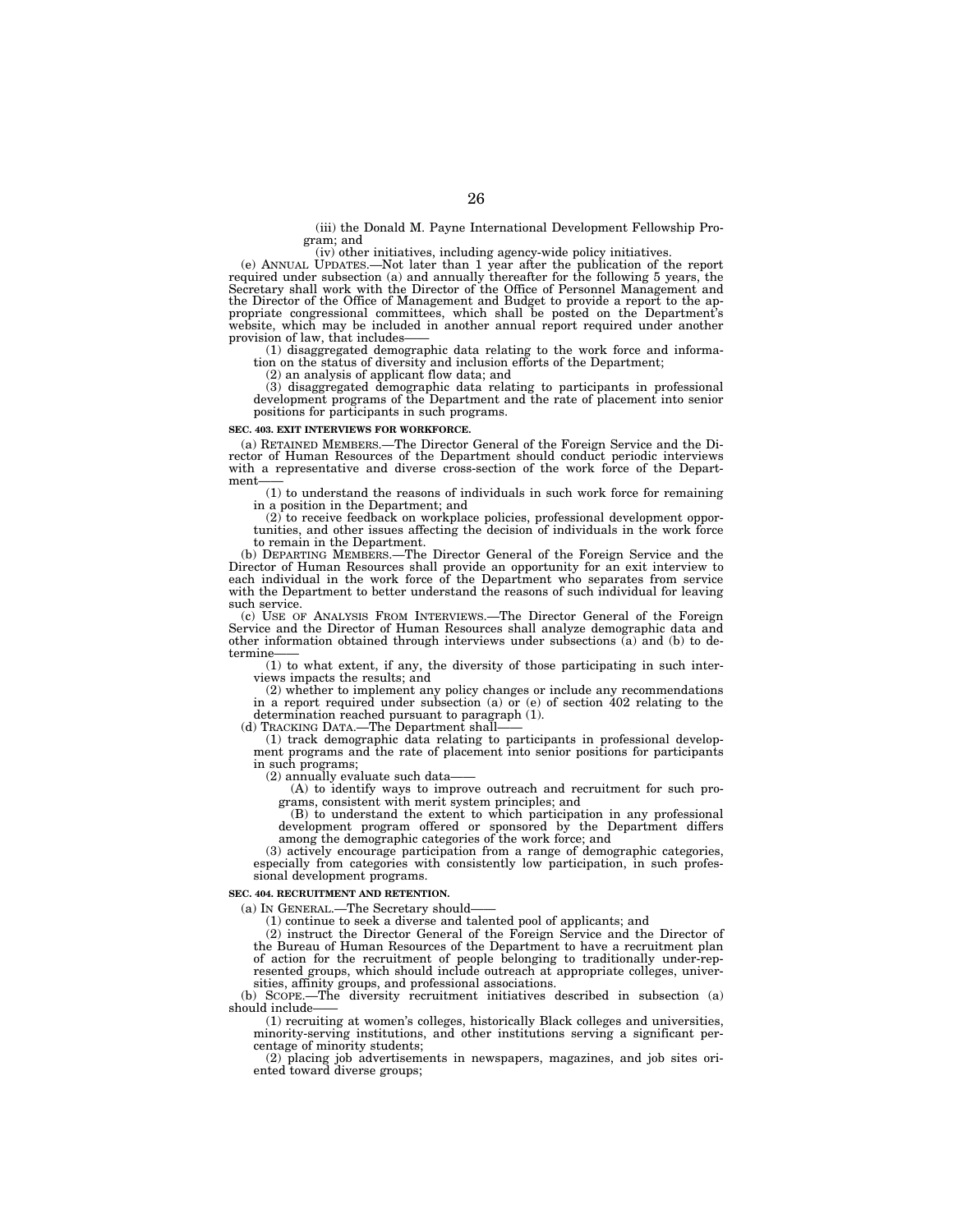(iii) the Donald M. Payne International Development Fellowship Program; and

(iv) other initiatives, including agency-wide policy initiatives.

(e) ANNUAL UPDATES.—Not later than 1 year after the publication of the report required under subsection (a) and annually thereafter for the following 5 years, the Secretary shall work with the Director of the Office of Personnel Management and the Director of the Office of Management and Budget to provide a report to the appropriate congressional committees, which shall be posted on the Department's website, which may be included in another annual report required under another provision of law, that includes——

(1) disaggregated demographic data relating to the work force and information on the status of diversity and inclusion efforts of the Department;

(2) an analysis of applicant flow data; and

(3) disaggregated demographic data relating to participants in professional development programs of the Department and the rate of placement into senior positions for participants in such programs.

**SEC. 403. EXIT INTERVIEWS FOR WORKFORCE.**

(a) RETAINED MEMBERS.—The Director General of the Foreign Service and the Director of Human Resources of the Department should conduct periodic interviews with a representative and diverse cross-section of the work force of the Department——

(1) to understand the reasons of individuals in such work force for remaining in a position in the Department; and

(2) to receive feedback on workplace policies, professional development opportunities, and other issues affecting the decision of individuals in the work force to remain in the Department.

(b) DEPARTING MEMBERS.—The Director General of the Foreign Service and the Director of Human Resources shall provide an opportunity for an exit interview to each individual in the work force of the Department who separates from service with the Department to better understand the reasons of such individual for leaving such service.

(c) USE OF ANALYSIS FROM INTERVIEWS.—The Director General of the Foreign Service and the Director of Human Resources shall analyze demographic data and other information obtained through interviews under subsections (a) and (b) to determine——

(1) to what extent, if any, the diversity of those participating in such interviews impacts the results; and

(2) whether to implement any policy changes or include any recommendations in a report required under subsection (a) or (e) of section 402 relating to the determination reached pursuant to paragraph (1).

(d) TRACKING DATA.—The Department shall——

(1) track demographic data relating to participants in professional development programs and the rate of placement into senior positions for participants in such programs;

(2) annually evaluate such data——

(A) to identify ways to improve outreach and recruitment for such programs, consistent with merit system principles; and

(B) to understand the extent to which participation in any professional development program offered or sponsored by the Department differs among the demographic categories of the work force; and

(3) actively encourage participation from a range of demographic categories, especially from categories with consistently low participation, in such professional development programs.

**SEC. 404. RECRUITMENT AND RETENTION.**

(a) IN GENERAL.—The Secretary should——

(1) continue to seek a diverse and talented pool of applicants; and

(2) instruct the Director General of the Foreign Service and the Director of the Bureau of Human Resources of the Department to have a recruitment plan of action for the recruitment of people belonging to traditionally under-represented groups, which should include outreach at appropriate colleges, universities, affinity groups, and professional associations.

(b) SCOPE.—The diversity recruitment initiatives described in subsection (a) should include——

(1) recruiting at women's colleges, historically Black colleges and universities, minority-serving institutions, and other institutions serving a significant percentage of minority students;

(2) placing job advertisements in newspapers, magazines, and job sites oriented toward diverse groups;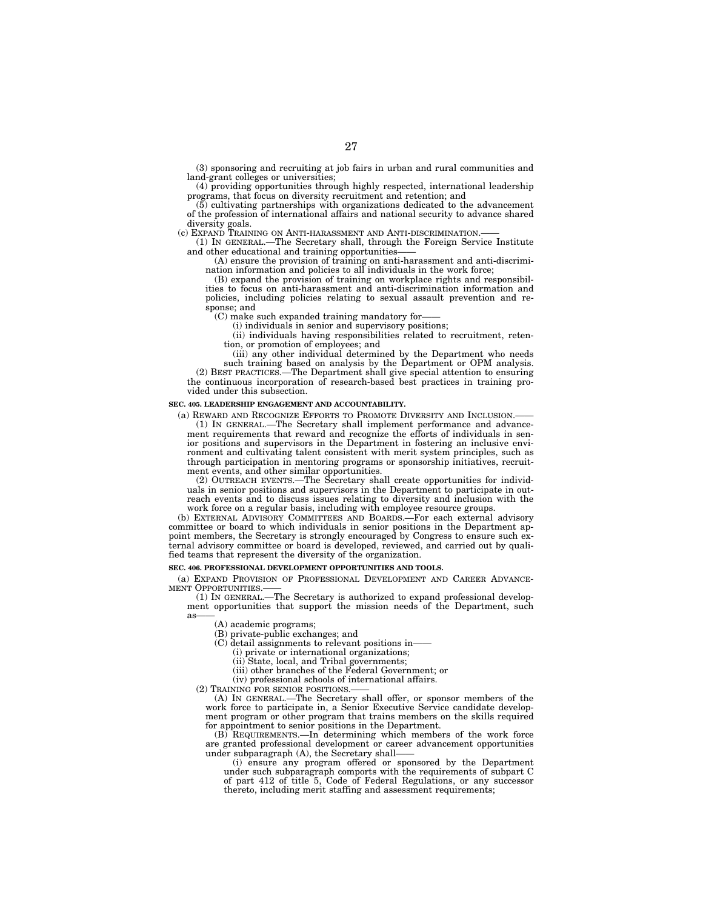(3) sponsoring and recruiting at job fairs in urban and rural communities and land-grant colleges or universities;

(4) providing opportunities through highly respected, international leadership programs, that focus on diversity recruitment and retention; and

(5) cultivating partnerships with organizations dedicated to the advancement of the profession of international affairs and national security to advance shared diversity goals.

(c) EXPAND TRAINING ON ANTI-HARASSMENT AND ANTI-DISCRIMINATION.——

(1) IN GENERAL.—The Secretary shall, through the Foreign Service Institute and other educational and training opportunities——

(A) ensure the provision of training on anti-harassment and anti-discrimination information and policies to all individuals in the work force;

(B) expand the provision of training on workplace rights and responsibilities to focus on anti-harassment and anti-discrimination information and policies, including policies relating to sexual assault prevention and response; and

(C) make such expanded training mandatory for——

(i) individuals in senior and supervisory positions;

(ii) individuals having responsibilities related to recruitment, retention, or promotion of employees; and

(iii) any other individual determined by the Department who needs such training based on analysis by the Department or OPM analysis.

(2) BEST PRACTICES.—The Department shall give special attention to ensuring the continuous incorporation of research-based best practices in training provided under this subsection.

**SEC. 405. LEADERSHIP ENGAGEMENT AND ACCOUNTABILITY.**

(a) REWARD AND RECOGNIZE EFFORTS TO PROMOTE DIVERSITY AND INCLUSION.——

(1) IN GENERAL.—The Secretary shall implement performance and advancement requirements that reward and recognize the efforts of individuals in senior positions and supervisors in the Department in fostering an inclusive environment and cultivating talent consistent with merit system principles, such as through participation in mentoring programs or sponsorship initiatives, recruitment events, and other similar opportunities.

(2) OUTREACH EVENTS.—The Secretary shall create opportunities for individuals in senior positions and supervisors in the Department to participate in outreach events and to discuss issues relating to diversity and inclusion with the work force on a regular basis, including with employee resource groups.

(b) EXTERNAL ADVISORY COMMITTEES AND BOARDS.—For each external advisory committee or board to which individuals in senior positions in the Department appoint members, the Secretary is strongly encouraged by Congress to ensure such external advisory committee or board is developed, reviewed, and carried out by qualified teams that represent the diversity of the organization.

**SEC. 406. PROFESSIONAL DEVELOPMENT OPPORTUNITIES AND TOOLS.**

(a) EXPAND PROVISION OF PROFESSIONAL DEVELOPMENT AND CAREER ADVANCEMENT OPPORTUNITIES.——

(1) IN GENERAL.—The Secretary is authorized to expand professional development opportunities that support the mission needs of the Department, such as——

(A) academic programs;

(B) private-public exchanges; and

(C) detail assignments to relevant positions in——

(i) private or international organizations;

(ii) State, local, and Tribal governments;

(iii) other branches of the Federal Government; or

(iv) professional schools of international affairs.

(2) TRAINING FOR SENIOR POSITIONS.——

(A) IN GENERAL.—The Secretary shall offer, or sponsor members of the work force to participate in, a Senior Executive Service candidate development program or other program that trains members on the skills required for appointment to senior positions in the Department.

(B) REQUIREMENTS.—In determining which members of the work force are granted professional development or career advancement opportunities under subparagraph (A), the Secretary shall——

(i) ensure any program offered or sponsored by the Department under such subparagraph comports with the requirements of subpart C of part 412 of title 5, Code of Federal Regulations, or any successor thereto, including merit staffing and assessment requirements;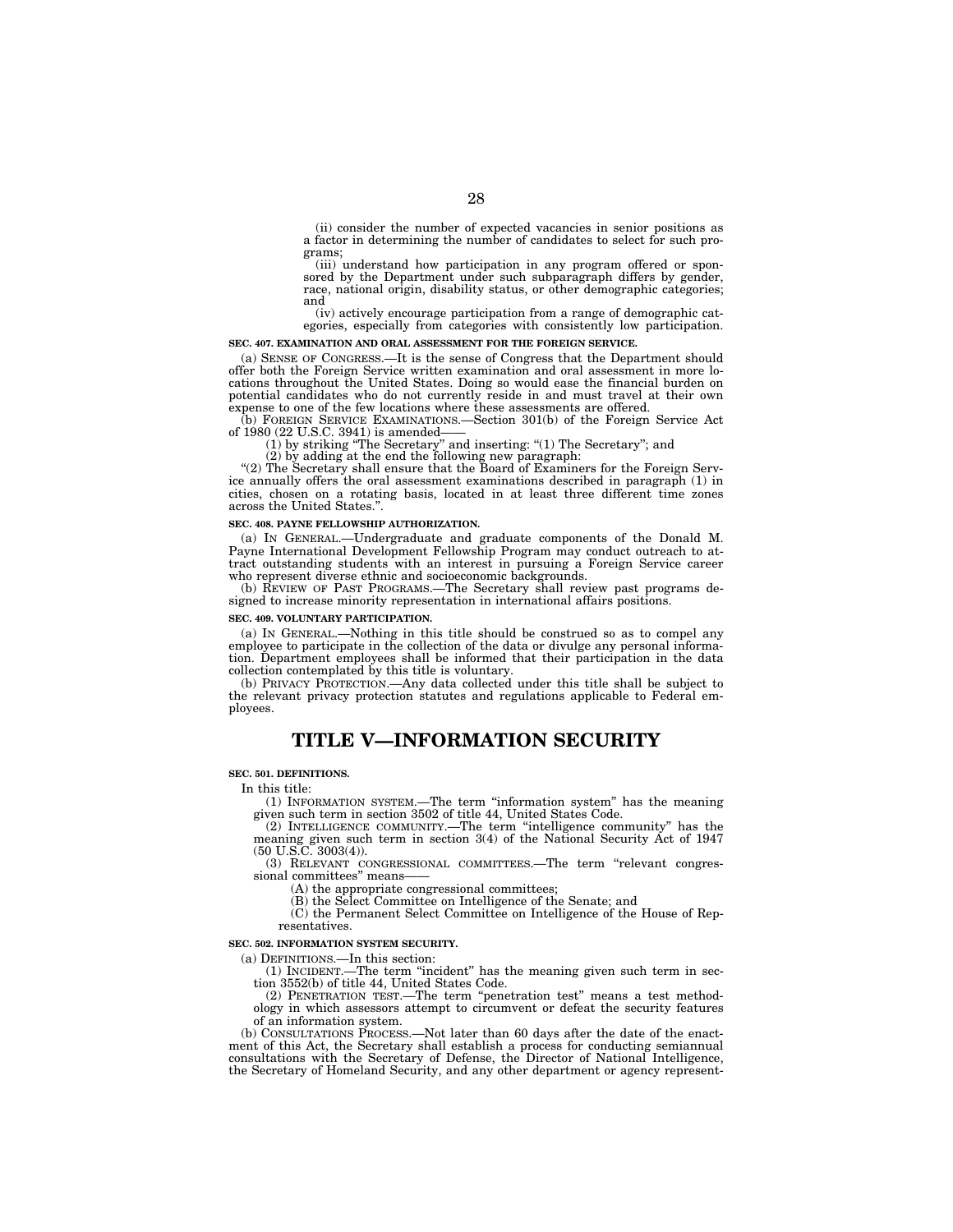(ii) consider the number of expected vacancies in senior positions as a factor in determining the number of candidates to select for such programs;

(iii) understand how participation in any program offered or sponsored by the Department under such subparagraph differs by gender, race, national origin, disability status, or other demographic categories; and

(iv) actively encourage participation from a range of demographic categories, especially from categories with consistently low participation.

**SEC. 407. EXAMINATION AND ORAL ASSESSMENT FOR THE FOREIGN SERVICE.**

(a) SENSE OF CONGRESS.—It is the sense of Congress that the Department should offer both the Foreign Service written examination and oral assessment in more locations throughout the United States. Doing so would ease the financial burden on potential candidates who do not currently reside in and must travel at their own expense to one of the few locations where these assessments are offered.

(b) FOREIGN SERVICE EXAMINATIONS.—Section 301(b) of the Foreign Service Act of 1980 (22 U.S.C. 3941) is amended——

(1) by striking "The Secretary" and inserting: "(1) The Secretary"; and

(2) by adding at the end the following new paragraph:

"(2) The Secretary shall ensure that the Board of Examiners for the Foreign Service annually offers the oral assessment examinations described in paragraph (1) in cities, chosen on a rotating basis, located in at least three different time zones across the United States.".

**SEC. 408. PAYNE FELLOWSHIP AUTHORIZATION.**

(a) IN GENERAL.—Undergraduate and graduate components of the Donald M. Payne International Development Fellowship Program may conduct outreach to attract outstanding students with an interest in pursuing a Foreign Service career who represent diverse ethnic and socioeconomic backgrounds.

(b) REVIEW OF PAST PROGRAMS.—The Secretary shall review past programs designed to increase minority representation in international affairs positions.

**SEC. 409. VOLUNTARY PARTICIPATION.**

(a) IN GENERAL.—Nothing in this title should be construed so as to compel any employee to participate in the collection of the data or divulge any personal information. Department employees shall be informed that their participation in the data collection contemplated by this title is voluntary.

(b) PRIVACY PROTECTION.—Any data collected under this title shall be subject to the relevant privacy protection statutes and regulations applicable to Federal employees.

# TITLE V—INFORMATION SECURITY

**SEC. 501. DEFINITIONS.**

In this title:

(1) INFORMATION SYSTEM.—The term "information system" has the meaning given such term in section 3502 of title 44, United States Code.

(2) INTELLIGENCE COMMUNITY.—The term "intelligence community" has the meaning given such term in section 3(4) of the National Security Act of 1947 (50 U.S.C. 3003(4)).

(3) RELEVANT CONGRESSIONAL COMMITTEES.—The term "relevant congressional committees" means——

(A) the appropriate congressional committees;

(B) the Select Committee on Intelligence of the Senate; and

(C) the Permanent Select Committee on Intelligence of the House of Representatives.

**SEC. 502. INFORMATION SYSTEM SECURITY.**

(a) DEFINITIONS.—In this section:

(1) INCIDENT.—The term "incident" has the meaning given such term in section 3552(b) of title 44, United States Code.

(2) PENETRATION TEST.—The term "penetration test" means a test methodology in which assessors attempt to circumvent or defeat the security features of an information system.

(b) CONSULTATIONS PROCESS.—Not later than 60 days after the date of the enactment of this Act, the Secretary shall establish a process for conducting semiannual consultations with the Secretary of Defense, the Director of National Intelligence, the Secretary of Homeland Security, and any other department or agency represent-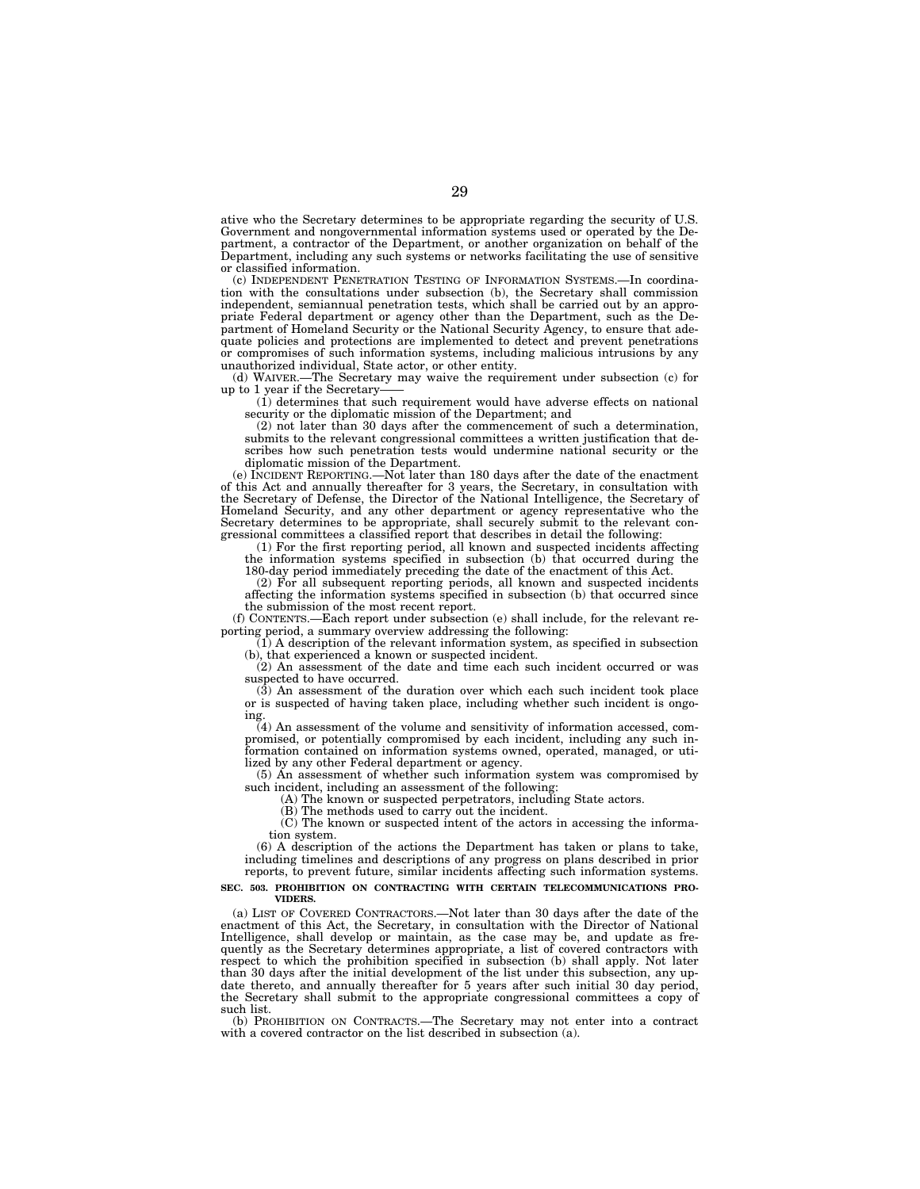ative who the Secretary determines to be appropriate regarding the security of U.S. Government and nongovernmental information systems used or operated by the Department, a contractor of the Department, or another organization on behalf of the Department, including any such systems or networks facilitating the use of sensitive or classified information.

(c) INDEPENDENT PENETRATION TESTING OF INFORMATION SYSTEMS.—In coordination with the consultations under subsection (b), the Secretary shall commission independent, semiannual penetration tests, which shall be carried out by an appropriate Federal department or agency other than the Department, such as the Department of Homeland Security or the National Security Agency, to ensure that adequate policies and protections are implemented to detect and prevent penetrations or compromises of such information systems, including malicious intrusions by any unauthorized individual, State actor, or other entity.

(d) WAIVER.—The Secretary may waive the requirement under subsection (c) for up to 1 year if the Secretary——

(1) determines that such requirement would have adverse effects on national security or the diplomatic mission of the Department; and

(2) not later than 30 days after the commencement of such a determination, submits to the relevant congressional committees a written justification that describes how such penetration tests would undermine national security or the diplomatic mission of the Department.

(e) INCIDENT REPORTING.—Not later than 180 days after the date of the enactment of this Act and annually thereafter for 3 years, the Secretary, in consultation with the Secretary of Defense, the Director of the National Intelligence, the Secretary of Homeland Security, and any other department or agency representative who the Secretary determines to be appropriate, shall securely submit to the relevant congressional committees a classified report that describes in detail the following:

(1) For the first reporting period, all known and suspected incidents affecting the information systems specified in subsection (b) that occurred during the 180-day period immediately preceding the date of the enactment of this Act.

(2) For all subsequent reporting periods, all known and suspected incidents affecting the information systems specified in subsection (b) that occurred since the submission of the most recent report.

(f) CONTENTS.—Each report under subsection (e) shall include, for the relevant reporting period, a summary overview addressing the following:

(1) A description of the relevant information system, as specified in subsection (b), that experienced a known or suspected incident.

(2) An assessment of the date and time each such incident occurred or was suspected to have occurred.

(3) An assessment of the duration over which each such incident took place or is suspected of having taken place, including whether such incident is ongoing.

(4) An assessment of the volume and sensitivity of information accessed, compromised, or potentially compromised by each incident, including any such information contained on information systems owned, operated, managed, or utilized by any other Federal department or agency.

(5) An assessment of whether such information system was compromised by such incident, including an assessment of the following:

(A) The known or suspected perpetrators, including State actors.

(B) The methods used to carry out the incident.

(C) The known or suspected intent of the actors in accessing the information system.

(6) A description of the actions the Department has taken or plans to take, including timelines and descriptions of any progress on plans described in prior reports, to prevent future, similar incidents affecting such information systems.

**SEC. 503. PROHIBITION ON CONTRACTING WITH CERTAIN TELECOMMUNICATIONS PROVIDERS.**

(a) LIST OF COVERED CONTRACTORS.—Not later than 30 days after the date of the enactment of this Act, the Secretary, in consultation with the Director of National Intelligence, shall develop or maintain, as the case may be, and update as frequently as the Secretary determines appropriate, a list of covered contractors with respect to which the prohibition specified in subsection (b) shall apply. Not later than 30 days after the initial development of the list under this subsection, any update thereto, and annually thereafter for 5 years after such initial 30 day period, the Secretary shall submit to the appropriate congressional committees a copy of such list.

(b) PROHIBITION ON CONTRACTS.—The Secretary may not enter into a contract with a covered contractor on the list described in subsection (a).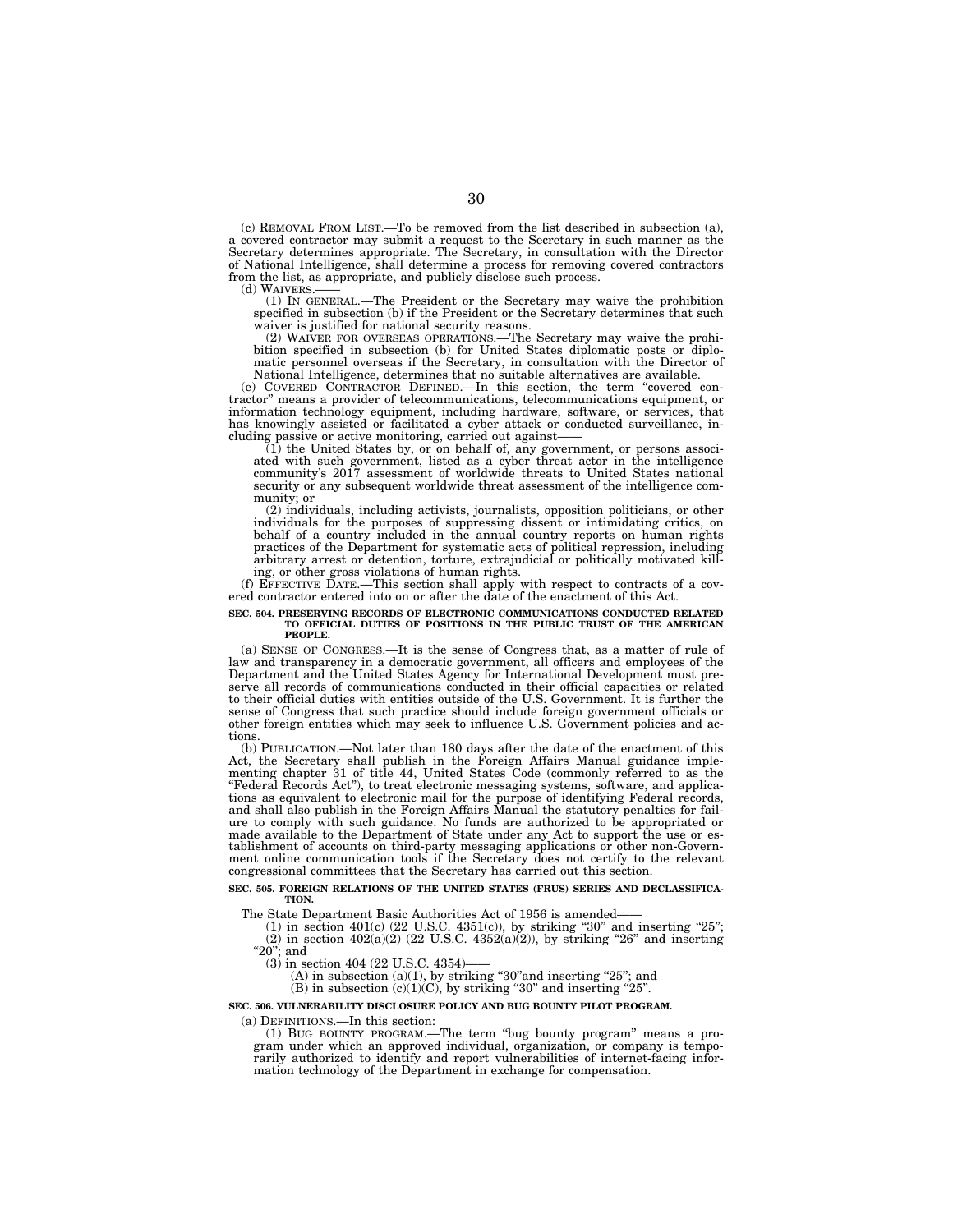(c) REMOVAL FROM LIST.—To be removed from the list described in subsection (a), a covered contractor may submit a request to the Secretary in such manner as the Secretary determines appropriate. The Secretary, in consultation with the Director of National Intelligence, shall determine a process for removing covered contractors from the list, as appropriate, and publicly disclose such process.

(d) WAIVERS.——

(1) IN GENERAL.—The President or the Secretary may waive the prohibition specified in subsection (b) if the President or the Secretary determines that such waiver is justified for national security reasons.

(2) WAIVER FOR OVERSEAS OPERATIONS.—The Secretary may waive the prohibition specified in subsection (b) for United States diplomatic posts or diplomatic personnel overseas if the Secretary, in consultation with the Director of National Intelligence, determines that no suitable alternatives are available.

(e) COVERED CONTRACTOR DEFINED.—In this section, the term "covered contractor" means a provider of telecommunications, telecommunications equipment, or information technology equipment, including hardware, software, or services, that has knowingly assisted or facilitated a cyber attack or conducted surveillance, including passive or active monitoring, carried out against——

(1) the United States by, or on behalf of, any government, or persons associated with such government, listed as a cyber threat actor in the intelligence community's 2017 assessment of worldwide threats to United States national security or any subsequent worldwide threat assessment of the intelligence community; or

(2) individuals, including activists, journalists, opposition politicians, or other individuals for the purposes of suppressing dissent or intimidating critics, on behalf of a country included in the annual country reports on human rights practices of the Department for systematic acts of political repression, including arbitrary arrest or detention, torture, extrajudicial or politically motivated killing, or other gross violations of human rights.

(f) EFFECTIVE DATE.—This section shall apply with respect to contracts of a covered contractor entered into on or after the date of the enactment of this Act.

**SEC. 504. PRESERVING RECORDS OF ELECTRONIC COMMUNICATIONS CONDUCTED RELATED TO OFFICIAL DUTIES OF POSITIONS IN THE PUBLIC TRUST OF THE AMERICAN PEOPLE.**

(a) SENSE OF CONGRESS.—It is the sense of Congress that, as a matter of rule of law and transparency in a democratic government, all officers and employees of the Department and the United States Agency for International Development must preserve all records of communications conducted in their official capacities or related to their official duties with entities outside of the U.S. Government. It is further the sense of Congress that such practice should include foreign government officials or other foreign entities which may seek to influence U.S. Government policies and actions.

(b) PUBLICATION.—Not later than 180 days after the date of the enactment of this Act, the Secretary shall publish in the Foreign Affairs Manual guidance implementing chapter 31 of title 44, United States Code (commonly referred to as the "Federal Records Act"), to treat electronic messaging systems, software, and applications as equivalent to electronic mail for the purpose of identifying Federal records, and shall also publish in the Foreign Affairs Manual the statutory penalties for failure to comply with such guidance. No funds are authorized to be appropriated or made available to the Department of State under any Act to support the use or establishment of accounts on third-party messaging applications or other non-Government online communication tools if the Secretary does not certify to the relevant congressional committees that the Secretary has carried out this section.

**SEC. 505. FOREIGN RELATIONS OF THE UNITED STATES (FRUS) SERIES AND DECLASSIFICATION.**

The State Department Basic Authorities Act of 1956 is amended——

(1) in section 401(c) (22 U.S.C. 4351(c)), by striking "30" and inserting "25";

(2) in section 402(a)(2) (22 U.S.C. 4352(a)(2)), by striking "26" and inserting "20"; and

(3) in section 404 (22 U.S.C. 4354)——

(A) in subsection (a)(1), by striking "30"and inserting "25"; and

(B) in subsection (c)(1)(C), by striking "30" and inserting "25".

**SEC. 506. VULNERABILITY DISCLOSURE POLICY AND BUG BOUNTY PILOT PROGRAM.**

(a) DEFINITIONS.—In this section:

(1) BUG BOUNTY PROGRAM.—The term "bug bounty program" means a program under which an approved individual, organization, or company is temporarily authorized to identify and report vulnerabilities of internet-facing information technology of the Department in exchange for compensation.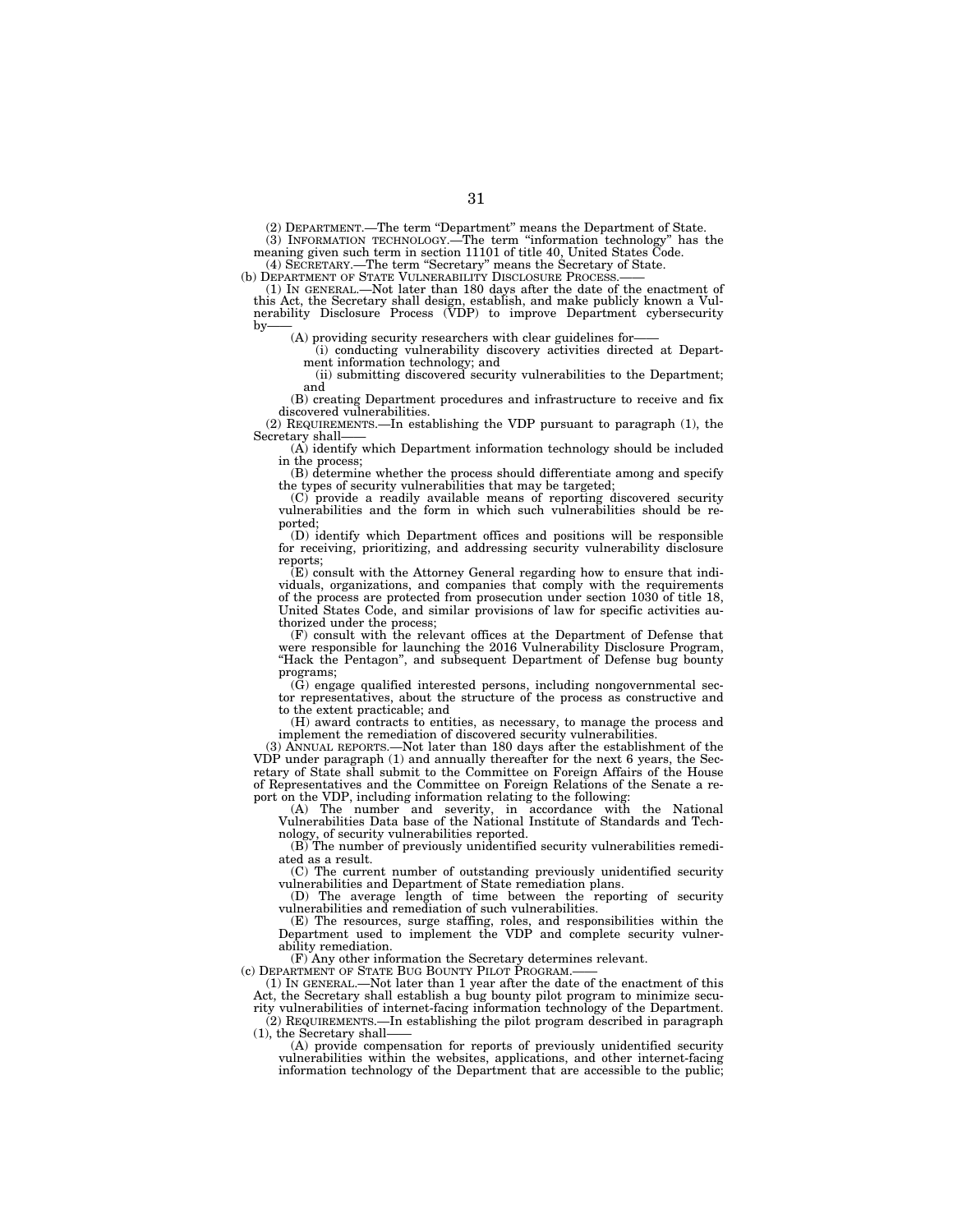(2) DEPARTMENT.—The term "Department" means the Department of State.

(3) INFORMATION TECHNOLOGY.—The term "information technology" has the meaning given such term in section 11101 of title 40, United States Code.

(4) SECRETARY.—The term "Secretary" means the Secretary of State.

(b) DEPARTMENT OF STATE VULNERABILITY DISCLOSURE PROCESS.——

(1) IN GENERAL.—Not later than 180 days after the date of the enactment of this Act, the Secretary shall design, establish, and make publicly known a Vulnerability Disclosure Process (VDP) to improve Department cybersecurity by——

(A) providing security researchers with clear guidelines for——

(i) conducting vulnerability discovery activities directed at Department information technology; and

(ii) submitting discovered security vulnerabilities to the Department; and

(B) creating Department procedures and infrastructure to receive and fix discovered vulnerabilities.

(2) REQUIREMENTS.—In establishing the VDP pursuant to paragraph (1), the Secretary shall——

(A) identify which Department information technology should be included in the process;

(B) determine whether the process should differentiate among and specify the types of security vulnerabilities that may be targeted;

(C) provide a readily available means of reporting discovered security vulnerabilities and the form in which such vulnerabilities should be reported;

(D) identify which Department offices and positions will be responsible for receiving, prioritizing, and addressing security vulnerability disclosure reports;

(E) consult with the Attorney General regarding how to ensure that individuals, organizations, and companies that comply with the requirements of the process are protected from prosecution under section 1030 of title 18, United States Code, and similar provisions of law for specific activities authorized under the process;

(F) consult with the relevant offices at the Department of Defense that were responsible for launching the 2016 Vulnerability Disclosure Program, "Hack the Pentagon", and subsequent Department of Defense bug bounty programs;

(G) engage qualified interested persons, including nongovernmental sector representatives, about the structure of the process as constructive and to the extent practicable; and

(H) award contracts to entities, as necessary, to manage the process and implement the remediation of discovered security vulnerabilities.

(3) ANNUAL REPORTS.—Not later than 180 days after the establishment of the VDP under paragraph (1) and annually thereafter for the next 6 years, the Secretary of State shall submit to the Committee on Foreign Affairs of the House of Representatives and the Committee on Foreign Relations of the Senate a report on the VDP, including information relating to the following:

(A) The number and severity, in accordance with the National Vulnerabilities Data base of the National Institute of Standards and Technology, of security vulnerabilities reported.

(B) The number of previously unidentified security vulnerabilities remediated as a result.

(C) The current number of outstanding previously unidentified security vulnerabilities and Department of State remediation plans.

(D) The average length of time between the reporting of security vulnerabilities and remediation of such vulnerabilities.

(E) The resources, surge staffing, roles, and responsibilities within the Department used to implement the VDP and complete security vulnerability remediation.

(F) Any other information the Secretary determines relevant.

(c) DEPARTMENT OF STATE BUG BOUNTY PILOT PROGRAM.——

(1) IN GENERAL.—Not later than 1 year after the date of the enactment of this Act, the Secretary shall establish a bug bounty pilot program to minimize security vulnerabilities of internet-facing information technology of the Department.

(2) REQUIREMENTS.—In establishing the pilot program described in paragraph (1), the Secretary shall——

(A) provide compensation for reports of previously unidentified security vulnerabilities within the websites, applications, and other internet-facing information technology of the Department that are accessible to the public;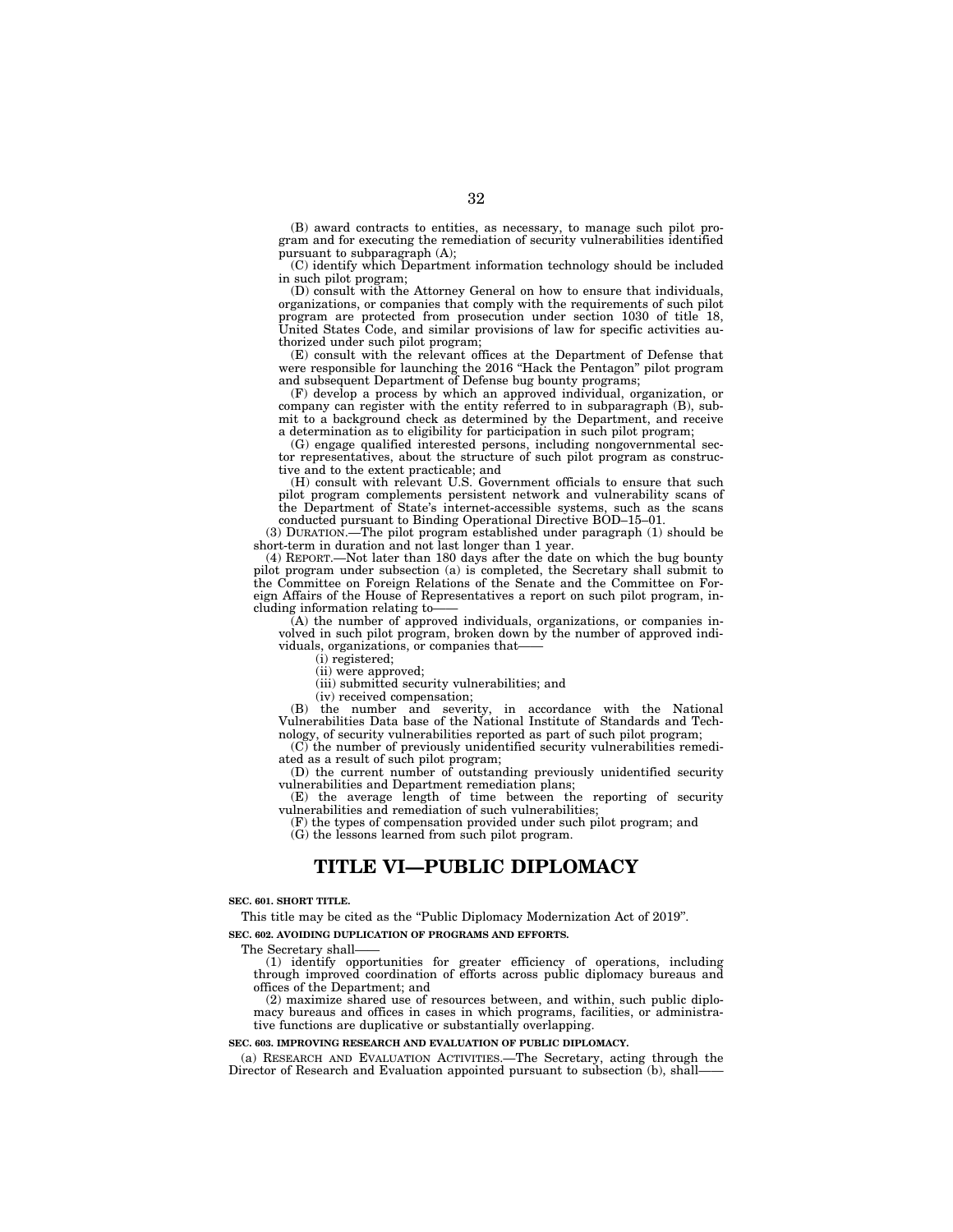(B) award contracts to entities, as necessary, to manage such pilot program and for executing the remediation of security vulnerabilities identified pursuant to subparagraph (A);

(C) identify which Department information technology should be included in such pilot program;

(D) consult with the Attorney General on how to ensure that individuals, organizations, or companies that comply with the requirements of such pilot program are protected from prosecution under section 1030 of title 18, United States Code, and similar provisions of law for specific activities authorized under such pilot program;

(E) consult with the relevant offices at the Department of Defense that were responsible for launching the 2016 "Hack the Pentagon" pilot program and subsequent Department of Defense bug bounty programs;

(F) develop a process by which an approved individual, organization, or company can register with the entity referred to in subparagraph (B), submit to a background check as determined by the Department, and receive a determination as to eligibility for participation in such pilot program;

(G) engage qualified interested persons, including nongovernmental sector representatives, about the structure of such pilot program as constructive and to the extent practicable; and

(H) consult with relevant U.S. Government officials to ensure that such pilot program complements persistent network and vulnerability scans of the Department of State's internet-accessible systems, such as the scans conducted pursuant to Binding Operational Directive BOD–15–01.

(3) DURATION.—The pilot program established under paragraph (1) should be short-term in duration and not last longer than 1 year.

(4) REPORT.—Not later than 180 days after the date on which the bug bounty pilot program under subsection (a) is completed, the Secretary shall submit to the Committee on Foreign Relations of the Senate and the Committee on Foreign Affairs of the House of Representatives a report on such pilot program, including information relating to——

(A) the number of approved individuals, organizations, or companies involved in such pilot program, broken down by the number of approved individuals, organizations, or companies that——

(i) registered;

(ii) were approved;

(iii) submitted security vulnerabilities; and

(iv) received compensation;

(B) the number and severity, in accordance with the National Vulnerabilities Data base of the National Institute of Standards and Technology, of security vulnerabilities reported as part of such pilot program;

(C) the number of previously unidentified security vulnerabilities remediated as a result of such pilot program;

(D) the current number of outstanding previously unidentified security vulnerabilities and Department remediation plans;

(E) the average length of time between the reporting of security vulnerabilities and remediation of such vulnerabilities;

(F) the types of compensation provided under such pilot program; and

(G) the lessons learned from such pilot program.

# TITLE VI—PUBLIC DIPLOMACY

**SEC. 601. SHORT TITLE.**

This title may be cited as the "Public Diplomacy Modernization Act of 2019".

**SEC. 602. AVOIDING DUPLICATION OF PROGRAMS AND EFFORTS.**

The Secretary shall——

(1) identify opportunities for greater efficiency of operations, including through improved coordination of efforts across public diplomacy bureaus and offices of the Department; and

(2) maximize shared use of resources between, and within, such public diplomacy bureaus and offices in cases in which programs, facilities, or administrative functions are duplicative or substantially overlapping.

**SEC. 603. IMPROVING RESEARCH AND EVALUATION OF PUBLIC DIPLOMACY.**

(a) RESEARCH AND EVALUATION ACTIVITIES.—The Secretary, acting through the Director of Research and Evaluation appointed pursuant to subsection (b), shall——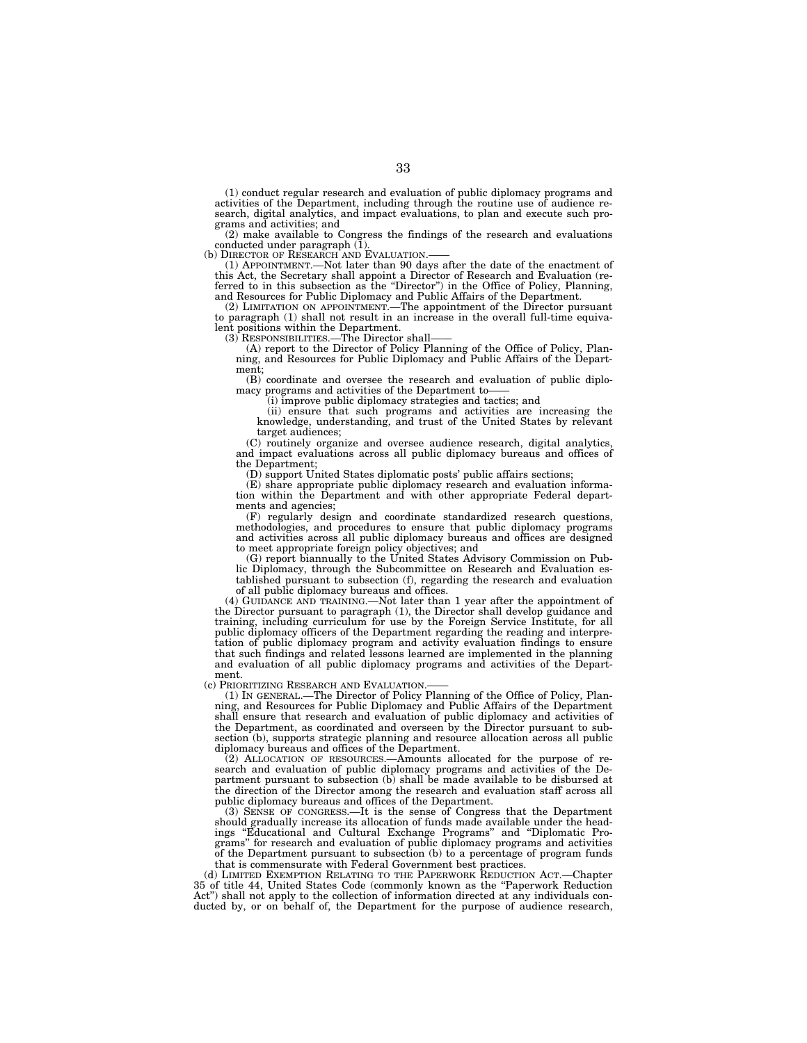(1) conduct regular research and evaluation of public diplomacy programs and activities of the Department, including through the routine use of audience research, digital analytics, and impact evaluations, to plan and execute such programs and activities; and

(2) make available to Congress the findings of the research and evaluations conducted under paragraph (1).

(b) DIRECTOR OF RESEARCH AND EVALUATION.——

(1) APPOINTMENT.—Not later than 90 days after the date of the enactment of this Act, the Secretary shall appoint a Director of Research and Evaluation (referred to in this subsection as the "Director") in the Office of Policy, Planning, and Resources for Public Diplomacy and Public Affairs of the Department.

(2) LIMITATION ON APPOINTMENT.—The appointment of the Director pursuant to paragraph (1) shall not result in an increase in the overall full-time equivalent positions within the Department.

(3) RESPONSIBILITIES.—The Director shall——

(A) report to the Director of Policy Planning of the Office of Policy, Planning, and Resources for Public Diplomacy and Public Affairs of the Department;

(B) coordinate and oversee the research and evaluation of public diplomacy programs and activities of the Department to——

(i) improve public diplomacy strategies and tactics; and

(ii) ensure that such programs and activities are increasing the knowledge, understanding, and trust of the United States by relevant target audiences;

(C) routinely organize and oversee audience research, digital analytics, and impact evaluations across all public diplomacy bureaus and offices of the Department;

(D) support United States diplomatic posts' public affairs sections;

(E) share appropriate public diplomacy research and evaluation information within the Department and with other appropriate Federal departments and agencies;

(F) regularly design and coordinate standardized research questions, methodologies, and procedures to ensure that public diplomacy programs and activities across all public diplomacy bureaus and offices are designed to meet appropriate foreign policy objectives; and

(G) report biannually to the United States Advisory Commission on Public Diplomacy, through the Subcommittee on Research and Evaluation established pursuant to subsection (f), regarding the research and evaluation of all public diplomacy bureaus and offices.

(4) GUIDANCE AND TRAINING.—Not later than 1 year after the appointment of the Director pursuant to paragraph (1), the Director shall develop guidance and training, including curriculum for use by the Foreign Service Institute, for all public diplomacy officers of the Department regarding the reading and interpretation of public diplomacy program and activity evaluation findings to ensure that such findings and related lessons learned are implemented in the planning and evaluation of all public diplomacy programs and activities of the Department.

(c) PRIORITIZING RESEARCH AND EVALUATION.——

(1) IN GENERAL.—The Director of Policy Planning of the Office of Policy, Planning, and Resources for Public Diplomacy and Public Affairs of the Department shall ensure that research and evaluation of public diplomacy and activities of the Department, as coordinated and overseen by the Director pursuant to subsection (b), supports strategic planning and resource allocation across all public diplomacy bureaus and offices of the Department.

(2) ALLOCATION OF RESOURCES.—Amounts allocated for the purpose of research and evaluation of public diplomacy programs and activities of the Department pursuant to subsection (b) shall be made available to be disbursed at the direction of the Director among the research and evaluation staff across all public diplomacy bureaus and offices of the Department.

(3) SENSE OF CONGRESS.—It is the sense of Congress that the Department should gradually increase its allocation of funds made available under the headings "Educational and Cultural Exchange Programs" and "Diplomatic Programs" for research and evaluation of public diplomacy programs and activities of the Department pursuant to subsection (b) to a percentage of program funds that is commensurate with Federal Government best practices.

(d) LIMITED EXEMPTION RELATING TO THE PAPERWORK REDUCTION ACT.—Chapter 35 of title 44, United States Code (commonly known as the "Paperwork Reduction Act") shall not apply to the collection of information directed at any individuals conducted by, or on behalf of, the Department for the purpose of audience research,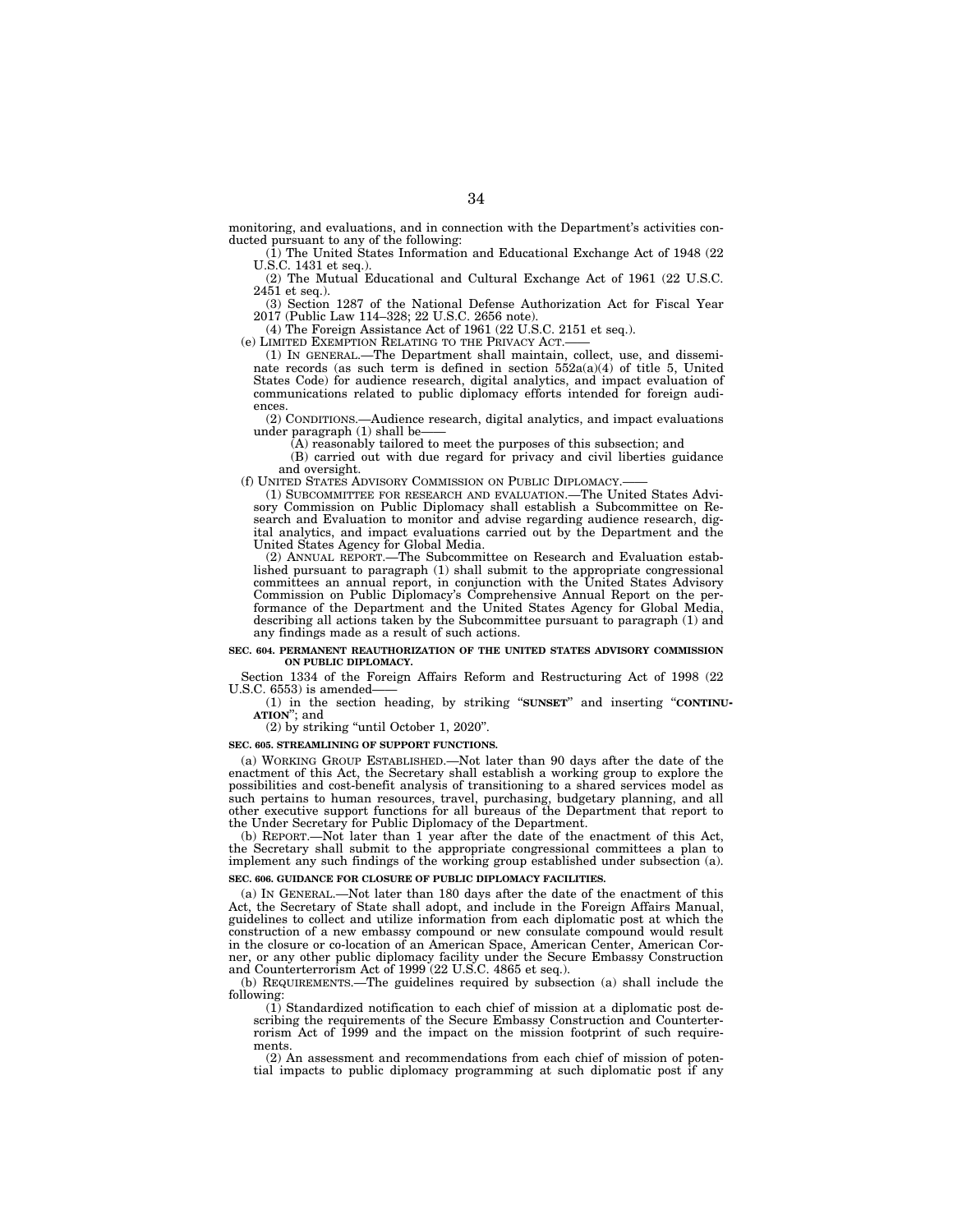monitoring, and evaluations, and in connection with the Department's activities conducted pursuant to any of the following:

(1) The United States Information and Educational Exchange Act of 1948 (22 U.S.C. 1431 et seq.).

(2) The Mutual Educational and Cultural Exchange Act of 1961 (22 U.S.C. 2451 et seq.).

(3) Section 1287 of the National Defense Authorization Act for Fiscal Year 2017 (Public Law 114–328; 22 U.S.C. 2656 note).

(4) The Foreign Assistance Act of 1961 (22 U.S.C. 2151 et seq.).

(e) LIMITED EXEMPTION RELATING TO THE PRIVACY ACT.——

(1) IN GENERAL.—The Department shall maintain, collect, use, and disseminate records (as such term is defined in section 552a(a)(4) of title 5, United States Code) for audience research, digital analytics, and impact evaluation of communications related to public diplomacy efforts intended for foreign audiences.

(2) CONDITIONS.—Audience research, digital analytics, and impact evaluations under paragraph (1) shall be——

(A) reasonably tailored to meet the purposes of this subsection; and

(B) carried out with due regard for privacy and civil liberties guidance and oversight.

(f) UNITED STATES ADVISORY COMMISSION ON PUBLIC DIPLOMACY.——

(1) SUBCOMMITTEE FOR RESEARCH AND EVALUATION.—The United States Advisory Commission on Public Diplomacy shall establish a Subcommittee on Research and Evaluation to monitor and advise regarding audience research, digital analytics, and impact evaluations carried out by the Department and the United States Agency for Global Media.

(2) ANNUAL REPORT.—The Subcommittee on Research and Evaluation established pursuant to paragraph (1) shall submit to the appropriate congressional committees an annual report, in conjunction with the United States Advisory Commission on Public Diplomacy's Comprehensive Annual Report on the performance of the Department and the United States Agency for Global Media, describing all actions taken by the Subcommittee pursuant to paragraph (1) and any findings made as a result of such actions.

**SEC. 604. PERMANENT REAUTHORIZATION OF THE UNITED STATES ADVISORY COMMISSION ON PUBLIC DIPLOMACY.**

Section 1334 of the Foreign Affairs Reform and Restructuring Act of 1998 (22 U.S.C. 6553) is amended——

(1) in the section heading, by striking "**SUNSET**" and inserting "**CONTINUATION**"; and

(2) by striking "until October 1, 2020".

**SEC. 605. STREAMLINING OF SUPPORT FUNCTIONS.**

(a) WORKING GROUP ESTABLISHED.—Not later than 90 days after the date of the enactment of this Act, the Secretary shall establish a working group to explore the possibilities and cost-benefit analysis of transitioning to a shared services model as such pertains to human resources, travel, purchasing, budgetary planning, and all other executive support functions for all bureaus of the Department that report to the Under Secretary for Public Diplomacy of the Department.

(b) REPORT.—Not later than 1 year after the date of the enactment of this Act, the Secretary shall submit to the appropriate congressional committees a plan to implement any such findings of the working group established under subsection (a).

**SEC. 606. GUIDANCE FOR CLOSURE OF PUBLIC DIPLOMACY FACILITIES.**

(a) IN GENERAL.—Not later than 180 days after the date of the enactment of this Act, the Secretary of State shall adopt, and include in the Foreign Affairs Manual, guidelines to collect and utilize information from each diplomatic post at which the construction of a new embassy compound or new consulate compound would result in the closure or co-location of an American Space, American Center, American Corner, or any other public diplomacy facility under the Secure Embassy Construction and Counterterrorism Act of 1999 (22 U.S.C. 4865 et seq.).

(b) REQUIREMENTS.—The guidelines required by subsection (a) shall include the following:

(1) Standardized notification to each chief of mission at a diplomatic post describing the requirements of the Secure Embassy Construction and Counterterrorism Act of 1999 and the impact on the mission footprint of such requirements.

(2) An assessment and recommendations from each chief of mission of potential impacts to public diplomacy programming at such diplomatic post if any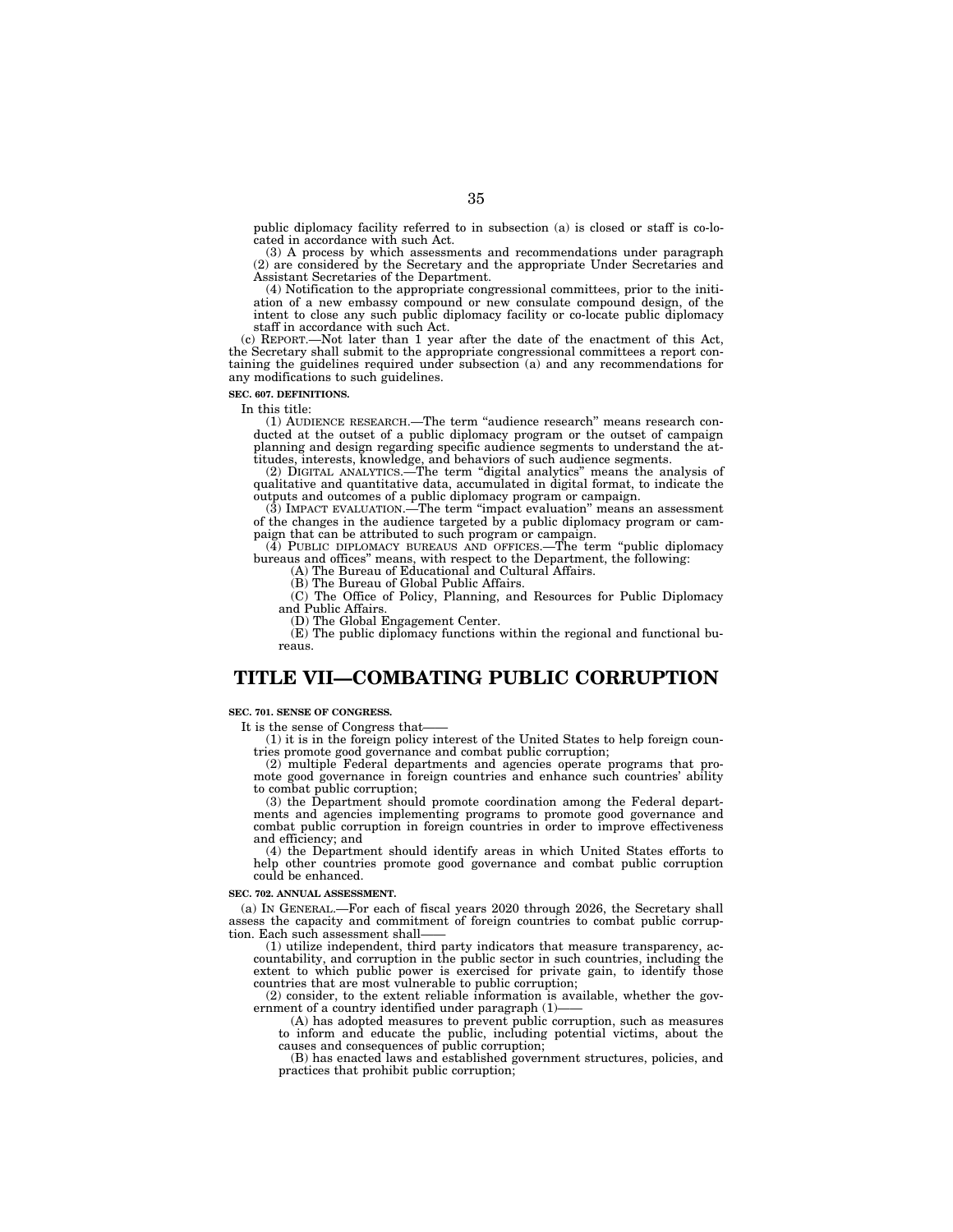public diplomacy facility referred to in subsection (a) is closed or staff is co-located in accordance with such Act.

(3) A process by which assessments and recommendations under paragraph (2) are considered by the Secretary and the appropriate Under Secretaries and Assistant Secretaries of the Department.

(4) Notification to the appropriate congressional committees, prior to the initiation of a new embassy compound or new consulate compound design, of the intent to close any such public diplomacy facility or co-locate public diplomacy staff in accordance with such Act.

(c) REPORT.—Not later than 1 year after the date of the enactment of this Act, the Secretary shall submit to the appropriate congressional committees a report containing the guidelines required under subsection (a) and any recommendations for any modifications to such guidelines.

**SEC. 607. DEFINITIONS.**

In this title:

(1) AUDIENCE RESEARCH.—The term "audience research" means research conducted at the outset of a public diplomacy program or the outset of campaign planning and design regarding specific audience segments to understand the attitudes, interests, knowledge, and behaviors of such audience segments.

(2) DIGITAL ANALYTICS.—The term "digital analytics" means the analysis of qualitative and quantitative data, accumulated in digital format, to indicate the outputs and outcomes of a public diplomacy program or campaign.

(3) IMPACT EVALUATION.—The term "impact evaluation" means an assessment of the changes in the audience targeted by a public diplomacy program or campaign that can be attributed to such program or campaign.

(4) PUBLIC DIPLOMACY BUREAUS AND OFFICES.—The term "public diplomacy bureaus and offices" means, with respect to the Department, the following:

(A) The Bureau of Educational and Cultural Affairs.

(B) The Bureau of Global Public Affairs.

(C) The Office of Policy, Planning, and Resources for Public Diplomacy and Public Affairs.

(D) The Global Engagement Center.

(E) The public diplomacy functions within the regional and functional bureaus.

# TITLE VII—COMBATING PUBLIC CORRUPTION

**SEC. 701. SENSE OF CONGRESS.**

It is the sense of Congress that——

(1) it is in the foreign policy interest of the United States to help foreign countries promote good governance and combat public corruption;

(2) multiple Federal departments and agencies operate programs that promote good governance in foreign countries and enhance such countries' ability to combat public corruption;

(3) the Department should promote coordination among the Federal departments and agencies implementing programs to promote good governance and combat public corruption in foreign countries in order to improve effectiveness and efficiency; and

(4) the Department should identify areas in which United States efforts to help other countries promote good governance and combat public corruption could be enhanced.

**SEC. 702. ANNUAL ASSESSMENT.**

(a) IN GENERAL.—For each of fiscal years 2020 through 2026, the Secretary shall assess the capacity and commitment of foreign countries to combat public corruption. Each such assessment shall——

(1) utilize independent, third party indicators that measure transparency, accountability, and corruption in the public sector in such countries, including the extent to which public power is exercised for private gain, to identify those countries that are most vulnerable to public corruption;

(2) consider, to the extent reliable information is available, whether the government of a country identified under paragraph (1)——

(A) has adopted measures to prevent public corruption, such as measures to inform and educate the public, including potential victims, about the causes and consequences of public corruption;

(B) has enacted laws and established government structures, policies, and practices that prohibit public corruption;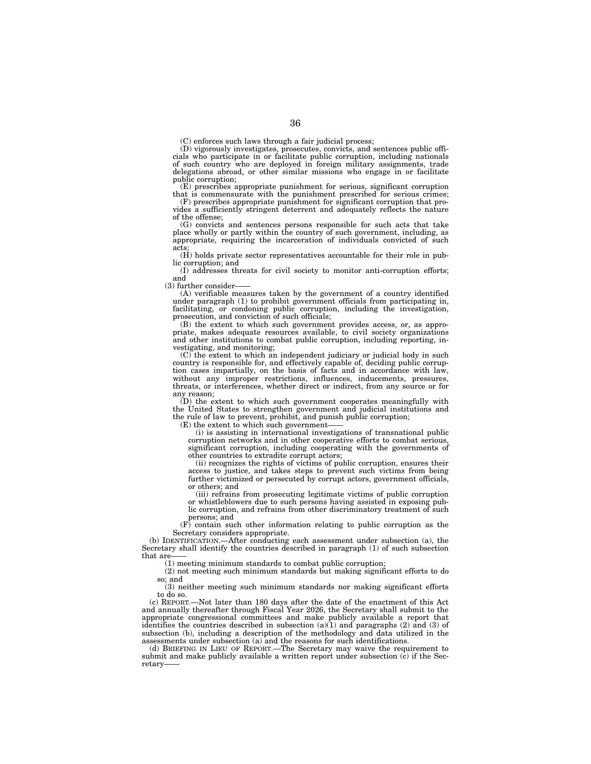(C) enforces such laws through a fair judicial process;

(D) vigorously investigates, prosecutes, convicts, and sentences public officials who participate in or facilitate public corruption, including nationals of such country who are deployed in foreign military assignments, trade delegations abroad, or other similar missions who engage in or facilitate public corruption;

(E) prescribes appropriate punishment for serious, significant corruption that is commensurate with the punishment prescribed for serious crimes;

(F) prescribes appropriate punishment for significant corruption that provides a sufficiently stringent deterrent and adequately reflects the nature of the offense;

(G) convicts and sentences persons responsible for such acts that take place wholly or partly within the country of such government, including, as appropriate, requiring the incarceration of individuals convicted of such acts;

(H) holds private sector representatives accountable for their role in public corruption; and

(I) addresses threats for civil society to monitor anti-corruption efforts; and

(3) further consider——

(A) verifiable measures taken by the government of a country identified under paragraph (1) to prohibit government officials from participating in, facilitating, or condoning public corruption, including the investigation, prosecution, and conviction of such officials;

(B) the extent to which such government provides access, or, as appropriate, makes adequate resources available, to civil society organizations and other institutions to combat public corruption, including reporting, investigating, and monitoring;

(C) the extent to which an independent judiciary or judicial body in such country is responsible for, and effectively capable of, deciding public corruption cases impartially, on the basis of facts and in accordance with law, without any improper restrictions, influences, inducements, pressures, threats, or interferences, whether direct or indirect, from any source or for any reason;

(D) the extent to which such government cooperates meaningfully with the United States to strengthen government and judicial institutions and the rule of law to prevent, prohibit, and punish public corruption;

(E) the extent to which such government——

(i) is assisting in international investigations of transnational public corruption networks and in other cooperative efforts to combat serious, significant corruption, including cooperating with the governments of other countries to extradite corrupt actors;

(ii) recognizes the rights of victims of public corruption, ensures their access to justice, and takes steps to prevent such victims from being further victimized or persecuted by corrupt actors, government officials, or others; and

(iii) refrains from prosecuting legitimate victims of public corruption or whistleblowers due to such persons having assisted in exposing public corruption, and refrains from other discriminatory treatment of such persons; and

(F) contain such other information relating to public corruption as the Secretary considers appropriate.

(b) IDENTIFICATION.—After conducting each assessment under subsection (a), the Secretary shall identify the countries described in paragraph (1) of such subsection that are——

(1) meeting minimum standards to combat public corruption;

(2) not meeting such minimum standards but making significant efforts to do so; and

(3) neither meeting such minimum standards nor making significant efforts to do so.

(c) REPORT.—Not later than 180 days after the date of the enactment of this Act and annually thereafter through Fiscal Year 2026, the Secretary shall submit to the appropriate congressional committees and make publicly available a report that identifies the countries described in subsection (a)(1) and paragraphs (2) and (3) of subsection (b), including a description of the methodology and data utilized in the assessments under subsection (a) and the reasons for such identifications.

(d) BRIEFING IN LIEU OF REPORT.—The Secretary may waive the requirement to submit and make publicly available a written report under subsection (c) if the Secretary——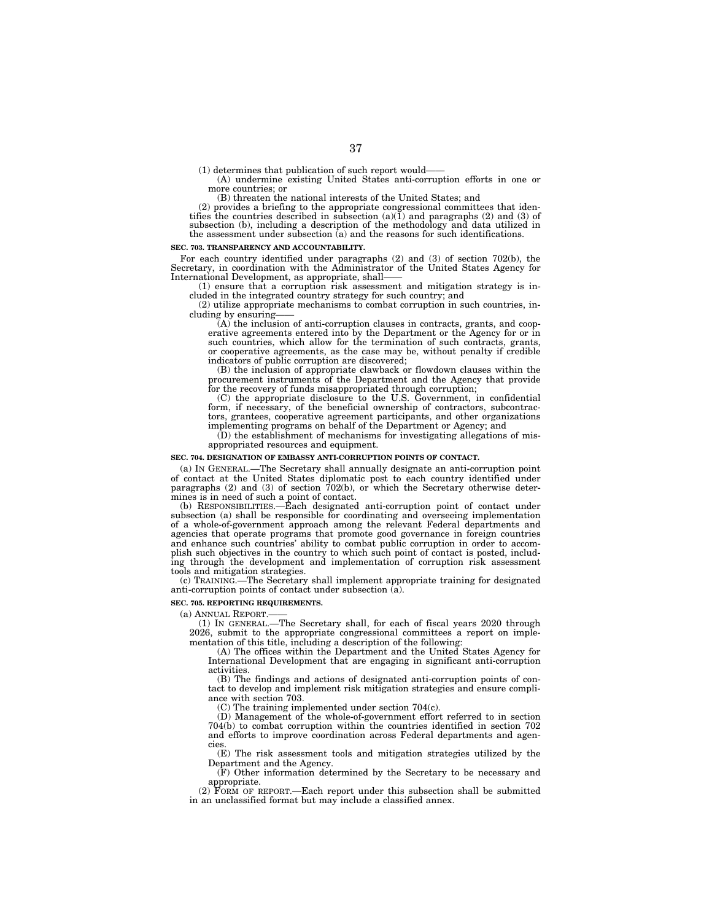(1) determines that publication of such report would——

(A) undermine existing United States anti-corruption efforts in one or more countries; or

(B) threaten the national interests of the United States; and

(2) provides a briefing to the appropriate congressional committees that identifies the countries described in subsection (a)(1) and paragraphs (2) and (3) of subsection (b), including a description of the methodology and data utilized in the assessment under subsection (a) and the reasons for such identifications.

**SEC. 703. TRANSPARENCY AND ACCOUNTABILITY.**

For each country identified under paragraphs (2) and (3) of section 702(b), the Secretary, in coordination with the Administrator of the United States Agency for International Development, as appropriate, shall——

(1) ensure that a corruption risk assessment and mitigation strategy is included in the integrated country strategy for such country; and

(2) utilize appropriate mechanisms to combat corruption in such countries, including by ensuring——

(A) the inclusion of anti-corruption clauses in contracts, grants, and cooperative agreements entered into by the Department or the Agency for or in such countries, which allow for the termination of such contracts, grants, or cooperative agreements, as the case may be, without penalty if credible indicators of public corruption are discovered;

(B) the inclusion of appropriate clawback or flowdown clauses within the procurement instruments of the Department and the Agency that provide for the recovery of funds misappropriated through corruption;

(C) the appropriate disclosure to the U.S. Government, in confidential form, if necessary, of the beneficial ownership of contractors, subcontractors, grantees, cooperative agreement participants, and other organizations implementing programs on behalf of the Department or Agency; and

(D) the establishment of mechanisms for investigating allegations of misappropriated resources and equipment.

**SEC. 704. DESIGNATION OF EMBASSY ANTI-CORRUPTION POINTS OF CONTACT.**

(a) IN GENERAL.—The Secretary shall annually designate an anti-corruption point of contact at the United States diplomatic post to each country identified under paragraphs (2) and (3) of section 702(b), or which the Secretary otherwise determines is in need of such a point of contact.

(b) RESPONSIBILITIES.—Each designated anti-corruption point of contact under subsection (a) shall be responsible for coordinating and overseeing implementation of a whole-of-government approach among the relevant Federal departments and agencies that operate programs that promote good governance in foreign countries and enhance such countries' ability to combat public corruption in order to accomplish such objectives in the country to which such point of contact is posted, including through the development and implementation of corruption risk assessment tools and mitigation strategies.

(c) TRAINING.—The Secretary shall implement appropriate training for designated anti-corruption points of contact under subsection (a).

**SEC. 705. REPORTING REQUIREMENTS.**

(a) ANNUAL REPORT.——

(1) IN GENERAL.—The Secretary shall, for each of fiscal years 2020 through 2026, submit to the appropriate congressional committees a report on implementation of this title, including a description of the following:

(A) The offices within the Department and the United States Agency for International Development that are engaging in significant anti-corruption activities.

(B) The findings and actions of designated anti-corruption points of contact to develop and implement risk mitigation strategies and ensure compliance with section 703.

(C) The training implemented under section 704(c).

(D) Management of the whole-of-government effort referred to in section 704(b) to combat corruption within the countries identified in section 702 and efforts to improve coordination across Federal departments and agencies.

(E) The risk assessment tools and mitigation strategies utilized by the Department and the Agency.

(F) Other information determined by the Secretary to be necessary and appropriate.

(2) FORM OF REPORT.—Each report under this subsection shall be submitted in an unclassified format but may include a classified annex.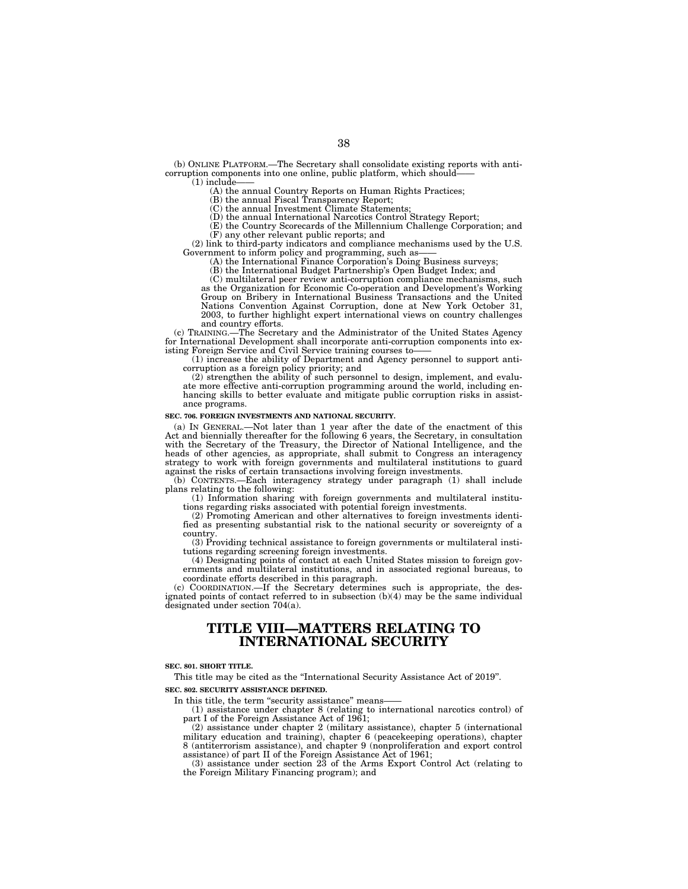(b) ONLINE PLATFORM.—The Secretary shall consolidate existing reports with anti-corruption components into one online, public platform, which should——

(1) include——

(A) the annual Country Reports on Human Rights Practices;

(B) the annual Fiscal Transparency Report;

(C) the annual Investment Climate Statements;

(D) the annual International Narcotics Control Strategy Report;

(E) the Country Scorecards of the Millennium Challenge Corporation; and

(F) any other relevant public reports; and

(2) link to third-party indicators and compliance mechanisms used by the U.S. Government to inform policy and programming, such as——

(A) the International Finance Corporation's Doing Business surveys;

(B) the International Budget Partnership's Open Budget Index; and

(C) multilateral peer review anti-corruption compliance mechanisms, such as the Organization for Economic Co-operation and Development's Working Group on Bribery in International Business Transactions and the United Nations Convention Against Corruption, done at New York October 31, 2003, to further highlight expert international views on country challenges and country efforts.

(c) TRAINING.—The Secretary and the Administrator of the United States Agency for International Development shall incorporate anti-corruption components into existing Foreign Service and Civil Service training courses to——

(1) increase the ability of Department and Agency personnel to support anti-corruption as a foreign policy priority; and

(2) strengthen the ability of such personnel to design, implement, and evaluate more effective anti-corruption programming around the world, including enhancing skills to better evaluate and mitigate public corruption risks in assistance programs.

**SEC. 706. FOREIGN INVESTMENTS AND NATIONAL SECURITY.**

(a) IN GENERAL.—Not later than 1 year after the date of the enactment of this Act and biennially thereafter for the following 6 years, the Secretary, in consultation with the Secretary of the Treasury, the Director of National Intelligence, and the heads of other agencies, as appropriate, shall submit to Congress an interagency strategy to work with foreign governments and multilateral institutions to guard against the risks of certain transactions involving foreign investments.

(b) CONTENTS.—Each interagency strategy under paragraph (1) shall include plans relating to the following:

(1) Information sharing with foreign governments and multilateral institutions regarding risks associated with potential foreign investments.

(2) Promoting American and other alternatives to foreign investments identified as presenting substantial risk to the national security or sovereignty of a country.

(3) Providing technical assistance to foreign governments or multilateral institutions regarding screening foreign investments.

(4) Designating points of contact at each United States mission to foreign governments and multilateral institutions, and in associated regional bureaus, to coordinate efforts described in this paragraph.

(c) COORDINATION.—If the Secretary determines such is appropriate, the designated points of contact referred to in subsection (b)(4) may be the same individual designated under section 704(a).

# TITLE VIII—MATTERS RELATING TO INTERNATIONAL SECURITY

**SEC. 801. SHORT TITLE.**

This title may be cited as the "International Security Assistance Act of 2019".

**SEC. 802. SECURITY ASSISTANCE DEFINED.**

In this title, the term "security assistance" means——

(1) assistance under chapter 8 (relating to international narcotics control) of part I of the Foreign Assistance Act of 1961;

(2) assistance under chapter 2 (military assistance), chapter 5 (international military education and training), chapter 6 (peacekeeping operations), chapter 8 (antiterrorism assistance), and chapter 9 (nonproliferation and export control assistance) of part II of the Foreign Assistance Act of 1961;

(3) assistance under section 23 of the Arms Export Control Act (relating to the Foreign Military Financing program); and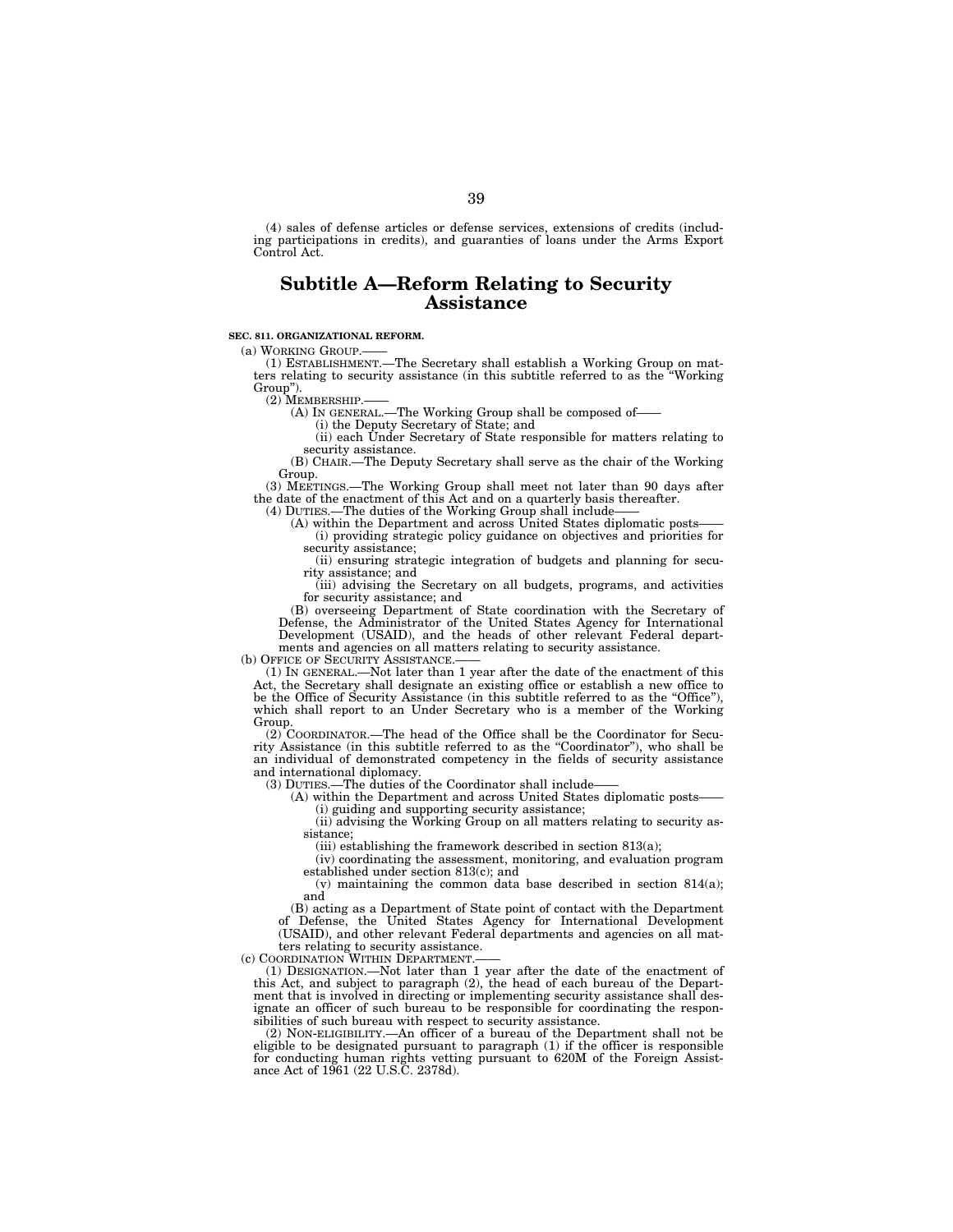(4) sales of defense articles or defense services, extensions of credits (including participations in credits), and guaranties of loans under the Arms Export Control Act.

## Subtitle A—Reform Relating to Security Assistance

**SEC. 811. ORGANIZATIONAL REFORM.**

(a) WORKING GROUP.——

(1) ESTABLISHMENT.—The Secretary shall establish a Working Group on matters relating to security assistance (in this subtitle referred to as the "Working Group").

(2) MEMBERSHIP.——

(A) IN GENERAL.—The Working Group shall be composed of——

(i) the Deputy Secretary of State; and

(ii) each Under Secretary of State responsible for matters relating to security assistance.

(B) CHAIR.—The Deputy Secretary shall serve as the chair of the Working Group.

(3) MEETINGS.—The Working Group shall meet not later than 90 days after the date of the enactment of this Act and on a quarterly basis thereafter.

(4) DUTIES.—The duties of the Working Group shall include——

(A) within the Department and across United States diplomatic posts——

(i) providing strategic policy guidance on objectives and priorities for security assistance;

(ii) ensuring strategic integration of budgets and planning for security assistance; and

(iii) advising the Secretary on all budgets, programs, and activities for security assistance; and

(B) overseeing Department of State coordination with the Secretary of Defense, the Administrator of the United States Agency for International Development (USAID), and the heads of other relevant Federal departments and agencies on all matters relating to security assistance.

(b) OFFICE OF SECURITY ASSISTANCE.——

(1) IN GENERAL.—Not later than 1 year after the date of the enactment of this Act, the Secretary shall designate an existing office or establish a new office to be the Office of Security Assistance (in this subtitle referred to as the "Office"), which shall report to an Under Secretary who is a member of the Working Group.

(2) COORDINATOR.—The head of the Office shall be the Coordinator for Security Assistance (in this subtitle referred to as the "Coordinator"), who shall be an individual of demonstrated competency in the fields of security assistance and international diplomacy.

(3) DUTIES.—The duties of the Coordinator shall include——

(A) within the Department and across United States diplomatic posts——

(i) guiding and supporting security assistance;

(ii) advising the Working Group on all matters relating to security assistance;

(iii) establishing the framework described in section 813(a);

(iv) coordinating the assessment, monitoring, and evaluation program established under section 813(c); and

(v) maintaining the common data base described in section 814(a); and

(B) acting as a Department of State point of contact with the Department of Defense, the United States Agency for International Development (USAID), and other relevant Federal departments and agencies on all matters relating to security assistance.

(c) COORDINATION WITHIN DEPARTMENT.——

(1) DESIGNATION.—Not later than 1 year after the date of the enactment of this Act, and subject to paragraph (2), the head of each bureau of the Department that is involved in directing or implementing security assistance shall designate an officer of such bureau to be responsible for coordinating the responsibilities of such bureau with respect to security assistance.

(2) NON-ELIGIBILITY.—An officer of a bureau of the Department shall not be eligible to be designated pursuant to paragraph (1) if the officer is responsible for conducting human rights vetting pursuant to 620M of the Foreign Assistance Act of 1961 (22 U.S.C. 2378d).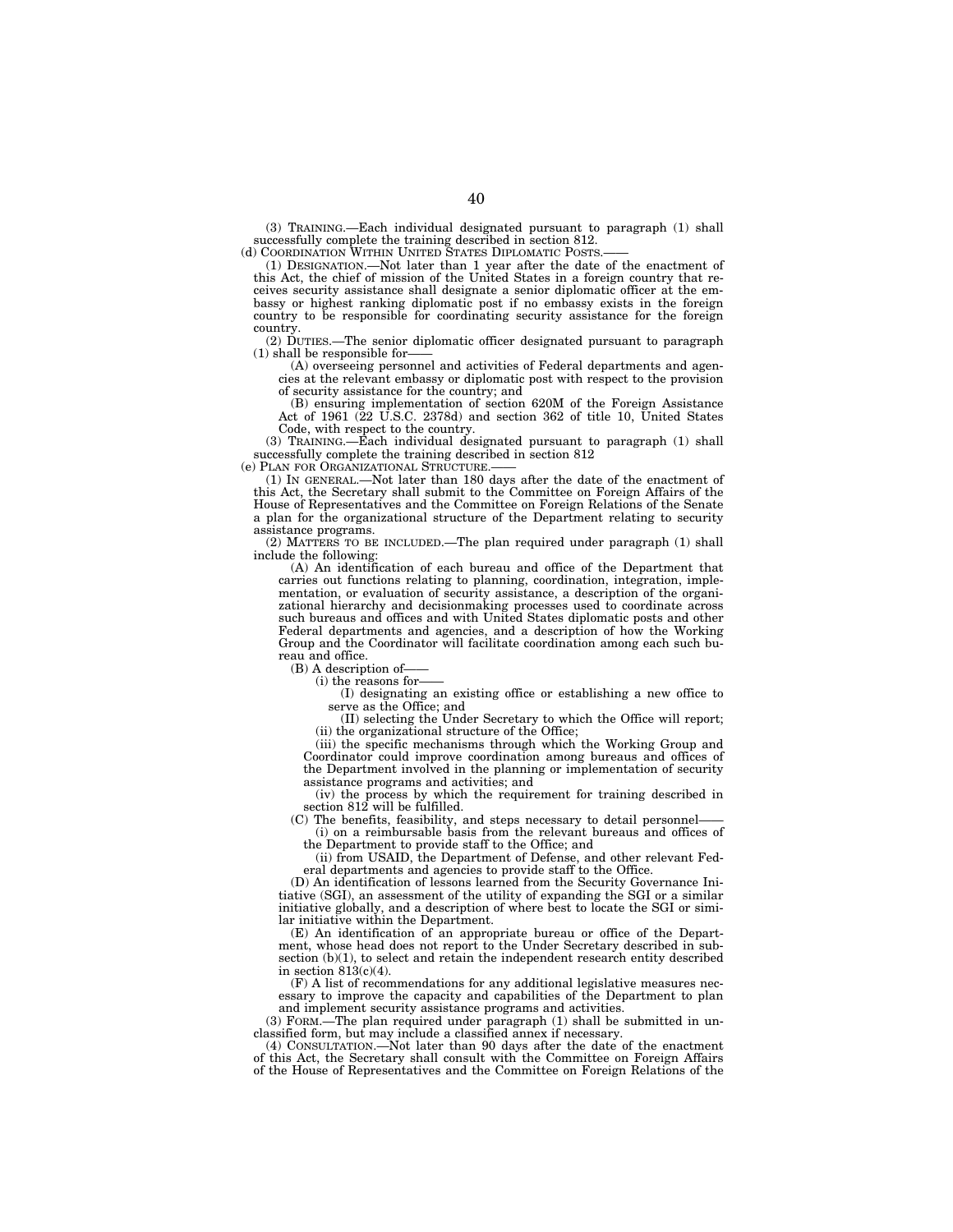(3) TRAINING.—Each individual designated pursuant to paragraph (1) shall successfully complete the training described in section 812.

(d) COORDINATION WITHIN UNITED STATES DIPLOMATIC POSTS.——

(1) DESIGNATION.—Not later than 1 year after the date of the enactment of this Act, the chief of mission of the United States in a foreign country that receives security assistance shall designate a senior diplomatic officer at the embassy or highest ranking diplomatic post if no embassy exists in the foreign country to be responsible for coordinating security assistance for the foreign country.

(2) DUTIES.—The senior diplomatic officer designated pursuant to paragraph (1) shall be responsible for——

(A) overseeing personnel and activities of Federal departments and agencies at the relevant embassy or diplomatic post with respect to the provision of security assistance for the country; and

(B) ensuring implementation of section 620M of the Foreign Assistance Act of 1961 (22 U.S.C. 2378d) and section 362 of title 10, United States Code, with respect to the country.

(3) TRAINING.—Each individual designated pursuant to paragraph (1) shall successfully complete the training described in section 812

(e) PLAN FOR ORGANIZATIONAL STRUCTURE.——

(1) IN GENERAL.—Not later than 180 days after the date of the enactment of this Act, the Secretary shall submit to the Committee on Foreign Affairs of the House of Representatives and the Committee on Foreign Relations of the Senate a plan for the organizational structure of the Department relating to security assistance programs.

(2) MATTERS TO BE INCLUDED.—The plan required under paragraph (1) shall include the following:

(A) An identification of each bureau and office of the Department that carries out functions relating to planning, coordination, integration, implementation, or evaluation of security assistance, a description of the organizational hierarchy and decisionmaking processes used to coordinate across such bureaus and offices and with United States diplomatic posts and other Federal departments and agencies, and a description of how the Working Group and the Coordinator will facilitate coordination among each such bureau and office.

(B) A description of——

(i) the reasons for——

(I) designating an existing office or establishing a new office to serve as the Office; and

(II) selecting the Under Secretary to which the Office will report;

(ii) the organizational structure of the Office;

(iii) the specific mechanisms through which the Working Group and Coordinator could improve coordination among bureaus and offices of the Department involved in the planning or implementation of security assistance programs and activities; and

(iv) the process by which the requirement for training described in section 812 will be fulfilled.

(C) The benefits, feasibility, and steps necessary to detail personnel——

(i) on a reimbursable basis from the relevant bureaus and offices of the Department to provide staff to the Office; and

(ii) from USAID, the Department of Defense, and other relevant Federal departments and agencies to provide staff to the Office.

(D) An identification of lessons learned from the Security Governance Initiative (SGI), an assessment of the utility of expanding the SGI or a similar initiative globally, and a description of where best to locate the SGI or similar initiative within the Department.

(E) An identification of an appropriate bureau or office of the Department, whose head does not report to the Under Secretary described in subsection (b)(1), to select and retain the independent research entity described in section 813(c)(4).

(F) A list of recommendations for any additional legislative measures necessary to improve the capacity and capabilities of the Department to plan and implement security assistance programs and activities.

(3) FORM.—The plan required under paragraph (1) shall be submitted in unclassified form, but may include a classified annex if necessary.

(4) CONSULTATION.—Not later than 90 days after the date of the enactment of this Act, the Secretary shall consult with the Committee on Foreign Affairs of the House of Representatives and the Committee on Foreign Relations of the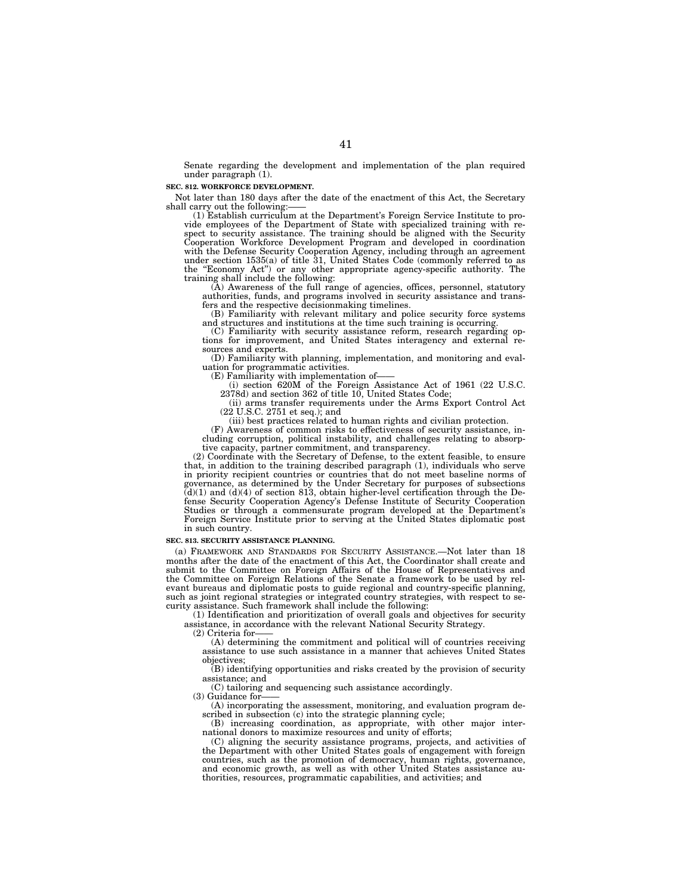Senate regarding the development and implementation of the plan required under paragraph (1).

**SEC. 812. WORKFORCE DEVELOPMENT.**

Not later than 180 days after the date of the enactment of this Act, the Secretary shall carry out the following:——

(1) Establish curriculum at the Department's Foreign Service Institute to provide employees of the Department of State with specialized training with respect to security assistance. The training should be aligned with the Security Cooperation Workforce Development Program and developed in coordination with the Defense Security Cooperation Agency, including through an agreement under section 1535(a) of title 31, United States Code (commonly referred to as the "Economy Act") or any other appropriate agency-specific authority. The training shall include the following:

(A) Awareness of the full range of agencies, offices, personnel, statutory authorities, funds, and programs involved in security assistance and transfers and the respective decisionmaking timelines.

(B) Familiarity with relevant military and police security force systems and structures and institutions at the time such training is occurring.

(C) Familiarity with security assistance reform, research regarding options for improvement, and United States interagency and external resources and experts.

(D) Familiarity with planning, implementation, and monitoring and evaluation for programmatic activities.

(E) Familiarity with implementation of——

(i) section 620M of the Foreign Assistance Act of 1961 (22 U.S.C. 2378d) and section 362 of title 10, United States Code;

(ii) arms transfer requirements under the Arms Export Control Act (22 U.S.C. 2751 et seq.); and

(iii) best practices related to human rights and civilian protection.

(F) Awareness of common risks to effectiveness of security assistance, including corruption, political instability, and challenges relating to absorptive capacity, partner commitment, and transparency.

(2) Coordinate with the Secretary of Defense, to the extent feasible, to ensure that, in addition to the training described paragraph (1), individuals who serve in priority recipient countries or countries that do not meet baseline norms of governance, as determined by the Under Secretary for purposes of subsections (d)(1) and (d)(4) of section 813, obtain higher-level certification through the Defense Security Cooperation Agency's Defense Institute of Security Cooperation Studies or through a commensurate program developed at the Department's Foreign Service Institute prior to serving at the United States diplomatic post in such country.

**SEC. 813. SECURITY ASSISTANCE PLANNING.**

(a) FRAMEWORK AND STANDARDS FOR SECURITY ASSISTANCE.—Not later than 18 months after the date of the enactment of this Act, the Coordinator shall create and submit to the Committee on Foreign Affairs of the House of Representatives and the Committee on Foreign Relations of the Senate a framework to be used by relevant bureaus and diplomatic posts to guide regional and country-specific planning, such as joint regional strategies or integrated country strategies, with respect to security assistance. Such framework shall include the following:

(1) Identification and prioritization of overall goals and objectives for security assistance, in accordance with the relevant National Security Strategy.

(2) Criteria for——

(A) determining the commitment and political will of countries receiving assistance to use such assistance in a manner that achieves United States objectives;

(B) identifying opportunities and risks created by the provision of security assistance; and

(C) tailoring and sequencing such assistance accordingly.

(3) Guidance for——

(A) incorporating the assessment, monitoring, and evaluation program described in subsection (c) into the strategic planning cycle;

(B) increasing coordination, as appropriate, with other major international donors to maximize resources and unity of efforts;

(C) aligning the security assistance programs, projects, and activities of the Department with other United States goals of engagement with foreign countries, such as the promotion of democracy, human rights, governance, and economic growth, as well as with other United States assistance authorities, resources, programmatic capabilities, and activities; and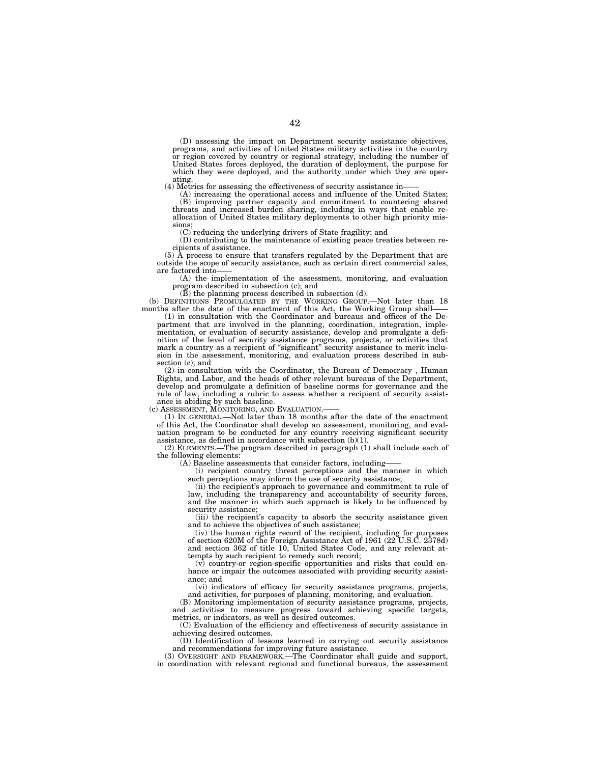(D) assessing the impact on Department security assistance objectives, programs, and activities of United States military activities in the country or region covered by country or regional strategy, including the number of United States forces deployed, the duration of deployment, the purpose for which they were deployed, and the authority under which they are operating.

(4) Metrics for assessing the effectiveness of security assistance in——

(A) increasing the operational access and influence of the United States;

(B) improving partner capacity and commitment to countering shared threats and increased burden sharing, including in ways that enable reallocation of United States military deployments to other high priority missions;

(C) reducing the underlying drivers of State fragility; and

(D) contributing to the maintenance of existing peace treaties between recipients of assistance.

(5) A process to ensure that transfers regulated by the Department that are outside the scope of security assistance, such as certain direct commercial sales, are factored into——

(A) the implementation of the assessment, monitoring, and evaluation program described in subsection (c); and

(B) the planning process described in subsection (d).

(b) DEFINITIONS PROMULGATED BY THE WORKING GROUP.—Not later than 18 months after the date of the enactment of this Act, the Working Group shall——

(1) in consultation with the Coordinator and bureaus and offices of the Department that are involved in the planning, coordination, integration, implementation, or evaluation of security assistance, develop and promulgate a definition of the level of security assistance programs, projects, or activities that mark a country as a recipient of "significant" security assistance to merit inclusion in the assessment, monitoring, and evaluation process described in subsection (c); and

(2) in consultation with the Coordinator, the Bureau of Democracy , Human Rights, and Labor, and the heads of other relevant bureaus of the Department, develop and promulgate a definition of baseline norms for governance and the rule of law, including a rubric to assess whether a recipient of security assistance is abiding by such baseline.

(c) ASSESSMENT, MONITORING, AND EVALUATION.——

(1) IN GENERAL.—Not later than 18 months after the date of the enactment of this Act, the Coordinator shall develop an assessment, monitoring, and evaluation program to be conducted for any country receiving significant security assistance, as defined in accordance with subsection (b)(1).

(2) ELEMENTS.—The program described in paragraph (1) shall include each of the following elements:

(A) Baseline assessments that consider factors, including——

(i) recipient country threat perceptions and the manner in which such perceptions may inform the use of security assistance;

(ii) the recipient's approach to governance and commitment to rule of law, including the transparency and accountability of security forces, and the manner in which such approach is likely to be influenced by security assistance;

(iii) the recipient's capacity to absorb the security assistance given and to achieve the objectives of such assistance;

(iv) the human rights record of the recipient, including for purposes of section 620M of the Foreign Assistance Act of 1961 (22 U.S.C. 2378d) and section 362 of title 10, United States Code, and any relevant attempts by such recipient to remedy such record;

(v) country-or region-specific opportunities and risks that could enhance or impair the outcomes associated with providing security assistance; and

(vi) indicators of efficacy for security assistance programs, projects, and activities, for purposes of planning, monitoring, and evaluation.

(B) Monitoring implementation of security assistance programs, projects, and activities to measure progress toward achieving specific targets, metrics, or indicators, as well as desired outcomes.

(C) Evaluation of the efficiency and effectiveness of security assistance in achieving desired outcomes.

(D) Identification of lessons learned in carrying out security assistance and recommendations for improving future assistance.

(3) OVERSIGHT AND FRAMEWORK.—The Coordinator shall guide and support, in coordination with relevant regional and functional bureaus, the assessment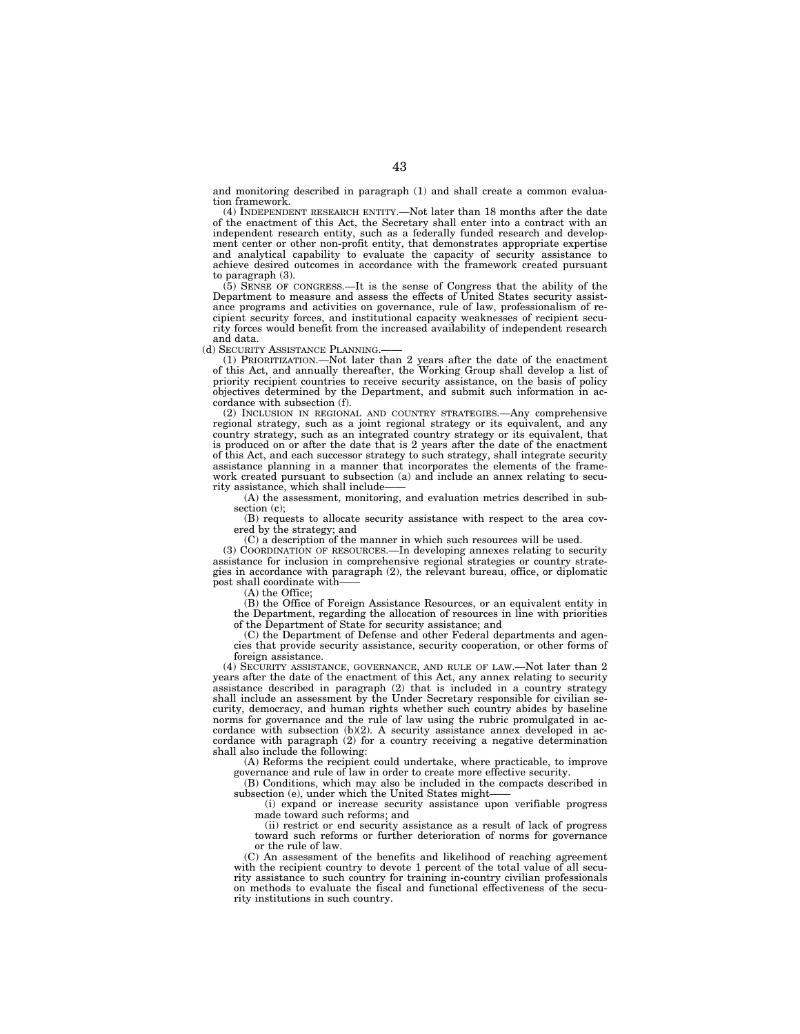and monitoring described in paragraph (1) and shall create a common evaluation framework.

(4) INDEPENDENT RESEARCH ENTITY.—Not later than 18 months after the date of the enactment of this Act, the Secretary shall enter into a contract with an independent research entity, such as a federally funded research and development center or other non-profit entity, that demonstrates appropriate expertise and analytical capability to evaluate the capacity of security assistance to achieve desired outcomes in accordance with the framework created pursuant to paragraph (3).

(5) SENSE OF CONGRESS.—It is the sense of Congress that the ability of the Department to measure and assess the effects of United States security assistance programs and activities on governance, rule of law, professionalism of recipient security forces, and institutional capacity weaknesses of recipient security forces would benefit from the increased availability of independent research and data.

(d) SECURITY ASSISTANCE PLANNING.——

(1) PRIORITIZATION.—Not later than 2 years after the date of the enactment of this Act, and annually thereafter, the Working Group shall develop a list of priority recipient countries to receive security assistance, on the basis of policy objectives determined by the Department, and submit such information in accordance with subsection (f).

(2) INCLUSION IN REGIONAL AND COUNTRY STRATEGIES.—Any comprehensive regional strategy, such as a joint regional strategy or its equivalent, and any country strategy, such as an integrated country strategy or its equivalent, that is produced on or after the date that is 2 years after the date of the enactment of this Act, and each successor strategy to such strategy, shall integrate security assistance planning in a manner that incorporates the elements of the framework created pursuant to subsection (a) and include an annex relating to security assistance, which shall include——

(A) the assessment, monitoring, and evaluation metrics described in subsection (c);

(B) requests to allocate security assistance with respect to the area covered by the strategy; and

(C) a description of the manner in which such resources will be used.

(3) COORDINATION OF RESOURCES.—In developing annexes relating to security assistance for inclusion in comprehensive regional strategies or country strategies in accordance with paragraph (2), the relevant bureau, office, or diplomatic post shall coordinate with——

(A) the Office;

(B) the Office of Foreign Assistance Resources, or an equivalent entity in the Department, regarding the allocation of resources in line with priorities of the Department of State for security assistance; and

(C) the Department of Defense and other Federal departments and agencies that provide security assistance, security cooperation, or other forms of foreign assistance.

(4) SECURITY ASSISTANCE, GOVERNANCE, AND RULE OF LAW.—Not later than 2 years after the date of the enactment of this Act, any annex relating to security assistance described in paragraph (2) that is included in a country strategy shall include an assessment by the Under Secretary responsible for civilian security, democracy, and human rights whether such country abides by baseline norms for governance and the rule of law using the rubric promulgated in accordance with subsection (b)(2). A security assistance annex developed in accordance with paragraph (2) for a country receiving a negative determination shall also include the following:

(A) Reforms the recipient could undertake, where practicable, to improve governance and rule of law in order to create more effective security.

(B) Conditions, which may also be included in the compacts described in subsection (e), under which the United States might——

(i) expand or increase security assistance upon verifiable progress made toward such reforms; and

(ii) restrict or end security assistance as a result of lack of progress toward such reforms or further deterioration of norms for governance or the rule of law.

(C) An assessment of the benefits and likelihood of reaching agreement with the recipient country to devote 1 percent of the total value of all security assistance to such country for training in-country civilian professionals on methods to evaluate the fiscal and functional effectiveness of the security institutions in such country.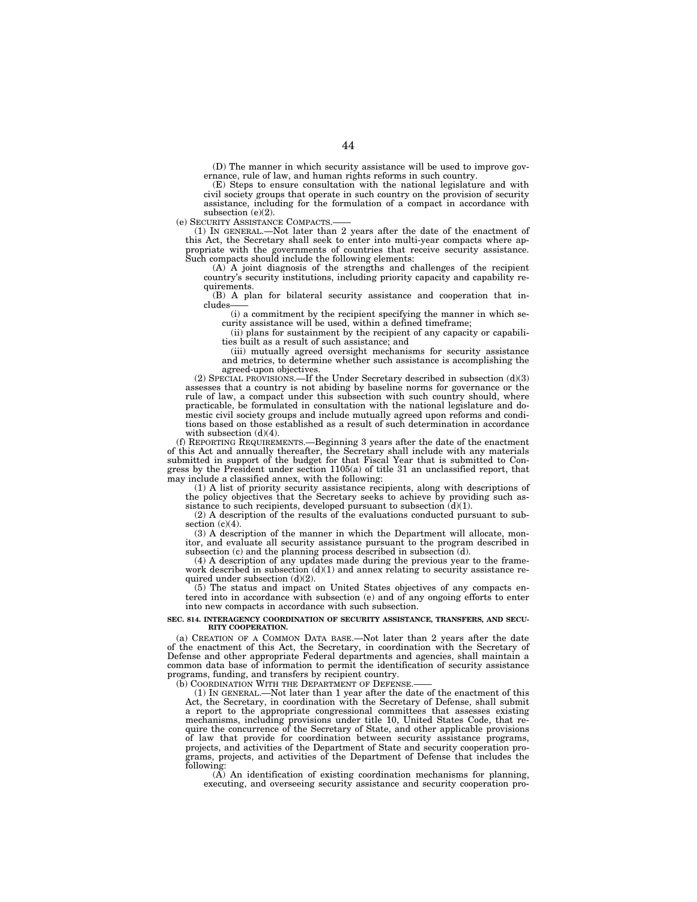(D) The manner in which security assistance will be used to improve governance, rule of law, and human rights reforms in such country.

(E) Steps to ensure consultation with the national legislature and with civil society groups that operate in such country on the provision of security assistance, including for the formulation of a compact in accordance with subsection (e)(2).

(e) SECURITY ASSISTANCE COMPACTS.——

(1) IN GENERAL.—Not later than 2 years after the date of the enactment of this Act, the Secretary shall seek to enter into multi-year compacts where appropriate with the governments of countries that receive security assistance. Such compacts should include the following elements:

(A) A joint diagnosis of the strengths and challenges of the recipient country's security institutions, including priority capacity and capability requirements.

(B) A plan for bilateral security assistance and cooperation that includes——

(i) a commitment by the recipient specifying the manner in which security assistance will be used, within a defined timeframe;

(ii) plans for sustainment by the recipient of any capacity or capabilities built as a result of such assistance; and

(iii) mutually agreed oversight mechanisms for security assistance and metrics, to determine whether such assistance is accomplishing the agreed-upon objectives.

(2) SPECIAL PROVISIONS.—If the Under Secretary described in subsection (d)(3) assesses that a country is not abiding by baseline norms for governance or the rule of law, a compact under this subsection with such country should, where practicable, be formulated in consultation with the national legislature and domestic civil society groups and include mutually agreed upon reforms and conditions based on those established as a result of such determination in accordance with subsection (d)(4).

(f) REPORTING REQUIREMENTS.—Beginning 3 years after the date of the enactment of this Act and annually thereafter, the Secretary shall include with any materials submitted in support of the budget for that Fiscal Year that is submitted to Congress by the President under section 1105(a) of title 31 an unclassified report, that may include a classified annex, with the following:

(1) A list of priority security assistance recipients, along with descriptions of the policy objectives that the Secretary seeks to achieve by providing such assistance to such recipients, developed pursuant to subsection (d)(1).

(2) A description of the results of the evaluations conducted pursuant to subsection (c)(4).

(3) A description of the manner in which the Department will allocate, monitor, and evaluate all security assistance pursuant to the program described in subsection (c) and the planning process described in subsection (d).

(4) A description of any updates made during the previous year to the framework described in subsection (d)(1) and annex relating to security assistance required under subsection (d)(2).

(5) The status and impact on United States objectives of any compacts entered into in accordance with subsection (e) and of any ongoing efforts to enter into new compacts in accordance with such subsection.

**SEC. 814. INTERAGENCY COORDINATION OF SECURITY ASSISTANCE, TRANSFERS, AND SECURITY COOPERATION.**

(a) CREATION OF A COMMON DATA BASE.—Not later than 2 years after the date of the enactment of this Act, the Secretary, in coordination with the Secretary of Defense and other appropriate Federal departments and agencies, shall maintain a common data base of information to permit the identification of security assistance programs, funding, and transfers by recipient country.

(b) COORDINATION WITH THE DEPARTMENT OF DEFENSE.——

(1) IN GENERAL.—Not later than 1 year after the date of the enactment of this Act, the Secretary, in coordination with the Secretary of Defense, shall submit a report to the appropriate congressional committees that assesses existing mechanisms, including provisions under title 10, United States Code, that require the concurrence of the Secretary of State, and other applicable provisions of law that provide for coordination between security assistance programs, projects, and activities of the Department of State and security cooperation programs, projects, and activities of the Department of Defense that includes the following:

(A) An identification of existing coordination mechanisms for planning, executing, and overseeing security assistance and security cooperation pro-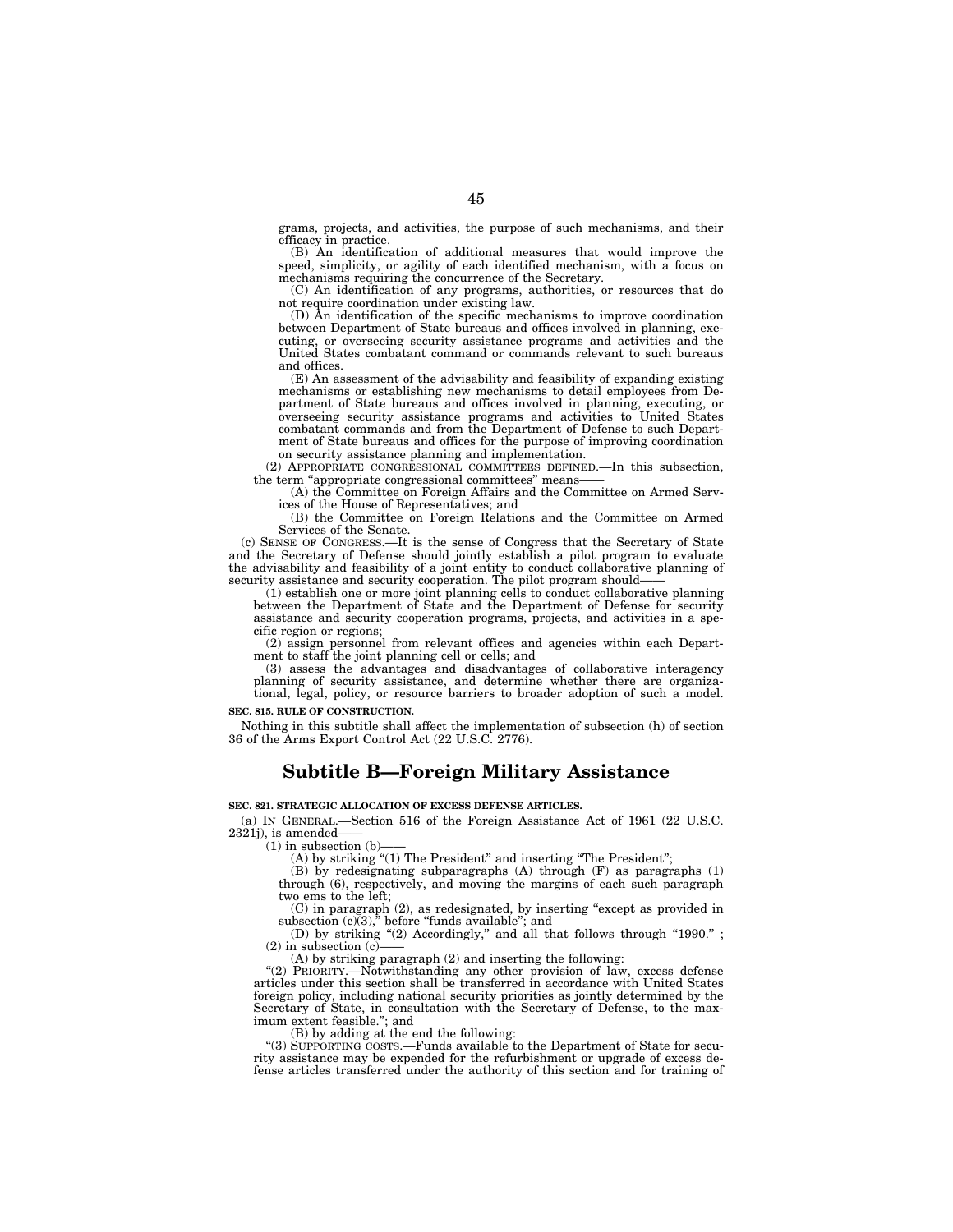grams, projects, and activities, the purpose of such mechanisms, and their efficacy in practice.

(B) An identification of additional measures that would improve the speed, simplicity, or agility of each identified mechanism, with a focus on mechanisms requiring the concurrence of the Secretary.

(C) An identification of any programs, authorities, or resources that do not require coordination under existing law.

(D) An identification of the specific mechanisms to improve coordination between Department of State bureaus and offices involved in planning, executing, or overseeing security assistance programs and activities and the United States combatant command or commands relevant to such bureaus and offices.

(E) An assessment of the advisability and feasibility of expanding existing mechanisms or establishing new mechanisms to detail employees from Department of State bureaus and offices involved in planning, executing, or overseeing security assistance programs and activities to United States combatant commands and from the Department of Defense to such Department of State bureaus and offices for the purpose of improving coordination on security assistance planning and implementation.

(2) APPROPRIATE CONGRESSIONAL COMMITTEES DEFINED.—In this subsection, the term "appropriate congressional committees" means——

(A) the Committee on Foreign Affairs and the Committee on Armed Services of the House of Representatives; and

(B) the Committee on Foreign Relations and the Committee on Armed Services of the Senate.

(c) SENSE OF CONGRESS.—It is the sense of Congress that the Secretary of State and the Secretary of Defense should jointly establish a pilot program to evaluate the advisability and feasibility of a joint entity to conduct collaborative planning of security assistance and security cooperation. The pilot program should——

(1) establish one or more joint planning cells to conduct collaborative planning between the Department of State and the Department of Defense for security assistance and security cooperation programs, projects, and activities in a specific region or regions;

(2) assign personnel from relevant offices and agencies within each Department to staff the joint planning cell or cells; and

(3) assess the advantages and disadvantages of collaborative interagency planning of security assistance, and determine whether there are organizational, legal, policy, or resource barriers to broader adoption of such a model.

**SEC. 815. RULE OF CONSTRUCTION.**

Nothing in this subtitle shall affect the implementation of subsection (h) of section 36 of the Arms Export Control Act (22 U.S.C. 2776).

# Subtitle B—Foreign Military Assistance

**SEC. 821. STRATEGIC ALLOCATION OF EXCESS DEFENSE ARTICLES.**

(a) IN GENERAL.—Section 516 of the Foreign Assistance Act of 1961 (22 U.S.C. 2321j), is amended——

(1) in subsection (b)——

(A) by striking "(1) The President" and inserting "The President";

(B) by redesignating subparagraphs (A) through (F) as paragraphs (1) through (6), respectively, and moving the margins of each such paragraph two ems to the left;

(C) in paragraph (2), as redesignated, by inserting "except as provided in subsection (c)(3)," before "funds available"; and

(D) by striking "(2) Accordingly," and all that follows through "1990." ;

(2) in subsection (c)——

(A) by striking paragraph (2) and inserting the following:

"(2) PRIORITY.—Notwithstanding any other provision of law, excess defense articles under this section shall be transferred in accordance with United States foreign policy, including national security priorities as jointly determined by the Secretary of State, in consultation with the Secretary of Defense, to the maximum extent feasible."; and

(B) by adding at the end the following:

"(3) SUPPORTING COSTS.—Funds available to the Department of State for security assistance may be expended for the refurbishment or upgrade of excess defense articles transferred under the authority of this section and for training of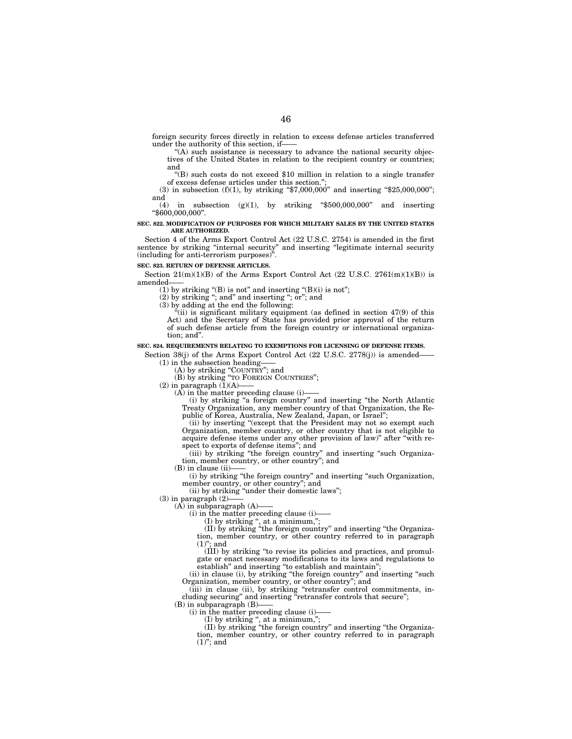foreign security forces directly in relation to excess defense articles transferred under the authority of this section, if——

"(A) such assistance is necessary to advance the national security objectives of the United States in relation to the recipient country or countries; and

"(B) such costs do not exceed $10 million in relation to a single transfer of excess defense articles under this section.";

(3) in subsection (f)(1), by striking "$7,000,000" and inserting "$25,000,000"; and

(4) in subsection (g)(1), by striking "$500,000,000" and inserting "$600,000,000".

**SEC. 822. MODIFICATION OF PURPOSES FOR WHICH MILITARY SALES BY THE UNITED STATES ARE AUTHORIZED.**

Section 4 of the Arms Export Control Act (22 U.S.C. 2754) is amended in the first sentence by striking "internal security" and inserting "legitimate internal security (including for anti-terrorism purposes)".

**SEC. 823. RETURN OF DEFENSE ARTICLES.**

Section 21(m)(1)(B) of the Arms Export Control Act (22 U.S.C. 2761(m)(1)(B)) is amended——

(1) by striking "(B) is not" and inserting "(B)(i) is not";

(2) by striking "; and" and inserting "; or"; and

(3) by adding at the end the following:

"(ii) is significant military equipment (as defined in section 47(9) of this Act) and the Secretary of State has provided prior approval of the return of such defense article from the foreign country or international organization; and".

**SEC. 824. REQUIREMENTS RELATING TO EXEMPTIONS FOR LICENSING OF DEFENSE ITEMS.**

Section 38(j) of the Arms Export Control Act (22 U.S.C. 2778(j)) is amended——

(1) in the subsection heading——

(A) by striking "COUNTRY"; and

(B) by striking "TO FOREIGN COUNTRIES";

(2) in paragraph (1)(A)——

(A) in the matter preceding clause (i)——

(i) by striking "a foreign country" and inserting "the North Atlantic Treaty Organization, any member country of that Organization, the Republic of Korea, Australia, New Zealand, Japan, or Israel";

(ii) by inserting "(except that the President may not so exempt such Organization, member country, or other country that is not eligible to acquire defense items under any other provision of law)" after "with respect to exports of defense items"; and

(iii) by striking "the foreign country" and inserting "such Organization, member country, or other country"; and

(B) in clause (ii)——

(i) by striking "the foreign country" and inserting "such Organization, member country, or other country"; and

(ii) by striking "under their domestic laws";

(3) in paragraph (2)——

(A) in subparagraph (A)——

(i) in the matter preceding clause (i)——

(I) by striking ", at a minimum,";

(II) by striking "the foreign country" and inserting "the Organization, member country, or other country referred to in paragraph (1)"; and

(III) by striking "to revise its policies and practices, and promulgate or enact necessary modifications to its laws and regulations to establish" and inserting "to establish and maintain";

(ii) in clause (i), by striking "the foreign country" and inserting "such Organization, member country, or other country"; and

(iii) in clause (ii), by striking "retransfer control commitments, including securing" and inserting "retransfer controls that secure";

(B) in subparagraph (B)——

(i) in the matter preceding clause (i)——

(I) by striking ", at a minimum,";

(II) by striking "the foreign country" and inserting "the Organization, member country, or other country referred to in paragraph (1)"; and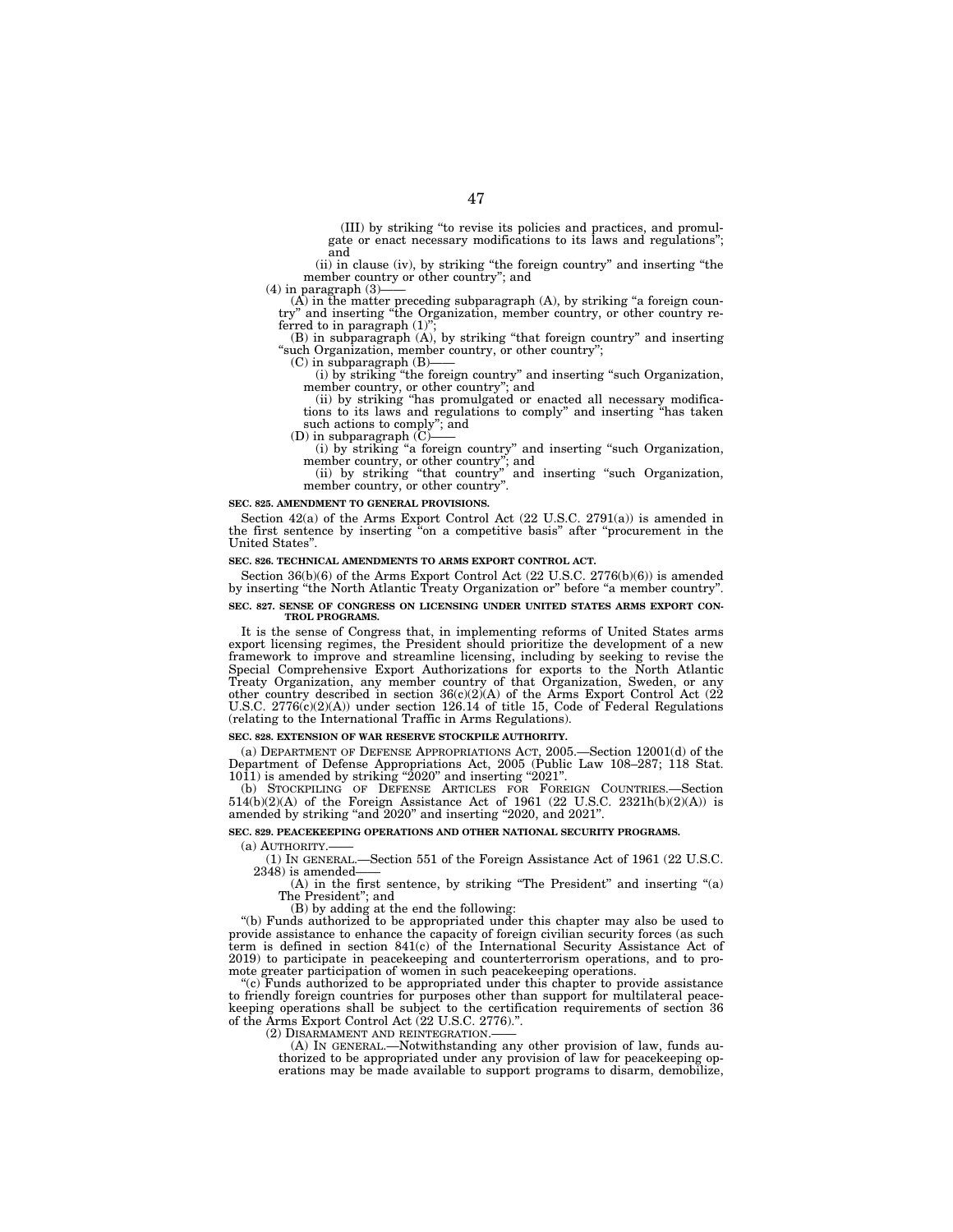(III) by striking "to revise its policies and practices, and promulgate or enact necessary modifications to its laws and regulations"; and

(ii) in clause (iv), by striking "the foreign country" and inserting "the member country or other country"; and

(4) in paragraph (3)——

(A) in the matter preceding subparagraph (A), by striking "a foreign country" and inserting "the Organization, member country, or other country referred to in paragraph (1)";

(B) in subparagraph (A), by striking "that foreign country" and inserting "such Organization, member country, or other country";

(C) in subparagraph (B)——

(i) by striking "the foreign country" and inserting "such Organization, member country, or other country"; and

(ii) by striking "has promulgated or enacted all necessary modifications to its laws and regulations to comply" and inserting "has taken such actions to comply"; and

(D) in subparagraph (C)——

(i) by striking "a foreign country" and inserting "such Organization, member country, or other country"; and

(ii) by striking "that country" and inserting "such Organization, member country, or other country".

**SEC. 825. AMENDMENT TO GENERAL PROVISIONS.**

Section 42(a) of the Arms Export Control Act (22 U.S.C. 2791(a)) is amended in the first sentence by inserting "on a competitive basis" after "procurement in the United States".

**SEC. 826. TECHNICAL AMENDMENTS TO ARMS EXPORT CONTROL ACT.**

Section 36(b)(6) of the Arms Export Control Act (22 U.S.C. 2776(b)(6)) is amended by inserting "the North Atlantic Treaty Organization or" before "a member country".

**SEC. 827. SENSE OF CONGRESS ON LICENSING UNDER UNITED STATES ARMS EXPORT CONTROL PROGRAMS.**

It is the sense of Congress that, in implementing reforms of United States arms export licensing regimes, the President should prioritize the development of a new framework to improve and streamline licensing, including by seeking to revise the Special Comprehensive Export Authorizations for exports to the North Atlantic Treaty Organization, any member country of that Organization, Sweden, or any other country described in section 36(c)(2)(A) of the Arms Export Control Act (22 U.S.C. 2776(c)(2)(A)) under section 126.14 of title 15, Code of Federal Regulations (relating to the International Traffic in Arms Regulations).

**SEC. 828. EXTENSION OF WAR RESERVE STOCKPILE AUTHORITY.**

(a) DEPARTMENT OF DEFENSE APPROPRIATIONS ACT, 2005.—Section 12001(d) of the Department of Defense Appropriations Act, 2005 (Public Law 108–287; 118 Stat. 1011) is amended by striking "2020" and inserting "2021".

(b) STOCKPILING OF DEFENSE ARTICLES FOR FOREIGN COUNTRIES.—Section 514(b)(2)(A) of the Foreign Assistance Act of 1961 (22 U.S.C. 2321h(b)(2)(A)) is amended by striking "and 2020" and inserting "2020, and 2021".

**SEC. 829. PEACEKEEPING OPERATIONS AND OTHER NATIONAL SECURITY PROGRAMS.**

(a) AUTHORITY.——

(1) IN GENERAL.—Section 551 of the Foreign Assistance Act of 1961 (22 U.S.C. 2348) is amended——

(A) in the first sentence, by striking "The President" and inserting "(a) The President"; and

(B) by adding at the end the following:

"(b) Funds authorized to be appropriated under this chapter may also be used to provide assistance to enhance the capacity of foreign civilian security forces (as such term is defined in section 841(c) of the International Security Assistance Act of 2019) to participate in peacekeeping and counterterrorism operations, and to promote greater participation of women in such peacekeeping operations.

"(c) Funds authorized to be appropriated under this chapter to provide assistance to friendly foreign countries for purposes other than support for multilateral peacekeeping operations shall be subject to the certification requirements of section 36 of the Arms Export Control Act (22 U.S.C. 2776).".

(2) DISARMAMENT AND REINTEGRATION.——

(A) IN GENERAL.—Notwithstanding any other provision of law, funds authorized to be appropriated under any provision of law for peacekeeping operations may be made available to support programs to disarm, demobilize,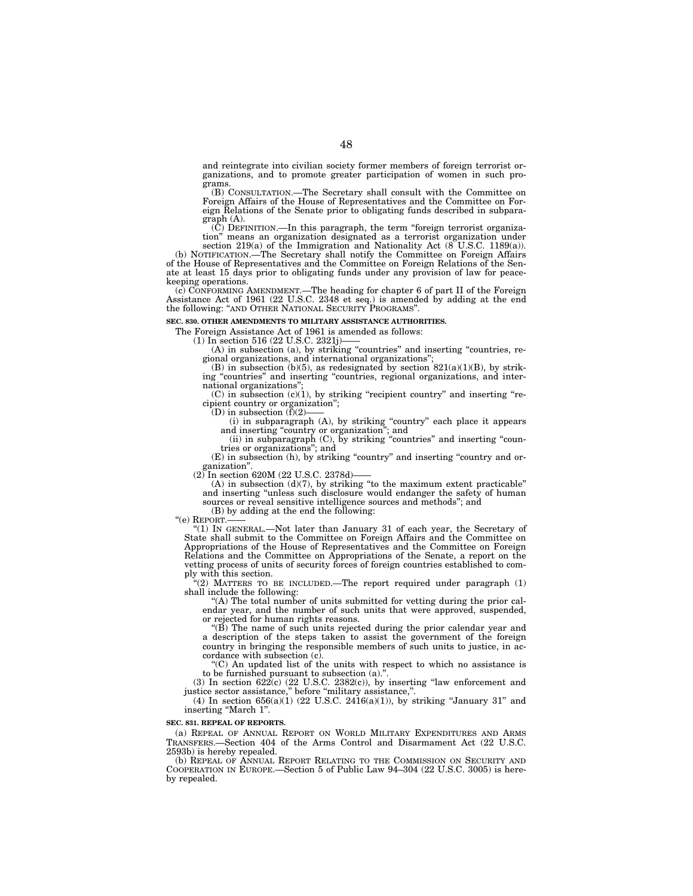and reintegrate into civilian society former members of foreign terrorist organizations, and to promote greater participation of women in such programs.

(B) CONSULTATION.—The Secretary shall consult with the Committee on Foreign Affairs of the House of Representatives and the Committee on Foreign Relations of the Senate prior to obligating funds described in subparagraph (A).

(C) DEFINITION.—In this paragraph, the term "foreign terrorist organization" means an organization designated as a terrorist organization under section 219(a) of the Immigration and Nationality Act (8 U.S.C. 1189(a)).

(b) NOTIFICATION.—The Secretary shall notify the Committee on Foreign Affairs of the House of Representatives and the Committee on Foreign Relations of the Senate at least 15 days prior to obligating funds under any provision of law for peacekeeping operations.

(c) CONFORMING AMENDMENT.—The heading for chapter 6 of part II of the Foreign Assistance Act of 1961 (22 U.S.C. 2348 et seq.) is amended by adding at the end the following: "AND OTHER NATIONAL SECURITY PROGRAMS".

**SEC. 830. OTHER AMENDMENTS TO MILITARY ASSISTANCE AUTHORITIES.**

The Foreign Assistance Act of 1961 is amended as follows:

(1) In section 516 (22 U.S.C. 2321j)——

(A) in subsection (a), by striking "countries" and inserting "countries, regional organizations, and international organizations";

(B) in subsection (b)(5), as redesignated by section 821(a)(1)(B), by striking "countries" and inserting "countries, regional organizations, and international organizations";

(C) in subsection (c)(1), by striking "recipient country" and inserting "recipient country or organization";

(D) in subsection (f)(2)——

(i) in subparagraph (A), by striking "country" each place it appears and inserting "country or organization"; and

(ii) in subparagraph (C), by striking "countries" and inserting "countries or organizations"; and

(E) in subsection (h), by striking "country" and inserting "country and organization".

(2) In section 620M (22 U.S.C. 2378d)——

(A) in subsection (d)(7), by striking "to the maximum extent practicable" and inserting "unless such disclosure would endanger the safety of human sources or reveal sensitive intelligence sources and methods"; and

(B) by adding at the end the following:

"(e) REPORT.——

"(1) IN GENERAL.—Not later than January 31 of each year, the Secretary of State shall submit to the Committee on Foreign Affairs and the Committee on Appropriations of the House of Representatives and the Committee on Foreign Relations and the Committee on Appropriations of the Senate, a report on the vetting process of units of security forces of foreign countries established to comply with this section.

"(2) MATTERS TO BE INCLUDED.—The report required under paragraph (1) shall include the following:

"(A) The total number of units submitted for vetting during the prior calendar year, and the number of such units that were approved, suspended, or rejected for human rights reasons.

"(B) The name of such units rejected during the prior calendar year and a description of the steps taken to assist the government of the foreign country in bringing the responsible members of such units to justice, in accordance with subsection (c).

"(C) An updated list of the units with respect to which no assistance is to be furnished pursuant to subsection (a).".

(3) In section 622(c) (22 U.S.C. 2382(c)), by inserting "law enforcement and justice sector assistance," before "military assistance,".

(4) In section 656(a)(1) (22 U.S.C. 2416(a)(1)), by striking "January 31" and inserting "March 1".

**SEC. 831. REPEAL OF REPORTS.**

(a) REPEAL OF ANNUAL REPORT ON WORLD MILITARY EXPENDITURES AND ARMS TRANSFERS.—Section 404 of the Arms Control and Disarmament Act (22 U.S.C. 2593b) is hereby repealed.

(b) REPEAL OF ANNUAL REPORT RELATING TO THE COMMISSION ON SECURITY AND COOPERATION IN EUROPE.—Section 5 of Public Law 94–304 (22 U.S.C. 3005) is hereby repealed.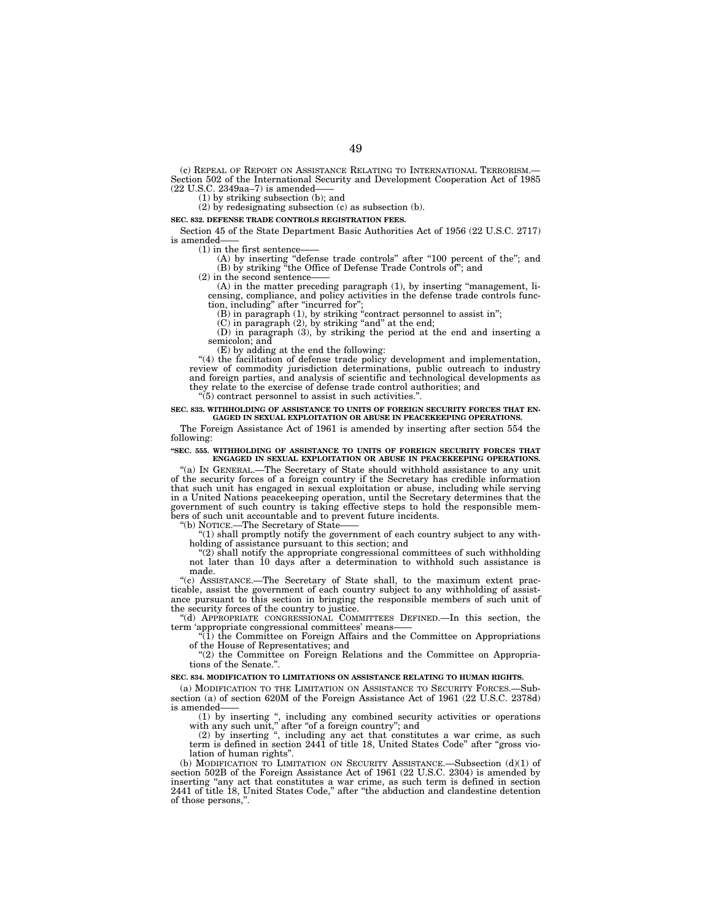(c) REPEAL OF REPORT ON ASSISTANCE RELATING TO INTERNATIONAL TERRORISM.—Section 502 of the International Security and Development Cooperation Act of 1985 (22 U.S.C. 2349aa–7) is amended——

(1) by striking subsection (b); and

(2) by redesignating subsection (c) as subsection (b).

**SEC. 832. DEFENSE TRADE CONTROLS REGISTRATION FEES.**

Section 45 of the State Department Basic Authorities Act of 1956 (22 U.S.C. 2717) is amended——

(1) in the first sentence——

(A) by inserting "defense trade controls" after "100 percent of the"; and

(B) by striking "the Office of Defense Trade Controls of"; and

(2) in the second sentence——

(A) in the matter preceding paragraph (1), by inserting "management, licensing, compliance, and policy activities in the defense trade controls function, including" after "incurred for";

(B) in paragraph (1), by striking "contract personnel to assist in";

(C) in paragraph (2), by striking "and" at the end;

(D) in paragraph (3), by striking the period at the end and inserting a semicolon; and

(E) by adding at the end the following:

"(4) the facilitation of defense trade policy development and implementation, review of commodity jurisdiction determinations, public outreach to industry and foreign parties, and analysis of scientific and technological developments as they relate to the exercise of defense trade control authorities; and

"(5) contract personnel to assist in such activities.".

**SEC. 833. WITHHOLDING OF ASSISTANCE TO UNITS OF FOREIGN SECURITY FORCES THAT ENGAGED IN SEXUAL EXPLOITATION OR ABUSE IN PEACEKEEPING OPERATIONS.**

The Foreign Assistance Act of 1961 is amended by inserting after section 554 the following:

**"SEC. 555. WITHHOLDING OF ASSISTANCE TO UNITS OF FOREIGN SECURITY FORCES THAT ENGAGED IN SEXUAL EXPLOITATION OR ABUSE IN PEACEKEEPING OPERATIONS.**

"(a) IN GENERAL.—The Secretary of State should withhold assistance to any unit of the security forces of a foreign country if the Secretary has credible information that such unit has engaged in sexual exploitation or abuse, including while serving in a United Nations peacekeeping operation, until the Secretary determines that the government of such country is taking effective steps to hold the responsible members of such unit accountable and to prevent future incidents.

"(b) NOTICE.—The Secretary of State——

"(1) shall promptly notify the government of each country subject to any withholding of assistance pursuant to this section; and

"(2) shall notify the appropriate congressional committees of such withholding not later than 10 days after a determination to withhold such assistance is made.

"(c) ASSISTANCE.—The Secretary of State shall, to the maximum extent practicable, assist the government of each country subject to any withholding of assistance pursuant to this section in bringing the responsible members of such unit of the security forces of the country to justice.

"(d) APPROPRIATE CONGRESSIONAL COMMITTEES DEFINED.—In this section, the term 'appropriate congressional committees' means——

"(1) the Committee on Foreign Affairs and the Committee on Appropriations of the House of Representatives; and

"(2) the Committee on Foreign Relations and the Committee on Appropriations of the Senate.".

**SEC. 834. MODIFICATION TO LIMITATIONS ON ASSISTANCE RELATING TO HUMAN RIGHTS.**

(a) MODIFICATION TO THE LIMITATION ON ASSISTANCE TO SECURITY FORCES.—Subsection (a) of section 620M of the Foreign Assistance Act of 1961 (22 U.S.C. 2378d) is amended——

(1) by inserting ", including any combined security activities or operations with any such unit," after "of a foreign country"; and

(2) by inserting ", including any act that constitutes a war crime, as such term is defined in section 2441 of title 18, United States Code" after "gross violation of human rights".

(b) MODIFICATION TO LIMITATION ON SECURITY ASSISTANCE.—Subsection (d)(1) of section 502B of the Foreign Assistance Act of 1961 (22 U.S.C. 2304) is amended by inserting "any act that constitutes a war crime, as such term is defined in section 2441 of title 18, United States Code," after "the abduction and clandestine detention of those persons,".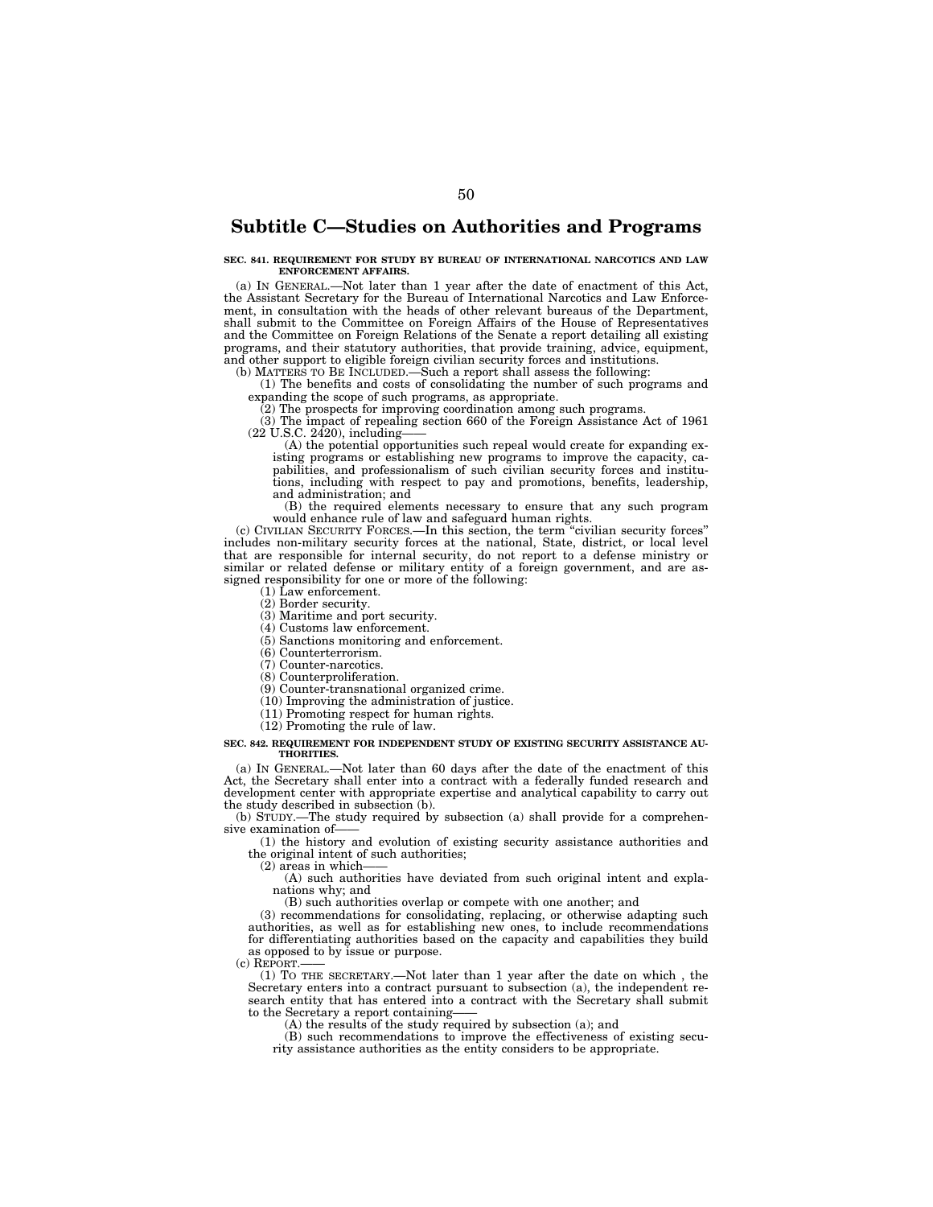# Subtitle C—Studies on Authorities and Programs

**SEC. 841. REQUIREMENT FOR STUDY BY BUREAU OF INTERNATIONAL NARCOTICS AND LAW ENFORCEMENT AFFAIRS.**

(a) IN GENERAL.—Not later than 1 year after the date of enactment of this Act, the Assistant Secretary for the Bureau of International Narcotics and Law Enforcement, in consultation with the heads of other relevant bureaus of the Department, shall submit to the Committee on Foreign Affairs of the House of Representatives and the Committee on Foreign Relations of the Senate a report detailing all existing programs, and their statutory authorities, that provide training, advice, equipment, and other support to eligible foreign civilian security forces and institutions.

(b) MATTERS TO BE INCLUDED.—Such a report shall assess the following:

(1) The benefits and costs of consolidating the number of such programs and expanding the scope of such programs, as appropriate.

(2) The prospects for improving coordination among such programs.

(3) The impact of repealing section 660 of the Foreign Assistance Act of 1961 (22 U.S.C. 2420), including——

(A) the potential opportunities such repeal would create for expanding existing programs or establishing new programs to improve the capacity, capabilities, and professionalism of such civilian security forces and institutions, including with respect to pay and promotions, benefits, leadership, and administration; and

(B) the required elements necessary to ensure that any such program would enhance rule of law and safeguard human rights.

(c) CIVILIAN SECURITY FORCES.—In this section, the term "civilian security forces" includes non-military security forces at the national, State, district, or local level that are responsible for internal security, do not report to a defense ministry or similar or related defense or military entity of a foreign government, and are assigned responsibility for one or more of the following:

(1) Law enforcement.

(2) Border security.

(3) Maritime and port security.

(4) Customs law enforcement.

(5) Sanctions monitoring and enforcement.

(6) Counterterrorism.

(7) Counter-narcotics.

(8) Counterproliferation.

(9) Counter-transnational organized crime.

(10) Improving the administration of justice.

(11) Promoting respect for human rights.

(12) Promoting the rule of law.

**SEC. 842. REQUIREMENT FOR INDEPENDENT STUDY OF EXISTING SECURITY ASSISTANCE AUTHORITIES.**

(a) IN GENERAL.—Not later than 60 days after the date of the enactment of this Act, the Secretary shall enter into a contract with a federally funded research and development center with appropriate expertise and analytical capability to carry out the study described in subsection (b).

(b) STUDY.—The study required by subsection (a) shall provide for a comprehensive examination of——

(1) the history and evolution of existing security assistance authorities and the original intent of such authorities;

(2) areas in which——

(A) such authorities have deviated from such original intent and explanations why; and

(B) such authorities overlap or compete with one another; and

(3) recommendations for consolidating, replacing, or otherwise adapting such authorities, as well as for establishing new ones, to include recommendations for differentiating authorities based on the capacity and capabilities they build as opposed to by issue or purpose.

(c) REPORT.——

(1) TO THE SECRETARY.—Not later than 1 year after the date on which , the Secretary enters into a contract pursuant to subsection (a), the independent research entity that has entered into a contract with the Secretary shall submit to the Secretary a report containing——

(A) the results of the study required by subsection (a); and

(B) such recommendations to improve the effectiveness of existing security assistance authorities as the entity considers to be appropriate.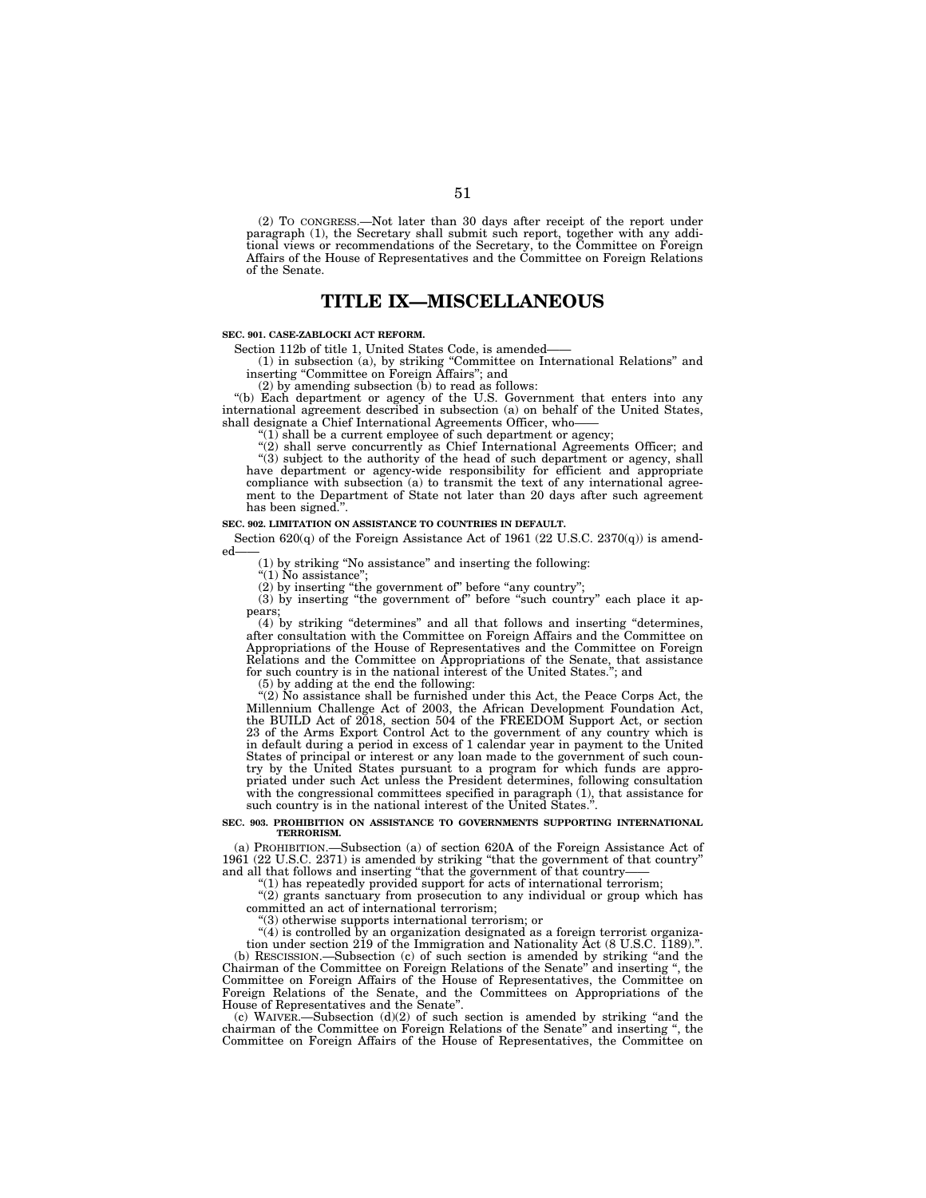(2) TO CONGRESS.—Not later than 30 days after receipt of the report under paragraph (1), the Secretary shall submit such report, together with any additional views or recommendations of the Secretary, to the Committee on Foreign Affairs of the House of Representatives and the Committee on Foreign Relations of the Senate.

# TITLE IX—MISCELLANEOUS

**SEC. 901. CASE-ZABLOCKI ACT REFORM.**

Section 112b of title 1, United States Code, is amended——

(1) in subsection (a), by striking "Committee on International Relations" and inserting "Committee on Foreign Affairs"; and

(2) by amending subsection (b) to read as follows:

"(b) Each department or agency of the U.S. Government that enters into any international agreement described in subsection (a) on behalf of the United States, shall designate a Chief International Agreements Officer, who——

"(1) shall be a current employee of such department or agency;

"(2) shall serve concurrently as Chief International Agreements Officer; and

"(3) subject to the authority of the head of such department or agency, shall have department or agency-wide responsibility for efficient and appropriate compliance with subsection (a) to transmit the text of any international agreement to the Department of State not later than 20 days after such agreement has been signed.".

**SEC. 902. LIMITATION ON ASSISTANCE TO COUNTRIES IN DEFAULT.**

Section 620(q) of the Foreign Assistance Act of 1961 (22 U.S.C. 2370(q)) is amended——

(1) by striking "No assistance" and inserting the following:

"(1) No assistance";

(2) by inserting "the government of" before "any country";

(3) by inserting "the government of" before "such country" each place it appears;

(4) by striking "determines" and all that follows and inserting "determines, after consultation with the Committee on Foreign Affairs and the Committee on Appropriations of the House of Representatives and the Committee on Foreign Relations and the Committee on Appropriations of the Senate, that assistance for such country is in the national interest of the United States."; and

(5) by adding at the end the following:

"(2) No assistance shall be furnished under this Act, the Peace Corps Act, the Millennium Challenge Act of 2003, the African Development Foundation Act, the BUILD Act of 2018, section 504 of the FREEDOM Support Act, or section 23 of the Arms Export Control Act to the government of any country which is in default during a period in excess of 1 calendar year in payment to the United States of principal or interest or any loan made to the government of such country by the United States pursuant to a program for which funds are appropriated under such Act unless the President determines, following consultation with the congressional committees specified in paragraph (1), that assistance for such country is in the national interest of the United States.".

**SEC. 903. PROHIBITION ON ASSISTANCE TO GOVERNMENTS SUPPORTING INTERNATIONAL TERRORISM.**

(a) PROHIBITION.—Subsection (a) of section 620A of the Foreign Assistance Act of 1961 (22 U.S.C. 2371) is amended by striking "that the government of that country" and all that follows and inserting "that the government of that country——

"(1) has repeatedly provided support for acts of international terrorism;

"(2) grants sanctuary from prosecution to any individual or group which has committed an act of international terrorism;

"(3) otherwise supports international terrorism; or

"(4) is controlled by an organization designated as a foreign terrorist organization under section 219 of the Immigration and Nationality Act (8 U.S.C. 1189).".

(b) RESCISSION.—Subsection (c) of such section is amended by striking "and the Chairman of the Committee on Foreign Relations of the Senate" and inserting ", the Committee on Foreign Affairs of the House of Representatives, the Committee on Foreign Relations of the Senate, and the Committees on Appropriations of the House of Representatives and the Senate".

(c) WAIVER.—Subsection (d)(2) of such section is amended by striking "and the chairman of the Committee on Foreign Relations of the Senate" and inserting ", the Committee on Foreign Affairs of the House of Representatives, the Committee on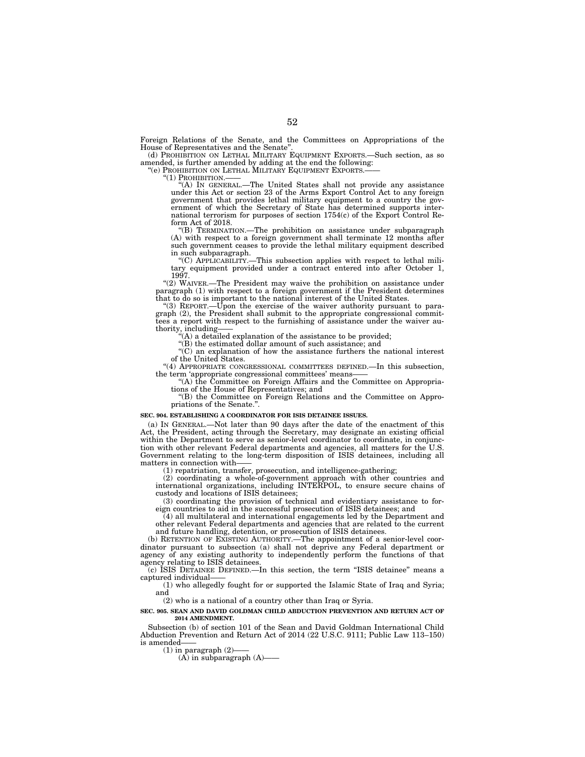Foreign Relations of the Senate, and the Committees on Appropriations of the House of Representatives and the Senate".

(d) PROHIBITION ON LETHAL MILITARY EQUIPMENT EXPORTS.—Such section, as so amended, is further amended by adding at the end the following:

"(e) PROHIBITION ON LETHAL MILITARY EQUIPMENT EXPORTS.——

"(1) PROHIBITION.——

"(A) IN GENERAL.—The United States shall not provide any assistance under this Act or section 23 of the Arms Export Control Act to any foreign government that provides lethal military equipment to a country the government of which the Secretary of State has determined supports international terrorism for purposes of section 1754(c) of the Export Control Reform Act of 2018.

"(B) TERMINATION.—The prohibition on assistance under subparagraph (A) with respect to a foreign government shall terminate 12 months after such government ceases to provide the lethal military equipment described in such subparagraph.

"(C) APPLICABILITY.—This subsection applies with respect to lethal military equipment provided under a contract entered into after October 1, 1997.

"(2) WAIVER.—The President may waive the prohibition on assistance under paragraph (1) with respect to a foreign government if the President determines that to do so is important to the national interest of the United States.

"(3) REPORT.—Upon the exercise of the waiver authority pursuant to paragraph (2), the President shall submit to the appropriate congressional committees a report with respect to the furnishing of assistance under the waiver authority, including——

"(A) a detailed explanation of the assistance to be provided;

"(B) the estimated dollar amount of such assistance; and

"(C) an explanation of how the assistance furthers the national interest of the United States.

"(4) APPROPRIATE CONGRESSIONAL COMMITTEES DEFINED.—In this subsection, the term 'appropriate congressional committees' means——

"(A) the Committee on Foreign Affairs and the Committee on Appropriations of the House of Representatives; and

"(B) the Committee on Foreign Relations and the Committee on Appropriations of the Senate.".

**SEC. 904. ESTABLISHING A COORDINATOR FOR ISIS DETAINEE ISSUES.**

(a) IN GENERAL.—Not later than 90 days after the date of the enactment of this Act, the President, acting through the Secretary, may designate an existing official within the Department to serve as senior-level coordinator to coordinate, in conjunction with other relevant Federal departments and agencies, all matters for the U.S. Government relating to the long-term disposition of ISIS detainees, including all matters in connection with——

(1) repatriation, transfer, prosecution, and intelligence-gathering;

(2) coordinating a whole-of-government approach with other countries and international organizations, including INTERPOL, to ensure secure chains of custody and locations of ISIS detainees;

(3) coordinating the provision of technical and evidentiary assistance to foreign countries to aid in the successful prosecution of ISIS detainees; and

(4) all multilateral and international engagements led by the Department and other relevant Federal departments and agencies that are related to the current and future handling, detention, or prosecution of ISIS detainees.

(b) RETENTION OF EXISTING AUTHORITY.—The appointment of a senior-level coordinator pursuant to subsection (a) shall not deprive any Federal department or agency of any existing authority to independently perform the functions of that agency relating to ISIS detainees.

(c) ISIS DETAINEE DEFINED.—In this section, the term "ISIS detainee" means a captured individual——

(1) who allegedly fought for or supported the Islamic State of Iraq and Syria; and

(2) who is a national of a country other than Iraq or Syria.

**SEC. 905. SEAN AND DAVID GOLDMAN CHILD ABDUCTION PREVENTION AND RETURN ACT OF 2014 AMENDMENT.**

Subsection (b) of section 101 of the Sean and David Goldman International Child Abduction Prevention and Return Act of 2014 (22 U.S.C. 9111; Public Law 113–150) is amended——

(1) in paragraph (2)——

(A) in subparagraph (A)——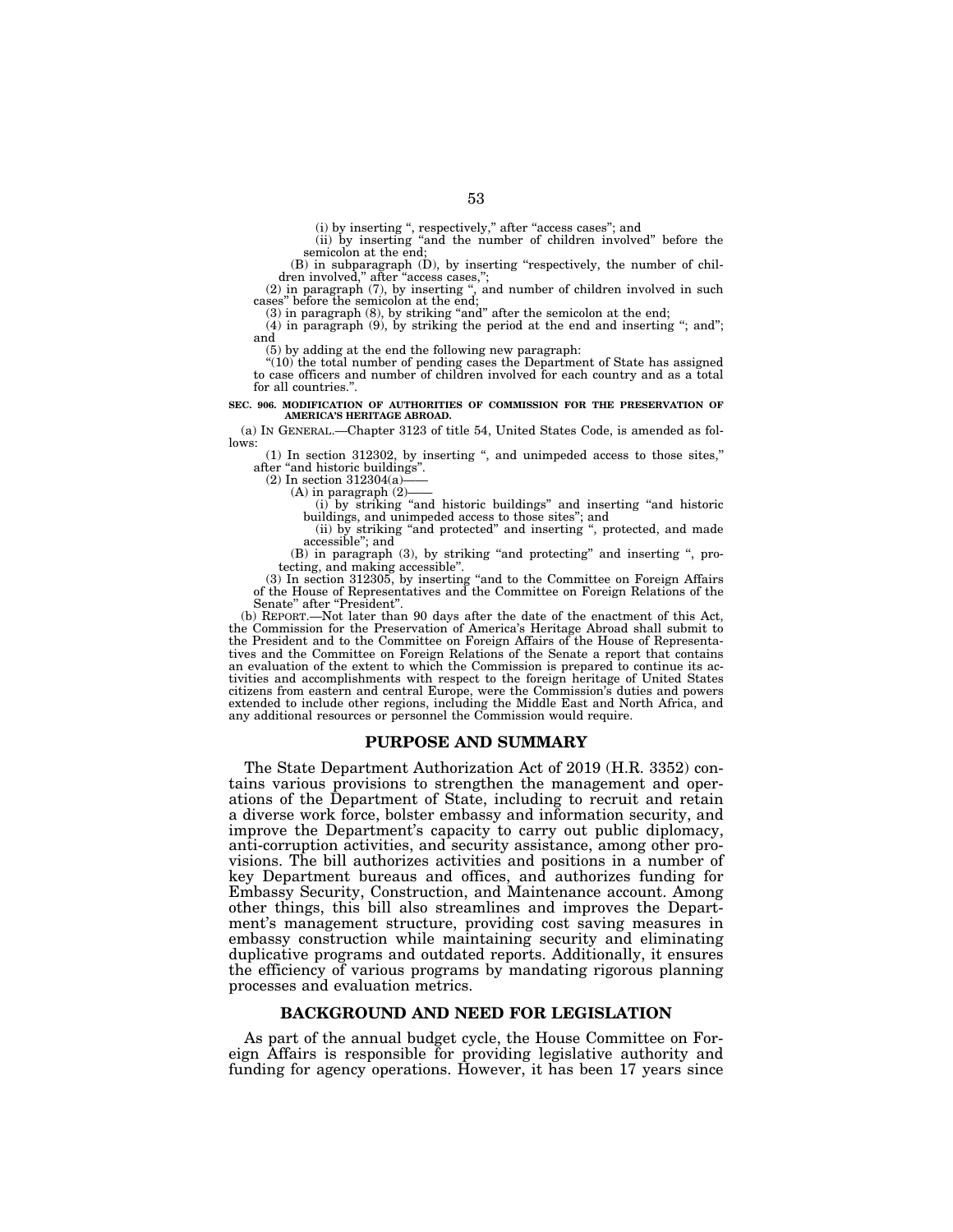(i) by inserting ", respectively," after "access cases"; and

(ii) by inserting "and the number of children involved" before the semicolon at the end;

(B) in subparagraph (D), by inserting "respectively, the number of children involved," after "access cases,";

(2) in paragraph (7), by inserting ", and number of children involved in such cases" before the semicolon at the end;

(3) in paragraph (8), by striking "and" after the semicolon at the end;

(4) in paragraph (9), by striking the period at the end and inserting "; and"; and

(5) by adding at the end the following new paragraph:

"(10) the total number of pending cases the Department of State has assigned to case officers and number of children involved for each country and as a total for all countries.".

**SEC. 906. MODIFICATION OF AUTHORITIES OF COMMISSION FOR THE PRESERVATION OF AMERICA'S HERITAGE ABROAD.**

(a) IN GENERAL.—Chapter 3123 of title 54, United States Code, is amended as follows:

(1) In section 312302, by inserting ", and unimpeded access to those sites," after "and historic buildings".

(2) In section 312304(a)——

(A) in paragraph (2)——

(i) by striking "and historic buildings" and inserting "and historic buildings, and unimpeded access to those sites"; and

(ii) by striking "and protected" and inserting ", protected, and made accessible"; and

(B) in paragraph (3), by striking "and protecting" and inserting ", protecting, and making accessible".

(3) In section 312305, by inserting "and to the Committee on Foreign Affairs of the House of Representatives and the Committee on Foreign Relations of the Senate" after "President".

(b) REPORT.—Not later than 90 days after the date of the enactment of this Act, the Commission for the Preservation of America's Heritage Abroad shall submit to the President and to the Committee on Foreign Affairs of the House of Representatives and the Committee on Foreign Relations of the Senate a report that contains an evaluation of the extent to which the Commission is prepared to continue its activities and accomplishments with respect to the foreign heritage of United States citizens from eastern and central Europe, were the Commission's duties and powers extended to include other regions, including the Middle East and North Africa, and any additional resources or personnel the Commission would require.

## PURPOSE AND SUMMARY

The State Department Authorization Act of 2019 (H.R. 3352) contains various provisions to strengthen the management and operations of the Department of State, including to recruit and retain a diverse work force, bolster embassy and information security, and improve the Department's capacity to carry out public diplomacy, anti-corruption activities, and security assistance, among other provisions. The bill authorizes activities and positions in a number of key Department bureaus and offices, and authorizes funding for Embassy Security, Construction, and Maintenance account. Among other things, this bill also streamlines and improves the Department's management structure, providing cost saving measures in embassy construction while maintaining security and eliminating duplicative programs and outdated reports. Additionally, it ensures the efficiency of various programs by mandating rigorous planning processes and evaluation metrics.

## BACKGROUND AND NEED FOR LEGISLATION

As part of the annual budget cycle, the House Committee on Foreign Affairs is responsible for providing legislative authority and funding for agency operations. However, it has been 17 years since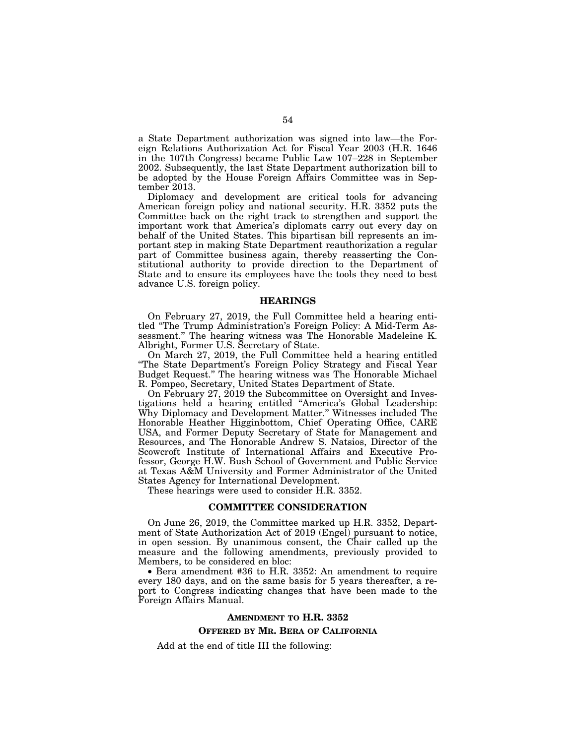a State Department authorization was signed into law—the Foreign Relations Authorization Act for Fiscal Year 2003 (H.R. 1646 in the 107th Congress) became Public Law 107–228 in September 2002. Subsequently, the last State Department authorization bill to be adopted by the House Foreign Affairs Committee was in September 2013.

Diplomacy and development are critical tools for advancing American foreign policy and national security. H.R. 3352 puts the Committee back on the right track to strengthen and support the important work that America's diplomats carry out every day on behalf of the United States. This bipartisan bill represents an important step in making State Department reauthorization a regular part of Committee business again, thereby reasserting the Constitutional authority to provide direction to the Department of State and to ensure its employees have the tools they need to best advance U.S. foreign policy.

## HEARINGS

On February 27, 2019, the Full Committee held a hearing entitled "The Trump Administration's Foreign Policy: A Mid-Term Assessment." The hearing witness was The Honorable Madeleine K. Albright, Former U.S. Secretary of State.

On March 27, 2019, the Full Committee held a hearing entitled "The State Department's Foreign Policy Strategy and Fiscal Year Budget Request." The hearing witness was The Honorable Michael R. Pompeo, Secretary, United States Department of State.

On February 27, 2019 the Subcommittee on Oversight and Investigations held a hearing entitled "America's Global Leadership: Why Diplomacy and Development Matter." Witnesses included The Honorable Heather Higginbottom, Chief Operating Office, CARE USA, and Former Deputy Secretary of State for Management and Resources, and The Honorable Andrew S. Natsios, Director of the Scowcroft Institute of International Affairs and Executive Professor, George H.W. Bush School of Government and Public Service at Texas A&M University and Former Administrator of the United States Agency for International Development.

These hearings were used to consider H.R. 3352.

## COMMITTEE CONSIDERATION

On June 26, 2019, the Committee marked up H.R. 3352, Department of State Authorization Act of 2019 (Engel) pursuant to notice, in open session. By unanimous consent, the Chair called up the measure and the following amendments, previously provided to Members, to be considered en bloc:

- Bera amendment #36 to H.R. 3352: An amendment to require every 180 days, and on the same basis for 5 years thereafter, a report to Congress indicating changes that have been made to the Foreign Affairs Manual.

### AMENDMENT TO H.R. 3352

### OFFERED BY MR. BERA OF CALIFORNIA

Add at the end of title III the following: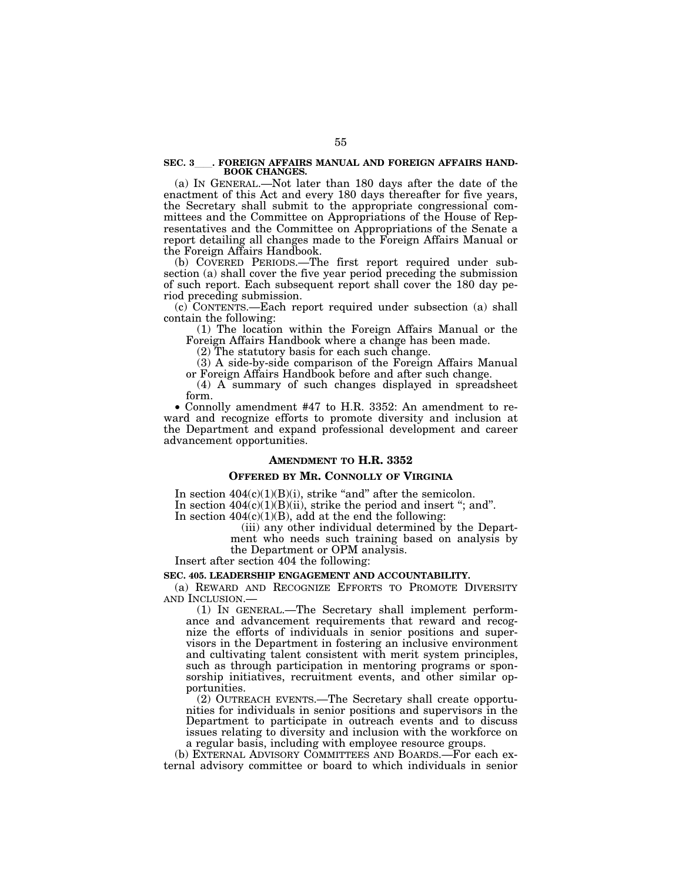**SEC. 3\_\_\_\_. FOREIGN AFFAIRS MANUAL AND FOREIGN AFFAIRS HANDBOOK CHANGES.**

(a) IN GENERAL.—Not later than 180 days after the date of the enactment of this Act and every 180 days thereafter for five years, the Secretary shall submit to the appropriate congressional committees and the Committee on Appropriations of the House of Representatives and the Committee on Appropriations of the Senate a report detailing all changes made to the Foreign Affairs Manual or the Foreign Affairs Handbook.

(b) COVERED PERIODS.—The first report required under subsection (a) shall cover the five year period preceding the submission of such report. Each subsequent report shall cover the 180 day period preceding submission.

(c) CONTENTS.—Each report required under subsection (a) shall contain the following:

(1) The location within the Foreign Affairs Manual or the Foreign Affairs Handbook where a change has been made.

(2) The statutory basis for each such change.

(3) A side-by-side comparison of the Foreign Affairs Manual or Foreign Affairs Handbook before and after such change.

(4) A summary of such changes displayed in spreadsheet form.

- Connolly amendment #47 to H.R. 3352: An amendment to reward and recognize efforts to promote diversity and inclusion at the Department and expand professional development and career advancement opportunities.

**AMENDMENT TO H.R. 3352**

**OFFERED BY MR. CONNOLLY OF VIRGINIA**

In section 404(c)(1)(B)(i), strike "and" after the semicolon.

In section 404(c)(1)(B)(ii), strike the period and insert "; and".

In section 404(c)(1)(B), add at the end the following:

(iii) any other individual determined by the Department who needs such training based on analysis by the Department or OPM analysis.

Insert after section 404 the following:

**SEC. 405. LEADERSHIP ENGAGEMENT AND ACCOUNTABILITY.**

(a) REWARD AND RECOGNIZE EFFORTS TO PROMOTE DIVERSITY AND INCLUSION.—

(1) IN GENERAL.—The Secretary shall implement performance and advancement requirements that reward and recognize the efforts of individuals in senior positions and supervisors in the Department in fostering an inclusive environment and cultivating talent consistent with merit system principles, such as through participation in mentoring programs or sponsorship initiatives, recruitment events, and other similar opportunities.

(2) OUTREACH EVENTS.—The Secretary shall create opportunities for individuals in senior positions and supervisors in the Department to participate in outreach events and to discuss issues relating to diversity and inclusion with the workforce on a regular basis, including with employee resource groups.

(b) EXTERNAL ADVISORY COMMITTEES AND BOARDS.—For each external advisory committee or board to which individuals in senior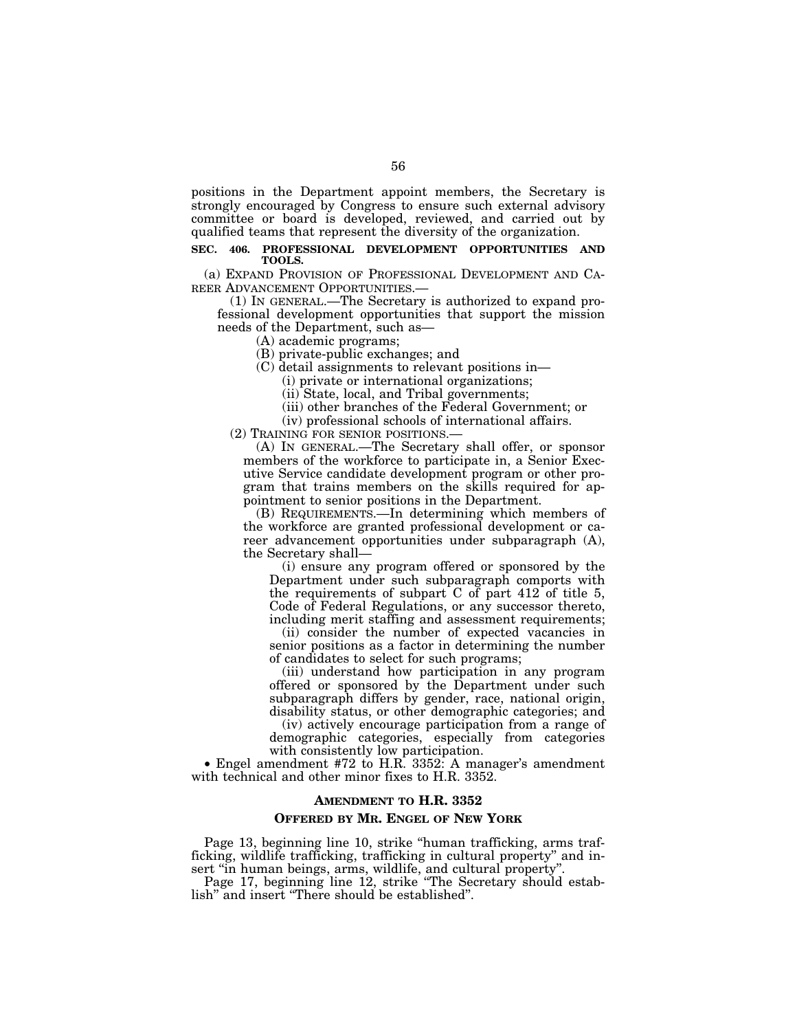positions in the Department appoint members, the Secretary is strongly encouraged by Congress to ensure such external advisory committee or board is developed, reviewed, and carried out by qualified teams that represent the diversity of the organization.

**SEC. 406. PROFESSIONAL DEVELOPMENT OPPORTUNITIES AND TOOLS.**

(a) EXPAND PROVISION OF PROFESSIONAL DEVELOPMENT AND CAREER ADVANCEMENT OPPORTUNITIES.—

(1) IN GENERAL.—The Secretary is authorized to expand professional development opportunities that support the mission needs of the Department, such as—

(A) academic programs;

(B) private-public exchanges; and

(C) detail assignments to relevant positions in—

(i) private or international organizations;

(ii) State, local, and Tribal governments;

(iii) other branches of the Federal Government; or

(iv) professional schools of international affairs.

(2) TRAINING FOR SENIOR POSITIONS.—

(A) IN GENERAL.—The Secretary shall offer, or sponsor members of the workforce to participate in, a Senior Executive Service candidate development program or other program that trains members on the skills required for appointment to senior positions in the Department.

(B) REQUIREMENTS.—In determining which members of the workforce are granted professional development or career advancement opportunities under subparagraph (A), the Secretary shall—

(i) ensure any program offered or sponsored by the Department under such subparagraph comports with the requirements of subpart C of part 412 of title 5, Code of Federal Regulations, or any successor thereto, including merit staffing and assessment requirements;

(ii) consider the number of expected vacancies in senior positions as a factor in determining the number of candidates to select for such programs;

(iii) understand how participation in any program offered or sponsored by the Department under such subparagraph differs by gender, race, national origin, disability status, or other demographic categories; and

(iv) actively encourage participation from a range of demographic categories, especially from categories with consistently low participation.

• Engel amendment #72 to H.R. 3352: A manager's amendment with technical and other minor fixes to H.R. 3352.

**AMENDMENT TO H.R. 3352**

**OFFERED BY MR. ENGEL OF NEW YORK**

Page 13, beginning line 10, strike "human trafficking, arms trafficking, wildlife trafficking, trafficking in cultural property" and insert "in human beings, arms, wildlife, and cultural property".

Page 17, beginning line 12, strike "The Secretary should establish" and insert "There should be established".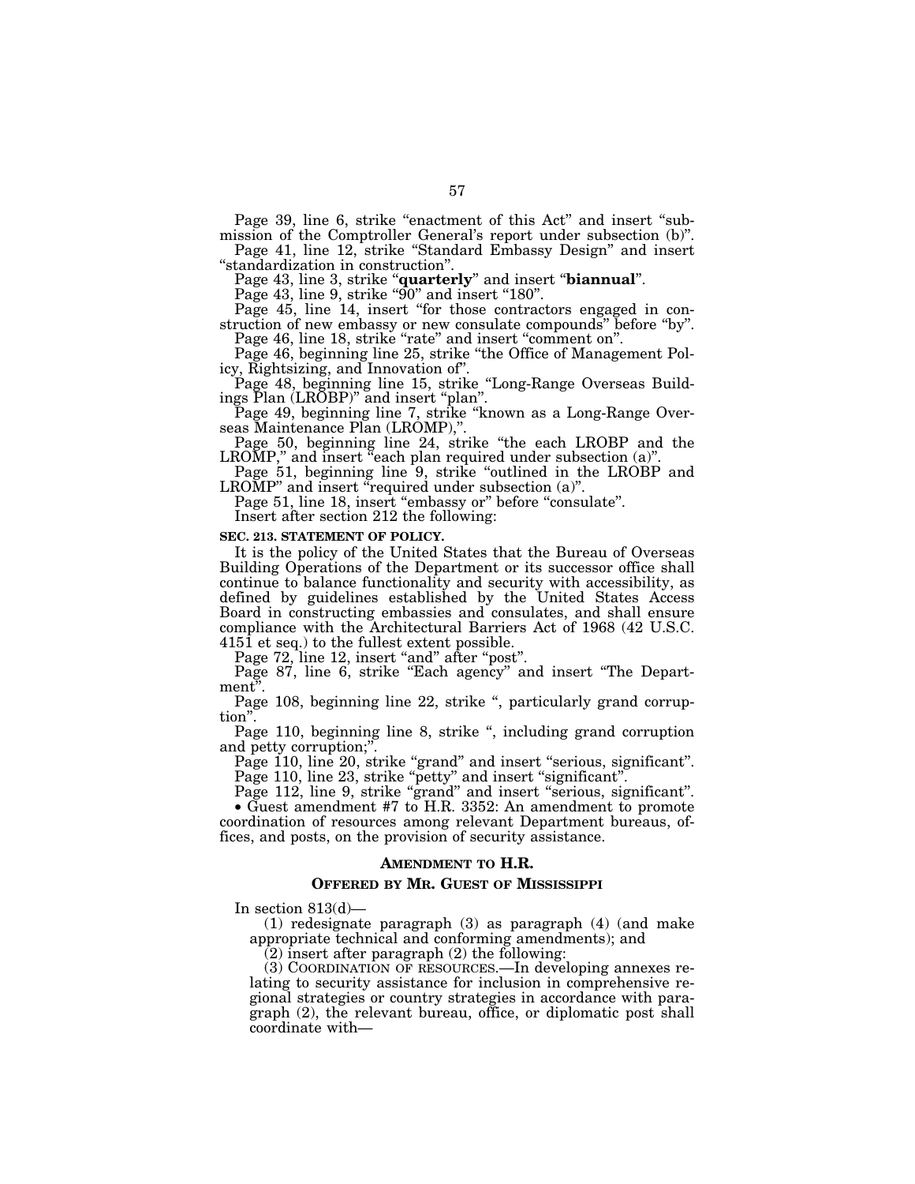Page 39, line 6, strike "enactment of this Act" and insert "submission of the Comptroller General's report under subsection (b)".

Page 41, line 12, strike "Standard Embassy Design" and insert "standardization in construction".

Page 43, line 3, strike "**quarterly**" and insert "**biannual**".

Page 43, line 9, strike "90" and insert "180".

Page 45, line 14, insert "for those contractors engaged in construction of new embassy or new consulate compounds" before "by".

Page 46, line 18, strike "rate" and insert "comment on".

Page 46, beginning line 25, strike "the Office of Management Policy, Rightsizing, and Innovation of".

Page 48, beginning line 15, strike "Long-Range Overseas Buildings Plan (LROBP)" and insert "plan".

Page 49, beginning line 7, strike "known as a Long-Range Overseas Maintenance Plan (LROMP),".

Page 50, beginning line 24, strike "the each LROBP and the LROMP," and insert "each plan required under subsection (a)".

Page 51, beginning line 9, strike "outlined in the LROBP and LROMP" and insert "required under subsection (a)".

Page 51, line 18, insert "embassy or" before "consulate".

Insert after section 212 the following:

**SEC. 213. STATEMENT OF POLICY.**

It is the policy of the United States that the Bureau of Overseas Building Operations of the Department or its successor office shall continue to balance functionality and security with accessibility, as defined by guidelines established by the United States Access Board in constructing embassies and consulates, and shall ensure compliance with the Architectural Barriers Act of 1968 (42 U.S.C. 4151 et seq.) to the fullest extent possible.

Page 72, line 12, insert "and" after "post".

Page 87, line 6, strike "Each agency" and insert "The Department".

Page 108, beginning line 22, strike ", particularly grand corruption".

Page 110, beginning line 8, strike ", including grand corruption and petty corruption;".

Page 110, line 20, strike "grand" and insert "serious, significant".

Page 110, line 23, strike "petty" and insert "significant".

Page 112, line 9, strike "grand" and insert "serious, significant".

- Guest amendment #7 to H.R. 3352: An amendment to promote coordination of resources among relevant Department bureaus, offices, and posts, on the provision of security assistance.

**AMENDMENT TO H.R.**

**OFFERED BY MR. GUEST OF MISSISSIPPI**

In section 813(d)—

(1) redesignate paragraph (3) as paragraph (4) (and make appropriate technical and conforming amendments); and

(2) insert after paragraph (2) the following:

(3) COORDINATION OF RESOURCES.—In developing annexes relating to security assistance for inclusion in comprehensive regional strategies or country strategies in accordance with paragraph (2), the relevant bureau, office, or diplomatic post shall coordinate with—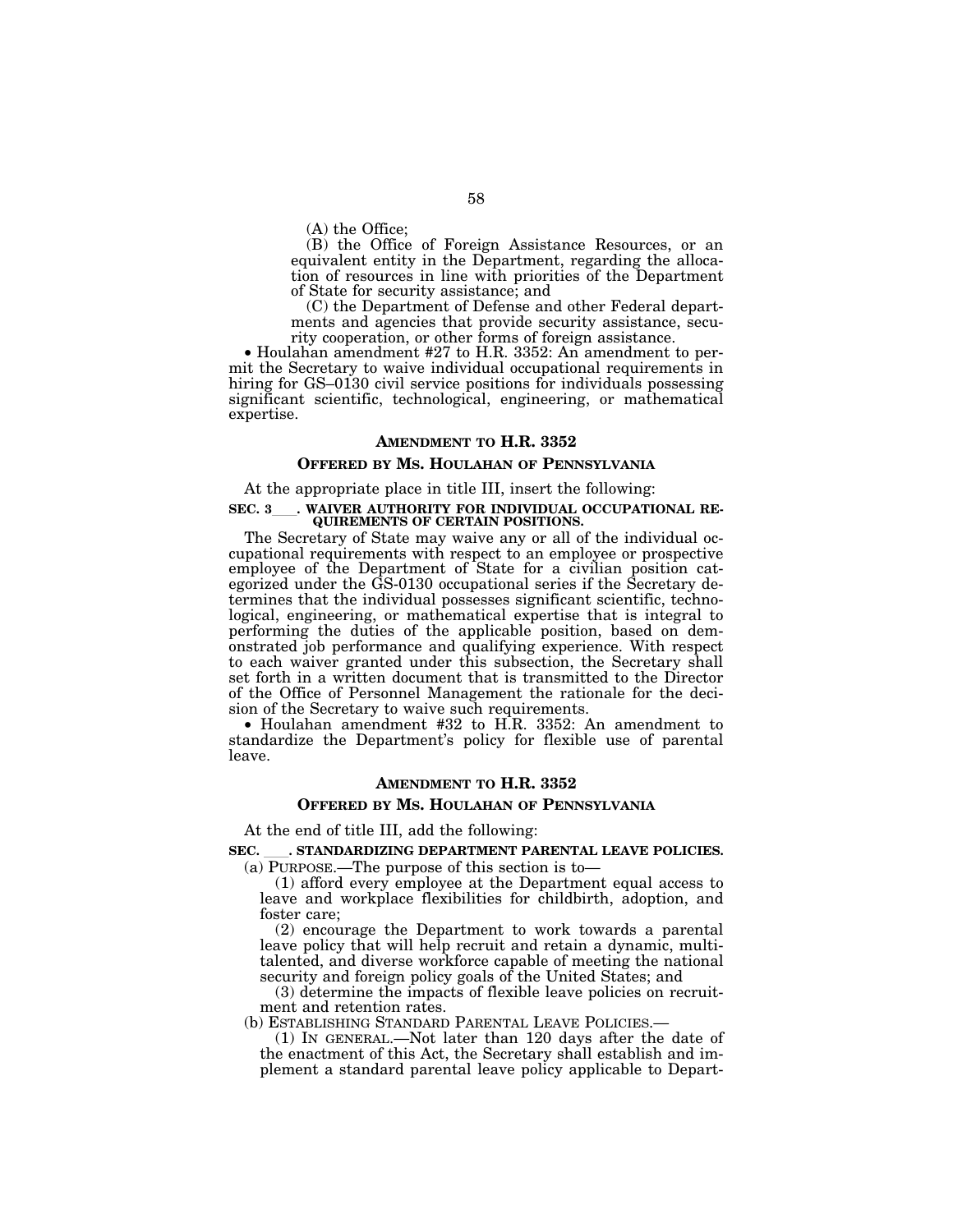(A) the Office;

(B) the Office of Foreign Assistance Resources, or an equivalent entity in the Department, regarding the allocation of resources in line with priorities of the Department of State for security assistance; and

(C) the Department of Defense and other Federal departments and agencies that provide security assistance, security cooperation, or other forms of foreign assistance.

• Houlahan amendment #27 to H.R. 3352: An amendment to permit the Secretary to waive individual occupational requirements in hiring for GS–0130 civil service positions for individuals possessing significant scientific, technological, engineering, or mathematical expertise.

### AMENDMENT TO H.R. 3352

### OFFERED BY MS. HOULAHAN OF PENNSYLVANIA

At the appropriate place in title III, insert the following:

**SEC. 3___. WAIVER AUTHORITY FOR INDIVIDUAL OCCUPATIONAL REQUIREMENTS OF CERTAIN POSITIONS.**

The Secretary of State may waive any or all of the individual occupational requirements with respect to an employee or prospective employee of the Department of State for a civilian position categorized under the GS-0130 occupational series if the Secretary determines that the individual possesses significant scientific, technological, engineering, or mathematical expertise that is integral to performing the duties of the applicable position, based on demonstrated job performance and qualifying experience. With respect to each waiver granted under this subsection, the Secretary shall set forth in a written document that is transmitted to the Director of the Office of Personnel Management the rationale for the decision of the Secretary to waive such requirements.

• Houlahan amendment #32 to H.R. 3352: An amendment to standardize the Department's policy for flexible use of parental leave.

### AMENDMENT TO H.R. 3352

### OFFERED BY MS. HOULAHAN OF PENNSYLVANIA

At the end of title III, add the following:

**SEC. ___. STANDARDIZING DEPARTMENT PARENTAL LEAVE POLICIES.**

(a) PURPOSE.—The purpose of this section is to—

(1) afford every employee at the Department equal access to leave and workplace flexibilities for childbirth, adoption, and foster care;

(2) encourage the Department to work towards a parental leave policy that will help recruit and retain a dynamic, multi-talented, and diverse workforce capable of meeting the national security and foreign policy goals of the United States; and

(3) determine the impacts of flexible leave policies on recruitment and retention rates.

(b) ESTABLISHING STANDARD PARENTAL LEAVE POLICIES.—

(1) IN GENERAL.—Not later than 120 days after the date of the enactment of this Act, the Secretary shall establish and implement a standard parental leave policy applicable to Depart-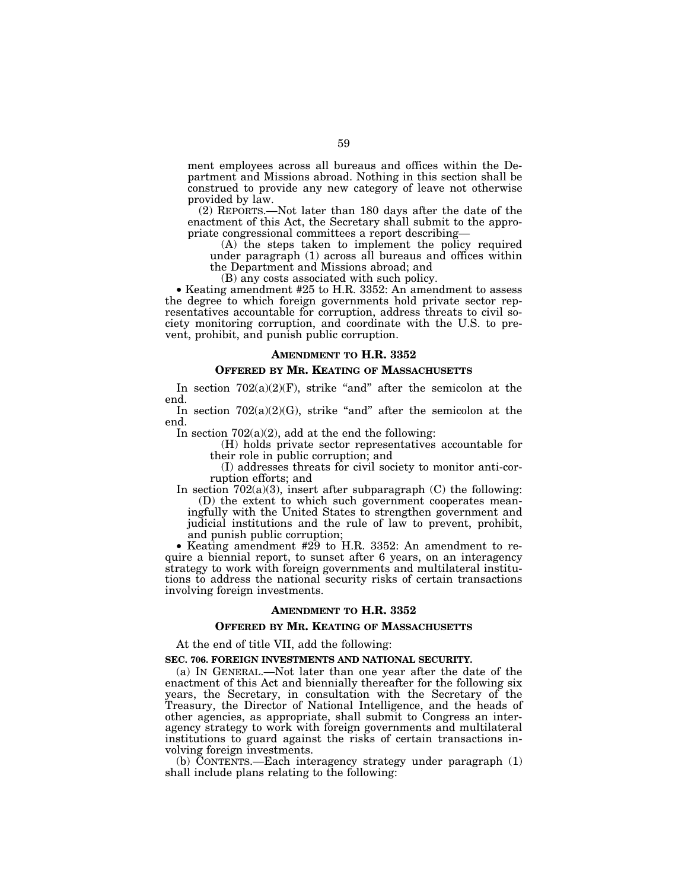ment employees across all bureaus and offices within the Department and Missions abroad. Nothing in this section shall be construed to provide any new category of leave not otherwise provided by law.

(2) REPORTS.—Not later than 180 days after the date of the enactment of this Act, the Secretary shall submit to the appropriate congressional committees a report describing—

(A) the steps taken to implement the policy required under paragraph (1) across all bureaus and offices within the Department and Missions abroad; and

(B) any costs associated with such policy.

• Keating amendment #25 to H.R. 3352: An amendment to assess the degree to which foreign governments hold private sector representatives accountable for corruption, address threats to civil society monitoring corruption, and coordinate with the U.S. to prevent, prohibit, and punish public corruption.

### AMENDMENT TO H.R. 3352

### OFFERED BY MR. KEATING OF MASSACHUSETTS

In section 702(a)(2)(F), strike "and" after the semicolon at the end.

In section 702(a)(2)(G), strike "and" after the semicolon at the end.

In section 702(a)(2), add at the end the following:

(H) holds private sector representatives accountable for their role in public corruption; and

(I) addresses threats for civil society to monitor anti-corruption efforts; and

In section 702(a)(3), insert after subparagraph (C) the following:

(D) the extent to which such government cooperates meaningfully with the United States to strengthen government and judicial institutions and the rule of law to prevent, prohibit, and punish public corruption;

• Keating amendment #29 to H.R. 3352: An amendment to require a biennial report, to sunset after 6 years, on an interagency strategy to work with foreign governments and multilateral institutions to address the national security risks of certain transactions involving foreign investments.

### AMENDMENT TO H.R. 3352

### OFFERED BY MR. KEATING OF MASSACHUSETTS

At the end of title VII, add the following:

**SEC. 706. FOREIGN INVESTMENTS AND NATIONAL SECURITY.**

(a) IN GENERAL.—Not later than one year after the date of the enactment of this Act and biennially thereafter for the following six years, the Secretary, in consultation with the Secretary of the Treasury, the Director of National Intelligence, and the heads of other agencies, as appropriate, shall submit to Congress an interagency strategy to work with foreign governments and multilateral institutions to guard against the risks of certain transactions involving foreign investments.

(b) CONTENTS.—Each interagency strategy under paragraph (1) shall include plans relating to the following: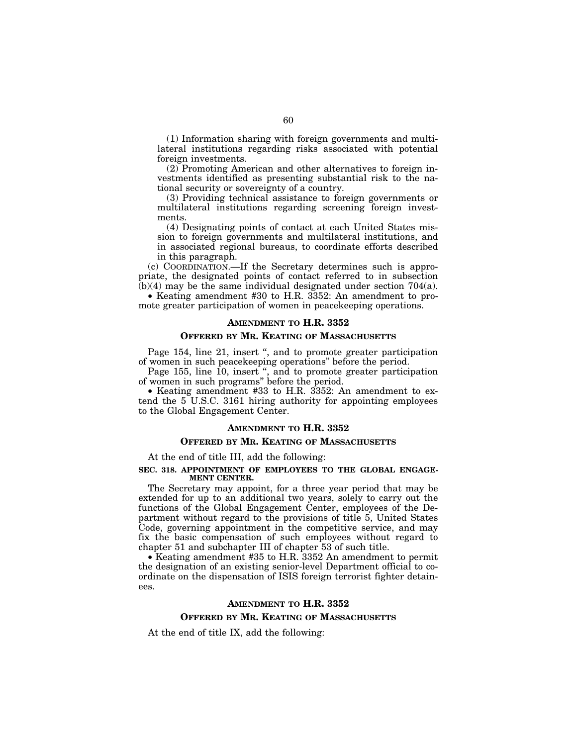(1) Information sharing with foreign governments and multilateral institutions regarding risks associated with potential foreign investments.

(2) Promoting American and other alternatives to foreign investments identified as presenting substantial risk to the national security or sovereignty of a country.

(3) Providing technical assistance to foreign governments or multilateral institutions regarding screening foreign investments.

(4) Designating points of contact at each United States mission to foreign governments and multilateral institutions, and in associated regional bureaus, to coordinate efforts described in this paragraph.

(c) COORDINATION.—If the Secretary determines such is appropriate, the designated points of contact referred to in subsection (b)(4) may be the same individual designated under section 704(a).

- Keating amendment #30 to H.R. 3352: An amendment to promote greater participation of women in peacekeeping operations.

### AMENDMENT TO H.R. 3352

### OFFERED BY MR. KEATING OF MASSACHUSETTS

Page 154, line 21, insert ", and to promote greater participation of women in such peacekeeping operations" before the period.

Page 155, line 10, insert ", and to promote greater participation of women in such programs" before the period.

- Keating amendment #33 to H.R. 3352: An amendment to extend the 5 U.S.C. 3161 hiring authority for appointing employees to the Global Engagement Center.

### AMENDMENT TO H.R. 3352

### OFFERED BY MR. KEATING OF MASSACHUSETTS

At the end of title III, add the following:

**SEC. 318. APPOINTMENT OF EMPLOYEES TO THE GLOBAL ENGAGEMENT CENTER.**

The Secretary may appoint, for a three year period that may be extended for up to an additional two years, solely to carry out the functions of the Global Engagement Center, employees of the Department without regard to the provisions of title 5, United States Code, governing appointment in the competitive service, and may fix the basic compensation of such employees without regard to chapter 51 and subchapter III of chapter 53 of such title.

- Keating amendment #35 to H.R. 3352 An amendment to permit the designation of an existing senior-level Department official to coordinate on the dispensation of ISIS foreign terrorist fighter detainees.

### AMENDMENT TO H.R. 3352

### OFFERED BY MR. KEATING OF MASSACHUSETTS

At the end of title IX, add the following: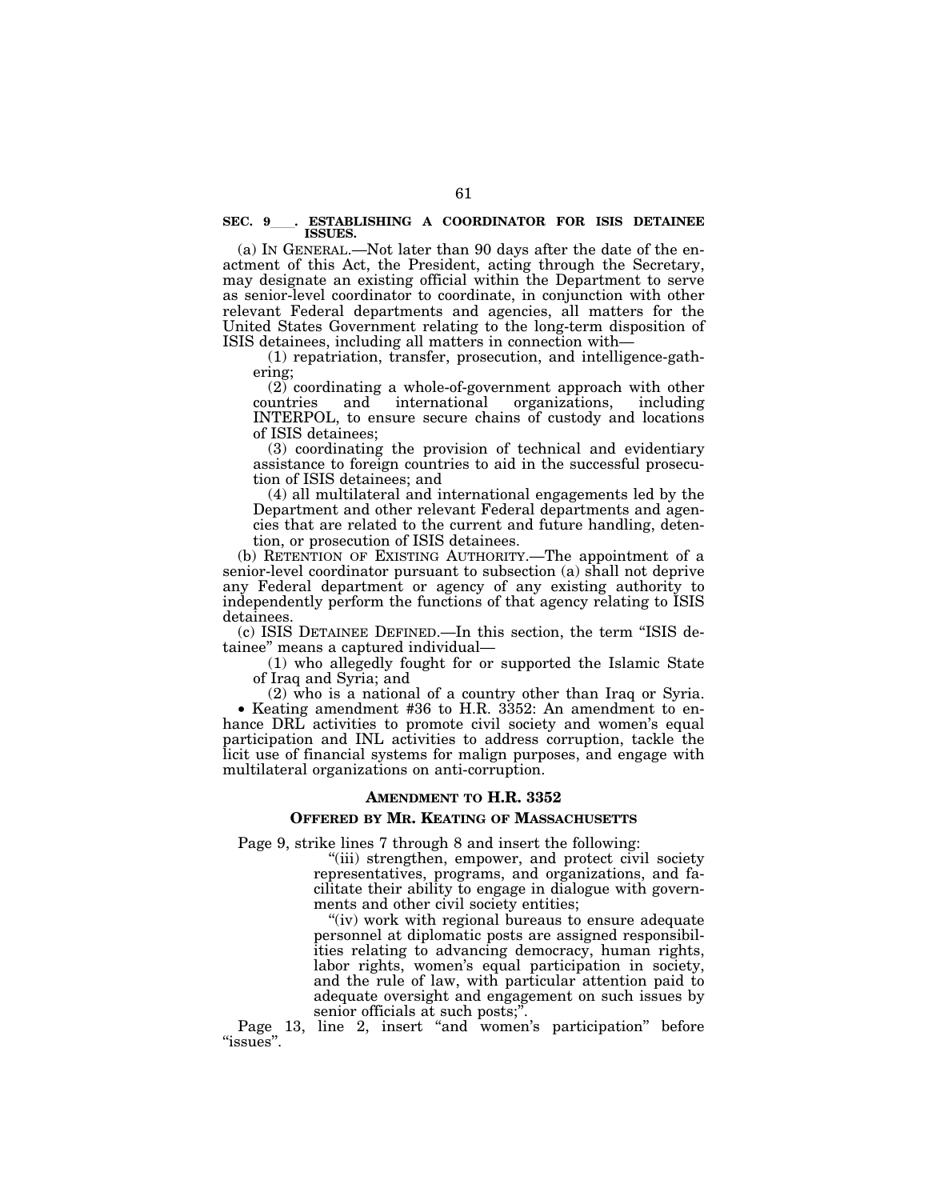**SEC. 9\_\_\_\_. ESTABLISHING A COORDINATOR FOR ISIS DETAINEE ISSUES.**

(a) IN GENERAL.—Not later than 90 days after the date of the enactment of this Act, the President, acting through the Secretary, may designate an existing official within the Department to serve as senior-level coordinator to coordinate, in conjunction with other relevant Federal departments and agencies, all matters for the United States Government relating to the long-term disposition of ISIS detainees, including all matters in connection with—

(1) repatriation, transfer, prosecution, and intelligence-gathering;

(2) coordinating a whole-of-government approach with other countries and international organizations, including INTERPOL, to ensure secure chains of custody and locations of ISIS detainees;

(3) coordinating the provision of technical and evidentiary assistance to foreign countries to aid in the successful prosecution of ISIS detainees; and

(4) all multilateral and international engagements led by the Department and other relevant Federal departments and agencies that are related to the current and future handling, detention, or prosecution of ISIS detainees.

(b) RETENTION OF EXISTING AUTHORITY.—The appointment of a senior-level coordinator pursuant to subsection (a) shall not deprive any Federal department or agency of any existing authority to independently perform the functions of that agency relating to ISIS detainees.

(c) ISIS DETAINEE DEFINED.—In this section, the term "ISIS detainee" means a captured individual—

(1) who allegedly fought for or supported the Islamic State of Iraq and Syria; and

(2) who is a national of a country other than Iraq or Syria.

- Keating amendment #36 to H.R. 3352: An amendment to enhance DRL activities to promote civil society and women's equal participation and INL activities to address corruption, tackle the licit use of financial systems for malign purposes, and engage with multilateral organizations on anti-corruption.

**AMENDMENT TO H.R. 3352**

**OFFERED BY MR. KEATING OF MASSACHUSETTS**

Page 9, strike lines 7 through 8 and insert the following:

"(iii) strengthen, empower, and protect civil society representatives, programs, and organizations, and facilitate their ability to engage in dialogue with governments and other civil society entities;

"(iv) work with regional bureaus to ensure adequate personnel at diplomatic posts are assigned responsibilities relating to advancing democracy, human rights, labor rights, women's equal participation in society, and the rule of law, with particular attention paid to adequate oversight and engagement on such issues by senior officials at such posts;".

Page 13, line 2, insert "and women's participation" before "issues".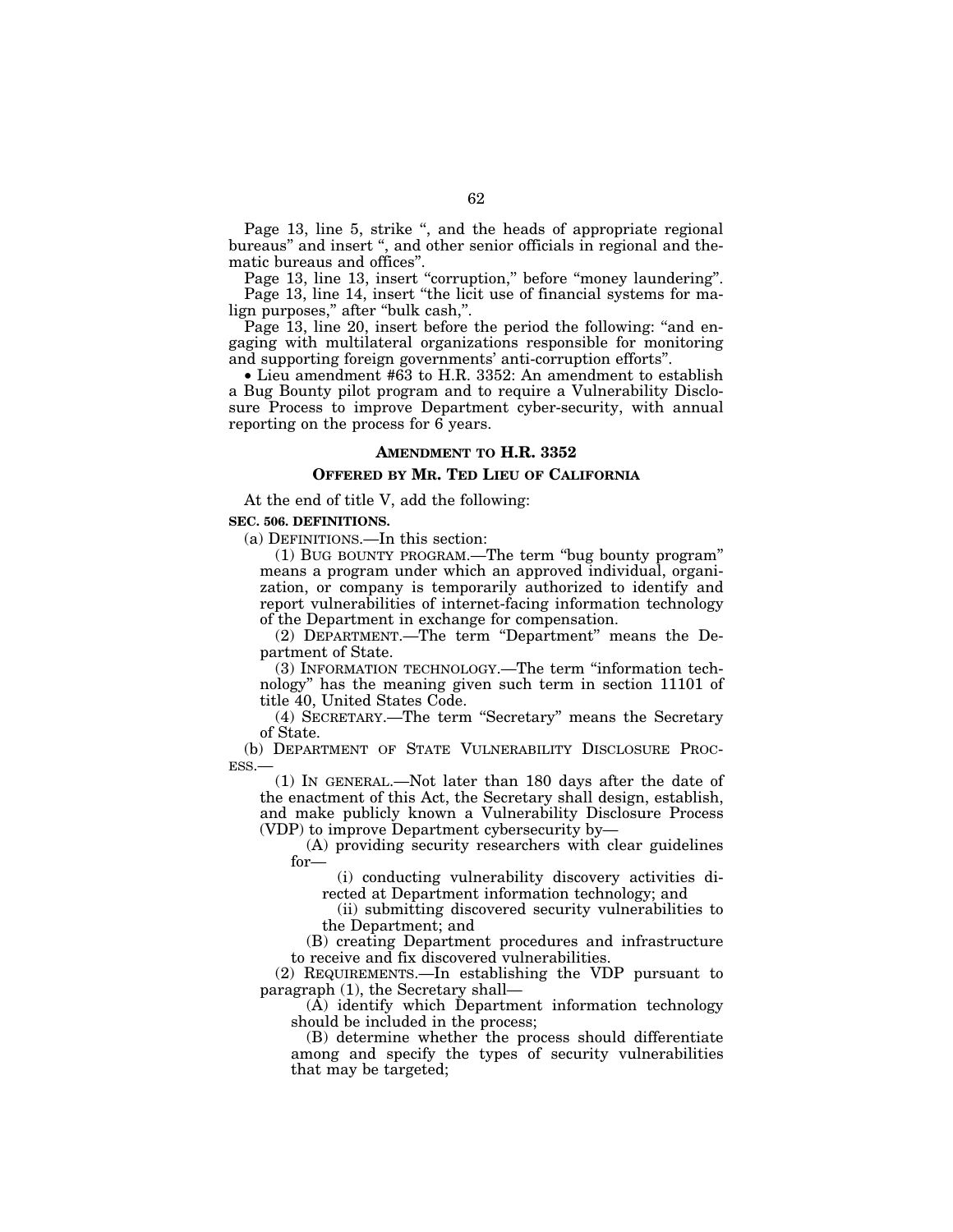Page 13, line 5, strike ", and the heads of appropriate regional bureaus" and insert ", and other senior officials in regional and thematic bureaus and offices".

Page 13, line 13, insert "corruption," before "money laundering".

Page 13, line 14, insert "the licit use of financial systems for malign purposes," after "bulk cash,".

Page 13, line 20, insert before the period the following: "and engaging with multilateral organizations responsible for monitoring and supporting foreign governments' anti-corruption efforts".

- Lieu amendment #63 to H.R. 3352: An amendment to establish a Bug Bounty pilot program and to require a Vulnerability Disclosure Process to improve Department cyber-security, with annual reporting on the process for 6 years.

### AMENDMENT TO H.R. 3352

### OFFERED BY MR. TED LIEU OF CALIFORNIA

At the end of title V, add the following:

**SEC. 506. DEFINITIONS.**

(a) DEFINITIONS.—In this section:

(1) BUG BOUNTY PROGRAM.—The term "bug bounty program" means a program under which an approved individual, organization, or company is temporarily authorized to identify and report vulnerabilities of internet-facing information technology of the Department in exchange for compensation.

(2) DEPARTMENT.—The term "Department" means the Department of State.

(3) INFORMATION TECHNOLOGY.—The term "information technology" has the meaning given such term in section 11101 of title 40, United States Code.

(4) SECRETARY.—The term "Secretary" means the Secretary of State.

(b) DEPARTMENT OF STATE VULNERABILITY DISCLOSURE PROCESS.—

(1) IN GENERAL.—Not later than 180 days after the date of the enactment of this Act, the Secretary shall design, establish, and make publicly known a Vulnerability Disclosure Process (VDP) to improve Department cybersecurity by—

(A) providing security researchers with clear guidelines for—

(i) conducting vulnerability discovery activities directed at Department information technology; and

(ii) submitting discovered security vulnerabilities to the Department; and

(B) creating Department procedures and infrastructure to receive and fix discovered vulnerabilities.

(2) REQUIREMENTS.—In establishing the VDP pursuant to paragraph (1), the Secretary shall—

(A) identify which Department information technology should be included in the process;

(B) determine whether the process should differentiate among and specify the types of security vulnerabilities that may be targeted;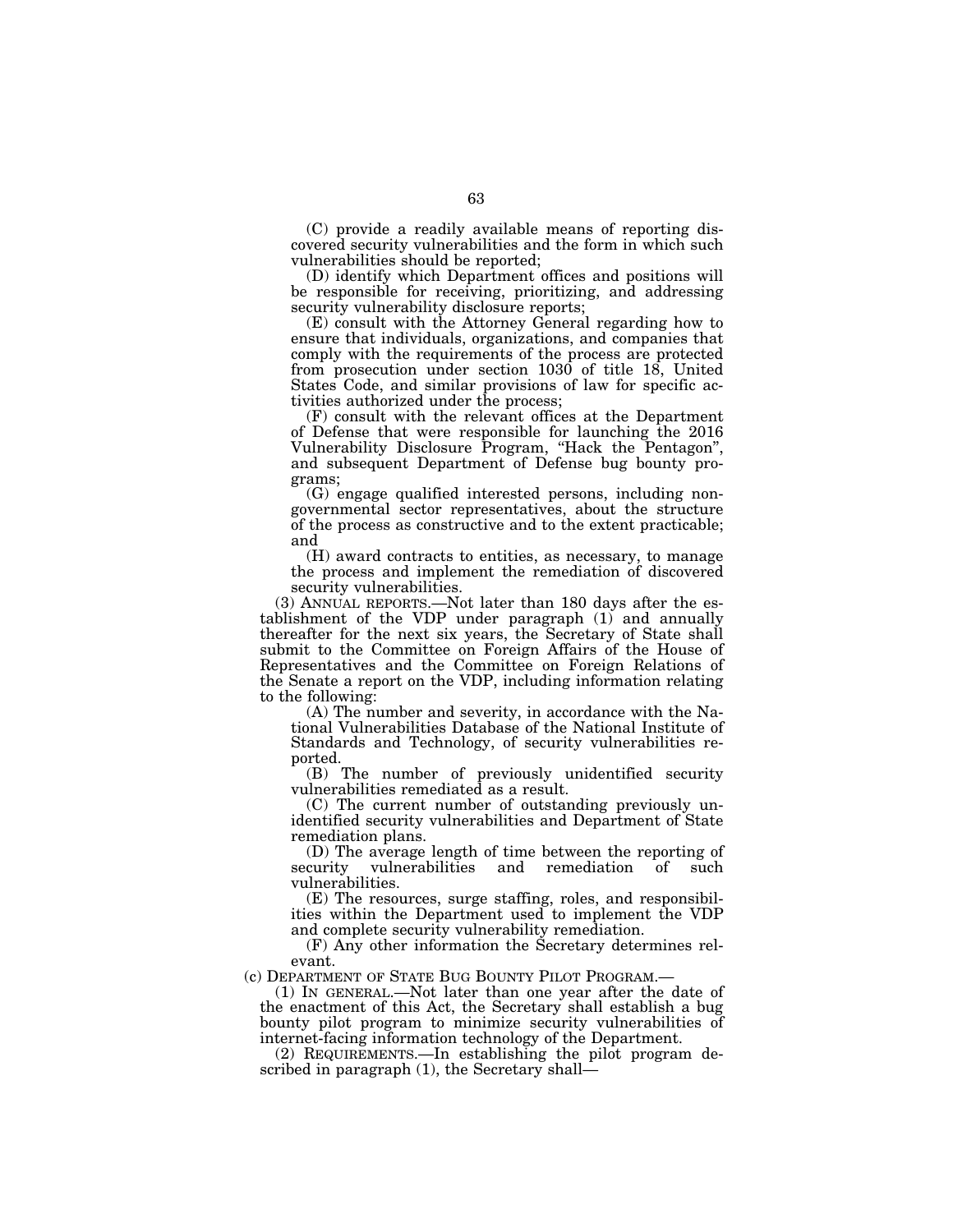(C) provide a readily available means of reporting discovered security vulnerabilities and the form in which such vulnerabilities should be reported;

(D) identify which Department offices and positions will be responsible for receiving, prioritizing, and addressing security vulnerability disclosure reports;

(E) consult with the Attorney General regarding how to ensure that individuals, organizations, and companies that comply with the requirements of the process are protected from prosecution under section 1030 of title 18, United States Code, and similar provisions of law for specific activities authorized under the process;

(F) consult with the relevant offices at the Department of Defense that were responsible for launching the 2016 Vulnerability Disclosure Program, "Hack the Pentagon", and subsequent Department of Defense bug bounty programs;

(G) engage qualified interested persons, including non-governmental sector representatives, about the structure of the process as constructive and to the extent practicable; and

(H) award contracts to entities, as necessary, to manage the process and implement the remediation of discovered security vulnerabilities.

(3) ANNUAL REPORTS.—Not later than 180 days after the establishment of the VDP under paragraph (1) and annually thereafter for the next six years, the Secretary of State shall submit to the Committee on Foreign Affairs of the House of Representatives and the Committee on Foreign Relations of the Senate a report on the VDP, including information relating to the following:

(A) The number and severity, in accordance with the National Vulnerabilities Database of the National Institute of Standards and Technology, of security vulnerabilities reported.

(B) The number of previously unidentified security vulnerabilities remediated as a result.

(C) The current number of outstanding previously unidentified security vulnerabilities and Department of State remediation plans.

(D) The average length of time between the reporting of security vulnerabilities and remediation of such vulnerabilities.

(E) The resources, surge staffing, roles, and responsibilities within the Department used to implement the VDP and complete security vulnerability remediation.

(F) Any other information the Secretary determines relevant.

(c) DEPARTMENT OF STATE BUG BOUNTY PILOT PROGRAM.—

(1) IN GENERAL.—Not later than one year after the date of the enactment of this Act, the Secretary shall establish a bug bounty pilot program to minimize security vulnerabilities of internet-facing information technology of the Department.

(2) REQUIREMENTS.—In establishing the pilot program described in paragraph (1), the Secretary shall—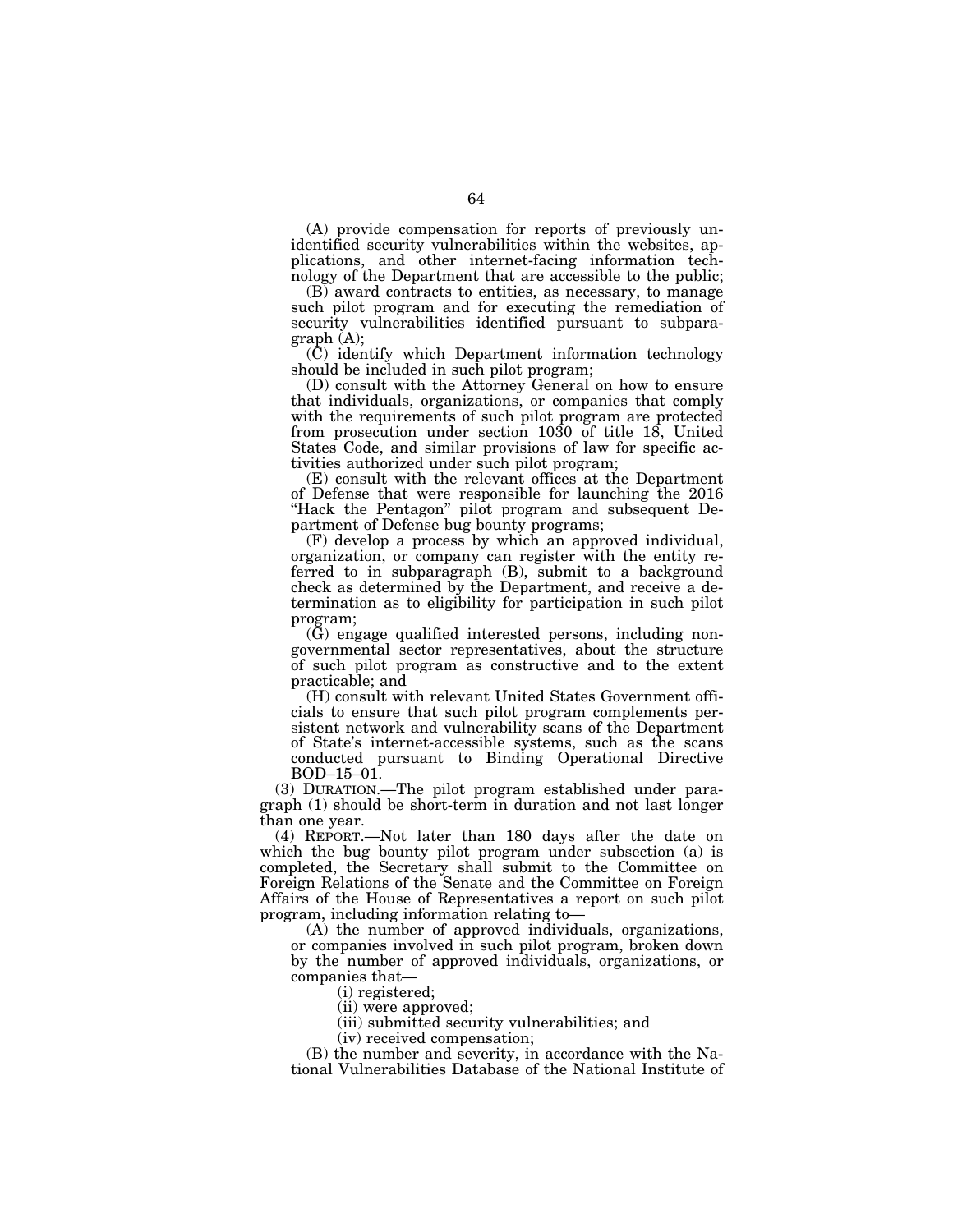(A) provide compensation for reports of previously unidentified security vulnerabilities within the websites, applications, and other internet-facing information technology of the Department that are accessible to the public;

(B) award contracts to entities, as necessary, to manage such pilot program and for executing the remediation of security vulnerabilities identified pursuant to subparagraph (A);

(C) identify which Department information technology should be included in such pilot program;

(D) consult with the Attorney General on how to ensure that individuals, organizations, or companies that comply with the requirements of such pilot program are protected from prosecution under section 1030 of title 18, United States Code, and similar provisions of law for specific activities authorized under such pilot program;

(E) consult with the relevant offices at the Department of Defense that were responsible for launching the 2016 "Hack the Pentagon" pilot program and subsequent Department of Defense bug bounty programs;

(F) develop a process by which an approved individual, organization, or company can register with the entity referred to in subparagraph (B), submit to a background check as determined by the Department, and receive a determination as to eligibility for participation in such pilot program;

(G) engage qualified interested persons, including non-governmental sector representatives, about the structure of such pilot program as constructive and to the extent practicable; and

(H) consult with relevant United States Government officials to ensure that such pilot program complements persistent network and vulnerability scans of the Department of State's internet-accessible systems, such as the scans conducted pursuant to Binding Operational Directive BOD–15–01.

(3) DURATION.—The pilot program established under paragraph (1) should be short-term in duration and not last longer than one year.

(4) REPORT.—Not later than 180 days after the date on which the bug bounty pilot program under subsection (a) is completed, the Secretary shall submit to the Committee on Foreign Relations of the Senate and the Committee on Foreign Affairs of the House of Representatives a report on such pilot program, including information relating to—

(A) the number of approved individuals, organizations, or companies involved in such pilot program, broken down by the number of approved individuals, organizations, or companies that—

(i) registered;

(ii) were approved;

(iii) submitted security vulnerabilities; and

(iv) received compensation;

(B) the number and severity, in accordance with the National Vulnerabilities Database of the National Institute of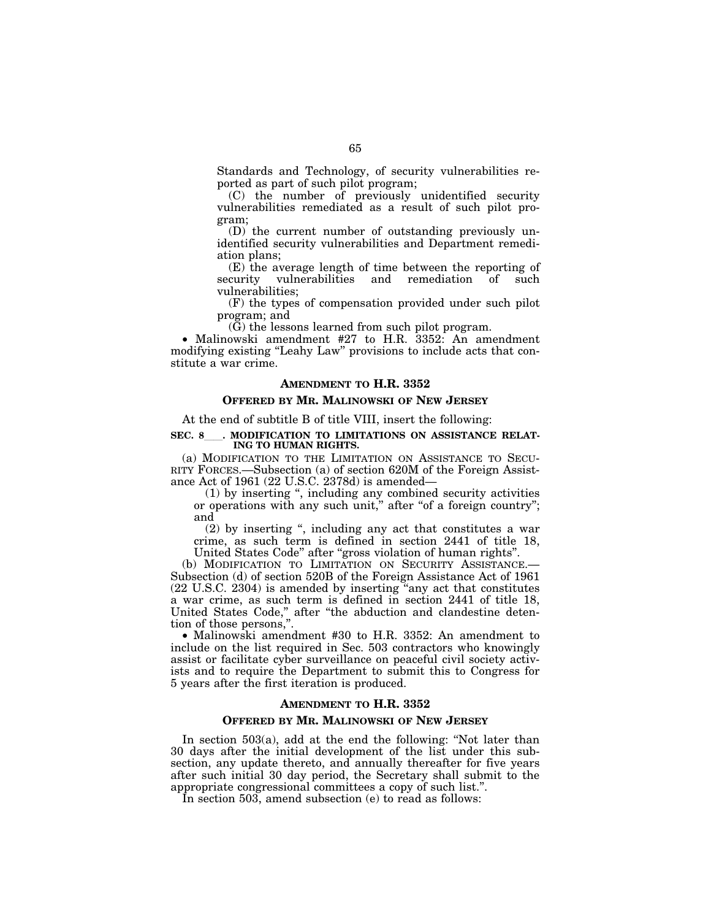Standards and Technology, of security vulnerabilities reported as part of such pilot program;

(C) the number of previously unidentified security vulnerabilities remediated as a result of such pilot program;

(D) the current number of outstanding previously unidentified security vulnerabilities and Department remediation plans;

(E) the average length of time between the reporting of security vulnerabilities and remediation of such vulnerabilities;

(F) the types of compensation provided under such pilot program; and

(G) the lessons learned from such pilot program.

- Malinowski amendment #27 to H.R. 3352: An amendment modifying existing "Leahy Law" provisions to include acts that constitute a war crime.

### AMENDMENT TO H.R. 3352

### OFFERED BY MR. MALINOWSKI OF NEW JERSEY

At the end of subtitle B of title VIII, insert the following:

**SEC. 8\_\_\_. MODIFICATION TO LIMITATIONS ON ASSISTANCE RELATING TO HUMAN RIGHTS.**

(a) MODIFICATION TO THE LIMITATION ON ASSISTANCE TO SECURITY FORCES.—Subsection (a) of section 620M of the Foreign Assistance Act of 1961 (22 U.S.C. 2378d) is amended—

(1) by inserting ", including any combined security activities or operations with any such unit," after "of a foreign country"; and

(2) by inserting ", including any act that constitutes a war crime, as such term is defined in section 2441 of title 18, United States Code" after "gross violation of human rights".

(b) MODIFICATION TO LIMITATION ON SECURITY ASSISTANCE.—Subsection (d) of section 520B of the Foreign Assistance Act of 1961 (22 U.S.C. 2304) is amended by inserting "any act that constitutes a war crime, as such term is defined in section 2441 of title 18, United States Code," after "the abduction and clandestine detention of those persons,".

- Malinowski amendment #30 to H.R. 3352: An amendment to include on the list required in Sec. 503 contractors who knowingly assist or facilitate cyber surveillance on peaceful civil society activists and to require the Department to submit this to Congress for 5 years after the first iteration is produced.

### AMENDMENT TO H.R. 3352

### OFFERED BY MR. MALINOWSKI OF NEW JERSEY

In section 503(a), add at the end the following: "Not later than 30 days after the initial development of the list under this subsection, any update thereto, and annually thereafter for five years after such initial 30 day period, the Secretary shall submit to the appropriate congressional committees a copy of such list.".

In section 503, amend subsection (e) to read as follows: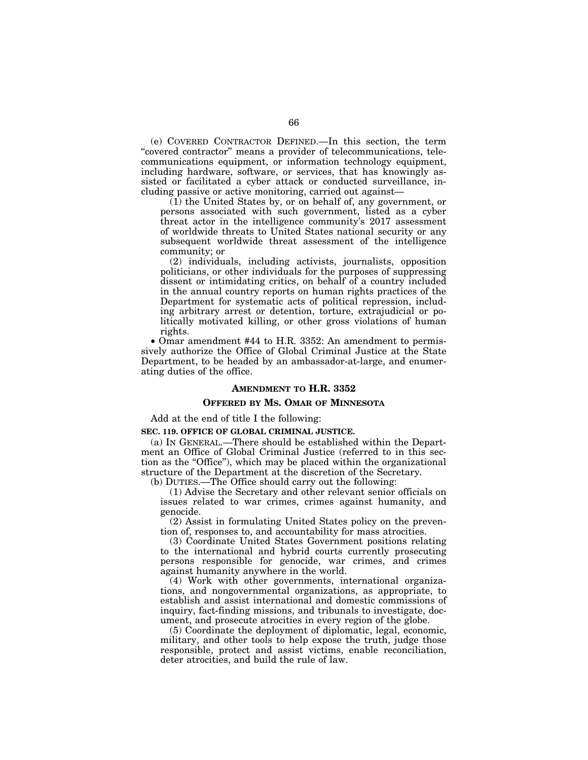(e) COVERED CONTRACTOR DEFINED.—In this section, the term "covered contractor" means a provider of telecommunications, telecommunications equipment, or information technology equipment, including hardware, software, or services, that has knowingly assisted or facilitated a cyber attack or conducted surveillance, including passive or active monitoring, carried out against—

(1) the United States by, or on behalf of, any government, or persons associated with such government, listed as a cyber threat actor in the intelligence community's 2017 assessment of worldwide threats to United States national security or any subsequent worldwide threat assessment of the intelligence community; or

(2) individuals, including activists, journalists, opposition politicians, or other individuals for the purposes of suppressing dissent or intimidating critics, on behalf of a country included in the annual country reports on human rights practices of the Department for systematic acts of political repression, including arbitrary arrest or detention, torture, extrajudicial or politically motivated killing, or other gross violations of human rights.

- Omar amendment #44 to H.R. 3352: An amendment to permissively authorize the Office of Global Criminal Justice at the State Department, to be headed by an ambassador-at-large, and enumerating duties of the office.

## AMENDMENT TO H.R. 3352

### OFFERED BY MS. OMAR OF MINNESOTA

Add at the end of title I the following:

**SEC. 119. OFFICE OF GLOBAL CRIMINAL JUSTICE.**

(a) IN GENERAL.—There should be established within the Department an Office of Global Criminal Justice (referred to in this section as the "Office"), which may be placed within the organizational structure of the Department at the discretion of the Secretary.

(b) DUTIES.—The Office should carry out the following:

(1) Advise the Secretary and other relevant senior officials on issues related to war crimes, crimes against humanity, and genocide.

(2) Assist in formulating United States policy on the prevention of, responses to, and accountability for mass atrocities.

(3) Coordinate United States Government positions relating to the international and hybrid courts currently prosecuting persons responsible for genocide, war crimes, and crimes against humanity anywhere in the world.

(4) Work with other governments, international organizations, and nongovernmental organizations, as appropriate, to establish and assist international and domestic commissions of inquiry, fact-finding missions, and tribunals to investigate, document, and prosecute atrocities in every region of the globe.

(5) Coordinate the deployment of diplomatic, legal, economic, military, and other tools to help expose the truth, judge those responsible, protect and assist victims, enable reconciliation, deter atrocities, and build the rule of law.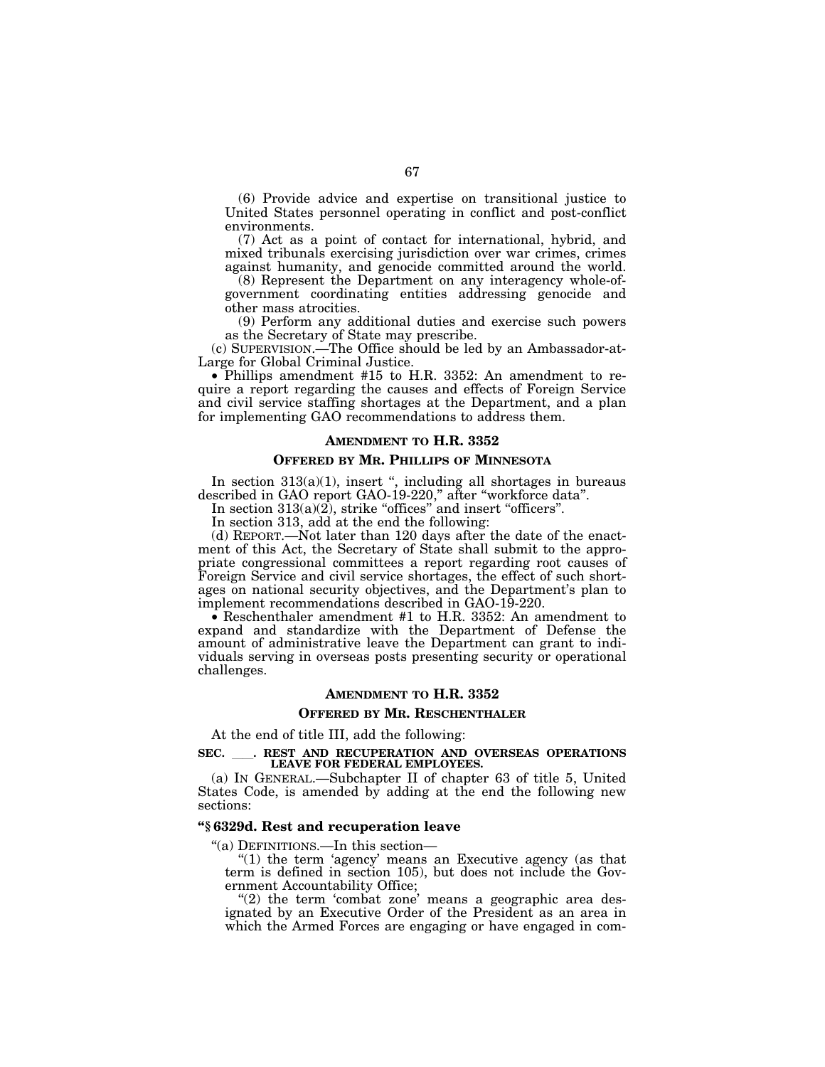(6) Provide advice and expertise on transitional justice to United States personnel operating in conflict and post-conflict environments.

(7) Act as a point of contact for international, hybrid, and mixed tribunals exercising jurisdiction over war crimes, crimes against humanity, and genocide committed around the world.

(8) Represent the Department on any interagency whole-of-government coordinating entities addressing genocide and other mass atrocities.

(9) Perform any additional duties and exercise such powers as the Secretary of State may prescribe.

(c) SUPERVISION.—The Office should be led by an Ambassador-at-Large for Global Criminal Justice.

• Phillips amendment #15 to H.R. 3352: An amendment to require a report regarding the causes and effects of Foreign Service and civil service staffing shortages at the Department, and a plan for implementing GAO recommendations to address them.

### AMENDMENT TO H.R. 3352

### OFFERED BY MR. PHILLIPS OF MINNESOTA

In section 313(a)(1), insert ", including all shortages in bureaus described in GAO report GAO-19-220," after "workforce data".

In section 313(a)(2), strike "offices" and insert "officers".

In section 313, add at the end the following:

(d) REPORT.—Not later than 120 days after the date of the enactment of this Act, the Secretary of State shall submit to the appropriate congressional committees a report regarding root causes of Foreign Service and civil service shortages, the effect of such shortages on national security objectives, and the Department's plan to implement recommendations described in GAO-19-220.

• Reschenthaler amendment #1 to H.R. 3352: An amendment to expand and standardize with the Department of Defense the amount of administrative leave the Department can grant to individuals serving in overseas posts presenting security or operational challenges.

### AMENDMENT TO H.R. 3352

### OFFERED BY MR. RESCHENTHALER

At the end of title III, add the following:

**SEC. \_\_\_. REST AND RECUPERATION AND OVERSEAS OPERATIONS LEAVE FOR FEDERAL EMPLOYEES.**

(a) IN GENERAL.—Subchapter II of chapter 63 of title 5, United States Code, is amended by adding at the end the following new sections:

**"§ 6329d. Rest and recuperation leave**

"(a) DEFINITIONS.—In this section—

"(1) the term 'agency' means an Executive agency (as that term is defined in section 105), but does not include the Government Accountability Office;

"(2) the term 'combat zone' means a geographic area designated by an Executive Order of the President as an area in which the Armed Forces are engaging or have engaged in com-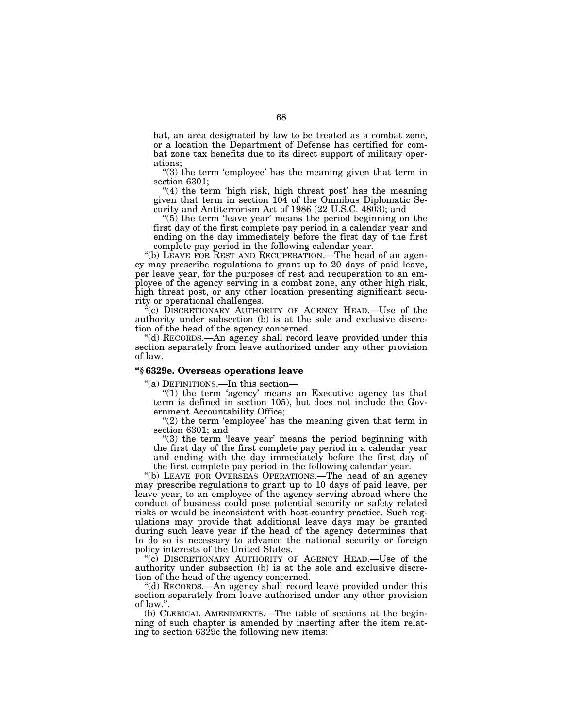bat, an area designated by law to be treated as a combat zone, or a location the Department of Defense has certified for combat zone tax benefits due to its direct support of military operations;

"(3) the term 'employee' has the meaning given that term in section 6301;

"(4) the term 'high risk, high threat post' has the meaning given that term in section 104 of the Omnibus Diplomatic Security and Antiterrorism Act of 1986 (22 U.S.C. 4803); and

"(5) the term 'leave year' means the period beginning on the first day of the first complete pay period in a calendar year and ending on the day immediately before the first day of the first complete pay period in the following calendar year.

"(b) LEAVE FOR REST AND RECUPERATION.—The head of an agency may prescribe regulations to grant up to 20 days of paid leave, per leave year, for the purposes of rest and recuperation to an employee of the agency serving in a combat zone, any other high risk, high threat post, or any other location presenting significant security or operational challenges.

"(c) DISCRETIONARY AUTHORITY OF AGENCY HEAD.—Use of the authority under subsection (b) is at the sole and exclusive discretion of the head of the agency concerned.

"(d) RECORDS.—An agency shall record leave provided under this section separately from leave authorized under any other provision of law.

**"§ 6329e. Overseas operations leave**

"(a) DEFINITIONS.—In this section—

"(1) the term 'agency' means an Executive agency (as that term is defined in section 105), but does not include the Government Accountability Office;

"(2) the term 'employee' has the meaning given that term in section 6301; and

"(3) the term 'leave year' means the period beginning with the first day of the first complete pay period in a calendar year and ending with the day immediately before the first day of the first complete pay period in the following calendar year.

"(b) LEAVE FOR OVERSEAS OPERATIONS.—The head of an agency may prescribe regulations to grant up to 10 days of paid leave, per leave year, to an employee of the agency serving abroad where the conduct of business could pose potential security or safety related risks or would be inconsistent with host-country practice. Such regulations may provide that additional leave days may be granted during such leave year if the head of the agency determines that to do so is necessary to advance the national security or foreign policy interests of the United States.

"(c) DISCRETIONARY AUTHORITY OF AGENCY HEAD.—Use of the authority under subsection (b) is at the sole and exclusive discretion of the head of the agency concerned.

"(d) RECORDS.—An agency shall record leave provided under this section separately from leave authorized under any other provision of law.".

(b) CLERICAL AMENDMENTS.—The table of sections at the beginning of such chapter is amended by inserting after the item relating to section 6329c the following new items: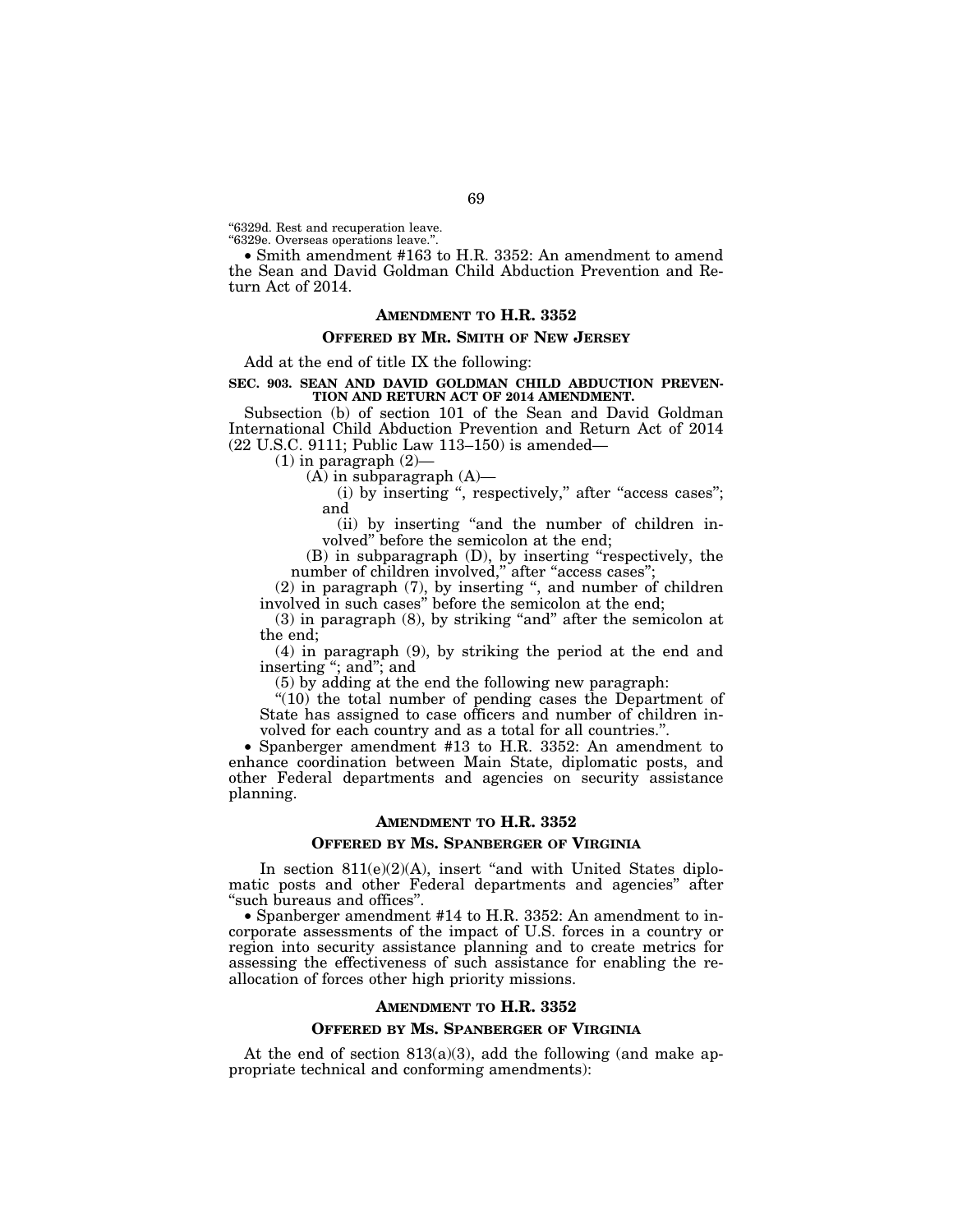"6329d. Rest and recuperation leave.
"6329e. Overseas operations leave.".

- Smith amendment #163 to H.R. 3352: An amendment to amend the Sean and David Goldman Child Abduction Prevention and Return Act of 2014.

## AMENDMENT TO H.R. 3352

### OFFERED BY MR. SMITH OF NEW JERSEY

Add at the end of title IX the following:

**SEC. 903. SEAN AND DAVID GOLDMAN CHILD ABDUCTION PREVENTION AND RETURN ACT OF 2014 AMENDMENT.**

Subsection (b) of section 101 of the Sean and David Goldman International Child Abduction Prevention and Return Act of 2014 (22 U.S.C. 9111; Public Law 113–150) is amended—

(1) in paragraph (2)—

(A) in subparagraph (A)—

(i) by inserting ", respectively," after "access cases"; and

(ii) by inserting "and the number of children involved" before the semicolon at the end;

(B) in subparagraph (D), by inserting "respectively, the number of children involved," after "access cases";

(2) in paragraph (7), by inserting ", and number of children involved in such cases" before the semicolon at the end;

(3) in paragraph (8), by striking "and" after the semicolon at the end;

(4) in paragraph (9), by striking the period at the end and inserting "; and"; and

(5) by adding at the end the following new paragraph:

"(10) the total number of pending cases the Department of State has assigned to case officers and number of children involved for each country and as a total for all countries.".

- Spanberger amendment #13 to H.R. 3352: An amendment to enhance coordination between Main State, diplomatic posts, and other Federal departments and agencies on security assistance planning.

## AMENDMENT TO H.R. 3352

### OFFERED BY MS. SPANBERGER OF VIRGINIA

In section 811(e)(2)(A), insert "and with United States diplomatic posts and other Federal departments and agencies" after "such bureaus and offices".

- Spanberger amendment #14 to H.R. 3352: An amendment to incorporate assessments of the impact of U.S. forces in a country or region into security assistance planning and to create metrics for assessing the effectiveness of such assistance for enabling the reallocation of forces other high priority missions.

## AMENDMENT TO H.R. 3352

### OFFERED BY MS. SPANBERGER OF VIRGINIA

At the end of section 813(a)(3), add the following (and make appropriate technical and conforming amendments):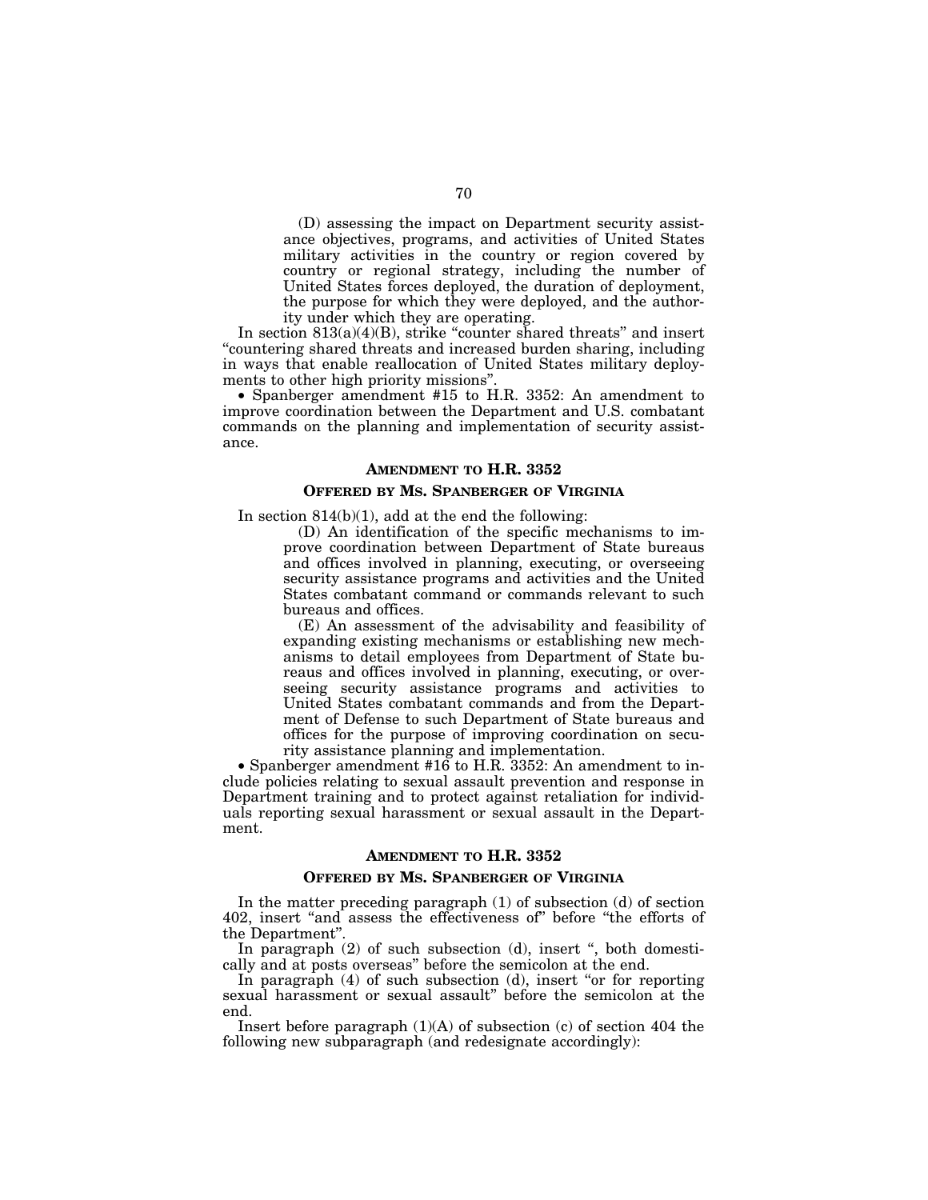(D) assessing the impact on Department security assistance objectives, programs, and activities of United States military activities in the country or region covered by country or regional strategy, including the number of United States forces deployed, the duration of deployment, the purpose for which they were deployed, and the authority under which they are operating.

In section 813(a)(4)(B), strike "counter shared threats" and insert "countering shared threats and increased burden sharing, including in ways that enable reallocation of United States military deployments to other high priority missions".

- Spanberger amendment #15 to H.R. 3352: An amendment to improve coordination between the Department and U.S. combatant commands on the planning and implementation of security assistance.

**AMENDMENT TO H.R. 3352**

**OFFERED BY MS. SPANBERGER OF VIRGINIA**

In section 814(b)(1), add at the end the following:

(D) An identification of the specific mechanisms to improve coordination between Department of State bureaus and offices involved in planning, executing, or overseeing security assistance programs and activities and the United States combatant command or commands relevant to such bureaus and offices.

(E) An assessment of the advisability and feasibility of expanding existing mechanisms or establishing new mechanisms to detail employees from Department of State bureaus and offices involved in planning, executing, or overseeing security assistance programs and activities to United States combatant commands and from the Department of Defense to such Department of State bureaus and offices for the purpose of improving coordination on security assistance planning and implementation.

- Spanberger amendment #16 to H.R. 3352: An amendment to include policies relating to sexual assault prevention and response in Department training and to protect against retaliation for individuals reporting sexual harassment or sexual assault in the Department.

**AMENDMENT TO H.R. 3352**

**OFFERED BY MS. SPANBERGER OF VIRGINIA**

In the matter preceding paragraph (1) of subsection (d) of section 402, insert "and assess the effectiveness of" before "the efforts of the Department".

In paragraph (2) of such subsection (d), insert ", both domestically and at posts overseas" before the semicolon at the end.

In paragraph (4) of such subsection (d), insert "or for reporting sexual harassment or sexual assault" before the semicolon at the end.

Insert before paragraph (1)(A) of subsection (c) of section 404 the following new subparagraph (and redesignate accordingly):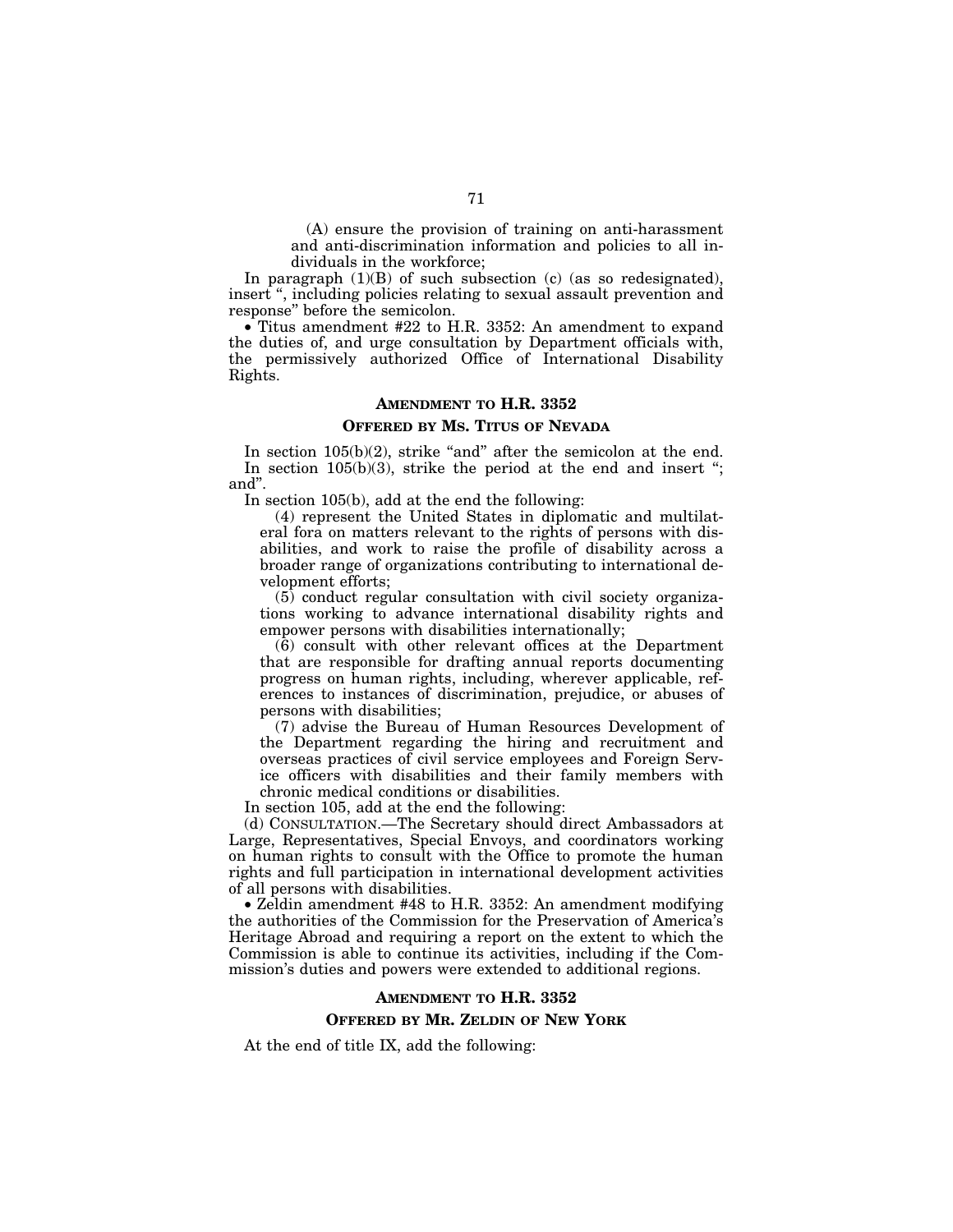(A) ensure the provision of training on anti-harassment and anti-discrimination information and policies to all individuals in the workforce;

In paragraph (1)(B) of such subsection (c) (as so redesignated), insert ", including policies relating to sexual assault prevention and response" before the semicolon.

- Titus amendment #22 to H.R. 3352: An amendment to expand the duties of, and urge consultation by Department officials with, the permissively authorized Office of International Disability Rights.

### AMENDMENT TO H.R. 3352

### OFFERED BY MS. TITUS OF NEVADA

In section 105(b)(2), strike "and" after the semicolon at the end.
In section 105(b)(3), strike the period at the end and insert "; and".

In section 105(b), add at the end the following:

(4) represent the United States in diplomatic and multilateral fora on matters relevant to the rights of persons with disabilities, and work to raise the profile of disability across a broader range of organizations contributing to international development efforts;

(5) conduct regular consultation with civil society organizations working to advance international disability rights and empower persons with disabilities internationally;

(6) consult with other relevant offices at the Department that are responsible for drafting annual reports documenting progress on human rights, including, wherever applicable, references to instances of discrimination, prejudice, or abuses of persons with disabilities;

(7) advise the Bureau of Human Resources Development of the Department regarding the hiring and recruitment and overseas practices of civil service employees and Foreign Service officers with disabilities and their family members with chronic medical conditions or disabilities.

In section 105, add at the end the following:

(d) CONSULTATION.—The Secretary should direct Ambassadors at Large, Representatives, Special Envoys, and coordinators working on human rights to consult with the Office to promote the human rights and full participation in international development activities of all persons with disabilities.

- Zeldin amendment #48 to H.R. 3352: An amendment modifying the authorities of the Commission for the Preservation of America's Heritage Abroad and requiring a report on the extent to which the Commission is able to continue its activities, including if the Commission's duties and powers were extended to additional regions.

### AMENDMENT TO H.R. 3352

### OFFERED BY MR. ZELDIN OF NEW YORK

At the end of title IX, add the following: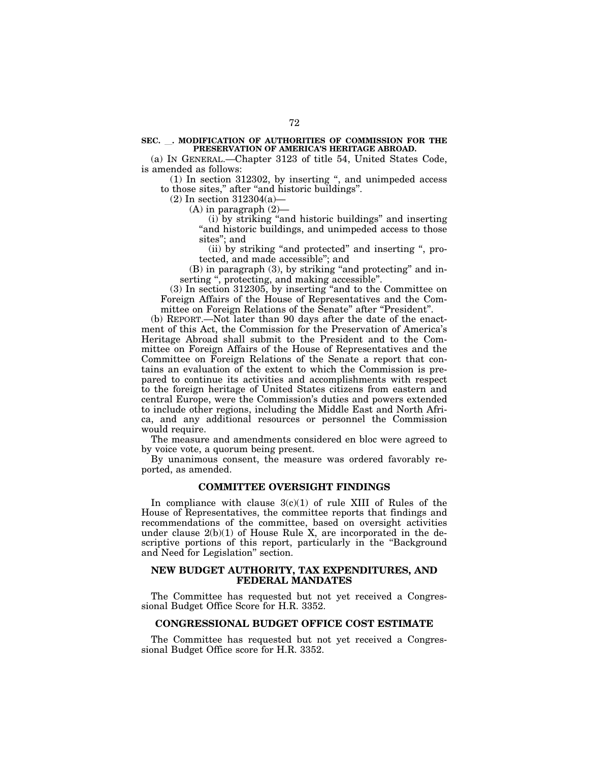**SEC. \_\_. MODIFICATION OF AUTHORITIES OF COMMISSION FOR THE PRESERVATION OF AMERICA'S HERITAGE ABROAD.**

(a) IN GENERAL.—Chapter 3123 of title 54, United States Code, is amended as follows:

(1) In section 312302, by inserting ", and unimpeded access to those sites," after "and historic buildings".

(2) In section 312304(a)—

(A) in paragraph (2)—

(i) by striking "and historic buildings" and inserting "and historic buildings, and unimpeded access to those sites"; and

(ii) by striking "and protected" and inserting ", protected, and made accessible"; and

(B) in paragraph (3), by striking "and protecting" and inserting ", protecting, and making accessible".

(3) In section 312305, by inserting "and to the Committee on Foreign Affairs of the House of Representatives and the Committee on Foreign Relations of the Senate" after "President".

(b) REPORT.—Not later than 90 days after the date of the enactment of this Act, the Commission for the Preservation of America's Heritage Abroad shall submit to the President and to the Committee on Foreign Affairs of the House of Representatives and the Committee on Foreign Relations of the Senate a report that contains an evaluation of the extent to which the Commission is prepared to continue its activities and accomplishments with respect to the foreign heritage of United States citizens from eastern and central Europe, were the Commission's duties and powers extended to include other regions, including the Middle East and North Africa, and any additional resources or personnel the Commission would require.

The measure and amendments considered en bloc were agreed to by voice vote, a quorum being present.

By unanimous consent, the measure was ordered favorably reported, as amended.

## COMMITTEE OVERSIGHT FINDINGS

In compliance with clause 3(c)(1) of rule XIII of Rules of the House of Representatives, the committee reports that findings and recommendations of the committee, based on oversight activities under clause 2(b)(1) of House Rule X, are incorporated in the descriptive portions of this report, particularly in the "Background and Need for Legislation" section.

## NEW BUDGET AUTHORITY, TAX EXPENDITURES, AND FEDERAL MANDATES

The Committee has requested but not yet received a Congressional Budget Office Score for H.R. 3352.

## CONGRESSIONAL BUDGET OFFICE COST ESTIMATE

The Committee has requested but not yet received a Congressional Budget Office score for H.R. 3352.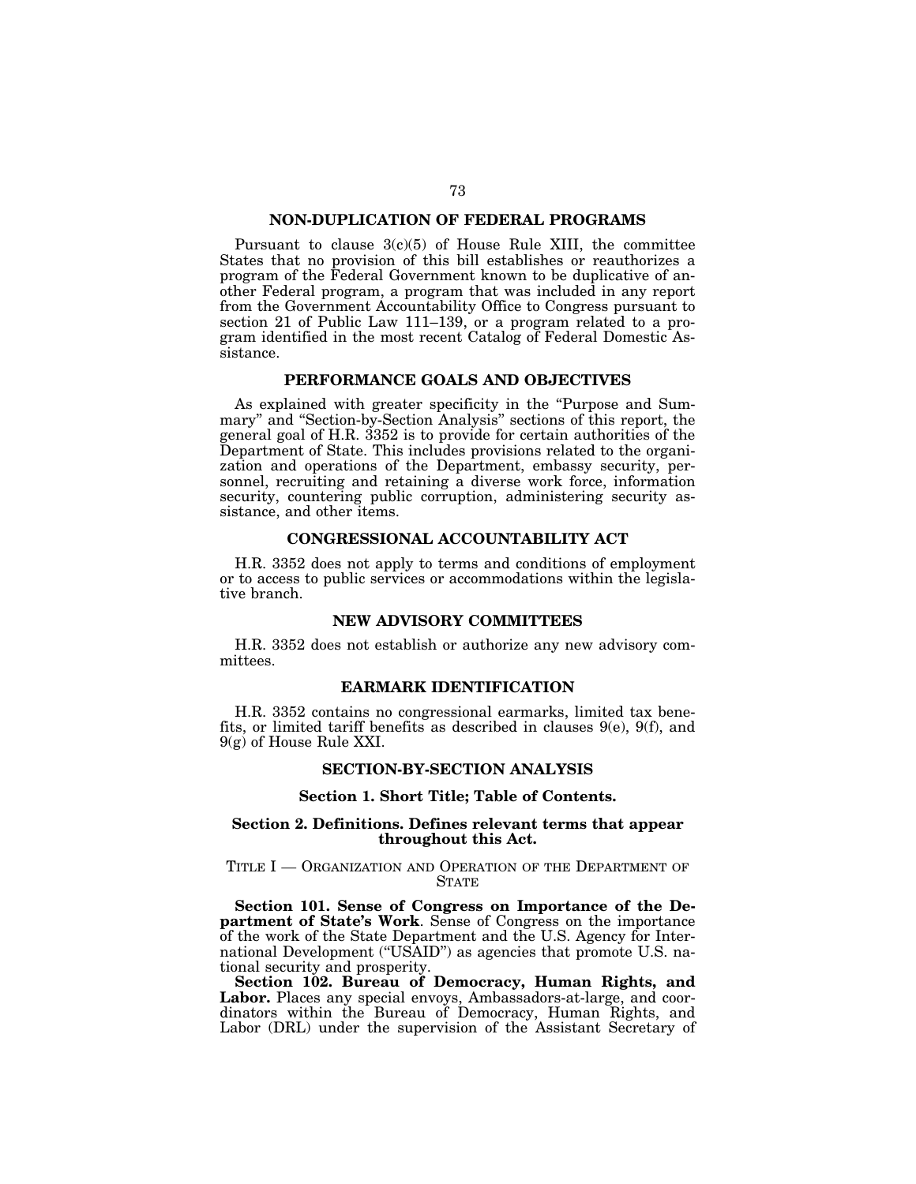## NON-DUPLICATION OF FEDERAL PROGRAMS

Pursuant to clause 3(c)(5) of House Rule XIII, the committee States that no provision of this bill establishes or reauthorizes a program of the Federal Government known to be duplicative of another Federal program, a program that was included in any report from the Government Accountability Office to Congress pursuant to section 21 of Public Law 111–139, or a program related to a program identified in the most recent Catalog of Federal Domestic Assistance.

## PERFORMANCE GOALS AND OBJECTIVES

As explained with greater specificity in the "Purpose and Summary" and "Section-by-Section Analysis" sections of this report, the general goal of H.R. 3352 is to provide for certain authorities of the Department of State. This includes provisions related to the organization and operations of the Department, embassy security, personnel, recruiting and retaining a diverse work force, information security, countering public corruption, administering security assistance, and other items.

## CONGRESSIONAL ACCOUNTABILITY ACT

H.R. 3352 does not apply to terms and conditions of employment or to access to public services or accommodations within the legislative branch.

## NEW ADVISORY COMMITTEES

H.R. 3352 does not establish or authorize any new advisory committees.

## EARMARK IDENTIFICATION

H.R. 3352 contains no congressional earmarks, limited tax benefits, or limited tariff benefits as described in clauses 9(e), 9(f), and 9(g) of House Rule XXI.

## SECTION-BY-SECTION ANALYSIS

### Section 1. Short Title; Table of Contents.

### Section 2. Definitions. Defines relevant terms that appear throughout this Act.

TITLE I — ORGANIZATION AND OPERATION OF THE DEPARTMENT OF STATE

**Section 101. Sense of Congress on Importance of the Department of State's Work**. Sense of Congress on the importance of the work of the State Department and the U.S. Agency for International Development ("USAID") as agencies that promote U.S. national security and prosperity.

**Section 102. Bureau of Democracy, Human Rights, and Labor.** Places any special envoys, Ambassadors-at-large, and coordinators within the Bureau of Democracy, Human Rights, and Labor (DRL) under the supervision of the Assistant Secretary of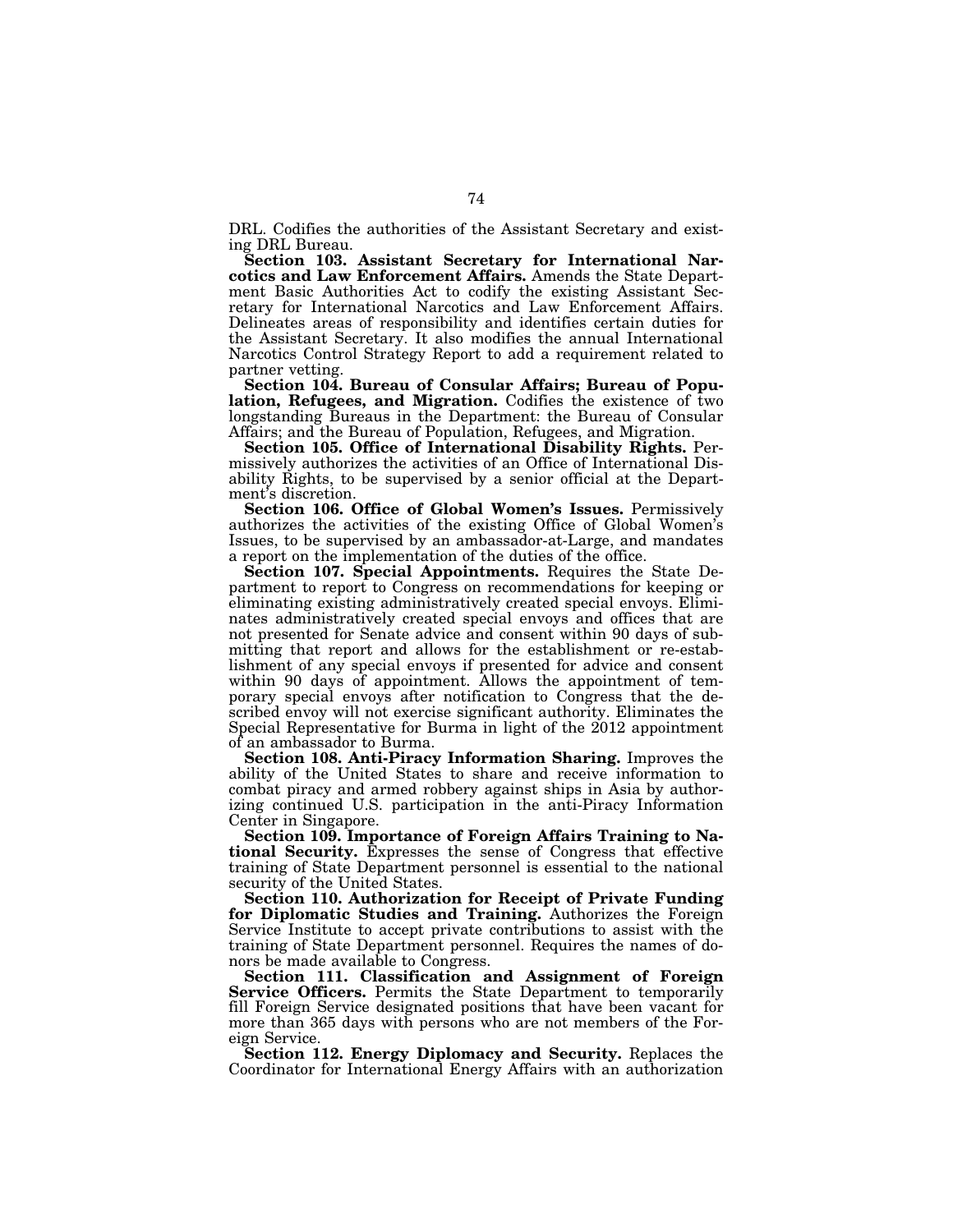DRL. Codifies the authorities of the Assistant Secretary and existing DRL Bureau.

**Section 103. Assistant Secretary for International Narcotics and Law Enforcement Affairs.** Amends the State Department Basic Authorities Act to codify the existing Assistant Secretary for International Narcotics and Law Enforcement Affairs. Delineates areas of responsibility and identifies certain duties for the Assistant Secretary. It also modifies the annual International Narcotics Control Strategy Report to add a requirement related to partner vetting.

**Section 104. Bureau of Consular Affairs; Bureau of Population, Refugees, and Migration.** Codifies the existence of two longstanding Bureaus in the Department: the Bureau of Consular Affairs; and the Bureau of Population, Refugees, and Migration.

**Section 105. Office of International Disability Rights.** Permissively authorizes the activities of an Office of International Disability Rights, to be supervised by a senior official at the Department's discretion.

**Section 106. Office of Global Women's Issues.** Permissively authorizes the activities of the existing Office of Global Women's Issues, to be supervised by an ambassador-at-Large, and mandates a report on the implementation of the duties of the office.

**Section 107. Special Appointments.** Requires the State Department to report to Congress on recommendations for keeping or eliminating existing administratively created special envoys. Eliminates administratively created special envoys and offices that are not presented for Senate advice and consent within 90 days of submitting that report and allows for the establishment or re-establishment of any special envoys if presented for advice and consent within 90 days of appointment. Allows the appointment of temporary special envoys after notification to Congress that the described envoy will not exercise significant authority. Eliminates the Special Representative for Burma in light of the 2012 appointment of an ambassador to Burma.

**Section 108. Anti-Piracy Information Sharing.** Improves the ability of the United States to share and receive information to combat piracy and armed robbery against ships in Asia by authorizing continued U.S. participation in the anti-Piracy Information Center in Singapore.

**Section 109. Importance of Foreign Affairs Training to National Security.** Expresses the sense of Congress that effective training of State Department personnel is essential to the national security of the United States.

**Section 110. Authorization for Receipt of Private Funding for Diplomatic Studies and Training.** Authorizes the Foreign Service Institute to accept private contributions to assist with the training of State Department personnel. Requires the names of donors be made available to Congress.

**Section 111. Classification and Assignment of Foreign Service Officers.** Permits the State Department to temporarily fill Foreign Service designated positions that have been vacant for more than 365 days with persons who are not members of the Foreign Service.

**Section 112. Energy Diplomacy and Security.** Replaces the Coordinator for International Energy Affairs with an authorization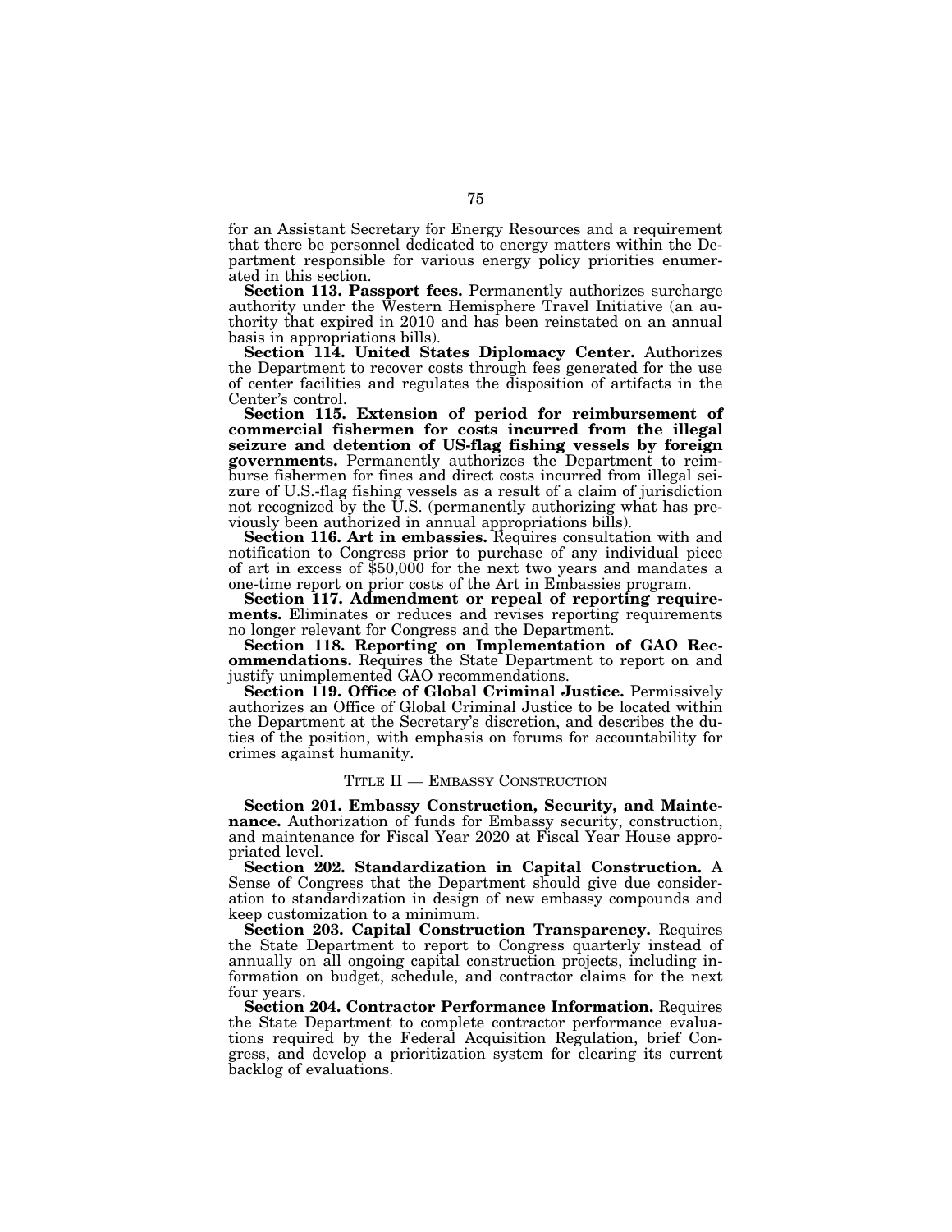for an Assistant Secretary for Energy Resources and a requirement that there be personnel dedicated to energy matters within the Department responsible for various energy policy priorities enumerated in this section.

**Section 113. Passport fees.** Permanently authorizes surcharge authority under the Western Hemisphere Travel Initiative (an authority that expired in 2010 and has been reinstated on an annual basis in appropriations bills).

**Section 114. United States Diplomacy Center.** Authorizes the Department to recover costs through fees generated for the use of center facilities and regulates the disposition of artifacts in the Center's control.

**Section 115. Extension of period for reimbursement of commercial fishermen for costs incurred from the illegal seizure and detention of US-flag fishing vessels by foreign governments.** Permanently authorizes the Department to reimburse fishermen for fines and direct costs incurred from illegal seizure of U.S.-flag fishing vessels as a result of a claim of jurisdiction not recognized by the U.S. (permanently authorizing what has previously been authorized in annual appropriations bills).

**Section 116. Art in embassies.** Requires consultation with and notification to Congress prior to purchase of any individual piece of art in excess of $50,000 for the next two years and mandates a one-time report on prior costs of the Art in Embassies program.

**Section 117. Admendment or repeal of reporting requirements.** Eliminates or reduces and revises reporting requirements no longer relevant for Congress and the Department.

**Section 118. Reporting on Implementation of GAO Recommendations.** Requires the State Department to report on and justify unimplemented GAO recommendations.

**Section 119. Office of Global Criminal Justice.** Permissively authorizes an Office of Global Criminal Justice to be located within the Department at the Secretary's discretion, and describes the duties of the position, with emphasis on forums for accountability for crimes against humanity.

## TITLE II — EMBASSY CONSTRUCTION

**Section 201. Embassy Construction, Security, and Maintenance.** Authorization of funds for Embassy security, construction, and maintenance for Fiscal Year 2020 at Fiscal Year House appropriated level.

**Section 202. Standardization in Capital Construction.** A Sense of Congress that the Department should give due consideration to standardization in design of new embassy compounds and keep customization to a minimum.

**Section 203. Capital Construction Transparency.** Requires the State Department to report to Congress quarterly instead of annually on all ongoing capital construction projects, including information on budget, schedule, and contractor claims for the next four years.

**Section 204. Contractor Performance Information.** Requires the State Department to complete contractor performance evaluations required by the Federal Acquisition Regulation, brief Congress, and develop a prioritization system for clearing its current backlog of evaluations.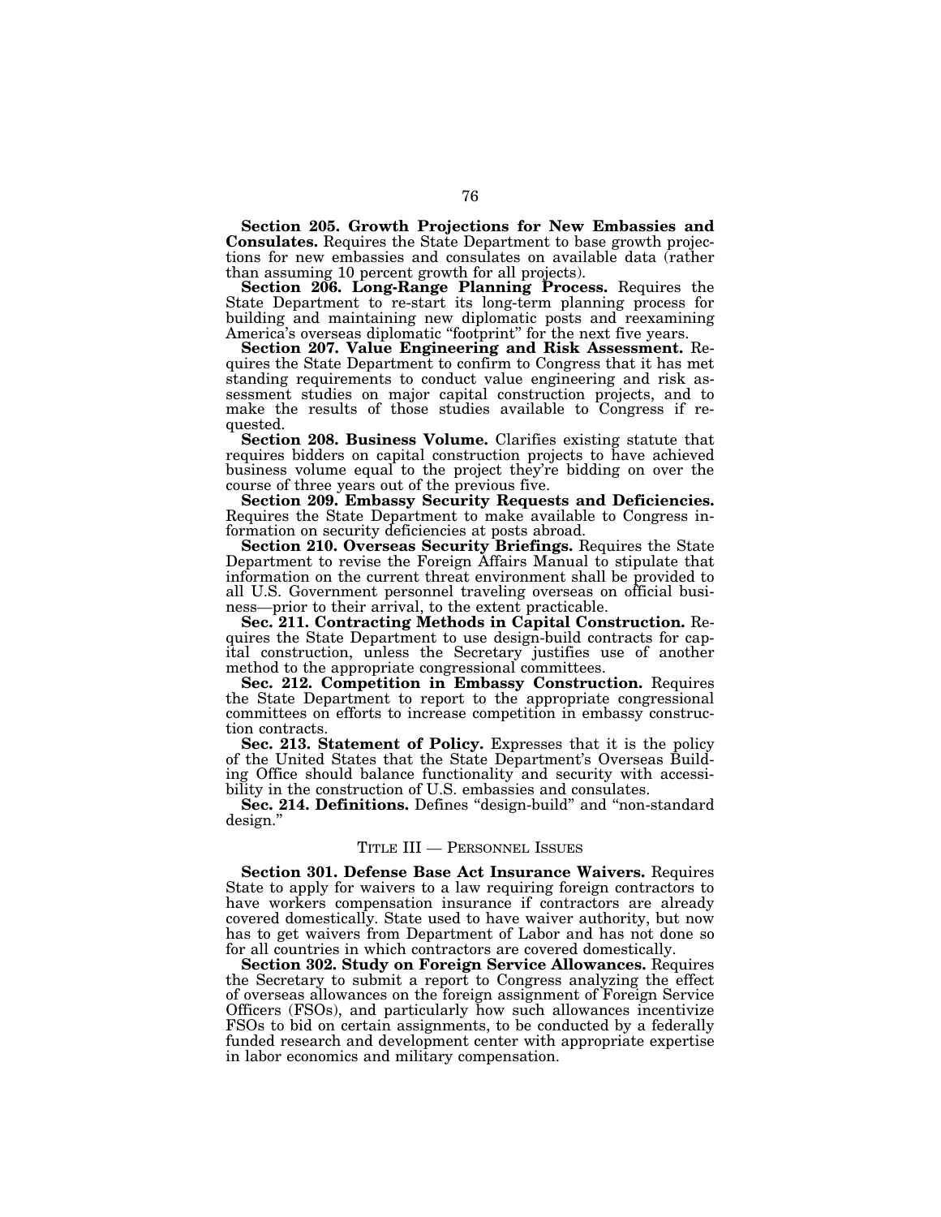**Section 205. Growth Projections for New Embassies and Consulates.** Requires the State Department to base growth projections for new embassies and consulates on available data (rather than assuming 10 percent growth for all projects).

**Section 206. Long-Range Planning Process.** Requires the State Department to re-start its long-term planning process for building and maintaining new diplomatic posts and reexamining America's overseas diplomatic "footprint" for the next five years.

**Section 207. Value Engineering and Risk Assessment.** Requires the State Department to confirm to Congress that it has met standing requirements to conduct value engineering and risk assessment studies on major capital construction projects, and to make the results of those studies available to Congress if requested.

**Section 208. Business Volume.** Clarifies existing statute that requires bidders on capital construction projects to have achieved business volume equal to the project they're bidding on over the course of three years out of the previous five.

**Section 209. Embassy Security Requests and Deficiencies.** Requires the State Department to make available to Congress information on security deficiencies at posts abroad.

**Section 210. Overseas Security Briefings.** Requires the State Department to revise the Foreign Affairs Manual to stipulate that information on the current threat environment shall be provided to all U.S. Government personnel traveling overseas on official business—prior to their arrival, to the extent practicable.

**Sec. 211. Contracting Methods in Capital Construction.** Requires the State Department to use design-build contracts for capital construction, unless the Secretary justifies use of another method to the appropriate congressional committees.

**Sec. 212. Competition in Embassy Construction.** Requires the State Department to report to the appropriate congressional committees on efforts to increase competition in embassy construction contracts.

**Sec. 213. Statement of Policy.** Expresses that it is the policy of the United States that the State Department's Overseas Building Office should balance functionality and security with accessibility in the construction of U.S. embassies and consulates.

**Sec. 214. Definitions.** Defines "design-build" and "non-standard design."

## TITLE III — PERSONNEL ISSUES

**Section 301. Defense Base Act Insurance Waivers.** Requires State to apply for waivers to a law requiring foreign contractors to have workers compensation insurance if contractors are already covered domestically. State used to have waiver authority, but now has to get waivers from Department of Labor and has not done so for all countries in which contractors are covered domestically.

**Section 302. Study on Foreign Service Allowances.** Requires the Secretary to submit a report to Congress analyzing the effect of overseas allowances on the foreign assignment of Foreign Service Officers (FSOs), and particularly how such allowances incentivize FSOs to bid on certain assignments, to be conducted by a federally funded research and development center with appropriate expertise in labor economics and military compensation.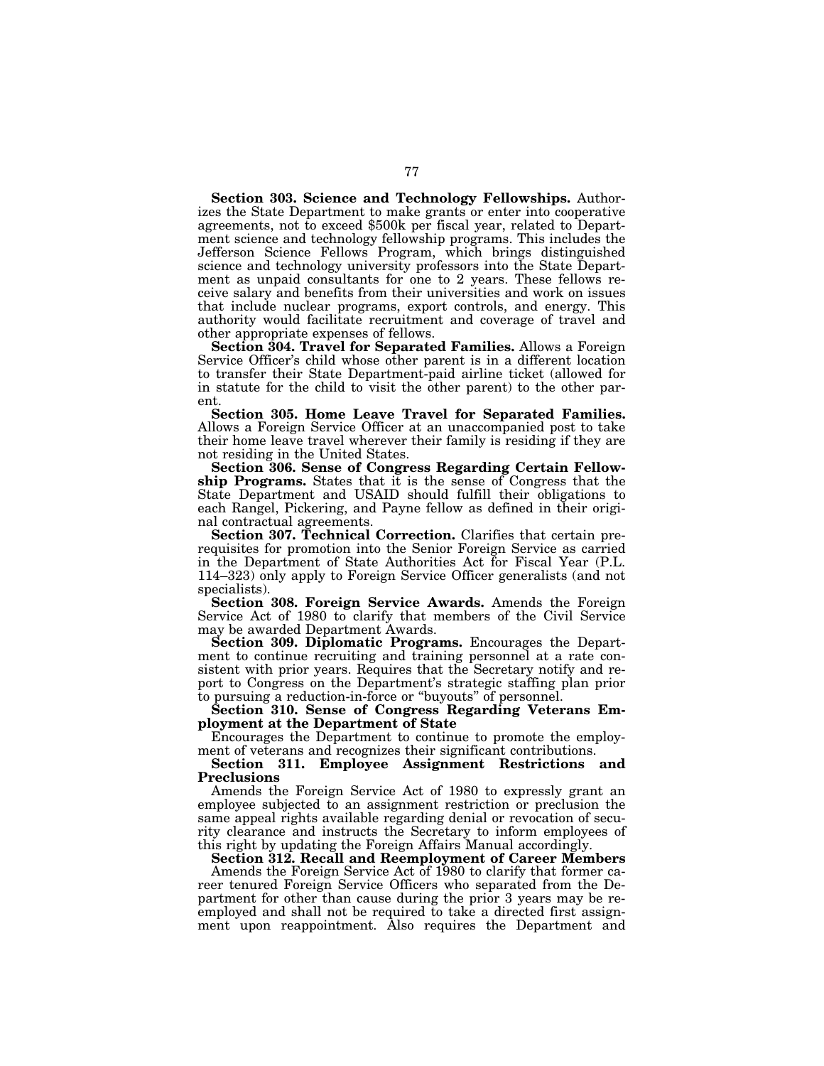**Section 303. Science and Technology Fellowships.** Authorizes the State Department to make grants or enter into cooperative agreements, not to exceed $500k per fiscal year, related to Department science and technology fellowship programs. This includes the Jefferson Science Fellows Program, which brings distinguished science and technology university professors into the State Department as unpaid consultants for one to 2 years. These fellows receive salary and benefits from their universities and work on issues that include nuclear programs, export controls, and energy. This authority would facilitate recruitment and coverage of travel and other appropriate expenses of fellows.

**Section 304. Travel for Separated Families.** Allows a Foreign Service Officer's child whose other parent is in a different location to transfer their State Department-paid airline ticket (allowed for in statute for the child to visit the other parent) to the other parent.

**Section 305. Home Leave Travel for Separated Families.** Allows a Foreign Service Officer at an unaccompanied post to take their home leave travel wherever their family is residing if they are not residing in the United States.

**Section 306. Sense of Congress Regarding Certain Fellowship Programs.** States that it is the sense of Congress that the State Department and USAID should fulfill their obligations to each Rangel, Pickering, and Payne fellow as defined in their original contractual agreements.

**Section 307. Technical Correction.** Clarifies that certain prerequisites for promotion into the Senior Foreign Service as carried in the Department of State Authorities Act for Fiscal Year (P.L. 114–323) only apply to Foreign Service Officer generalists (and not specialists).

**Section 308. Foreign Service Awards.** Amends the Foreign Service Act of 1980 to clarify that members of the Civil Service may be awarded Department Awards.

**Section 309. Diplomatic Programs.** Encourages the Department to continue recruiting and training personnel at a rate consistent with prior years. Requires that the Secretary notify and report to Congress on the Department's strategic staffing plan prior to pursuing a reduction-in-force or "buyouts" of personnel.

**Section 310. Sense of Congress Regarding Veterans Employment at the Department of State**

Encourages the Department to continue to promote the employment of veterans and recognizes their significant contributions.

**Section 311. Employee Assignment Restrictions and Preclusions**

Amends the Foreign Service Act of 1980 to expressly grant an employee subjected to an assignment restriction or preclusion the same appeal rights available regarding denial or revocation of security clearance and instructs the Secretary to inform employees of this right by updating the Foreign Affairs Manual accordingly.

**Section 312. Recall and Reemployment of Career Members**

Amends the Foreign Service Act of 1980 to clarify that former career tenured Foreign Service Officers who separated from the Department for other than cause during the prior 3 years may be reemployed and shall not be required to take a directed first assignment upon reappointment. Also requires the Department and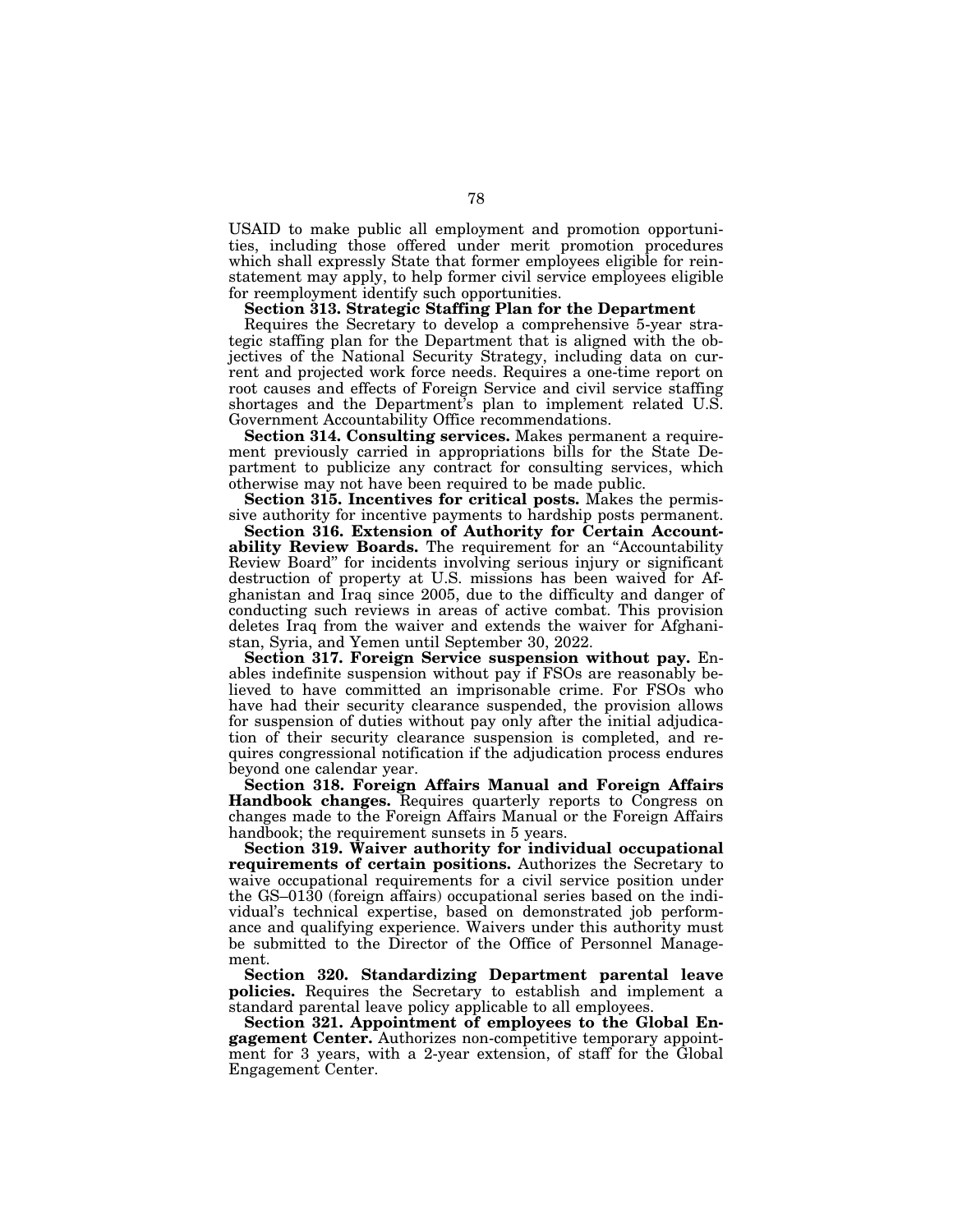USAID to make public all employment and promotion opportunities, including those offered under merit promotion procedures which shall expressly State that former employees eligible for reinstatement may apply, to help former civil service employees eligible for reemployment identify such opportunities.

**Section 313. Strategic Staffing Plan for the Department**

Requires the Secretary to develop a comprehensive 5-year strategic staffing plan for the Department that is aligned with the objectives of the National Security Strategy, including data on current and projected work force needs. Requires a one-time report on root causes and effects of Foreign Service and civil service staffing shortages and the Department's plan to implement related U.S. Government Accountability Office recommendations.

**Section 314. Consulting services.** Makes permanent a requirement previously carried in appropriations bills for the State Department to publicize any contract for consulting services, which otherwise may not have been required to be made public.

**Section 315. Incentives for critical posts.** Makes the permissive authority for incentive payments to hardship posts permanent.

**Section 316. Extension of Authority for Certain Accountability Review Boards.** The requirement for an "Accountability Review Board" for incidents involving serious injury or significant destruction of property at U.S. missions has been waived for Afghanistan and Iraq since 2005, due to the difficulty and danger of conducting such reviews in areas of active combat. This provision deletes Iraq from the waiver and extends the waiver for Afghanistan, Syria, and Yemen until September 30, 2022.

**Section 317. Foreign Service suspension without pay.** Enables indefinite suspension without pay if FSOs are reasonably believed to have committed an imprisonable crime. For FSOs who have had their security clearance suspended, the provision allows for suspension of duties without pay only after the initial adjudication of their security clearance suspension is completed, and requires congressional notification if the adjudication process endures beyond one calendar year.

**Section 318. Foreign Affairs Manual and Foreign Affairs Handbook changes.** Requires quarterly reports to Congress on changes made to the Foreign Affairs Manual or the Foreign Affairs handbook; the requirement sunsets in 5 years.

**Section 319. Waiver authority for individual occupational requirements of certain positions.** Authorizes the Secretary to waive occupational requirements for a civil service position under the GS–0130 (foreign affairs) occupational series based on the individual's technical expertise, based on demonstrated job performance and qualifying experience. Waivers under this authority must be submitted to the Director of the Office of Personnel Management.

**Section 320. Standardizing Department parental leave policies.** Requires the Secretary to establish and implement a standard parental leave policy applicable to all employees.

**Section 321. Appointment of employees to the Global Engagement Center.** Authorizes non-competitive temporary appointment for 3 years, with a 2-year extension, of staff for the Global Engagement Center.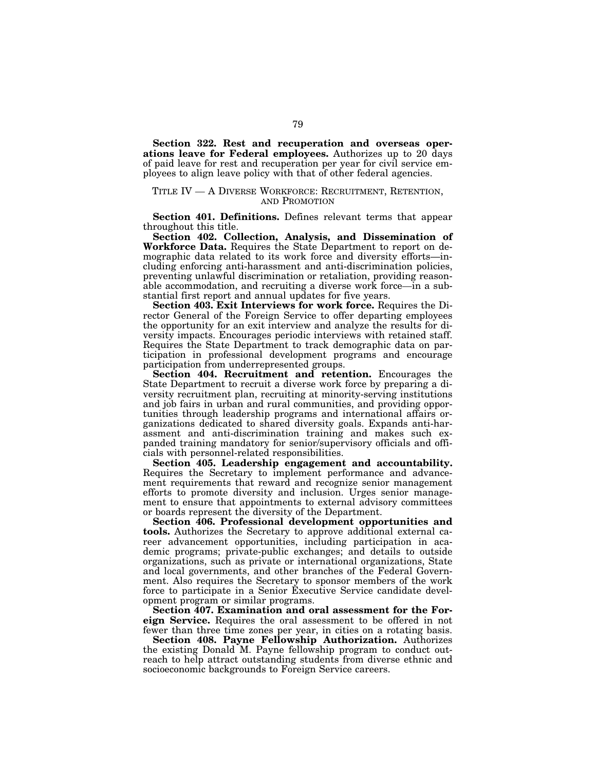**Section 322. Rest and recuperation and overseas operations leave for Federal employees.** Authorizes up to 20 days of paid leave for rest and recuperation per year for civil service employees to align leave policy with that of other federal agencies.

## TITLE IV — A DIVERSE WORKFORCE: RECRUITMENT, RETENTION, AND PROMOTION

**Section 401. Definitions.** Defines relevant terms that appear throughout this title.

**Section 402. Collection, Analysis, and Dissemination of Workforce Data.** Requires the State Department to report on demographic data related to its work force and diversity efforts—including enforcing anti-harassment and anti-discrimination policies, preventing unlawful discrimination or retaliation, providing reasonable accommodation, and recruiting a diverse work force—in a substantial first report and annual updates for five years.

**Section 403. Exit Interviews for work force.** Requires the Director General of the Foreign Service to offer departing employees the opportunity for an exit interview and analyze the results for diversity impacts. Encourages periodic interviews with retained staff. Requires the State Department to track demographic data on participation in professional development programs and encourage participation from underrepresented groups.

**Section 404. Recruitment and retention.** Encourages the State Department to recruit a diverse work force by preparing a diversity recruitment plan, recruiting at minority-serving institutions and job fairs in urban and rural communities, and providing opportunities through leadership programs and international affairs organizations dedicated to shared diversity goals. Expands anti-harassment and anti-discrimination training and makes such expanded training mandatory for senior/supervisory officials and officials with personnel-related responsibilities.

**Section 405. Leadership engagement and accountability.** Requires the Secretary to implement performance and advancement requirements that reward and recognize senior management efforts to promote diversity and inclusion. Urges senior management to ensure that appointments to external advisory committees or boards represent the diversity of the Department.

**Section 406. Professional development opportunities and tools.** Authorizes the Secretary to approve additional external career advancement opportunities, including participation in academic programs; private-public exchanges; and details to outside organizations, such as private or international organizations, State and local governments, and other branches of the Federal Government. Also requires the Secretary to sponsor members of the work force to participate in a Senior Executive Service candidate development program or similar programs.

**Section 407. Examination and oral assessment for the Foreign Service.** Requires the oral assessment to be offered in not fewer than three time zones per year, in cities on a rotating basis.

**Section 408. Payne Fellowship Authorization.** Authorizes the existing Donald M. Payne fellowship program to conduct outreach to help attract outstanding students from diverse ethnic and socioeconomic backgrounds to Foreign Service careers.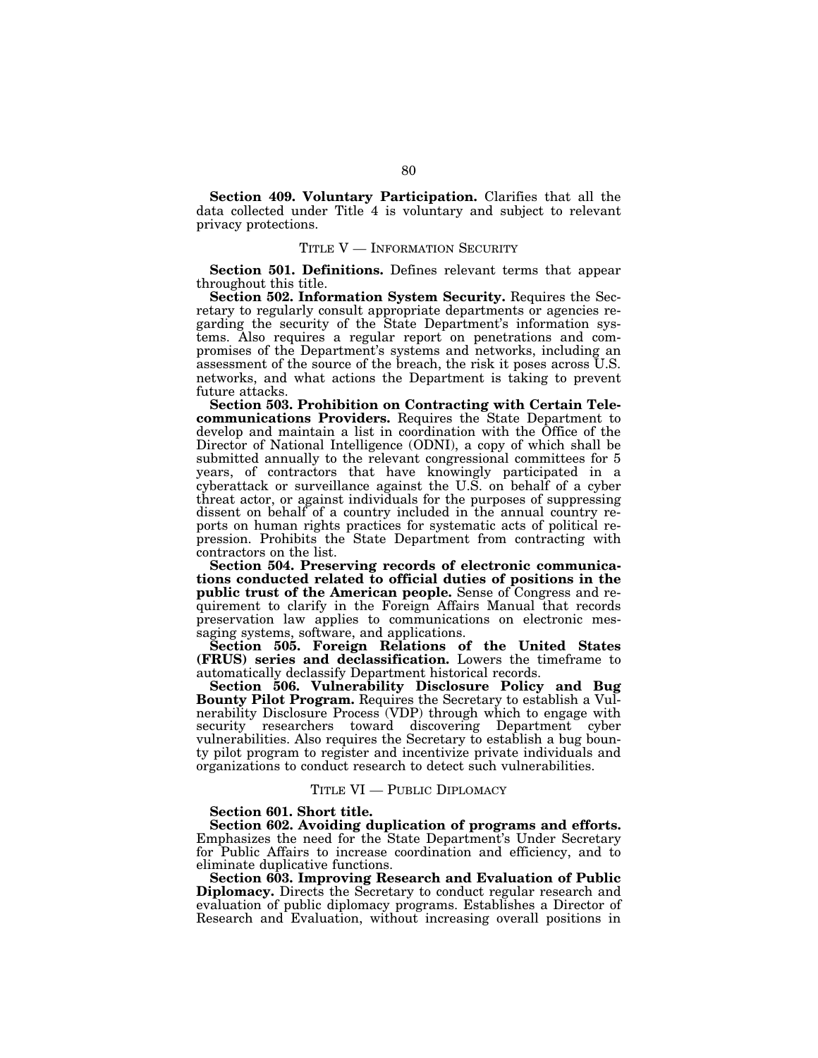**Section 409. Voluntary Participation.** Clarifies that all the data collected under Title 4 is voluntary and subject to relevant privacy protections.

## TITLE V — INFORMATION SECURITY

**Section 501. Definitions.** Defines relevant terms that appear throughout this title.

**Section 502. Information System Security.** Requires the Secretary to regularly consult appropriate departments or agencies regarding the security of the State Department's information systems. Also requires a regular report on penetrations and compromises of the Department's systems and networks, including an assessment of the source of the breach, the risk it poses across U.S. networks, and what actions the Department is taking to prevent future attacks.

**Section 503. Prohibition on Contracting with Certain Telecommunications Providers.** Requires the State Department to develop and maintain a list in coordination with the Office of the Director of National Intelligence (ODNI), a copy of which shall be submitted annually to the relevant congressional committees for 5 years, of contractors that have knowingly participated in a cyberattack or surveillance against the U.S. on behalf of a cyber threat actor, or against individuals for the purposes of suppressing dissent on behalf of a country included in the annual country reports on human rights practices for systematic acts of political repression. Prohibits the State Department from contracting with contractors on the list.

**Section 504. Preserving records of electronic communications conducted related to official duties of positions in the public trust of the American people.** Sense of Congress and requirement to clarify in the Foreign Affairs Manual that records preservation law applies to communications on electronic messaging systems, software, and applications.

**Section 505. Foreign Relations of the United States (FRUS) series and declassification.** Lowers the timeframe to automatically declassify Department historical records.

**Section 506. Vulnerability Disclosure Policy and Bug Bounty Pilot Program.** Requires the Secretary to establish a Vulnerability Disclosure Process (VDP) through which to engage with security researchers toward discovering Department cyber vulnerabilities. Also requires the Secretary to establish a bug bounty pilot program to register and incentivize private individuals and organizations to conduct research to detect such vulnerabilities.

## TITLE VI — PUBLIC DIPLOMACY

**Section 601. Short title.**

**Section 602. Avoiding duplication of programs and efforts.** Emphasizes the need for the State Department's Under Secretary for Public Affairs to increase coordination and efficiency, and to eliminate duplicative functions.

**Section 603. Improving Research and Evaluation of Public Diplomacy.** Directs the Secretary to conduct regular research and evaluation of public diplomacy programs. Establishes a Director of Research and Evaluation, without increasing overall positions in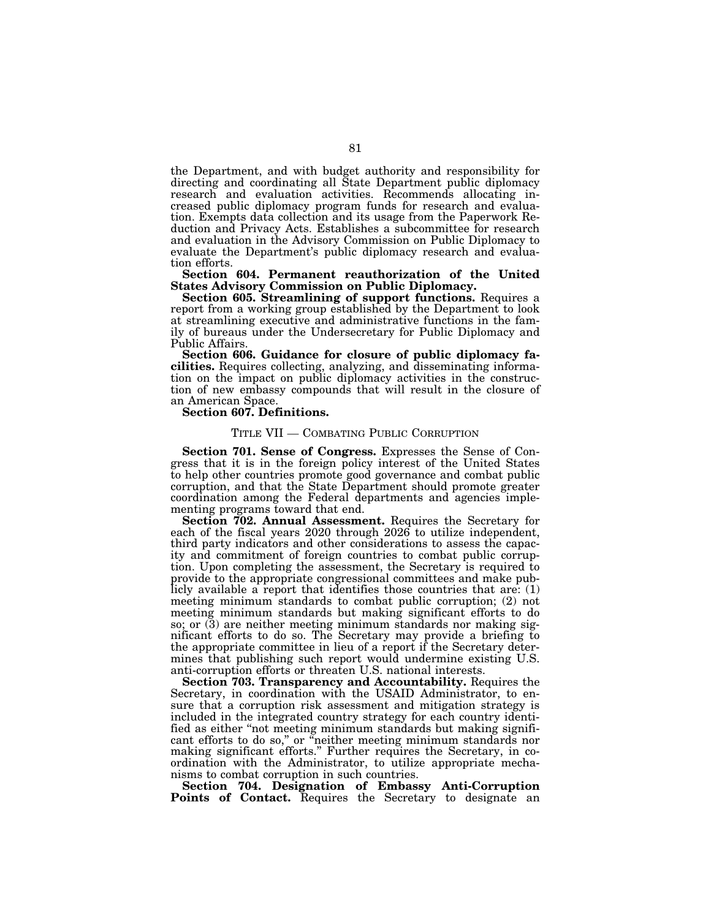the Department, and with budget authority and responsibility for directing and coordinating all State Department public diplomacy research and evaluation activities. Recommends allocating increased public diplomacy program funds for research and evaluation. Exempts data collection and its usage from the Paperwork Reduction and Privacy Acts. Establishes a subcommittee for research and evaluation in the Advisory Commission on Public Diplomacy to evaluate the Department's public diplomacy research and evaluation efforts.

**Section 604. Permanent reauthorization of the United States Advisory Commission on Public Diplomacy.**

**Section 605. Streamlining of support functions.** Requires a report from a working group established by the Department to look at streamlining executive and administrative functions in the family of bureaus under the Undersecretary for Public Diplomacy and Public Affairs.

**Section 606. Guidance for closure of public diplomacy facilities.** Requires collecting, analyzing, and disseminating information on the impact on public diplomacy activities in the construction of new embassy compounds that will result in the closure of an American Space.

**Section 607. Definitions.**

## TITLE VII — COMBATING PUBLIC CORRUPTION

**Section 701. Sense of Congress.** Expresses the Sense of Congress that it is in the foreign policy interest of the United States to help other countries promote good governance and combat public corruption, and that the State Department should promote greater coordination among the Federal departments and agencies implementing programs toward that end.

**Section 702. Annual Assessment.** Requires the Secretary for each of the fiscal years 2020 through 2026 to utilize independent, third party indicators and other considerations to assess the capacity and commitment of foreign countries to combat public corruption. Upon completing the assessment, the Secretary is required to provide to the appropriate congressional committees and make publicly available a report that identifies those countries that are: (1) meeting minimum standards to combat public corruption; (2) not meeting minimum standards but making significant efforts to do so; or (3) are neither meeting minimum standards nor making significant efforts to do so. The Secretary may provide a briefing to the appropriate committee in lieu of a report if the Secretary determines that publishing such report would undermine existing U.S. anti-corruption efforts or threaten U.S. national interests.

**Section 703. Transparency and Accountability.** Requires the Secretary, in coordination with the USAID Administrator, to ensure that a corruption risk assessment and mitigation strategy is included in the integrated country strategy for each country identified as either "not meeting minimum standards but making significant efforts to do so," or "neither meeting minimum standards nor making significant efforts." Further requires the Secretary, in coordination with the Administrator, to utilize appropriate mechanisms to combat corruption in such countries.

**Section 704. Designation of Embassy Anti-Corruption Points of Contact.** Requires the Secretary to designate an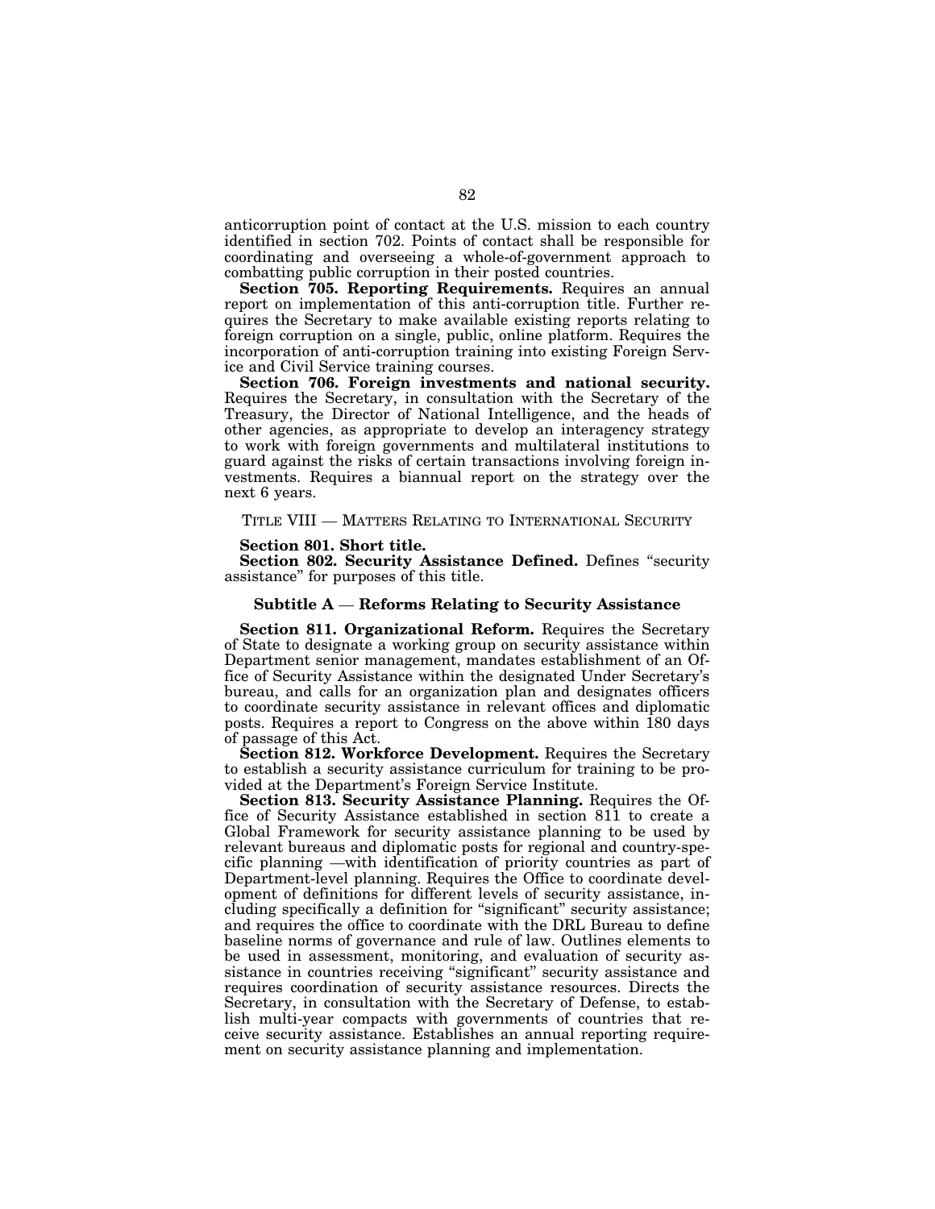anticorruption point of contact at the U.S. mission to each country identified in section 702. Points of contact shall be responsible for coordinating and overseeing a whole-of-government approach to combatting public corruption in their posted countries.

**Section 705. Reporting Requirements.** Requires an annual report on implementation of this anti-corruption title. Further requires the Secretary to make available existing reports relating to foreign corruption on a single, public, online platform. Requires the incorporation of anti-corruption training into existing Foreign Service and Civil Service training courses.

**Section 706. Foreign investments and national security.** Requires the Secretary, in consultation with the Secretary of the Treasury, the Director of National Intelligence, and the heads of other agencies, as appropriate to develop an interagency strategy to work with foreign governments and multilateral institutions to guard against the risks of certain transactions involving foreign investments. Requires a biannual report on the strategy over the next 6 years.

## TITLE VIII — MATTERS RELATING TO INTERNATIONAL SECURITY

**Section 801. Short title.**

**Section 802. Security Assistance Defined.** Defines "security assistance" for purposes of this title.

### Subtitle A — Reforms Relating to Security Assistance

**Section 811. Organizational Reform.** Requires the Secretary of State to designate a working group on security assistance within Department senior management, mandates establishment of an Office of Security Assistance within the designated Under Secretary's bureau, and calls for an organization plan and designates officers to coordinate security assistance in relevant offices and diplomatic posts. Requires a report to Congress on the above within 180 days of passage of this Act.

**Section 812. Workforce Development.** Requires the Secretary to establish a security assistance curriculum for training to be provided at the Department's Foreign Service Institute.

**Section 813. Security Assistance Planning.** Requires the Office of Security Assistance established in section 811 to create a Global Framework for security assistance planning to be used by relevant bureaus and diplomatic posts for regional and country-specific planning —with identification of priority countries as part of Department-level planning. Requires the Office to coordinate development of definitions for different levels of security assistance, including specifically a definition for "significant" security assistance; and requires the office to coordinate with the DRL Bureau to define baseline norms of governance and rule of law. Outlines elements to be used in assessment, monitoring, and evaluation of security assistance in countries receiving "significant" security assistance and requires coordination of security assistance resources. Directs the Secretary, in consultation with the Secretary of Defense, to establish multi-year compacts with governments of countries that receive security assistance. Establishes an annual reporting requirement on security assistance planning and implementation.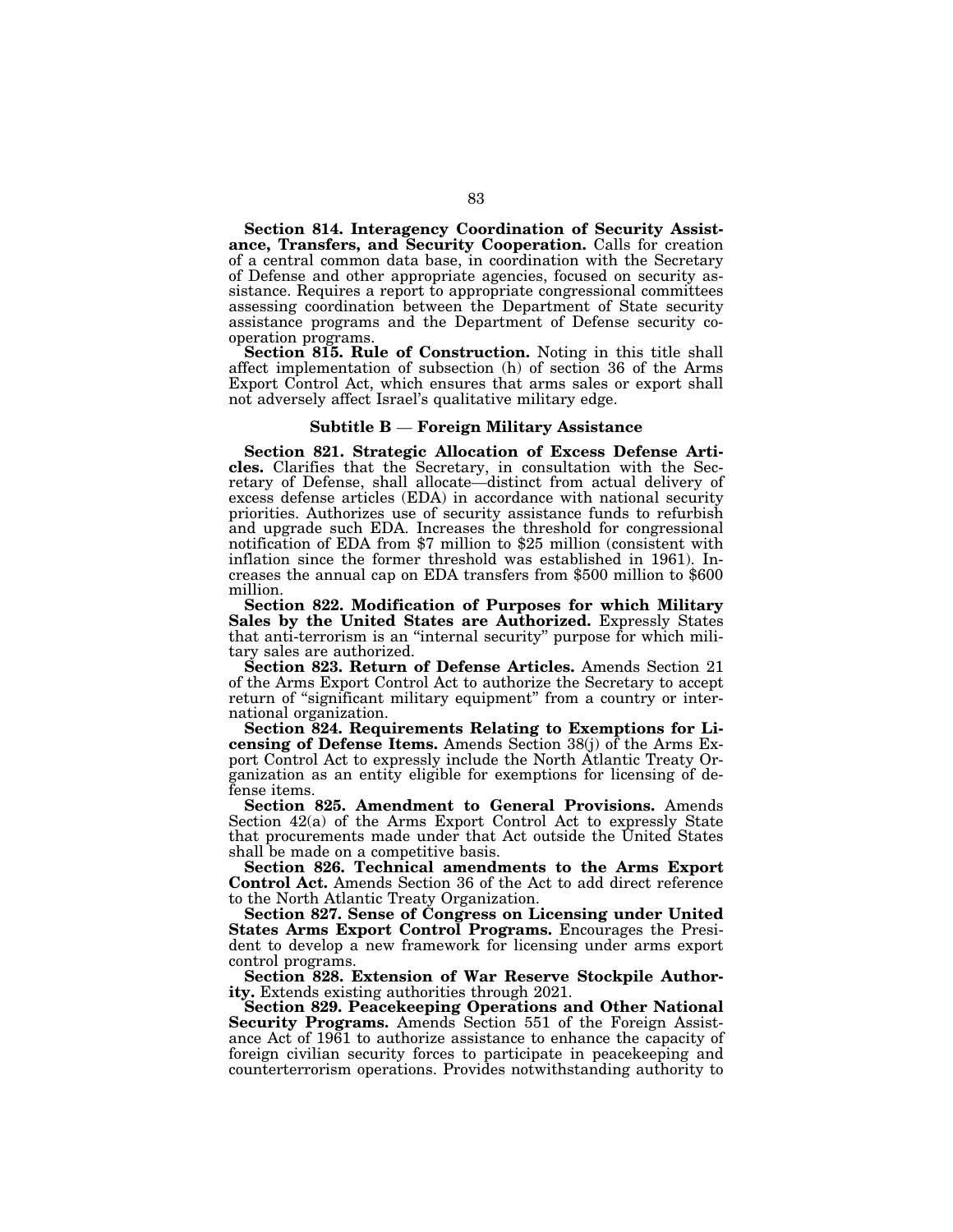**Section 814. Interagency Coordination of Security Assistance, Transfers, and Security Cooperation.** Calls for creation of a central common data base, in coordination with the Secretary of Defense and other appropriate agencies, focused on security assistance. Requires a report to appropriate congressional committees assessing coordination between the Department of State security assistance programs and the Department of Defense security cooperation programs.

**Section 815. Rule of Construction.** Noting in this title shall affect implementation of subsection (h) of section 36 of the Arms Export Control Act, which ensures that arms sales or export shall not adversely affect Israel's qualitative military edge.

### Subtitle B — Foreign Military Assistance

**Section 821. Strategic Allocation of Excess Defense Articles.** Clarifies that the Secretary, in consultation with the Secretary of Defense, shall allocate—distinct from actual delivery of excess defense articles (EDA) in accordance with national security priorities. Authorizes use of security assistance funds to refurbish and upgrade such EDA. Increases the threshold for congressional notification of EDA from $7 million to $25 million (consistent with inflation since the former threshold was established in 1961). Increases the annual cap on EDA transfers from $500 million to $600 million.

**Section 822. Modification of Purposes for which Military Sales by the United States are Authorized.** Expressly States that anti-terrorism is an "internal security" purpose for which military sales are authorized.

**Section 823. Return of Defense Articles.** Amends Section 21 of the Arms Export Control Act to authorize the Secretary to accept return of "significant military equipment" from a country or international organization.

**Section 824. Requirements Relating to Exemptions for Licensing of Defense Items.** Amends Section 38(j) of the Arms Export Control Act to expressly include the North Atlantic Treaty Organization as an entity eligible for exemptions for licensing of defense items.

**Section 825. Amendment to General Provisions.** Amends Section 42(a) of the Arms Export Control Act to expressly State that procurements made under that Act outside the United States shall be made on a competitive basis.

**Section 826. Technical amendments to the Arms Export Control Act.** Amends Section 36 of the Act to add direct reference to the North Atlantic Treaty Organization.

**Section 827. Sense of Congress on Licensing under United States Arms Export Control Programs.** Encourages the President to develop a new framework for licensing under arms export control programs.

**Section 828. Extension of War Reserve Stockpile Authority.** Extends existing authorities through 2021.

**Section 829. Peacekeeping Operations and Other National Security Programs.** Amends Section 551 of the Foreign Assistance Act of 1961 to authorize assistance to enhance the capacity of foreign civilian security forces to participate in peacekeeping and counterterrorism operations. Provides notwithstanding authority to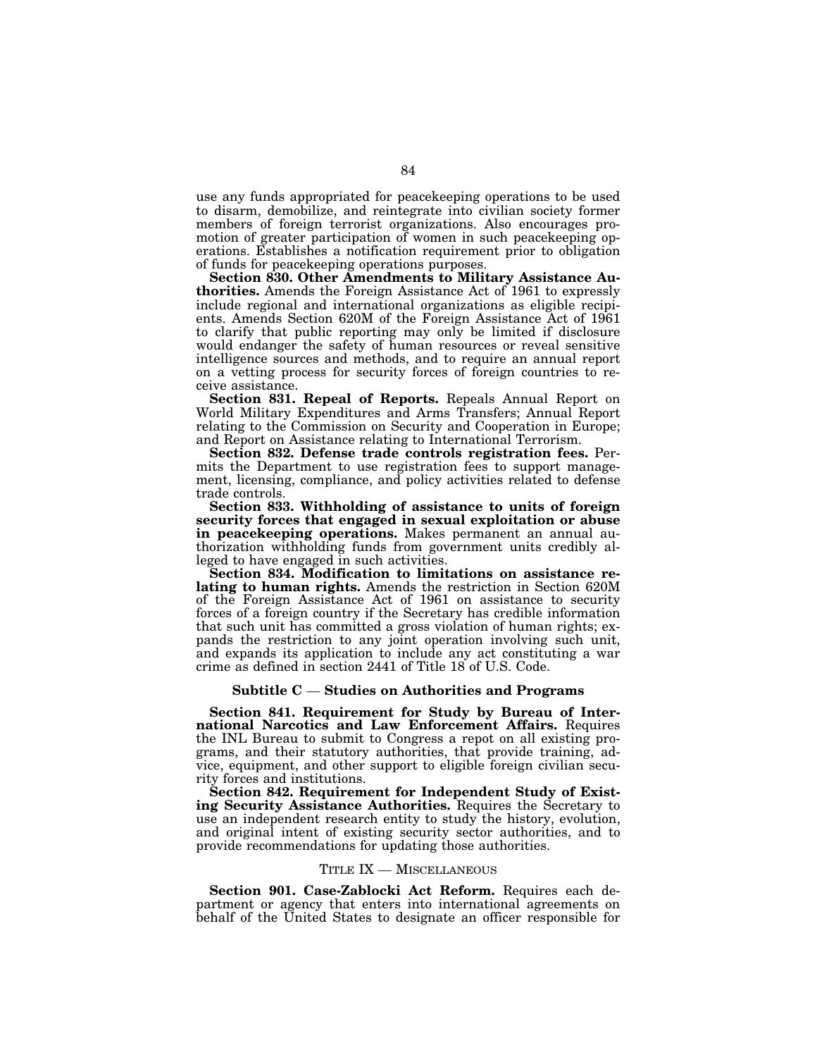use any funds appropriated for peacekeeping operations to be used to disarm, demobilize, and reintegrate into civilian society former members of foreign terrorist organizations. Also encourages promotion of greater participation of women in such peacekeeping operations. Establishes a notification requirement prior to obligation of funds for peacekeeping operations purposes.

**Section 830. Other Amendments to Military Assistance Authorities.** Amends the Foreign Assistance Act of 1961 to expressly include regional and international organizations as eligible recipients. Amends Section 620M of the Foreign Assistance Act of 1961 to clarify that public reporting may only be limited if disclosure would endanger the safety of human resources or reveal sensitive intelligence sources and methods, and to require an annual report on a vetting process for security forces of foreign countries to receive assistance.

**Section 831. Repeal of Reports.** Repeals Annual Report on World Military Expenditures and Arms Transfers; Annual Report relating to the Commission on Security and Cooperation in Europe; and Report on Assistance relating to International Terrorism.

**Section 832. Defense trade controls registration fees.** Permits the Department to use registration fees to support management, licensing, compliance, and policy activities related to defense trade controls.

**Section 833. Withholding of assistance to units of foreign security forces that engaged in sexual exploitation or abuse in peacekeeping operations.** Makes permanent an annual authorization withholding funds from government units credibly alleged to have engaged in such activities.

**Section 834. Modification to limitations on assistance relating to human rights.** Amends the restriction in Section 620M of the Foreign Assistance Act of 1961 on assistance to security forces of a foreign country if the Secretary has credible information that such unit has committed a gross violation of human rights; expands the restriction to any joint operation involving such unit, and expands its application to include any act constituting a war crime as defined in section 2441 of Title 18 of U.S. Code.

### Subtitle C — Studies on Authorities and Programs

**Section 841. Requirement for Study by Bureau of International Narcotics and Law Enforcement Affairs.** Requires the INL Bureau to submit to Congress a repot on all existing programs, and their statutory authorities, that provide training, advice, equipment, and other support to eligible foreign civilian security forces and institutions.

**Section 842. Requirement for Independent Study of Existing Security Assistance Authorities.** Requires the Secretary to use an independent research entity to study the history, evolution, and original intent of existing security sector authorities, and to provide recommendations for updating those authorities.

## TITLE IX — MISCELLANEOUS

**Section 901. Case-Zablocki Act Reform.** Requires each department or agency that enters into international agreements on behalf of the United States to designate an officer responsible for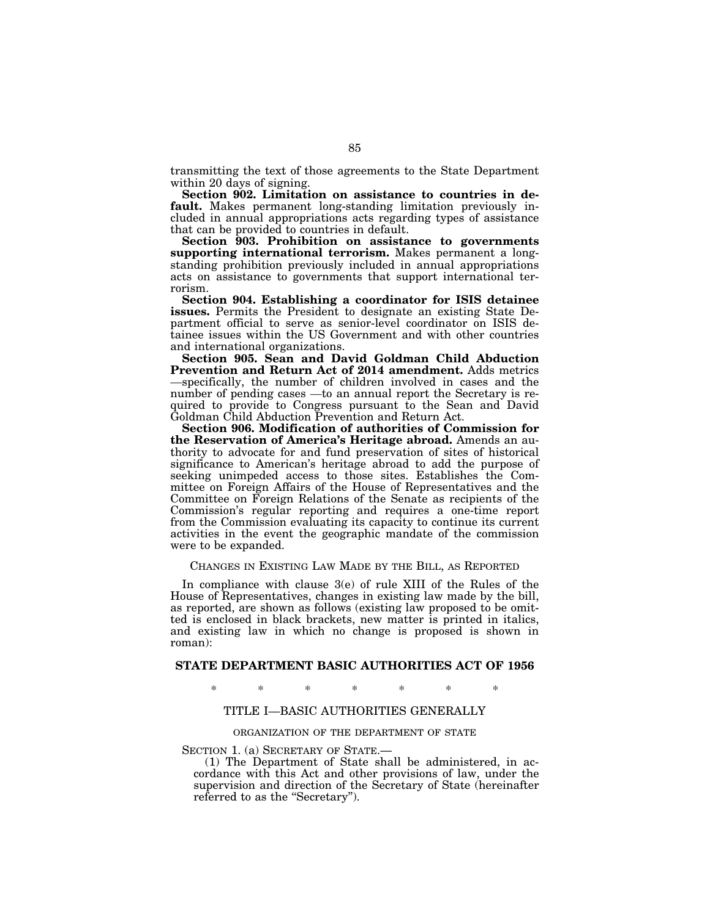transmitting the text of those agreements to the State Department within 20 days of signing.

**Section 902. Limitation on assistance to countries in default.** Makes permanent long-standing limitation previously included in annual appropriations acts regarding types of assistance that can be provided to countries in default.

**Section 903. Prohibition on assistance to governments supporting international terrorism.** Makes permanent a long-standing prohibition previously included in annual appropriations acts on assistance to governments that support international terrorism.

**Section 904. Establishing a coordinator for ISIS detainee issues.** Permits the President to designate an existing State Department official to serve as senior-level coordinator on ISIS detainee issues within the US Government and with other countries and international organizations.

**Section 905. Sean and David Goldman Child Abduction Prevention and Return Act of 2014 amendment.** Adds metrics —specifically, the number of children involved in cases and the number of pending cases —to an annual report the Secretary is required to provide to Congress pursuant to the Sean and David Goldman Child Abduction Prevention and Return Act.

**Section 906. Modification of authorities of Commission for the Reservation of America's Heritage abroad.** Amends an authority to advocate for and fund preservation of sites of historical significance to American's heritage abroad to add the purpose of seeking unimpeded access to those sites. Establishes the Committee on Foreign Affairs of the House of Representatives and the Committee on Foreign Relations of the Senate as recipients of the Commission's regular reporting and requires a one-time report from the Commission evaluating its capacity to continue its current activities in the event the geographic mandate of the commission were to be expanded.

CHANGES IN EXISTING LAW MADE BY THE BILL, AS REPORTED

In compliance with clause 3(e) of rule XIII of the Rules of the House of Representatives, changes in existing law made by the bill, as reported, are shown as follows (existing law proposed to be omitted is enclosed in black brackets, new matter is printed in italics, and existing law in which no change is proposed is shown in roman):

## STATE DEPARTMENT BASIC AUTHORITIES ACT OF 1956

\* \* \* \* \* \* \*

### TITLE I—BASIC AUTHORITIES GENERALLY

ORGANIZATION OF THE DEPARTMENT OF STATE

SECTION 1. (a) SECRETARY OF STATE.—

(1) The Department of State shall be administered, in accordance with this Act and other provisions of law, under the supervision and direction of the Secretary of State (hereinafter referred to as the "Secretary").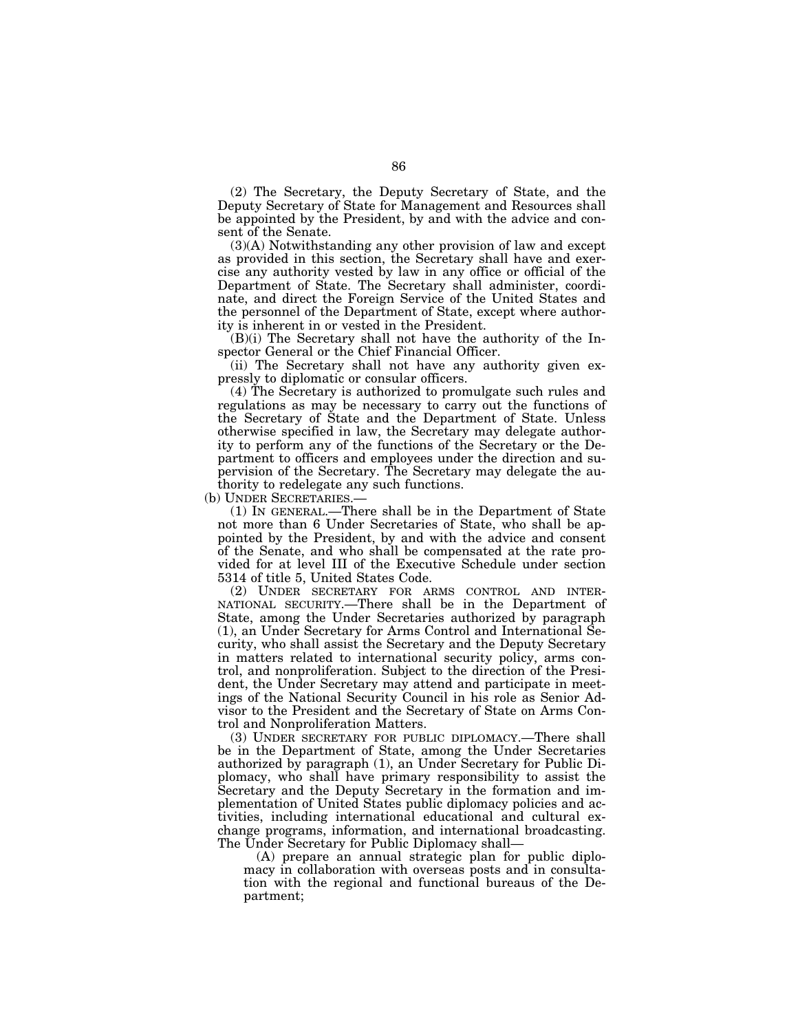(2) The Secretary, the Deputy Secretary of State, and the Deputy Secretary of State for Management and Resources shall be appointed by the President, by and with the advice and consent of the Senate.

(3)(A) Notwithstanding any other provision of law and except as provided in this section, the Secretary shall have and exercise any authority vested by law in any office or official of the Department of State. The Secretary shall administer, coordinate, and direct the Foreign Service of the United States and the personnel of the Department of State, except where authority is inherent in or vested in the President.

(B)(i) The Secretary shall not have the authority of the Inspector General or the Chief Financial Officer.

(ii) The Secretary shall not have any authority given expressly to diplomatic or consular officers.

(4) The Secretary is authorized to promulgate such rules and regulations as may be necessary to carry out the functions of the Secretary of State and the Department of State. Unless otherwise specified in law, the Secretary may delegate authority to perform any of the functions of the Secretary or the Department to officers and employees under the direction and supervision of the Secretary. The Secretary may delegate the authority to redelegate any such functions.

(b) UNDER SECRETARIES.—

(1) IN GENERAL.—There shall be in the Department of State not more than 6 Under Secretaries of State, who shall be appointed by the President, by and with the advice and consent of the Senate, and who shall be compensated at the rate provided for at level III of the Executive Schedule under section 5314 of title 5, United States Code.

(2) UNDER SECRETARY FOR ARMS CONTROL AND INTERNATIONAL SECURITY.—There shall be in the Department of State, among the Under Secretaries authorized by paragraph (1), an Under Secretary for Arms Control and International Security, who shall assist the Secretary and the Deputy Secretary in matters related to international security policy, arms control, and nonproliferation. Subject to the direction of the President, the Under Secretary may attend and participate in meetings of the National Security Council in his role as Senior Advisor to the President and the Secretary of State on Arms Control and Nonproliferation Matters.

(3) UNDER SECRETARY FOR PUBLIC DIPLOMACY.—There shall be in the Department of State, among the Under Secretaries authorized by paragraph (1), an Under Secretary for Public Diplomacy, who shall have primary responsibility to assist the Secretary and the Deputy Secretary in the formation and implementation of United States public diplomacy policies and activities, including international educational and cultural exchange programs, information, and international broadcasting. The Under Secretary for Public Diplomacy shall—

(A) prepare an annual strategic plan for public diplomacy in collaboration with overseas posts and in consultation with the regional and functional bureaus of the Department;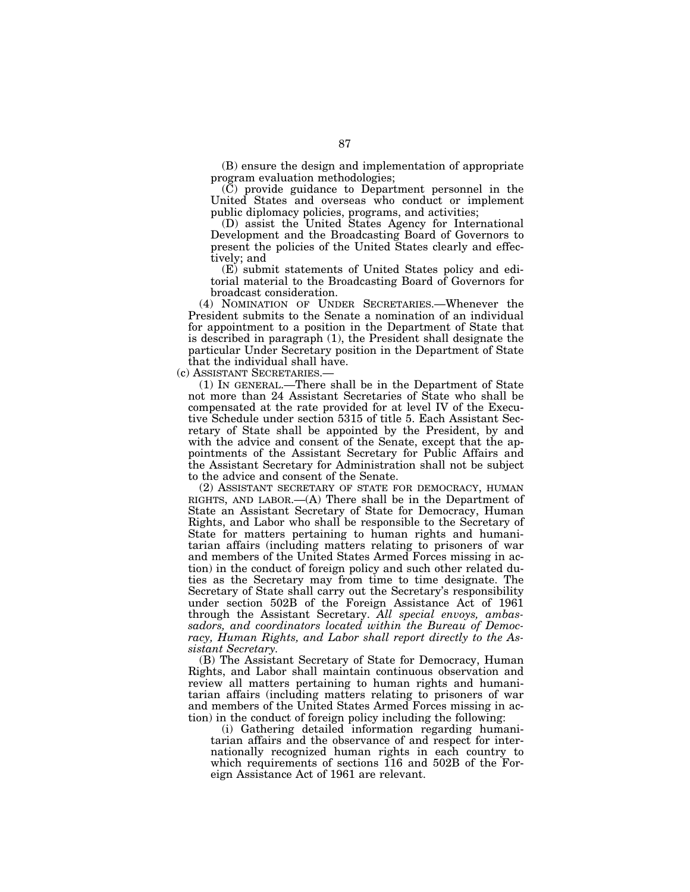(B) ensure the design and implementation of appropriate program evaluation methodologies;

(C) provide guidance to Department personnel in the United States and overseas who conduct or implement public diplomacy policies, programs, and activities;

(D) assist the United States Agency for International Development and the Broadcasting Board of Governors to present the policies of the United States clearly and effectively; and

(E) submit statements of United States policy and editorial material to the Broadcasting Board of Governors for broadcast consideration.

(4) NOMINATION OF UNDER SECRETARIES.—Whenever the President submits to the Senate a nomination of an individual for appointment to a position in the Department of State that is described in paragraph (1), the President shall designate the particular Under Secretary position in the Department of State that the individual shall have.

(c) ASSISTANT SECRETARIES.—

(1) IN GENERAL.—There shall be in the Department of State not more than 24 Assistant Secretaries of State who shall be compensated at the rate provided for at level IV of the Executive Schedule under section 5315 of title 5. Each Assistant Secretary of State shall be appointed by the President, by and with the advice and consent of the Senate, except that the appointments of the Assistant Secretary for Public Affairs and the Assistant Secretary for Administration shall not be subject to the advice and consent of the Senate.

(2) ASSISTANT SECRETARY OF STATE FOR DEMOCRACY, HUMAN RIGHTS, AND LABOR.—(A) There shall be in the Department of State an Assistant Secretary of State for Democracy, Human Rights, and Labor who shall be responsible to the Secretary of State for matters pertaining to human rights and humanitarian affairs (including matters relating to prisoners of war and members of the United States Armed Forces missing in action) in the conduct of foreign policy and such other related duties as the Secretary may from time to time designate. The Secretary of State shall carry out the Secretary's responsibility under section 502B of the Foreign Assistance Act of 1961 through the Assistant Secretary. *All special envoys, ambassadors, and coordinators located within the Bureau of Democracy, Human Rights, and Labor shall report directly to the Assistant Secretary.*

(B) The Assistant Secretary of State for Democracy, Human Rights, and Labor shall maintain continuous observation and review all matters pertaining to human rights and humanitarian affairs (including matters relating to prisoners of war and members of the United States Armed Forces missing in action) in the conduct of foreign policy including the following:

(i) Gathering detailed information regarding humanitarian affairs and the observance of and respect for internationally recognized human rights in each country to which requirements of sections 116 and 502B of the Foreign Assistance Act of 1961 are relevant.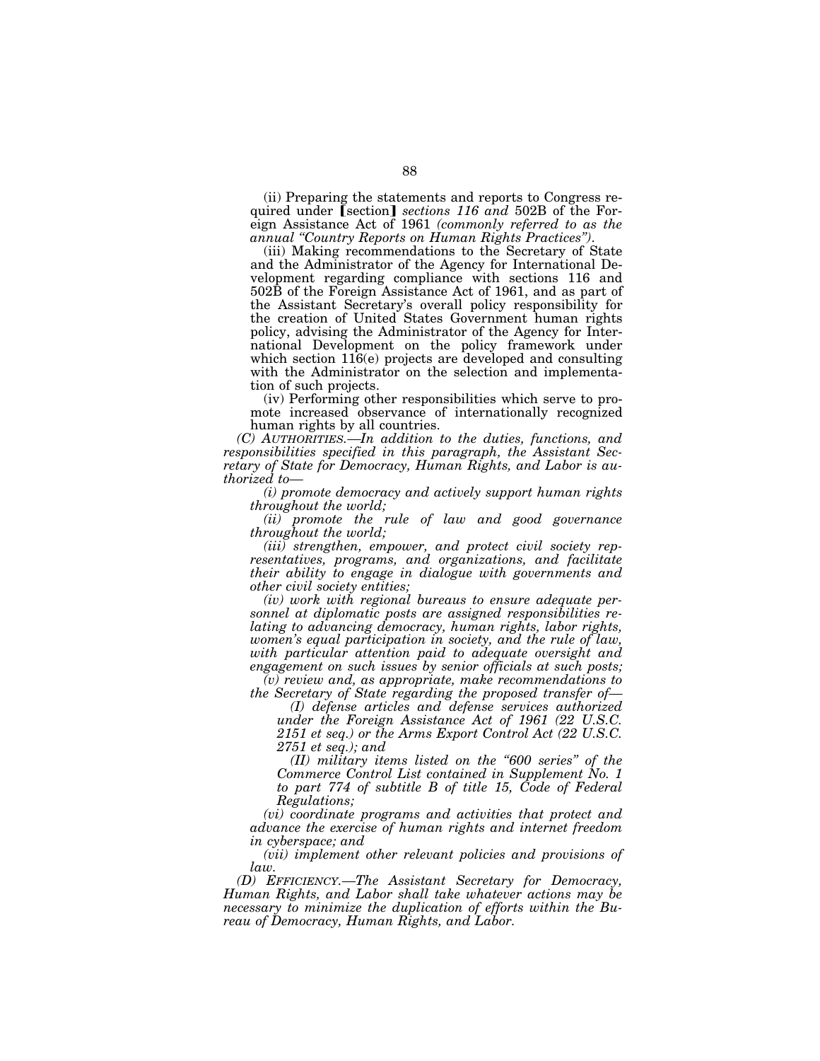(ii) Preparing the statements and reports to Congress required under ⟦section⟧ *sections 116 and* 502B of the Foreign Assistance Act of 1961 *(commonly referred to as the annual "Country Reports on Human Rights Practices")*.

(iii) Making recommendations to the Secretary of State and the Administrator of the Agency for International Development regarding compliance with sections 116 and 502B of the Foreign Assistance Act of 1961, and as part of the Assistant Secretary's overall policy responsibility for the creation of United States Government human rights policy, advising the Administrator of the Agency for International Development on the policy framework under which section 116(e) projects are developed and consulting with the Administrator on the selection and implementation of such projects.

(iv) Performing other responsibilities which serve to promote increased observance of internationally recognized human rights by all countries.

*(C) AUTHORITIES.—In addition to the duties, functions, and responsibilities specified in this paragraph, the Assistant Secretary of State for Democracy, Human Rights, and Labor is authorized to—*

*(i) promote democracy and actively support human rights throughout the world;*

*(ii) promote the rule of law and good governance throughout the world;*

*(iii) strengthen, empower, and protect civil society representatives, programs, and organizations, and facilitate their ability to engage in dialogue with governments and other civil society entities;*

*(iv) work with regional bureaus to ensure adequate personnel at diplomatic posts are assigned responsibilities relating to advancing democracy, human rights, labor rights, women's equal participation in society, and the rule of law, with particular attention paid to adequate oversight and engagement on such issues by senior officials at such posts;*

*(v) review and, as appropriate, make recommendations to the Secretary of State regarding the proposed transfer of—*

*(I) defense articles and defense services authorized under the Foreign Assistance Act of 1961 (22 U.S.C. 2151 et seq.) or the Arms Export Control Act (22 U.S.C. 2751 et seq.); and*

*(II) military items listed on the "600 series" of the Commerce Control List contained in Supplement No. 1 to part 774 of subtitle B of title 15, Code of Federal Regulations;*

*(vi) coordinate programs and activities that protect and advance the exercise of human rights and internet freedom in cyberspace; and*

*(vii) implement other relevant policies and provisions of law.*

*(D) EFFICIENCY.—The Assistant Secretary for Democracy, Human Rights, and Labor shall take whatever actions may be necessary to minimize the duplication of efforts within the Bureau of Democracy, Human Rights, and Labor.*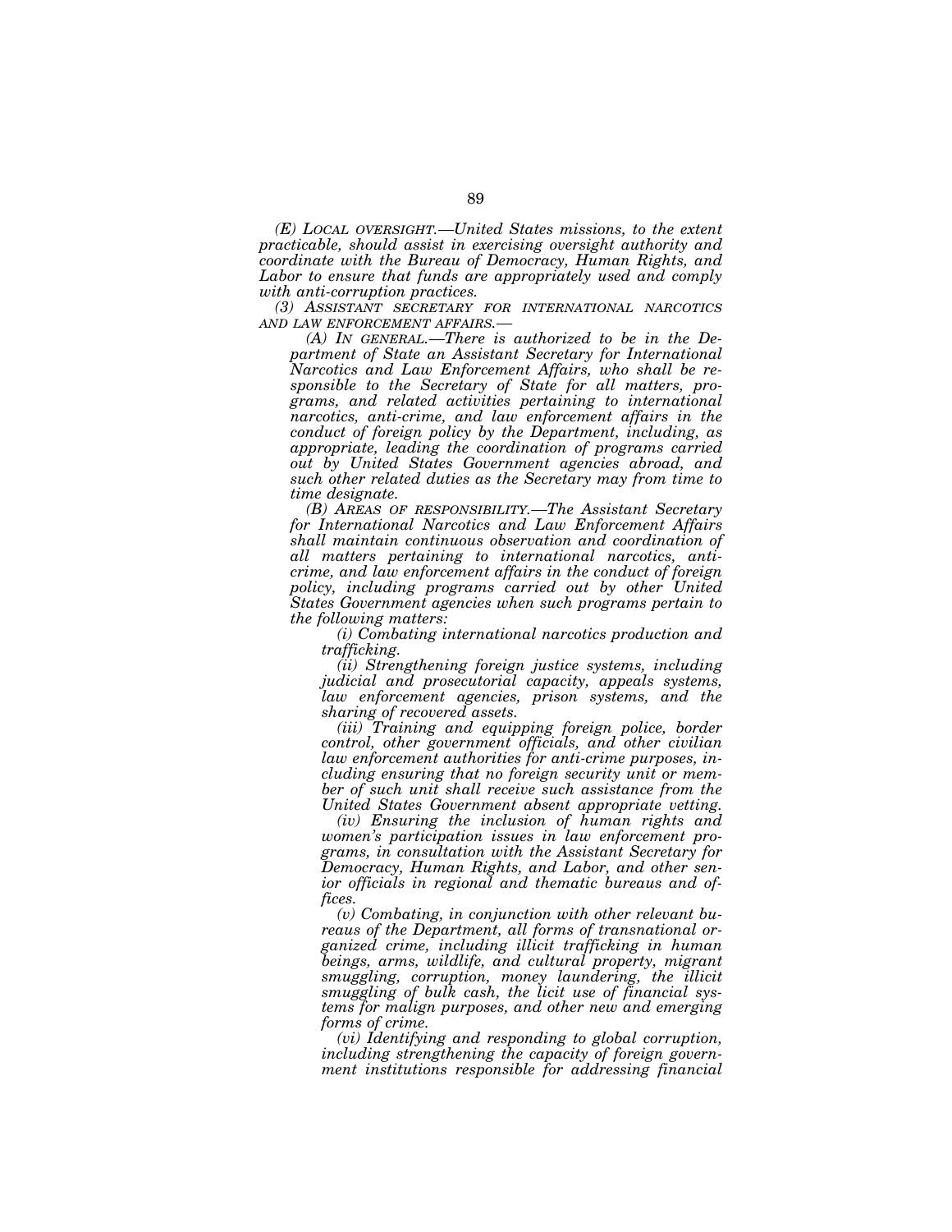*(E) LOCAL OVERSIGHT.—United States missions, to the extent practicable, should assist in exercising oversight authority and coordinate with the Bureau of Democracy, Human Rights, and Labor to ensure that funds are appropriately used and comply with anti-corruption practices.*

*(3) ASSISTANT SECRETARY FOR INTERNATIONAL NARCOTICS AND LAW ENFORCEMENT AFFAIRS.—*

*(A) IN GENERAL.—There is authorized to be in the Department of State an Assistant Secretary for International Narcotics and Law Enforcement Affairs, who shall be responsible to the Secretary of State for all matters, programs, and related activities pertaining to international narcotics, anti-crime, and law enforcement affairs in the conduct of foreign policy by the Department, including, as appropriate, leading the coordination of programs carried out by United States Government agencies abroad, and such other related duties as the Secretary may from time to time designate.*

*(B) AREAS OF RESPONSIBILITY.—The Assistant Secretary for International Narcotics and Law Enforcement Affairs shall maintain continuous observation and coordination of all matters pertaining to international narcotics, anti-crime, and law enforcement affairs in the conduct of foreign policy, including programs carried out by other United States Government agencies when such programs pertain to the following matters:*

*(i) Combating international narcotics production and trafficking.*

*(ii) Strengthening foreign justice systems, including judicial and prosecutorial capacity, appeals systems, law enforcement agencies, prison systems, and the sharing of recovered assets.*

*(iii) Training and equipping foreign police, border control, other government officials, and other civilian law enforcement authorities for anti-crime purposes, including ensuring that no foreign security unit or member of such unit shall receive such assistance from the United States Government absent appropriate vetting.*

*(iv) Ensuring the inclusion of human rights and women's participation issues in law enforcement programs, in consultation with the Assistant Secretary for Democracy, Human Rights, and Labor, and other senior officials in regional and thematic bureaus and offices.*

*(v) Combating, in conjunction with other relevant bureaus of the Department, all forms of transnational organized crime, including illicit trafficking in human beings, arms, wildlife, and cultural property, migrant smuggling, corruption, money laundering, the illicit smuggling of bulk cash, the licit use of financial systems for malign purposes, and other new and emerging forms of crime.*

*(vi) Identifying and responding to global corruption, including strengthening the capacity of foreign government institutions responsible for addressing financial*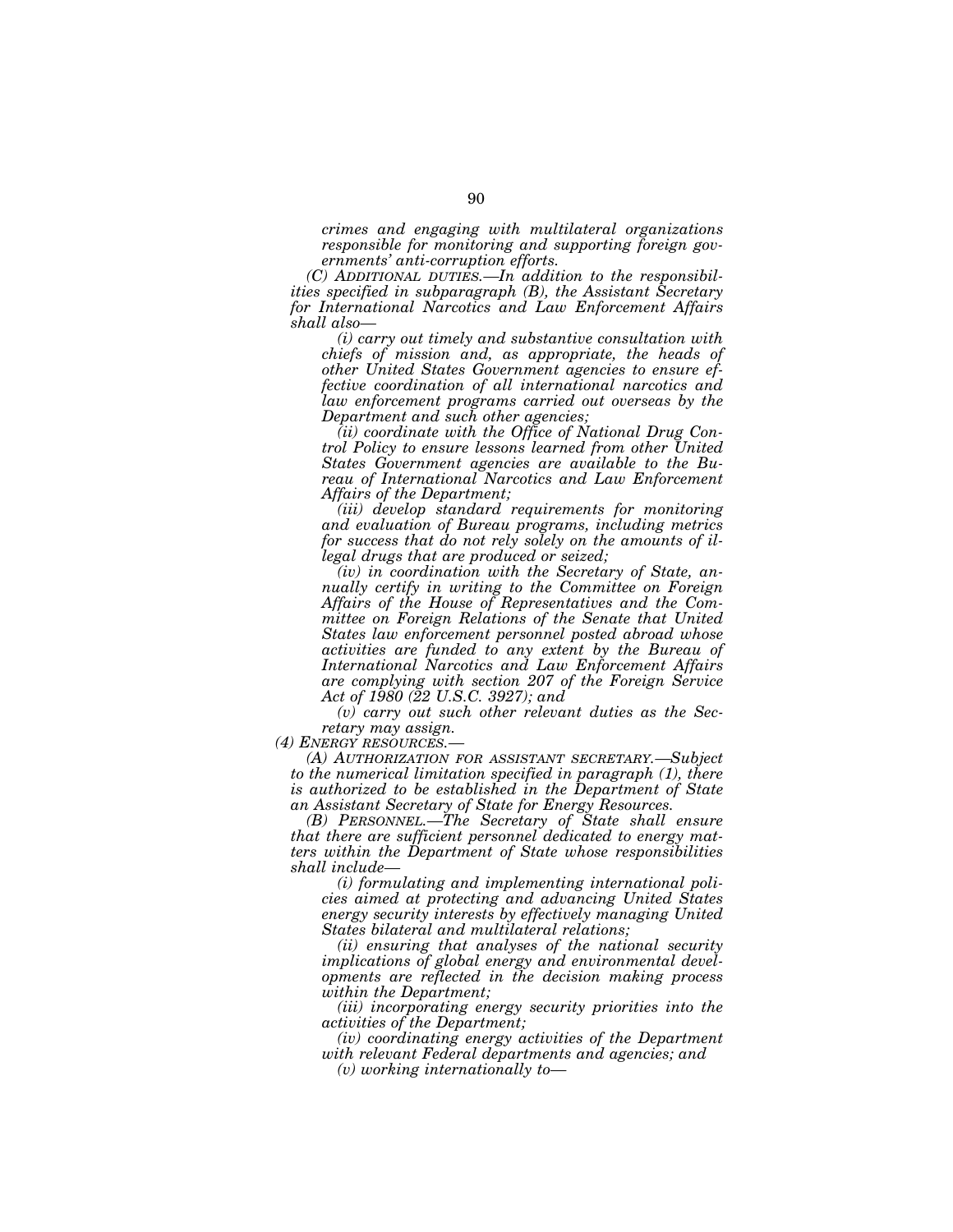*crimes and engaging with multilateral organizations responsible for monitoring and supporting foreign governments' anti-corruption efforts.*

*(C) ADDITIONAL DUTIES.—In addition to the responsibilities specified in subparagraph (B), the Assistant Secretary for International Narcotics and Law Enforcement Affairs shall also—*

*(i) carry out timely and substantive consultation with chiefs of mission and, as appropriate, the heads of other United States Government agencies to ensure effective coordination of all international narcotics and law enforcement programs carried out overseas by the Department and such other agencies;*

*(ii) coordinate with the Office of National Drug Control Policy to ensure lessons learned from other United States Government agencies are available to the Bureau of International Narcotics and Law Enforcement Affairs of the Department;*

*(iii) develop standard requirements for monitoring and evaluation of Bureau programs, including metrics for success that do not rely solely on the amounts of illegal drugs that are produced or seized;*

*(iv) in coordination with the Secretary of State, annually certify in writing to the Committee on Foreign Affairs of the House of Representatives and the Committee on Foreign Relations of the Senate that United States law enforcement personnel posted abroad whose activities are funded to any extent by the Bureau of International Narcotics and Law Enforcement Affairs are complying with section 207 of the Foreign Service Act of 1980 (22 U.S.C. 3927); and*

*(v) carry out such other relevant duties as the Secretary may assign.*

*(4) ENERGY RESOURCES.—*

*(A) AUTHORIZATION FOR ASSISTANT SECRETARY.—Subject to the numerical limitation specified in paragraph (1), there is authorized to be established in the Department of State an Assistant Secretary of State for Energy Resources.*

*(B) PERSONNEL.—The Secretary of State shall ensure that there are sufficient personnel dedicated to energy matters within the Department of State whose responsibilities shall include—*

*(i) formulating and implementing international policies aimed at protecting and advancing United States energy security interests by effectively managing United States bilateral and multilateral relations;*

*(ii) ensuring that analyses of the national security implications of global energy and environmental developments are reflected in the decision making process within the Department;*

*(iii) incorporating energy security priorities into the activities of the Department;*

*(iv) coordinating energy activities of the Department with relevant Federal departments and agencies; and*

*(v) working internationally to—*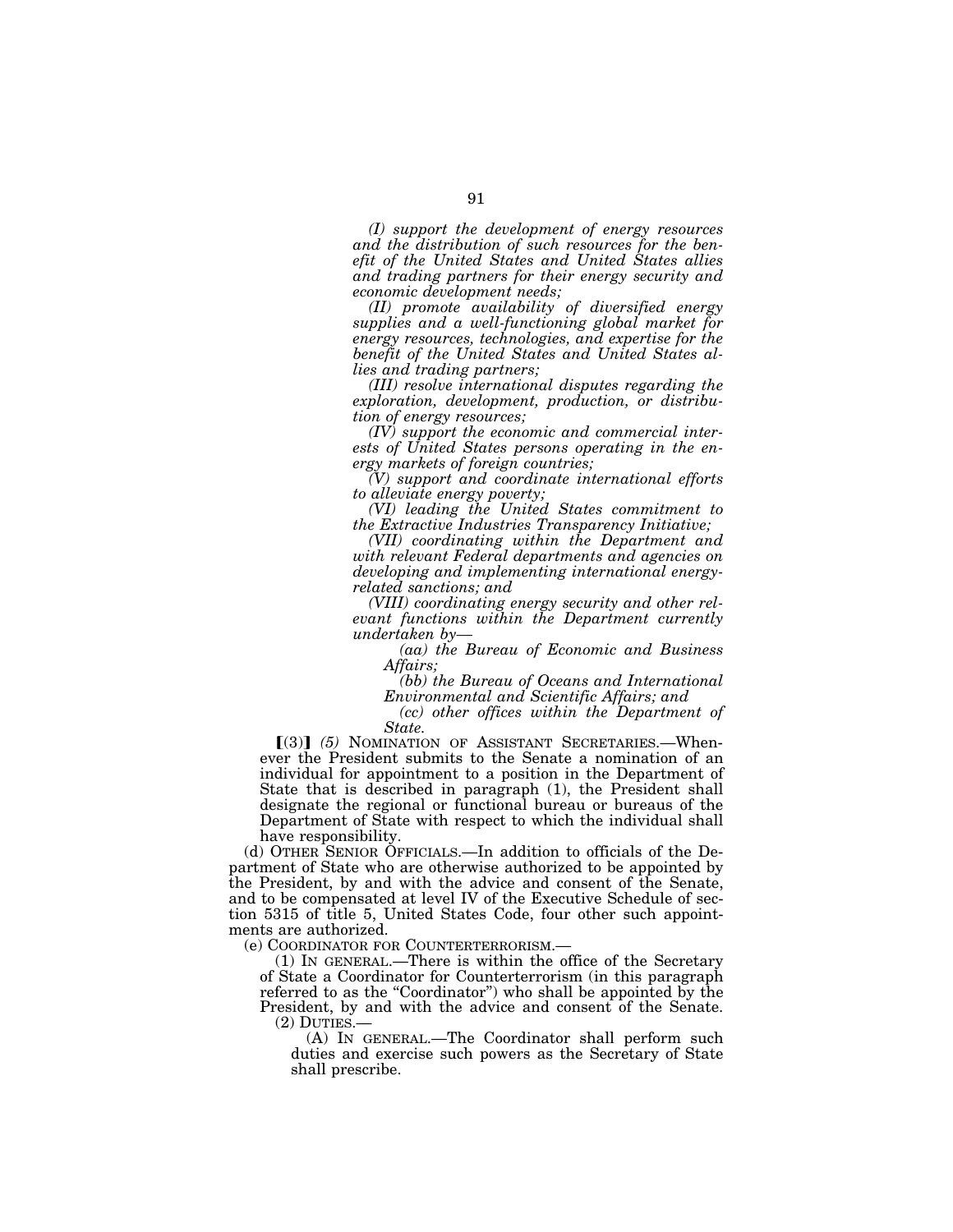*(I) support the development of energy resources and the distribution of such resources for the benefit of the United States and United States allies and trading partners for their energy security and economic development needs;*

*(II) promote availability of diversified energy supplies and a well-functioning global market for energy resources, technologies, and expertise for the benefit of the United States and United States allies and trading partners;*

*(III) resolve international disputes regarding the exploration, development, production, or distribution of energy resources;*

*(IV) support the economic and commercial interests of United States persons operating in the energy markets of foreign countries;*

*(V) support and coordinate international efforts to alleviate energy poverty;*

*(VI) leading the United States commitment to the Extractive Industries Transparency Initiative;*

*(VII) coordinating within the Department and with relevant Federal departments and agencies on developing and implementing international energy-related sanctions; and*

*(VIII) coordinating energy security and other relevant functions within the Department currently undertaken by—*

*(aa) the Bureau of Economic and Business Affairs;*

*(bb) the Bureau of Oceans and International Environmental and Scientific Affairs; and*

*(cc) other offices within the Department of State.*

⟦(3)⟧ *(5)* NOMINATION OF ASSISTANT SECRETARIES.—Whenever the President submits to the Senate a nomination of an individual for appointment to a position in the Department of State that is described in paragraph (1), the President shall designate the regional or functional bureau or bureaus of the Department of State with respect to which the individual shall have responsibility.

(d) OTHER SENIOR OFFICIALS.—In addition to officials of the Department of State who are otherwise authorized to be appointed by the President, by and with the advice and consent of the Senate, and to be compensated at level IV of the Executive Schedule of section 5315 of title 5, United States Code, four other such appointments are authorized.

(e) COORDINATOR FOR COUNTERTERRORISM.—

(1) IN GENERAL.—There is within the office of the Secretary of State a Coordinator for Counterterrorism (in this paragraph referred to as the "Coordinator") who shall be appointed by the President, by and with the advice and consent of the Senate.

(2) DUTIES.—

(A) IN GENERAL.—The Coordinator shall perform such duties and exercise such powers as the Secretary of State shall prescribe.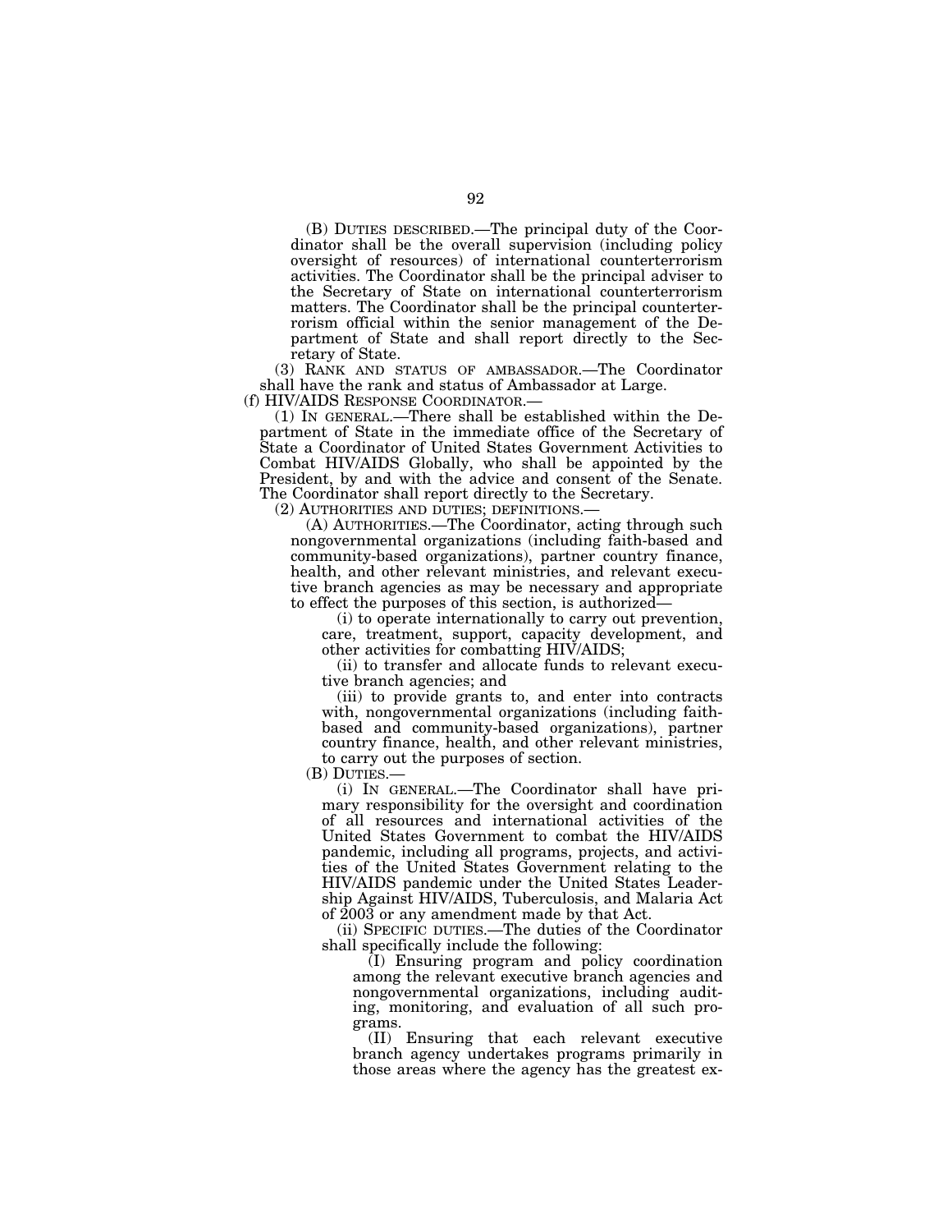(B) DUTIES DESCRIBED.—The principal duty of the Coordinator shall be the overall supervision (including policy oversight of resources) of international counterterrorism activities. The Coordinator shall be the principal adviser to the Secretary of State on international counterterrorism matters. The Coordinator shall be the principal counterterrorism official within the senior management of the Department of State and shall report directly to the Secretary of State.

(3) RANK AND STATUS OF AMBASSADOR.—The Coordinator shall have the rank and status of Ambassador at Large.

(f) HIV/AIDS RESPONSE COORDINATOR.—

(1) IN GENERAL.—There shall be established within the Department of State in the immediate office of the Secretary of State a Coordinator of United States Government Activities to Combat HIV/AIDS Globally, who shall be appointed by the President, by and with the advice and consent of the Senate. The Coordinator shall report directly to the Secretary.

(2) AUTHORITIES AND DUTIES; DEFINITIONS.—

(A) AUTHORITIES.—The Coordinator, acting through such nongovernmental organizations (including faith-based and community-based organizations), partner country finance, health, and other relevant ministries, and relevant executive branch agencies as may be necessary and appropriate to effect the purposes of this section, is authorized—

(i) to operate internationally to carry out prevention, care, treatment, support, capacity development, and other activities for combatting HIV/AIDS;

(ii) to transfer and allocate funds to relevant executive branch agencies; and

(iii) to provide grants to, and enter into contracts with, nongovernmental organizations (including faith-based and community-based organizations), partner country finance, health, and other relevant ministries, to carry out the purposes of section.

(B) DUTIES.—

(i) IN GENERAL.—The Coordinator shall have primary responsibility for the oversight and coordination of all resources and international activities of the United States Government to combat the HIV/AIDS pandemic, including all programs, projects, and activities of the United States Government relating to the HIV/AIDS pandemic under the United States Leadership Against HIV/AIDS, Tuberculosis, and Malaria Act of 2003 or any amendment made by that Act.

(ii) SPECIFIC DUTIES.—The duties of the Coordinator shall specifically include the following:

(I) Ensuring program and policy coordination among the relevant executive branch agencies and nongovernmental organizations, including auditing, monitoring, and evaluation of all such programs.

(II) Ensuring that each relevant executive branch agency undertakes programs primarily in those areas where the agency has the greatest ex-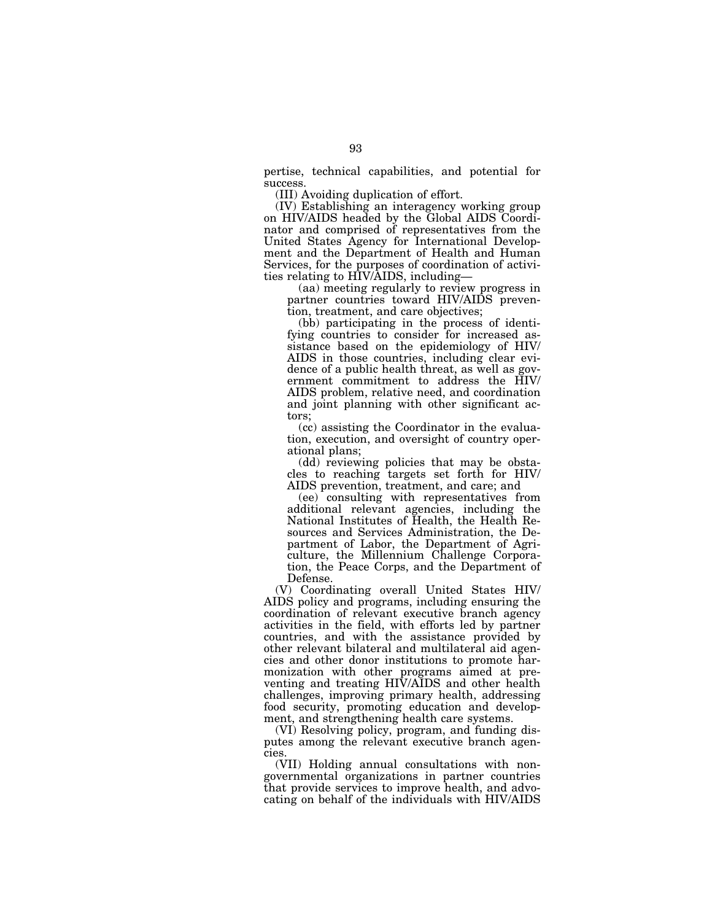pertise, technical capabilities, and potential for success.

(III) Avoiding duplication of effort.

(IV) Establishing an interagency working group on HIV/AIDS headed by the Global AIDS Coordinator and comprised of representatives from the United States Agency for International Development and the Department of Health and Human Services, for the purposes of coordination of activities relating to HIV/AIDS, including—

(aa) meeting regularly to review progress in partner countries toward HIV/AIDS prevention, treatment, and care objectives;

(bb) participating in the process of identifying countries to consider for increased assistance based on the epidemiology of HIV/AIDS in those countries, including clear evidence of a public health threat, as well as government commitment to address the HIV/AIDS problem, relative need, and coordination and joint planning with other significant actors;

(cc) assisting the Coordinator in the evaluation, execution, and oversight of country operational plans;

(dd) reviewing policies that may be obstacles to reaching targets set forth for HIV/AIDS prevention, treatment, and care; and

(ee) consulting with representatives from additional relevant agencies, including the National Institutes of Health, the Health Resources and Services Administration, the Department of Labor, the Department of Agriculture, the Millennium Challenge Corporation, the Peace Corps, and the Department of Defense.

(V) Coordinating overall United States HIV/AIDS policy and programs, including ensuring the coordination of relevant executive branch agency activities in the field, with efforts led by partner countries, and with the assistance provided by other relevant bilateral and multilateral aid agencies and other donor institutions to promote harmonization with other programs aimed at preventing and treating HIV/AIDS and other health challenges, improving primary health, addressing food security, promoting education and development, and strengthening health care systems.

(VI) Resolving policy, program, and funding disputes among the relevant executive branch agencies.

(VII) Holding annual consultations with nongovernmental organizations in partner countries that provide services to improve health, and advocating on behalf of the individuals with HIV/AIDS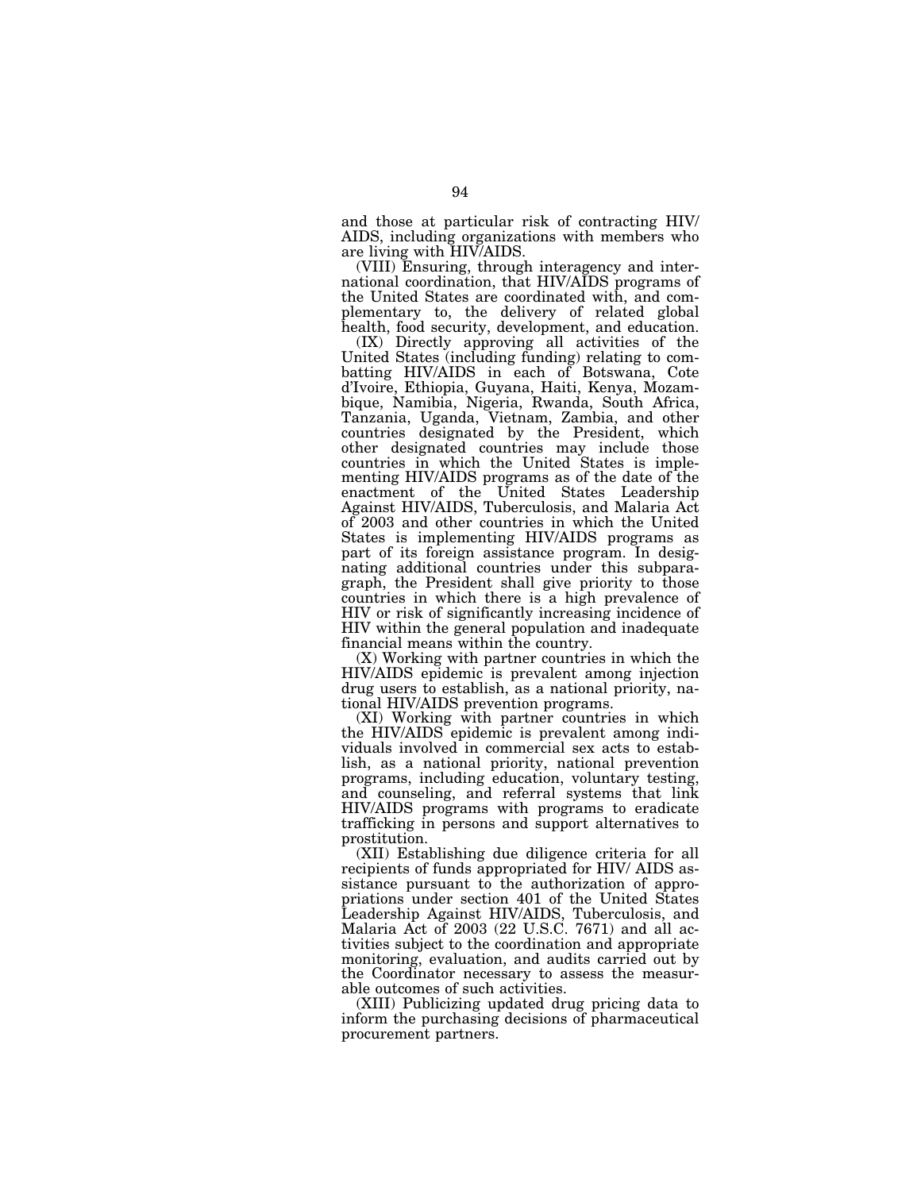and those at particular risk of contracting HIV/AIDS, including organizations with members who are living with HIV/AIDS.

(VIII) Ensuring, through interagency and international coordination, that HIV/AIDS programs of the United States are coordinated with, and complementary to, the delivery of related global health, food security, development, and education.

(IX) Directly approving all activities of the United States (including funding) relating to combatting HIV/AIDS in each of Botswana, Cote d'Ivoire, Ethiopia, Guyana, Haiti, Kenya, Mozambique, Namibia, Nigeria, Rwanda, South Africa, Tanzania, Uganda, Vietnam, Zambia, and other countries designated by the President, which other designated countries may include those countries in which the United States is implementing HIV/AIDS programs as of the date of the enactment of the United States Leadership Against HIV/AIDS, Tuberculosis, and Malaria Act of 2003 and other countries in which the United States is implementing HIV/AIDS programs as part of its foreign assistance program. In designating additional countries under this subparagraph, the President shall give priority to those countries in which there is a high prevalence of HIV or risk of significantly increasing incidence of HIV within the general population and inadequate financial means within the country.

(X) Working with partner countries in which the HIV/AIDS epidemic is prevalent among injection drug users to establish, as a national priority, national HIV/AIDS prevention programs.

(XI) Working with partner countries in which the HIV/AIDS epidemic is prevalent among individuals involved in commercial sex acts to establish, as a national priority, national prevention programs, including education, voluntary testing, and counseling, and referral systems that link HIV/AIDS programs with programs to eradicate trafficking in persons and support alternatives to prostitution.

(XII) Establishing due diligence criteria for all recipients of funds appropriated for HIV/ AIDS assistance pursuant to the authorization of appropriations under section 401 of the United States Leadership Against HIV/AIDS, Tuberculosis, and Malaria Act of 2003 (22 U.S.C. 7671) and all activities subject to the coordination and appropriate monitoring, evaluation, and audits carried out by the Coordinator necessary to assess the measurable outcomes of such activities.

(XIII) Publicizing updated drug pricing data to inform the purchasing decisions of pharmaceutical procurement partners.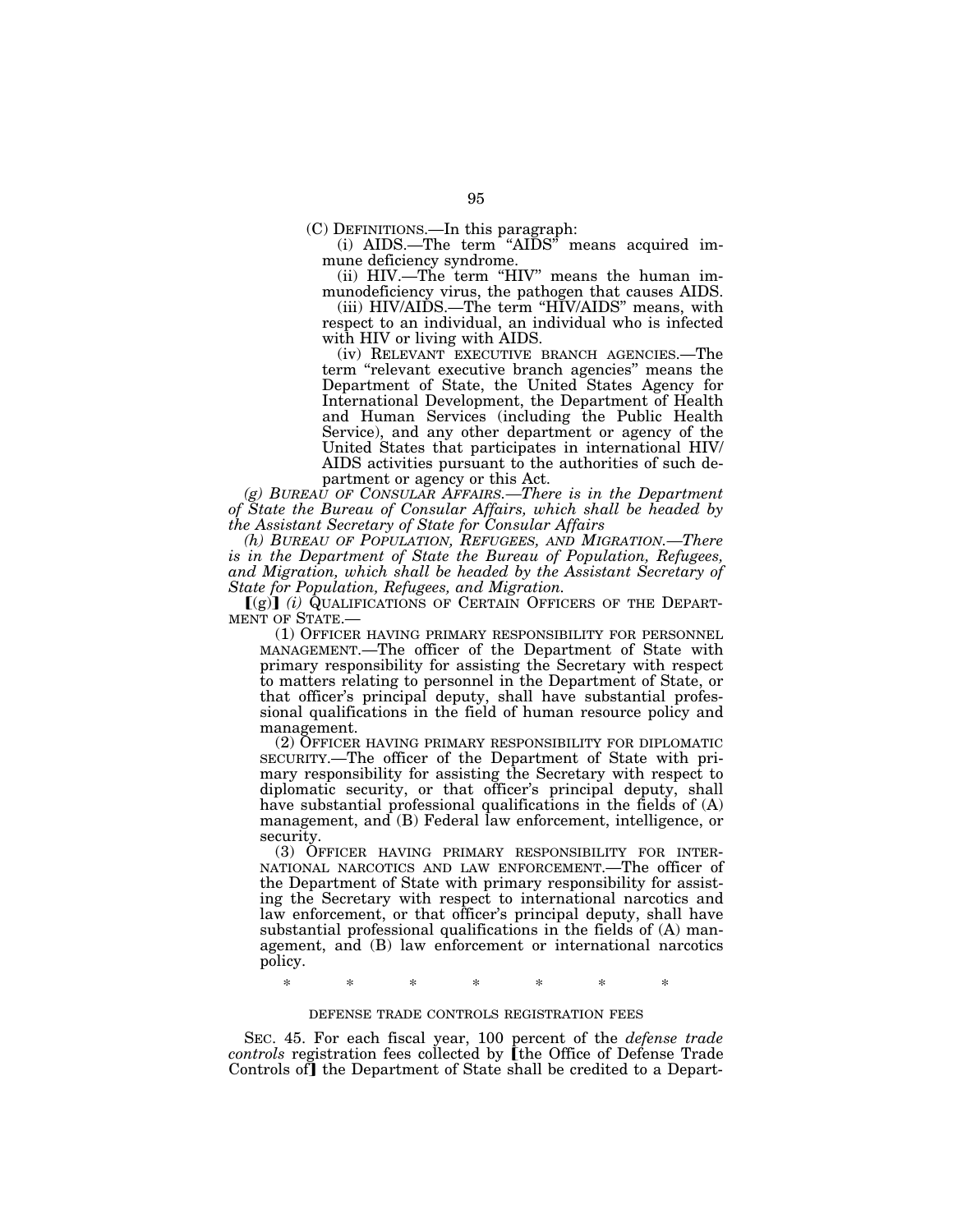(C) DEFINITIONS.—In this paragraph:

(i) AIDS.—The term "AIDS" means acquired immune deficiency syndrome.

(ii) HIV.—The term "HIV" means the human immunodeficiency virus, the pathogen that causes AIDS.

(iii) HIV/AIDS.—The term "HIV/AIDS" means, with respect to an individual, an individual who is infected with HIV or living with AIDS.

(iv) RELEVANT EXECUTIVE BRANCH AGENCIES.—The term "relevant executive branch agencies" means the Department of State, the United States Agency for International Development, the Department of Health and Human Services (including the Public Health Service), and any other department or agency of the United States that participates in international HIV/AIDS activities pursuant to the authorities of such department or agency or this Act.

*(g) BUREAU OF CONSULAR AFFAIRS.—There is in the Department of State the Bureau of Consular Affairs, which shall be headed by the Assistant Secretary of State for Consular Affairs*

*(h) BUREAU OF POPULATION, REFUGEES, AND MIGRATION.—There is in the Department of State the Bureau of Population, Refugees, and Migration, which shall be headed by the Assistant Secretary of State for Population, Refugees, and Migration.*

【(g)】 *(i)* QUALIFICATIONS OF CERTAIN OFFICERS OF THE DEPARTMENT OF STATE.—

(1) OFFICER HAVING PRIMARY RESPONSIBILITY FOR PERSONNEL MANAGEMENT.—The officer of the Department of State with primary responsibility for assisting the Secretary with respect to matters relating to personnel in the Department of State, or that officer's principal deputy, shall have substantial professional qualifications in the field of human resource policy and management.

(2) OFFICER HAVING PRIMARY RESPONSIBILITY FOR DIPLOMATIC SECURITY.—The officer of the Department of State with primary responsibility for assisting the Secretary with respect to diplomatic security, or that officer's principal deputy, shall have substantial professional qualifications in the fields of (A) management, and (B) Federal law enforcement, intelligence, or security.

(3) OFFICER HAVING PRIMARY RESPONSIBILITY FOR INTERNATIONAL NARCOTICS AND LAW ENFORCEMENT.—The officer of the Department of State with primary responsibility for assisting the Secretary with respect to international narcotics and law enforcement, or that officer's principal deputy, shall have substantial professional qualifications in the fields of (A) management, and (B) law enforcement or international narcotics policy.

\* \* \* \* \* \* \*

DEFENSE TRADE CONTROLS REGISTRATION FEES

SEC. 45. For each fiscal year, 100 percent of the *defense trade controls* registration fees collected by 【the Office of Defense Trade Controls of】 the Department of State shall be credited to a Depart-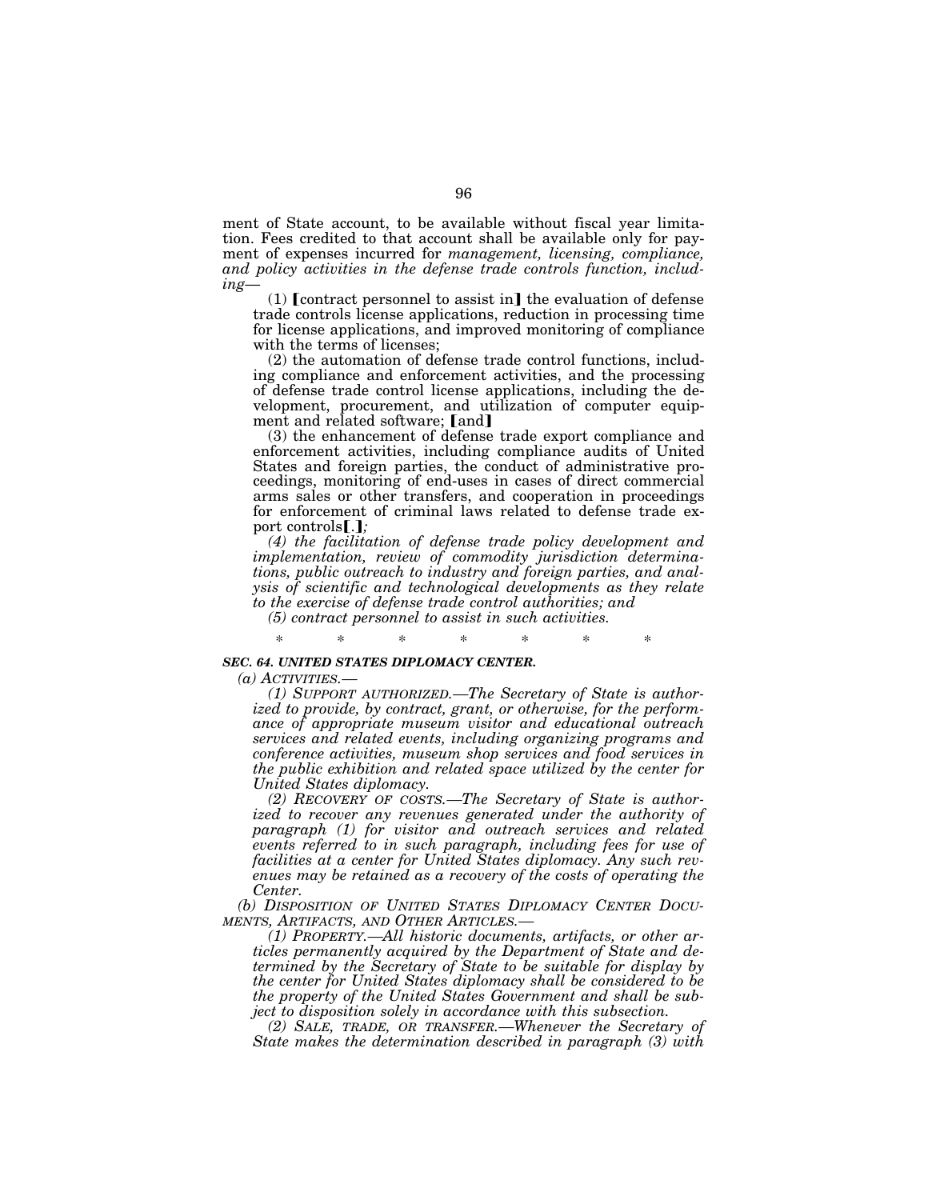ment of State account, to be available without fiscal year limitation. Fees credited to that account shall be available only for payment of expenses incurred for *management, licensing, compliance, and policy activities in the defense trade controls function, including*—

(1) ⟦contract personnel to assist in⟧ the evaluation of defense trade controls license applications, reduction in processing time for license applications, and improved monitoring of compliance with the terms of licenses;

(2) the automation of defense trade control functions, including compliance and enforcement activities, and the processing of defense trade control license applications, including the development, procurement, and utilization of computer equipment and related software; ⟦and⟧

(3) the enhancement of defense trade export compliance and enforcement activities, including compliance audits of United States and foreign parties, the conduct of administrative proceedings, monitoring of end-uses in cases of direct commercial arms sales or other transfers, and cooperation in proceedings for enforcement of criminal laws related to defense trade export controls⟦.⟧*;*

*(4) the facilitation of defense trade policy development and implementation, review of commodity jurisdiction determinations, public outreach to industry and foreign parties, and analysis of scientific and technological developments as they relate to the exercise of defense trade control authorities; and*

*(5) contract personnel to assist in such activities.*

\* \* \* \* \* \* \*

***SEC. 64. UNITED STATES DIPLOMACY CENTER.***

*(a) ACTIVITIES.—*

*(1) SUPPORT AUTHORIZED.—The Secretary of State is authorized to provide, by contract, grant, or otherwise, for the performance of appropriate museum visitor and educational outreach services and related events, including organizing programs and conference activities, museum shop services and food services in the public exhibition and related space utilized by the center for United States diplomacy.*

*(2) RECOVERY OF COSTS.—The Secretary of State is authorized to recover any revenues generated under the authority of paragraph (1) for visitor and outreach services and related events referred to in such paragraph, including fees for use of facilities at a center for United States diplomacy. Any such revenues may be retained as a recovery of the costs of operating the Center.*

*(b) DISPOSITION OF UNITED STATES DIPLOMACY CENTER DOCUMENTS, ARTIFACTS, AND OTHER ARTICLES.—*

*(1) PROPERTY.—All historic documents, artifacts, or other articles permanently acquired by the Department of State and determined by the Secretary of State to be suitable for display by the center for United States diplomacy shall be considered to be the property of the United States Government and shall be subject to disposition solely in accordance with this subsection.*

*(2) SALE, TRADE, OR TRANSFER.—Whenever the Secretary of State makes the determination described in paragraph (3) with*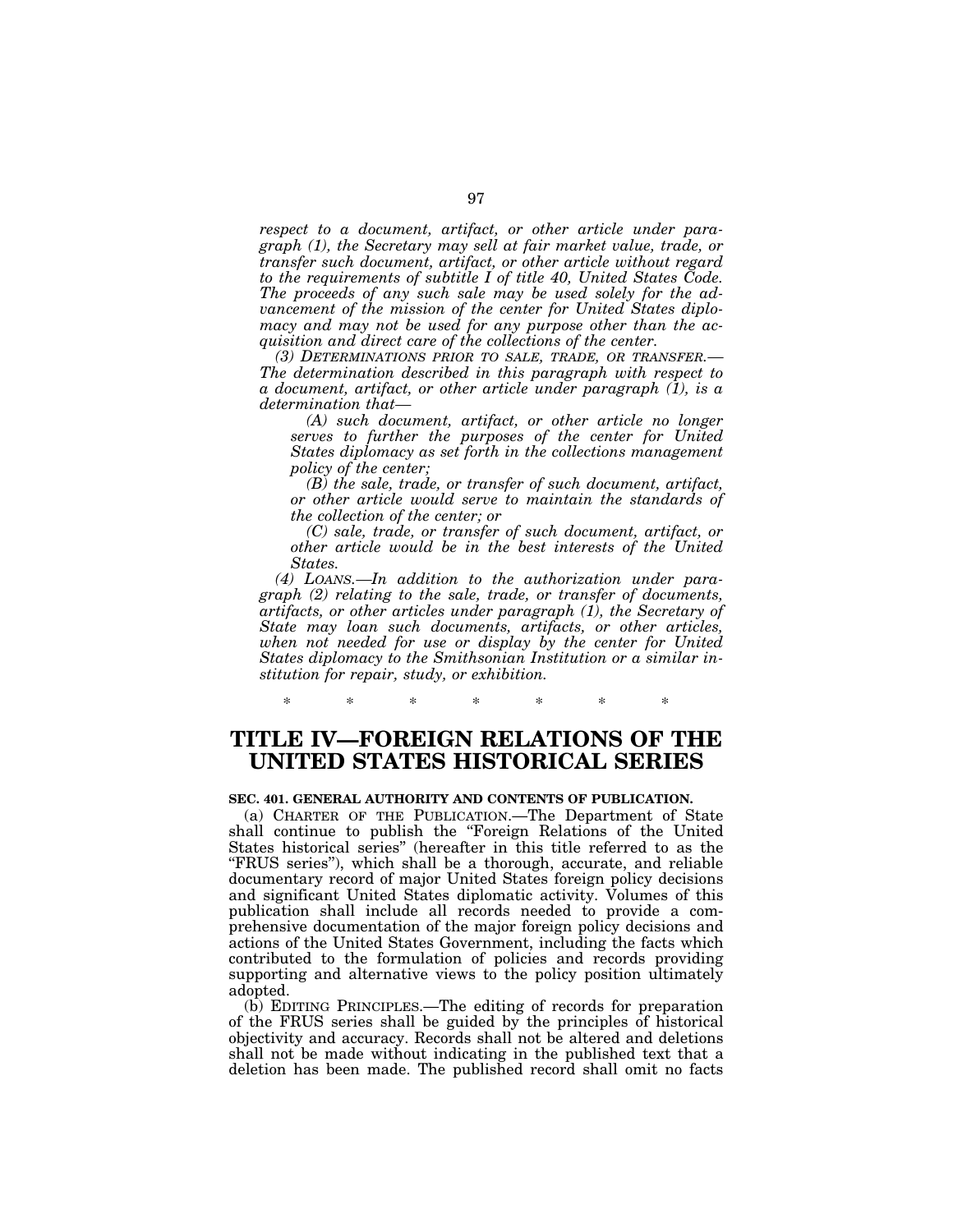*respect to a document, artifact, or other article under paragraph (1), the Secretary may sell at fair market value, trade, or transfer such document, artifact, or other article without regard to the requirements of subtitle I of title 40, United States Code. The proceeds of any such sale may be used solely for the advancement of the mission of the center for United States diplomacy and may not be used for any purpose other than the acquisition and direct care of the collections of the center.*

*(3) DETERMINATIONS PRIOR TO SALE, TRADE, OR TRANSFER.—The determination described in this paragraph with respect to a document, artifact, or other article under paragraph (1), is a determination that—*

*(A) such document, artifact, or other article no longer serves to further the purposes of the center for United States diplomacy as set forth in the collections management policy of the center;*

*(B) the sale, trade, or transfer of such document, artifact, or other article would serve to maintain the standards of the collection of the center; or*

*(C) sale, trade, or transfer of such document, artifact, or other article would be in the best interests of the United States.*

*(4) LOANS.—In addition to the authorization under paragraph (2) relating to the sale, trade, or transfer of documents, artifacts, or other articles under paragraph (1), the Secretary of State may loan such documents, artifacts, or other articles, when not needed for use or display by the center for United States diplomacy to the Smithsonian Institution or a similar institution for repair, study, or exhibition.*

\* \* \* \* \* \* \*

# TITLE IV—FOREIGN RELATIONS OF THE UNITED STATES HISTORICAL SERIES

**SEC. 401. GENERAL AUTHORITY AND CONTENTS OF PUBLICATION.**

(a) CHARTER OF THE PUBLICATION.—The Department of State shall continue to publish the "Foreign Relations of the United States historical series" (hereafter in this title referred to as the "FRUS series"), which shall be a thorough, accurate, and reliable documentary record of major United States foreign policy decisions and significant United States diplomatic activity. Volumes of this publication shall include all records needed to provide a comprehensive documentation of the major foreign policy decisions and actions of the United States Government, including the facts which contributed to the formulation of policies and records providing supporting and alternative views to the policy position ultimately adopted.

(b) EDITING PRINCIPLES.—The editing of records for preparation of the FRUS series shall be guided by the principles of historical objectivity and accuracy. Records shall not be altered and deletions shall not be made without indicating in the published text that a deletion has been made. The published record shall omit no facts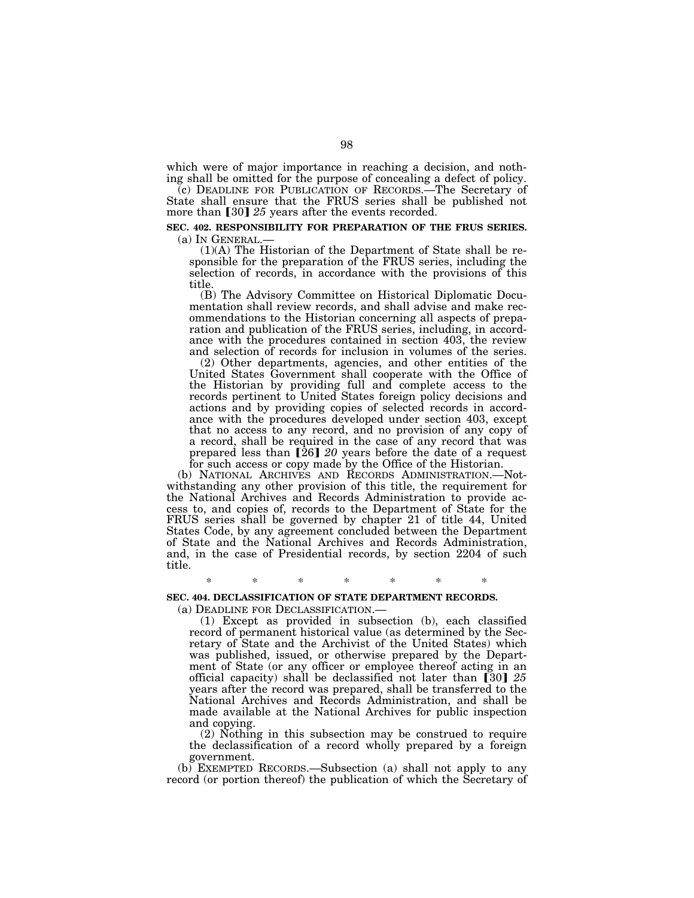which were of major importance in reaching a decision, and nothing shall be omitted for the purpose of concealing a defect of policy.

(c) DEADLINE FOR PUBLICATION OF RECORDS.—The Secretary of State shall ensure that the FRUS series shall be published not more than ⟦30⟧ *25* years after the events recorded.

**SEC. 402. RESPONSIBILITY FOR PREPARATION OF THE FRUS SERIES.**

(a) IN GENERAL.—

(1)(A) The Historian of the Department of State shall be responsible for the preparation of the FRUS series, including the selection of records, in accordance with the provisions of this title.

(B) The Advisory Committee on Historical Diplomatic Documentation shall review records, and shall advise and make recommendations to the Historian concerning all aspects of preparation and publication of the FRUS series, including, in accordance with the procedures contained in section 403, the review and selection of records for inclusion in volumes of the series.

(2) Other departments, agencies, and other entities of the United States Government shall cooperate with the Office of the Historian by providing full and complete access to the records pertinent to United States foreign policy decisions and actions and by providing copies of selected records in accordance with the procedures developed under section 403, except that no access to any record, and no provision of any copy of a record, shall be required in the case of any record that was prepared less than ⟦26⟧ *20* years before the date of a request for such access or copy made by the Office of the Historian.

(b) NATIONAL ARCHIVES AND RECORDS ADMINISTRATION.—Notwithstanding any other provision of this title, the requirement for the National Archives and Records Administration to provide access to, and copies of, records to the Department of State for the FRUS series shall be governed by chapter 21 of title 44, United States Code, by any agreement concluded between the Department of State and the National Archives and Records Administration, and, in the case of Presidential records, by section 2204 of such title.

\* \* \* \* \* \* \*

**SEC. 404. DECLASSIFICATION OF STATE DEPARTMENT RECORDS.**

(a) DEADLINE FOR DECLASSIFICATION.—

(1) Except as provided in subsection (b), each classified record of permanent historical value (as determined by the Secretary of State and the Archivist of the United States) which was published, issued, or otherwise prepared by the Department of State (or any officer or employee thereof acting in an official capacity) shall be declassified not later than ⟦30⟧ *25* years after the record was prepared, shall be transferred to the National Archives and Records Administration, and shall be made available at the National Archives for public inspection and copying.

(2) Nothing in this subsection may be construed to require the declassification of a record wholly prepared by a foreign government.

(b) EXEMPTED RECORDS.—Subsection (a) shall not apply to any record (or portion thereof) the publication of which the Secretary of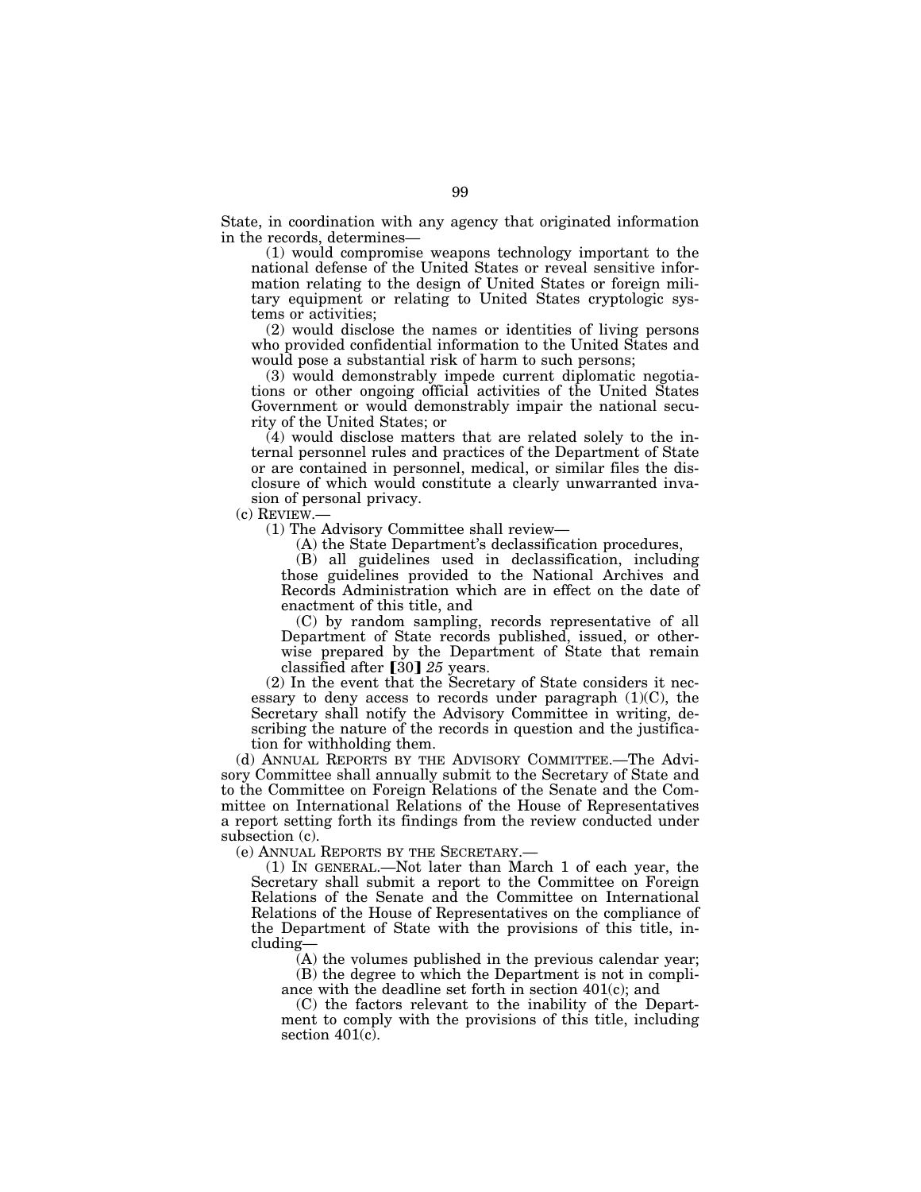State, in coordination with any agency that originated information in the records, determines—

(1) would compromise weapons technology important to the national defense of the United States or reveal sensitive information relating to the design of United States or foreign military equipment or relating to United States cryptologic systems or activities;

(2) would disclose the names or identities of living persons who provided confidential information to the United States and would pose a substantial risk of harm to such persons;

(3) would demonstrably impede current diplomatic negotiations or other ongoing official activities of the United States Government or would demonstrably impair the national security of the United States; or

(4) would disclose matters that are related solely to the internal personnel rules and practices of the Department of State or are contained in personnel, medical, or similar files the disclosure of which would constitute a clearly unwarranted invasion of personal privacy.

(c) REVIEW.—

(1) The Advisory Committee shall review—

(A) the State Department's declassification procedures,

(B) all guidelines used in declassification, including those guidelines provided to the National Archives and Records Administration which are in effect on the date of enactment of this title, and

(C) by random sampling, records representative of all Department of State records published, issued, or otherwise prepared by the Department of State that remain classified after ⟦30⟧ *25* years.

(2) In the event that the Secretary of State considers it necessary to deny access to records under paragraph (1)(C), the Secretary shall notify the Advisory Committee in writing, describing the nature of the records in question and the justification for withholding them.

(d) ANNUAL REPORTS BY THE ADVISORY COMMITTEE.—The Advisory Committee shall annually submit to the Secretary of State and to the Committee on Foreign Relations of the Senate and the Committee on International Relations of the House of Representatives a report setting forth its findings from the review conducted under subsection (c).

(e) ANNUAL REPORTS BY THE SECRETARY.—

(1) IN GENERAL.—Not later than March 1 of each year, the Secretary shall submit a report to the Committee on Foreign Relations of the Senate and the Committee on International Relations of the House of Representatives on the compliance of the Department of State with the provisions of this title, including—

(A) the volumes published in the previous calendar year;

(B) the degree to which the Department is not in compliance with the deadline set forth in section 401(c); and

(C) the factors relevant to the inability of the Department to comply with the provisions of this title, including section 401(c).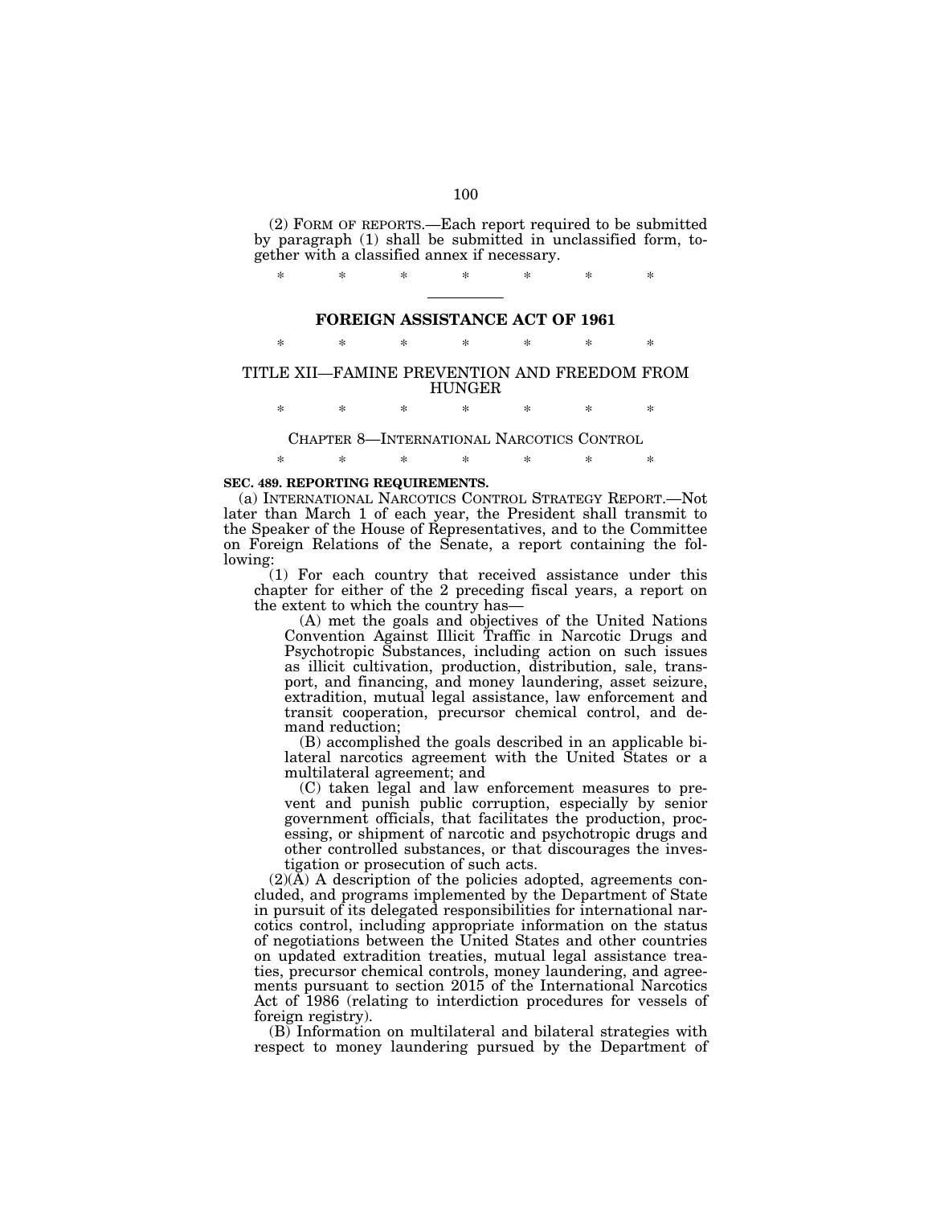(2) FORM OF REPORTS.—Each report required to be submitted by paragraph (1) shall be submitted in unclassified form, together with a classified annex if necessary.

\* \* \* \* \* \* \*

## FOREIGN ASSISTANCE ACT OF 1961

\* \* \* \* \* \* \*

### TITLE XII—FAMINE PREVENTION AND FREEDOM FROM HUNGER

\* \* \* \* \* \* \*

### CHAPTER 8—INTERNATIONAL NARCOTICS CONTROL

\* \* \* \* \* \* \*

**SEC. 489. REPORTING REQUIREMENTS.**

(a) INTERNATIONAL NARCOTICS CONTROL STRATEGY REPORT.—Not later than March 1 of each year, the President shall transmit to the Speaker of the House of Representatives, and to the Committee on Foreign Relations of the Senate, a report containing the following:

(1) For each country that received assistance under this chapter for either of the 2 preceding fiscal years, a report on the extent to which the country has—

(A) met the goals and objectives of the United Nations Convention Against Illicit Traffic in Narcotic Drugs and Psychotropic Substances, including action on such issues as illicit cultivation, production, distribution, sale, transport, and financing, and money laundering, asset seizure, extradition, mutual legal assistance, law enforcement and transit cooperation, precursor chemical control, and demand reduction;

(B) accomplished the goals described in an applicable bilateral narcotics agreement with the United States or a multilateral agreement; and

(C) taken legal and law enforcement measures to prevent and punish public corruption, especially by senior government officials, that facilitates the production, processing, or shipment of narcotic and psychotropic drugs and other controlled substances, or that discourages the investigation or prosecution of such acts.

(2)(A) A description of the policies adopted, agreements concluded, and programs implemented by the Department of State in pursuit of its delegated responsibilities for international narcotics control, including appropriate information on the status of negotiations between the United States and other countries on updated extradition treaties, mutual legal assistance treaties, precursor chemical controls, money laundering, and agreements pursuant to section 2015 of the International Narcotics Act of 1986 (relating to interdiction procedures for vessels of foreign registry).

(B) Information on multilateral and bilateral strategies with respect to money laundering pursued by the Department of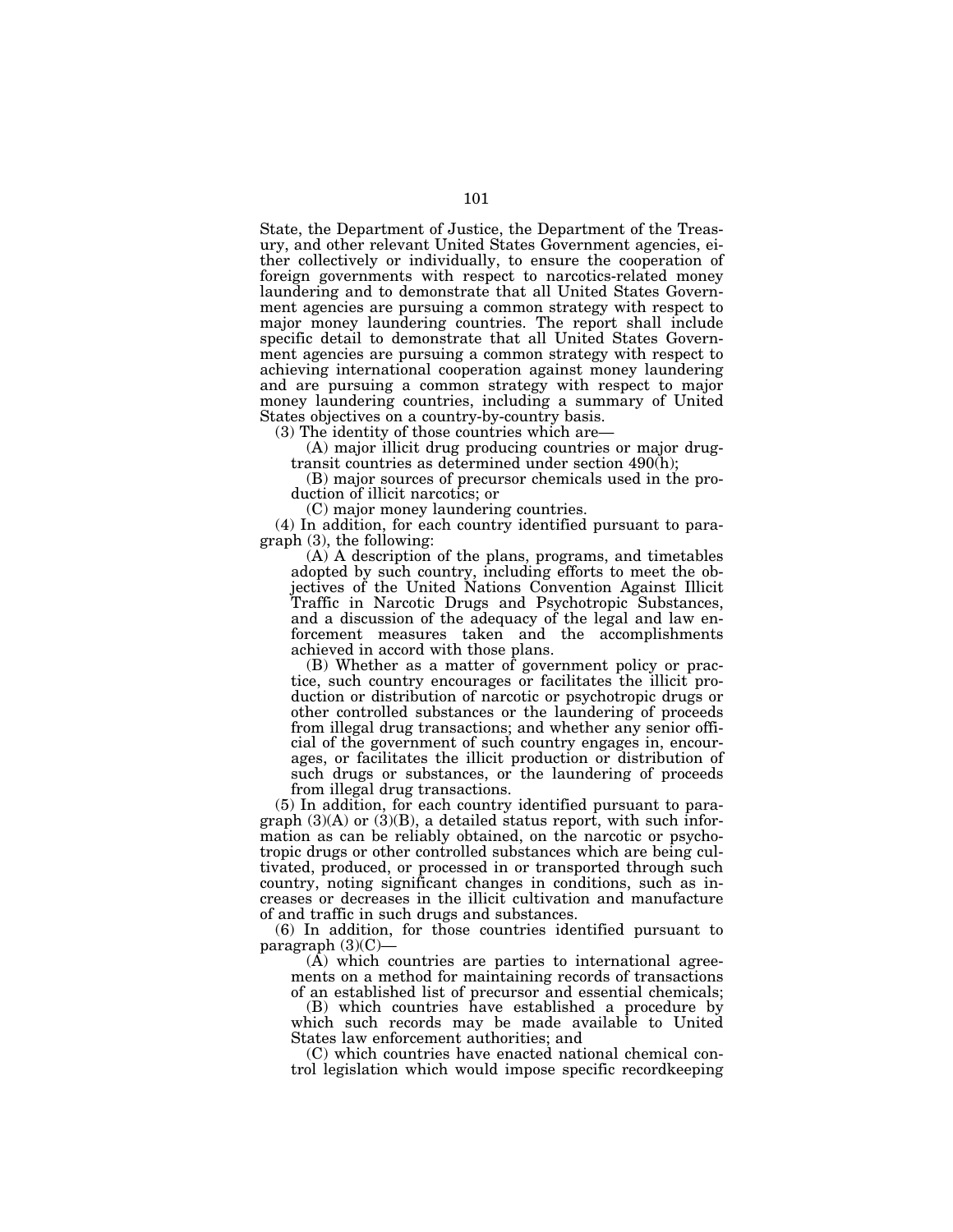State, the Department of Justice, the Department of the Treasury, and other relevant United States Government agencies, either collectively or individually, to ensure the cooperation of foreign governments with respect to narcotics-related money laundering and to demonstrate that all United States Government agencies are pursuing a common strategy with respect to major money laundering countries. The report shall include specific detail to demonstrate that all United States Government agencies are pursuing a common strategy with respect to achieving international cooperation against money laundering and are pursuing a common strategy with respect to major money laundering countries, including a summary of United States objectives on a country-by-country basis.

(3) The identity of those countries which are—

(A) major illicit drug producing countries or major drug-transit countries as determined under section 490(h);

(B) major sources of precursor chemicals used in the production of illicit narcotics; or

(C) major money laundering countries.

(4) In addition, for each country identified pursuant to paragraph (3), the following:

(A) A description of the plans, programs, and timetables adopted by such country, including efforts to meet the objectives of the United Nations Convention Against Illicit Traffic in Narcotic Drugs and Psychotropic Substances, and a discussion of the adequacy of the legal and law enforcement measures taken and the accomplishments achieved in accord with those plans.

(B) Whether as a matter of government policy or practice, such country encourages or facilitates the illicit production or distribution of narcotic or psychotropic drugs or other controlled substances or the laundering of proceeds from illegal drug transactions; and whether any senior official of the government of such country engages in, encourages, or facilitates the illicit production or distribution of such drugs or substances, or the laundering of proceeds from illegal drug transactions.

(5) In addition, for each country identified pursuant to paragraph (3)(A) or (3)(B), a detailed status report, with such information as can be reliably obtained, on the narcotic or psychotropic drugs or other controlled substances which are being cultivated, produced, or processed in or transported through such country, noting significant changes in conditions, such as increases or decreases in the illicit cultivation and manufacture of and traffic in such drugs and substances.

(6) In addition, for those countries identified pursuant to paragraph (3)(C)—

(A) which countries are parties to international agreements on a method for maintaining records of transactions of an established list of precursor and essential chemicals;

(B) which countries have established a procedure by which such records may be made available to United States law enforcement authorities; and

(C) which countries have enacted national chemical control legislation which would impose specific recordkeeping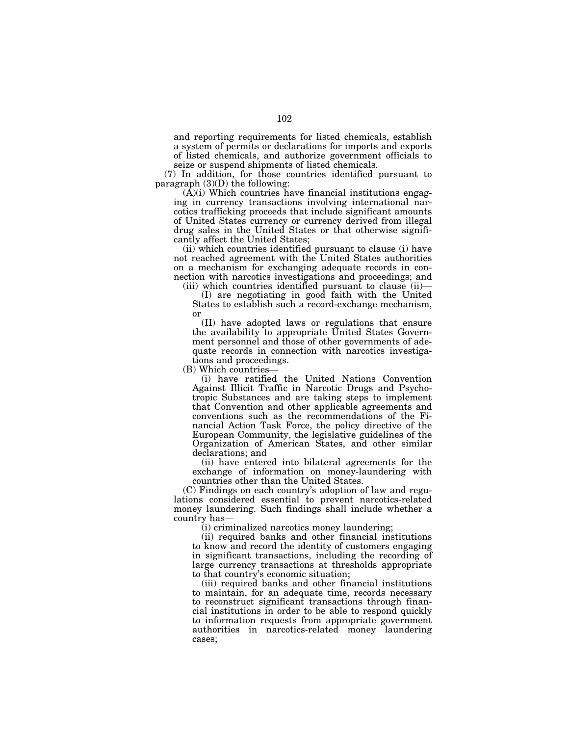and reporting requirements for listed chemicals, establish a system of permits or declarations for imports and exports of listed chemicals, and authorize government officials to seize or suspend shipments of listed chemicals.

(7) In addition, for those countries identified pursuant to paragraph (3)(D) the following:

(A)(i) Which countries have financial institutions engaging in currency transactions involving international narcotics trafficking proceeds that include significant amounts of United States currency or currency derived from illegal drug sales in the United States or that otherwise significantly affect the United States;

(ii) which countries identified pursuant to clause (i) have not reached agreement with the United States authorities on a mechanism for exchanging adequate records in connection with narcotics investigations and proceedings; and

(iii) which countries identified pursuant to clause (ii)—

(I) are negotiating in good faith with the United States to establish such a record-exchange mechanism, or

(II) have adopted laws or regulations that ensure the availability to appropriate United States Government personnel and those of other governments of adequate records in connection with narcotics investigations and proceedings.

(B) Which countries—

(i) have ratified the United Nations Convention Against Illicit Traffic in Narcotic Drugs and Psychotropic Substances and are taking steps to implement that Convention and other applicable agreements and conventions such as the recommendations of the Financial Action Task Force, the policy directive of the European Community, the legislative guidelines of the Organization of American States, and other similar declarations; and

(ii) have entered into bilateral agreements for the exchange of information on money-laundering with countries other than the United States.

(C) Findings on each country's adoption of law and regulations considered essential to prevent narcotics-related money laundering. Such findings shall include whether a country has—

(i) criminalized narcotics money laundering;

(ii) required banks and other financial institutions to know and record the identity of customers engaging in significant transactions, including the recording of large currency transactions at thresholds appropriate to that country's economic situation;

(iii) required banks and other financial institutions to maintain, for an adequate time, records necessary to reconstruct significant transactions through financial institutions in order to be able to respond quickly to information requests from appropriate government authorities in narcotics-related money laundering cases;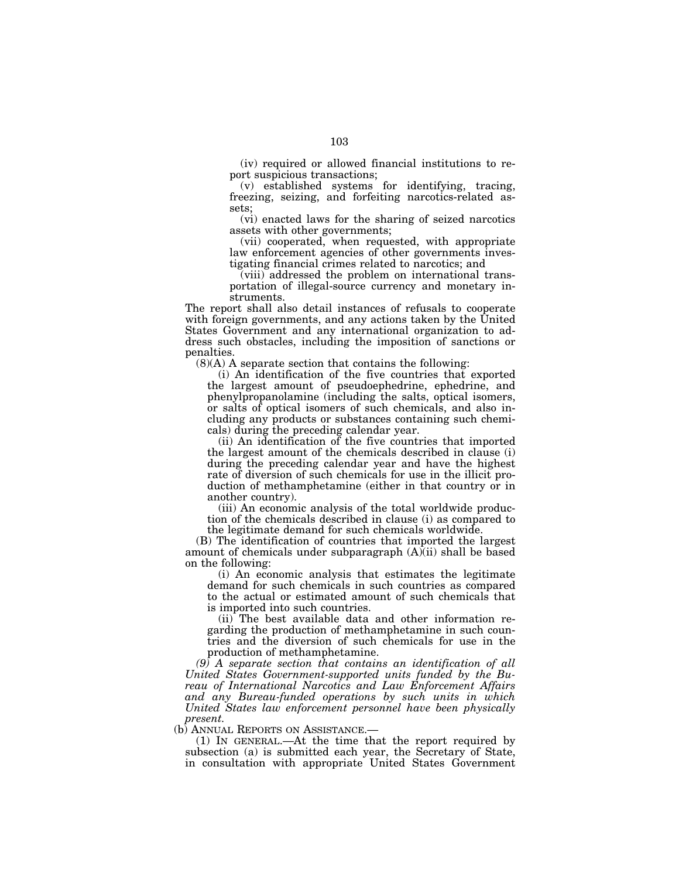(iv) required or allowed financial institutions to report suspicious transactions;

(v) established systems for identifying, tracing, freezing, seizing, and forfeiting narcotics-related assets;

(vi) enacted laws for the sharing of seized narcotics assets with other governments;

(vii) cooperated, when requested, with appropriate law enforcement agencies of other governments investigating financial crimes related to narcotics; and

(viii) addressed the problem on international transportation of illegal-source currency and monetary instruments.

The report shall also detail instances of refusals to cooperate with foreign governments, and any actions taken by the United States Government and any international organization to address such obstacles, including the imposition of sanctions or penalties.

(8)(A) A separate section that contains the following:

(i) An identification of the five countries that exported the largest amount of pseudoephedrine, ephedrine, and phenylpropanolamine (including the salts, optical isomers, or salts of optical isomers of such chemicals, and also including any products or substances containing such chemicals) during the preceding calendar year.

(ii) An identification of the five countries that imported the largest amount of the chemicals described in clause (i) during the preceding calendar year and have the highest rate of diversion of such chemicals for use in the illicit production of methamphetamine (either in that country or in another country).

(iii) An economic analysis of the total worldwide production of the chemicals described in clause (i) as compared to the legitimate demand for such chemicals worldwide.

(B) The identification of countries that imported the largest amount of chemicals under subparagraph (A)(ii) shall be based on the following:

(i) An economic analysis that estimates the legitimate demand for such chemicals in such countries as compared to the actual or estimated amount of such chemicals that is imported into such countries.

(ii) The best available data and other information regarding the production of methamphetamine in such countries and the diversion of such chemicals for use in the production of methamphetamine.

*(9) A separate section that contains an identification of all United States Government-supported units funded by the Bureau of International Narcotics and Law Enforcement Affairs and any Bureau-funded operations by such units in which United States law enforcement personnel have been physically present.*

(b) ANNUAL REPORTS ON ASSISTANCE.—

(1) IN GENERAL.—At the time that the report required by subsection (a) is submitted each year, the Secretary of State, in consultation with appropriate United States Government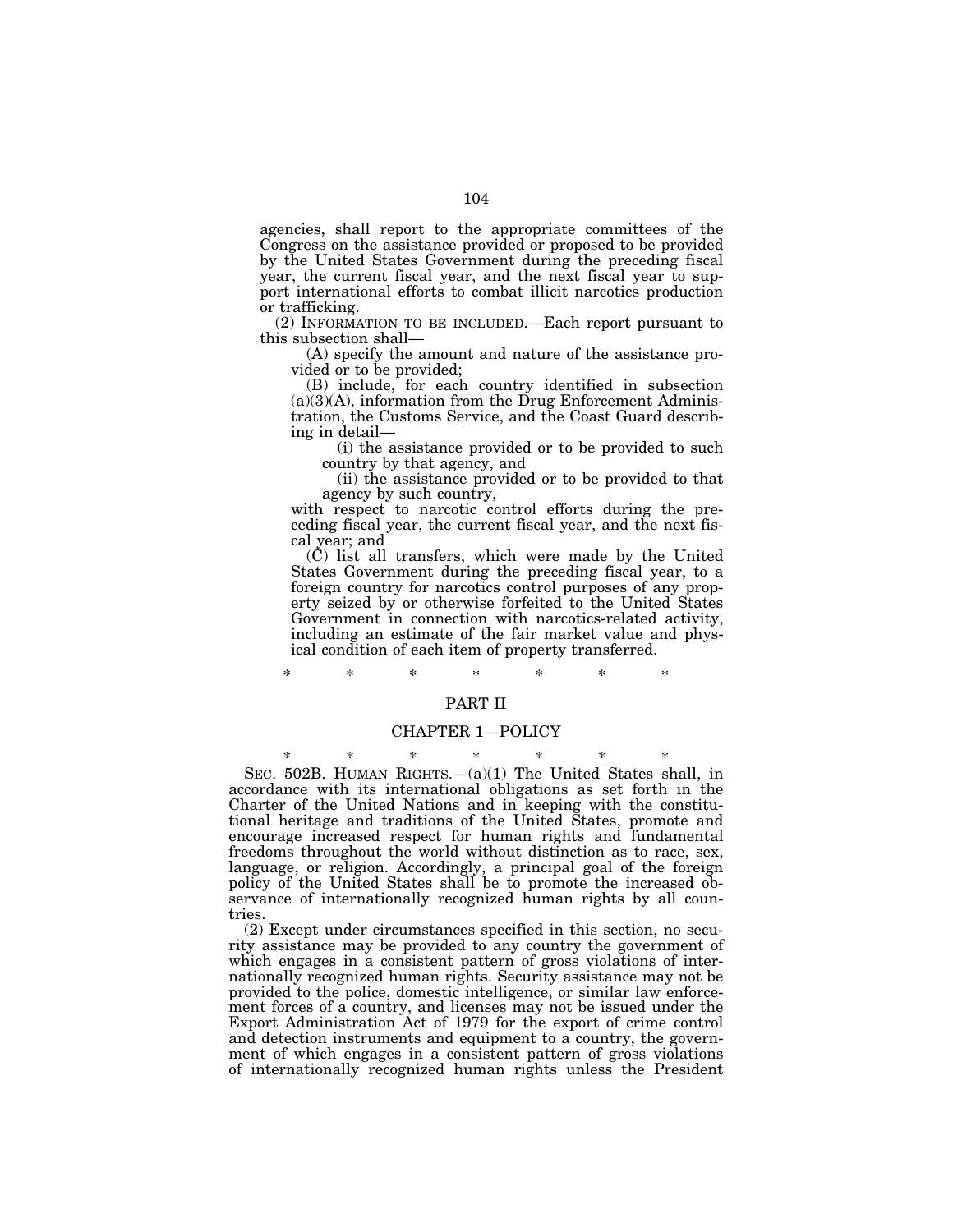agencies, shall report to the appropriate committees of the Congress on the assistance provided or proposed to be provided by the United States Government during the preceding fiscal year, the current fiscal year, and the next fiscal year to support international efforts to combat illicit narcotics production or trafficking.

(2) INFORMATION TO BE INCLUDED.—Each report pursuant to this subsection shall—

(A) specify the amount and nature of the assistance provided or to be provided;

(B) include, for each country identified in subsection (a)(3)(A), information from the Drug Enforcement Administration, the Customs Service, and the Coast Guard describing in detail—

(i) the assistance provided or to be provided to such country by that agency, and

(ii) the assistance provided or to be provided to that agency by such country,

with respect to narcotic control efforts during the preceding fiscal year, the current fiscal year, and the next fiscal year; and

(C) list all transfers, which were made by the United States Government during the preceding fiscal year, to a foreign country for narcotics control purposes of any property seized by or otherwise forfeited to the United States Government in connection with narcotics-related activity, including an estimate of the fair market value and physical condition of each item of property transferred.

\* \* \* \* \* \* \*

## PART II

### CHAPTER 1—POLICY

\* \* \* \* \* \* \*

SEC. 502B. HUMAN RIGHTS.—(a)(1) The United States shall, in accordance with its international obligations as set forth in the Charter of the United Nations and in keeping with the constitutional heritage and traditions of the United States, promote and encourage increased respect for human rights and fundamental freedoms throughout the world without distinction as to race, sex, language, or religion. Accordingly, a principal goal of the foreign policy of the United States shall be to promote the increased observance of internationally recognized human rights by all countries.

(2) Except under circumstances specified in this section, no security assistance may be provided to any country the government of which engages in a consistent pattern of gross violations of internationally recognized human rights. Security assistance may not be provided to the police, domestic intelligence, or similar law enforcement forces of a country, and licenses may not be issued under the Export Administration Act of 1979 for the export of crime control and detection instruments and equipment to a country, the government of which engages in a consistent pattern of gross violations of internationally recognized human rights unless the President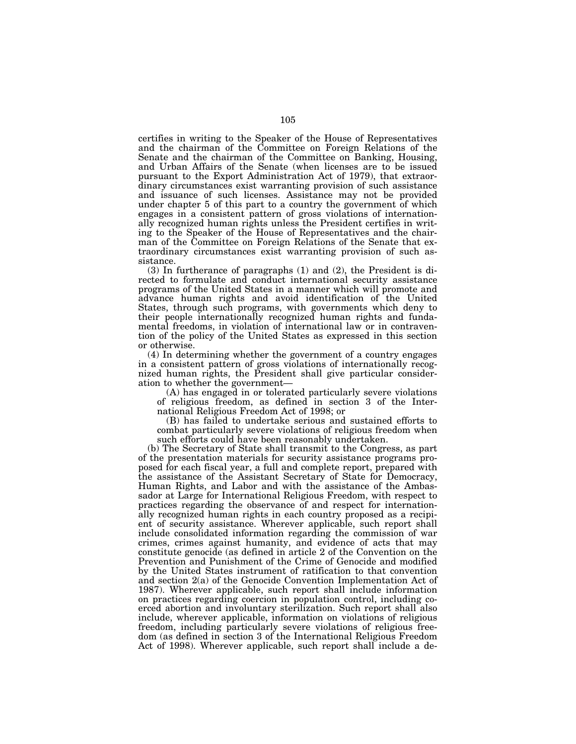certifies in writing to the Speaker of the House of Representatives and the chairman of the Committee on Foreign Relations of the Senate and the chairman of the Committee on Banking, Housing, and Urban Affairs of the Senate (when licenses are to be issued pursuant to the Export Administration Act of 1979), that extraordinary circumstances exist warranting provision of such assistance and issuance of such licenses. Assistance may not be provided under chapter 5 of this part to a country the government of which engages in a consistent pattern of gross violations of internationally recognized human rights unless the President certifies in writing to the Speaker of the House of Representatives and the chairman of the Committee on Foreign Relations of the Senate that extraordinary circumstances exist warranting provision of such assistance.

(3) In furtherance of paragraphs (1) and (2), the President is directed to formulate and conduct international security assistance programs of the United States in a manner which will promote and advance human rights and avoid identification of the United States, through such programs, with governments which deny to their people internationally recognized human rights and fundamental freedoms, in violation of international law or in contravention of the policy of the United States as expressed in this section or otherwise.

(4) In determining whether the government of a country engages in a consistent pattern of gross violations of internationally recognized human rights, the President shall give particular consideration to whether the government—

(A) has engaged in or tolerated particularly severe violations of religious freedom, as defined in section 3 of the International Religious Freedom Act of 1998; or

(B) has failed to undertake serious and sustained efforts to combat particularly severe violations of religious freedom when such efforts could have been reasonably undertaken.

(b) The Secretary of State shall transmit to the Congress, as part of the presentation materials for security assistance programs proposed for each fiscal year, a full and complete report, prepared with the assistance of the Assistant Secretary of State for Democracy, Human Rights, and Labor and with the assistance of the Ambassador at Large for International Religious Freedom, with respect to practices regarding the observance of and respect for internationally recognized human rights in each country proposed as a recipient of security assistance. Wherever applicable, such report shall include consolidated information regarding the commission of war crimes, crimes against humanity, and evidence of acts that may constitute genocide (as defined in article 2 of the Convention on the Prevention and Punishment of the Crime of Genocide and modified by the United States instrument of ratification to that convention and section 2(a) of the Genocide Convention Implementation Act of 1987). Wherever applicable, such report shall include information on practices regarding coercion in population control, including coerced abortion and involuntary sterilization. Such report shall also include, wherever applicable, information on violations of religious freedom, including particularly severe violations of religious freedom (as defined in section 3 of the International Religious Freedom Act of 1998). Wherever applicable, such report shall include a de-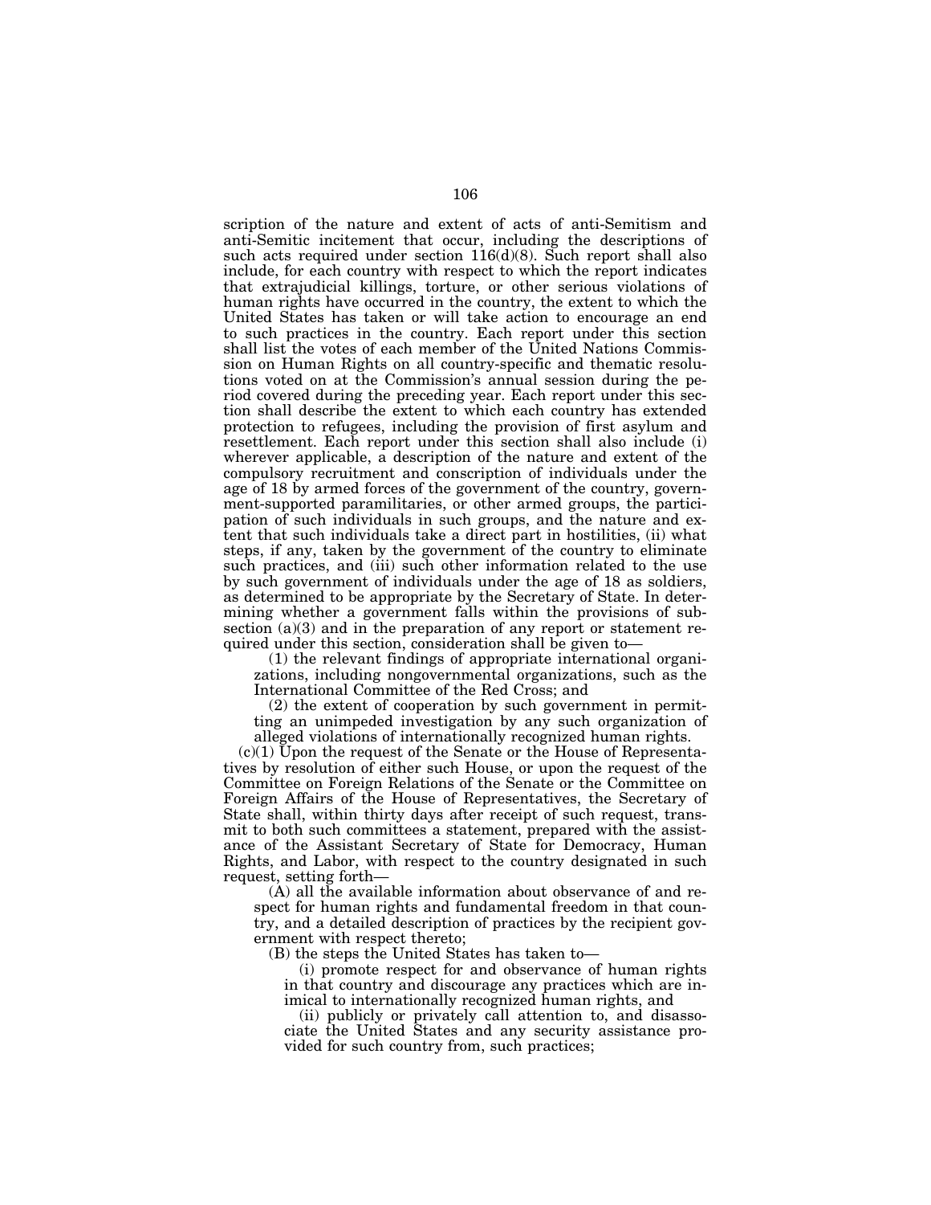scription of the nature and extent of acts of anti-Semitism and anti-Semitic incitement that occur, including the descriptions of such acts required under section 116(d)(8). Such report shall also include, for each country with respect to which the report indicates that extrajudicial killings, torture, or other serious violations of human rights have occurred in the country, the extent to which the United States has taken or will take action to encourage an end to such practices in the country. Each report under this section shall list the votes of each member of the United Nations Commission on Human Rights on all country-specific and thematic resolutions voted on at the Commission's annual session during the period covered during the preceding year. Each report under this section shall describe the extent to which each country has extended protection to refugees, including the provision of first asylum and resettlement. Each report under this section shall also include (i) wherever applicable, a description of the nature and extent of the compulsory recruitment and conscription of individuals under the age of 18 by armed forces of the government of the country, government-supported paramilitaries, or other armed groups, the participation of such individuals in such groups, and the nature and extent that such individuals take a direct part in hostilities, (ii) what steps, if any, taken by the government of the country to eliminate such practices, and (iii) such other information related to the use by such government of individuals under the age of 18 as soldiers, as determined to be appropriate by the Secretary of State. In determining whether a government falls within the provisions of subsection (a)(3) and in the preparation of any report or statement required under this section, consideration shall be given to—

(1) the relevant findings of appropriate international organizations, including nongovernmental organizations, such as the International Committee of the Red Cross; and

(2) the extent of cooperation by such government in permitting an unimpeded investigation by any such organization of alleged violations of internationally recognized human rights.

(c)(1) Upon the request of the Senate or the House of Representatives by resolution of either such House, or upon the request of the Committee on Foreign Relations of the Senate or the Committee on Foreign Affairs of the House of Representatives, the Secretary of State shall, within thirty days after receipt of such request, transmit to both such committees a statement, prepared with the assistance of the Assistant Secretary of State for Democracy, Human Rights, and Labor, with respect to the country designated in such request, setting forth—

(A) all the available information about observance of and respect for human rights and fundamental freedom in that country, and a detailed description of practices by the recipient government with respect thereto;

(B) the steps the United States has taken to—

(i) promote respect for and observance of human rights in that country and discourage any practices which are inimical to internationally recognized human rights, and

(ii) publicly or privately call attention to, and disassociate the United States and any security assistance provided for such country from, such practices;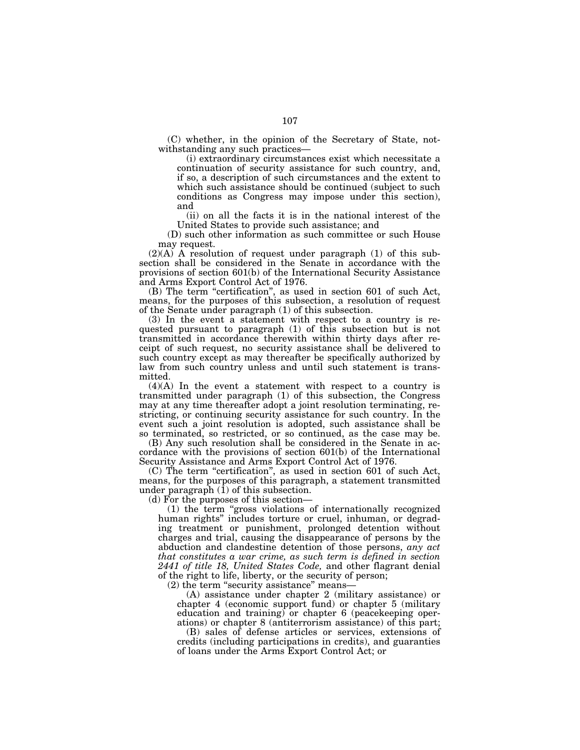(C) whether, in the opinion of the Secretary of State, notwithstanding any such practices—

(i) extraordinary circumstances exist which necessitate a continuation of security assistance for such country, and, if so, a description of such circumstances and the extent to which such assistance should be continued (subject to such conditions as Congress may impose under this section), and

(ii) on all the facts it is in the national interest of the United States to provide such assistance; and

(D) such other information as such committee or such House may request.

(2)(A) A resolution of request under paragraph (1) of this subsection shall be considered in the Senate in accordance with the provisions of section 601(b) of the International Security Assistance and Arms Export Control Act of 1976.

(B) The term "certification", as used in section 601 of such Act, means, for the purposes of this subsection, a resolution of request of the Senate under paragraph (1) of this subsection.

(3) In the event a statement with respect to a country is requested pursuant to paragraph (1) of this subsection but is not transmitted in accordance therewith within thirty days after receipt of such request, no security assistance shall be delivered to such country except as may thereafter be specifically authorized by law from such country unless and until such statement is transmitted.

(4)(A) In the event a statement with respect to a country is transmitted under paragraph (1) of this subsection, the Congress may at any time thereafter adopt a joint resolution terminating, restricting, or continuing security assistance for such country. In the event such a joint resolution is adopted, such assistance shall be so terminated, so restricted, or so continued, as the case may be.

(B) Any such resolution shall be considered in the Senate in accordance with the provisions of section 601(b) of the International Security Assistance and Arms Export Control Act of 1976.

(C) The term "certification", as used in section 601 of such Act, means, for the purposes of this paragraph, a statement transmitted under paragraph (1) of this subsection.

(d) For the purposes of this section—

(1) the term "gross violations of internationally recognized human rights" includes torture or cruel, inhuman, or degrading treatment or punishment, prolonged detention without charges and trial, causing the disappearance of persons by the abduction and clandestine detention of those persons, *any act that constitutes a war crime, as such term is defined in section 2441 of title 18, United States Code,* and other flagrant denial of the right to life, liberty, or the security of person;

(2) the term "security assistance" means—

(A) assistance under chapter 2 (military assistance) or chapter 4 (economic support fund) or chapter 5 (military education and training) or chapter 6 (peacekeeping operations) or chapter 8 (antiterrorism assistance) of this part;

(B) sales of defense articles or services, extensions of credits (including participations in credits), and guaranties of loans under the Arms Export Control Act; or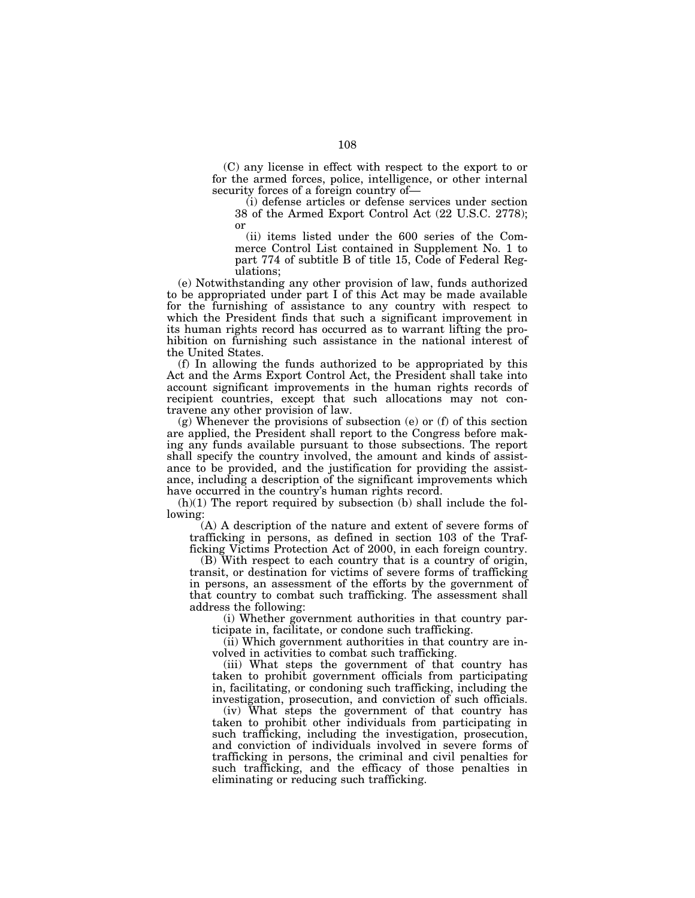(C) any license in effect with respect to the export to or for the armed forces, police, intelligence, or other internal security forces of a foreign country of—

(i) defense articles or defense services under section 38 of the Armed Export Control Act (22 U.S.C. 2778); or

(ii) items listed under the 600 series of the Commerce Control List contained in Supplement No. 1 to part 774 of subtitle B of title 15, Code of Federal Regulations;

(e) Notwithstanding any other provision of law, funds authorized to be appropriated under part I of this Act may be made available for the furnishing of assistance to any country with respect to which the President finds that such a significant improvement in its human rights record has occurred as to warrant lifting the prohibition on furnishing such assistance in the national interest of the United States.

(f) In allowing the funds authorized to be appropriated by this Act and the Arms Export Control Act, the President shall take into account significant improvements in the human rights records of recipient countries, except that such allocations may not contravene any other provision of law.

(g) Whenever the provisions of subsection (e) or (f) of this section are applied, the President shall report to the Congress before making any funds available pursuant to those subsections. The report shall specify the country involved, the amount and kinds of assistance to be provided, and the justification for providing the assistance, including a description of the significant improvements which have occurred in the country's human rights record.

(h)(1) The report required by subsection (b) shall include the following:

(A) A description of the nature and extent of severe forms of trafficking in persons, as defined in section 103 of the Trafficking Victims Protection Act of 2000, in each foreign country.

(B) With respect to each country that is a country of origin, transit, or destination for victims of severe forms of trafficking in persons, an assessment of the efforts by the government of that country to combat such trafficking. The assessment shall address the following:

(i) Whether government authorities in that country participate in, facilitate, or condone such trafficking.

(ii) Which government authorities in that country are involved in activities to combat such trafficking.

(iii) What steps the government of that country has taken to prohibit government officials from participating in, facilitating, or condoning such trafficking, including the investigation, prosecution, and conviction of such officials.

(iv) What steps the government of that country has taken to prohibit other individuals from participating in such trafficking, including the investigation, prosecution, and conviction of individuals involved in severe forms of trafficking in persons, the criminal and civil penalties for such trafficking, and the efficacy of those penalties in eliminating or reducing such trafficking.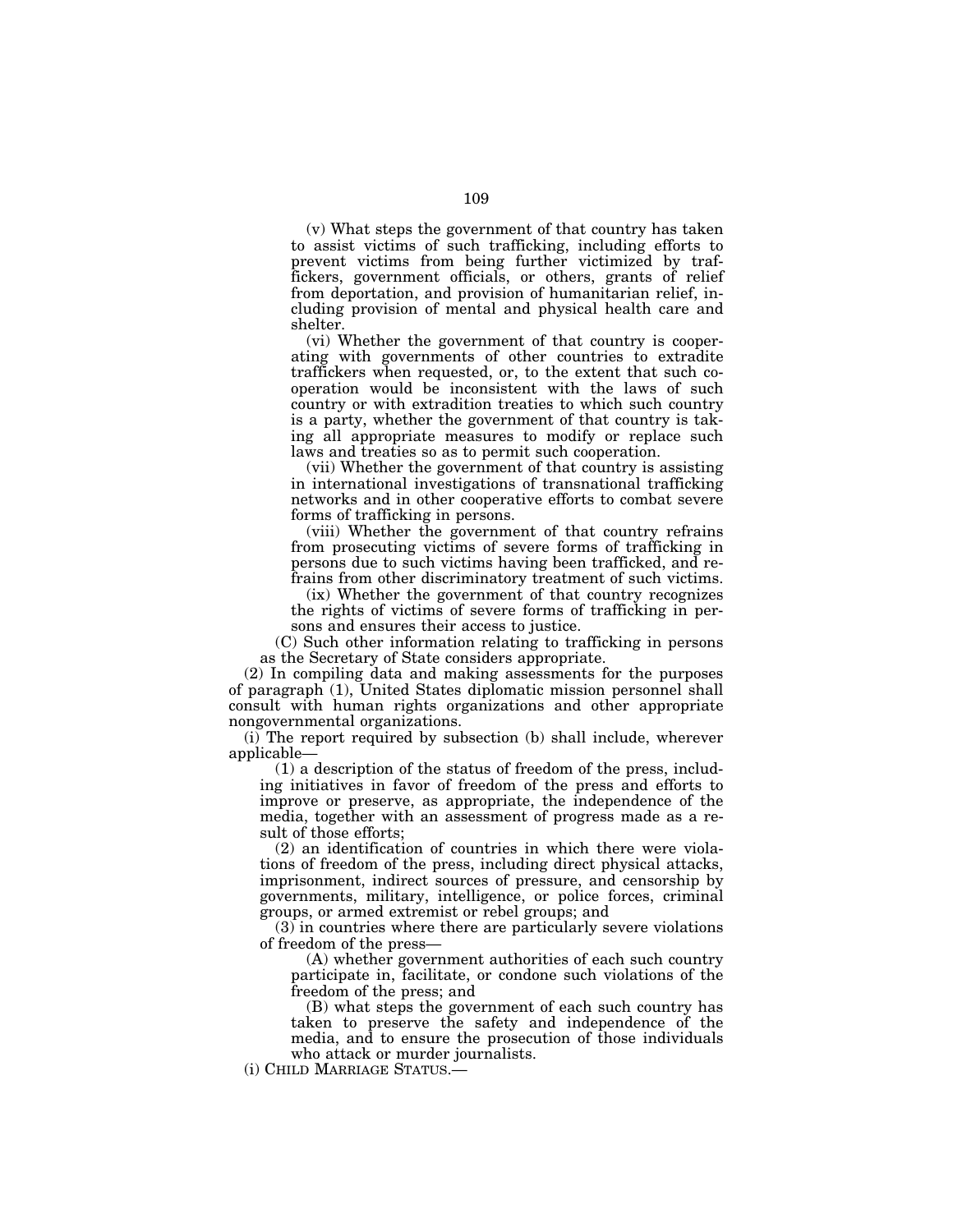(v) What steps the government of that country has taken to assist victims of such trafficking, including efforts to prevent victims from being further victimized by traffickers, government officials, or others, grants of relief from deportation, and provision of humanitarian relief, including provision of mental and physical health care and shelter.

(vi) Whether the government of that country is cooperating with governments of other countries to extradite traffickers when requested, or, to the extent that such cooperation would be inconsistent with the laws of such country or with extradition treaties to which such country is a party, whether the government of that country is taking all appropriate measures to modify or replace such laws and treaties so as to permit such cooperation.

(vii) Whether the government of that country is assisting in international investigations of transnational trafficking networks and in other cooperative efforts to combat severe forms of trafficking in persons.

(viii) Whether the government of that country refrains from prosecuting victims of severe forms of trafficking in persons due to such victims having been trafficked, and refrains from other discriminatory treatment of such victims.

(ix) Whether the government of that country recognizes the rights of victims of severe forms of trafficking in persons and ensures their access to justice.

(C) Such other information relating to trafficking in persons as the Secretary of State considers appropriate.

(2) In compiling data and making assessments for the purposes of paragraph (1), United States diplomatic mission personnel shall consult with human rights organizations and other appropriate nongovernmental organizations.

(i) The report required by subsection (b) shall include, wherever applicable—

(1) a description of the status of freedom of the press, including initiatives in favor of freedom of the press and efforts to improve or preserve, as appropriate, the independence of the media, together with an assessment of progress made as a result of those efforts;

(2) an identification of countries in which there were violations of freedom of the press, including direct physical attacks, imprisonment, indirect sources of pressure, and censorship by governments, military, intelligence, or police forces, criminal groups, or armed extremist or rebel groups; and

(3) in countries where there are particularly severe violations of freedom of the press—

(A) whether government authorities of each such country participate in, facilitate, or condone such violations of the freedom of the press; and

(B) what steps the government of each such country has taken to preserve the safety and independence of the media, and to ensure the prosecution of those individuals who attack or murder journalists.

(i) CHILD MARRIAGE STATUS.—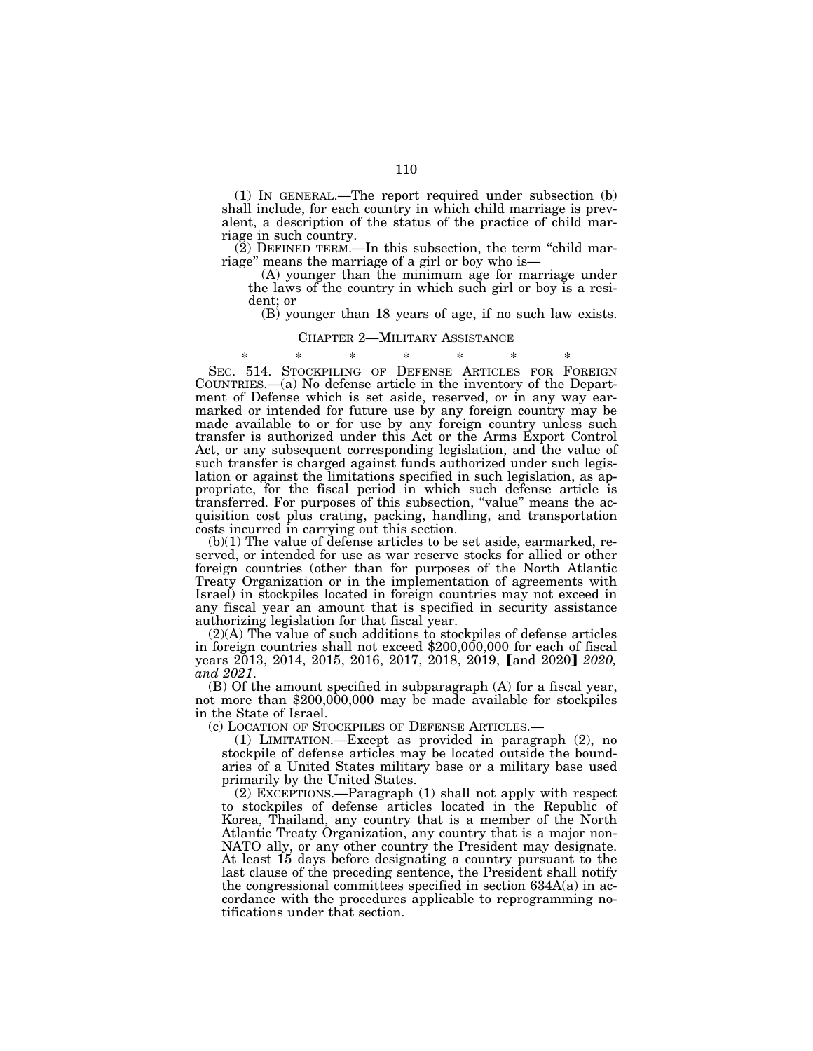(1) IN GENERAL.—The report required under subsection (b) shall include, for each country in which child marriage is prevalent, a description of the status of the practice of child marriage in such country.

(2) DEFINED TERM.—In this subsection, the term "child marriage" means the marriage of a girl or boy who is—

(A) younger than the minimum age for marriage under the laws of the country in which such girl or boy is a resident; or

(B) younger than 18 years of age, if no such law exists.

CHAPTER 2—MILITARY ASSISTANCE

\* \* \* \* \* \* \*

SEC. 514. STOCKPILING OF DEFENSE ARTICLES FOR FOREIGN COUNTRIES.—(a) No defense article in the inventory of the Department of Defense which is set aside, reserved, or in any way earmarked or intended for future use by any foreign country may be made available to or for use by any foreign country unless such transfer is authorized under this Act or the Arms Export Control Act, or any subsequent corresponding legislation, and the value of such transfer is charged against funds authorized under such legislation or against the limitations specified in such legislation, as appropriate, for the fiscal period in which such defense article is transferred. For purposes of this subsection, "value" means the acquisition cost plus crating, packing, handling, and transportation costs incurred in carrying out this section.

(b)(1) The value of defense articles to be set aside, earmarked, reserved, or intended for use as war reserve stocks for allied or other foreign countries (other than for purposes of the North Atlantic Treaty Organization or in the implementation of agreements with Israel) in stockpiles located in foreign countries may not exceed in any fiscal year an amount that is specified in security assistance authorizing legislation for that fiscal year.

(2)(A) The value of such additions to stockpiles of defense articles in foreign countries shall not exceed $200,000,000 for each of fiscal years 2013, 2014, 2015, 2016, 2017, 2018, 2019, 【and 2020】 *2020, and 2021*.

(B) Of the amount specified in subparagraph (A) for a fiscal year, not more than $200,000,000 may be made available for stockpiles in the State of Israel.

(c) LOCATION OF STOCKPILES OF DEFENSE ARTICLES.—

(1) LIMITATION.—Except as provided in paragraph (2), no stockpile of defense articles may be located outside the boundaries of a United States military base or a military base used primarily by the United States.

(2) EXCEPTIONS.—Paragraph (1) shall not apply with respect to stockpiles of defense articles located in the Republic of Korea, Thailand, any country that is a member of the North Atlantic Treaty Organization, any country that is a major non-NATO ally, or any other country the President may designate. At least 15 days before designating a country pursuant to the last clause of the preceding sentence, the President shall notify the congressional committees specified in section 634A(a) in accordance with the procedures applicable to reprogramming notifications under that section.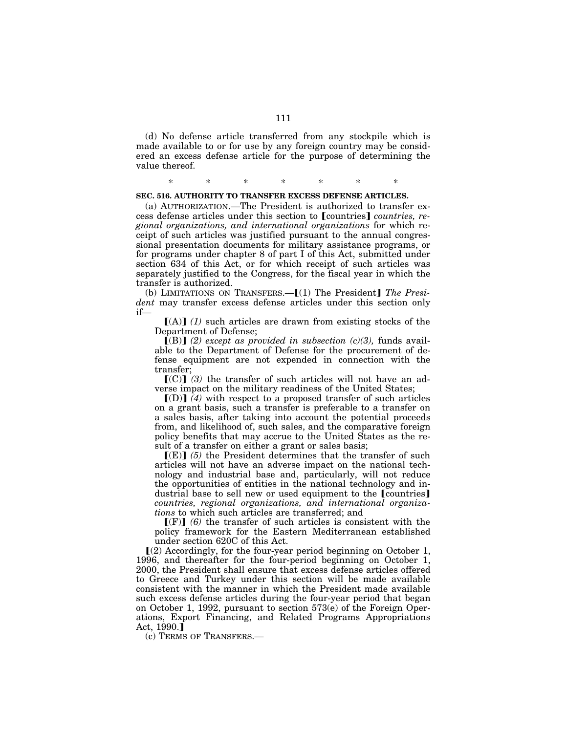(d) No defense article transferred from any stockpile which is made available to or for use by any foreign country may be considered an excess defense article for the purpose of determining the value thereof.

\* \* \* \* \* \* \*

**SEC. 516. AUTHORITY TO TRANSFER EXCESS DEFENSE ARTICLES.**

(a) AUTHORIZATION.—The President is authorized to transfer excess defense articles under this section to [countries] *countries, regional organizations, and international organizations* for which receipt of such articles was justified pursuant to the annual congressional presentation documents for military assistance programs, or for programs under chapter 8 of part I of this Act, submitted under section 634 of this Act, or for which receipt of such articles was separately justified to the Congress, for the fiscal year in which the transfer is authorized.

(b) LIMITATIONS ON TRANSFERS.—[(1) The President] *The President* may transfer excess defense articles under this section only if—

[(A)] *(1)* such articles are drawn from existing stocks of the Department of Defense;

[(B)] *(2) except as provided in subsection (c)(3),* funds available to the Department of Defense for the procurement of defense equipment are not expended in connection with the transfer;

[(C)] *(3)* the transfer of such articles will not have an adverse impact on the military readiness of the United States;

[(D)] *(4)* with respect to a proposed transfer of such articles on a grant basis, such a transfer is preferable to a transfer on a sales basis, after taking into account the potential proceeds from, and likelihood of, such sales, and the comparative foreign policy benefits that may accrue to the United States as the result of a transfer on either a grant or sales basis;

[(E)] *(5)* the President determines that the transfer of such articles will not have an adverse impact on the national technology and industrial base and, particularly, will not reduce the opportunities of entities in the national technology and industrial base to sell new or used equipment to the [countries] *countries, regional organizations, and international organizations* to which such articles are transferred; and

[(F)] *(6)* the transfer of such articles is consistent with the policy framework for the Eastern Mediterranean established under section 620C of this Act.

[(2) Accordingly, for the four-year period beginning on October 1, 1996, and thereafter for the four-period beginning on October 1, 2000, the President shall ensure that excess defense articles offered to Greece and Turkey under this section will be made available consistent with the manner in which the President made available such excess defense articles during the four-year period that began on October 1, 1992, pursuant to section 573(e) of the Foreign Operations, Export Financing, and Related Programs Appropriations Act, 1990.]

(c) TERMS OF TRANSFERS.—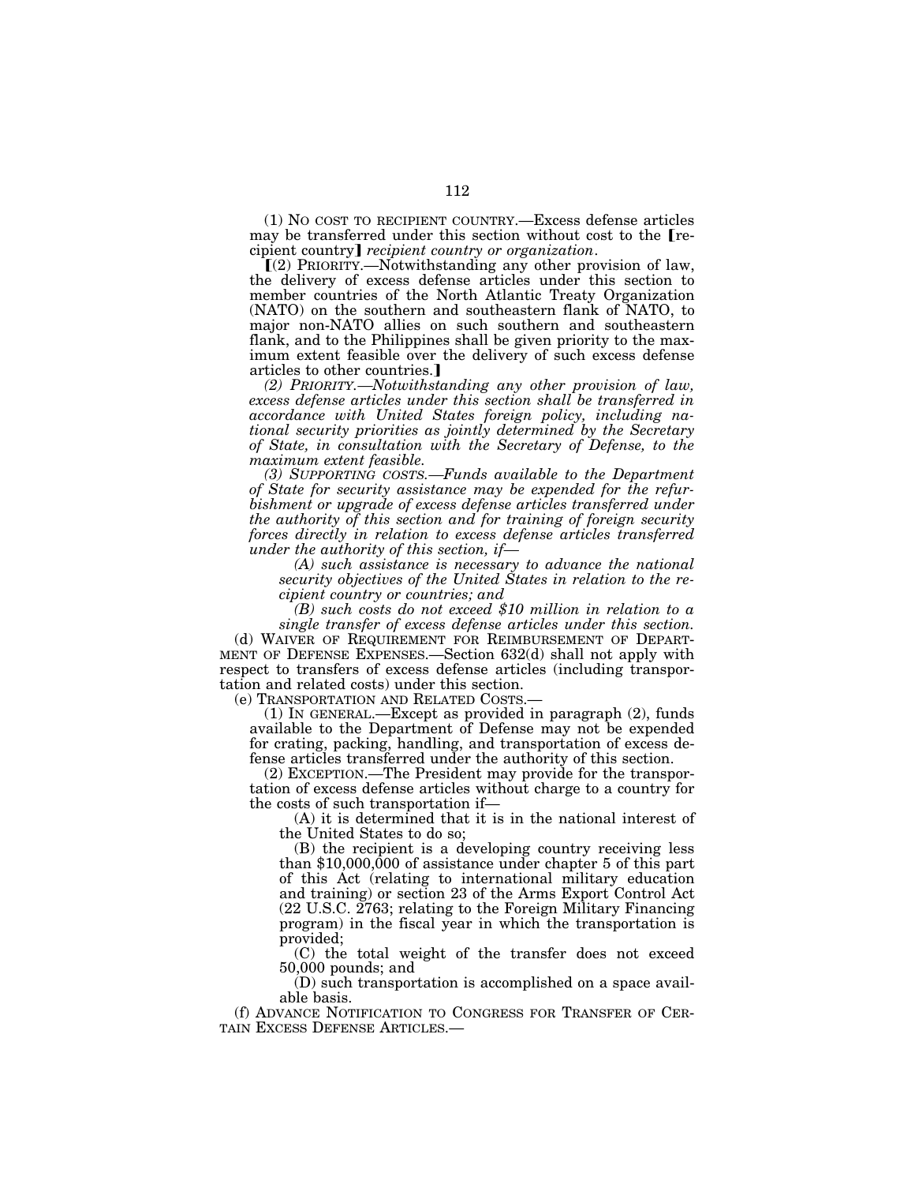(1) NO COST TO RECIPIENT COUNTRY.—Excess defense articles may be transferred under this section without cost to the [recipient country] *recipient country or organization*.

[(2) PRIORITY.—Notwithstanding any other provision of law, the delivery of excess defense articles under this section to member countries of the North Atlantic Treaty Organization (NATO) on the southern and southeastern flank of NATO, to major non-NATO allies on such southern and southeastern flank, and to the Philippines shall be given priority to the maximum extent feasible over the delivery of such excess defense articles to other countries.]

*(2) PRIORITY.—Notwithstanding any other provision of law, excess defense articles under this section shall be transferred in accordance with United States foreign policy, including national security priorities as jointly determined by the Secretary of State, in consultation with the Secretary of Defense, to the maximum extent feasible.*

*(3) SUPPORTING COSTS.—Funds available to the Department of State for security assistance may be expended for the refurbishment or upgrade of excess defense articles transferred under the authority of this section and for training of foreign security forces directly in relation to excess defense articles transferred under the authority of this section, if—*

*(A) such assistance is necessary to advance the national security objectives of the United States in relation to the recipient country or countries; and*

*(B) such costs do not exceed $10 million in relation to a single transfer of excess defense articles under this section.*

(d) WAIVER OF REQUIREMENT FOR REIMBURSEMENT OF DEPARTMENT OF DEFENSE EXPENSES.—Section 632(d) shall not apply with respect to transfers of excess defense articles (including transportation and related costs) under this section.

(e) TRANSPORTATION AND RELATED COSTS.—

(1) IN GENERAL.—Except as provided in paragraph (2), funds available to the Department of Defense may not be expended for crating, packing, handling, and transportation of excess defense articles transferred under the authority of this section.

(2) EXCEPTION.—The President may provide for the transportation of excess defense articles without charge to a country for the costs of such transportation if—

(A) it is determined that it is in the national interest of the United States to do so;

(B) the recipient is a developing country receiving less than $10,000,000 of assistance under chapter 5 of this part of this Act (relating to international military education and training) or section 23 of the Arms Export Control Act (22 U.S.C. 2763; relating to the Foreign Military Financing program) in the fiscal year in which the transportation is provided;

(C) the total weight of the transfer does not exceed 50,000 pounds; and

(D) such transportation is accomplished on a space available basis.

(f) ADVANCE NOTIFICATION TO CONGRESS FOR TRANSFER OF CERTAIN EXCESS DEFENSE ARTICLES.—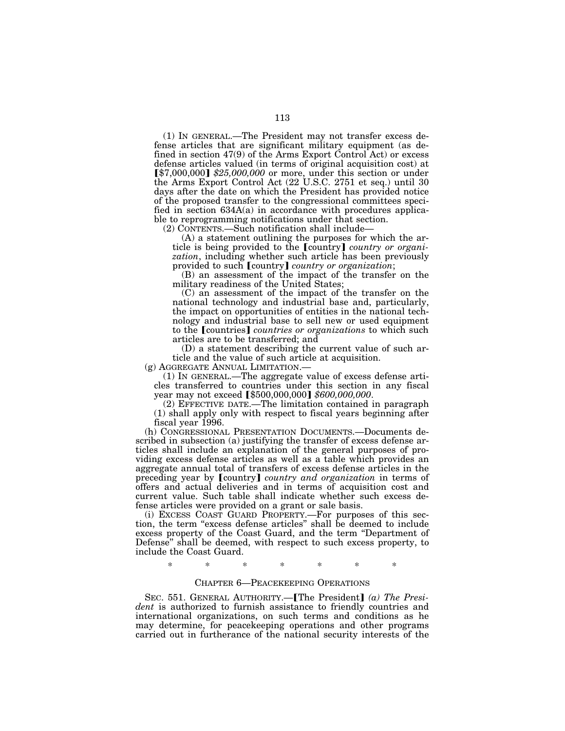(1) IN GENERAL.—The President may not transfer excess defense articles that are significant military equipment (as defined in section 47(9) of the Arms Export Control Act) or excess defense articles valued (in terms of original acquisition cost) at 【$7,000,000】 *$25,000,000* or more, under this section or under the Arms Export Control Act (22 U.S.C. 2751 et seq.) until 30 days after the date on which the President has provided notice of the proposed transfer to the congressional committees specified in section 634A(a) in accordance with procedures applicable to reprogramming notifications under that section.

(2) CONTENTS.—Such notification shall include—

(A) a statement outlining the purposes for which the article is being provided to the 【country】 *country or organization*, including whether such article has been previously provided to such 【country】 *country or organization*;

(B) an assessment of the impact of the transfer on the military readiness of the United States;

(C) an assessment of the impact of the transfer on the national technology and industrial base and, particularly, the impact on opportunities of entities in the national technology and industrial base to sell new or used equipment to the 【countries】 *countries or organizations* to which such articles are to be transferred; and

(D) a statement describing the current value of such article and the value of such article at acquisition.

(g) AGGREGATE ANNUAL LIMITATION.—

(1) IN GENERAL.—The aggregate value of excess defense articles transferred to countries under this section in any fiscal year may not exceed 【$500,000,000】 *$600,000,000*.

(2) EFFECTIVE DATE.—The limitation contained in paragraph (1) shall apply only with respect to fiscal years beginning after fiscal year 1996.

(h) CONGRESSIONAL PRESENTATION DOCUMENTS.—Documents described in subsection (a) justifying the transfer of excess defense articles shall include an explanation of the general purposes of providing excess defense articles as well as a table which provides an aggregate annual total of transfers of excess defense articles in the preceding year by 【country】 *country and organization* in terms of offers and actual deliveries and in terms of acquisition cost and current value. Such table shall indicate whether such excess defense articles were provided on a grant or sale basis.

(i) EXCESS COAST GUARD PROPERTY.—For purposes of this section, the term "excess defense articles" shall be deemed to include excess property of the Coast Guard, and the term "Department of Defense" shall be deemed, with respect to such excess property, to include the Coast Guard.

\* \* \* \* \* \* \*

## CHAPTER 6—PEACEKEEPING OPERATIONS

SEC. 551. GENERAL AUTHORITY.—【The President】 *(a) The President* is authorized to furnish assistance to friendly countries and international organizations, on such terms and conditions as he may determine, for peacekeeping operations and other programs carried out in furtherance of the national security interests of the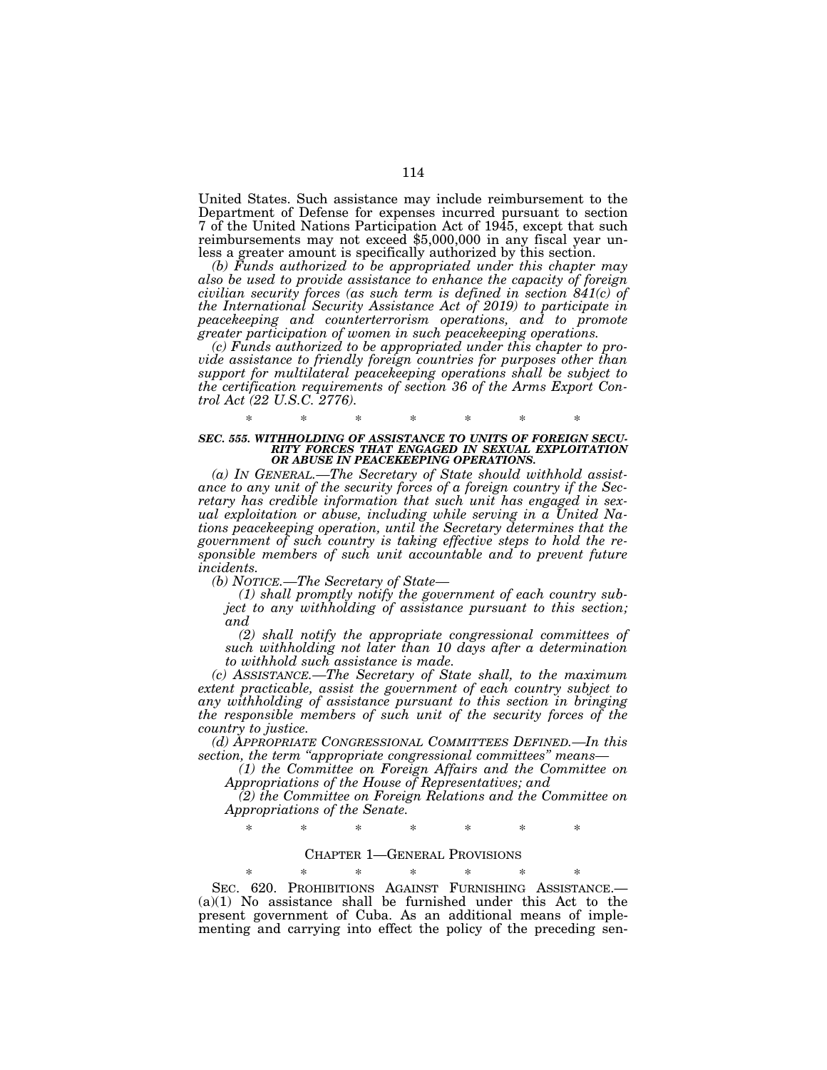United States. Such assistance may include reimbursement to the Department of Defense for expenses incurred pursuant to section 7 of the United Nations Participation Act of 1945, except that such reimbursements may not exceed $5,000,000 in any fiscal year unless a greater amount is specifically authorized by this section.

*(b) Funds authorized to be appropriated under this chapter may also be used to provide assistance to enhance the capacity of foreign civilian security forces (as such term is defined in section 841(c) of the International Security Assistance Act of 2019) to participate in peacekeeping and counterterrorism operations, and to promote greater participation of women in such peacekeeping operations.*

*(c) Funds authorized to be appropriated under this chapter to provide assistance to friendly foreign countries for purposes other than support for multilateral peacekeeping operations shall be subject to the certification requirements of section 36 of the Arms Export Control Act (22 U.S.C. 2776).*

\* \* \* \* \* \* \*

***SEC. 555. WITHHOLDING OF ASSISTANCE TO UNITS OF FOREIGN SECURITY FORCES THAT ENGAGED IN SEXUAL EXPLOITATION OR ABUSE IN PEACEKEEPING OPERATIONS.***

*(a) IN GENERAL.—The Secretary of State should withhold assistance to any unit of the security forces of a foreign country if the Secretary has credible information that such unit has engaged in sexual exploitation or abuse, including while serving in a United Nations peacekeeping operation, until the Secretary determines that the government of such country is taking effective steps to hold the responsible members of such unit accountable and to prevent future incidents.*

*(b) NOTICE.—The Secretary of State—*

*(1) shall promptly notify the government of each country subject to any withholding of assistance pursuant to this section; and*

*(2) shall notify the appropriate congressional committees of such withholding not later than 10 days after a determination to withhold such assistance is made.*

*(c) ASSISTANCE.—The Secretary of State shall, to the maximum extent practicable, assist the government of each country subject to any withholding of assistance pursuant to this section in bringing the responsible members of such unit of the security forces of the country to justice.*

*(d) APPROPRIATE CONGRESSIONAL COMMITTEES DEFINED.—In this section, the term "appropriate congressional committees" means—*

*(1) the Committee on Foreign Affairs and the Committee on Appropriations of the House of Representatives; and*

*(2) the Committee on Foreign Relations and the Committee on Appropriations of the Senate.*

\* \* \* \* \* \* \*

CHAPTER 1—GENERAL PROVISIONS

\* \* \* \* \* \* \*

SEC. 620. PROHIBITIONS AGAINST FURNISHING ASSISTANCE.—(a)(1) No assistance shall be furnished under this Act to the present government of Cuba. As an additional means of implementing and carrying into effect the policy of the preceding sen-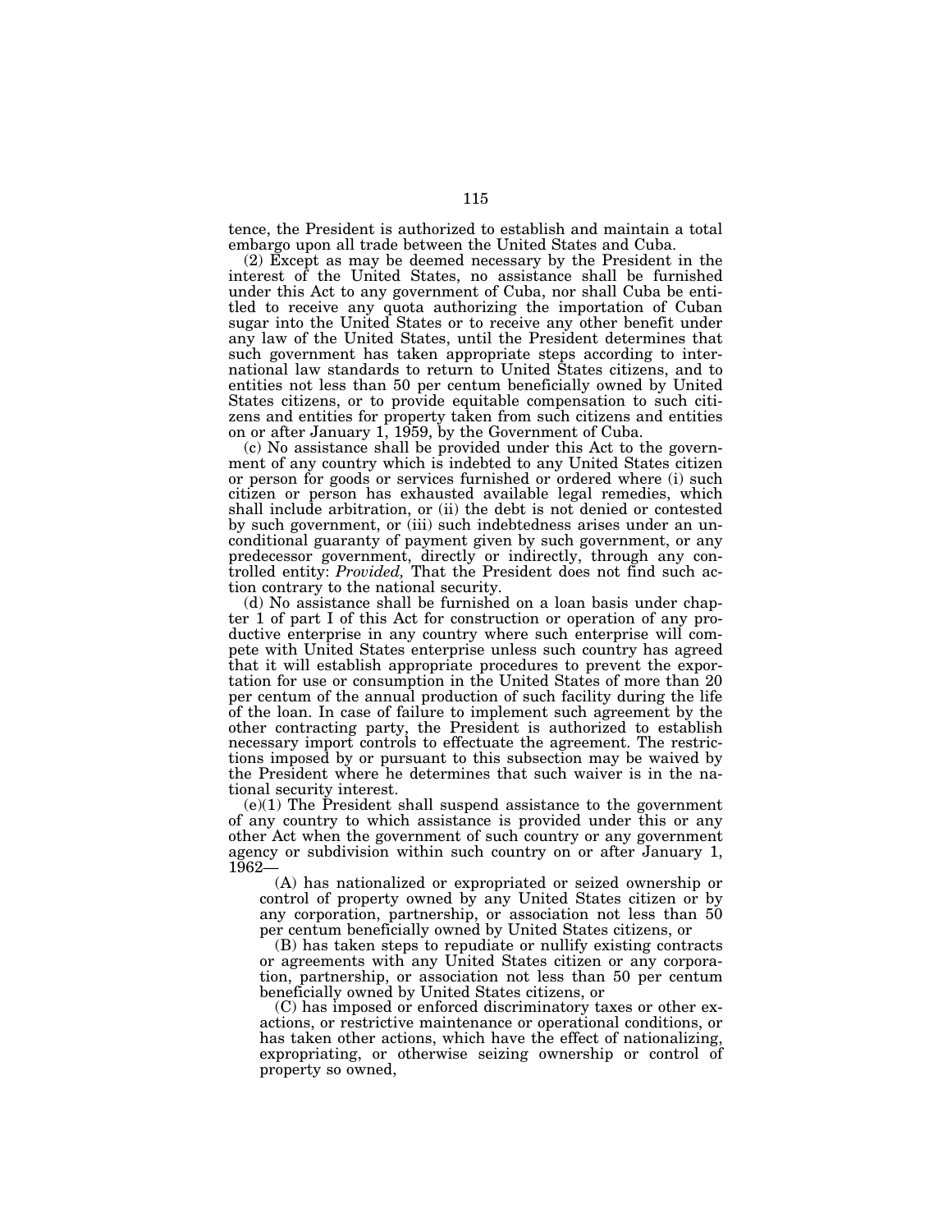tence, the President is authorized to establish and maintain a total embargo upon all trade between the United States and Cuba.

(2) Except as may be deemed necessary by the President in the interest of the United States, no assistance shall be furnished under this Act to any government of Cuba, nor shall Cuba be entitled to receive any quota authorizing the importation of Cuban sugar into the United States or to receive any other benefit under any law of the United States, until the President determines that such government has taken appropriate steps according to international law standards to return to United States citizens, and to entities not less than 50 per centum beneficially owned by United States citizens, or to provide equitable compensation to such citizens and entities for property taken from such citizens and entities on or after January 1, 1959, by the Government of Cuba.

(c) No assistance shall be provided under this Act to the government of any country which is indebted to any United States citizen or person for goods or services furnished or ordered where (i) such citizen or person has exhausted available legal remedies, which shall include arbitration, or (ii) the debt is not denied or contested by such government, or (iii) such indebtedness arises under an unconditional guaranty of payment given by such government, or any predecessor government, directly or indirectly, through any controlled entity: *Provided,* That the President does not find such action contrary to the national security.

(d) No assistance shall be furnished on a loan basis under chapter 1 of part I of this Act for construction or operation of any productive enterprise in any country where such enterprise will compete with United States enterprise unless such country has agreed that it will establish appropriate procedures to prevent the exportation for use or consumption in the United States of more than 20 per centum of the annual production of such facility during the life of the loan. In case of failure to implement such agreement by the other contracting party, the President is authorized to establish necessary import controls to effectuate the agreement. The restrictions imposed by or pursuant to this subsection may be waived by the President where he determines that such waiver is in the national security interest.

(e)(1) The President shall suspend assistance to the government of any country to which assistance is provided under this or any other Act when the government of such country or any government agency or subdivision within such country on or after January 1, 1962—

(A) has nationalized or expropriated or seized ownership or control of property owned by any United States citizen or by any corporation, partnership, or association not less than 50 per centum beneficially owned by United States citizens, or

(B) has taken steps to repudiate or nullify existing contracts or agreements with any United States citizen or any corporation, partnership, or association not less than 50 per centum beneficially owned by United States citizens, or

(C) has imposed or enforced discriminatory taxes or other exactions, or restrictive maintenance or operational conditions, or has taken other actions, which have the effect of nationalizing, expropriating, or otherwise seizing ownership or control of property so owned,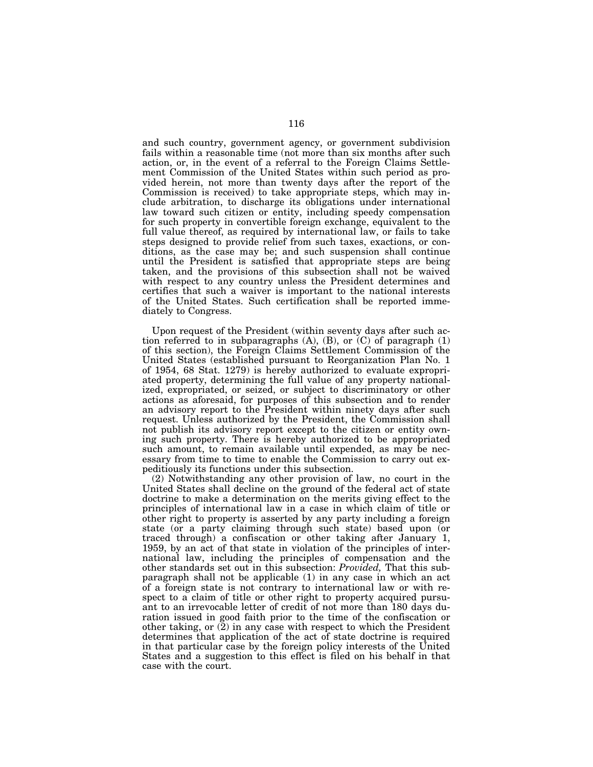and such country, government agency, or government subdivision fails within a reasonable time (not more than six months after such action, or, in the event of a referral to the Foreign Claims Settlement Commission of the United States within such period as provided herein, not more than twenty days after the report of the Commission is received) to take appropriate steps, which may include arbitration, to discharge its obligations under international law toward such citizen or entity, including speedy compensation for such property in convertible foreign exchange, equivalent to the full value thereof, as required by international law, or fails to take steps designed to provide relief from such taxes, exactions, or conditions, as the case may be; and such suspension shall continue until the President is satisfied that appropriate steps are being taken, and the provisions of this subsection shall not be waived with respect to any country unless the President determines and certifies that such a waiver is important to the national interests of the United States. Such certification shall be reported immediately to Congress.

Upon request of the President (within seventy days after such action referred to in subparagraphs (A), (B), or (C) of paragraph (1) of this section), the Foreign Claims Settlement Commission of the United States (established pursuant to Reorganization Plan No. 1 of 1954, 68 Stat. 1279) is hereby authorized to evaluate expropriated property, determining the full value of any property nationalized, expropriated, or seized, or subject to discriminatory or other actions as aforesaid, for purposes of this subsection and to render an advisory report to the President within ninety days after such request. Unless authorized by the President, the Commission shall not publish its advisory report except to the citizen or entity owning such property. There is hereby authorized to be appropriated such amount, to remain available until expended, as may be necessary from time to time to enable the Commission to carry out expeditiously its functions under this subsection.

(2) Notwithstanding any other provision of law, no court in the United States shall decline on the ground of the federal act of state doctrine to make a determination on the merits giving effect to the principles of international law in a case in which claim of title or other right to property is asserted by any party including a foreign state (or a party claiming through such state) based upon (or traced through) a confiscation or other taking after January 1, 1959, by an act of that state in violation of the principles of international law, including the principles of compensation and the other standards set out in this subsection: *Provided,* That this subparagraph shall not be applicable (1) in any case in which an act of a foreign state is not contrary to international law or with respect to a claim of title or other right to property acquired pursuant to an irrevocable letter of credit of not more than 180 days duration issued in good faith prior to the time of the confiscation or other taking, or (2) in any case with respect to which the President determines that application of the act of state doctrine is required in that particular case by the foreign policy interests of the United States and a suggestion to this effect is filed on his behalf in that case with the court.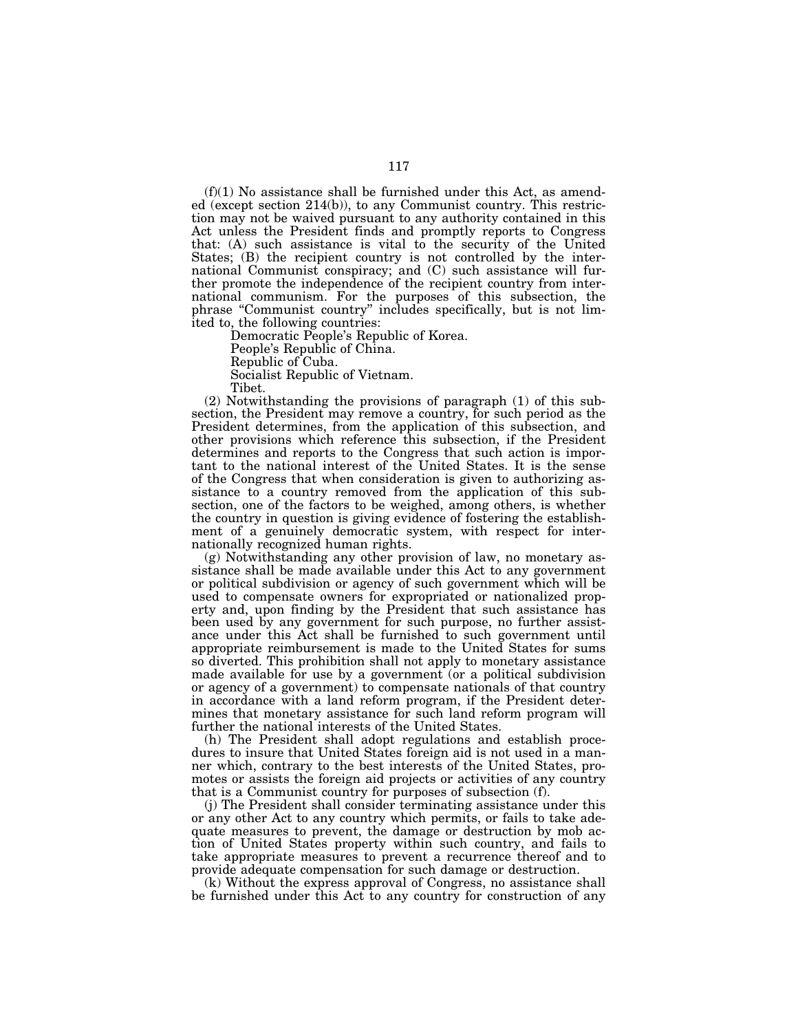(f)(1) No assistance shall be furnished under this Act, as amended (except section 214(b)), to any Communist country. This restriction may not be waived pursuant to any authority contained in this Act unless the President finds and promptly reports to Congress that: (A) such assistance is vital to the security of the United States; (B) the recipient country is not controlled by the international Communist conspiracy; and (C) such assistance will further promote the independence of the recipient country from international communism. For the purposes of this subsection, the phrase "Communist country" includes specifically, but is not limited to, the following countries:

Democratic People's Republic of Korea.
People's Republic of China.
Republic of Cuba.
Socialist Republic of Vietnam.
Tibet.

(2) Notwithstanding the provisions of paragraph (1) of this subsection, the President may remove a country, for such period as the President determines, from the application of this subsection, and other provisions which reference this subsection, if the President determines and reports to the Congress that such action is important to the national interest of the United States. It is the sense of the Congress that when consideration is given to authorizing assistance to a country removed from the application of this subsection, one of the factors to be weighed, among others, is whether the country in question is giving evidence of fostering the establishment of a genuinely democratic system, with respect for internationally recognized human rights.

(g) Notwithstanding any other provision of law, no monetary assistance shall be made available under this Act to any government or political subdivision or agency of such government which will be used to compensate owners for expropriated or nationalized property and, upon finding by the President that such assistance has been used by any government for such purpose, no further assistance under this Act shall be furnished to such government until appropriate reimbursement is made to the United States for sums so diverted. This prohibition shall not apply to monetary assistance made available for use by a government (or a political subdivision or agency of a government) to compensate nationals of that country in accordance with a land reform program, if the President determines that monetary assistance for such land reform program will further the national interests of the United States.

(h) The President shall adopt regulations and establish procedures to insure that United States foreign aid is not used in a manner which, contrary to the best interests of the United States, promotes or assists the foreign aid projects or activities of any country that is a Communist country for purposes of subsection (f).

(j) The President shall consider terminating assistance under this or any other Act to any country which permits, or fails to take adequate measures to prevent, the damage or destruction by mob action of United States property within such country, and fails to take appropriate measures to prevent a recurrence thereof and to provide adequate compensation for such damage or destruction.

(k) Without the express approval of Congress, no assistance shall be furnished under this Act to any country for construction of any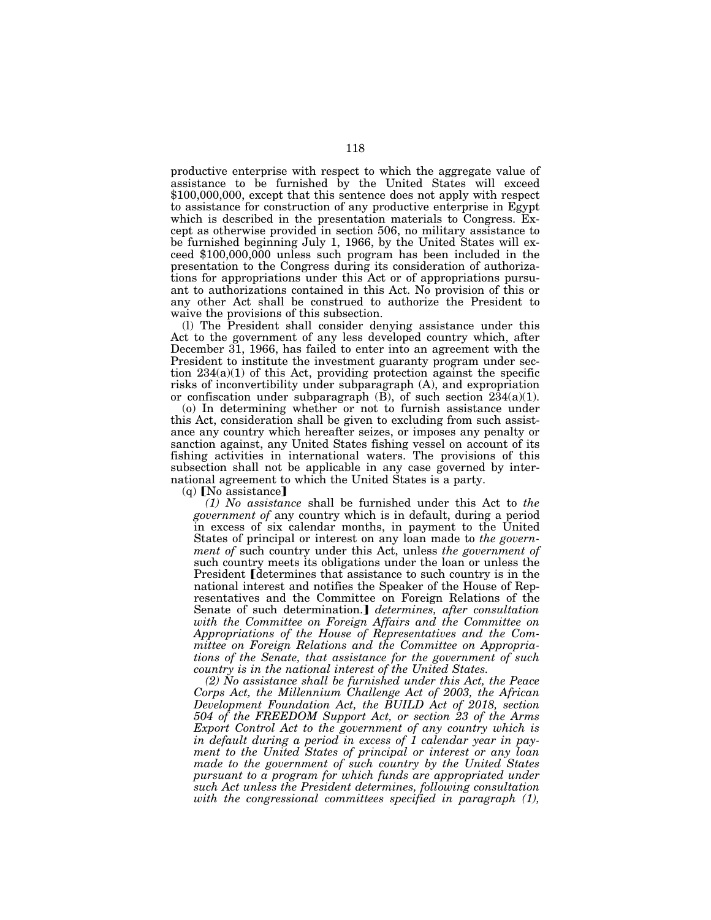productive enterprise with respect to which the aggregate value of assistance to be furnished by the United States will exceed $100,000,000, except that this sentence does not apply with respect to assistance for construction of any productive enterprise in Egypt which is described in the presentation materials to Congress. Except as otherwise provided in section 506, no military assistance to be furnished beginning July 1, 1966, by the United States will exceed $100,000,000 unless such program has been included in the presentation to the Congress during its consideration of authorizations for appropriations under this Act or of appropriations pursuant to authorizations contained in this Act. No provision of this or any other Act shall be construed to authorize the President to waive the provisions of this subsection.

(l) The President shall consider denying assistance under this Act to the government of any less developed country which, after December 31, 1966, has failed to enter into an agreement with the President to institute the investment guaranty program under section 234(a)(1) of this Act, providing protection against the specific risks of inconvertibility under subparagraph (A), and expropriation or confiscation under subparagraph (B), of such section 234(a)(1).

(o) In determining whether or not to furnish assistance under this Act, consideration shall be given to excluding from such assistance any country which hereafter seizes, or imposes any penalty or sanction against, any United States fishing vessel on account of its fishing activities in international waters. The provisions of this subsection shall not be applicable in any case governed by international agreement to which the United States is a party.

(q) ⟦No assistance⟧

*(1) No assistance* shall be furnished under this Act to *the government of* any country which is in default, during a period in excess of six calendar months, in payment to the United States of principal or interest on any loan made to *the government of* such country under this Act, unless *the government of* such country meets its obligations under the loan or unless the President ⟦determines that assistance to such country is in the national interest and notifies the Speaker of the House of Representatives and the Committee on Foreign Relations of the Senate of such determination.⟧ *determines, after consultation with the Committee on Foreign Affairs and the Committee on Appropriations of the House of Representatives and the Committee on Foreign Relations and the Committee on Appropriations of the Senate, that assistance for the government of such country is in the national interest of the United States.*

*(2) No assistance shall be furnished under this Act, the Peace Corps Act, the Millennium Challenge Act of 2003, the African Development Foundation Act, the BUILD Act of 2018, section 504 of the FREEDOM Support Act, or section 23 of the Arms Export Control Act to the government of any country which is in default during a period in excess of 1 calendar year in payment to the United States of principal or interest or any loan made to the government of such country by the United States pursuant to a program for which funds are appropriated under such Act unless the President determines, following consultation with the congressional committees specified in paragraph (1),*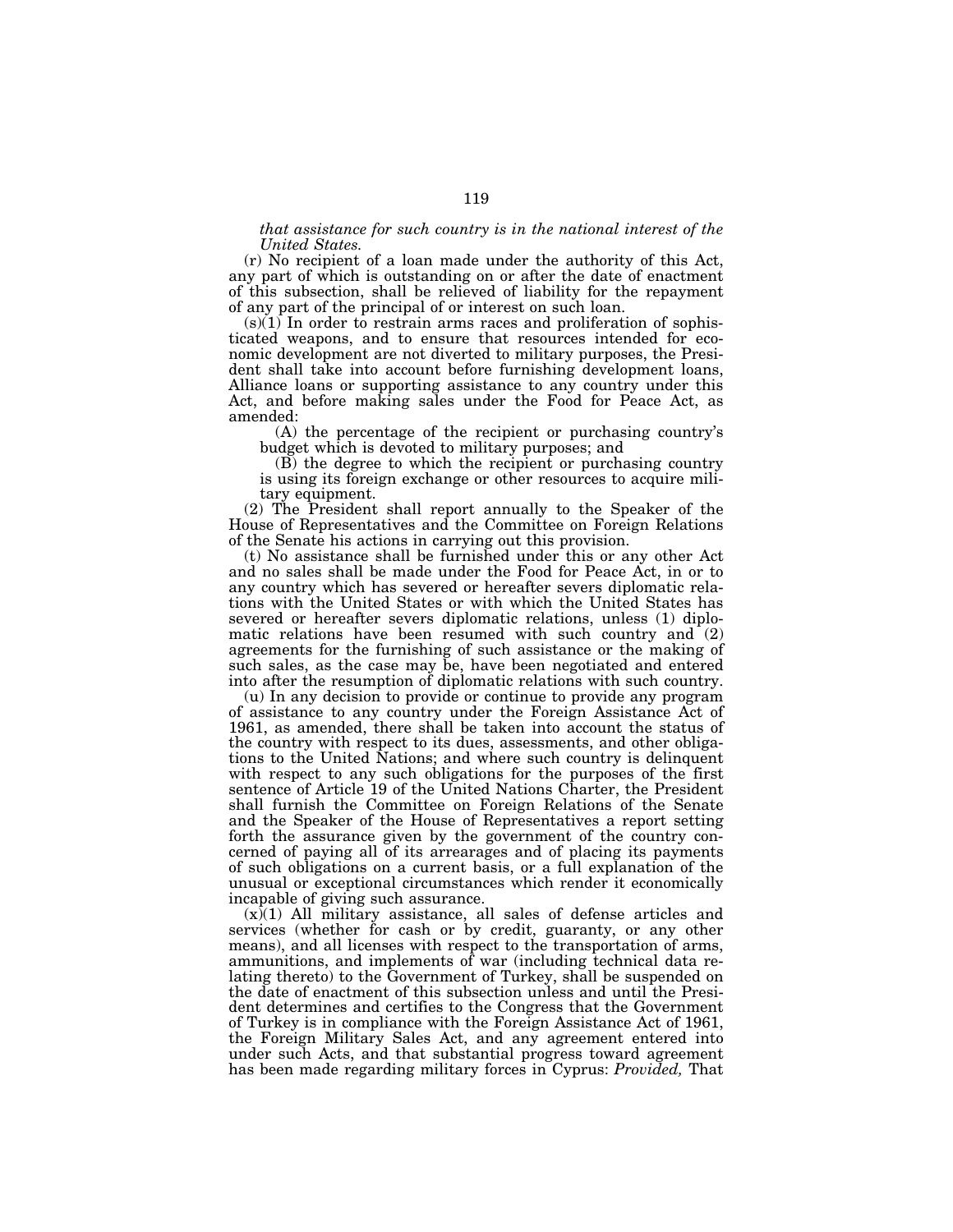*that assistance for such country is in the national interest of the United States.*

(r) No recipient of a loan made under the authority of this Act, any part of which is outstanding on or after the date of enactment of this subsection, shall be relieved of liability for the repayment of any part of the principal of or interest on such loan.

(s)(1) In order to restrain arms races and proliferation of sophisticated weapons, and to ensure that resources intended for economic development are not diverted to military purposes, the President shall take into account before furnishing development loans, Alliance loans or supporting assistance to any country under this Act, and before making sales under the Food for Peace Act, as amended:

(A) the percentage of the recipient or purchasing country's budget which is devoted to military purposes; and

(B) the degree to which the recipient or purchasing country is using its foreign exchange or other resources to acquire military equipment.

(2) The President shall report annually to the Speaker of the House of Representatives and the Committee on Foreign Relations of the Senate his actions in carrying out this provision.

(t) No assistance shall be furnished under this or any other Act and no sales shall be made under the Food for Peace Act, in or to any country which has severed or hereafter severs diplomatic relations with the United States or with which the United States has severed or hereafter severs diplomatic relations, unless (1) diplomatic relations have been resumed with such country and (2) agreements for the furnishing of such assistance or the making of such sales, as the case may be, have been negotiated and entered into after the resumption of diplomatic relations with such country.

(u) In any decision to provide or continue to provide any program of assistance to any country under the Foreign Assistance Act of 1961, as amended, there shall be taken into account the status of the country with respect to its dues, assessments, and other obligations to the United Nations; and where such country is delinquent with respect to any such obligations for the purposes of the first sentence of Article 19 of the United Nations Charter, the President shall furnish the Committee on Foreign Relations of the Senate and the Speaker of the House of Representatives a report setting forth the assurance given by the government of the country concerned of paying all of its arrearages and of placing its payments of such obligations on a current basis, or a full explanation of the unusual or exceptional circumstances which render it economically incapable of giving such assurance.

(x)(1) All military assistance, all sales of defense articles and services (whether for cash or by credit, guaranty, or any other means), and all licenses with respect to the transportation of arms, ammunitions, and implements of war (including technical data relating thereto) to the Government of Turkey, shall be suspended on the date of enactment of this subsection unless and until the President determines and certifies to the Congress that the Government of Turkey is in compliance with the Foreign Assistance Act of 1961, the Foreign Military Sales Act, and any agreement entered into under such Acts, and that substantial progress toward agreement has been made regarding military forces in Cyprus: *Provided,* That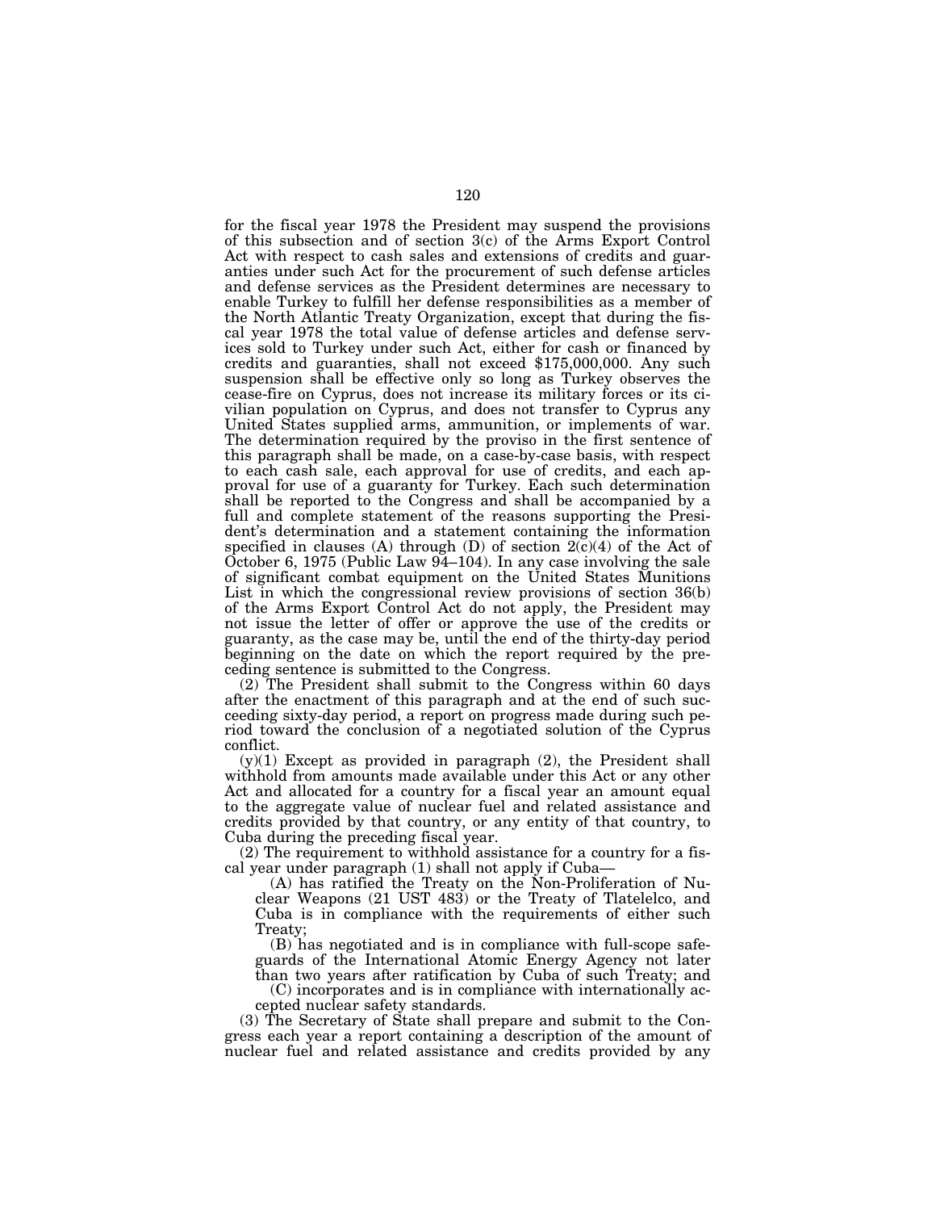for the fiscal year 1978 the President may suspend the provisions of this subsection and of section 3(c) of the Arms Export Control Act with respect to cash sales and extensions of credits and guaranties under such Act for the procurement of such defense articles and defense services as the President determines are necessary to enable Turkey to fulfill her defense responsibilities as a member of the North Atlantic Treaty Organization, except that during the fiscal year 1978 the total value of defense articles and defense services sold to Turkey under such Act, either for cash or financed by credits and guaranties, shall not exceed $175,000,000. Any such suspension shall be effective only so long as Turkey observes the cease-fire on Cyprus, does not increase its military forces or its civilian population on Cyprus, and does not transfer to Cyprus any United States supplied arms, ammunition, or implements of war. The determination required by the proviso in the first sentence of this paragraph shall be made, on a case-by-case basis, with respect to each cash sale, each approval for use of credits, and each approval for use of a guaranty for Turkey. Each such determination shall be reported to the Congress and shall be accompanied by a full and complete statement of the reasons supporting the President's determination and a statement containing the information specified in clauses (A) through (D) of section 2(c)(4) of the Act of October 6, 1975 (Public Law 94–104). In any case involving the sale of significant combat equipment on the United States Munitions List in which the congressional review provisions of section 36(b) of the Arms Export Control Act do not apply, the President may not issue the letter of offer or approve the use of the credits or guaranty, as the case may be, until the end of the thirty-day period beginning on the date on which the report required by the preceding sentence is submitted to the Congress.

(2) The President shall submit to the Congress within 60 days after the enactment of this paragraph and at the end of such succeeding sixty-day period, a report on progress made during such period toward the conclusion of a negotiated solution of the Cyprus conflict.

(y)(1) Except as provided in paragraph (2), the President shall withhold from amounts made available under this Act or any other Act and allocated for a country for a fiscal year an amount equal to the aggregate value of nuclear fuel and related assistance and credits provided by that country, or any entity of that country, to Cuba during the preceding fiscal year.

(2) The requirement to withhold assistance for a country for a fiscal year under paragraph (1) shall not apply if Cuba—

(A) has ratified the Treaty on the Non-Proliferation of Nuclear Weapons (21 UST 483) or the Treaty of Tlatelelco, and Cuba is in compliance with the requirements of either such Treaty;

(B) has negotiated and is in compliance with full-scope safeguards of the International Atomic Energy Agency not later than two years after ratification by Cuba of such Treaty; and

(C) incorporates and is in compliance with internationally accepted nuclear safety standards.

(3) The Secretary of State shall prepare and submit to the Congress each year a report containing a description of the amount of nuclear fuel and related assistance and credits provided by any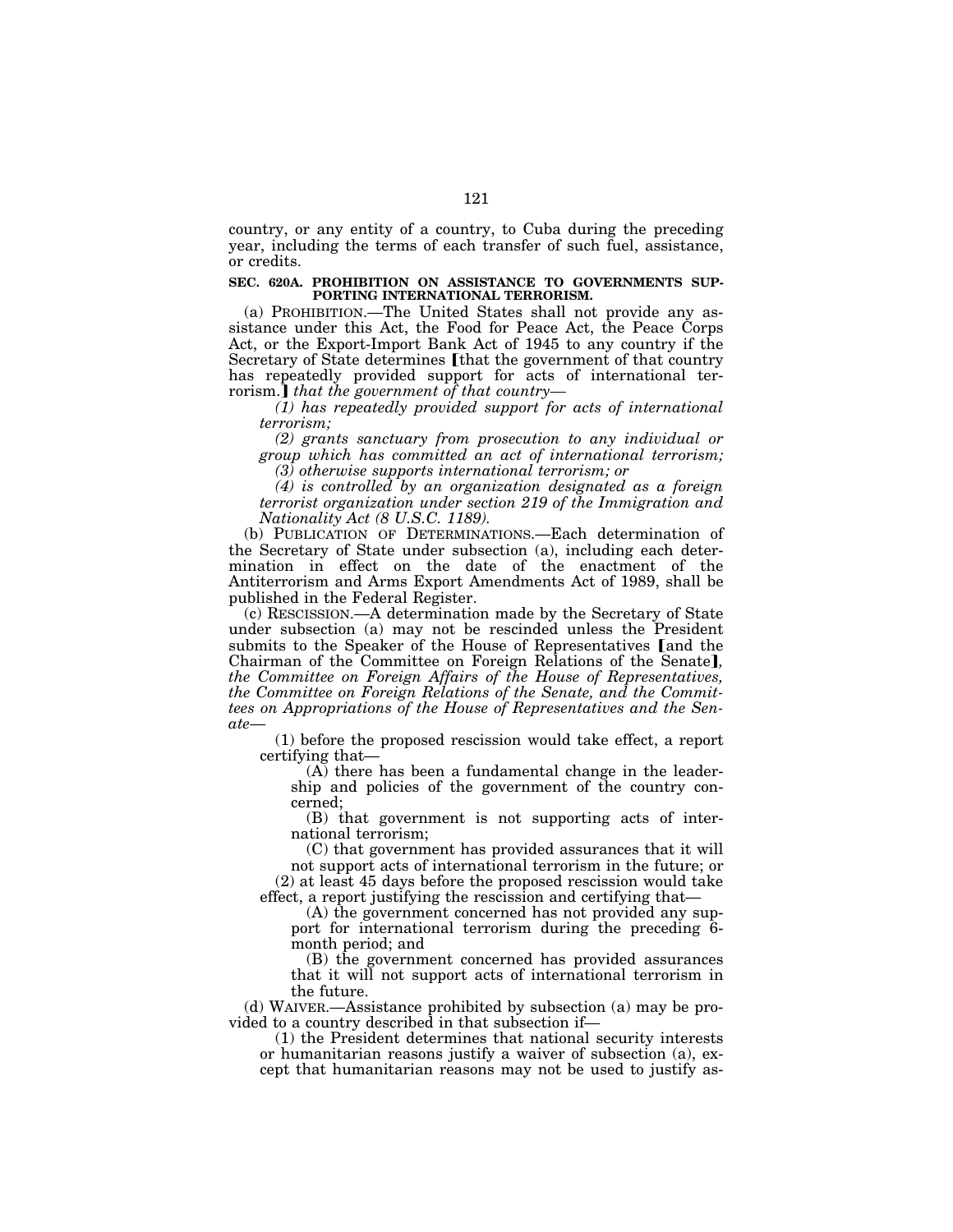country, or any entity of a country, to Cuba during the preceding year, including the terms of each transfer of such fuel, assistance, or credits.

**SEC. 620A. PROHIBITION ON ASSISTANCE TO GOVERNMENTS SUPPORTING INTERNATIONAL TERRORISM.**

(a) PROHIBITION.—The United States shall not provide any assistance under this Act, the Food for Peace Act, the Peace Corps Act, or the Export-Import Bank Act of 1945 to any country if the Secretary of State determines [that the government of that country has repeatedly provided support for acts of international terrorism.] *that the government of that country—*

*(1) has repeatedly provided support for acts of international terrorism;*

*(2) grants sanctuary from prosecution to any individual or group which has committed an act of international terrorism;*

*(3) otherwise supports international terrorism; or*

*(4) is controlled by an organization designated as a foreign terrorist organization under section 219 of the Immigration and Nationality Act (8 U.S.C. 1189).*

(b) PUBLICATION OF DETERMINATIONS.—Each determination of the Secretary of State under subsection (a), including each determination in effect on the date of the enactment of the Antiterrorism and Arms Export Amendments Act of 1989, shall be published in the Federal Register.

(c) RESCISSION.—A determination made by the Secretary of State under subsection (a) may not be rescinded unless the President submits to the Speaker of the House of Representatives [and the Chairman of the Committee on Foreign Relations of the Senate]*, the Committee on Foreign Affairs of the House of Representatives, the Committee on Foreign Relations of the Senate, and the Committees on Appropriations of the House of Representatives and the Senate*—

(1) before the proposed rescission would take effect, a report certifying that—

(A) there has been a fundamental change in the leadership and policies of the government of the country concerned;

(B) that government is not supporting acts of international terrorism;

(C) that government has provided assurances that it will not support acts of international terrorism in the future; or

(2) at least 45 days before the proposed rescission would take effect, a report justifying the rescission and certifying that—

(A) the government concerned has not provided any support for international terrorism during the preceding 6-month period; and

(B) the government concerned has provided assurances that it will not support acts of international terrorism in the future.

(d) WAIVER.—Assistance prohibited by subsection (a) may be provided to a country described in that subsection if—

(1) the President determines that national security interests or humanitarian reasons justify a waiver of subsection (a), except that humanitarian reasons may not be used to justify as-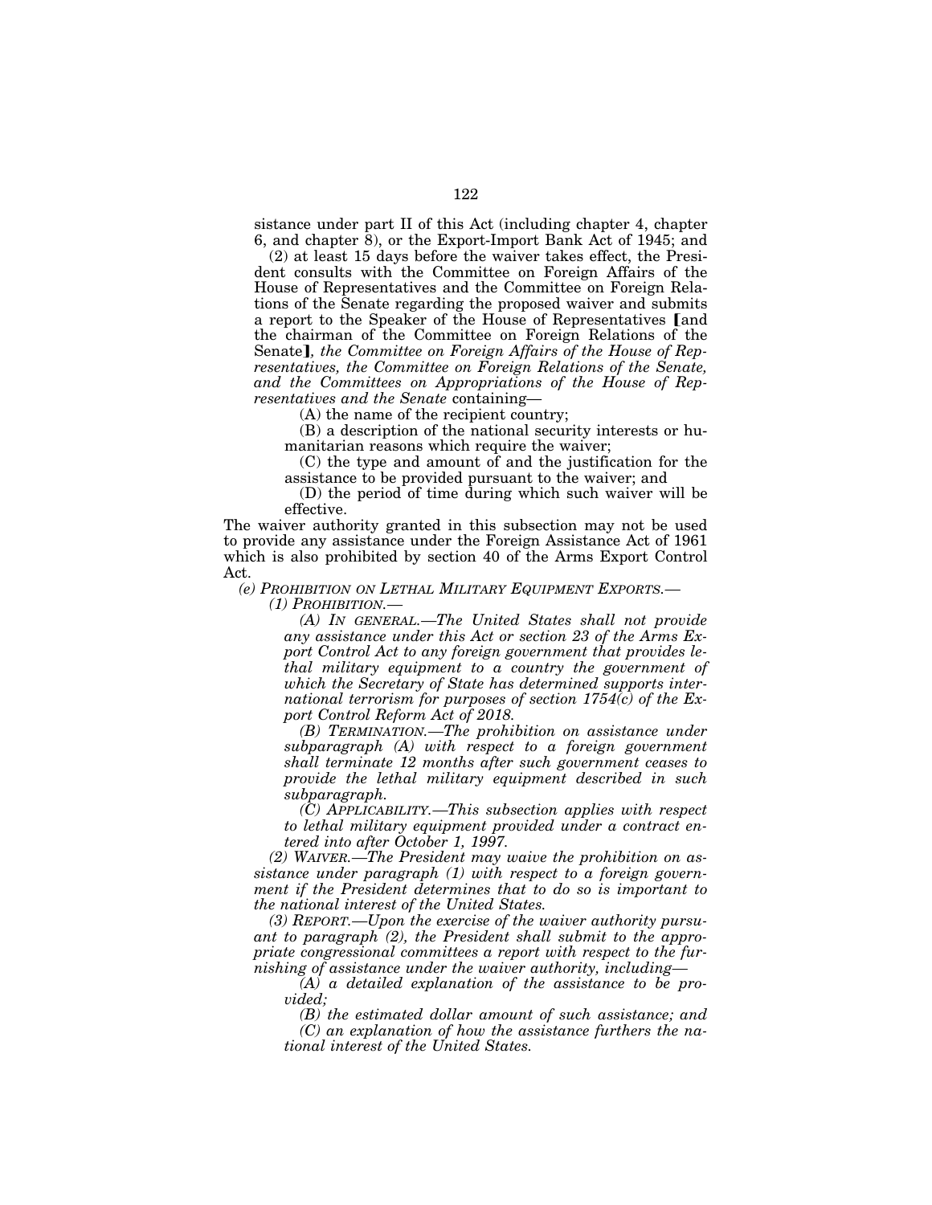sistance under part II of this Act (including chapter 4, chapter 6, and chapter 8), or the Export-Import Bank Act of 1945; and

(2) at least 15 days before the waiver takes effect, the President consults with the Committee on Foreign Affairs of the House of Representatives and the Committee on Foreign Relations of the Senate regarding the proposed waiver and submits a report to the Speaker of the House of Representatives [and the chairman of the Committee on Foreign Relations of the Senate]*, the Committee on Foreign Affairs of the House of Representatives, the Committee on Foreign Relations of the Senate, and the Committees on Appropriations of the House of Representatives and the Senate* containing—

(A) the name of the recipient country;

(B) a description of the national security interests or humanitarian reasons which require the waiver;

(C) the type and amount of and the justification for the assistance to be provided pursuant to the waiver; and

(D) the period of time during which such waiver will be effective.

The waiver authority granted in this subsection may not be used to provide any assistance under the Foreign Assistance Act of 1961 which is also prohibited by section 40 of the Arms Export Control Act.

*(e) PROHIBITION ON LETHAL MILITARY EQUIPMENT EXPORTS.—*

*(1) PROHIBITION.—*

*(A) IN GENERAL.—The United States shall not provide any assistance under this Act or section 23 of the Arms Export Control Act to any foreign government that provides lethal military equipment to a country the government of which the Secretary of State has determined supports international terrorism for purposes of section 1754(c) of the Export Control Reform Act of 2018.*

*(B) TERMINATION.—The prohibition on assistance under subparagraph (A) with respect to a foreign government shall terminate 12 months after such government ceases to provide the lethal military equipment described in such subparagraph.*

*(C) APPLICABILITY.—This subsection applies with respect to lethal military equipment provided under a contract entered into after October 1, 1997.*

*(2) WAIVER.—The President may waive the prohibition on assistance under paragraph (1) with respect to a foreign government if the President determines that to do so is important to the national interest of the United States.*

*(3) REPORT.—Upon the exercise of the waiver authority pursuant to paragraph (2), the President shall submit to the appropriate congressional committees a report with respect to the furnishing of assistance under the waiver authority, including—*

*(A) a detailed explanation of the assistance to be provided;*

*(B) the estimated dollar amount of such assistance; and*

*(C) an explanation of how the assistance furthers the national interest of the United States.*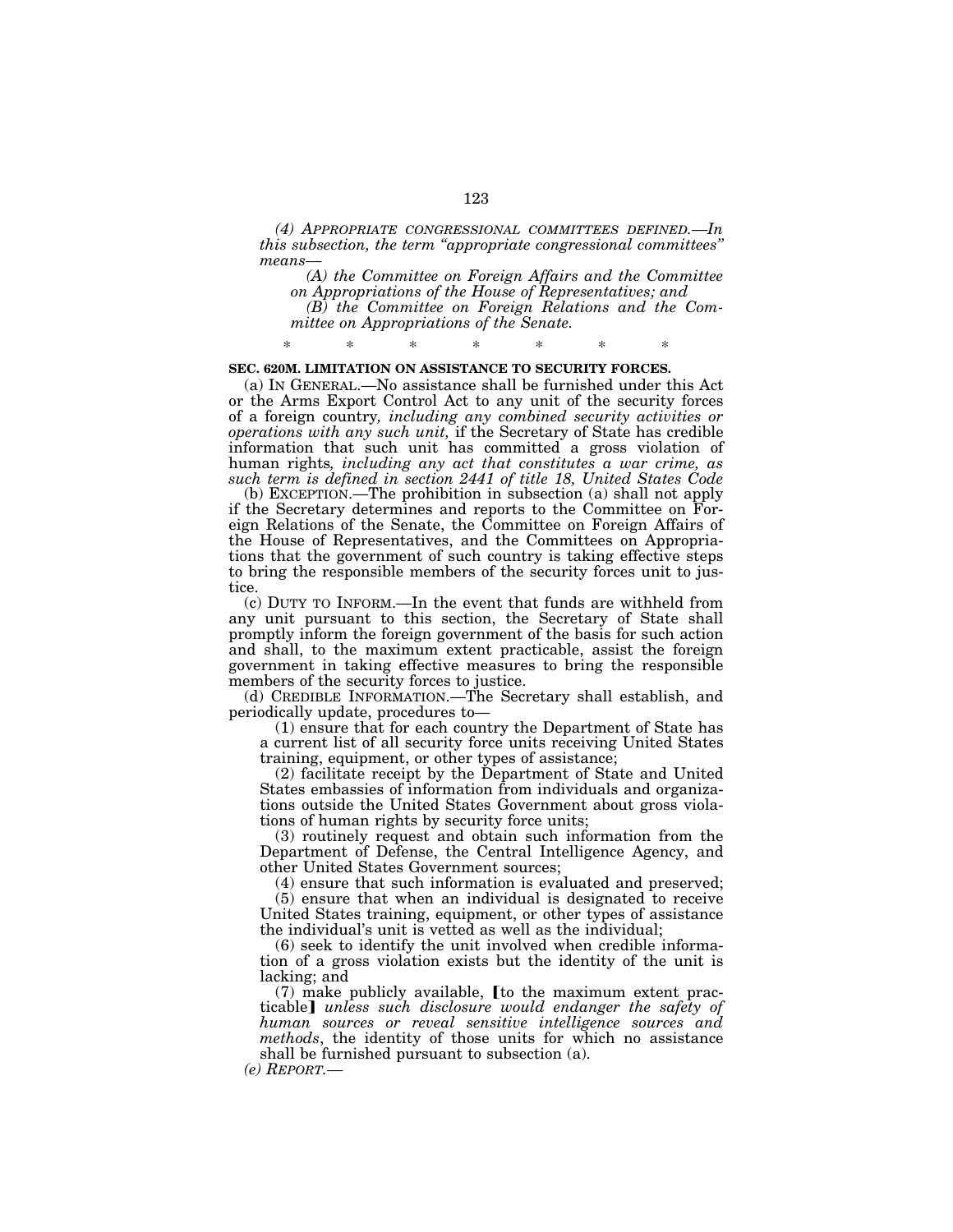*(4) APPROPRIATE CONGRESSIONAL COMMITTEES DEFINED.—In this subsection, the term "appropriate congressional committees" means—*

*(A) the Committee on Foreign Affairs and the Committee on Appropriations of the House of Representatives; and*

*(B) the Committee on Foreign Relations and the Committee on Appropriations of the Senate.*

\* \* \* \* \* \* \*

**SEC. 620M. LIMITATION ON ASSISTANCE TO SECURITY FORCES.**

(a) IN GENERAL.—No assistance shall be furnished under this Act or the Arms Export Control Act to any unit of the security forces of a foreign country*, including any combined security activities or operations with any such unit,* if the Secretary of State has credible information that such unit has committed a gross violation of human rights*, including any act that constitutes a war crime, as such term is defined in section 2441 of title 18, United States Code*

(b) EXCEPTION.—The prohibition in subsection (a) shall not apply if the Secretary determines and reports to the Committee on Foreign Relations of the Senate, the Committee on Foreign Affairs of the House of Representatives, and the Committees on Appropriations that the government of such country is taking effective steps to bring the responsible members of the security forces unit to justice.

(c) DUTY TO INFORM.—In the event that funds are withheld from any unit pursuant to this section, the Secretary of State shall promptly inform the foreign government of the basis for such action and shall, to the maximum extent practicable, assist the foreign government in taking effective measures to bring the responsible members of the security forces to justice.

(d) CREDIBLE INFORMATION.—The Secretary shall establish, and periodically update, procedures to—

(1) ensure that for each country the Department of State has a current list of all security force units receiving United States training, equipment, or other types of assistance;

(2) facilitate receipt by the Department of State and United States embassies of information from individuals and organizations outside the United States Government about gross violations of human rights by security force units;

(3) routinely request and obtain such information from the Department of Defense, the Central Intelligence Agency, and other United States Government sources;

(4) ensure that such information is evaluated and preserved;

(5) ensure that when an individual is designated to receive United States training, equipment, or other types of assistance the individual's unit is vetted as well as the individual;

(6) seek to identify the unit involved when credible information of a gross violation exists but the identity of the unit is lacking; and

(7) make publicly available, ⟦to the maximum extent practicable⟧ *unless such disclosure would endanger the safety of human sources or reveal sensitive intelligence sources and methods*, the identity of those units for which no assistance shall be furnished pursuant to subsection (a).

*(e) REPORT.—*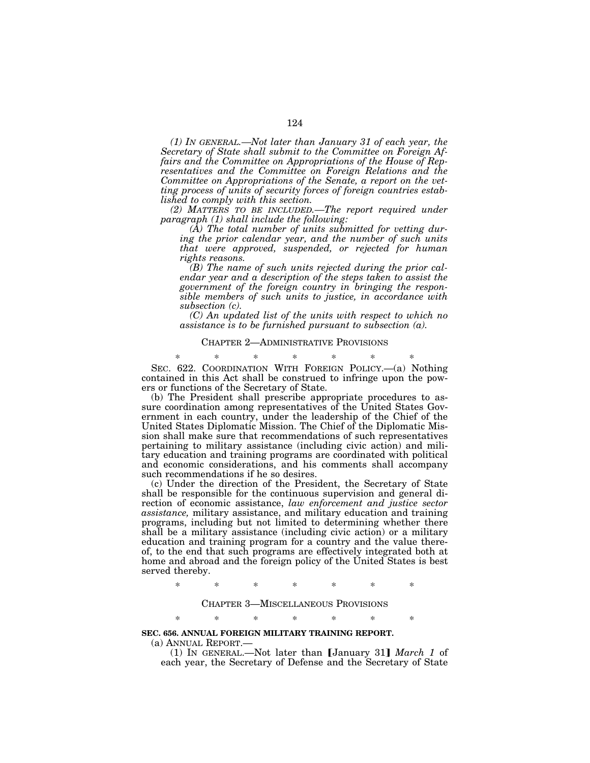*(1) IN GENERAL.—Not later than January 31 of each year, the Secretary of State shall submit to the Committee on Foreign Affairs and the Committee on Appropriations of the House of Representatives and the Committee on Foreign Relations and the Committee on Appropriations of the Senate, a report on the vetting process of units of security forces of foreign countries established to comply with this section.*

*(2) MATTERS TO BE INCLUDED.—The report required under paragraph (1) shall include the following:*

*(A) The total number of units submitted for vetting during the prior calendar year, and the number of such units that were approved, suspended, or rejected for human rights reasons.*

*(B) The name of such units rejected during the prior calendar year and a description of the steps taken to assist the government of the foreign country in bringing the responsible members of such units to justice, in accordance with subsection (c).*

*(C) An updated list of the units with respect to which no assistance is to be furnished pursuant to subsection (a).*

CHAPTER 2—ADMINISTRATIVE PROVISIONS

\* \* \* \* \* \* \*

SEC. 622. COORDINATION WITH FOREIGN POLICY.—(a) Nothing contained in this Act shall be construed to infringe upon the powers or functions of the Secretary of State.

(b) The President shall prescribe appropriate procedures to assure coordination among representatives of the United States Government in each country, under the leadership of the Chief of the United States Diplomatic Mission. The Chief of the Diplomatic Mission shall make sure that recommendations of such representatives pertaining to military assistance (including civic action) and military education and training programs are coordinated with political and economic considerations, and his comments shall accompany such recommendations if he so desires.

(c) Under the direction of the President, the Secretary of State shall be responsible for the continuous supervision and general direction of economic assistance, *law enforcement and justice sector assistance,* military assistance, and military education and training programs, including but not limited to determining whether there shall be a military assistance (including civic action) or a military education and training program for a country and the value thereof, to the end that such programs are effectively integrated both at home and abroad and the foreign policy of the United States is best served thereby.

\* \* \* \* \* \* \*

CHAPTER 3—MISCELLANEOUS PROVISIONS

\* \* \* \* \* \* \*

**SEC. 656. ANNUAL FOREIGN MILITARY TRAINING REPORT.**

(a) ANNUAL REPORT.—

(1) IN GENERAL.—Not later than [January 31] *March 1* of each year, the Secretary of Defense and the Secretary of State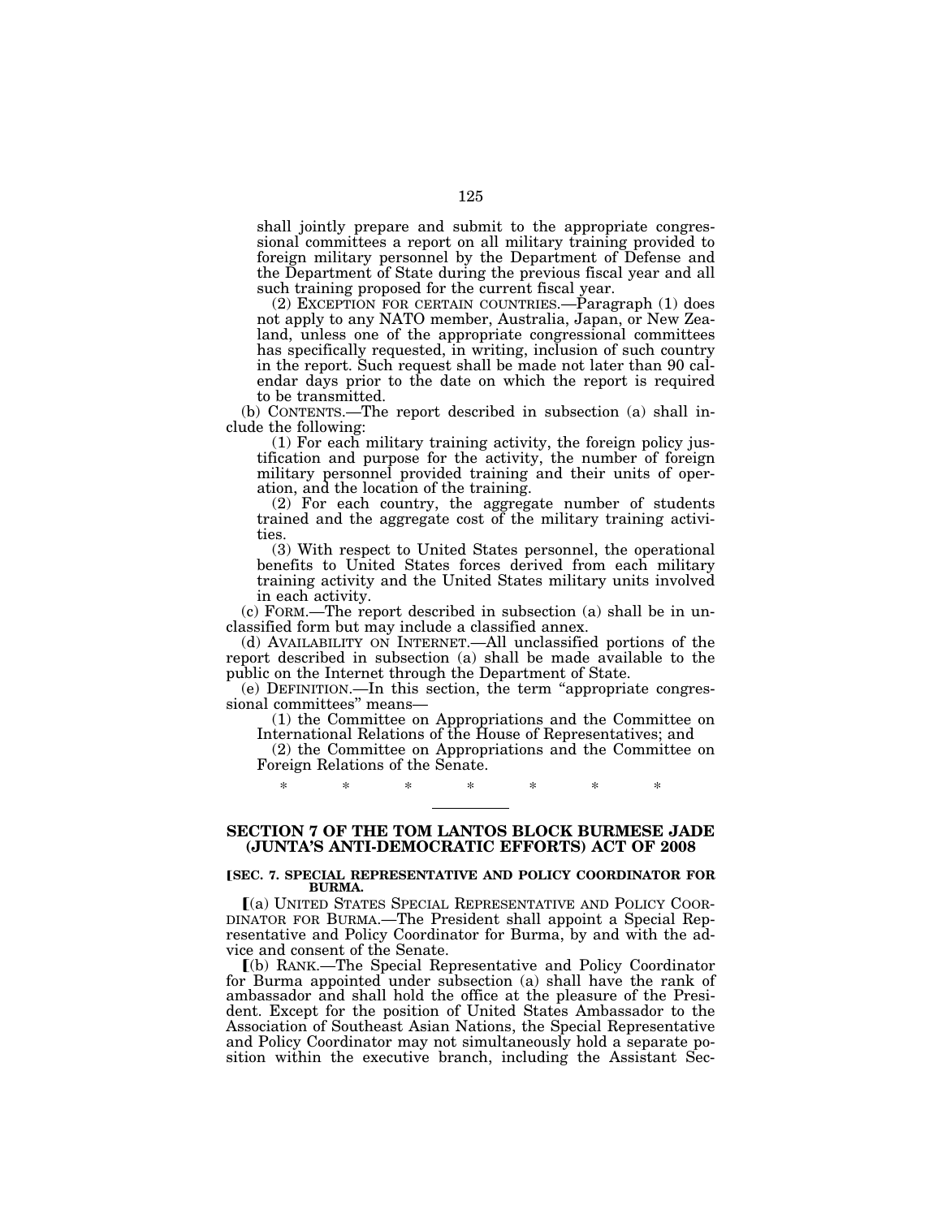shall jointly prepare and submit to the appropriate congressional committees a report on all military training provided to foreign military personnel by the Department of Defense and the Department of State during the previous fiscal year and all such training proposed for the current fiscal year.

(2) EXCEPTION FOR CERTAIN COUNTRIES.—Paragraph (1) does not apply to any NATO member, Australia, Japan, or New Zealand, unless one of the appropriate congressional committees has specifically requested, in writing, inclusion of such country in the report. Such request shall be made not later than 90 calendar days prior to the date on which the report is required to be transmitted.

(b) CONTENTS.—The report described in subsection (a) shall include the following:

(1) For each military training activity, the foreign policy justification and purpose for the activity, the number of foreign military personnel provided training and their units of operation, and the location of the training.

(2) For each country, the aggregate number of students trained and the aggregate cost of the military training activities.

(3) With respect to United States personnel, the operational benefits to United States forces derived from each military training activity and the United States military units involved in each activity.

(c) FORM.—The report described in subsection (a) shall be in unclassified form but may include a classified annex.

(d) AVAILABILITY ON INTERNET.—All unclassified portions of the report described in subsection (a) shall be made available to the public on the Internet through the Department of State.

(e) DEFINITION.—In this section, the term "appropriate congressional committees" means—

(1) the Committee on Appropriations and the Committee on International Relations of the House of Representatives; and

(2) the Committee on Appropriations and the Committee on Foreign Relations of the Senate.

\* \* \* \* \* \* \*

---

## SECTION 7 OF THE TOM LANTOS BLOCK BURMESE JADE (JUNTA'S ANTI-DEMOCRATIC EFFORTS) ACT OF 2008

**[SEC. 7. SPECIAL REPRESENTATIVE AND POLICY COORDINATOR FOR BURMA.**

[(a) UNITED STATES SPECIAL REPRESENTATIVE AND POLICY COORDINATOR FOR BURMA.—The President shall appoint a Special Representative and Policy Coordinator for Burma, by and with the advice and consent of the Senate.

[(b) RANK.—The Special Representative and Policy Coordinator for Burma appointed under subsection (a) shall have the rank of ambassador and shall hold the office at the pleasure of the President. Except for the position of United States Ambassador to the Association of Southeast Asian Nations, the Special Representative and Policy Coordinator may not simultaneously hold a separate position within the executive branch, including the Assistant Sec-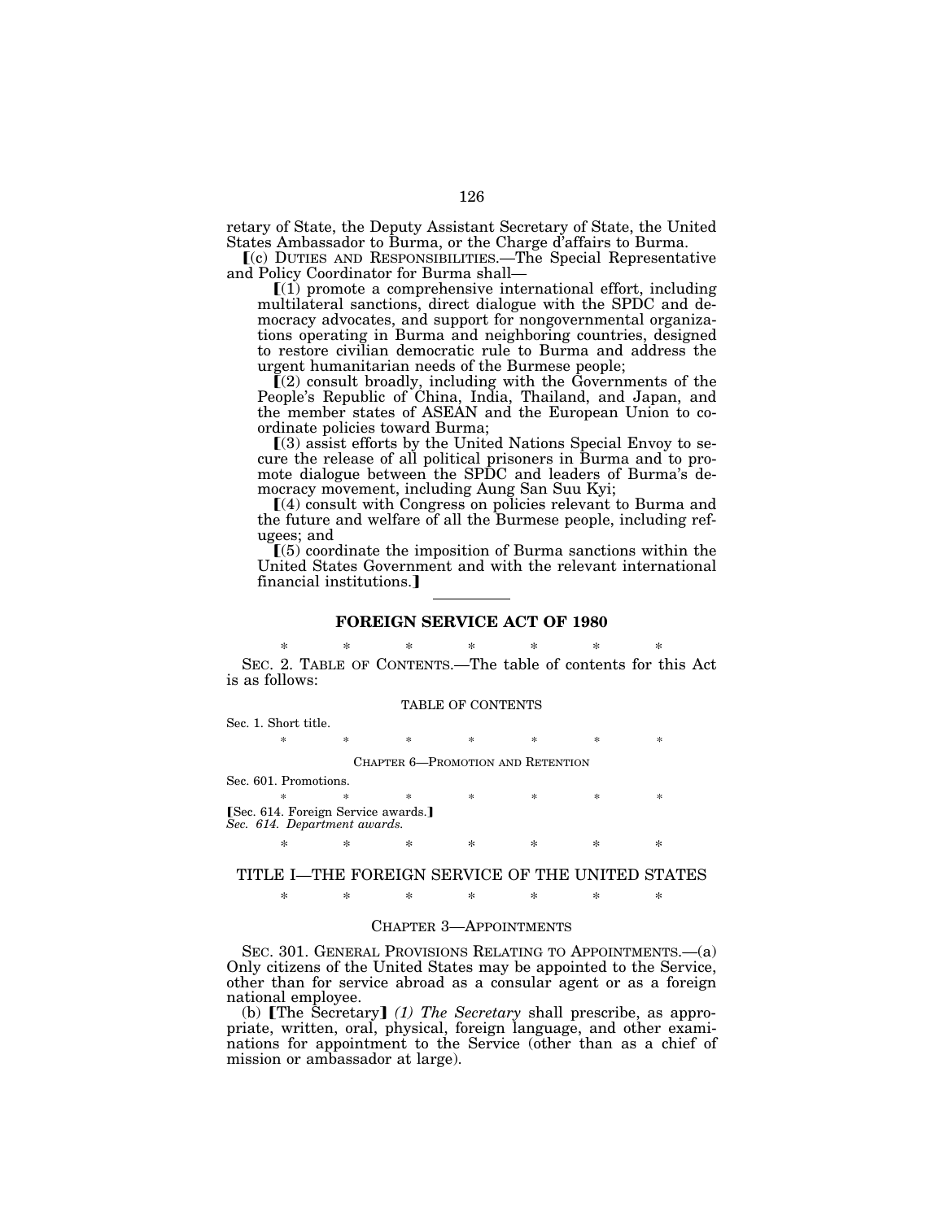retary of State, the Deputy Assistant Secretary of State, the United States Ambassador to Burma, or the Charge d'affairs to Burma.

【(c) DUTIES AND RESPONSIBILITIES.—The Special Representative and Policy Coordinator for Burma shall—

【(1) promote a comprehensive international effort, including multilateral sanctions, direct dialogue with the SPDC and democracy advocates, and support for nongovernmental organizations operating in Burma and neighboring countries, designed to restore civilian democratic rule to Burma and address the urgent humanitarian needs of the Burmese people;

【(2) consult broadly, including with the Governments of the People's Republic of China, India, Thailand, and Japan, and the member states of ASEAN and the European Union to coordinate policies toward Burma;

【(3) assist efforts by the United Nations Special Envoy to secure the release of all political prisoners in Burma and to promote dialogue between the SPDC and leaders of Burma's democracy movement, including Aung San Suu Kyi;

【(4) consult with Congress on policies relevant to Burma and the future and welfare of all the Burmese people, including refugees; and

【(5) coordinate the imposition of Burma sanctions within the United States Government and with the relevant international financial institutions.】

---

## FOREIGN SERVICE ACT OF 1980

\* \* \* \* \* \* \*

SEC. 2. TABLE OF CONTENTS.—The table of contents for this Act is as follows:

TABLE OF CONTENTS

Sec. 1. Short title.

\* \* \* \* \* \* \*

CHAPTER 6—PROMOTION AND RETENTION

Sec. 601. Promotions.

\* \* \* \* \* \* \*

【Sec. 614. Foreign Service awards.】
*Sec. 614. Department awards.*

\* \* \* \* \* \* \*

## TITLE I—THE FOREIGN SERVICE OF THE UNITED STATES

\* \* \* \* \* \* \*

### CHAPTER 3—APPOINTMENTS

SEC. 301. GENERAL PROVISIONS RELATING TO APPOINTMENTS.—(a) Only citizens of the United States may be appointed to the Service, other than for service abroad as a consular agent or as a foreign national employee.

(b) 【The Secretary】 *(1) The Secretary* shall prescribe, as appropriate, written, oral, physical, foreign language, and other examinations for appointment to the Service (other than as a chief of mission or ambassador at large).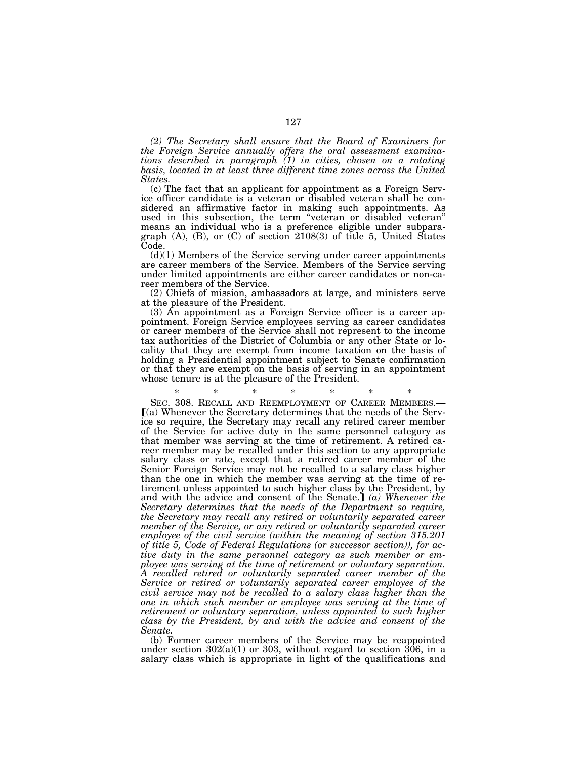*(2) The Secretary shall ensure that the Board of Examiners for the Foreign Service annually offers the oral assessment examinations described in paragraph (1) in cities, chosen on a rotating basis, located in at least three different time zones across the United States.*

(c) The fact that an applicant for appointment as a Foreign Service officer candidate is a veteran or disabled veteran shall be considered an affirmative factor in making such appointments. As used in this subsection, the term "veteran or disabled veteran" means an individual who is a preference eligible under subparagraph (A), (B), or (C) of section 2108(3) of title 5, United States Code.

(d)(1) Members of the Service serving under career appointments are career members of the Service. Members of the Service serving under limited appointments are either career candidates or non-career members of the Service.

(2) Chiefs of mission, ambassadors at large, and ministers serve at the pleasure of the President.

(3) An appointment as a Foreign Service officer is a career appointment. Foreign Service employees serving as career candidates or career members of the Service shall not represent to the income tax authorities of the District of Columbia or any other State or locality that they are exempt from income taxation on the basis of holding a Presidential appointment subject to Senate confirmation or that they are exempt on the basis of serving in an appointment whose tenure is at the pleasure of the President.

\* \* \* \* \* \* \*

SEC. 308. RECALL AND REEMPLOYMENT OF CAREER MEMBERS.—[(a) Whenever the Secretary determines that the needs of the Service so require, the Secretary may recall any retired career member of the Service for active duty in the same personnel category as that member was serving at the time of retirement. A retired career member may be recalled under this section to any appropriate salary class or rate, except that a retired career member of the Senior Foreign Service may not be recalled to a salary class higher than the one in which the member was serving at the time of retirement unless appointed to such higher class by the President, by and with the advice and consent of the Senate.] *(a) Whenever the Secretary determines that the needs of the Department so require, the Secretary may recall any retired or voluntarily separated career member of the Service, or any retired or voluntarily separated career employee of the civil service (within the meaning of section 315.201 of title 5, Code of Federal Regulations (or successor section)), for active duty in the same personnel category as such member or employee was serving at the time of retirement or voluntary separation. A recalled retired or voluntarily separated career member of the Service or retired or voluntarily separated career employee of the civil service may not be recalled to a salary class higher than the one in which such member or employee was serving at the time of retirement or voluntary separation, unless appointed to such higher class by the President, by and with the advice and consent of the Senate.*

(b) Former career members of the Service may be reappointed under section 302(a)(1) or 303, without regard to section 306, in a salary class which is appropriate in light of the qualifications and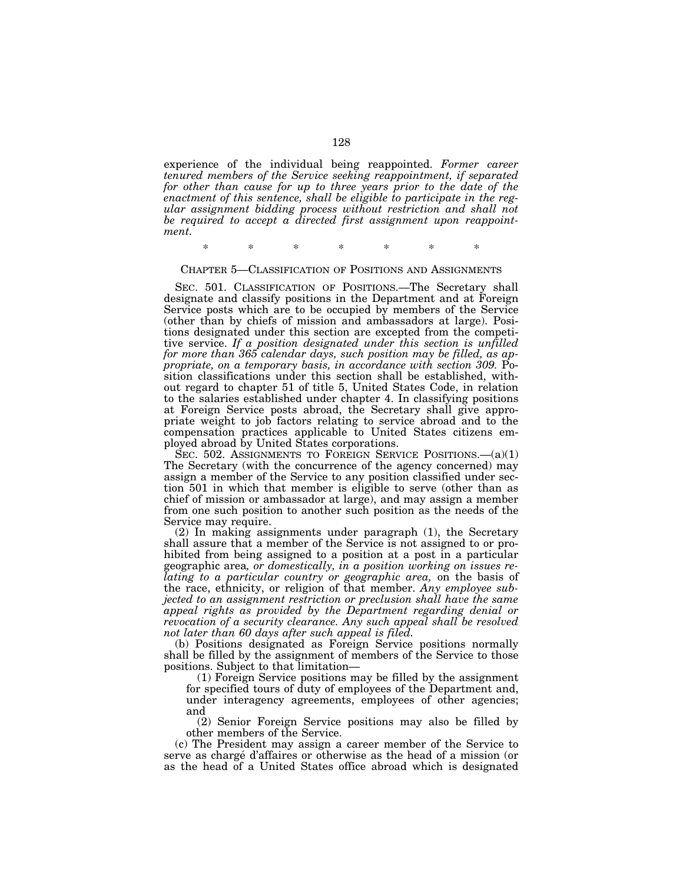experience of the individual being reappointed. *Former career tenured members of the Service seeking reappointment, if separated for other than cause for up to three years prior to the date of the enactment of this sentence, shall be eligible to participate in the regular assignment bidding process without restriction and shall not be required to accept a directed first assignment upon reappointment.*

\* \* \* \* \* \* \*

## CHAPTER 5—CLASSIFICATION OF POSITIONS AND ASSIGNMENTS

SEC. 501. CLASSIFICATION OF POSITIONS.—The Secretary shall designate and classify positions in the Department and at Foreign Service posts which are to be occupied by members of the Service (other than by chiefs of mission and ambassadors at large). Positions designated under this section are excepted from the competitive service. *If a position designated under this section is unfilled for more than 365 calendar days, such position may be filled, as appropriate, on a temporary basis, in accordance with section 309.* Position classifications under this section shall be established, without regard to chapter 51 of title 5, United States Code, in relation to the salaries established under chapter 4. In classifying positions at Foreign Service posts abroad, the Secretary shall give appropriate weight to job factors relating to service abroad and to the compensation practices applicable to United States citizens employed abroad by United States corporations.

SEC. 502. ASSIGNMENTS TO FOREIGN SERVICE POSITIONS.—(a)(1) The Secretary (with the concurrence of the agency concerned) may assign a member of the Service to any position classified under section 501 in which that member is eligible to serve (other than as chief of mission or ambassador at large), and may assign a member from one such position to another such position as the needs of the Service may require.

(2) In making assignments under paragraph (1), the Secretary shall assure that a member of the Service is not assigned to or prohibited from being assigned to a position at a post in a particular geographic area*, or domestically, in a position working on issues relating to a particular country or geographic area,* on the basis of the race, ethnicity, or religion of that member. *Any employee subjected to an assignment restriction or preclusion shall have the same appeal rights as provided by the Department regarding denial or revocation of a security clearance. Any such appeal shall be resolved not later than 60 days after such appeal is filed.*

(b) Positions designated as Foreign Service positions normally shall be filled by the assignment of members of the Service to those positions. Subject to that limitation—

(1) Foreign Service positions may be filled by the assignment for specified tours of duty of employees of the Department and, under interagency agreements, employees of other agencies; and

(2) Senior Foreign Service positions may also be filled by other members of the Service.

(c) The President may assign a career member of the Service to serve as chargé d'affaires or otherwise as the head of a mission (or as the head of a United States office abroad which is designated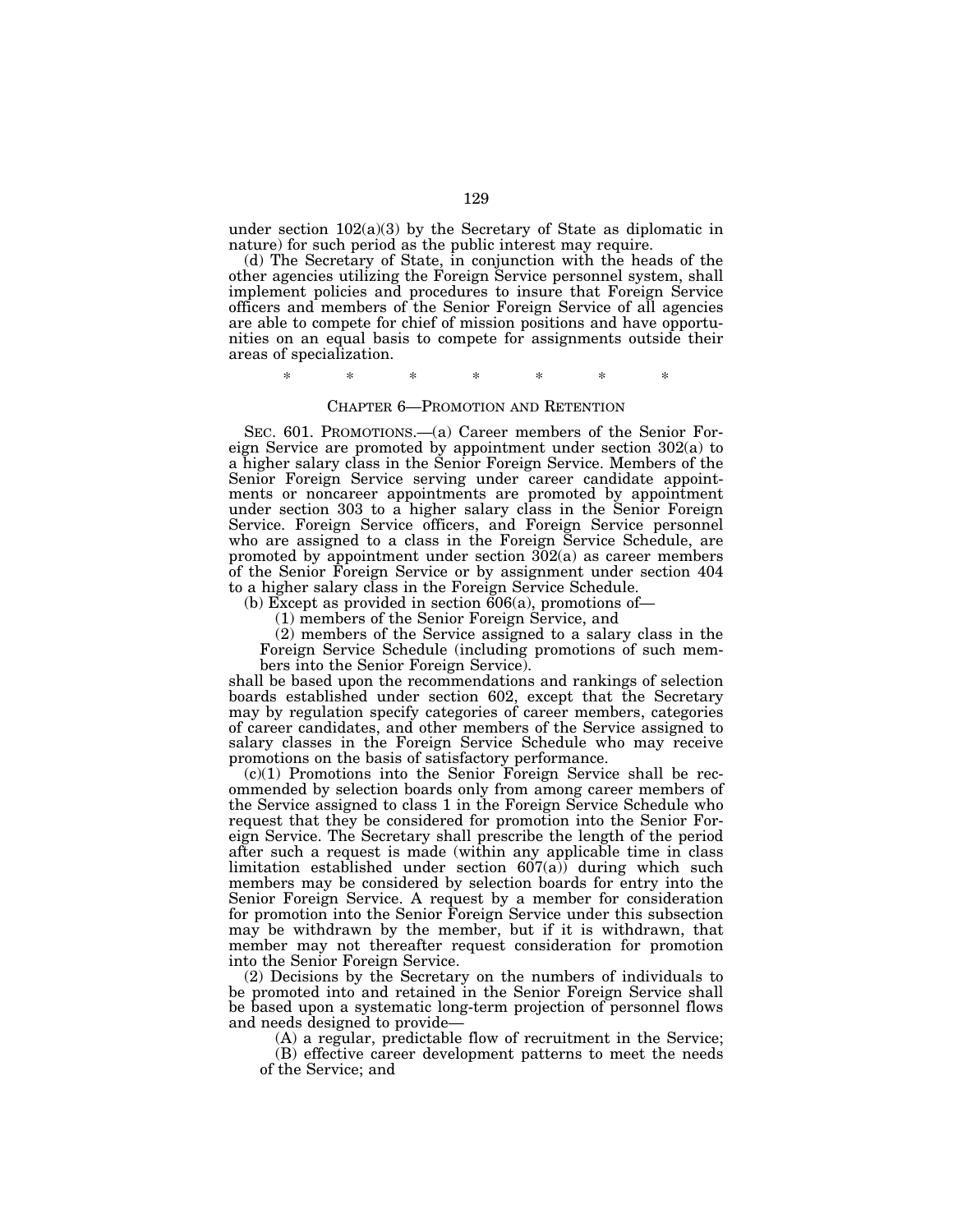under section 102(a)(3) by the Secretary of State as diplomatic in nature) for such period as the public interest may require.

(d) The Secretary of State, in conjunction with the heads of the other agencies utilizing the Foreign Service personnel system, shall implement policies and procedures to insure that Foreign Service officers and members of the Senior Foreign Service of all agencies are able to compete for chief of mission positions and have opportunities on an equal basis to compete for assignments outside their areas of specialization.

\* \* \* \* \* \* \*

## CHAPTER 6—PROMOTION AND RETENTION

SEC. 601. PROMOTIONS.—(a) Career members of the Senior Foreign Service are promoted by appointment under section 302(a) to a higher salary class in the Senior Foreign Service. Members of the Senior Foreign Service serving under career candidate appointments or noncareer appointments are promoted by appointment under section 303 to a higher salary class in the Senior Foreign Service. Foreign Service officers, and Foreign Service personnel who are assigned to a class in the Foreign Service Schedule, are promoted by appointment under section 302(a) as career members of the Senior Foreign Service or by assignment under section 404 to a higher salary class in the Foreign Service Schedule.

(b) Except as provided in section 606(a), promotions of—

(1) members of the Senior Foreign Service, and

(2) members of the Service assigned to a salary class in the Foreign Service Schedule (including promotions of such members into the Senior Foreign Service).

shall be based upon the recommendations and rankings of selection boards established under section 602, except that the Secretary may by regulation specify categories of career members, categories of career candidates, and other members of the Service assigned to salary classes in the Foreign Service Schedule who may receive promotions on the basis of satisfactory performance.

(c)(1) Promotions into the Senior Foreign Service shall be recommended by selection boards only from among career members of the Service assigned to class 1 in the Foreign Service Schedule who request that they be considered for promotion into the Senior Foreign Service. The Secretary shall prescribe the length of the period after such a request is made (within any applicable time in class limitation established under section 607(a)) during which such members may be considered by selection boards for entry into the Senior Foreign Service. A request by a member for consideration for promotion into the Senior Foreign Service under this subsection may be withdrawn by the member, but if it is withdrawn, that member may not thereafter request consideration for promotion into the Senior Foreign Service.

(2) Decisions by the Secretary on the numbers of individuals to be promoted into and retained in the Senior Foreign Service shall be based upon a systematic long-term projection of personnel flows and needs designed to provide—

(A) a regular, predictable flow of recruitment in the Service;

(B) effective career development patterns to meet the needs of the Service; and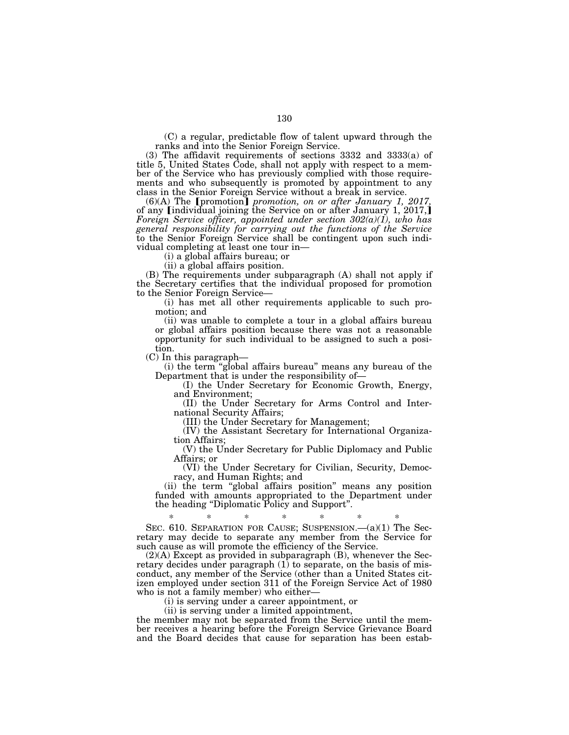(C) a regular, predictable flow of talent upward through the ranks and into the Senior Foreign Service.

(3) The affidavit requirements of sections 3332 and 3333(a) of title 5, United States Code, shall not apply with respect to a member of the Service who has previously complied with those requirements and who subsequently is promoted by appointment to any class in the Senior Foreign Service without a break in service.

(6)(A) The ⟦promotion⟧ *promotion, on or after January 1, 2017,* of any ⟦individual joining the Service on or after January 1, 2017,⟧ *Foreign Service officer, appointed under section 302(a)(1), who has general responsibility for carrying out the functions of the Service* to the Senior Foreign Service shall be contingent upon such individual completing at least one tour in—

(i) a global affairs bureau; or

(ii) a global affairs position.

(B) The requirements under subparagraph (A) shall not apply if the Secretary certifies that the individual proposed for promotion to the Senior Foreign Service—

(i) has met all other requirements applicable to such promotion; and

(ii) was unable to complete a tour in a global affairs bureau or global affairs position because there was not a reasonable opportunity for such individual to be assigned to such a position.

(C) In this paragraph—

(i) the term "global affairs bureau" means any bureau of the Department that is under the responsibility of—

(I) the Under Secretary for Economic Growth, Energy, and Environment;

(II) the Under Secretary for Arms Control and International Security Affairs;

(III) the Under Secretary for Management;

(IV) the Assistant Secretary for International Organization Affairs;

(V) the Under Secretary for Public Diplomacy and Public Affairs; or

(VI) the Under Secretary for Civilian, Security, Democracy, and Human Rights; and

(ii) the term "global affairs position" means any position funded with amounts appropriated to the Department under the heading "Diplomatic Policy and Support".

\* \* \* \* \* \* \*

SEC. 610. SEPARATION FOR CAUSE; SUSPENSION.—(a)(1) The Secretary may decide to separate any member from the Service for such cause as will promote the efficiency of the Service.

(2)(A) Except as provided in subparagraph (B), whenever the Secretary decides under paragraph (1) to separate, on the basis of misconduct, any member of the Service (other than a United States citizen employed under section 311 of the Foreign Service Act of 1980 who is not a family member) who either—

(i) is serving under a career appointment, or

(ii) is serving under a limited appointment,

the member may not be separated from the Service until the member receives a hearing before the Foreign Service Grievance Board and the Board decides that cause for separation has been estab-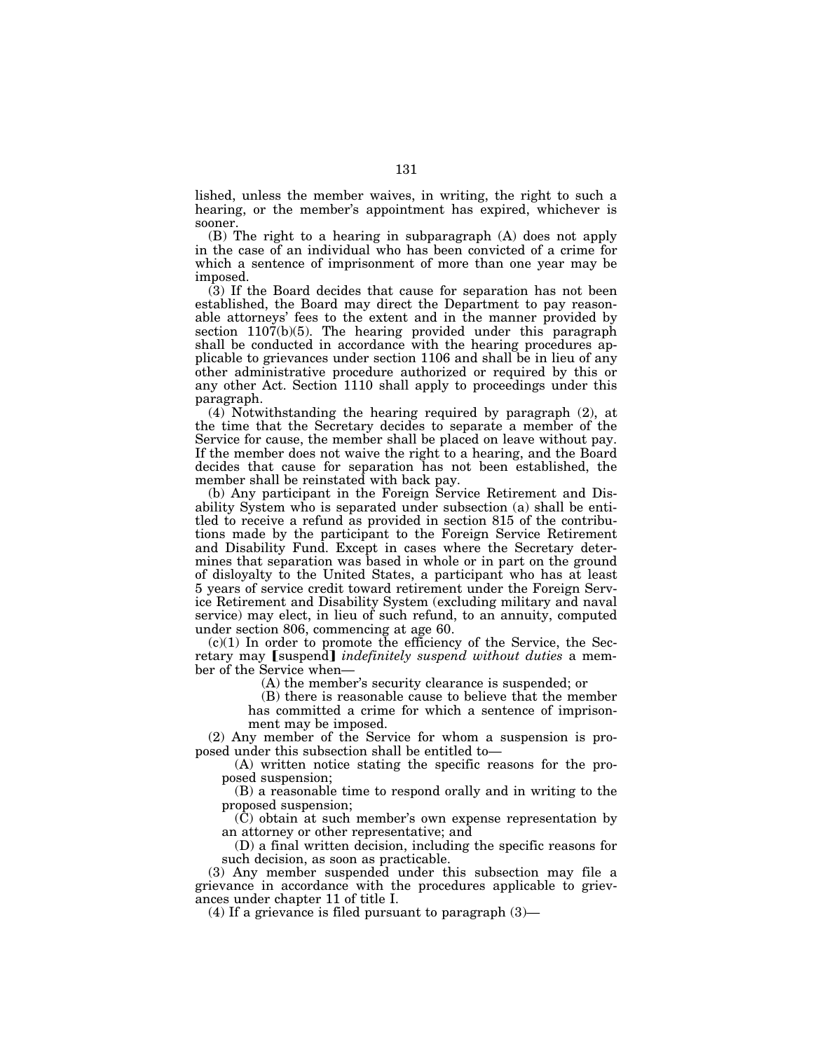lished, unless the member waives, in writing, the right to such a hearing, or the member's appointment has expired, whichever is sooner.

(B) The right to a hearing in subparagraph (A) does not apply in the case of an individual who has been convicted of a crime for which a sentence of imprisonment of more than one year may be imposed.

(3) If the Board decides that cause for separation has not been established, the Board may direct the Department to pay reasonable attorneys' fees to the extent and in the manner provided by section 1107(b)(5). The hearing provided under this paragraph shall be conducted in accordance with the hearing procedures applicable to grievances under section 1106 and shall be in lieu of any other administrative procedure authorized or required by this or any other Act. Section 1110 shall apply to proceedings under this paragraph.

(4) Notwithstanding the hearing required by paragraph (2), at the time that the Secretary decides to separate a member of the Service for cause, the member shall be placed on leave without pay. If the member does not waive the right to a hearing, and the Board decides that cause for separation has not been established, the member shall be reinstated with back pay.

(b) Any participant in the Foreign Service Retirement and Disability System who is separated under subsection (a) shall be entitled to receive a refund as provided in section 815 of the contributions made by the participant to the Foreign Service Retirement and Disability Fund. Except in cases where the Secretary determines that separation was based in whole or in part on the ground of disloyalty to the United States, a participant who has at least 5 years of service credit toward retirement under the Foreign Service Retirement and Disability System (excluding military and naval service) may elect, in lieu of such refund, to an annuity, computed under section 806, commencing at age 60.

(c)(1) In order to promote the efficiency of the Service, the Secretary may ⟦suspend⟧ *indefinitely suspend without duties* a member of the Service when—

(A) the member's security clearance is suspended; or

(B) there is reasonable cause to believe that the member has committed a crime for which a sentence of imprisonment may be imposed.

(2) Any member of the Service for whom a suspension is proposed under this subsection shall be entitled to—

(A) written notice stating the specific reasons for the proposed suspension;

(B) a reasonable time to respond orally and in writing to the proposed suspension;

(C) obtain at such member's own expense representation by an attorney or other representative; and

(D) a final written decision, including the specific reasons for such decision, as soon as practicable.

(3) Any member suspended under this subsection may file a grievance in accordance with the procedures applicable to grievances under chapter 11 of title I.

(4) If a grievance is filed pursuant to paragraph (3)—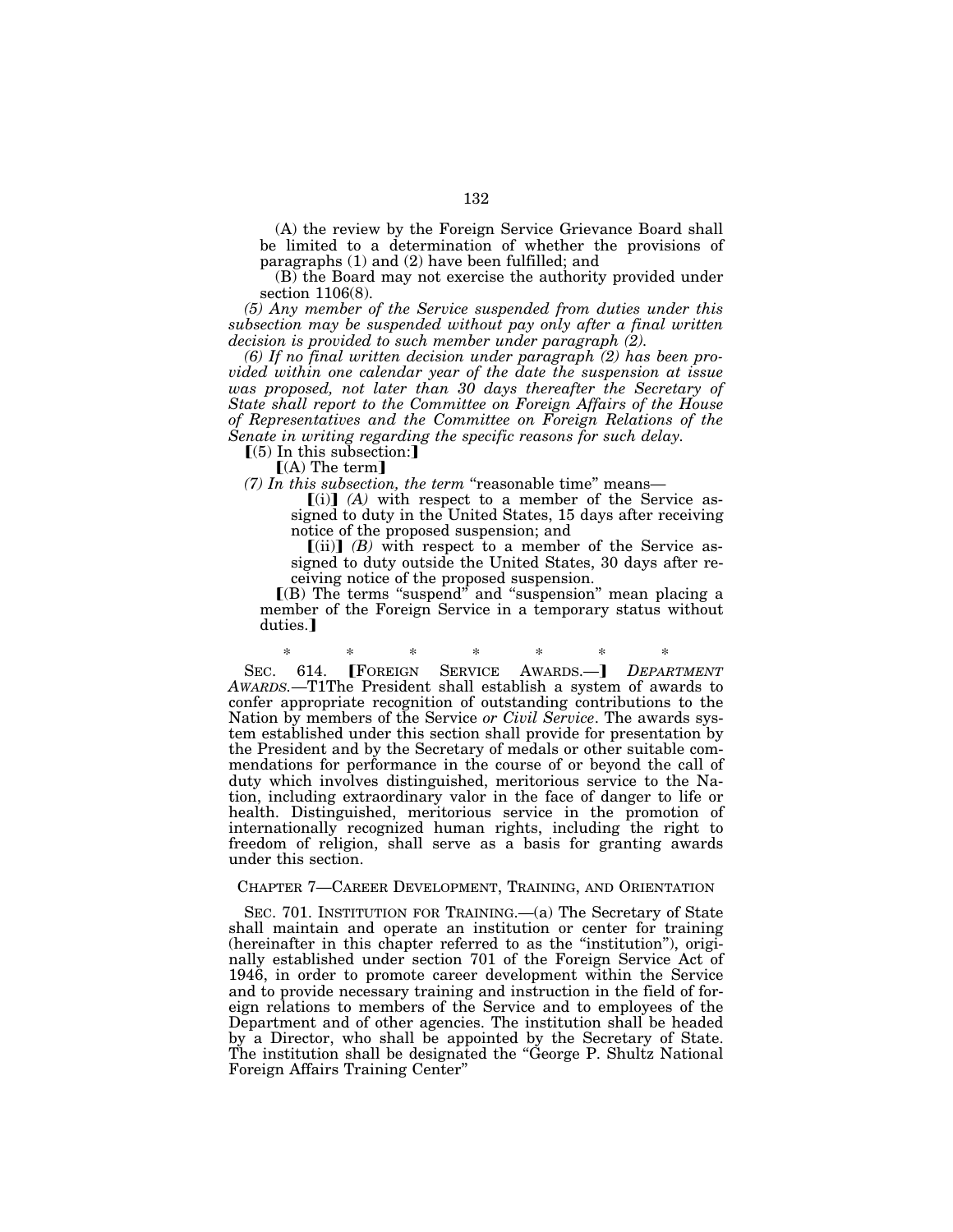(A) the review by the Foreign Service Grievance Board shall be limited to a determination of whether the provisions of paragraphs (1) and (2) have been fulfilled; and

(B) the Board may not exercise the authority provided under section 1106(8).

*(5) Any member of the Service suspended from duties under this subsection may be suspended without pay only after a final written decision is provided to such member under paragraph (2).*

*(6) If no final written decision under paragraph (2) has been provided within one calendar year of the date the suspension at issue was proposed, not later than 30 days thereafter the Secretary of State shall report to the Committee on Foreign Affairs of the House of Representatives and the Committee on Foreign Relations of the Senate in writing regarding the specific reasons for such delay.*

【(5) In this subsection:】

【(A) The term】

*(7) In this subsection, the term* "reasonable time" means—

【(i)】 *(A)* with respect to a member of the Service assigned to duty in the United States, 15 days after receiving notice of the proposed suspension; and

【(ii)】 *(B)* with respect to a member of the Service assigned to duty outside the United States, 30 days after receiving notice of the proposed suspension.

【(B) The terms "suspend" and "suspension" mean placing a member of the Foreign Service in a temporary status without duties.】

\* \* \* \* \* \* \*

SEC. 614. 【FOREIGN SERVICE AWARDS.—】 *DEPARTMENT AWARDS.*—T1The President shall establish a system of awards to confer appropriate recognition of outstanding contributions to the Nation by members of the Service *or Civil Service*. The awards system established under this section shall provide for presentation by the President and by the Secretary of medals or other suitable commendations for performance in the course of or beyond the call of duty which involves distinguished, meritorious service to the Nation, including extraordinary valor in the face of danger to life or health. Distinguished, meritorious service in the promotion of internationally recognized human rights, including the right to freedom of religion, shall serve as a basis for granting awards under this section.

## CHAPTER 7—CAREER DEVELOPMENT, TRAINING, AND ORIENTATION

SEC. 701. INSTITUTION FOR TRAINING.—(a) The Secretary of State shall maintain and operate an institution or center for training (hereinafter in this chapter referred to as the "institution"), originally established under section 701 of the Foreign Service Act of 1946, in order to promote career development within the Service and to provide necessary training and instruction in the field of foreign relations to members of the Service and to employees of the Department and of other agencies. The institution shall be headed by a Director, who shall be appointed by the Secretary of State. The institution shall be designated the "George P. Shultz National Foreign Affairs Training Center"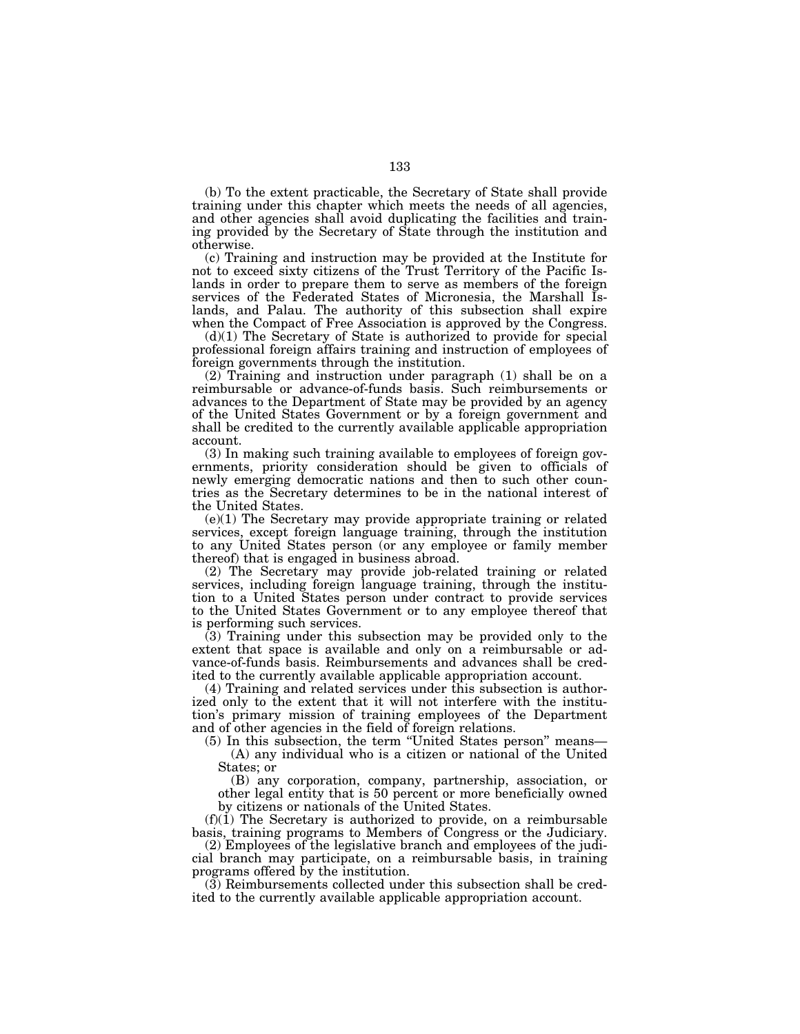(b) To the extent practicable, the Secretary of State shall provide training under this chapter which meets the needs of all agencies, and other agencies shall avoid duplicating the facilities and training provided by the Secretary of State through the institution and otherwise.

(c) Training and instruction may be provided at the Institute for not to exceed sixty citizens of the Trust Territory of the Pacific Islands in order to prepare them to serve as members of the foreign services of the Federated States of Micronesia, the Marshall Islands, and Palau. The authority of this subsection shall expire when the Compact of Free Association is approved by the Congress.

(d)(1) The Secretary of State is authorized to provide for special professional foreign affairs training and instruction of employees of foreign governments through the institution.

(2) Training and instruction under paragraph (1) shall be on a reimbursable or advance-of-funds basis. Such reimbursements or advances to the Department of State may be provided by an agency of the United States Government or by a foreign government and shall be credited to the currently available applicable appropriation account.

(3) In making such training available to employees of foreign governments, priority consideration should be given to officials of newly emerging democratic nations and then to such other countries as the Secretary determines to be in the national interest of the United States.

(e)(1) The Secretary may provide appropriate training or related services, except foreign language training, through the institution to any United States person (or any employee or family member thereof) that is engaged in business abroad.

(2) The Secretary may provide job-related training or related services, including foreign language training, through the institution to a United States person under contract to provide services to the United States Government or to any employee thereof that is performing such services.

(3) Training under this subsection may be provided only to the extent that space is available and only on a reimbursable or advance-of-funds basis. Reimbursements and advances shall be credited to the currently available applicable appropriation account.

(4) Training and related services under this subsection is authorized only to the extent that it will not interfere with the institution's primary mission of training employees of the Department and of other agencies in the field of foreign relations.

(5) In this subsection, the term "United States person" means—

(A) any individual who is a citizen or national of the United States; or

(B) any corporation, company, partnership, association, or other legal entity that is 50 percent or more beneficially owned by citizens or nationals of the United States.

(f)(1) The Secretary is authorized to provide, on a reimbursable basis, training programs to Members of Congress or the Judiciary.

(2) Employees of the legislative branch and employees of the judicial branch may participate, on a reimbursable basis, in training programs offered by the institution.

(3) Reimbursements collected under this subsection shall be credited to the currently available applicable appropriation account.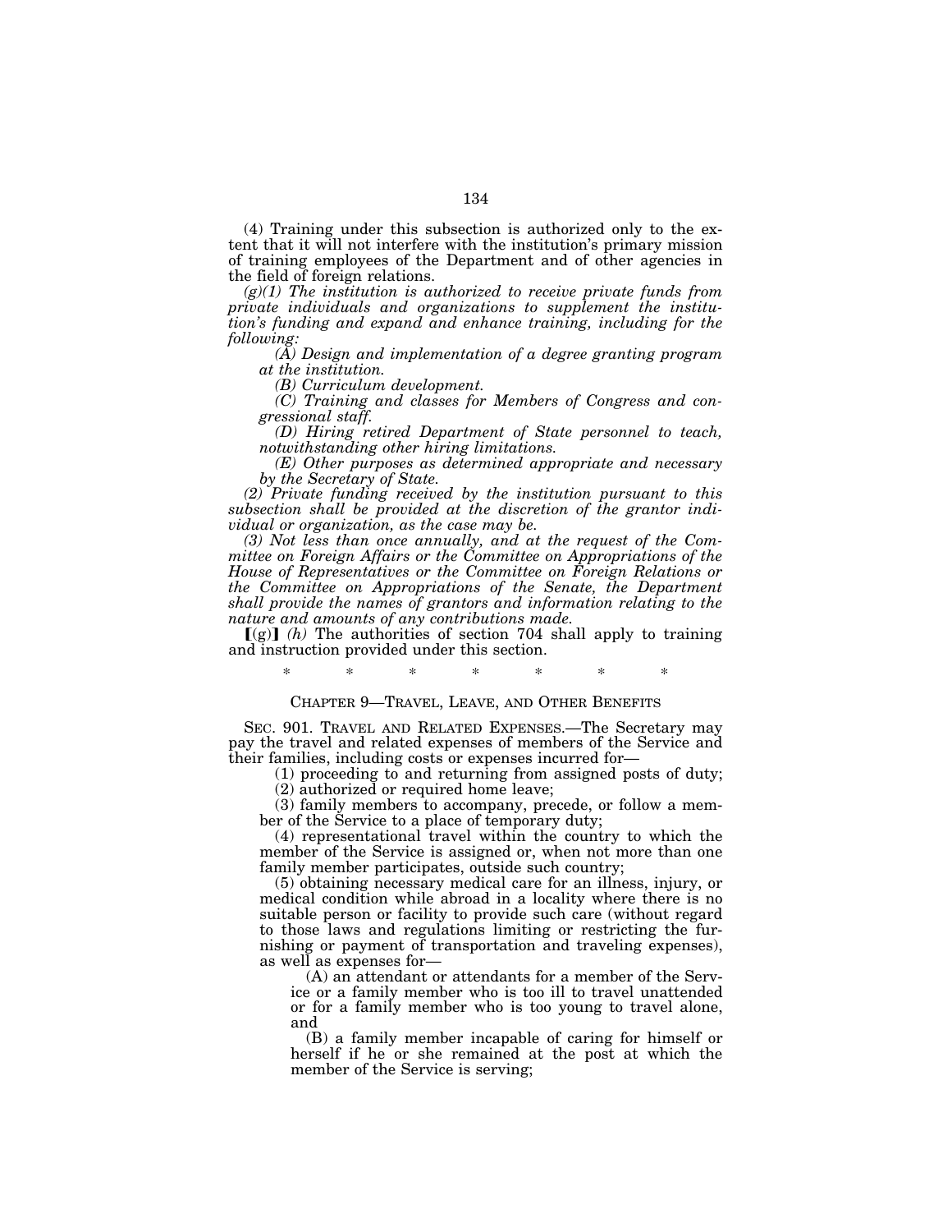(4) Training under this subsection is authorized only to the extent that it will not interfere with the institution's primary mission of training employees of the Department and of other agencies in the field of foreign relations.

*(g)(1) The institution is authorized to receive private funds from private individuals and organizations to supplement the institution's funding and expand and enhance training, including for the following:*

*(A) Design and implementation of a degree granting program at the institution.*

*(B) Curriculum development.*

*(C) Training and classes for Members of Congress and congressional staff.*

*(D) Hiring retired Department of State personnel to teach, notwithstanding other hiring limitations.*

*(E) Other purposes as determined appropriate and necessary by the Secretary of State.*

*(2) Private funding received by the institution pursuant to this subsection shall be provided at the discretion of the grantor individual or organization, as the case may be.*

*(3) Not less than once annually, and at the request of the Committee on Foreign Affairs or the Committee on Appropriations of the House of Representatives or the Committee on Foreign Relations or the Committee on Appropriations of the Senate, the Department shall provide the names of grantors and information relating to the nature and amounts of any contributions made.*

⟦(g)⟧ *(h)* The authorities of section 704 shall apply to training and instruction provided under this section.

\* \* \* \* \* \* \*

CHAPTER 9—TRAVEL, LEAVE, AND OTHER BENEFITS

SEC. 901. TRAVEL AND RELATED EXPENSES.—The Secretary may pay the travel and related expenses of members of the Service and their families, including costs or expenses incurred for—

(1) proceeding to and returning from assigned posts of duty;

(2) authorized or required home leave;

(3) family members to accompany, precede, or follow a member of the Service to a place of temporary duty;

(4) representational travel within the country to which the member of the Service is assigned or, when not more than one family member participates, outside such country;

(5) obtaining necessary medical care for an illness, injury, or medical condition while abroad in a locality where there is no suitable person or facility to provide such care (without regard to those laws and regulations limiting or restricting the furnishing or payment of transportation and traveling expenses), as well as expenses for—

(A) an attendant or attendants for a member of the Service or a family member who is too ill to travel unattended or for a family member who is too young to travel alone, and

(B) a family member incapable of caring for himself or herself if he or she remained at the post at which the member of the Service is serving;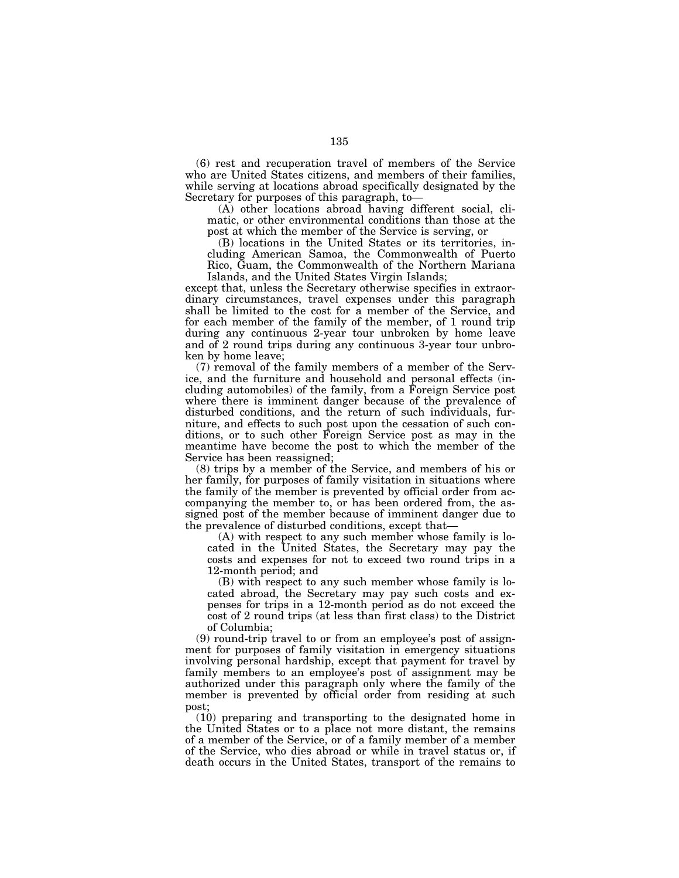(6) rest and recuperation travel of members of the Service who are United States citizens, and members of their families, while serving at locations abroad specifically designated by the Secretary for purposes of this paragraph, to—

(A) other locations abroad having different social, climatic, or other environmental conditions than those at the post at which the member of the Service is serving, or

(B) locations in the United States or its territories, including American Samoa, the Commonwealth of Puerto Rico, Guam, the Commonwealth of the Northern Mariana Islands, and the United States Virgin Islands;

except that, unless the Secretary otherwise specifies in extraordinary circumstances, travel expenses under this paragraph shall be limited to the cost for a member of the Service, and for each member of the family of the member, of 1 round trip during any continuous 2-year tour unbroken by home leave and of 2 round trips during any continuous 3-year tour unbroken by home leave;

(7) removal of the family members of a member of the Service, and the furniture and household and personal effects (including automobiles) of the family, from a Foreign Service post where there is imminent danger because of the prevalence of disturbed conditions, and the return of such individuals, furniture, and effects to such post upon the cessation of such conditions, or to such other Foreign Service post as may in the meantime have become the post to which the member of the Service has been reassigned;

(8) trips by a member of the Service, and members of his or her family, for purposes of family visitation in situations where the family of the member is prevented by official order from accompanying the member to, or has been ordered from, the assigned post of the member because of imminent danger due to the prevalence of disturbed conditions, except that—

(A) with respect to any such member whose family is located in the United States, the Secretary may pay the costs and expenses for not to exceed two round trips in a 12-month period; and

(B) with respect to any such member whose family is located abroad, the Secretary may pay such costs and expenses for trips in a 12-month period as do not exceed the cost of 2 round trips (at less than first class) to the District of Columbia;

(9) round-trip travel to or from an employee's post of assignment for purposes of family visitation in emergency situations involving personal hardship, except that payment for travel by family members to an employee's post of assignment may be authorized under this paragraph only where the family of the member is prevented by official order from residing at such post;

(10) preparing and transporting to the designated home in the United States or to a place not more distant, the remains of a member of the Service, or of a family member of a member of the Service, who dies abroad or while in travel status or, if death occurs in the United States, transport of the remains to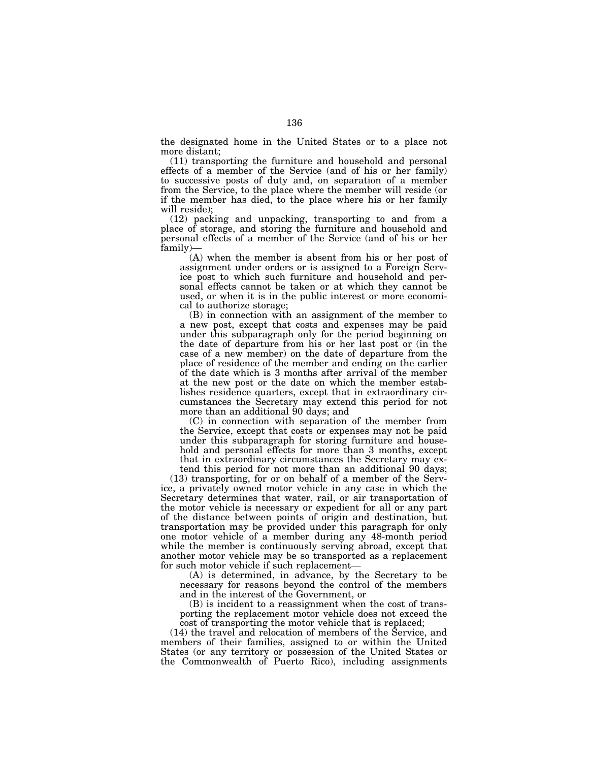the designated home in the United States or to a place not more distant;

(11) transporting the furniture and household and personal effects of a member of the Service (and of his or her family) to successive posts of duty and, on separation of a member from the Service, to the place where the member will reside (or if the member has died, to the place where his or her family will reside);

(12) packing and unpacking, transporting to and from a place of storage, and storing the furniture and household and personal effects of a member of the Service (and of his or her family)—

(A) when the member is absent from his or her post of assignment under orders or is assigned to a Foreign Service post to which such furniture and household and personal effects cannot be taken or at which they cannot be used, or when it is in the public interest or more economical to authorize storage;

(B) in connection with an assignment of the member to a new post, except that costs and expenses may be paid under this subparagraph only for the period beginning on the date of departure from his or her last post or (in the case of a new member) on the date of departure from the place of residence of the member and ending on the earlier of the date which is 3 months after arrival of the member at the new post or the date on which the member establishes residence quarters, except that in extraordinary circumstances the Secretary may extend this period for not more than an additional 90 days; and

(C) in connection with separation of the member from the Service, except that costs or expenses may not be paid under this subparagraph for storing furniture and household and personal effects for more than 3 months, except that in extraordinary circumstances the Secretary may extend this period for not more than an additional 90 days;

(13) transporting, for or on behalf of a member of the Service, a privately owned motor vehicle in any case in which the Secretary determines that water, rail, or air transportation of the motor vehicle is necessary or expedient for all or any part of the distance between points of origin and destination, but transportation may be provided under this paragraph for only one motor vehicle of a member during any 48-month period while the member is continuously serving abroad, except that another motor vehicle may be so transported as a replacement for such motor vehicle if such replacement—

(A) is determined, in advance, by the Secretary to be necessary for reasons beyond the control of the members and in the interest of the Government, or

(B) is incident to a reassignment when the cost of transporting the replacement motor vehicle does not exceed the cost of transporting the motor vehicle that is replaced;

(14) the travel and relocation of members of the Service, and members of their families, assigned to or within the United States (or any territory or possession of the United States or the Commonwealth of Puerto Rico), including assignments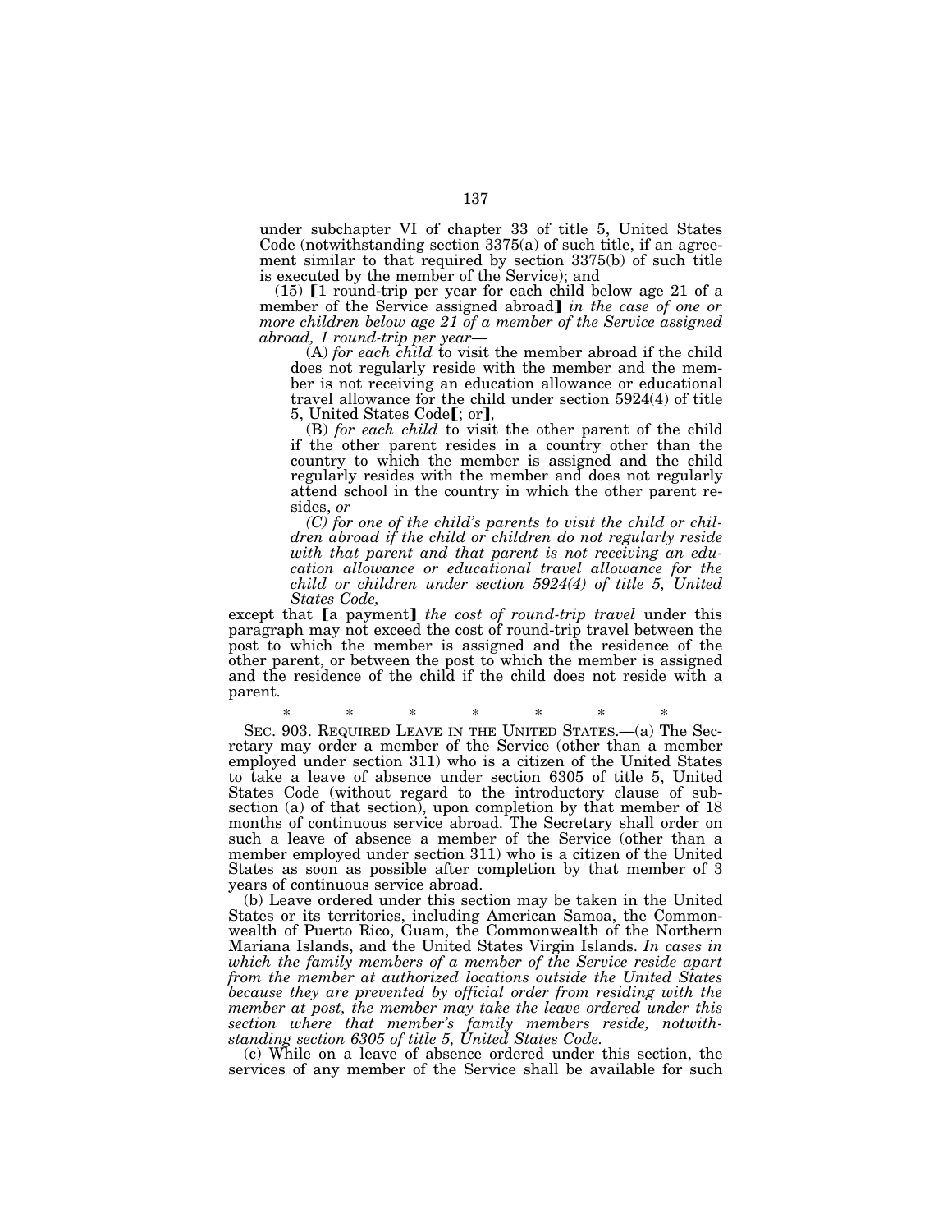under subchapter VI of chapter 33 of title 5, United States Code (notwithstanding section 3375(a) of such title, if an agreement similar to that required by section 3375(b) of such title is executed by the member of the Service); and

(15) ⟦1 round-trip per year for each child below age 21 of a member of the Service assigned abroad⟧ *in the case of one or more children below age 21 of a member of the Service assigned abroad, 1 round-trip per year—*

(A) *for each child* to visit the member abroad if the child does not regularly reside with the member and the member is not receiving an education allowance or educational travel allowance for the child under section 5924(4) of title 5, United States Code⟦; or⟧*,*

(B) *for each child* to visit the other parent of the child if the other parent resides in a country other than the country to which the member is assigned and the child regularly resides with the member and does not regularly attend school in the country in which the other parent resides, *or*

*(C) for one of the child's parents to visit the child or children abroad if the child or children do not regularly reside with that parent and that parent is not receiving an education allowance or educational travel allowance for the child or children under section 5924(4) of title 5, United States Code,*

except that ⟦a payment⟧ *the cost of round-trip travel* under this paragraph may not exceed the cost of round-trip travel between the post to which the member is assigned and the residence of the other parent, or between the post to which the member is assigned and the residence of the child if the child does not reside with a parent.

\* \* \* \* \* \* \*

SEC. 903. REQUIRED LEAVE IN THE UNITED STATES.—(a) The Secretary may order a member of the Service (other than a member employed under section 311) who is a citizen of the United States to take a leave of absence under section 6305 of title 5, United States Code (without regard to the introductory clause of subsection (a) of that section), upon completion by that member of 18 months of continuous service abroad. The Secretary shall order on such a leave of absence a member of the Service (other than a member employed under section 311) who is a citizen of the United States as soon as possible after completion by that member of 3 years of continuous service abroad.

(b) Leave ordered under this section may be taken in the United States or its territories, including American Samoa, the Commonwealth of Puerto Rico, Guam, the Commonwealth of the Northern Mariana Islands, and the United States Virgin Islands. *In cases in which the family members of a member of the Service reside apart from the member at authorized locations outside the United States because they are prevented by official order from residing with the member at post, the member may take the leave ordered under this section where that member's family members reside, notwithstanding section 6305 of title 5, United States Code.*

(c) While on a leave of absence ordered under this section, the services of any member of the Service shall be available for such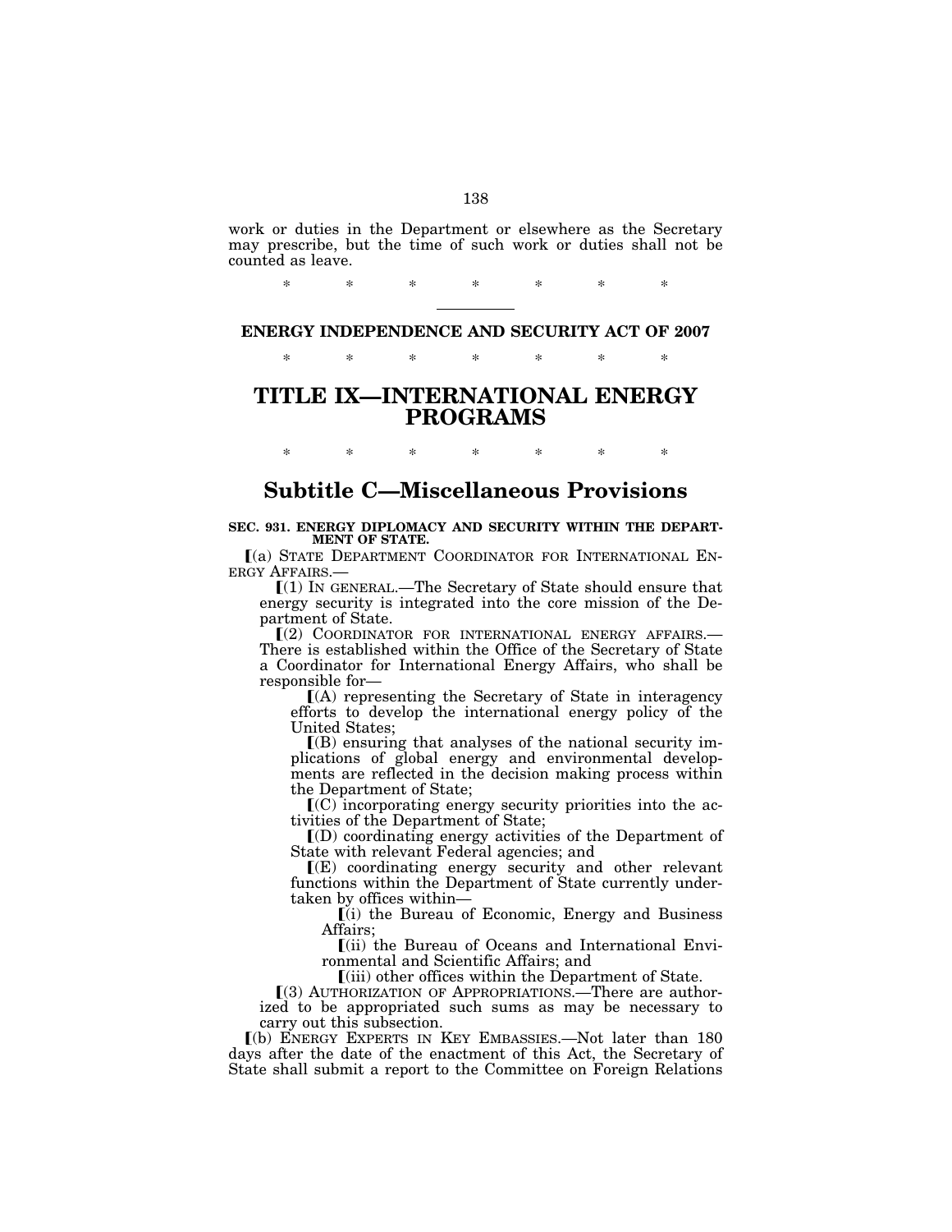work or duties in the Department or elsewhere as the Secretary may prescribe, but the time of such work or duties shall not be counted as leave.

\* \* \* \* \* \* \*

---

## ENERGY INDEPENDENCE AND SECURITY ACT OF 2007

\* \* \* \* \* \* \*

# TITLE IX—INTERNATIONAL ENERGY PROGRAMS

\* \* \* \* \* \* \*

# Subtitle C—Miscellaneous Provisions

**SEC. 931. ENERGY DIPLOMACY AND SECURITY WITHIN THE DEPARTMENT OF STATE.**

⟦(a) STATE DEPARTMENT COORDINATOR FOR INTERNATIONAL ENERGY AFFAIRS.—

⟦(1) IN GENERAL.—The Secretary of State should ensure that energy security is integrated into the core mission of the Department of State.

⟦(2) COORDINATOR FOR INTERNATIONAL ENERGY AFFAIRS.—There is established within the Office of the Secretary of State a Coordinator for International Energy Affairs, who shall be responsible for—

⟦(A) representing the Secretary of State in interagency efforts to develop the international energy policy of the United States;

⟦(B) ensuring that analyses of the national security implications of global energy and environmental developments are reflected in the decision making process within the Department of State;

⟦(C) incorporating energy security priorities into the activities of the Department of State;

⟦(D) coordinating energy activities of the Department of State with relevant Federal agencies; and

⟦(E) coordinating energy security and other relevant functions within the Department of State currently undertaken by offices within—

⟦(i) the Bureau of Economic, Energy and Business Affairs;

⟦(ii) the Bureau of Oceans and International Environmental and Scientific Affairs; and

⟦(iii) other offices within the Department of State.

⟦(3) AUTHORIZATION OF APPROPRIATIONS.—There are authorized to be appropriated such sums as may be necessary to carry out this subsection.

⟦(b) ENERGY EXPERTS IN KEY EMBASSIES.—Not later than 180 days after the date of the enactment of this Act, the Secretary of State shall submit a report to the Committee on Foreign Relations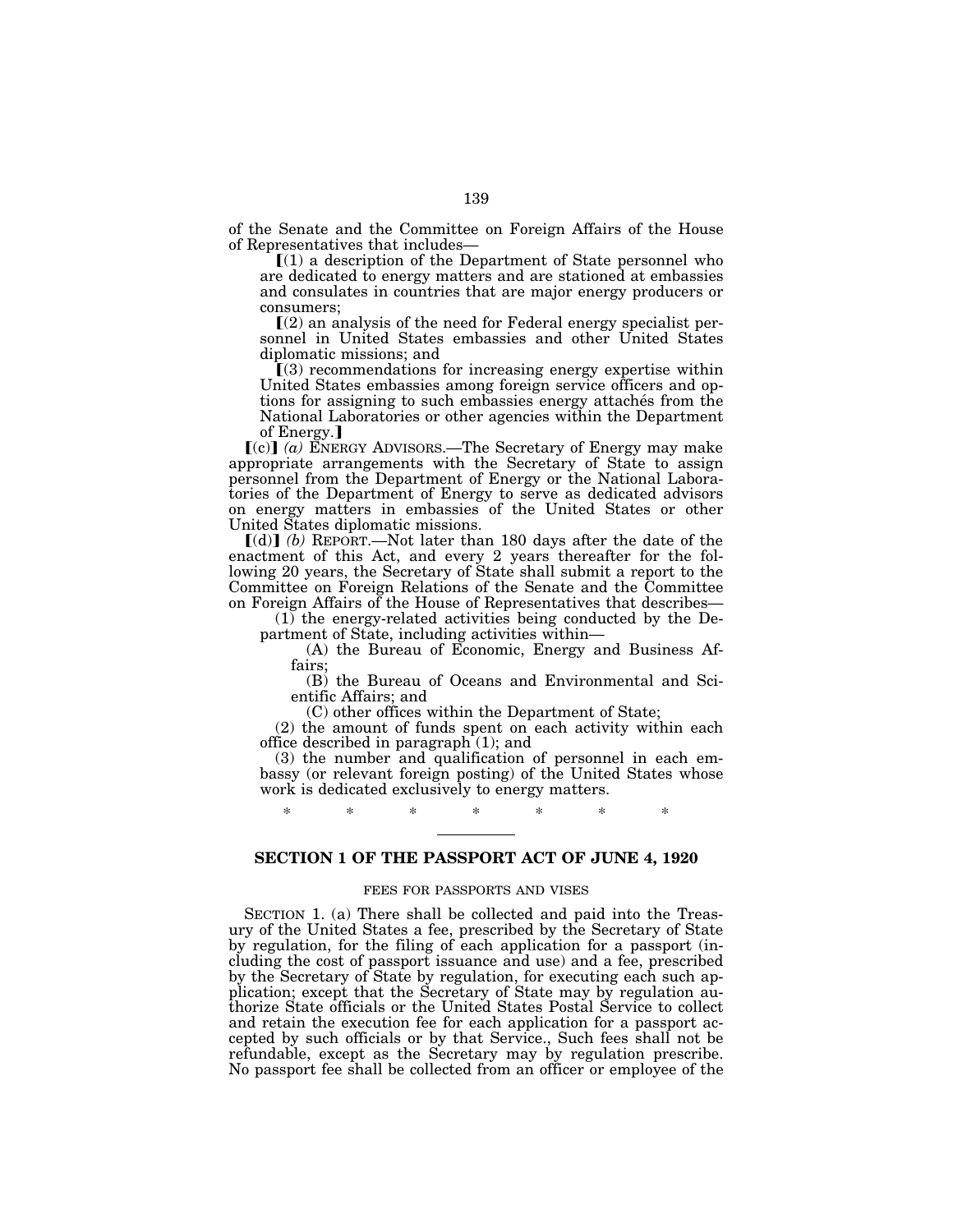of the Senate and the Committee on Foreign Affairs of the House of Representatives that includes—

【(1) a description of the Department of State personnel who are dedicated to energy matters and are stationed at embassies and consulates in countries that are major energy producers or consumers;

【(2) an analysis of the need for Federal energy specialist personnel in United States embassies and other United States diplomatic missions; and

【(3) recommendations for increasing energy expertise within United States embassies among foreign service officers and options for assigning to such embassies energy attachés from the National Laboratories or other agencies within the Department of Energy.】

【(c)】 *(a)* ENERGY ADVISORS.—The Secretary of Energy may make appropriate arrangements with the Secretary of State to assign personnel from the Department of Energy or the National Laboratories of the Department of Energy to serve as dedicated advisors on energy matters in embassies of the United States or other United States diplomatic missions.

【(d)】 *(b)* REPORT.—Not later than 180 days after the date of the enactment of this Act, and every 2 years thereafter for the following 20 years, the Secretary of State shall submit a report to the Committee on Foreign Relations of the Senate and the Committee on Foreign Affairs of the House of Representatives that describes—

(1) the energy-related activities being conducted by the Department of State, including activities within—

(A) the Bureau of Economic, Energy and Business Affairs;

(B) the Bureau of Oceans and Environmental and Scientific Affairs; and

(C) other offices within the Department of State;

(2) the amount of funds spent on each activity within each office described in paragraph (1); and

(3) the number and qualification of personnel in each embassy (or relevant foreign posting) of the United States whose work is dedicated exclusively to energy matters.

\* \* \* \* \* \* \*

---

## SECTION 1 OF THE PASSPORT ACT OF JUNE 4, 1920

FEES FOR PASSPORTS AND VISES

SECTION 1. (a) There shall be collected and paid into the Treasury of the United States a fee, prescribed by the Secretary of State by regulation, for the filing of each application for a passport (including the cost of passport issuance and use) and a fee, prescribed by the Secretary of State by regulation, for executing each such application; except that the Secretary of State may by regulation authorize State officials or the United States Postal Service to collect and retain the execution fee for each application for a passport accepted by such officials or by that Service., Such fees shall not be refundable, except as the Secretary may by regulation prescribe. No passport fee shall be collected from an officer or employee of the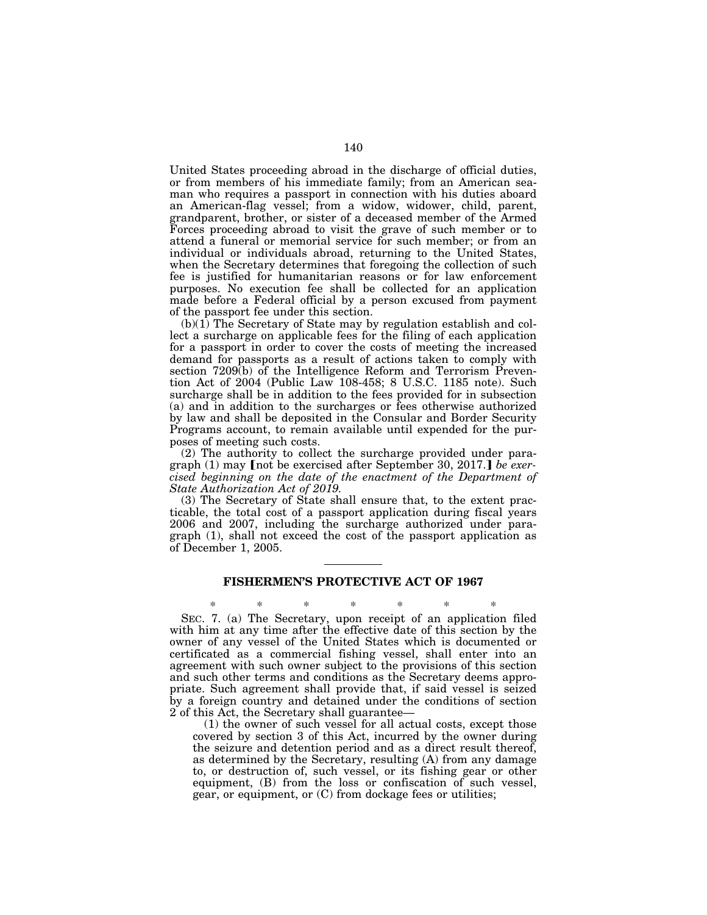United States proceeding abroad in the discharge of official duties, or from members of his immediate family; from an American seaman who requires a passport in connection with his duties aboard an American-flag vessel; from a widow, widower, child, parent, grandparent, brother, or sister of a deceased member of the Armed Forces proceeding abroad to visit the grave of such member or to attend a funeral or memorial service for such member; or from an individual or individuals abroad, returning to the United States, when the Secretary determines that foregoing the collection of such fee is justified for humanitarian reasons or for law enforcement purposes. No execution fee shall be collected for an application made before a Federal official by a person excused from payment of the passport fee under this section.

(b)(1) The Secretary of State may by regulation establish and collect a surcharge on applicable fees for the filing of each application for a passport in order to cover the costs of meeting the increased demand for passports as a result of actions taken to comply with section 7209(b) of the Intelligence Reform and Terrorism Prevention Act of 2004 (Public Law 108-458; 8 U.S.C. 1185 note). Such surcharge shall be in addition to the fees provided for in subsection (a) and in addition to the surcharges or fees otherwise authorized by law and shall be deposited in the Consular and Border Security Programs account, to remain available until expended for the purposes of meeting such costs.

(2) The authority to collect the surcharge provided under paragraph (1) may [not be exercised after September 30, 2017.] *be exercised beginning on the date of the enactment of the Department of State Authorization Act of 2019.*

(3) The Secretary of State shall ensure that, to the extent practicable, the total cost of a passport application during fiscal years 2006 and 2007, including the surcharge authorized under paragraph (1), shall not exceed the cost of the passport application as of December 1, 2005.

---

## FISHERMEN'S PROTECTIVE ACT OF 1967

\* \* \* \* \* \* \*

SEC. 7. (a) The Secretary, upon receipt of an application filed with him at any time after the effective date of this section by the owner of any vessel of the United States which is documented or certificated as a commercial fishing vessel, shall enter into an agreement with such owner subject to the provisions of this section and such other terms and conditions as the Secretary deems appropriate. Such agreement shall provide that, if said vessel is seized by a foreign country and detained under the conditions of section 2 of this Act, the Secretary shall guarantee—

(1) the owner of such vessel for all actual costs, except those covered by section 3 of this Act, incurred by the owner during the seizure and detention period and as a direct result thereof, as determined by the Secretary, resulting (A) from any damage to, or destruction of, such vessel, or its fishing gear or other equipment, (B) from the loss or confiscation of such vessel, gear, or equipment, or (C) from dockage fees or utilities;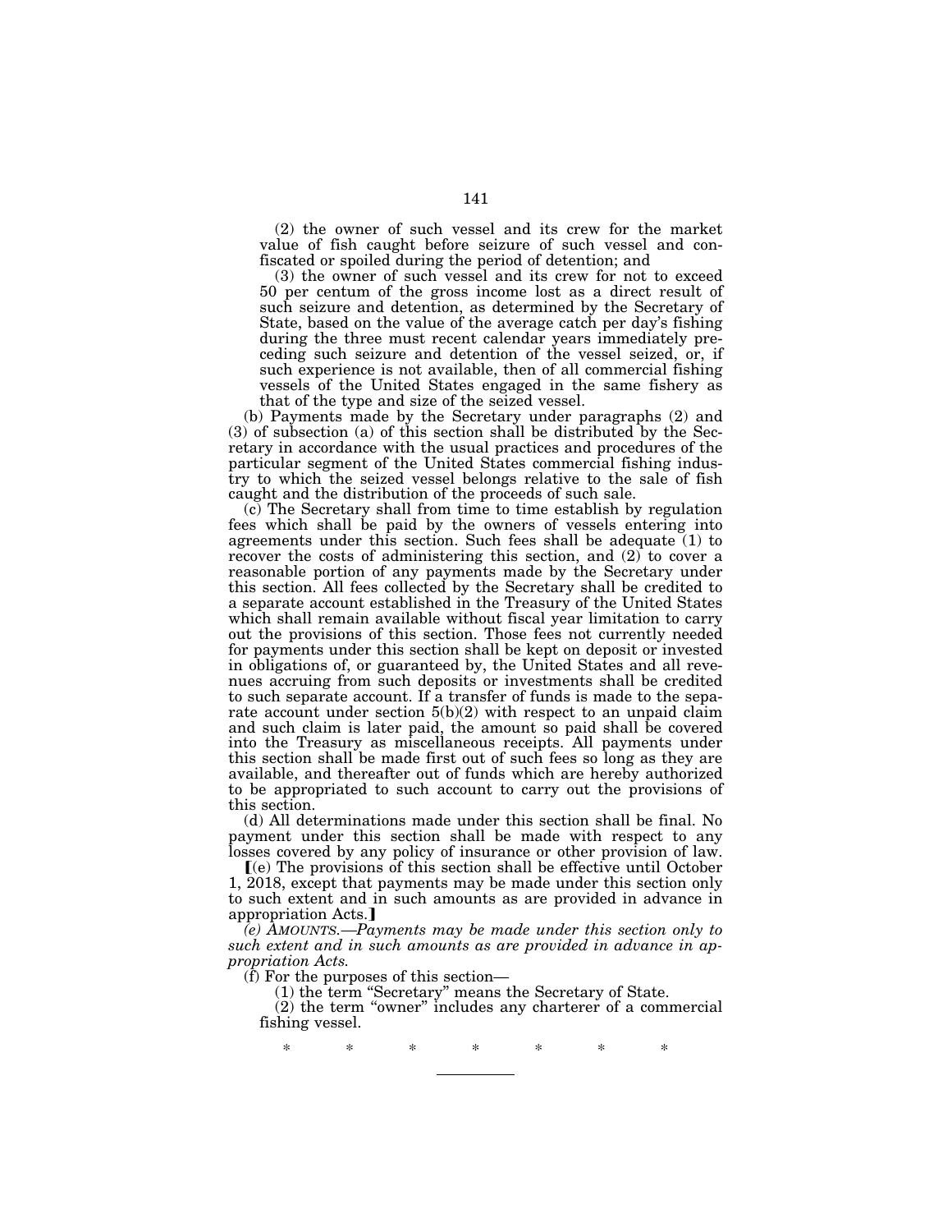(2) the owner of such vessel and its crew for the market value of fish caught before seizure of such vessel and confiscated or spoiled during the period of detention; and

(3) the owner of such vessel and its crew for not to exceed 50 per centum of the gross income lost as a direct result of such seizure and detention, as determined by the Secretary of State, based on the value of the average catch per day's fishing during the three must recent calendar years immediately preceding such seizure and detention of the vessel seized, or, if such experience is not available, then of all commercial fishing vessels of the United States engaged in the same fishery as that of the type and size of the seized vessel.

(b) Payments made by the Secretary under paragraphs (2) and (3) of subsection (a) of this section shall be distributed by the Secretary in accordance with the usual practices and procedures of the particular segment of the United States commercial fishing industry to which the seized vessel belongs relative to the sale of fish caught and the distribution of the proceeds of such sale.

(c) The Secretary shall from time to time establish by regulation fees which shall be paid by the owners of vessels entering into agreements under this section. Such fees shall be adequate (1) to recover the costs of administering this section, and (2) to cover a reasonable portion of any payments made by the Secretary under this section. All fees collected by the Secretary shall be credited to a separate account established in the Treasury of the United States which shall remain available without fiscal year limitation to carry out the provisions of this section. Those fees not currently needed for payments under this section shall be kept on deposit or invested in obligations of, or guaranteed by, the United States and all revenues accruing from such deposits or investments shall be credited to such separate account. If a transfer of funds is made to the separate account under section 5(b)(2) with respect to an unpaid claim and such claim is later paid, the amount so paid shall be covered into the Treasury as miscellaneous receipts. All payments under this section shall be made first out of such fees so long as they are available, and thereafter out of funds which are hereby authorized to be appropriated to such account to carry out the provisions of this section.

(d) All determinations made under this section shall be final. No payment under this section shall be made with respect to any losses covered by any policy of insurance or other provision of law.

⟦(e) The provisions of this section shall be effective until October 1, 2018, except that payments may be made under this section only to such extent and in such amounts as are provided in advance in appropriation Acts.⟧

*(e) AMOUNTS.—Payments may be made under this section only to such extent and in such amounts as are provided in advance in appropriation Acts.*

(f) For the purposes of this section—

(1) the term "Secretary" means the Secretary of State.

(2) the term "owner" includes any charterer of a commercial fishing vessel.

\* \* \* \* \* \* \*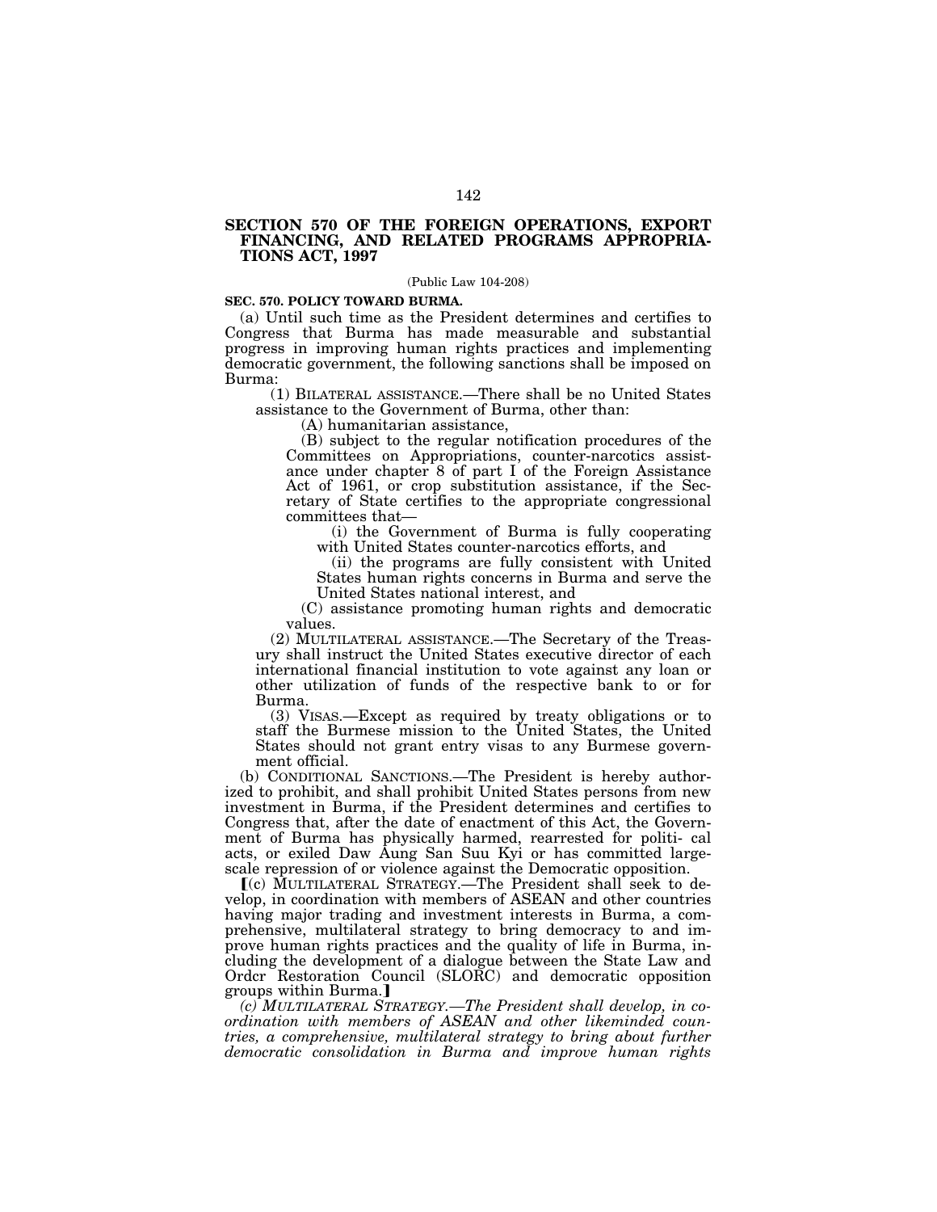## SECTION 570 OF THE FOREIGN OPERATIONS, EXPORT FINANCING, AND RELATED PROGRAMS APPROPRIATIONS ACT, 1997

(Public Law 104-208)

**SEC. 570. POLICY TOWARD BURMA.**

(a) Until such time as the President determines and certifies to Congress that Burma has made measurable and substantial progress in improving human rights practices and implementing democratic government, the following sanctions shall be imposed on Burma:

(1) BILATERAL ASSISTANCE.—There shall be no United States assistance to the Government of Burma, other than:

(A) humanitarian assistance,

(B) subject to the regular notification procedures of the Committees on Appropriations, counter-narcotics assistance under chapter 8 of part I of the Foreign Assistance Act of 1961, or crop substitution assistance, if the Secretary of State certifies to the appropriate congressional committees that—

(i) the Government of Burma is fully cooperating with United States counter-narcotics efforts, and

(ii) the programs are fully consistent with United States human rights concerns in Burma and serve the United States national interest, and

(C) assistance promoting human rights and democratic values.

(2) MULTILATERAL ASSISTANCE.—The Secretary of the Treasury shall instruct the United States executive director of each international financial institution to vote against any loan or other utilization of funds of the respective bank to or for Burma.

(3) VISAS.—Except as required by treaty obligations or to staff the Burmese mission to the United States, the United States should not grant entry visas to any Burmese government official.

(b) CONDITIONAL SANCTIONS.—The President is hereby authorized to prohibit, and shall prohibit United States persons from new investment in Burma, if the President determines and certifies to Congress that, after the date of enactment of this Act, the Government of Burma has physically harmed, rearrested for politi- cal acts, or exiled Daw Aung San Suu Kyi or has committed large-scale repression of or violence against the Democratic opposition.

⟦(c) MULTILATERAL STRATEGY.—The President shall seek to develop, in coordination with members of ASEAN and other countries having major trading and investment interests in Burma, a comprehensive, multilateral strategy to bring democracy to and improve human rights practices and the quality of life in Burma, including the development of a dialogue between the State Law and Ordcr Restoration Council (SLORC) and democratic opposition groups within Burma.⟧

*(c) MULTILATERAL STRATEGY.—The President shall develop, in coordination with members of ASEAN and other likeminded countries, a comprehensive, multilateral strategy to bring about further democratic consolidation in Burma and improve human rights*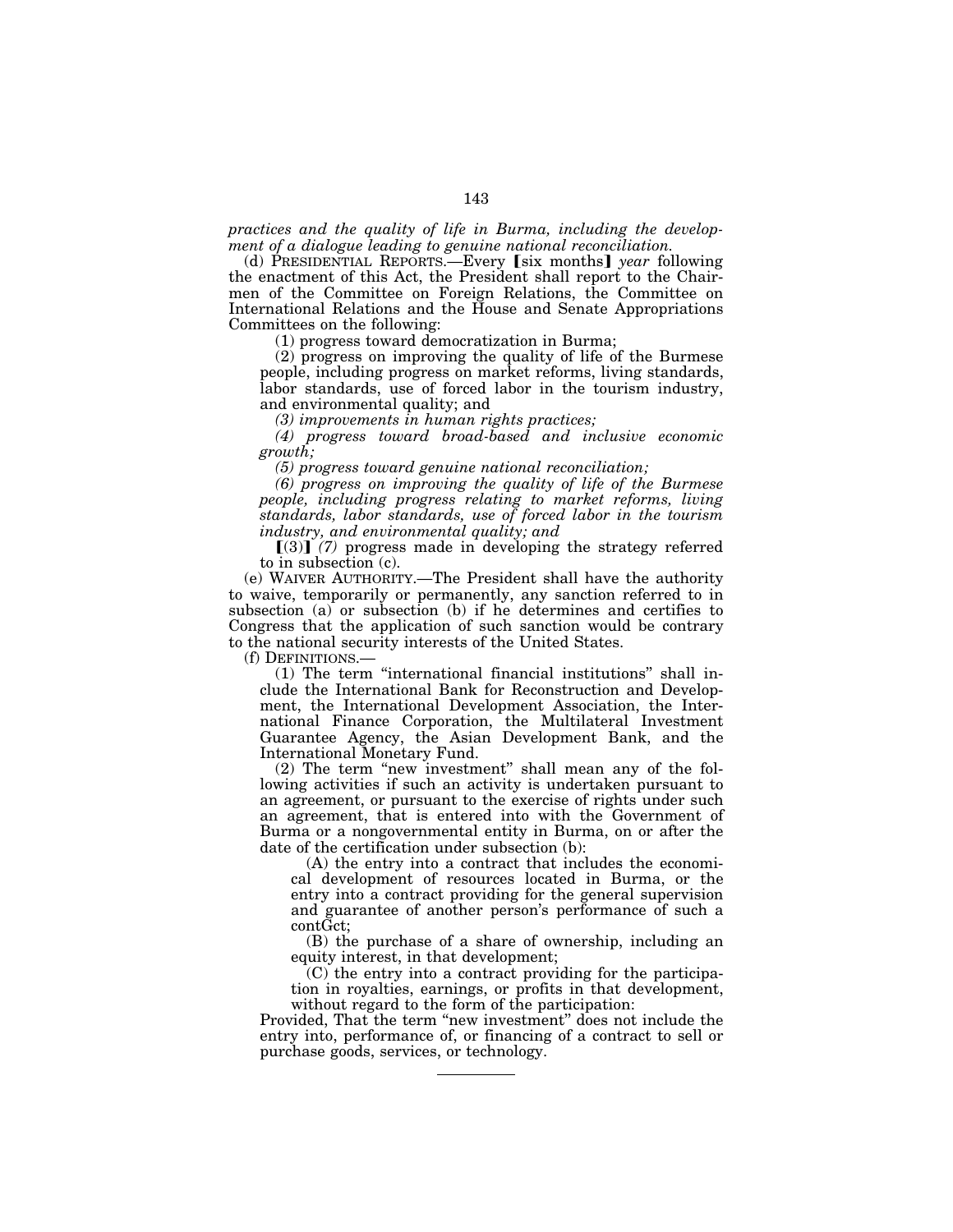*practices and the quality of life in Burma, including the development of a dialogue leading to genuine national reconciliation.*

(d) PRESIDENTIAL REPORTS.—Every ⟦six months⟧ *year* following the enactment of this Act, the President shall report to the Chairmen of the Committee on Foreign Relations, the Committee on International Relations and the House and Senate Appropriations Committees on the following:

(1) progress toward democratization in Burma;

(2) progress on improving the quality of life of the Burmese people, including progress on market reforms, living standards, labor standards, use of forced labor in the tourism industry, and environmental quality; and

*(3) improvements in human rights practices;*

*(4) progress toward broad-based and inclusive economic growth;*

*(5) progress toward genuine national reconciliation;*

*(6) progress on improving the quality of life of the Burmese people, including progress relating to market reforms, living standards, labor standards, use of forced labor in the tourism industry, and environmental quality; and*

⟦(3)⟧ *(7)* progress made in developing the strategy referred to in subsection (c).

(e) WAIVER AUTHORITY.—The President shall have the authority to waive, temporarily or permanently, any sanction referred to in subsection (a) or subsection (b) if he determines and certifies to Congress that the application of such sanction would be contrary to the national security interests of the United States.

(f) DEFINITIONS.—

(1) The term "international financial institutions" shall include the International Bank for Reconstruction and Development, the International Development Association, the International Finance Corporation, the Multilateral Investment Guarantee Agency, the Asian Development Bank, and the International Monetary Fund.

(2) The term "new investment" shall mean any of the following activities if such an activity is undertaken pursuant to an agreement, or pursuant to the exercise of rights under such an agreement, that is entered into with the Government of Burma or a nongovernmental entity in Burma, on or after the date of the certification under subsection (b):

(A) the entry into a contract that includes the economical development of resources located in Burma, or the entry into a contract providing for the general supervision and guarantee of another person's performance of such a contGct;

(B) the purchase of a share of ownership, including an equity interest, in that development;

(C) the entry into a contract providing for the participation in royalties, earnings, or profits in that development, without regard to the form of the participation:

Provided, That the term "new investment" does not include the entry into, performance of, or financing of a contract to sell or purchase goods, services, or technology.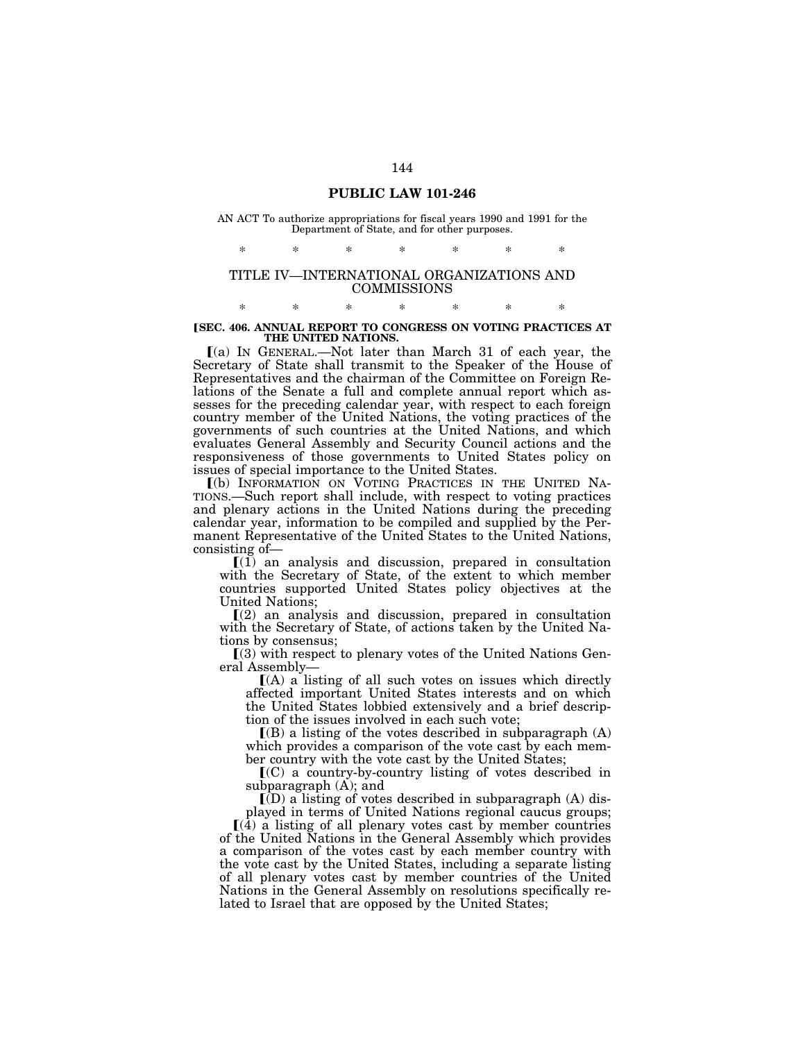# PUBLIC LAW 101-246

AN ACT To authorize appropriations for fiscal years 1990 and 1991 for the Department of State, and for other purposes.

\* \* \* \* \* \* \*

## TITLE IV—INTERNATIONAL ORGANIZATIONS AND COMMISSIONS

\* \* \* \* \* \* \*

**⟦SEC. 406. ANNUAL REPORT TO CONGRESS ON VOTING PRACTICES AT THE UNITED NATIONS.**

⟦(a) IN GENERAL.—Not later than March 31 of each year, the Secretary of State shall transmit to the Speaker of the House of Representatives and the chairman of the Committee on Foreign Relations of the Senate a full and complete annual report which assesses for the preceding calendar year, with respect to each foreign country member of the United Nations, the voting practices of the governments of such countries at the United Nations, and which evaluates General Assembly and Security Council actions and the responsiveness of those governments to United States policy on issues of special importance to the United States.

⟦(b) INFORMATION ON VOTING PRACTICES IN THE UNITED NATIONS.—Such report shall include, with respect to voting practices and plenary actions in the United Nations during the preceding calendar year, information to be compiled and supplied by the Permanent Representative of the United States to the United Nations, consisting of—

⟦(1) an analysis and discussion, prepared in consultation with the Secretary of State, of the extent to which member countries supported United States policy objectives at the United Nations;

⟦(2) an analysis and discussion, prepared in consultation with the Secretary of State, of actions taken by the United Nations by consensus;

⟦(3) with respect to plenary votes of the United Nations General Assembly—

⟦(A) a listing of all such votes on issues which directly affected important United States interests and on which the United States lobbied extensively and a brief description of the issues involved in each such vote;

⟦(B) a listing of the votes described in subparagraph (A) which provides a comparison of the vote cast by each member country with the vote cast by the United States;

⟦(C) a country-by-country listing of votes described in subparagraph (A); and

⟦(D) a listing of votes described in subparagraph (A) displayed in terms of United Nations regional caucus groups;

⟦(4) a listing of all plenary votes cast by member countries of the United Nations in the General Assembly which provides a comparison of the votes cast by each member country with the vote cast by the United States, including a separate listing of all plenary votes cast by member countries of the United Nations in the General Assembly on resolutions specifically related to Israel that are opposed by the United States;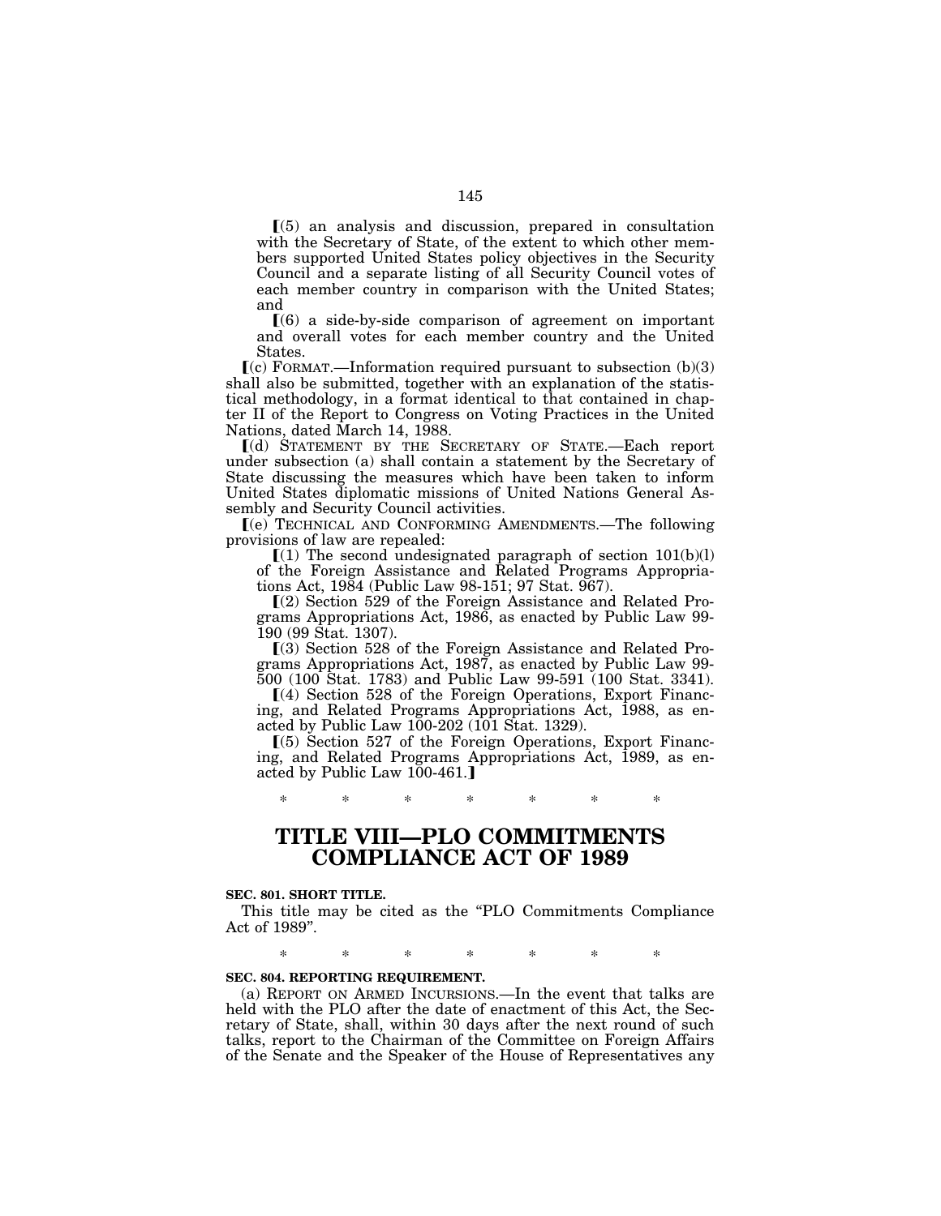⟦(5) an analysis and discussion, prepared in consultation with the Secretary of State, of the extent to which other members supported United States policy objectives in the Security Council and a separate listing of all Security Council votes of each member country in comparison with the United States; and

⟦(6) a side-by-side comparison of agreement on important and overall votes for each member country and the United States.

⟦(c) FORMAT.—Information required pursuant to subsection (b)(3) shall also be submitted, together with an explanation of the statistical methodology, in a format identical to that contained in chapter II of the Report to Congress on Voting Practices in the United Nations, dated March 14, 1988.

⟦(d) STATEMENT BY THE SECRETARY OF STATE.—Each report under subsection (a) shall contain a statement by the Secretary of State discussing the measures which have been taken to inform United States diplomatic missions of United Nations General Assembly and Security Council activities.

⟦(e) TECHNICAL AND CONFORMING AMENDMENTS.—The following provisions of law are repealed:

⟦(1) The second undesignated paragraph of section 101(b)(l) of the Foreign Assistance and Related Programs Appropriations Act, 1984 (Public Law 98-151; 97 Stat. 967).

⟦(2) Section 529 of the Foreign Assistance and Related Programs Appropriations Act, 1986, as enacted by Public Law 99-190 (99 Stat. 1307).

⟦(3) Section 528 of the Foreign Assistance and Related Programs Appropriations Act, 1987, as enacted by Public Law 99-500 (100 Stat. 1783) and Public Law 99-591 (100 Stat. 3341).

⟦(4) Section 528 of the Foreign Operations, Export Financing, and Related Programs Appropriations Act, 1988, as enacted by Public Law 100-202 (101 Stat. 1329).

⟦(5) Section 527 of the Foreign Operations, Export Financing, and Related Programs Appropriations Act, 1989, as enacted by Public Law 100-461.⟧

\* \* \* \* \* \* \*

# TITLE VIII—PLO COMMITMENTS COMPLIANCE ACT OF 1989

**SEC. 801. SHORT TITLE.**

This title may be cited as the "PLO Commitments Compliance Act of 1989".

\* \* \* \* \* \* \*

**SEC. 804. REPORTING REQUIREMENT.**

(a) REPORT ON ARMED INCURSIONS.—In the event that talks are held with the PLO after the date of enactment of this Act, the Secretary of State, shall, within 30 days after the next round of such talks, report to the Chairman of the Committee on Foreign Affairs of the Senate and the Speaker of the House of Representatives any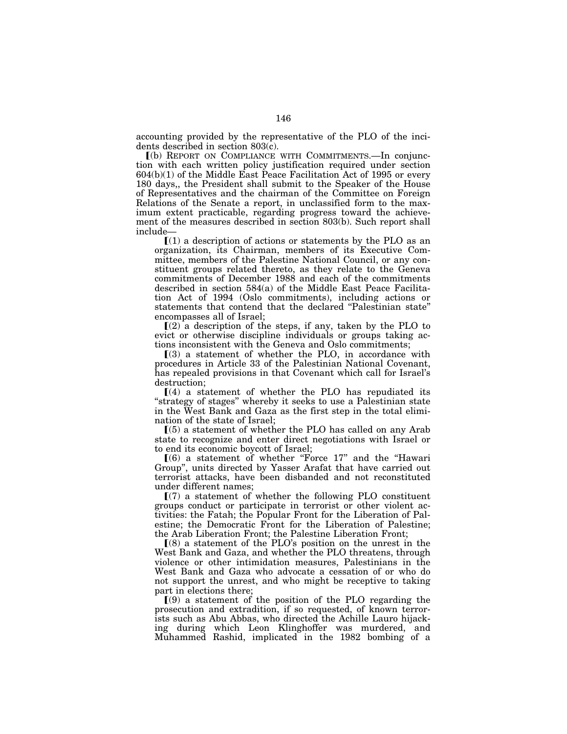accounting provided by the representative of the PLO of the incidents described in section 803(c).

⟦(b) REPORT ON COMPLIANCE WITH COMMITMENTS.—In conjunction with each written policy justification required under section 604(b)(1) of the Middle East Peace Facilitation Act of 1995 or every 180 days,, the President shall submit to the Speaker of the House of Representatives and the chairman of the Committee on Foreign Relations of the Senate a report, in unclassified form to the maximum extent practicable, regarding progress toward the achievement of the measures described in section 803(b). Such report shall include—

⟦(1) a description of actions or statements by the PLO as an organization, its Chairman, members of its Executive Committee, members of the Palestine National Council, or any constituent groups related thereto, as they relate to the Geneva commitments of December 1988 and each of the commitments described in section 584(a) of the Middle East Peace Facilitation Act of 1994 (Oslo commitments), including actions or statements that contend that the declared "Palestinian state" encompasses all of Israel;

⟦(2) a description of the steps, if any, taken by the PLO to evict or otherwise discipline individuals or groups taking actions inconsistent with the Geneva and Oslo commitments;

⟦(3) a statement of whether the PLO, in accordance with procedures in Article 33 of the Palestinian National Covenant, has repealed provisions in that Covenant which call for Israel's destruction;

⟦(4) a statement of whether the PLO has repudiated its "strategy of stages" whereby it seeks to use a Palestinian state in the West Bank and Gaza as the first step in the total elimination of the state of Israel;

⟦(5) a statement of whether the PLO has called on any Arab state to recognize and enter direct negotiations with Israel or to end its economic boycott of Israel;

⟦(6) a statement of whether "Force 17" and the "Hawari Group", units directed by Yasser Arafat that have carried out terrorist attacks, have been disbanded and not reconstituted under different names;

⟦(7) a statement of whether the following PLO constituent groups conduct or participate in terrorist or other violent activities: the Fatah; the Popular Front for the Liberation of Palestine; the Democratic Front for the Liberation of Palestine; the Arab Liberation Front; the Palestine Liberation Front;

⟦(8) a statement of the PLO's position on the unrest in the West Bank and Gaza, and whether the PLO threatens, through violence or other intimidation measures, Palestinians in the West Bank and Gaza who advocate a cessation of or who do not support the unrest, and who might be receptive to taking part in elections there;

⟦(9) a statement of the position of the PLO regarding the prosecution and extradition, if so requested, of known terrorists such as Abu Abbas, who directed the Achille Lauro hijacking during which Leon Klinghoffer was murdered, and Muhammed Rashid, implicated in the 1982 bombing of a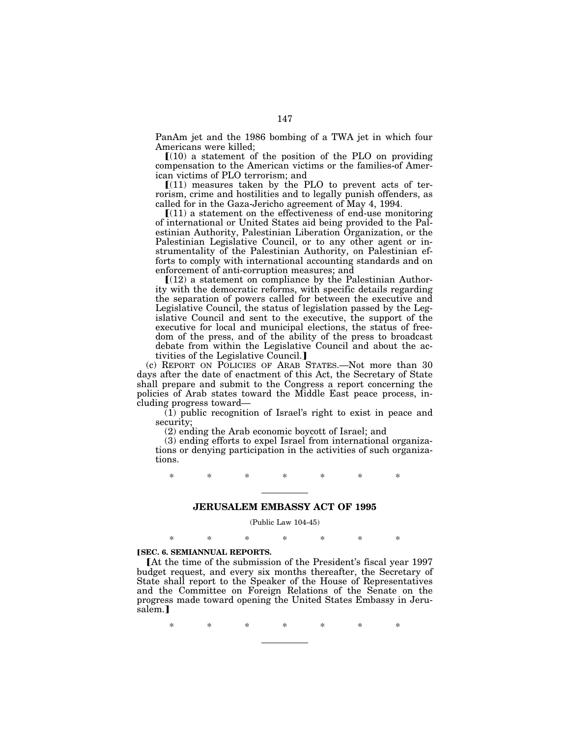PanAm jet and the 1986 bombing of a TWA jet in which four Americans were killed;

【(10) a statement of the position of the PLO on providing compensation to the American victims or the families-of American victims of PLO terrorism; and

【(11) measures taken by the PLO to prevent acts of terrorism, crime and hostilities and to legally punish offenders, as called for in the Gaza-Jericho agreement of May 4, 1994.

【(11) a statement on the effectiveness of end-use monitoring of international or United States aid being provided to the Palestinian Authority, Palestinian Liberation Organization, or the Palestinian Legislative Council, or to any other agent or instrumentality of the Palestinian Authority, on Palestinian efforts to comply with international accounting standards and on enforcement of anti-corruption measures; and

【(12) a statement on compliance by the Palestinian Authority with the democratic reforms, with specific details regarding the separation of powers called for between the executive and Legislative Council, the status of legislation passed by the Legislative Council and sent to the executive, the support of the executive for local and municipal elections, the status of freedom of the press, and of the ability of the press to broadcast debate from within the Legislative Council and about the activities of the Legislative Council.】

(c) REPORT ON POLICIES OF ARAB STATES.—Not more than 30 days after the date of enactment of this Act, the Secretary of State shall prepare and submit to the Congress a report concerning the policies of Arab states toward the Middle East peace process, including progress toward—

(1) public recognition of Israel's right to exist in peace and security;

(2) ending the Arab economic boycott of Israel; and

(3) ending efforts to expel Israel from international organizations or denying participation in the activities of such organizations.

\* \* \* \* \* \* \*

---

## JERUSALEM EMBASSY ACT OF 1995

(Public Law 104-45)

\* \* \* \* \* \* \*

**【SEC. 6. SEMIANNUAL REPORTS.**

【At the time of the submission of the President's fiscal year 1997 budget request, and every six months thereafter, the Secretary of State shall report to the Speaker of the House of Representatives and the Committee on Foreign Relations of the Senate on the progress made toward opening the United States Embassy in Jerusalem.】

\* \* \* \* \* \* \*

---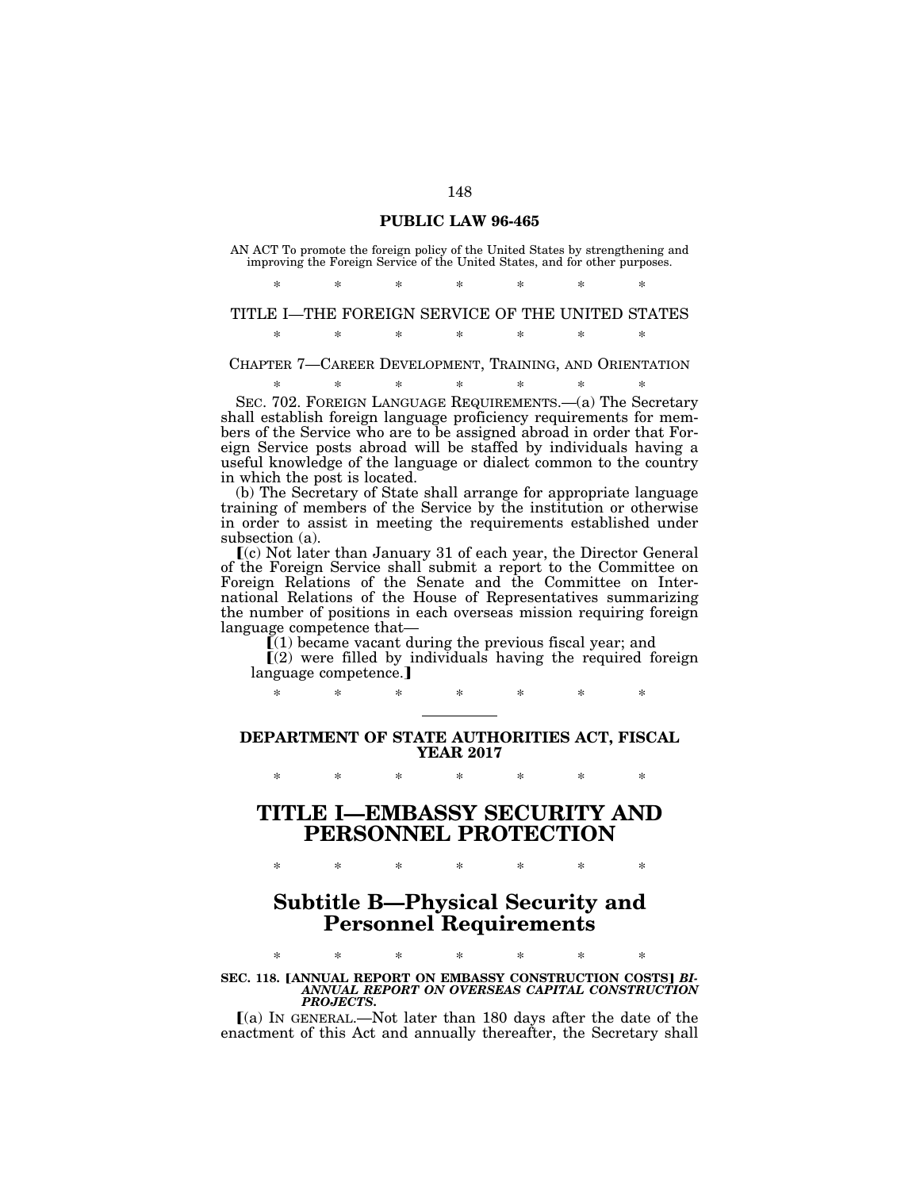**PUBLIC LAW 96-465**

AN ACT To promote the foreign policy of the United States by strengthening and improving the Foreign Service of the United States, and for other purposes.

\* \* \* \* \* \* \*

TITLE I—THE FOREIGN SERVICE OF THE UNITED STATES

\* \* \* \* \* \* \*

CHAPTER 7—CAREER DEVELOPMENT, TRAINING, AND ORIENTATION

\* \* \* \* \* \* \*

SEC. 702. FOREIGN LANGUAGE REQUIREMENTS.—(a) The Secretary shall establish foreign language proficiency requirements for members of the Service who are to be assigned abroad in order that Foreign Service posts abroad will be staffed by individuals having a useful knowledge of the language or dialect common to the country in which the post is located.

(b) The Secretary of State shall arrange for appropriate language training of members of the Service by the institution or otherwise in order to assist in meeting the requirements established under subsection (a).

⟦(c) Not later than January 31 of each year, the Director General of the Foreign Service shall submit a report to the Committee on Foreign Relations of the Senate and the Committee on International Relations of the House of Representatives summarizing the number of positions in each overseas mission requiring foreign language competence that—

⟦(1) became vacant during the previous fiscal year; and

⟦(2) were filled by individuals having the required foreign language competence.⟧

\* \* \* \* \* \* \*

---

**DEPARTMENT OF STATE AUTHORITIES ACT, FISCAL YEAR 2017**

\* \* \* \* \* \* \*

# TITLE I—EMBASSY SECURITY AND PERSONNEL PROTECTION

\* \* \* \* \* \* \*

## Subtitle B—Physical Security and Personnel Requirements

\* \* \* \* \* \* \*

**SEC. 118. ⟦ANNUAL REPORT ON EMBASSY CONSTRUCTION COSTS⟧ *BI-ANNUAL REPORT ON OVERSEAS CAPITAL CONSTRUCTION PROJECTS.***

⟦(a) IN GENERAL.—Not later than 180 days after the date of the enactment of this Act and annually thereafter, the Secretary shall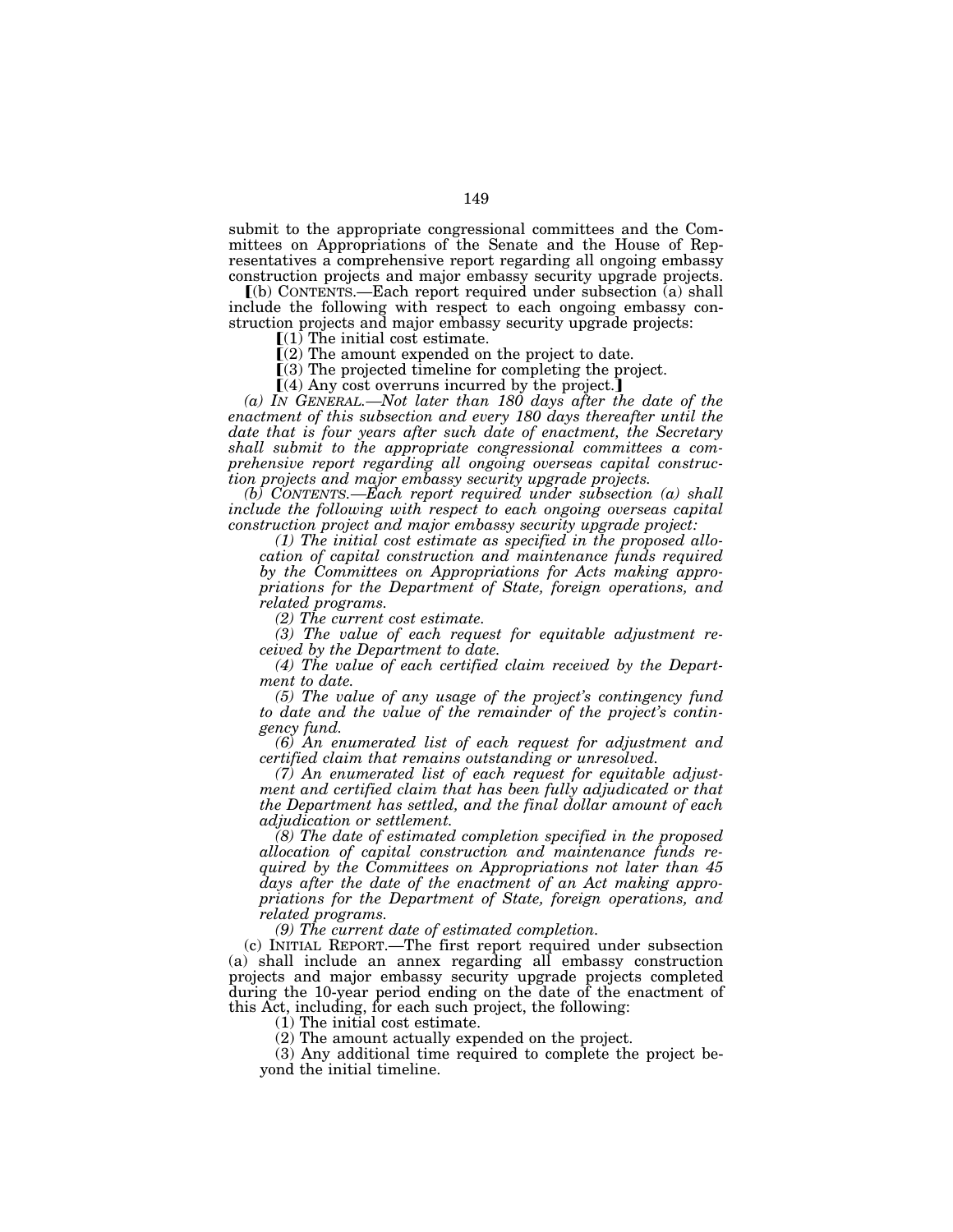submit to the appropriate congressional committees and the Committees on Appropriations of the Senate and the House of Representatives a comprehensive report regarding all ongoing embassy construction projects and major embassy security upgrade projects.

【(b) CONTENTS.—Each report required under subsection (a) shall include the following with respect to each ongoing embassy construction projects and major embassy security upgrade projects:

【(1) The initial cost estimate.

【(2) The amount expended on the project to date.

【(3) The projected timeline for completing the project.

【(4) Any cost overruns incurred by the project.】

*(a) IN GENERAL.—Not later than 180 days after the date of the enactment of this subsection and every 180 days thereafter until the date that is four years after such date of enactment, the Secretary shall submit to the appropriate congressional committees a comprehensive report regarding all ongoing overseas capital construction projects and major embassy security upgrade projects.*

*(b) CONTENTS.—Each report required under subsection (a) shall include the following with respect to each ongoing overseas capital construction project and major embassy security upgrade project:*

*(1) The initial cost estimate as specified in the proposed allocation of capital construction and maintenance funds required by the Committees on Appropriations for Acts making appropriations for the Department of State, foreign operations, and related programs.*

*(2) The current cost estimate.*

*(3) The value of each request for equitable adjustment received by the Department to date.*

*(4) The value of each certified claim received by the Department to date.*

*(5) The value of any usage of the project's contingency fund to date and the value of the remainder of the project's contingency fund.*

*(6) An enumerated list of each request for adjustment and certified claim that remains outstanding or unresolved.*

*(7) An enumerated list of each request for equitable adjustment and certified claim that has been fully adjudicated or that the Department has settled, and the final dollar amount of each adjudication or settlement.*

*(8) The date of estimated completion specified in the proposed allocation of capital construction and maintenance funds required by the Committees on Appropriations not later than 45 days after the date of the enactment of an Act making appropriations for the Department of State, foreign operations, and related programs.*

*(9) The current date of estimated completion.*

(c) INITIAL REPORT.—The first report required under subsection (a) shall include an annex regarding all embassy construction projects and major embassy security upgrade projects completed during the 10-year period ending on the date of the enactment of this Act, including, for each such project, the following:

(1) The initial cost estimate.

(2) The amount actually expended on the project.

(3) Any additional time required to complete the project beyond the initial timeline.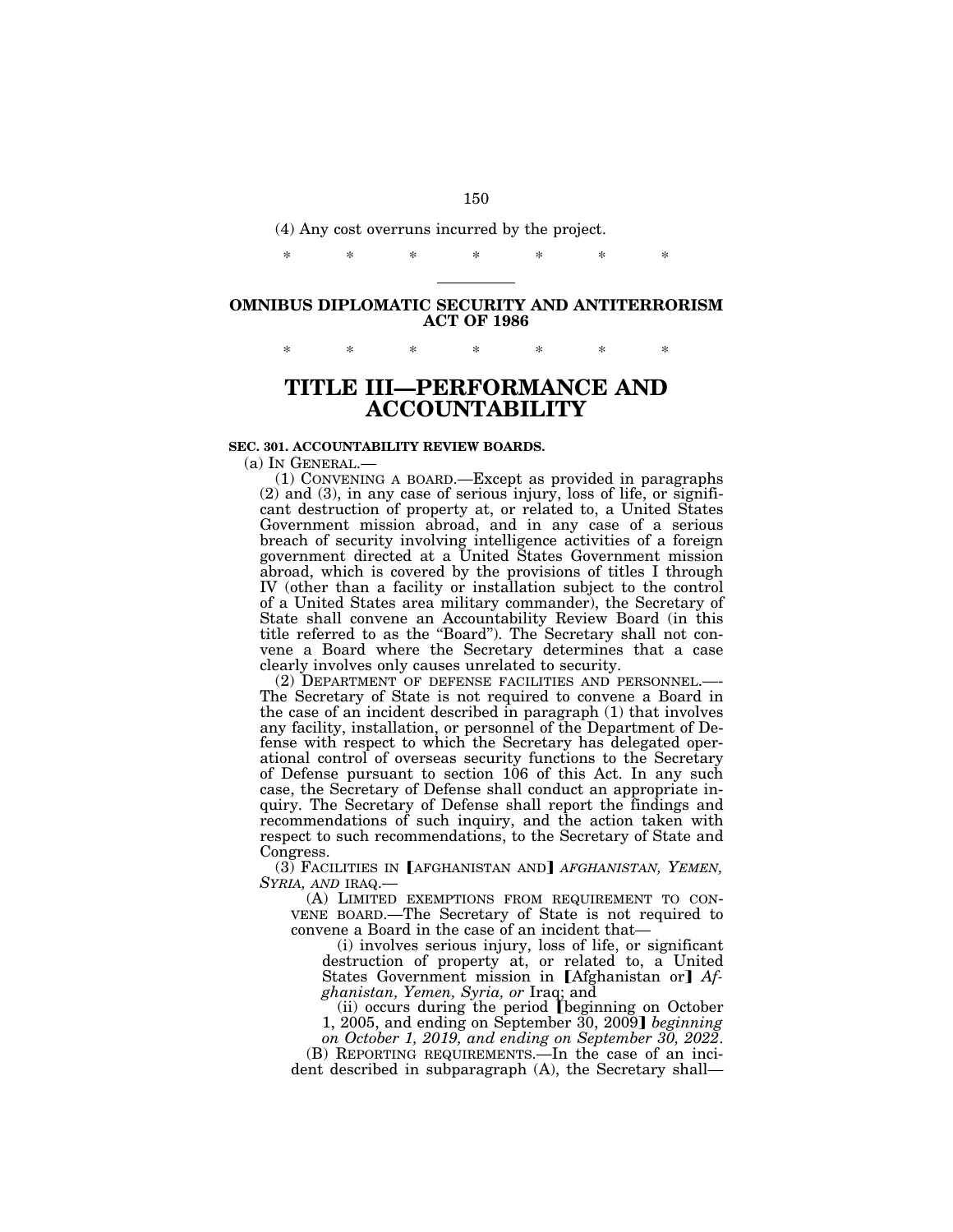(4) Any cost overruns incurred by the project.

\* \* \* \* \* \* \*

## OMNIBUS DIPLOMATIC SECURITY AND ANTITERRORISM ACT OF 1986

\* \* \* \* \* \* \*

# TITLE III—PERFORMANCE AND ACCOUNTABILITY

**SEC. 301. ACCOUNTABILITY REVIEW BOARDS.**

(a) IN GENERAL.—

(1) CONVENING A BOARD.—Except as provided in paragraphs (2) and (3), in any case of serious injury, loss of life, or significant destruction of property at, or related to, a United States Government mission abroad, and in any case of a serious breach of security involving intelligence activities of a foreign government directed at a United States Government mission abroad, which is covered by the provisions of titles I through IV (other than a facility or installation subject to the control of a United States area military commander), the Secretary of State shall convene an Accountability Review Board (in this title referred to as the "Board"). The Secretary shall not convene a Board where the Secretary determines that a case clearly involves only causes unrelated to security.

(2) DEPARTMENT OF DEFENSE FACILITIES AND PERSONNEL.—The Secretary of State is not required to convene a Board in the case of an incident described in paragraph (1) that involves any facility, installation, or personnel of the Department of Defense with respect to which the Secretary has delegated operational control of overseas security functions to the Secretary of Defense pursuant to section 106 of this Act. In any such case, the Secretary of Defense shall conduct an appropriate inquiry. The Secretary of Defense shall report the findings and recommendations of such inquiry, and the action taken with respect to such recommendations, to the Secretary of State and Congress.

(3) FACILITIES IN ⟦AFGHANISTAN AND⟧ *AFGHANISTAN, YEMEN, SYRIA, AND* IRAQ.—

(A) LIMITED EXEMPTIONS FROM REQUIREMENT TO CONVENE BOARD.—The Secretary of State is not required to convene a Board in the case of an incident that—

(i) involves serious injury, loss of life, or significant destruction of property at, or related to, a United States Government mission in ⟦Afghanistan or⟧ *Afghanistan, Yemen, Syria, or* Iraq; and

(ii) occurs during the period ⟦beginning on October 1, 2005, and ending on September 30, 2009⟧ *beginning on October 1, 2019, and ending on September 30, 2022*.

(B) REPORTING REQUIREMENTS.—In the case of an incident described in subparagraph (A), the Secretary shall—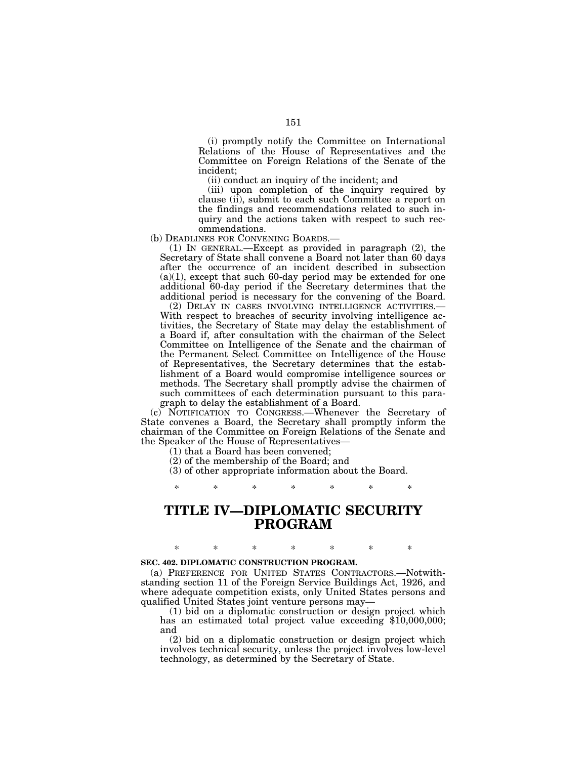(i) promptly notify the Committee on International Relations of the House of Representatives and the Committee on Foreign Relations of the Senate of the incident;

(ii) conduct an inquiry of the incident; and

(iii) upon completion of the inquiry required by clause (ii), submit to each such Committee a report on the findings and recommendations related to such inquiry and the actions taken with respect to such recommendations.

(b) DEADLINES FOR CONVENING BOARDS.—

(1) IN GENERAL.—Except as provided in paragraph (2), the Secretary of State shall convene a Board not later than 60 days after the occurrence of an incident described in subsection (a)(1), except that such 60-day period may be extended for one additional 60-day period if the Secretary determines that the additional period is necessary for the convening of the Board.

(2) DELAY IN CASES INVOLVING INTELLIGENCE ACTIVITIES.—With respect to breaches of security involving intelligence activities, the Secretary of State may delay the establishment of a Board if, after consultation with the chairman of the Select Committee on Intelligence of the Senate and the chairman of the Permanent Select Committee on Intelligence of the House of Representatives, the Secretary determines that the establishment of a Board would compromise intelligence sources or methods. The Secretary shall promptly advise the chairmen of such committees of each determination pursuant to this paragraph to delay the establishment of a Board.

(c) NOTIFICATION TO CONGRESS.—Whenever the Secretary of State convenes a Board, the Secretary shall promptly inform the chairman of the Committee on Foreign Relations of the Senate and the Speaker of the House of Representatives—

(1) that a Board has been convened;

(2) of the membership of the Board; and

(3) of other appropriate information about the Board.

\* \* \* \* \* \* \*

# TITLE IV—DIPLOMATIC SECURITY PROGRAM

\* \* \* \* \* \* \*

**SEC. 402. DIPLOMATIC CONSTRUCTION PROGRAM.**

(a) PREFERENCE FOR UNITED STATES CONTRACTORS.—Notwithstanding section 11 of the Foreign Service Buildings Act, 1926, and where adequate competition exists, only United States persons and qualified United States joint venture persons may—

(1) bid on a diplomatic construction or design project which has an estimated total project value exceeding $10,000,000; and

(2) bid on a diplomatic construction or design project which involves technical security, unless the project involves low-level technology, as determined by the Secretary of State.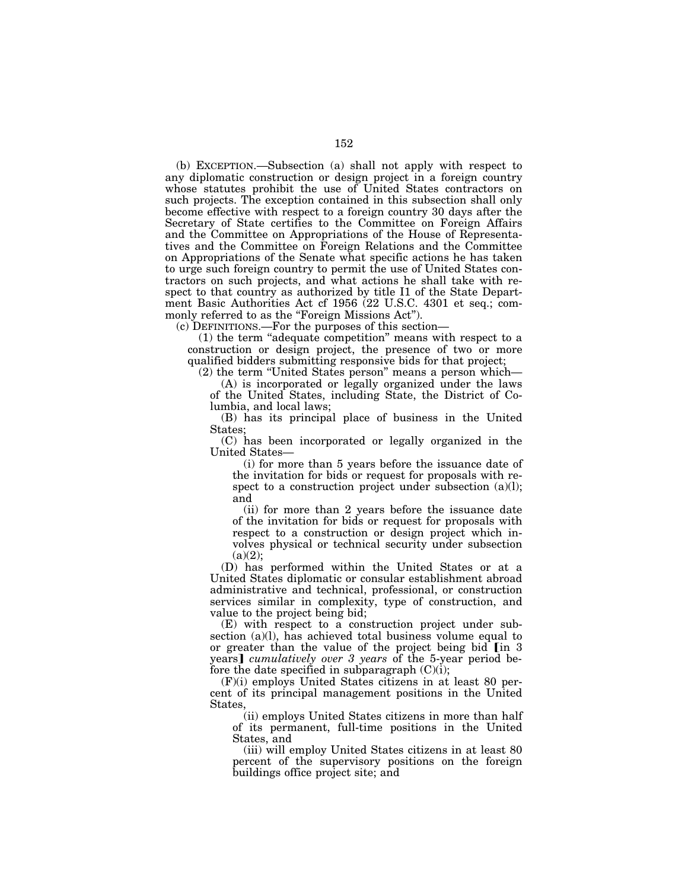(b) EXCEPTION.—Subsection (a) shall not apply with respect to any diplomatic construction or design project in a foreign country whose statutes prohibit the use of United States contractors on such projects. The exception contained in this subsection shall only become effective with respect to a foreign country 30 days after the Secretary of State certifies to the Committee on Foreign Affairs and the Committee on Appropriations of the House of Representatives and the Committee on Foreign Relations and the Committee on Appropriations of the Senate what specific actions he has taken to urge such foreign country to permit the use of United States contractors on such projects, and what actions he shall take with respect to that country as authorized by title I1 of the State Department Basic Authorities Act cf 1956 (22 U.S.C. 4301 et seq.; commonly referred to as the "Foreign Missions Act").

(c) DEFINITIONS.—For the purposes of this section—

(1) the term "adequate competition" means with respect to a construction or design project, the presence of two or more qualified bidders submitting responsive bids for that project;

(2) the term "United States person" means a person which—

(A) is incorporated or legally organized under the laws of the United States, including State, the District of Columbia, and local laws;

(B) has its principal place of business in the United States;

(C) has been incorporated or legally organized in the United States—

(i) for more than 5 years before the issuance date of the invitation for bids or request for proposals with respect to a construction project under subsection (a)(l); and

(ii) for more than 2 years before the issuance date of the invitation for bids or request for proposals with respect to a construction or design project which involves physical or technical security under subsection (a)(2);

(D) has performed within the United States or at a United States diplomatic or consular establishment abroad administrative and technical, professional, or construction services similar in complexity, type of construction, and value to the project being bid;

(E) with respect to a construction project under subsection (a)(l), has achieved total business volume equal to or greater than the value of the project being bid [in 3 years] *cumulatively over 3 years* of the 5-year period before the date specified in subparagraph (C)(i);

(F)(i) employs United States citizens in at least 80 percent of its principal management positions in the United States,

(ii) employs United States citizens in more than half of its permanent, full-time positions in the United States, and

(iii) will employ United States citizens in at least 80 percent of the supervisory positions on the foreign buildings office project site; and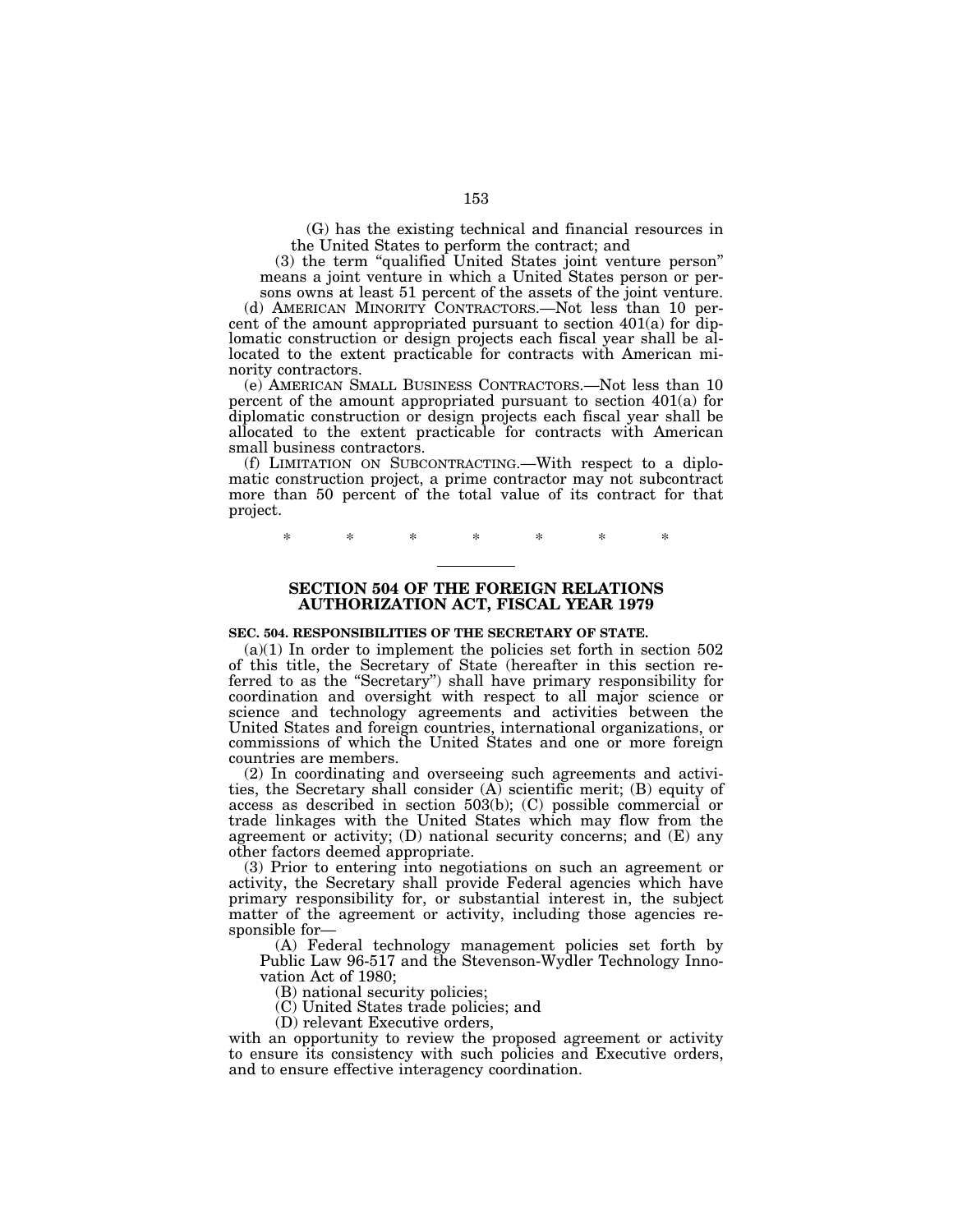(G) has the existing technical and financial resources in the United States to perform the contract; and

(3) the term "qualified United States joint venture person" means a joint venture in which a United States person or persons owns at least 51 percent of the assets of the joint venture.

(d) AMERICAN MINORITY CONTRACTORS.—Not less than 10 percent of the amount appropriated pursuant to section 401(a) for diplomatic construction or design projects each fiscal year shall be allocated to the extent practicable for contracts with American minority contractors.

(e) AMERICAN SMALL BUSINESS CONTRACTORS.—Not less than 10 percent of the amount appropriated pursuant to section 401(a) for diplomatic construction or design projects each fiscal year shall be allocated to the extent practicable for contracts with American small business contractors.

(f) LIMITATION ON SUBCONTRACTING.—With respect to a diplomatic construction project, a prime contractor may not subcontract more than 50 percent of the total value of its contract for that project.

\* \* \* \* \* \* \*

---

## SECTION 504 OF THE FOREIGN RELATIONS AUTHORIZATION ACT, FISCAL YEAR 1979

**SEC. 504. RESPONSIBILITIES OF THE SECRETARY OF STATE.**

(a)(1) In order to implement the policies set forth in section 502 of this title, the Secretary of State (hereafter in this section referred to as the "Secretary") shall have primary responsibility for coordination and oversight with respect to all major science or science and technology agreements and activities between the United States and foreign countries, international organizations, or commissions of which the United States and one or more foreign countries are members.

(2) In coordinating and overseeing such agreements and activities, the Secretary shall consider (A) scientific merit; (B) equity of access as described in section 503(b); (C) possible commercial or trade linkages with the United States which may flow from the agreement or activity; (D) national security concerns; and (E) any other factors deemed appropriate.

(3) Prior to entering into negotiations on such an agreement or activity, the Secretary shall provide Federal agencies which have primary responsibility for, or substantial interest in, the subject matter of the agreement or activity, including those agencies responsible for—

(A) Federal technology management policies set forth by Public Law 96-517 and the Stevenson-Wydler Technology Innovation Act of 1980;

(B) national security policies;

(C) United States trade policies; and

(D) relevant Executive orders,

with an opportunity to review the proposed agreement or activity to ensure its consistency with such policies and Executive orders, and to ensure effective interagency coordination.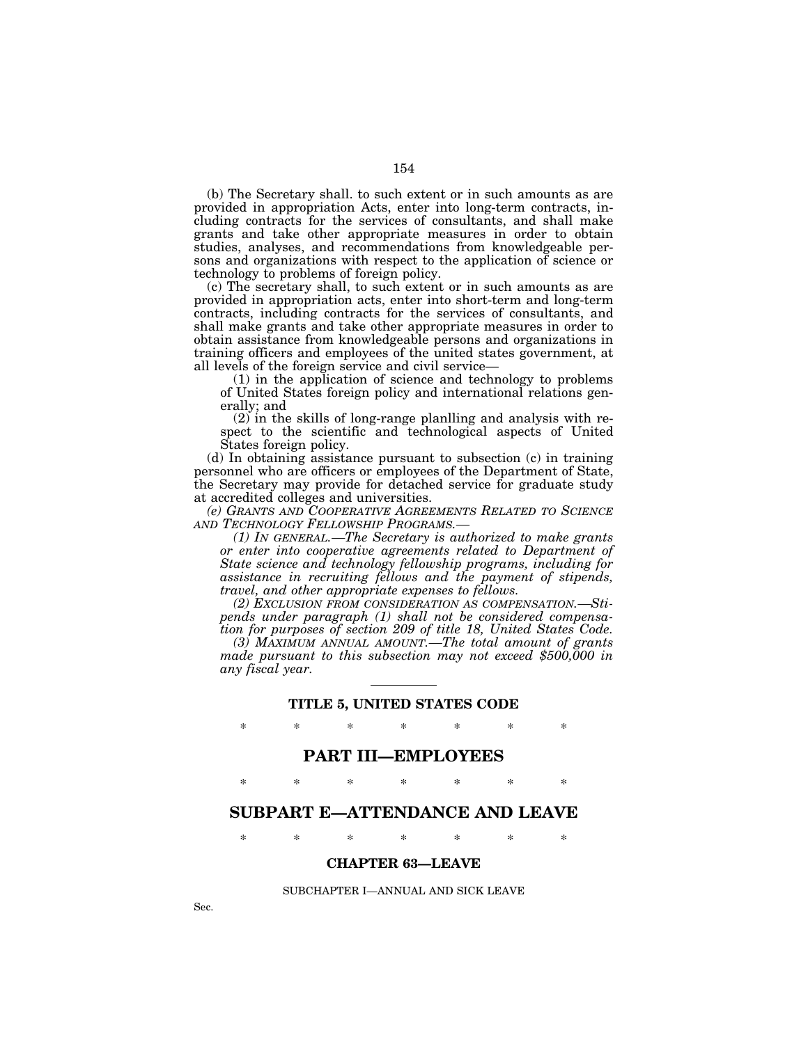(b) The Secretary shall. to such extent or in such amounts as are provided in appropriation Acts, enter into long-term contracts, including contracts for the services of consultants, and shall make grants and take other appropriate measures in order to obtain studies, analyses, and recommendations from knowledgeable persons and organizations with respect to the application of science or technology to problems of foreign policy.

(c) The secretary shall, to such extent or in such amounts as are provided in appropriation acts, enter into short-term and long-term contracts, including contracts for the services of consultants, and shall make grants and take other appropriate measures in order to obtain assistance from knowledgeable persons and organizations in training officers and employees of the united states government, at all levels of the foreign service and civil service—

(1) in the application of science and technology to problems of United States foreign policy and international relations generally; and

(2) in the skills of long-range planlling and analysis with respect to the scientific and technological aspects of United States foreign policy.

(d) In obtaining assistance pursuant to subsection (c) in training personnel who are officers or employees of the Department of State, the Secretary may provide for detached service for graduate study at accredited colleges and universities.

*(e) GRANTS AND COOPERATIVE AGREEMENTS RELATED TO SCIENCE AND TECHNOLOGY FELLOWSHIP PROGRAMS.—*

*(1) IN GENERAL.—The Secretary is authorized to make grants or enter into cooperative agreements related to Department of State science and technology fellowship programs, including for assistance in recruiting fellows and the payment of stipends, travel, and other appropriate expenses to fellows.*

*(2) EXCLUSION FROM CONSIDERATION AS COMPENSATION.—Stipends under paragraph (1) shall not be considered compensation for purposes of section 209 of title 18, United States Code.*

*(3) MAXIMUM ANNUAL AMOUNT.—The total amount of grants made pursuant to this subsection may not exceed $500,000 in any fiscal year.*

---

## TITLE 5, UNITED STATES CODE

\* \* \* \* \* \* \*

# PART III—EMPLOYEES

\* \* \* \* \* \* \*

# SUBPART E—ATTENDANCE AND LEAVE

\* \* \* \* \* \* \*

### CHAPTER 63—LEAVE

SUBCHAPTER I—ANNUAL AND SICK LEAVE

Sec.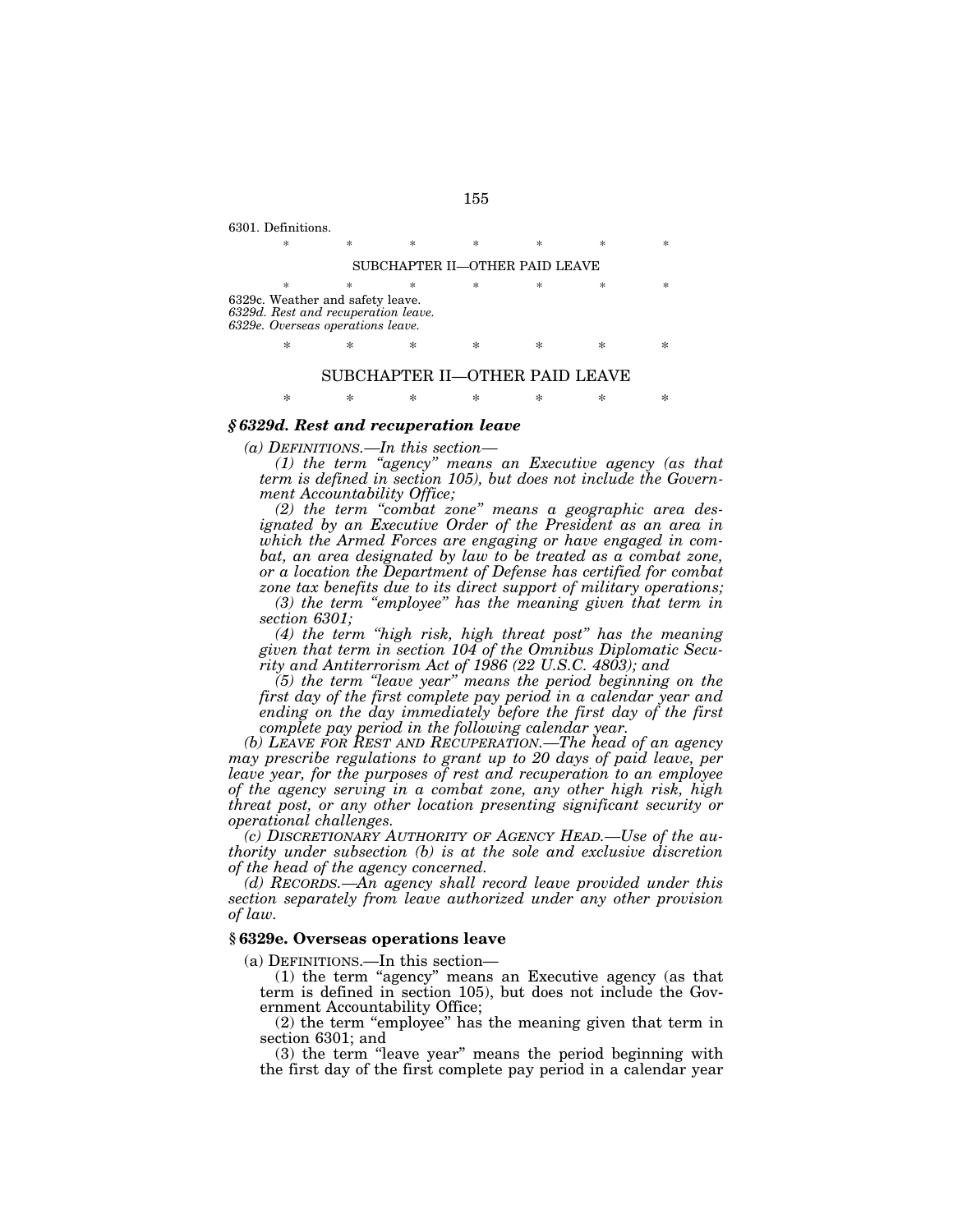6301. Definitions.

\*    \*    \*    \*    \*    \*    \*

SUBCHAPTER II—OTHER PAID LEAVE

\*    \*    \*    \*    \*    \*    \*

6329c. Weather and safety leave.
*6329d. Rest and recuperation leave.*
*6329e. Overseas operations leave.*

\*    \*    \*    \*    \*    \*    \*

## SUBCHAPTER II—OTHER PAID LEAVE

\*    \*    \*    \*    \*    \*    \*

### *§ 6329d. Rest and recuperation leave*

*(a) DEFINITIONS.—In this section—*

*(1) the term "agency" means an Executive agency (as that term is defined in section 105), but does not include the Government Accountability Office;*

*(2) the term "combat zone" means a geographic area designated by an Executive Order of the President as an area in which the Armed Forces are engaging or have engaged in combat, an area designated by law to be treated as a combat zone, or a location the Department of Defense has certified for combat zone tax benefits due to its direct support of military operations;*

*(3) the term "employee" has the meaning given that term in section 6301;*

*(4) the term "high risk, high threat post" has the meaning given that term in section 104 of the Omnibus Diplomatic Security and Antiterrorism Act of 1986 (22 U.S.C. 4803); and*

*(5) the term "leave year" means the period beginning on the first day of the first complete pay period in a calendar year and ending on the day immediately before the first day of the first complete pay period in the following calendar year.*

*(b) LEAVE FOR REST AND RECUPERATION.—The head of an agency may prescribe regulations to grant up to 20 days of paid leave, per leave year, for the purposes of rest and recuperation to an employee of the agency serving in a combat zone, any other high risk, high threat post, or any other location presenting significant security or operational challenges.*

*(c) DISCRETIONARY AUTHORITY OF AGENCY HEAD.—Use of the authority under subsection (b) is at the sole and exclusive discretion of the head of the agency concerned.*

*(d) RECORDS.—An agency shall record leave provided under this section separately from leave authorized under any other provision of law.*

### § 6329e. Overseas operations leave

(a) DEFINITIONS.—In this section—

(1) the term "agency" means an Executive agency (as that term is defined in section 105), but does not include the Government Accountability Office;

(2) the term "employee" has the meaning given that term in section 6301; and

(3) the term "leave year" means the period beginning with the first day of the first complete pay period in a calendar year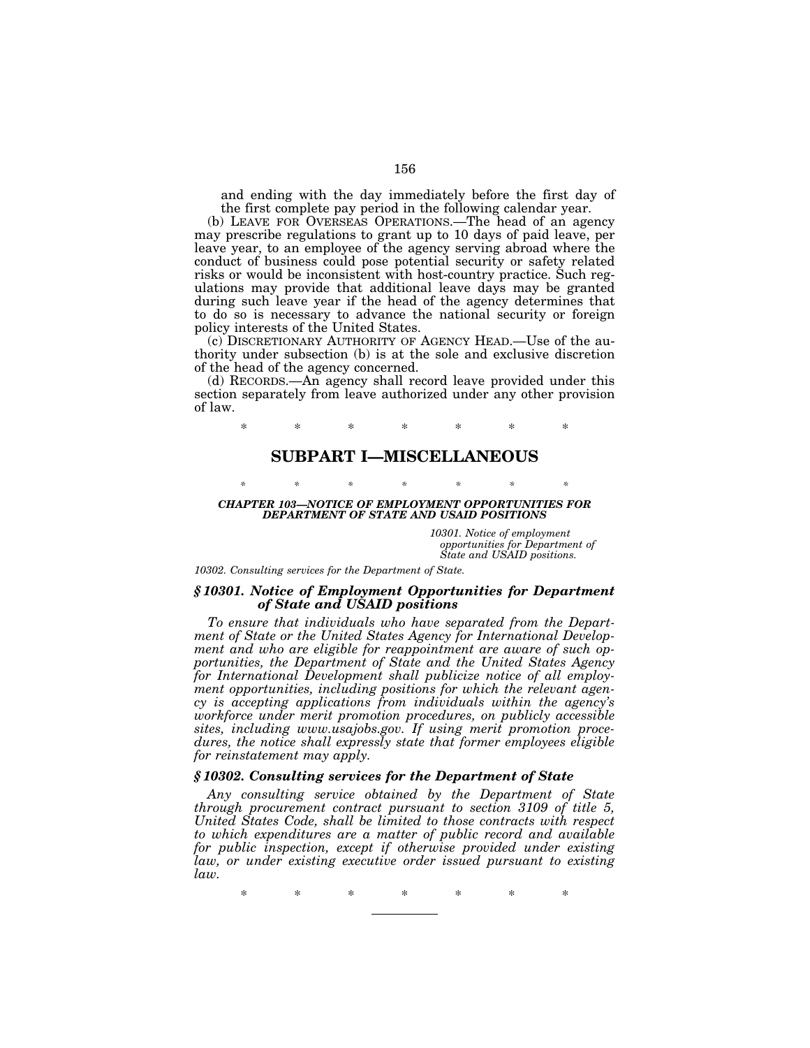and ending with the day immediately before the first day of the first complete pay period in the following calendar year.

(b) LEAVE FOR OVERSEAS OPERATIONS.—The head of an agency may prescribe regulations to grant up to 10 days of paid leave, per leave year, to an employee of the agency serving abroad where the conduct of business could pose potential security or safety related risks or would be inconsistent with host-country practice. Such regulations may provide that additional leave days may be granted during such leave year if the head of the agency determines that to do so is necessary to advance the national security or foreign policy interests of the United States.

(c) DISCRETIONARY AUTHORITY OF AGENCY HEAD.—Use of the authority under subsection (b) is at the sole and exclusive discretion of the head of the agency concerned.

(d) RECORDS.—An agency shall record leave provided under this section separately from leave authorized under any other provision of law.

\* \* \* \* \* \* \*

## SUBPART I—MISCELLANEOUS

\* \* \* \* \* \* \*

***CHAPTER 103—NOTICE OF EMPLOYMENT OPPORTUNITIES FOR DEPARTMENT OF STATE AND USAID POSITIONS***

*10301. Notice of employment opportunities for Department of State and USAID positions.*

*10302. Consulting services for the Department of State.*

### *§ 10301. Notice of Employment Opportunities for Department of State and USAID positions*

*To ensure that individuals who have separated from the Department of State or the United States Agency for International Development and who are eligible for reappointment are aware of such opportunities, the Department of State and the United States Agency for International Development shall publicize notice of all employment opportunities, including positions for which the relevant agency is accepting applications from individuals within the agency's workforce under merit promotion procedures, on publicly accessible sites, including www.usajobs.gov. If using merit promotion procedures, the notice shall expressly state that former employees eligible for reinstatement may apply.*

### *§ 10302. Consulting services for the Department of State*

*Any consulting service obtained by the Department of State through procurement contract pursuant to section 3109 of title 5, United States Code, shall be limited to those contracts with respect to which expenditures are a matter of public record and available for public inspection, except if otherwise provided under existing law, or under existing executive order issued pursuant to existing law.*

\* \* \* \* \* \* \*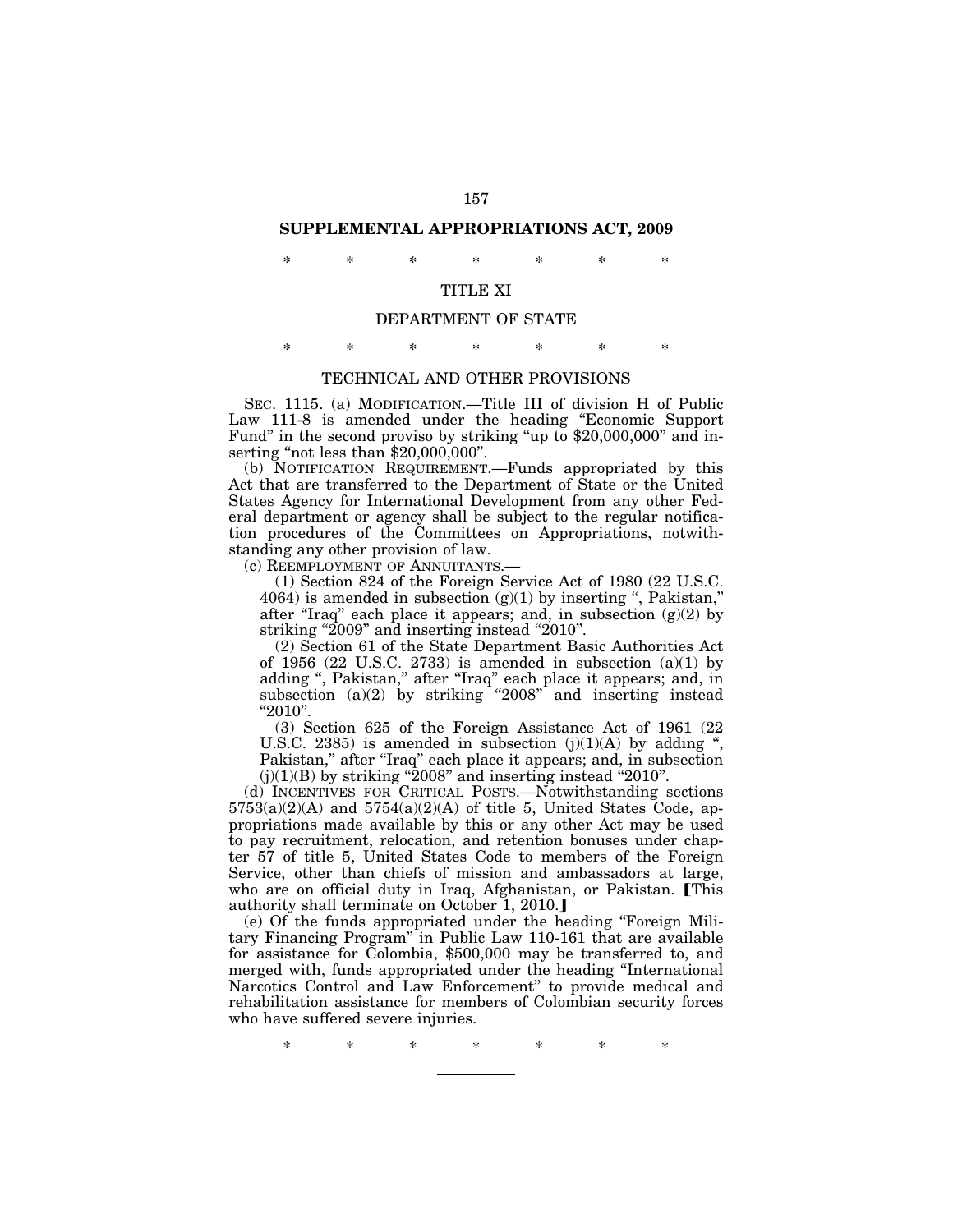## SUPPLEMENTAL APPROPRIATIONS ACT, 2009

\* \* \* \* \* \* \*

### TITLE XI

### DEPARTMENT OF STATE

\* \* \* \* \* \* \*

### TECHNICAL AND OTHER PROVISIONS

SEC. 1115. (a) MODIFICATION.—Title III of division H of Public Law 111-8 is amended under the heading "Economic Support Fund" in the second proviso by striking "up to $20,000,000" and inserting "not less than $20,000,000".

(b) NOTIFICATION REQUIREMENT.—Funds appropriated by this Act that are transferred to the Department of State or the United States Agency for International Development from any other Federal department or agency shall be subject to the regular notification procedures of the Committees on Appropriations, notwithstanding any other provision of law.

(c) REEMPLOYMENT OF ANNUITANTS.—

(1) Section 824 of the Foreign Service Act of 1980 (22 U.S.C. 4064) is amended in subsection (g)(1) by inserting ", Pakistan," after "Iraq" each place it appears; and, in subsection (g)(2) by striking "2009" and inserting instead "2010".

(2) Section 61 of the State Department Basic Authorities Act of 1956 (22 U.S.C. 2733) is amended in subsection (a)(1) by adding ", Pakistan," after "Iraq" each place it appears; and, in subsection (a)(2) by striking "2008" and inserting instead "2010".

(3) Section 625 of the Foreign Assistance Act of 1961 (22 U.S.C. 2385) is amended in subsection (j)(1)(A) by adding ", Pakistan," after "Iraq" each place it appears; and, in subsection (j)(1)(B) by striking "2008" and inserting instead "2010".

(d) INCENTIVES FOR CRITICAL POSTS.—Notwithstanding sections 5753(a)(2)(A) and 5754(a)(2)(A) of title 5, United States Code, appropriations made available by this or any other Act may be used to pay recruitment, relocation, and retention bonuses under chapter 57 of title 5, United States Code to members of the Foreign Service, other than chiefs of mission and ambassadors at large, who are on official duty in Iraq, Afghanistan, or Pakistan. [This authority shall terminate on October 1, 2010.]

(e) Of the funds appropriated under the heading "Foreign Military Financing Program" in Public Law 110-161 that are available for assistance for Colombia, $500,000 may be transferred to, and merged with, funds appropriated under the heading "International Narcotics Control and Law Enforcement" to provide medical and rehabilitation assistance for members of Colombian security forces who have suffered severe injuries.

\* \* \* \* \* \* \*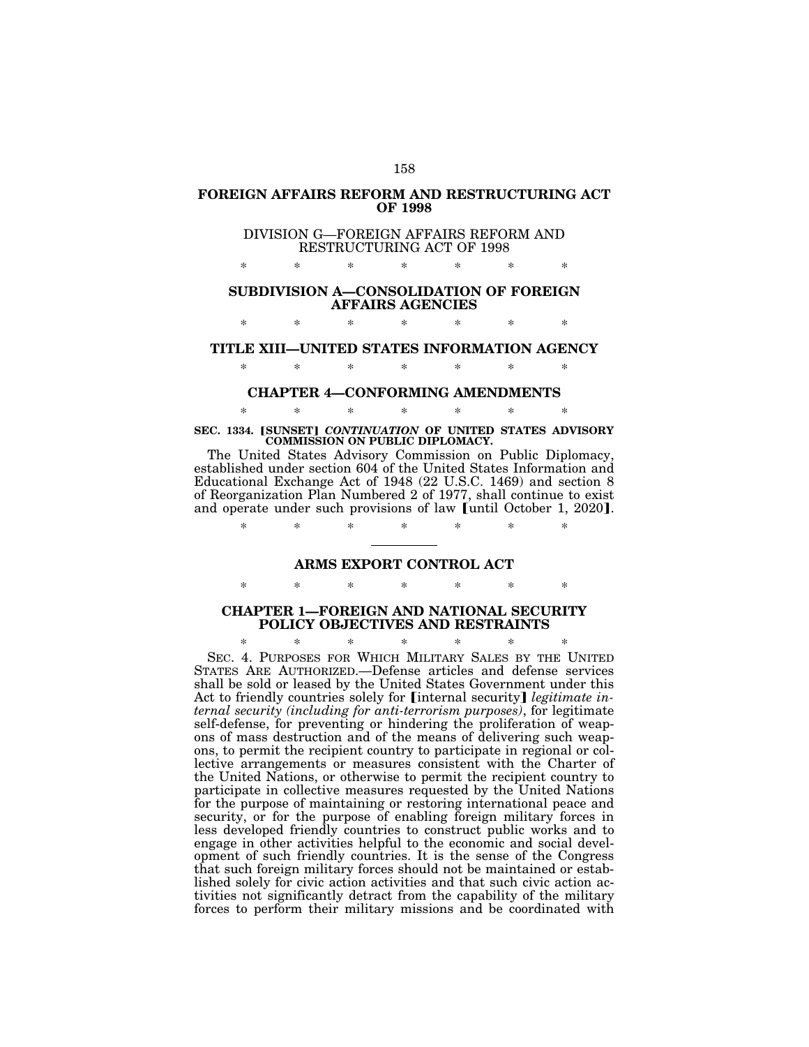# FOREIGN AFFAIRS REFORM AND RESTRUCTURING ACT OF 1998

DIVISION G—FOREIGN AFFAIRS REFORM AND RESTRUCTURING ACT OF 1998

\* \* \* \* \* \* \*

## SUBDIVISION A—CONSOLIDATION OF FOREIGN AFFAIRS AGENCIES

\* \* \* \* \* \* \*

## TITLE XIII—UNITED STATES INFORMATION AGENCY

\* \* \* \* \* \* \*

## CHAPTER 4—CONFORMING AMENDMENTS

\* \* \* \* \* \* \*

**SEC. 1334. ⟦SUNSET⟧ *CONTINUATION* OF UNITED STATES ADVISORY COMMISSION ON PUBLIC DIPLOMACY.**

The United States Advisory Commission on Public Diplomacy, established under section 604 of the United States Information and Educational Exchange Act of 1948 (22 U.S.C. 1469) and section 8 of Reorganization Plan Numbered 2 of 1977, shall continue to exist and operate under such provisions of law ⟦until October 1, 2020⟧.

\* \* \* \* \* \* \*

---

# ARMS EXPORT CONTROL ACT

\* \* \* \* \* \* \*

## CHAPTER 1—FOREIGN AND NATIONAL SECURITY POLICY OBJECTIVES AND RESTRAINTS

\* \* \* \* \* \* \*

SEC. 4. PURPOSES FOR WHICH MILITARY SALES BY THE UNITED STATES ARE AUTHORIZED.—Defense articles and defense services shall be sold or leased by the United States Government under this Act to friendly countries solely for ⟦internal security⟧ *legitimate internal security (including for anti-terrorism purposes)*, for legitimate self-defense, for preventing or hindering the proliferation of weapons of mass destruction and of the means of delivering such weapons, to permit the recipient country to participate in regional or collective arrangements or measures consistent with the Charter of the United Nations, or otherwise to permit the recipient country to participate in collective measures requested by the United Nations for the purpose of maintaining or restoring international peace and security, or for the purpose of enabling foreign military forces in less developed friendly countries to construct public works and to engage in other activities helpful to the economic and social development of such friendly countries. It is the sense of the Congress that such foreign military forces should not be maintained or established solely for civic action activities and that such civic action activities not significantly detract from the capability of the military forces to perform their military missions and be coordinated with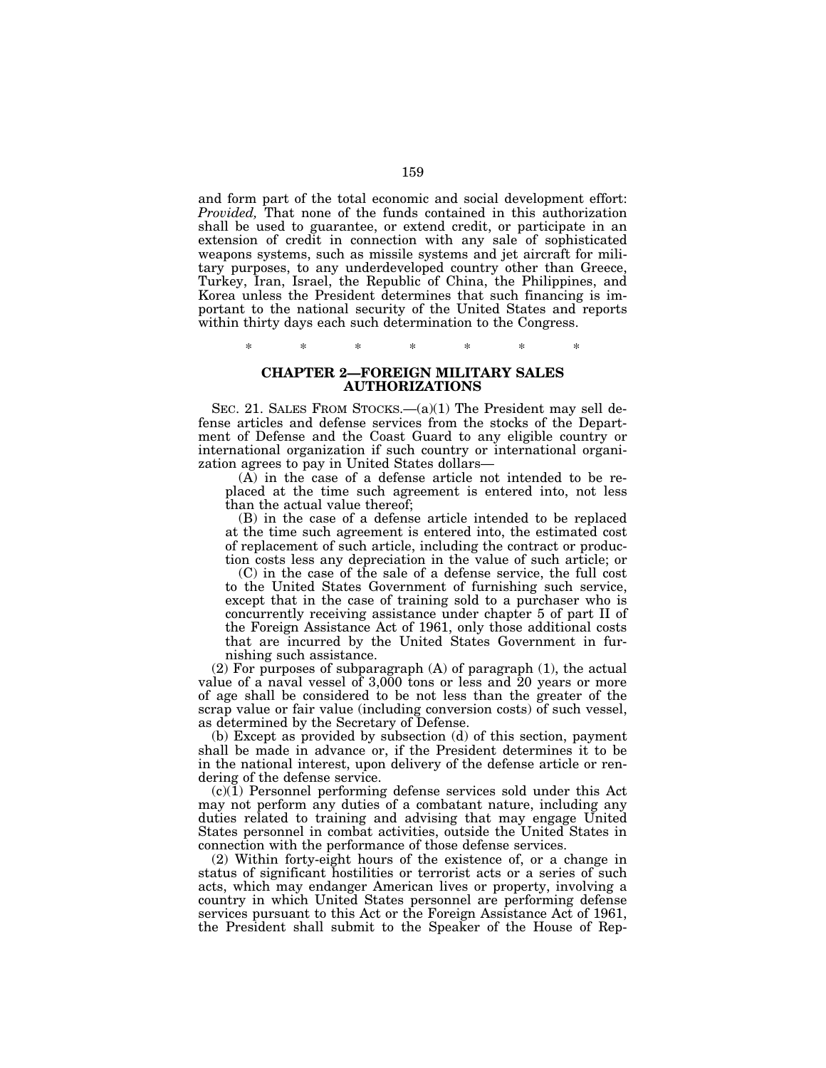and form part of the total economic and social development effort: *Provided,* That none of the funds contained in this authorization shall be used to guarantee, or extend credit, or participate in an extension of credit in connection with any sale of sophisticated weapons systems, such as missile systems and jet aircraft for military purposes, to any underdeveloped country other than Greece, Turkey, Iran, Israel, the Republic of China, the Philippines, and Korea unless the President determines that such financing is important to the national security of the United States and reports within thirty days each such determination to the Congress.

\* \* \* \* \* \* \*

## CHAPTER 2—FOREIGN MILITARY SALES AUTHORIZATIONS

SEC. 21. SALES FROM STOCKS.—(a)(1) The President may sell defense articles and defense services from the stocks of the Department of Defense and the Coast Guard to any eligible country or international organization if such country or international organization agrees to pay in United States dollars—

(A) in the case of a defense article not intended to be replaced at the time such agreement is entered into, not less than the actual value thereof;

(B) in the case of a defense article intended to be replaced at the time such agreement is entered into, the estimated cost of replacement of such article, including the contract or production costs less any depreciation in the value of such article; or

(C) in the case of the sale of a defense service, the full cost to the United States Government of furnishing such service, except that in the case of training sold to a purchaser who is concurrently receiving assistance under chapter 5 of part II of the Foreign Assistance Act of 1961, only those additional costs that are incurred by the United States Government in furnishing such assistance.

(2) For purposes of subparagraph (A) of paragraph (1), the actual value of a naval vessel of 3,000 tons or less and 20 years or more of age shall be considered to be not less than the greater of the scrap value or fair value (including conversion costs) of such vessel, as determined by the Secretary of Defense.

(b) Except as provided by subsection (d) of this section, payment shall be made in advance or, if the President determines it to be in the national interest, upon delivery of the defense article or rendering of the defense service.

(c)(1) Personnel performing defense services sold under this Act may not perform any duties of a combatant nature, including any duties related to training and advising that may engage United States personnel in combat activities, outside the United States in connection with the performance of those defense services.

(2) Within forty-eight hours of the existence of, or a change in status of significant hostilities or terrorist acts or a series of such acts, which may endanger American lives or property, involving a country in which United States personnel are performing defense services pursuant to this Act or the Foreign Assistance Act of 1961, the President shall submit to the Speaker of the House of Rep-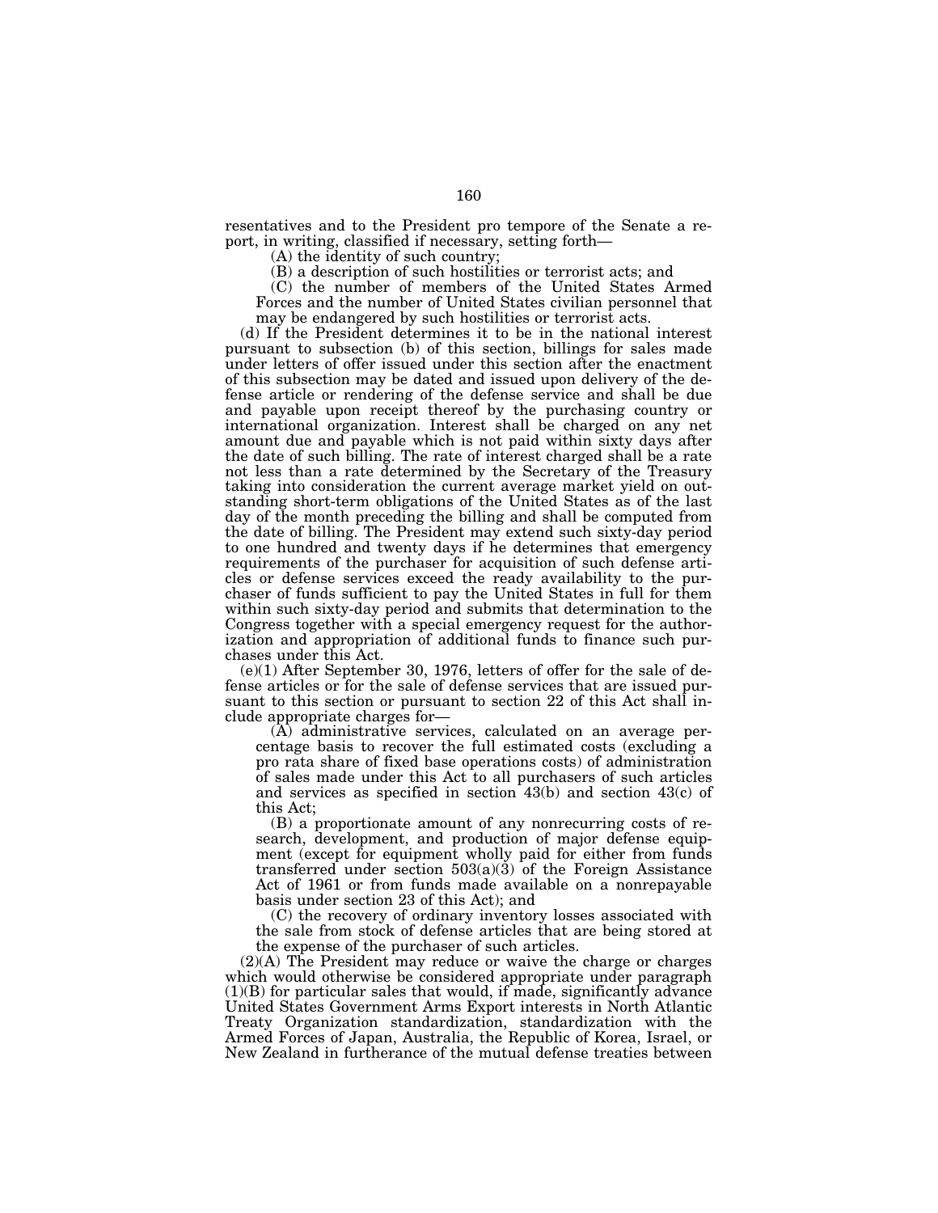resentatives and to the President pro tempore of the Senate a report, in writing, classified if necessary, setting forth—

(A) the identity of such country;

(B) a description of such hostilities or terrorist acts; and

(C) the number of members of the United States Armed Forces and the number of United States civilian personnel that may be endangered by such hostilities or terrorist acts.

(d) If the President determines it to be in the national interest pursuant to subsection (b) of this section, billings for sales made under letters of offer issued under this section after the enactment of this subsection may be dated and issued upon delivery of the defense article or rendering of the defense service and shall be due and payable upon receipt thereof by the purchasing country or international organization. Interest shall be charged on any net amount due and payable which is not paid within sixty days after the date of such billing. The rate of interest charged shall be a rate not less than a rate determined by the Secretary of the Treasury taking into consideration the current average market yield on outstanding short-term obligations of the United States as of the last day of the month preceding the billing and shall be computed from the date of billing. The President may extend such sixty-day period to one hundred and twenty days if he determines that emergency requirements of the purchaser for acquisition of such defense articles or defense services exceed the ready availability to the purchaser of funds sufficient to pay the United States in full for them within such sixty-day period and submits that determination to the Congress together with a special emergency request for the authorization and appropriation of additional funds to finance such purchases under this Act.

(e)(1) After September 30, 1976, letters of offer for the sale of defense articles or for the sale of defense services that are issued pursuant to this section or pursuant to section 22 of this Act shall include appropriate charges for—

(A) administrative services, calculated on an average percentage basis to recover the full estimated costs (excluding a pro rata share of fixed base operations costs) of administration of sales made under this Act to all purchasers of such articles and services as specified in section 43(b) and section 43(c) of this Act;

(B) a proportionate amount of any nonrecurring costs of research, development, and production of major defense equipment (except for equipment wholly paid for either from funds transferred under section 503(a)(3) of the Foreign Assistance Act of 1961 or from funds made available on a nonrepayable basis under section 23 of this Act); and

(C) the recovery of ordinary inventory losses associated with the sale from stock of defense articles that are being stored at the expense of the purchaser of such articles.

(2)(A) The President may reduce or waive the charge or charges which would otherwise be considered appropriate under paragraph (1)(B) for particular sales that would, if made, significantly advance United States Government Arms Export interests in North Atlantic Treaty Organization standardization, standardization with the Armed Forces of Japan, Australia, the Republic of Korea, Israel, or New Zealand in furtherance of the mutual defense treaties between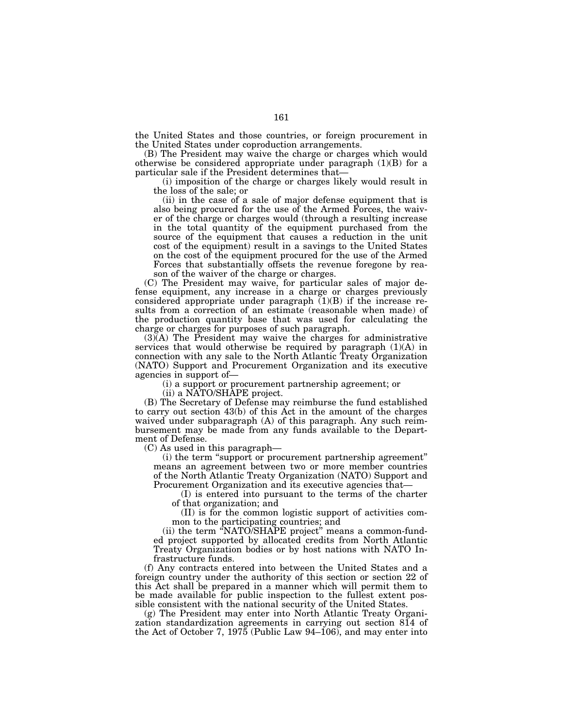the United States and those countries, or foreign procurement in the United States under coproduction arrangements.

(B) The President may waive the charge or charges which would otherwise be considered appropriate under paragraph (1)(B) for a particular sale if the President determines that—

(i) imposition of the charge or charges likely would result in the loss of the sale; or

(ii) in the case of a sale of major defense equipment that is also being procured for the use of the Armed Forces, the waiver of the charge or charges would (through a resulting increase in the total quantity of the equipment purchased from the source of the equipment that causes a reduction in the unit cost of the equipment) result in a savings to the United States on the cost of the equipment procured for the use of the Armed Forces that substantially offsets the revenue foregone by reason of the waiver of the charge or charges.

(C) The President may waive, for particular sales of major defense equipment, any increase in a charge or charges previously considered appropriate under paragraph (1)(B) if the increase results from a correction of an estimate (reasonable when made) of the production quantity base that was used for calculating the charge or charges for purposes of such paragraph.

(3)(A) The President may waive the charges for administrative services that would otherwise be required by paragraph (1)(A) in connection with any sale to the North Atlantic Treaty Organization (NATO) Support and Procurement Organization and its executive agencies in support of—

(i) a support or procurement partnership agreement; or

(ii) a NATO/SHAPE project.

(B) The Secretary of Defense may reimburse the fund established to carry out section 43(b) of this Act in the amount of the charges waived under subparagraph (A) of this paragraph. Any such reimbursement may be made from any funds available to the Department of Defense.

(C) As used in this paragraph—

(i) the term "support or procurement partnership agreement" means an agreement between two or more member countries of the North Atlantic Treaty Organization (NATO) Support and Procurement Organization and its executive agencies that—

(I) is entered into pursuant to the terms of the charter of that organization; and

(II) is for the common logistic support of activities common to the participating countries; and

(ii) the term "NATO/SHAPE project" means a common-funded project supported by allocated credits from North Atlantic Treaty Organization bodies or by host nations with NATO Infrastructure funds.

(f) Any contracts entered into between the United States and a foreign country under the authority of this section or section 22 of this Act shall be prepared in a manner which will permit them to be made available for public inspection to the fullest extent possible consistent with the national security of the United States.

(g) The President may enter into North Atlantic Treaty Organization standardization agreements in carrying out section 814 of the Act of October 7, 1975 (Public Law 94–106), and may enter into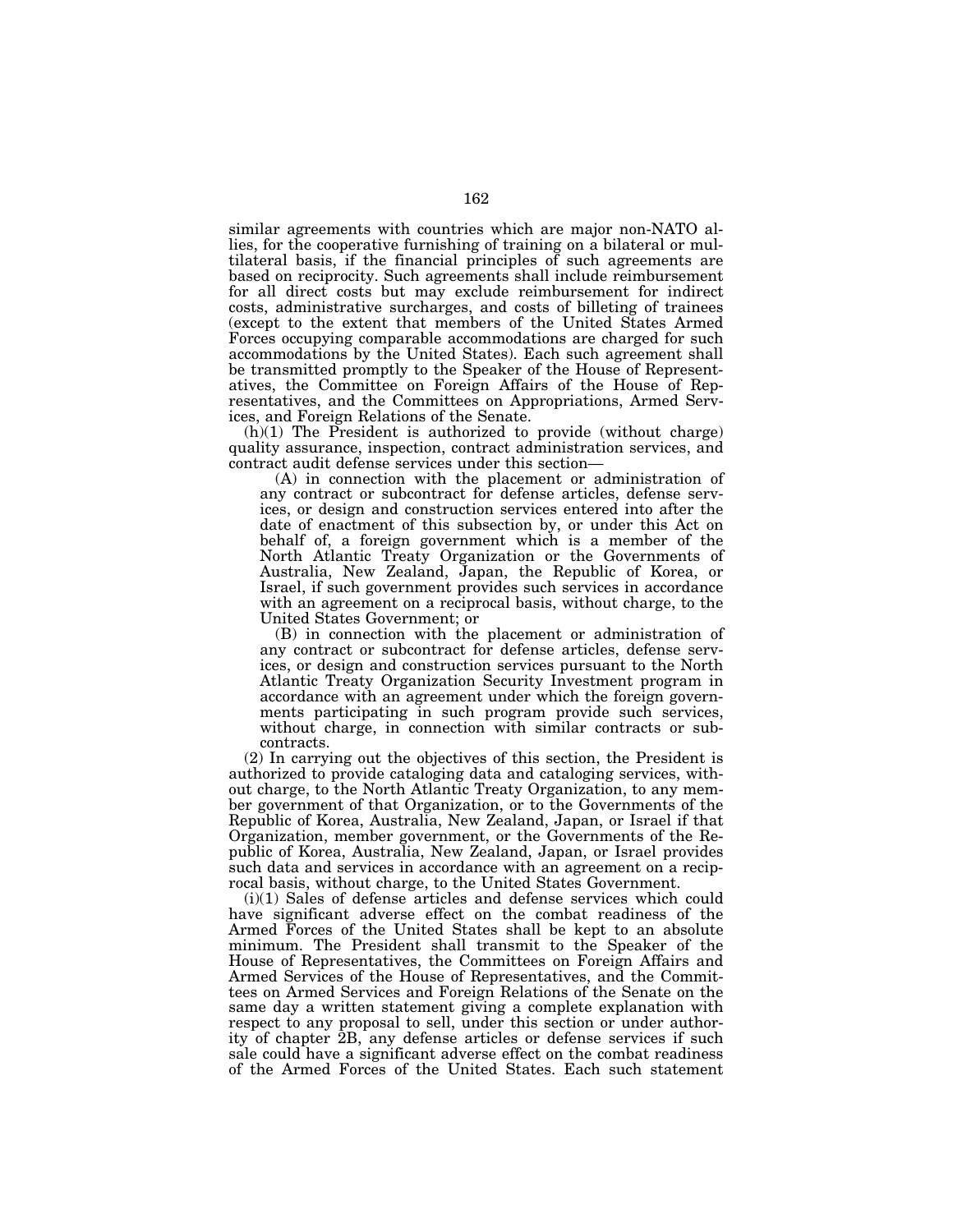similar agreements with countries which are major non-NATO allies, for the cooperative furnishing of training on a bilateral or multilateral basis, if the financial principles of such agreements are based on reciprocity. Such agreements shall include reimbursement for all direct costs but may exclude reimbursement for indirect costs, administrative surcharges, and costs of billeting of trainees (except to the extent that members of the United States Armed Forces occupying comparable accommodations are charged for such accommodations by the United States). Each such agreement shall be transmitted promptly to the Speaker of the House of Representatives, the Committee on Foreign Affairs of the House of Representatives, and the Committees on Appropriations, Armed Services, and Foreign Relations of the Senate.

(h)(1) The President is authorized to provide (without charge) quality assurance, inspection, contract administration services, and contract audit defense services under this section—

(A) in connection with the placement or administration of any contract or subcontract for defense articles, defense services, or design and construction services entered into after the date of enactment of this subsection by, or under this Act on behalf of, a foreign government which is a member of the North Atlantic Treaty Organization or the Governments of Australia, New Zealand, Japan, the Republic of Korea, or Israel, if such government provides such services in accordance with an agreement on a reciprocal basis, without charge, to the United States Government; or

(B) in connection with the placement or administration of any contract or subcontract for defense articles, defense services, or design and construction services pursuant to the North Atlantic Treaty Organization Security Investment program in accordance with an agreement under which the foreign governments participating in such program provide such services, without charge, in connection with similar contracts or subcontracts.

(2) In carrying out the objectives of this section, the President is authorized to provide cataloging data and cataloging services, without charge, to the North Atlantic Treaty Organization, to any member government of that Organization, or to the Governments of the Republic of Korea, Australia, New Zealand, Japan, or Israel if that Organization, member government, or the Governments of the Republic of Korea, Australia, New Zealand, Japan, or Israel provides such data and services in accordance with an agreement on a reciprocal basis, without charge, to the United States Government.

(i)(1) Sales of defense articles and defense services which could have significant adverse effect on the combat readiness of the Armed Forces of the United States shall be kept to an absolute minimum. The President shall transmit to the Speaker of the House of Representatives, the Committees on Foreign Affairs and Armed Services of the House of Representatives, and the Committees on Armed Services and Foreign Relations of the Senate on the same day a written statement giving a complete explanation with respect to any proposal to sell, under this section or under authority of chapter 2B, any defense articles or defense services if such sale could have a significant adverse effect on the combat readiness of the Armed Forces of the United States. Each such statement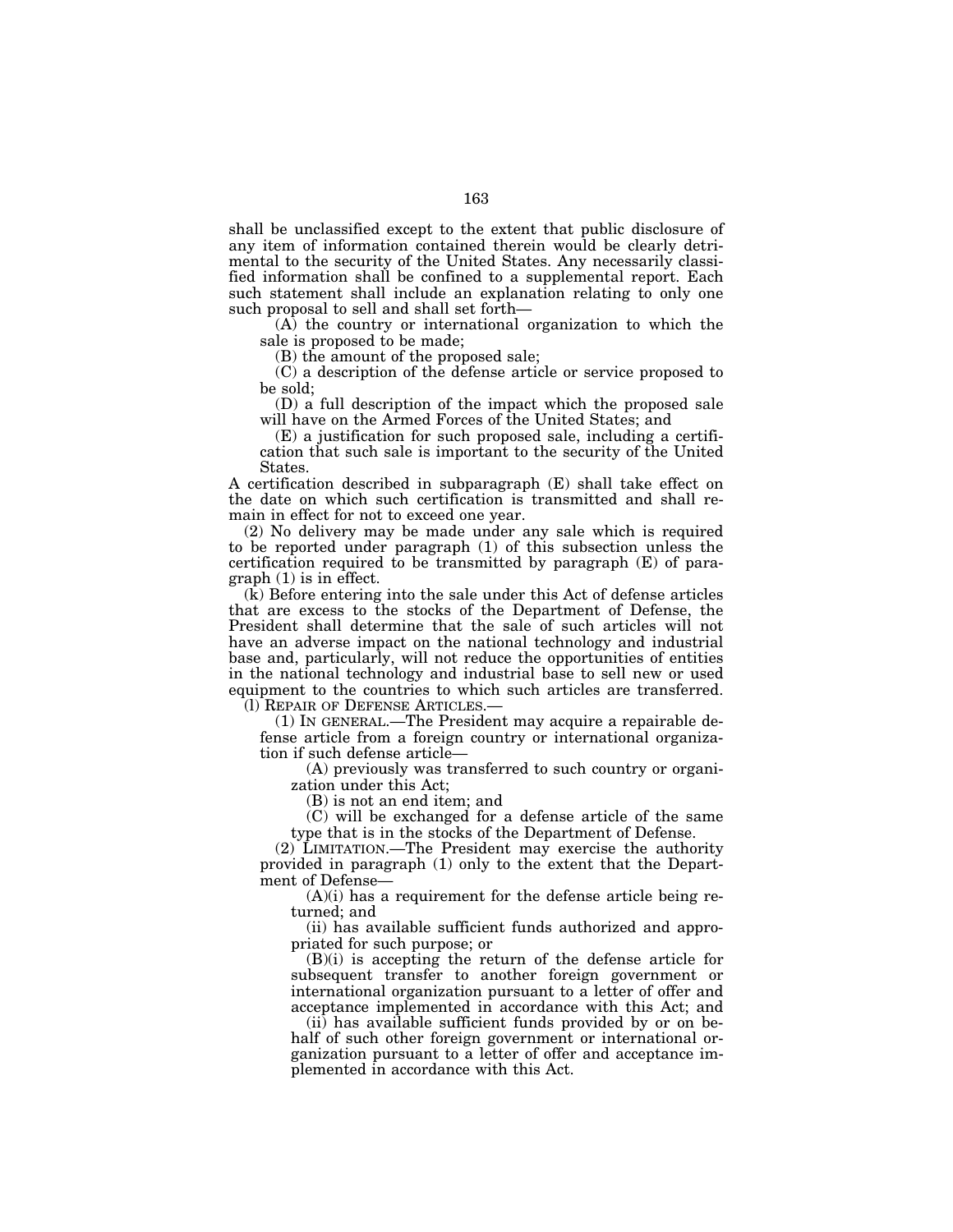shall be unclassified except to the extent that public disclosure of any item of information contained therein would be clearly detrimental to the security of the United States. Any necessarily classified information shall be confined to a supplemental report. Each such statement shall include an explanation relating to only one such proposal to sell and shall set forth—

(A) the country or international organization to which the sale is proposed to be made;

(B) the amount of the proposed sale;

(C) a description of the defense article or service proposed to be sold;

(D) a full description of the impact which the proposed sale will have on the Armed Forces of the United States; and

(E) a justification for such proposed sale, including a certification that such sale is important to the security of the United States.

A certification described in subparagraph (E) shall take effect on the date on which such certification is transmitted and shall remain in effect for not to exceed one year.

(2) No delivery may be made under any sale which is required to be reported under paragraph (1) of this subsection unless the certification required to be transmitted by paragraph (E) of paragraph (1) is in effect.

(k) Before entering into the sale under this Act of defense articles that are excess to the stocks of the Department of Defense, the President shall determine that the sale of such articles will not have an adverse impact on the national technology and industrial base and, particularly, will not reduce the opportunities of entities in the national technology and industrial base to sell new or used equipment to the countries to which such articles are transferred.

(l) REPAIR OF DEFENSE ARTICLES.—

(1) IN GENERAL.—The President may acquire a repairable defense article from a foreign country or international organization if such defense article—

(A) previously was transferred to such country or organization under this Act;

(B) is not an end item; and

(C) will be exchanged for a defense article of the same type that is in the stocks of the Department of Defense.

(2) LIMITATION.—The President may exercise the authority provided in paragraph (1) only to the extent that the Department of Defense—

(A)(i) has a requirement for the defense article being returned; and

(ii) has available sufficient funds authorized and appropriated for such purpose; or

(B)(i) is accepting the return of the defense article for subsequent transfer to another foreign government or international organization pursuant to a letter of offer and acceptance implemented in accordance with this Act; and

(ii) has available sufficient funds provided by or on behalf of such other foreign government or international organization pursuant to a letter of offer and acceptance implemented in accordance with this Act.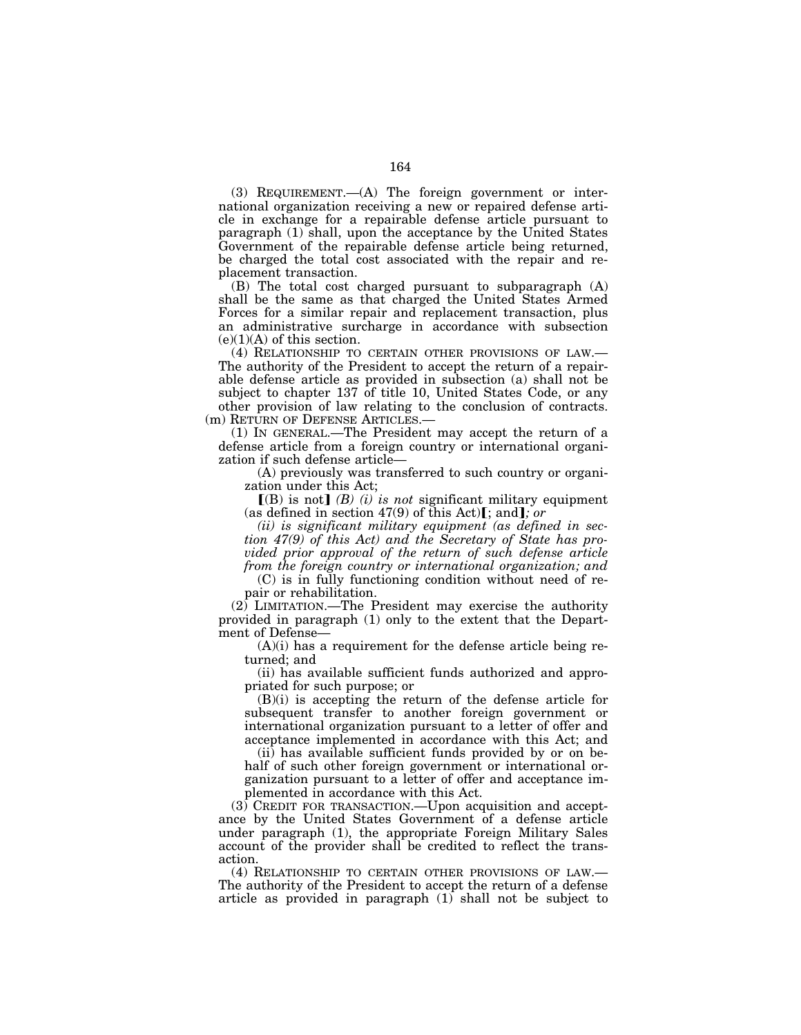(3) REQUIREMENT.—(A) The foreign government or international organization receiving a new or repaired defense article in exchange for a repairable defense article pursuant to paragraph (1) shall, upon the acceptance by the United States Government of the repairable defense article being returned, be charged the total cost associated with the repair and replacement transaction.

(B) The total cost charged pursuant to subparagraph (A) shall be the same as that charged the United States Armed Forces for a similar repair and replacement transaction, plus an administrative surcharge in accordance with subsection (e)(1)(A) of this section.

(4) RELATIONSHIP TO CERTAIN OTHER PROVISIONS OF LAW.—The authority of the President to accept the return of a repairable defense article as provided in subsection (a) shall not be subject to chapter 137 of title 10, United States Code, or any other provision of law relating to the conclusion of contracts.

(m) RETURN OF DEFENSE ARTICLES.—

(1) IN GENERAL.—The President may accept the return of a defense article from a foreign country or international organization if such defense article—

(A) previously was transferred to such country or organization under this Act;

【(B) is not】 *(B) (i) is not* significant military equipment (as defined in section 47(9) of this Act)【; and】*; or*

*(ii) is significant military equipment (as defined in section 47(9) of this Act) and the Secretary of State has provided prior approval of the return of such defense article from the foreign country or international organization; and*

(C) is in fully functioning condition without need of repair or rehabilitation.

(2) LIMITATION.—The President may exercise the authority provided in paragraph (1) only to the extent that the Department of Defense—

(A)(i) has a requirement for the defense article being returned; and

(ii) has available sufficient funds authorized and appropriated for such purpose; or

(B)(i) is accepting the return of the defense article for subsequent transfer to another foreign government or international organization pursuant to a letter of offer and acceptance implemented in accordance with this Act; and

(ii) has available sufficient funds provided by or on behalf of such other foreign government or international organization pursuant to a letter of offer and acceptance implemented in accordance with this Act.

(3) CREDIT FOR TRANSACTION.—Upon acquisition and acceptance by the United States Government of a defense article under paragraph (1), the appropriate Foreign Military Sales account of the provider shall be credited to reflect the transaction.

(4) RELATIONSHIP TO CERTAIN OTHER PROVISIONS OF LAW.—The authority of the President to accept the return of a defense article as provided in paragraph (1) shall not be subject to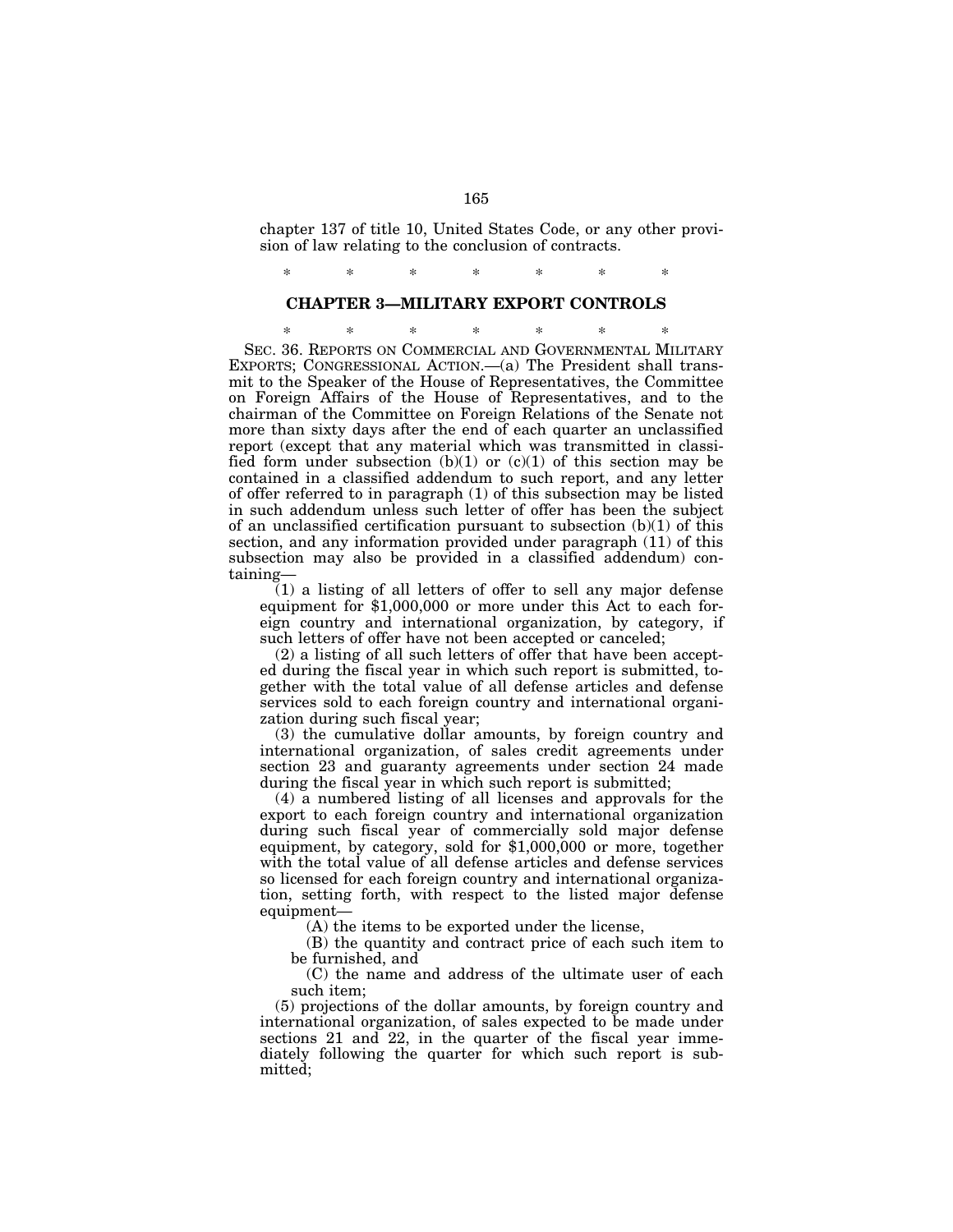chapter 137 of title 10, United States Code, or any other provision of law relating to the conclusion of contracts.

\* \* \* \* \* \* \*

## CHAPTER 3—MILITARY EXPORT CONTROLS

\* \* \* \* \* \* \*

SEC. 36. REPORTS ON COMMERCIAL AND GOVERNMENTAL MILITARY EXPORTS; CONGRESSIONAL ACTION.—(a) The President shall transmit to the Speaker of the House of Representatives, the Committee on Foreign Affairs of the House of Representatives, and to the chairman of the Committee on Foreign Relations of the Senate not more than sixty days after the end of each quarter an unclassified report (except that any material which was transmitted in classified form under subsection (b)(1) or (c)(1) of this section may be contained in a classified addendum to such report, and any letter of offer referred to in paragraph (1) of this subsection may be listed in such addendum unless such letter of offer has been the subject of an unclassified certification pursuant to subsection (b)(1) of this section, and any information provided under paragraph (11) of this subsection may also be provided in a classified addendum) containing—

(1) a listing of all letters of offer to sell any major defense equipment for $1,000,000 or more under this Act to each foreign country and international organization, by category, if such letters of offer have not been accepted or canceled;

(2) a listing of all such letters of offer that have been accepted during the fiscal year in which such report is submitted, together with the total value of all defense articles and defense services sold to each foreign country and international organization during such fiscal year;

(3) the cumulative dollar amounts, by foreign country and international organization, of sales credit agreements under section 23 and guaranty agreements under section 24 made during the fiscal year in which such report is submitted;

(4) a numbered listing of all licenses and approvals for the export to each foreign country and international organization during such fiscal year of commercially sold major defense equipment, by category, sold for $1,000,000 or more, together with the total value of all defense articles and defense services so licensed for each foreign country and international organization, setting forth, with respect to the listed major defense equipment—

(A) the items to be exported under the license,

(B) the quantity and contract price of each such item to be furnished, and

(C) the name and address of the ultimate user of each such item;

(5) projections of the dollar amounts, by foreign country and international organization, of sales expected to be made under sections 21 and 22, in the quarter of the fiscal year immediately following the quarter for which such report is submitted;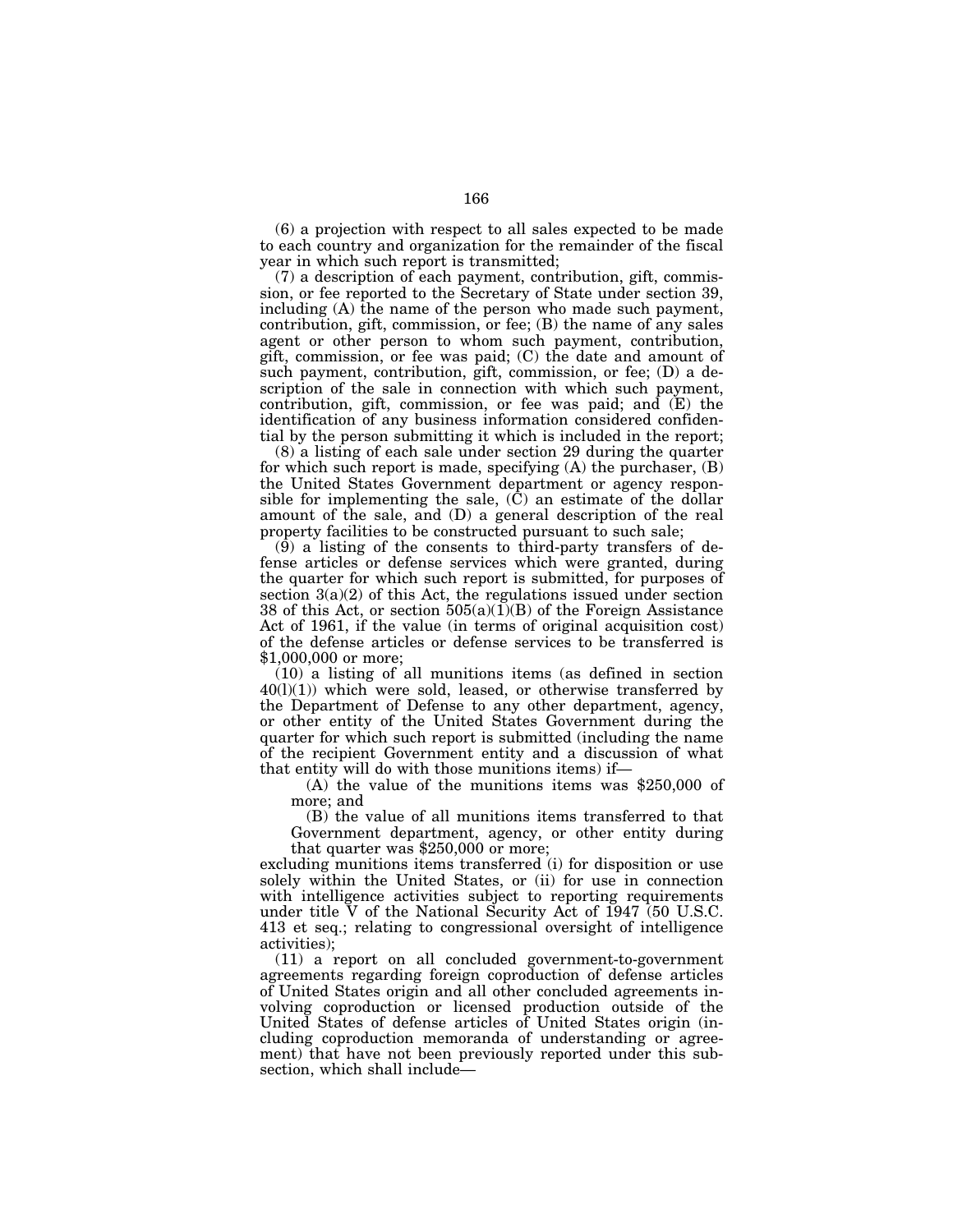(6) a projection with respect to all sales expected to be made to each country and organization for the remainder of the fiscal year in which such report is transmitted;

(7) a description of each payment, contribution, gift, commission, or fee reported to the Secretary of State under section 39, including (A) the name of the person who made such payment, contribution, gift, commission, or fee; (B) the name of any sales agent or other person to whom such payment, contribution, gift, commission, or fee was paid; (C) the date and amount of such payment, contribution, gift, commission, or fee; (D) a description of the sale in connection with which such payment, contribution, gift, commission, or fee was paid; and (E) the identification of any business information considered confidential by the person submitting it which is included in the report;

(8) a listing of each sale under section 29 during the quarter for which such report is made, specifying (A) the purchaser, (B) the United States Government department or agency responsible for implementing the sale, (C) an estimate of the dollar amount of the sale, and (D) a general description of the real property facilities to be constructed pursuant to such sale;

(9) a listing of the consents to third-party transfers of defense articles or defense services which were granted, during the quarter for which such report is submitted, for purposes of section 3(a)(2) of this Act, the regulations issued under section 38 of this Act, or section 505(a)(1)(B) of the Foreign Assistance Act of 1961, if the value (in terms of original acquisition cost) of the defense articles or defense services to be transferred is $1,000,000 or more;

(10) a listing of all munitions items (as defined in section 40(l)(1)) which were sold, leased, or otherwise transferred by the Department of Defense to any other department, agency, or other entity of the United States Government during the quarter for which such report is submitted (including the name of the recipient Government entity and a discussion of what that entity will do with those munitions items) if—

(A) the value of the munitions items was $250,000 of more; and

(B) the value of all munitions items transferred to that Government department, agency, or other entity during that quarter was $250,000 or more;

excluding munitions items transferred (i) for disposition or use solely within the United States, or (ii) for use in connection with intelligence activities subject to reporting requirements under title V of the National Security Act of 1947 (50 U.S.C. 413 et seq.; relating to congressional oversight of intelligence activities);

(11) a report on all concluded government-to-government agreements regarding foreign coproduction of defense articles of United States origin and all other concluded agreements involving coproduction or licensed production outside of the United States of defense articles of United States origin (including coproduction memoranda of understanding or agreement) that have not been previously reported under this subsection, which shall include—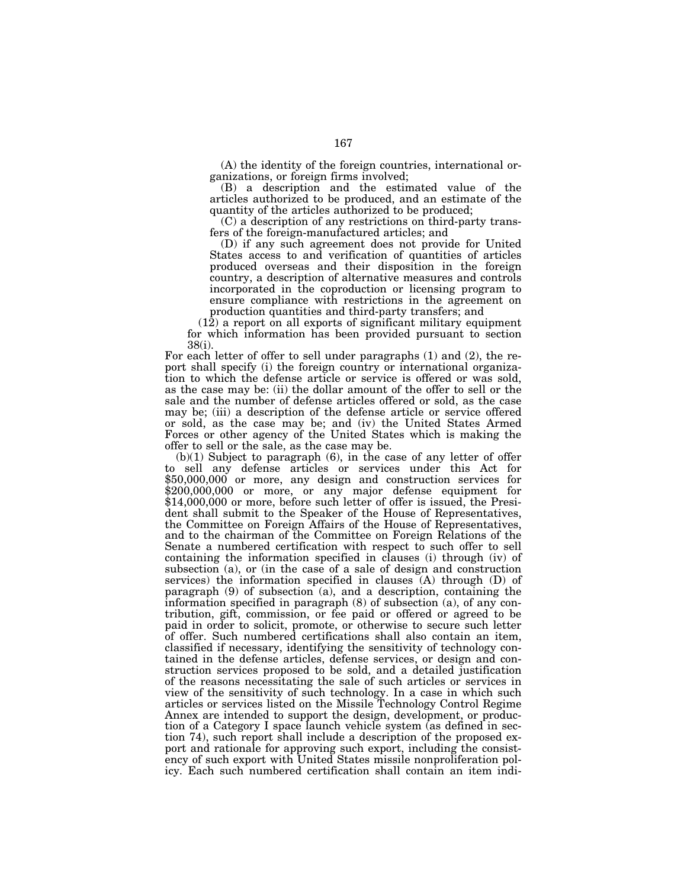(A) the identity of the foreign countries, international organizations, or foreign firms involved;

(B) a description and the estimated value of the articles authorized to be produced, and an estimate of the quantity of the articles authorized to be produced;

(C) a description of any restrictions on third-party transfers of the foreign-manufactured articles; and

(D) if any such agreement does not provide for United States access to and verification of quantities of articles produced overseas and their disposition in the foreign country, a description of alternative measures and controls incorporated in the coproduction or licensing program to ensure compliance with restrictions in the agreement on production quantities and third-party transfers; and

(12) a report on all exports of significant military equipment for which information has been provided pursuant to section 38(i).

For each letter of offer to sell under paragraphs (1) and (2), the report shall specify (i) the foreign country or international organization to which the defense article or service is offered or was sold, as the case may be: (ii) the dollar amount of the offer to sell or the sale and the number of defense articles offered or sold, as the case may be; (iii) a description of the defense article or service offered or sold, as the case may be; and (iv) the United States Armed Forces or other agency of the United States which is making the offer to sell or the sale, as the case may be.

(b)(1) Subject to paragraph (6), in the case of any letter of offer to sell any defense articles or services under this Act for $50,000,000 or more, any design and construction services for $200,000,000 or more, or any major defense equipment for $14,000,000 or more, before such letter of offer is issued, the President shall submit to the Speaker of the House of Representatives, the Committee on Foreign Affairs of the House of Representatives, and to the chairman of the Committee on Foreign Relations of the Senate a numbered certification with respect to such offer to sell containing the information specified in clauses (i) through (iv) of subsection (a), or (in the case of a sale of design and construction services) the information specified in clauses (A) through (D) of paragraph (9) of subsection (a), and a description, containing the information specified in paragraph (8) of subsection (a), of any contribution, gift, commission, or fee paid or offered or agreed to be paid in order to solicit, promote, or otherwise to secure such letter of offer. Such numbered certifications shall also contain an item, classified if necessary, identifying the sensitivity of technology contained in the defense articles, defense services, or design and construction services proposed to be sold, and a detailed justification of the reasons necessitating the sale of such articles or services in view of the sensitivity of such technology. In a case in which such articles or services listed on the Missile Technology Control Regime Annex are intended to support the design, development, or production of a Category I space launch vehicle system (as defined in section 74), such report shall include a description of the proposed export and rationale for approving such export, including the consistency of such export with United States missile nonproliferation policy. Each such numbered certification shall contain an item indi-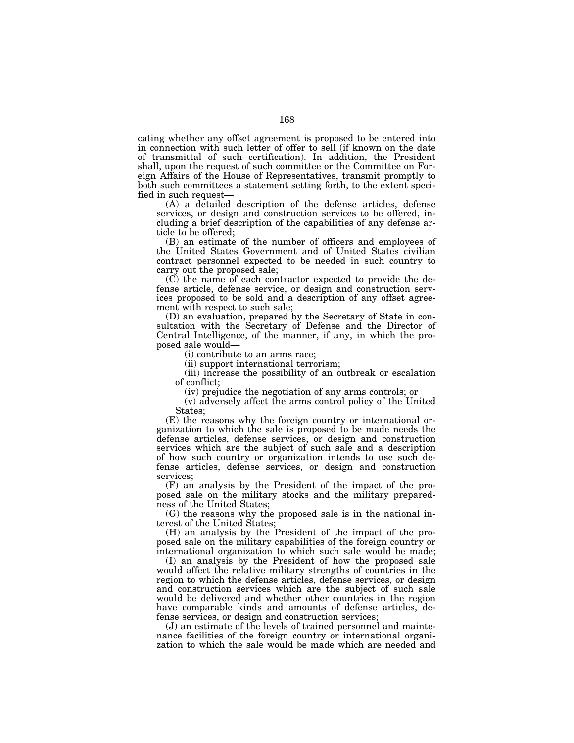cating whether any offset agreement is proposed to be entered into in connection with such letter of offer to sell (if known on the date of transmittal of such certification). In addition, the President shall, upon the request of such committee or the Committee on Foreign Affairs of the House of Representatives, transmit promptly to both such committees a statement setting forth, to the extent specified in such request—

(A) a detailed description of the defense articles, defense services, or design and construction services to be offered, including a brief description of the capabilities of any defense article to be offered;

(B) an estimate of the number of officers and employees of the United States Government and of United States civilian contract personnel expected to be needed in such country to carry out the proposed sale;

(C) the name of each contractor expected to provide the defense article, defense service, or design and construction services proposed to be sold and a description of any offset agreement with respect to such sale;

(D) an evaluation, prepared by the Secretary of State in consultation with the Secretary of Defense and the Director of Central Intelligence, of the manner, if any, in which the proposed sale would—

(i) contribute to an arms race;

(ii) support international terrorism;

(iii) increase the possibility of an outbreak or escalation of conflict;

(iv) prejudice the negotiation of any arms controls; or

(v) adversely affect the arms control policy of the United States;

(E) the reasons why the foreign country or international organization to which the sale is proposed to be made needs the defense articles, defense services, or design and construction services which are the subject of such sale and a description of how such country or organization intends to use such defense articles, defense services, or design and construction services;

(F) an analysis by the President of the impact of the proposed sale on the military stocks and the military preparedness of the United States;

(G) the reasons why the proposed sale is in the national interest of the United States;

(H) an analysis by the President of the impact of the proposed sale on the military capabilities of the foreign country or international organization to which such sale would be made;

(I) an analysis by the President of how the proposed sale would affect the relative military strengths of countries in the region to which the defense articles, defense services, or design and construction services which are the subject of such sale would be delivered and whether other countries in the region have comparable kinds and amounts of defense articles, defense services, or design and construction services;

(J) an estimate of the levels of trained personnel and maintenance facilities of the foreign country or international organization to which the sale would be made which are needed and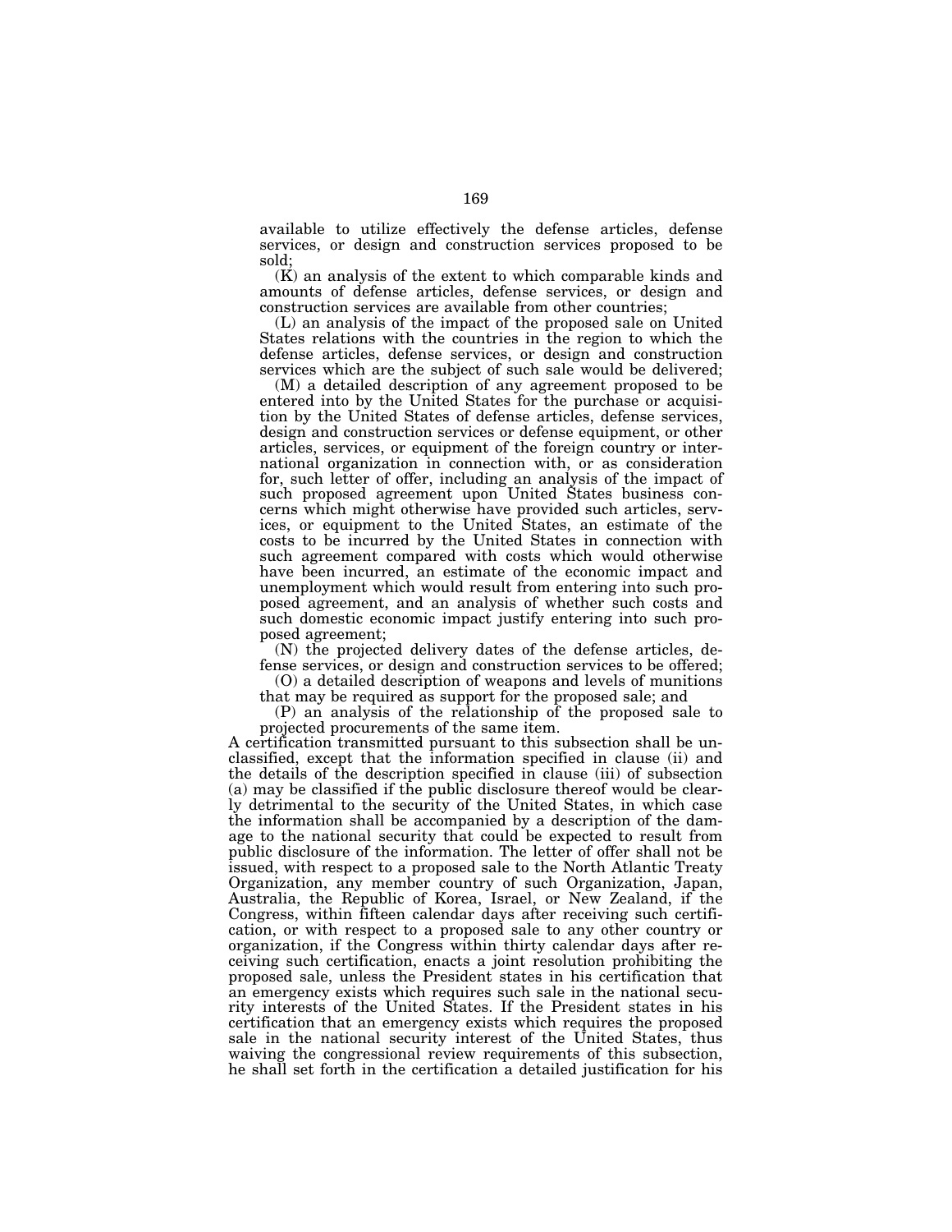available to utilize effectively the defense articles, defense services, or design and construction services proposed to be sold;

(K) an analysis of the extent to which comparable kinds and amounts of defense articles, defense services, or design and construction services are available from other countries;

(L) an analysis of the impact of the proposed sale on United States relations with the countries in the region to which the defense articles, defense services, or design and construction services which are the subject of such sale would be delivered;

(M) a detailed description of any agreement proposed to be entered into by the United States for the purchase or acquisition by the United States of defense articles, defense services, design and construction services or defense equipment, or other articles, services, or equipment of the foreign country or international organization in connection with, or as consideration for, such letter of offer, including an analysis of the impact of such proposed agreement upon United States business concerns which might otherwise have provided such articles, services, or equipment to the United States, an estimate of the costs to be incurred by the United States in connection with such agreement compared with costs which would otherwise have been incurred, an estimate of the economic impact and unemployment which would result from entering into such proposed agreement, and an analysis of whether such costs and such domestic economic impact justify entering into such proposed agreement;

(N) the projected delivery dates of the defense articles, defense services, or design and construction services to be offered;

(O) a detailed description of weapons and levels of munitions that may be required as support for the proposed sale; and

(P) an analysis of the relationship of the proposed sale to projected procurements of the same item.

A certification transmitted pursuant to this subsection shall be unclassified, except that the information specified in clause (ii) and the details of the description specified in clause (iii) of subsection (a) may be classified if the public disclosure thereof would be clearly detrimental to the security of the United States, in which case the information shall be accompanied by a description of the damage to the national security that could be expected to result from public disclosure of the information. The letter of offer shall not be issued, with respect to a proposed sale to the North Atlantic Treaty Organization, any member country of such Organization, Japan, Australia, the Republic of Korea, Israel, or New Zealand, if the Congress, within fifteen calendar days after receiving such certification, or with respect to a proposed sale to any other country or organization, if the Congress within thirty calendar days after receiving such certification, enacts a joint resolution prohibiting the proposed sale, unless the President states in his certification that an emergency exists which requires such sale in the national security interests of the United States. If the President states in his certification that an emergency exists which requires the proposed sale in the national security interest of the United States, thus waiving the congressional review requirements of this subsection, he shall set forth in the certification a detailed justification for his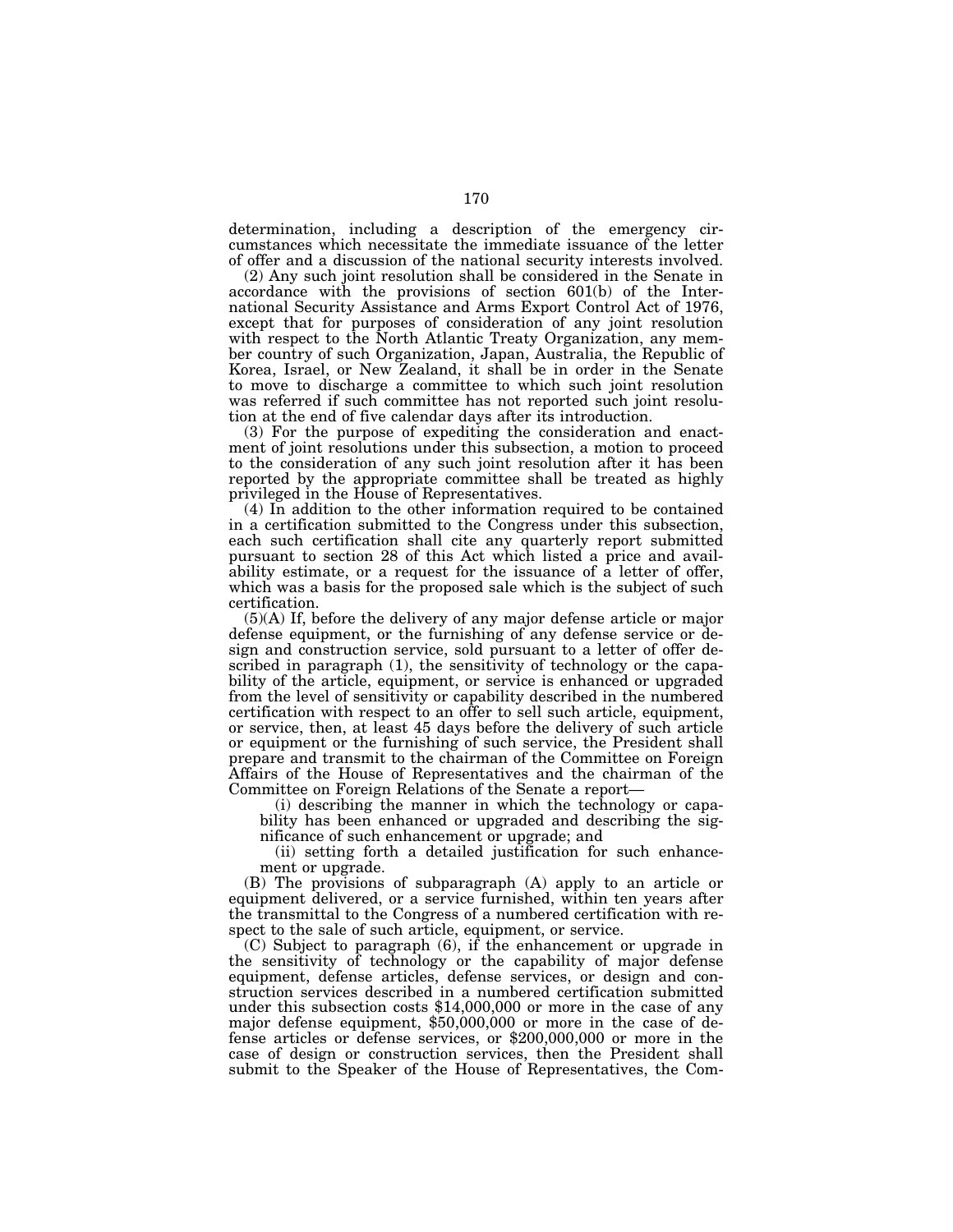determination, including a description of the emergency circumstances which necessitate the immediate issuance of the letter of offer and a discussion of the national security interests involved.

(2) Any such joint resolution shall be considered in the Senate in accordance with the provisions of section 601(b) of the International Security Assistance and Arms Export Control Act of 1976, except that for purposes of consideration of any joint resolution with respect to the North Atlantic Treaty Organization, any member country of such Organization, Japan, Australia, the Republic of Korea, Israel, or New Zealand, it shall be in order in the Senate to move to discharge a committee to which such joint resolution was referred if such committee has not reported such joint resolution at the end of five calendar days after its introduction.

(3) For the purpose of expediting the consideration and enactment of joint resolutions under this subsection, a motion to proceed to the consideration of any such joint resolution after it has been reported by the appropriate committee shall be treated as highly privileged in the House of Representatives.

(4) In addition to the other information required to be contained in a certification submitted to the Congress under this subsection, each such certification shall cite any quarterly report submitted pursuant to section 28 of this Act which listed a price and availability estimate, or a request for the issuance of a letter of offer, which was a basis for the proposed sale which is the subject of such certification.

(5)(A) If, before the delivery of any major defense article or major defense equipment, or the furnishing of any defense service or design and construction service, sold pursuant to a letter of offer described in paragraph (1), the sensitivity of technology or the capability of the article, equipment, or service is enhanced or upgraded from the level of sensitivity or capability described in the numbered certification with respect to an offer to sell such article, equipment, or service, then, at least 45 days before the delivery of such article or equipment or the furnishing of such service, the President shall prepare and transmit to the chairman of the Committee on Foreign Affairs of the House of Representatives and the chairman of the Committee on Foreign Relations of the Senate a report—

(i) describing the manner in which the technology or capability has been enhanced or upgraded and describing the significance of such enhancement or upgrade; and

(ii) setting forth a detailed justification for such enhancement or upgrade.

(B) The provisions of subparagraph (A) apply to an article or equipment delivered, or a service furnished, within ten years after the transmittal to the Congress of a numbered certification with respect to the sale of such article, equipment, or service.

(C) Subject to paragraph (6), if the enhancement or upgrade in the sensitivity of technology or the capability of major defense equipment, defense articles, defense services, or design and construction services described in a numbered certification submitted under this subsection costs $14,000,000 or more in the case of any major defense equipment, $50,000,000 or more in the case of defense articles or defense services, or $200,000,000 or more in the case of design or construction services, then the President shall submit to the Speaker of the House of Representatives, the Com-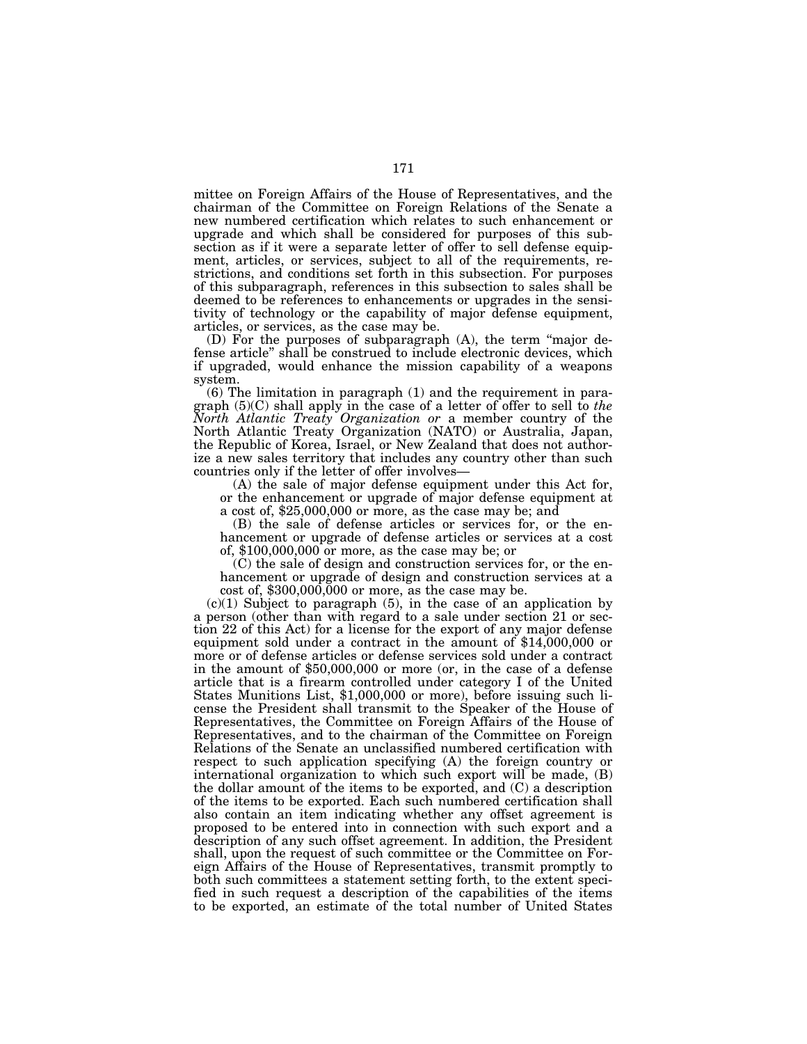mittee on Foreign Affairs of the House of Representatives, and the chairman of the Committee on Foreign Relations of the Senate a new numbered certification which relates to such enhancement or upgrade and which shall be considered for purposes of this subsection as if it were a separate letter of offer to sell defense equipment, articles, or services, subject to all of the requirements, restrictions, and conditions set forth in this subsection. For purposes of this subparagraph, references in this subsection to sales shall be deemed to be references to enhancements or upgrades in the sensitivity of technology or the capability of major defense equipment, articles, or services, as the case may be.

(D) For the purposes of subparagraph (A), the term "major defense article" shall be construed to include electronic devices, which if upgraded, would enhance the mission capability of a weapons system.

(6) The limitation in paragraph (1) and the requirement in paragraph (5)(C) shall apply in the case of a letter of offer to sell to *the North Atlantic Treaty Organization or* a member country of the North Atlantic Treaty Organization (NATO) or Australia, Japan, the Republic of Korea, Israel, or New Zealand that does not authorize a new sales territory that includes any country other than such countries only if the letter of offer involves—

(A) the sale of major defense equipment under this Act for, or the enhancement or upgrade of major defense equipment at a cost of, $25,000,000 or more, as the case may be; and

(B) the sale of defense articles or services for, or the enhancement or upgrade of defense articles or services at a cost of, $100,000,000 or more, as the case may be; or

(C) the sale of design and construction services for, or the enhancement or upgrade of design and construction services at a cost of, $300,000,000 or more, as the case may be.

(c)(1) Subject to paragraph (5), in the case of an application by a person (other than with regard to a sale under section 21 or section 22 of this Act) for a license for the export of any major defense equipment sold under a contract in the amount of $14,000,000 or more or of defense articles or defense services sold under a contract in the amount of $50,000,000 or more (or, in the case of a defense article that is a firearm controlled under category I of the United States Munitions List, $1,000,000 or more), before issuing such license the President shall transmit to the Speaker of the House of Representatives, the Committee on Foreign Affairs of the House of Representatives, and to the chairman of the Committee on Foreign Relations of the Senate an unclassified numbered certification with respect to such application specifying (A) the foreign country or international organization to which such export will be made, (B) the dollar amount of the items to be exported, and (C) a description of the items to be exported. Each such numbered certification shall also contain an item indicating whether any offset agreement is proposed to be entered into in connection with such export and a description of any such offset agreement. In addition, the President shall, upon the request of such committee or the Committee on Foreign Affairs of the House of Representatives, transmit promptly to both such committees a statement setting forth, to the extent specified in such request a description of the capabilities of the items to be exported, an estimate of the total number of United States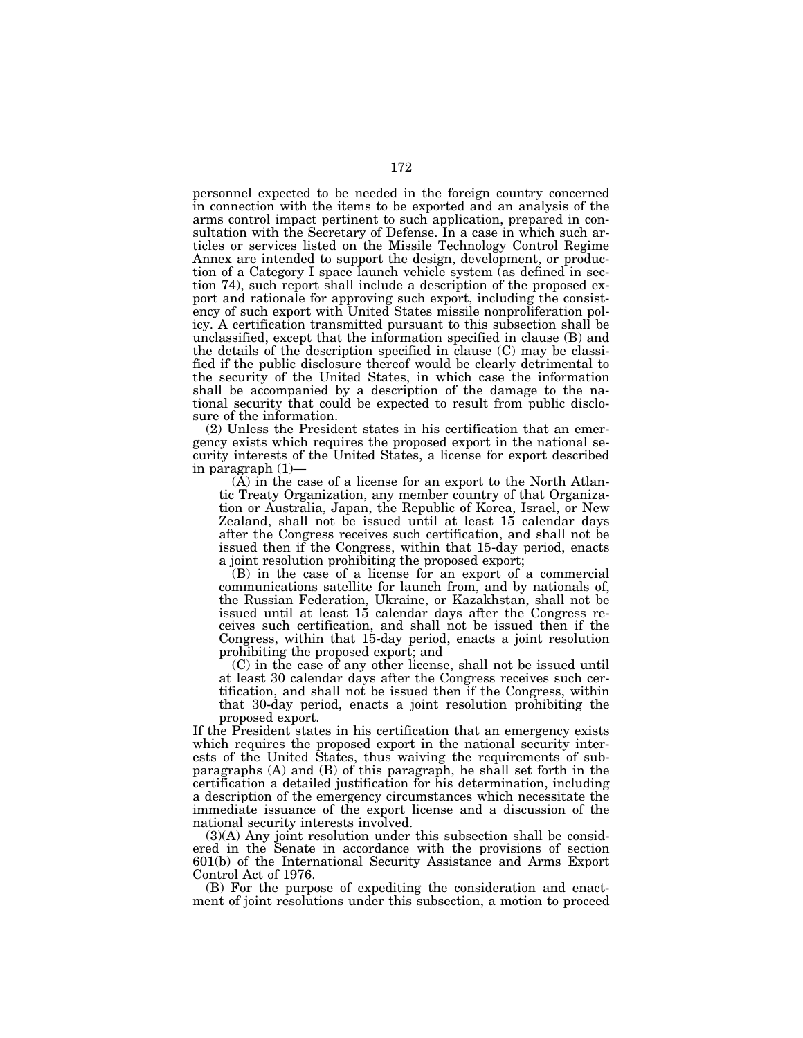personnel expected to be needed in the foreign country concerned in connection with the items to be exported and an analysis of the arms control impact pertinent to such application, prepared in consultation with the Secretary of Defense. In a case in which such articles or services listed on the Missile Technology Control Regime Annex are intended to support the design, development, or production of a Category I space launch vehicle system (as defined in section 74), such report shall include a description of the proposed export and rationale for approving such export, including the consistency of such export with United States missile nonproliferation policy. A certification transmitted pursuant to this subsection shall be unclassified, except that the information specified in clause (B) and the details of the description specified in clause (C) may be classified if the public disclosure thereof would be clearly detrimental to the security of the United States, in which case the information shall be accompanied by a description of the damage to the national security that could be expected to result from public disclosure of the information.

(2) Unless the President states in his certification that an emergency exists which requires the proposed export in the national security interests of the United States, a license for export described in paragraph (1)—

(A) in the case of a license for an export to the North Atlantic Treaty Organization, any member country of that Organization or Australia, Japan, the Republic of Korea, Israel, or New Zealand, shall not be issued until at least 15 calendar days after the Congress receives such certification, and shall not be issued then if the Congress, within that 15-day period, enacts a joint resolution prohibiting the proposed export;

(B) in the case of a license for an export of a commercial communications satellite for launch from, and by nationals of, the Russian Federation, Ukraine, or Kazakhstan, shall not be issued until at least 15 calendar days after the Congress receives such certification, and shall not be issued then if the Congress, within that 15-day period, enacts a joint resolution prohibiting the proposed export; and

(C) in the case of any other license, shall not be issued until at least 30 calendar days after the Congress receives such certification, and shall not be issued then if the Congress, within that 30-day period, enacts a joint resolution prohibiting the proposed export.

If the President states in his certification that an emergency exists which requires the proposed export in the national security interests of the United States, thus waiving the requirements of subparagraphs (A) and (B) of this paragraph, he shall set forth in the certification a detailed justification for his determination, including a description of the emergency circumstances which necessitate the immediate issuance of the export license and a discussion of the national security interests involved.

(3)(A) Any joint resolution under this subsection shall be considered in the Senate in accordance with the provisions of section 601(b) of the International Security Assistance and Arms Export Control Act of 1976.

(B) For the purpose of expediting the consideration and enactment of joint resolutions under this subsection, a motion to proceed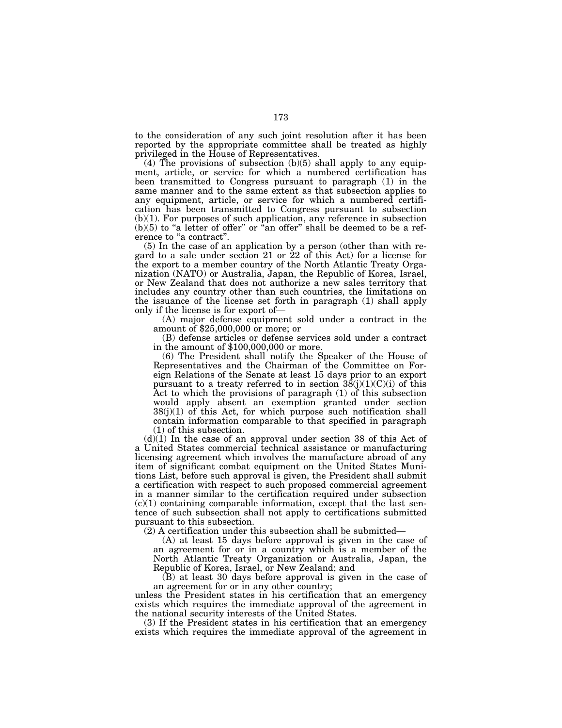to the consideration of any such joint resolution after it has been reported by the appropriate committee shall be treated as highly privileged in the House of Representatives.

(4) The provisions of subsection (b)(5) shall apply to any equipment, article, or service for which a numbered certification has been transmitted to Congress pursuant to paragraph (1) in the same manner and to the same extent as that subsection applies to any equipment, article, or service for which a numbered certification has been transmitted to Congress pursuant to subsection (b)(1). For purposes of such application, any reference in subsection (b)(5) to "a letter of offer" or "an offer" shall be deemed to be a reference to "a contract".

(5) In the case of an application by a person (other than with regard to a sale under section 21 or 22 of this Act) for a license for the export to a member country of the North Atlantic Treaty Organization (NATO) or Australia, Japan, the Republic of Korea, Israel, or New Zealand that does not authorize a new sales territory that includes any country other than such countries, the limitations on the issuance of the license set forth in paragraph (1) shall apply only if the license is for export of—

(A) major defense equipment sold under a contract in the amount of $25,000,000 or more; or

(B) defense articles or defense services sold under a contract in the amount of $100,000,000 or more.

(6) The President shall notify the Speaker of the House of Representatives and the Chairman of the Committee on Foreign Relations of the Senate at least 15 days prior to an export pursuant to a treaty referred to in section 38(j)(1)(C)(i) of this Act to which the provisions of paragraph (1) of this subsection would apply absent an exemption granted under section 38(j)(1) of this Act, for which purpose such notification shall contain information comparable to that specified in paragraph (1) of this subsection.

(d)(1) In the case of an approval under section 38 of this Act of a United States commercial technical assistance or manufacturing licensing agreement which involves the manufacture abroad of any item of significant combat equipment on the United States Munitions List, before such approval is given, the President shall submit a certification with respect to such proposed commercial agreement in a manner similar to the certification required under subsection (c)(1) containing comparable information, except that the last sentence of such subsection shall not apply to certifications submitted pursuant to this subsection.

(2) A certification under this subsection shall be submitted—

(A) at least 15 days before approval is given in the case of an agreement for or in a country which is a member of the North Atlantic Treaty Organization or Australia, Japan, the Republic of Korea, Israel, or New Zealand; and

(B) at least 30 days before approval is given in the case of an agreement for or in any other country;

unless the President states in his certification that an emergency exists which requires the immediate approval of the agreement in the national security interests of the United States.

(3) If the President states in his certification that an emergency exists which requires the immediate approval of the agreement in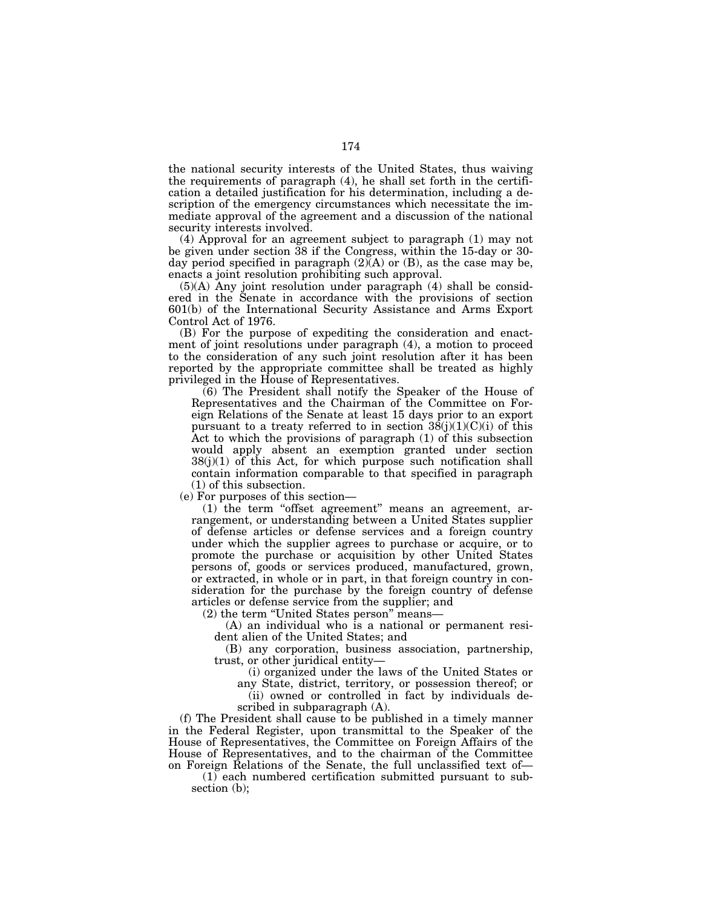the national security interests of the United States, thus waiving the requirements of paragraph (4), he shall set forth in the certification a detailed justification for his determination, including a description of the emergency circumstances which necessitate the immediate approval of the agreement and a discussion of the national security interests involved.

(4) Approval for an agreement subject to paragraph (1) may not be given under section 38 if the Congress, within the 15-day or 30-day period specified in paragraph (2)(A) or (B), as the case may be, enacts a joint resolution prohibiting such approval.

(5)(A) Any joint resolution under paragraph (4) shall be considered in the Senate in accordance with the provisions of section 601(b) of the International Security Assistance and Arms Export Control Act of 1976.

(B) For the purpose of expediting the consideration and enactment of joint resolutions under paragraph (4), a motion to proceed to the consideration of any such joint resolution after it has been reported by the appropriate committee shall be treated as highly privileged in the House of Representatives.

(6) The President shall notify the Speaker of the House of Representatives and the Chairman of the Committee on Foreign Relations of the Senate at least 15 days prior to an export pursuant to a treaty referred to in section 38(j)(1)(C)(i) of this Act to which the provisions of paragraph (1) of this subsection would apply absent an exemption granted under section 38(j)(1) of this Act, for which purpose such notification shall contain information comparable to that specified in paragraph (1) of this subsection.

(e) For purposes of this section—

(1) the term "offset agreement" means an agreement, arrangement, or understanding between a United States supplier of defense articles or defense services and a foreign country under which the supplier agrees to purchase or acquire, or to promote the purchase or acquisition by other United States persons of, goods or services produced, manufactured, grown, or extracted, in whole or in part, in that foreign country in consideration for the purchase by the foreign country of defense articles or defense service from the supplier; and

(2) the term "United States person" means—

(A) an individual who is a national or permanent resident alien of the United States; and

(B) any corporation, business association, partnership, trust, or other juridical entity—

(i) organized under the laws of the United States or any State, district, territory, or possession thereof; or

(ii) owned or controlled in fact by individuals described in subparagraph (A).

(f) The President shall cause to be published in a timely manner in the Federal Register, upon transmittal to the Speaker of the House of Representatives, the Committee on Foreign Affairs of the House of Representatives, and to the chairman of the Committee on Foreign Relations of the Senate, the full unclassified text of—

(1) each numbered certification submitted pursuant to subsection (b);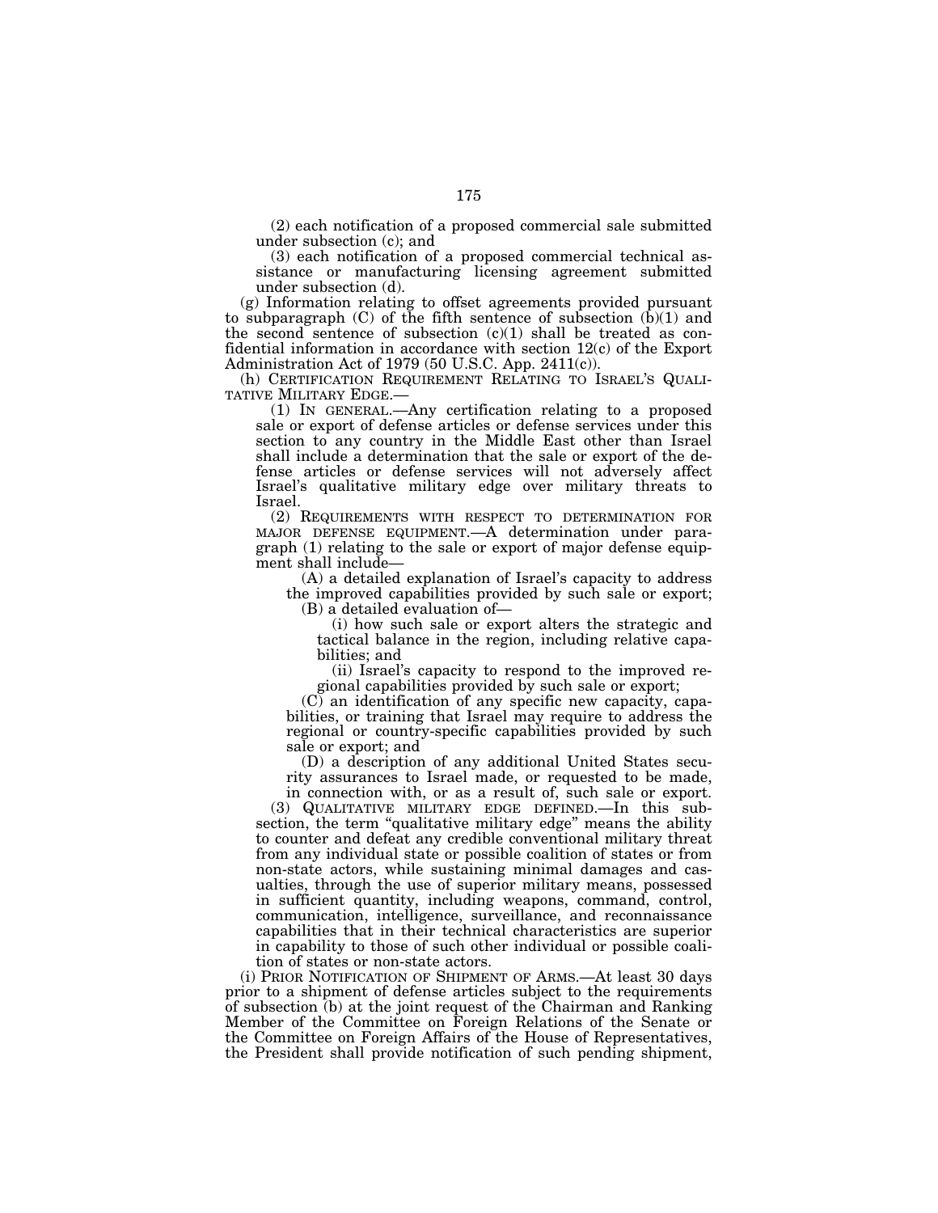(2) each notification of a proposed commercial sale submitted under subsection (c); and

(3) each notification of a proposed commercial technical assistance or manufacturing licensing agreement submitted under subsection (d).

(g) Information relating to offset agreements provided pursuant to subparagraph (C) of the fifth sentence of subsection (b)(1) and the second sentence of subsection (c)(1) shall be treated as confidential information in accordance with section 12(c) of the Export Administration Act of 1979 (50 U.S.C. App. 2411(c)).

(h) CERTIFICATION REQUIREMENT RELATING TO ISRAEL'S QUALITATIVE MILITARY EDGE.—

(1) IN GENERAL.—Any certification relating to a proposed sale or export of defense articles or defense services under this section to any country in the Middle East other than Israel shall include a determination that the sale or export of the defense articles or defense services will not adversely affect Israel's qualitative military edge over military threats to Israel.

(2) REQUIREMENTS WITH RESPECT TO DETERMINATION FOR MAJOR DEFENSE EQUIPMENT.—A determination under paragraph (1) relating to the sale or export of major defense equipment shall include—

(A) a detailed explanation of Israel's capacity to address the improved capabilities provided by such sale or export;

(B) a detailed evaluation of—

(i) how such sale or export alters the strategic and tactical balance in the region, including relative capabilities; and

(ii) Israel's capacity to respond to the improved regional capabilities provided by such sale or export;

(C) an identification of any specific new capacity, capabilities, or training that Israel may require to address the regional or country-specific capabilities provided by such sale or export; and

(D) a description of any additional United States security assurances to Israel made, or requested to be made, in connection with, or as a result of, such sale or export.

(3) QUALITATIVE MILITARY EDGE DEFINED.—In this subsection, the term "qualitative military edge" means the ability to counter and defeat any credible conventional military threat from any individual state or possible coalition of states or from non-state actors, while sustaining minimal damages and casualties, through the use of superior military means, possessed in sufficient quantity, including weapons, command, control, communication, intelligence, surveillance, and reconnaissance capabilities that in their technical characteristics are superior in capability to those of such other individual or possible coalition of states or non-state actors.

(i) PRIOR NOTIFICATION OF SHIPMENT OF ARMS.—At least 30 days prior to a shipment of defense articles subject to the requirements of subsection (b) at the joint request of the Chairman and Ranking Member of the Committee on Foreign Relations of the Senate or the Committee on Foreign Affairs of the House of Representatives, the President shall provide notification of such pending shipment,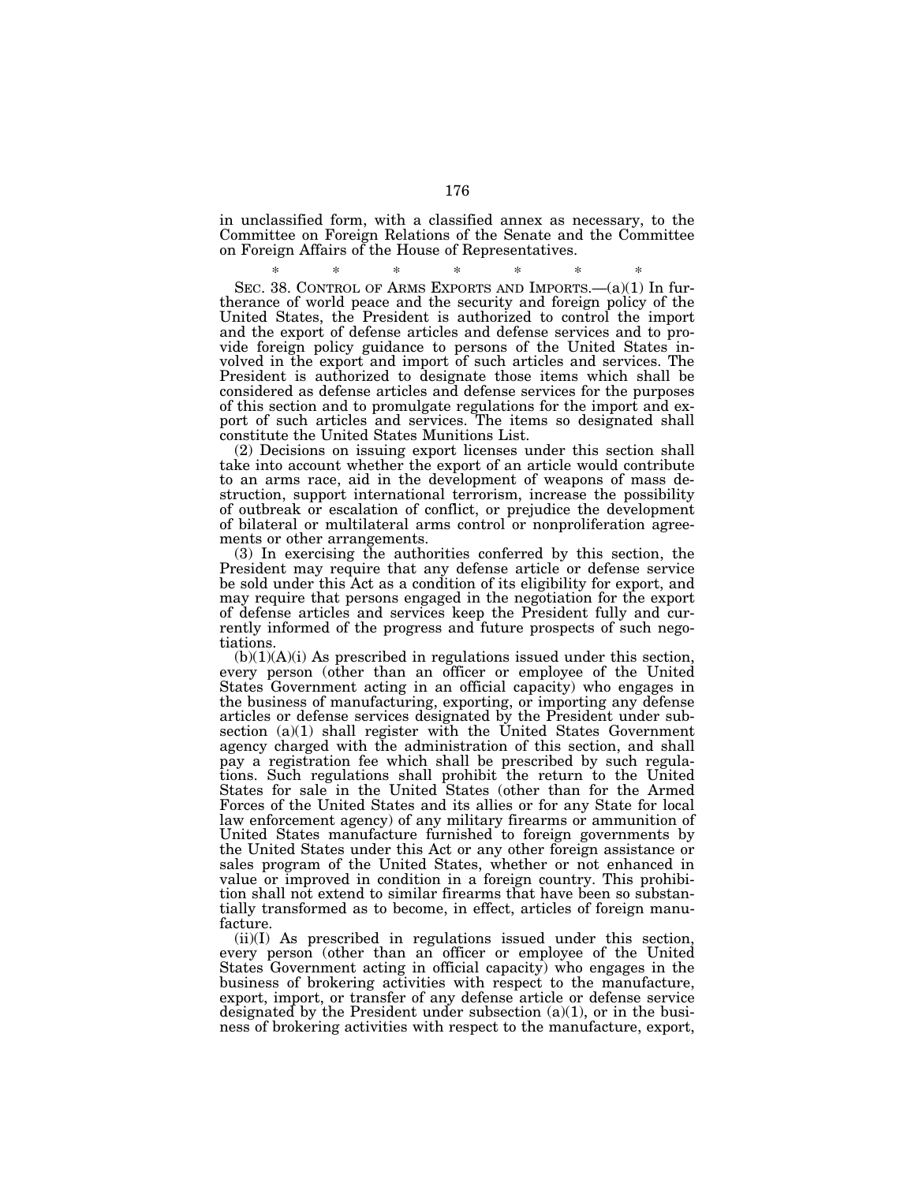in unclassified form, with a classified annex as necessary, to the Committee on Foreign Relations of the Senate and the Committee on Foreign Affairs of the House of Representatives.

\* \* \* \* \* \* \*

SEC. 38. CONTROL OF ARMS EXPORTS AND IMPORTS.—(a)(1) In furtherance of world peace and the security and foreign policy of the United States, the President is authorized to control the import and the export of defense articles and defense services and to provide foreign policy guidance to persons of the United States involved in the export and import of such articles and services. The President is authorized to designate those items which shall be considered as defense articles and defense services for the purposes of this section and to promulgate regulations for the import and export of such articles and services. The items so designated shall constitute the United States Munitions List.

(2) Decisions on issuing export licenses under this section shall take into account whether the export of an article would contribute to an arms race, aid in the development of weapons of mass destruction, support international terrorism, increase the possibility of outbreak or escalation of conflict, or prejudice the development of bilateral or multilateral arms control or nonproliferation agreements or other arrangements.

(3) In exercising the authorities conferred by this section, the President may require that any defense article or defense service be sold under this Act as a condition of its eligibility for export, and may require that persons engaged in the negotiation for the export of defense articles and services keep the President fully and currently informed of the progress and future prospects of such negotiations.

(b)(1)(A)(i) As prescribed in regulations issued under this section, every person (other than an officer or employee of the United States Government acting in an official capacity) who engages in the business of manufacturing, exporting, or importing any defense articles or defense services designated by the President under subsection (a)(1) shall register with the United States Government agency charged with the administration of this section, and shall pay a registration fee which shall be prescribed by such regulations. Such regulations shall prohibit the return to the United States for sale in the United States (other than for the Armed Forces of the United States and its allies or for any State for local law enforcement agency) of any military firearms or ammunition of United States manufacture furnished to foreign governments by the United States under this Act or any other foreign assistance or sales program of the United States, whether or not enhanced in value or improved in condition in a foreign country. This prohibition shall not extend to similar firearms that have been so substantially transformed as to become, in effect, articles of foreign manufacture.

(ii)(I) As prescribed in regulations issued under this section, every person (other than an officer or employee of the United States Government acting in official capacity) who engages in the business of brokering activities with respect to the manufacture, export, import, or transfer of any defense article or defense service designated by the President under subsection (a)(1), or in the business of brokering activities with respect to the manufacture, export,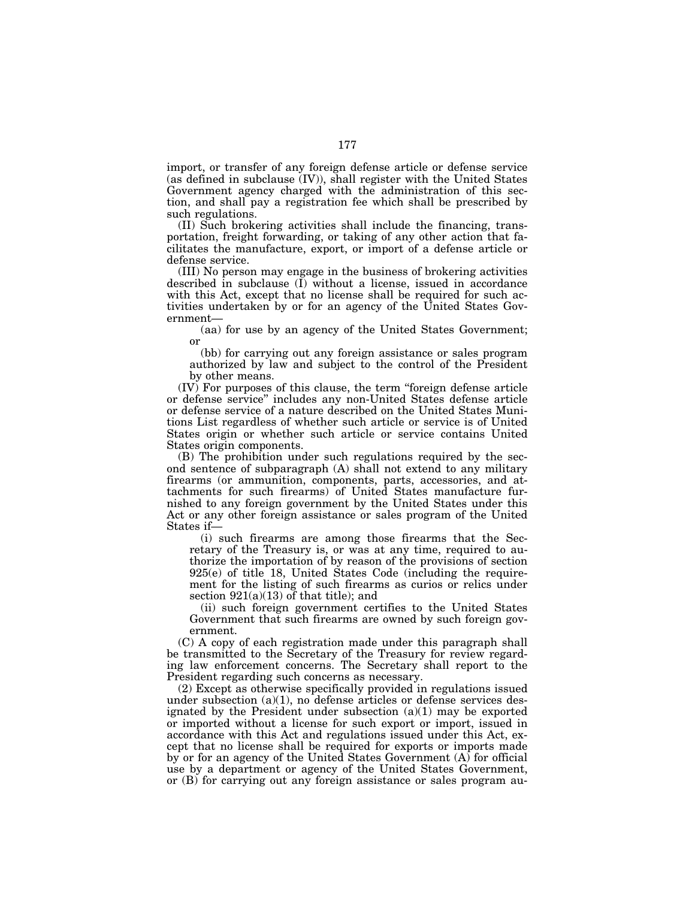import, or transfer of any foreign defense article or defense service (as defined in subclause (IV)), shall register with the United States Government agency charged with the administration of this section, and shall pay a registration fee which shall be prescribed by such regulations.

(II) Such brokering activities shall include the financing, transportation, freight forwarding, or taking of any other action that facilitates the manufacture, export, or import of a defense article or defense service.

(III) No person may engage in the business of brokering activities described in subclause (I) without a license, issued in accordance with this Act, except that no license shall be required for such activities undertaken by or for an agency of the United States Government—

(aa) for use by an agency of the United States Government; or

(bb) for carrying out any foreign assistance or sales program authorized by law and subject to the control of the President by other means.

(IV) For purposes of this clause, the term "foreign defense article or defense service" includes any non-United States defense article or defense service of a nature described on the United States Munitions List regardless of whether such article or service is of United States origin or whether such article or service contains United States origin components.

(B) The prohibition under such regulations required by the second sentence of subparagraph (A) shall not extend to any military firearms (or ammunition, components, parts, accessories, and attachments for such firearms) of United States manufacture furnished to any foreign government by the United States under this Act or any other foreign assistance or sales program of the United States if—

(i) such firearms are among those firearms that the Secretary of the Treasury is, or was at any time, required to authorize the importation of by reason of the provisions of section 925(e) of title 18, United States Code (including the requirement for the listing of such firearms as curios or relics under section 921(a)(13) of that title); and

(ii) such foreign government certifies to the United States Government that such firearms are owned by such foreign government.

(C) A copy of each registration made under this paragraph shall be transmitted to the Secretary of the Treasury for review regarding law enforcement concerns. The Secretary shall report to the President regarding such concerns as necessary.

(2) Except as otherwise specifically provided in regulations issued under subsection (a)(1), no defense articles or defense services designated by the President under subsection (a)(1) may be exported or imported without a license for such export or import, issued in accordance with this Act and regulations issued under this Act, except that no license shall be required for exports or imports made by or for an agency of the United States Government (A) for official use by a department or agency of the United States Government, or (B) for carrying out any foreign assistance or sales program au-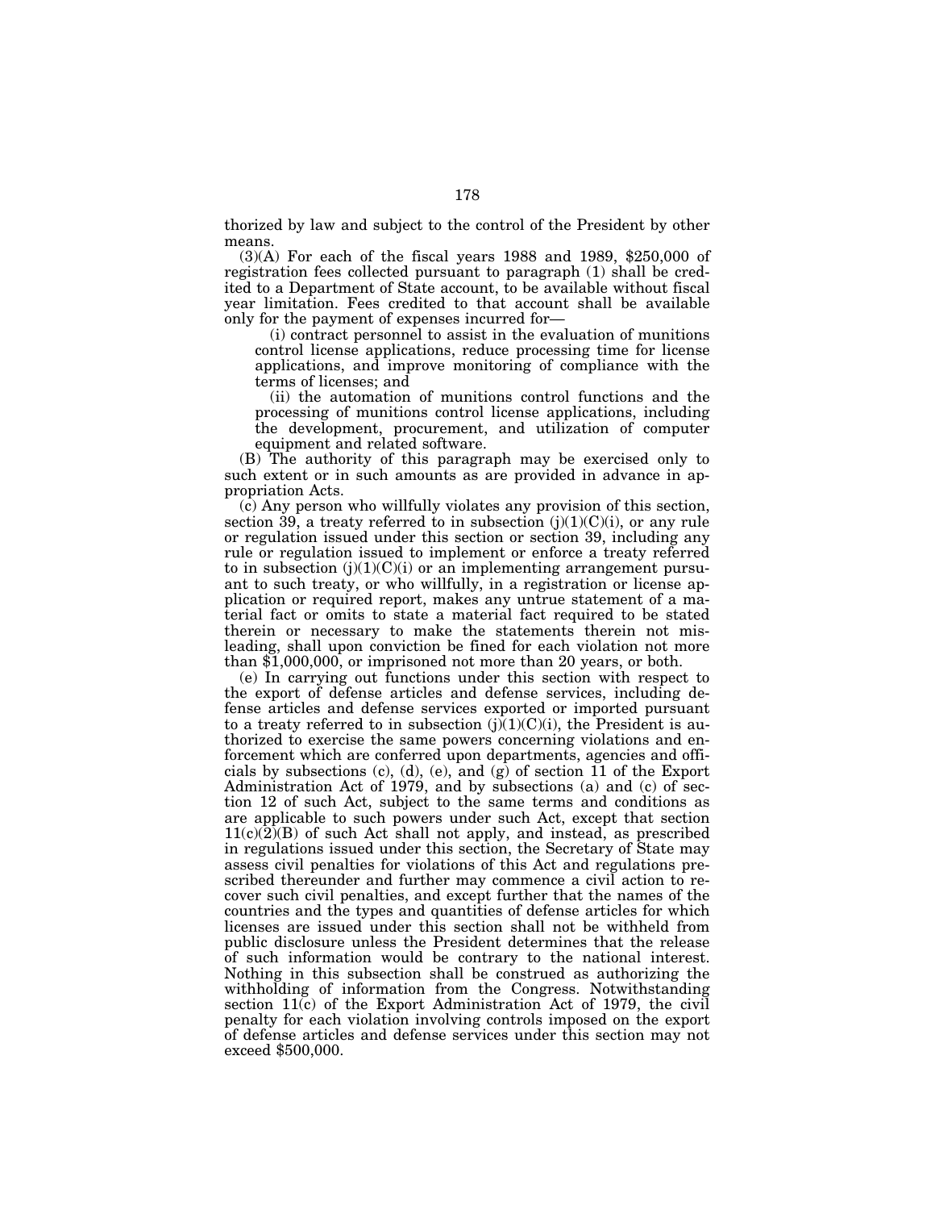thorized by law and subject to the control of the President by other means.

(3)(A) For each of the fiscal years 1988 and 1989, $250,000 of registration fees collected pursuant to paragraph (1) shall be credited to a Department of State account, to be available without fiscal year limitation. Fees credited to that account shall be available only for the payment of expenses incurred for—

(i) contract personnel to assist in the evaluation of munitions control license applications, reduce processing time for license applications, and improve monitoring of compliance with the terms of licenses; and

(ii) the automation of munitions control functions and the processing of munitions control license applications, including the development, procurement, and utilization of computer equipment and related software.

(B) The authority of this paragraph may be exercised only to such extent or in such amounts as are provided in advance in appropriation Acts.

(c) Any person who willfully violates any provision of this section, section 39, a treaty referred to in subsection (j)(1)(C)(i), or any rule or regulation issued under this section or section 39, including any rule or regulation issued to implement or enforce a treaty referred to in subsection (j)(1)(C)(i) or an implementing arrangement pursuant to such treaty, or who willfully, in a registration or license application or required report, makes any untrue statement of a material fact or omits to state a material fact required to be stated therein or necessary to make the statements therein not misleading, shall upon conviction be fined for each violation not more than $1,000,000, or imprisoned not more than 20 years, or both.

(e) In carrying out functions under this section with respect to the export of defense articles and defense services, including defense articles and defense services exported or imported pursuant to a treaty referred to in subsection (j)(1)(C)(i), the President is authorized to exercise the same powers concerning violations and enforcement which are conferred upon departments, agencies and officials by subsections (c), (d), (e), and (g) of section 11 of the Export Administration Act of 1979, and by subsections (a) and (c) of section 12 of such Act, subject to the same terms and conditions as are applicable to such powers under such Act, except that section 11(c)(2)(B) of such Act shall not apply, and instead, as prescribed in regulations issued under this section, the Secretary of State may assess civil penalties for violations of this Act and regulations prescribed thereunder and further may commence a civil action to recover such civil penalties, and except further that the names of the countries and the types and quantities of defense articles for which licenses are issued under this section shall not be withheld from public disclosure unless the President determines that the release of such information would be contrary to the national interest. Nothing in this subsection shall be construed as authorizing the withholding of information from the Congress. Notwithstanding section 11(c) of the Export Administration Act of 1979, the civil penalty for each violation involving controls imposed on the export of defense articles and defense services under this section may not exceed $500,000.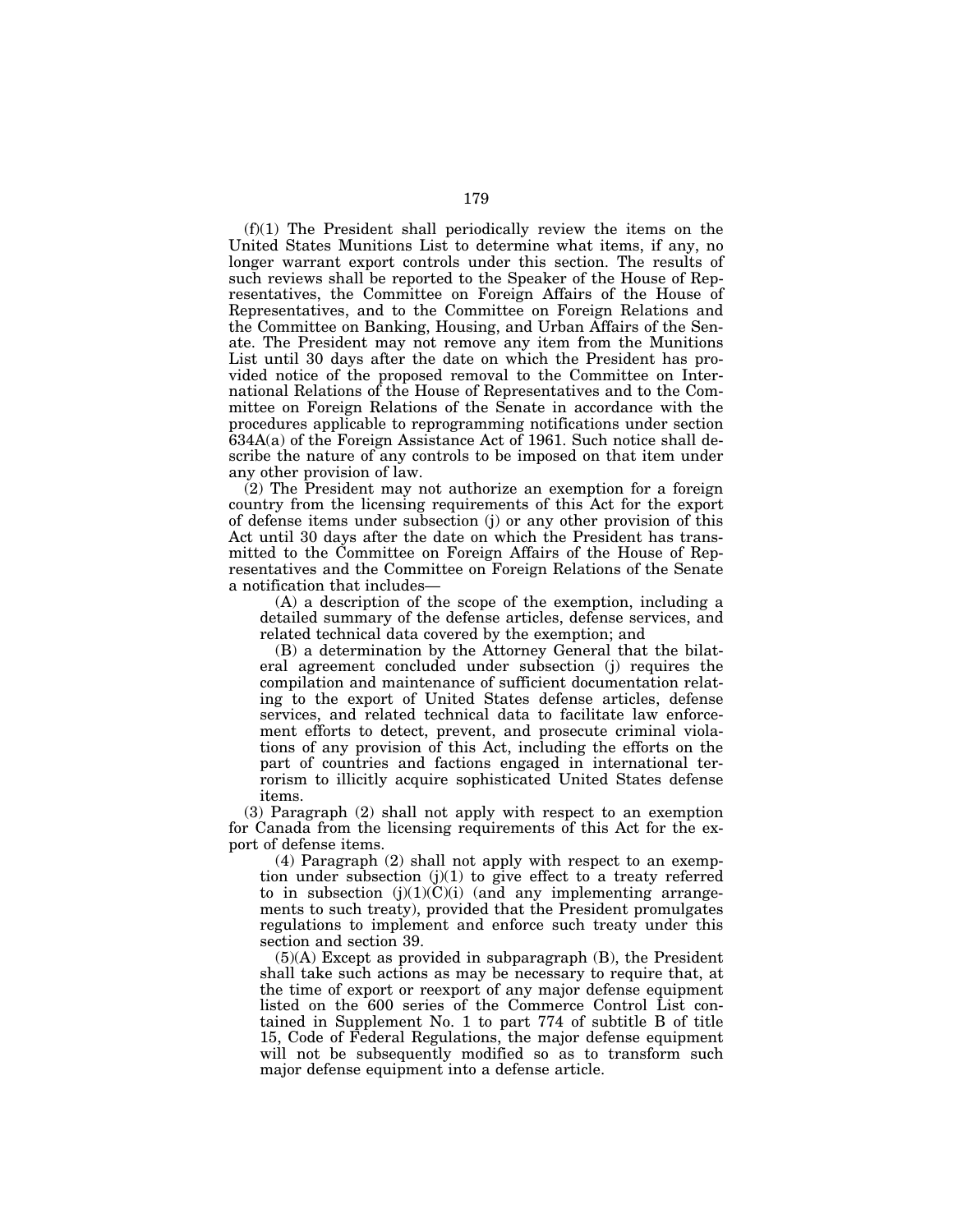(f)(1) The President shall periodically review the items on the United States Munitions List to determine what items, if any, no longer warrant export controls under this section. The results of such reviews shall be reported to the Speaker of the House of Representatives, the Committee on Foreign Affairs of the House of Representatives, and to the Committee on Foreign Relations and the Committee on Banking, Housing, and Urban Affairs of the Senate. The President may not remove any item from the Munitions List until 30 days after the date on which the President has provided notice of the proposed removal to the Committee on International Relations of the House of Representatives and to the Committee on Foreign Relations of the Senate in accordance with the procedures applicable to reprogramming notifications under section 634A(a) of the Foreign Assistance Act of 1961. Such notice shall describe the nature of any controls to be imposed on that item under any other provision of law.

(2) The President may not authorize an exemption for a foreign country from the licensing requirements of this Act for the export of defense items under subsection (j) or any other provision of this Act until 30 days after the date on which the President has transmitted to the Committee on Foreign Affairs of the House of Representatives and the Committee on Foreign Relations of the Senate a notification that includes—

(A) a description of the scope of the exemption, including a detailed summary of the defense articles, defense services, and related technical data covered by the exemption; and

(B) a determination by the Attorney General that the bilateral agreement concluded under subsection (j) requires the compilation and maintenance of sufficient documentation relating to the export of United States defense articles, defense services, and related technical data to facilitate law enforcement efforts to detect, prevent, and prosecute criminal violations of any provision of this Act, including the efforts on the part of countries and factions engaged in international terrorism to illicitly acquire sophisticated United States defense items.

(3) Paragraph (2) shall not apply with respect to an exemption for Canada from the licensing requirements of this Act for the export of defense items.

(4) Paragraph (2) shall not apply with respect to an exemption under subsection (j)(1) to give effect to a treaty referred to in subsection (j)(1)(C)(i) (and any implementing arrangements to such treaty), provided that the President promulgates regulations to implement and enforce such treaty under this section and section 39.

(5)(A) Except as provided in subparagraph (B), the President shall take such actions as may be necessary to require that, at the time of export or reexport of any major defense equipment listed on the 600 series of the Commerce Control List contained in Supplement No. 1 to part 774 of subtitle B of title 15, Code of Federal Regulations, the major defense equipment will not be subsequently modified so as to transform such major defense equipment into a defense article.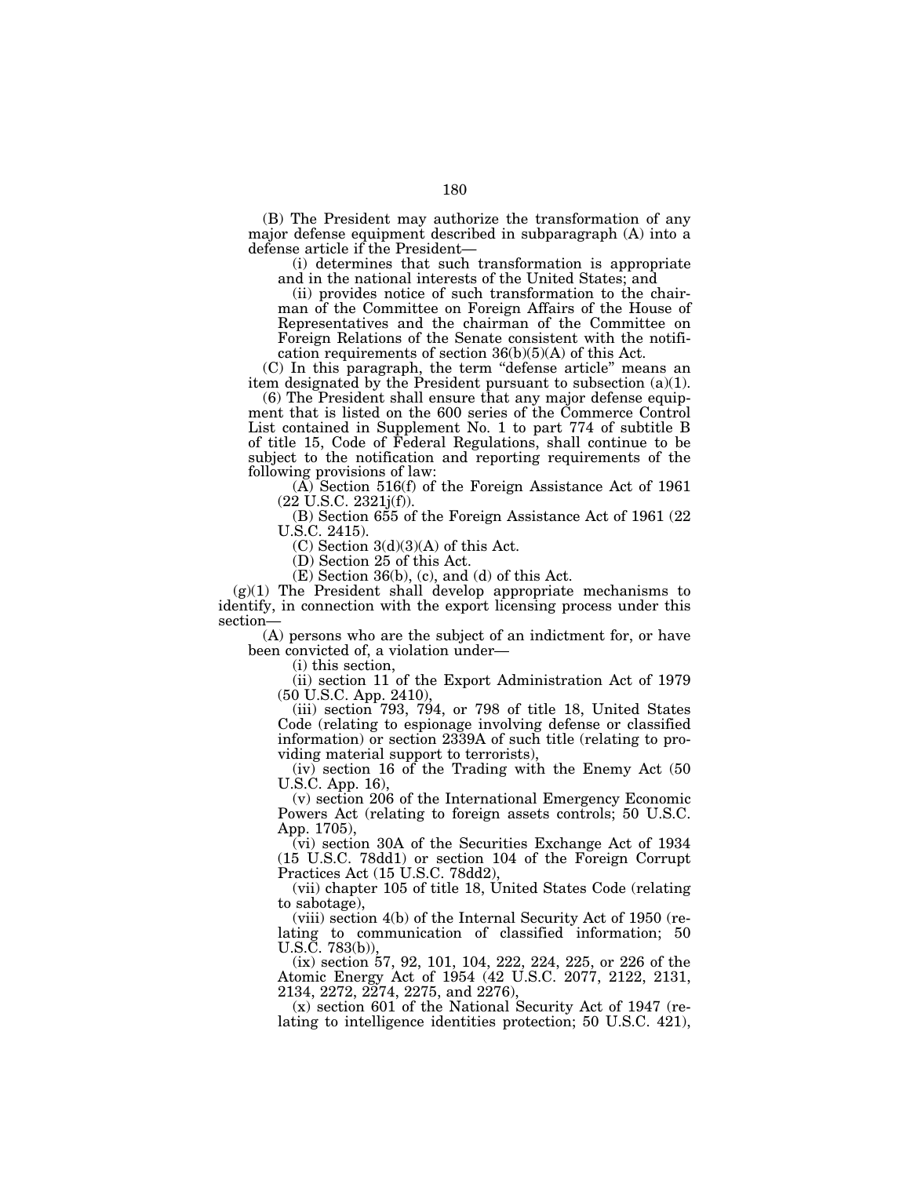(B) The President may authorize the transformation of any major defense equipment described in subparagraph (A) into a defense article if the President—

(i) determines that such transformation is appropriate and in the national interests of the United States; and

(ii) provides notice of such transformation to the chairman of the Committee on Foreign Affairs of the House of Representatives and the chairman of the Committee on Foreign Relations of the Senate consistent with the notification requirements of section 36(b)(5)(A) of this Act.

(C) In this paragraph, the term "defense article" means an item designated by the President pursuant to subsection (a)(1).

(6) The President shall ensure that any major defense equipment that is listed on the 600 series of the Commerce Control List contained in Supplement No. 1 to part 774 of subtitle B of title 15, Code of Federal Regulations, shall continue to be subject to the notification and reporting requirements of the following provisions of law:

(A) Section 516(f) of the Foreign Assistance Act of 1961 (22 U.S.C. 2321j(f)).

(B) Section 655 of the Foreign Assistance Act of 1961 (22 U.S.C. 2415).

(C) Section 3(d)(3)(A) of this Act.

(D) Section 25 of this Act.

(E) Section 36(b), (c), and (d) of this Act.

(g)(1) The President shall develop appropriate mechanisms to identify, in connection with the export licensing process under this section—

(A) persons who are the subject of an indictment for, or have been convicted of, a violation under—

(i) this section,

(ii) section 11 of the Export Administration Act of 1979 (50 U.S.C. App. 2410),

(iii) section 793, 794, or 798 of title 18, United States Code (relating to espionage involving defense or classified information) or section 2339A of such title (relating to providing material support to terrorists),

(iv) section 16 of the Trading with the Enemy Act (50 U.S.C. App. 16),

(v) section 206 of the International Emergency Economic Powers Act (relating to foreign assets controls; 50 U.S.C. App. 1705),

(vi) section 30A of the Securities Exchange Act of 1934 (15 U.S.C. 78dd1) or section 104 of the Foreign Corrupt Practices Act (15 U.S.C. 78dd2),

(vii) chapter 105 of title 18, United States Code (relating to sabotage),

(viii) section 4(b) of the Internal Security Act of 1950 (relating to communication of classified information; 50 U.S.C. 783(b)),

(ix) section 57, 92, 101, 104, 222, 224, 225, or 226 of the Atomic Energy Act of 1954 (42 U.S.C. 2077, 2122, 2131, 2134, 2272, 2274, 2275, and 2276),

(x) section 601 of the National Security Act of 1947 (relating to intelligence identities protection; 50 U.S.C. 421),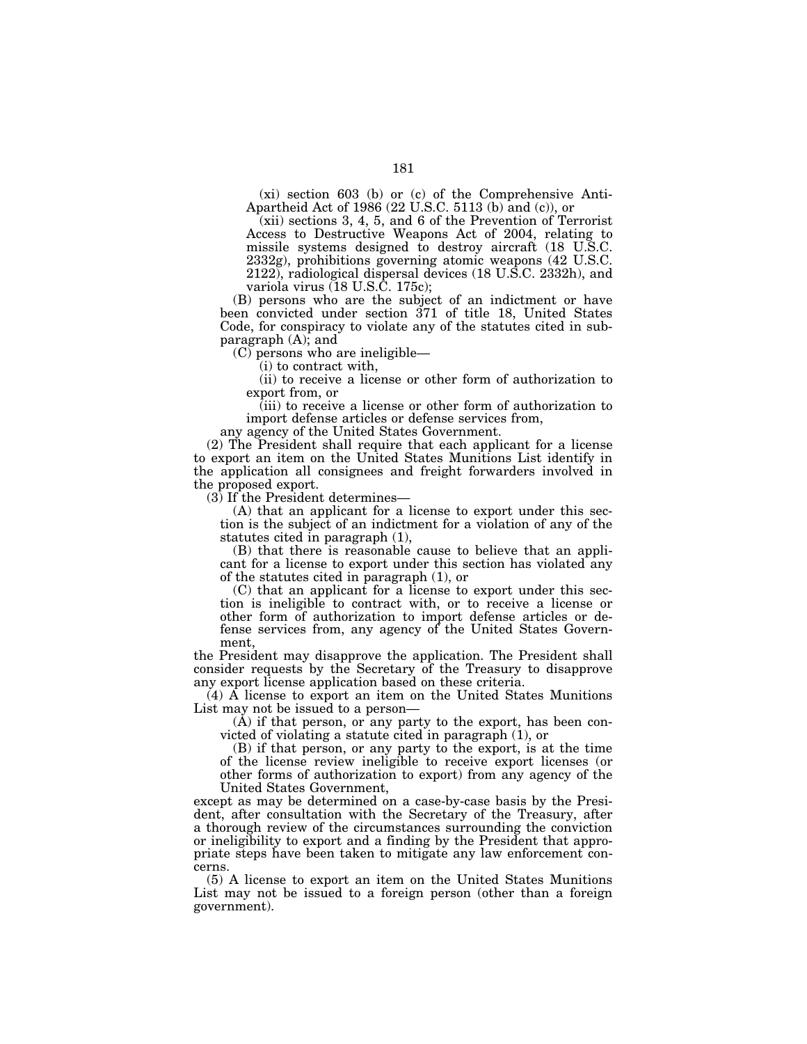(xi) section 603 (b) or (c) of the Comprehensive Anti-Apartheid Act of 1986 (22 U.S.C. 5113 (b) and (c)), or

(xii) sections 3, 4, 5, and 6 of the Prevention of Terrorist Access to Destructive Weapons Act of 2004, relating to missile systems designed to destroy aircraft (18 U.S.C. 2332g), prohibitions governing atomic weapons (42 U.S.C. 2122), radiological dispersal devices (18 U.S.C. 2332h), and variola virus (18 U.S.C. 175c);

(B) persons who are the subject of an indictment or have been convicted under section 371 of title 18, United States Code, for conspiracy to violate any of the statutes cited in subparagraph (A); and

(C) persons who are ineligible—

(i) to contract with,

(ii) to receive a license or other form of authorization to export from, or

(iii) to receive a license or other form of authorization to import defense articles or defense services from,

any agency of the United States Government.

(2) The President shall require that each applicant for a license to export an item on the United States Munitions List identify in the application all consignees and freight forwarders involved in the proposed export.

(3) If the President determines—

(A) that an applicant for a license to export under this section is the subject of an indictment for a violation of any of the statutes cited in paragraph (1),

(B) that there is reasonable cause to believe that an applicant for a license to export under this section has violated any of the statutes cited in paragraph (1), or

(C) that an applicant for a license to export under this section is ineligible to contract with, or to receive a license or other form of authorization to import defense articles or defense services from, any agency of the United States Government,

the President may disapprove the application. The President shall consider requests by the Secretary of the Treasury to disapprove any export license application based on these criteria.

(4) A license to export an item on the United States Munitions List may not be issued to a person—

(A) if that person, or any party to the export, has been convicted of violating a statute cited in paragraph (1), or

(B) if that person, or any party to the export, is at the time of the license review ineligible to receive export licenses (or other forms of authorization to export) from any agency of the United States Government,

except as may be determined on a case-by-case basis by the President, after consultation with the Secretary of the Treasury, after a thorough review of the circumstances surrounding the conviction or ineligibility to export and a finding by the President that appropriate steps have been taken to mitigate any law enforcement concerns.

(5) A license to export an item on the United States Munitions List may not be issued to a foreign person (other than a foreign government).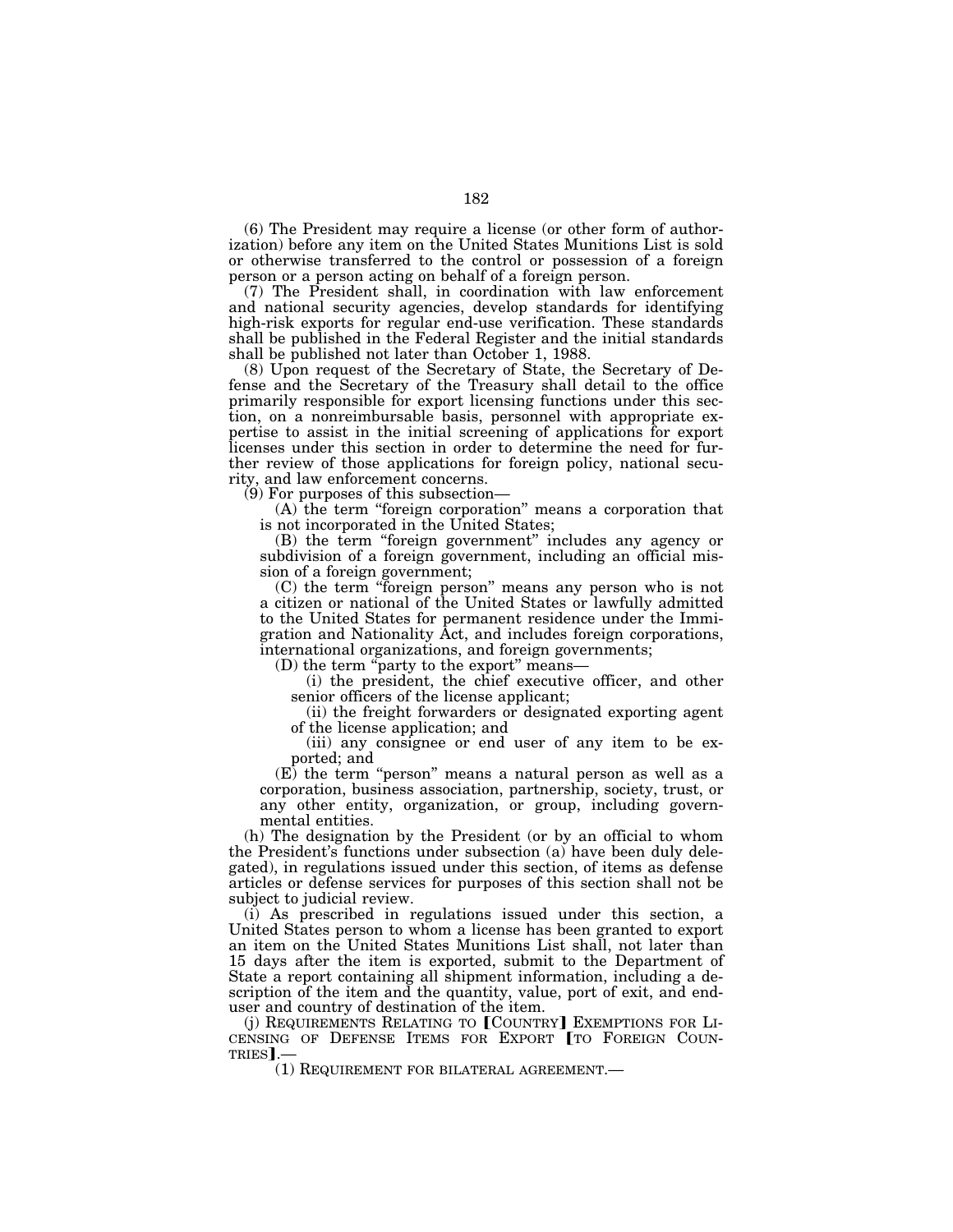(6) The President may require a license (or other form of authorization) before any item on the United States Munitions List is sold or otherwise transferred to the control or possession of a foreign person or a person acting on behalf of a foreign person.

(7) The President shall, in coordination with law enforcement and national security agencies, develop standards for identifying high-risk exports for regular end-use verification. These standards shall be published in the Federal Register and the initial standards shall be published not later than October 1, 1988.

(8) Upon request of the Secretary of State, the Secretary of Defense and the Secretary of the Treasury shall detail to the office primarily responsible for export licensing functions under this section, on a nonreimbursable basis, personnel with appropriate expertise to assist in the initial screening of applications for export licenses under this section in order to determine the need for further review of those applications for foreign policy, national security, and law enforcement concerns.

(9) For purposes of this subsection—

(A) the term "foreign corporation" means a corporation that is not incorporated in the United States;

(B) the term "foreign government" includes any agency or subdivision of a foreign government, including an official mission of a foreign government;

(C) the term "foreign person" means any person who is not a citizen or national of the United States or lawfully admitted to the United States for permanent residence under the Immigration and Nationality Act, and includes foreign corporations, international organizations, and foreign governments;

(D) the term "party to the export" means—

(i) the president, the chief executive officer, and other senior officers of the license applicant;

(ii) the freight forwarders or designated exporting agent of the license application; and

(iii) any consignee or end user of any item to be exported; and

(E) the term "person" means a natural person as well as a corporation, business association, partnership, society, trust, or any other entity, organization, or group, including governmental entities.

(h) The designation by the President (or by an official to whom the President's functions under subsection (a) have been duly delegated), in regulations issued under this section, of items as defense articles or defense services for purposes of this section shall not be subject to judicial review.

(i) As prescribed in regulations issued under this section, a United States person to whom a license has been granted to export an item on the United States Munitions List shall, not later than 15 days after the item is exported, submit to the Department of State a report containing all shipment information, including a description of the item and the quantity, value, port of exit, and end-user and country of destination of the item.

(j) REQUIREMENTS RELATING TO [COUNTRY] EXEMPTIONS FOR LICENSING OF DEFENSE ITEMS FOR EXPORT [TO FOREIGN COUNTRIES].—

(1) REQUIREMENT FOR BILATERAL AGREEMENT.—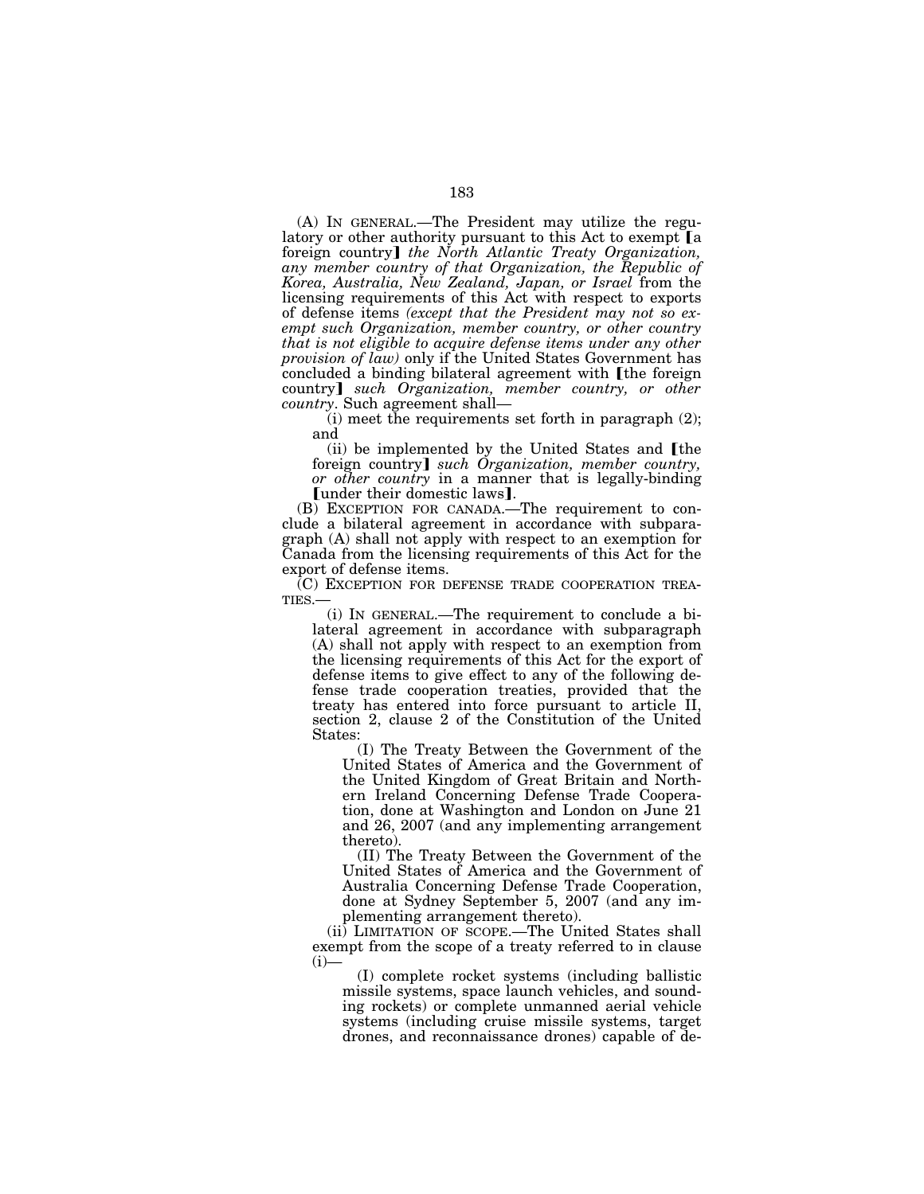(A) IN GENERAL.—The President may utilize the regulatory or other authority pursuant to this Act to exempt 【a foreign country】 *the North Atlantic Treaty Organization, any member country of that Organization, the Republic of Korea, Australia, New Zealand, Japan, or Israel* from the licensing requirements of this Act with respect to exports of defense items *(except that the President may not so exempt such Organization, member country, or other country that is not eligible to acquire defense items under any other provision of law)* only if the United States Government has concluded a binding bilateral agreement with 【the foreign country】 *such Organization, member country, or other country*. Such agreement shall—

(i) meet the requirements set forth in paragraph (2); and

(ii) be implemented by the United States and 【the foreign country】 *such Organization, member country, or other country* in a manner that is legally-binding 【under their domestic laws】.

(B) EXCEPTION FOR CANADA.—The requirement to conclude a bilateral agreement in accordance with subparagraph (A) shall not apply with respect to an exemption for Canada from the licensing requirements of this Act for the export of defense items.

(C) EXCEPTION FOR DEFENSE TRADE COOPERATION TREATIES.—

(i) IN GENERAL.—The requirement to conclude a bilateral agreement in accordance with subparagraph (A) shall not apply with respect to an exemption from the licensing requirements of this Act for the export of defense items to give effect to any of the following defense trade cooperation treaties, provided that the treaty has entered into force pursuant to article II, section 2, clause 2 of the Constitution of the United States:

(I) The Treaty Between the Government of the United States of America and the Government of the United Kingdom of Great Britain and Northern Ireland Concerning Defense Trade Cooperation, done at Washington and London on June 21 and 26, 2007 (and any implementing arrangement thereto).

(II) The Treaty Between the Government of the United States of America and the Government of Australia Concerning Defense Trade Cooperation, done at Sydney September 5, 2007 (and any implementing arrangement thereto).

(ii) LIMITATION OF SCOPE.—The United States shall exempt from the scope of a treaty referred to in clause (i)—

(I) complete rocket systems (including ballistic missile systems, space launch vehicles, and sounding rockets) or complete unmanned aerial vehicle systems (including cruise missile systems, target drones, and reconnaissance drones) capable of de-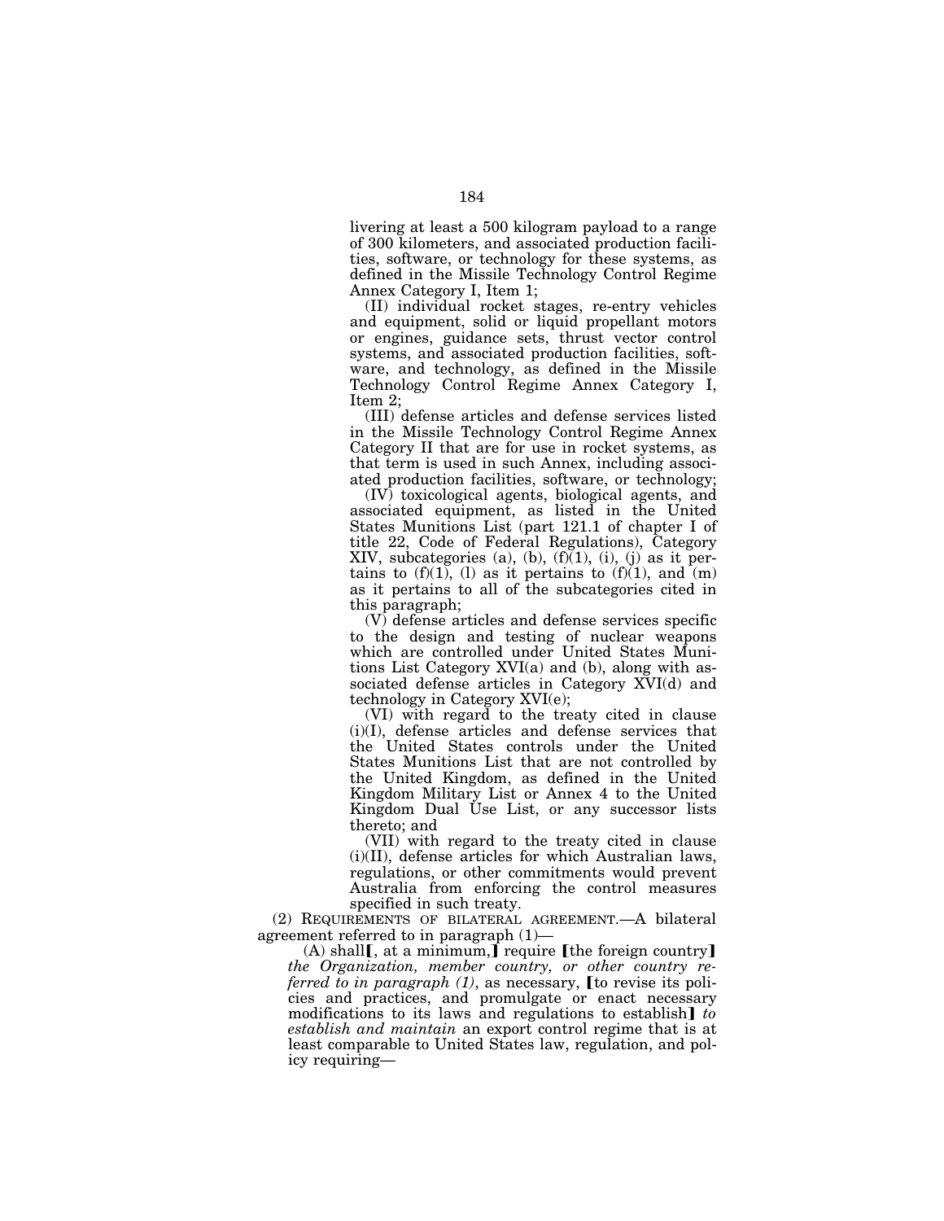livering at least a 500 kilogram payload to a range of 300 kilometers, and associated production facilities, software, or technology for these systems, as defined in the Missile Technology Control Regime Annex Category I, Item 1;

(II) individual rocket stages, re-entry vehicles and equipment, solid or liquid propellant motors or engines, guidance sets, thrust vector control systems, and associated production facilities, software, and technology, as defined in the Missile Technology Control Regime Annex Category I, Item 2;

(III) defense articles and defense services listed in the Missile Technology Control Regime Annex Category II that are for use in rocket systems, as that term is used in such Annex, including associated production facilities, software, or technology;

(IV) toxicological agents, biological agents, and associated equipment, as listed in the United States Munitions List (part 121.1 of chapter I of title 22, Code of Federal Regulations), Category XIV, subcategories (a), (b), (f)(1), (i), (j) as it pertains to (f)(1), (l) as it pertains to (f)(1), and (m) as it pertains to all of the subcategories cited in this paragraph;

(V) defense articles and defense services specific to the design and testing of nuclear weapons which are controlled under United States Munitions List Category XVI(a) and (b), along with associated defense articles in Category XVI(d) and technology in Category XVI(e);

(VI) with regard to the treaty cited in clause (i)(I), defense articles and defense services that the United States controls under the United States Munitions List that are not controlled by the United Kingdom, as defined in the United Kingdom Military List or Annex 4 to the United Kingdom Dual Use List, or any successor lists thereto; and

(VII) with regard to the treaty cited in clause (i)(II), defense articles for which Australian laws, regulations, or other commitments would prevent Australia from enforcing the control measures specified in such treaty.

(2) REQUIREMENTS OF BILATERAL AGREEMENT.—A bilateral agreement referred to in paragraph (1)—

(A) shall【, at a minimum,】 require 【the foreign country】 *the Organization, member country, or other country referred to in paragraph (1)*, as necessary, 【to revise its policies and practices, and promulgate or enact necessary modifications to its laws and regulations to establish】 *to establish and maintain* an export control regime that is at least comparable to United States law, regulation, and policy requiring—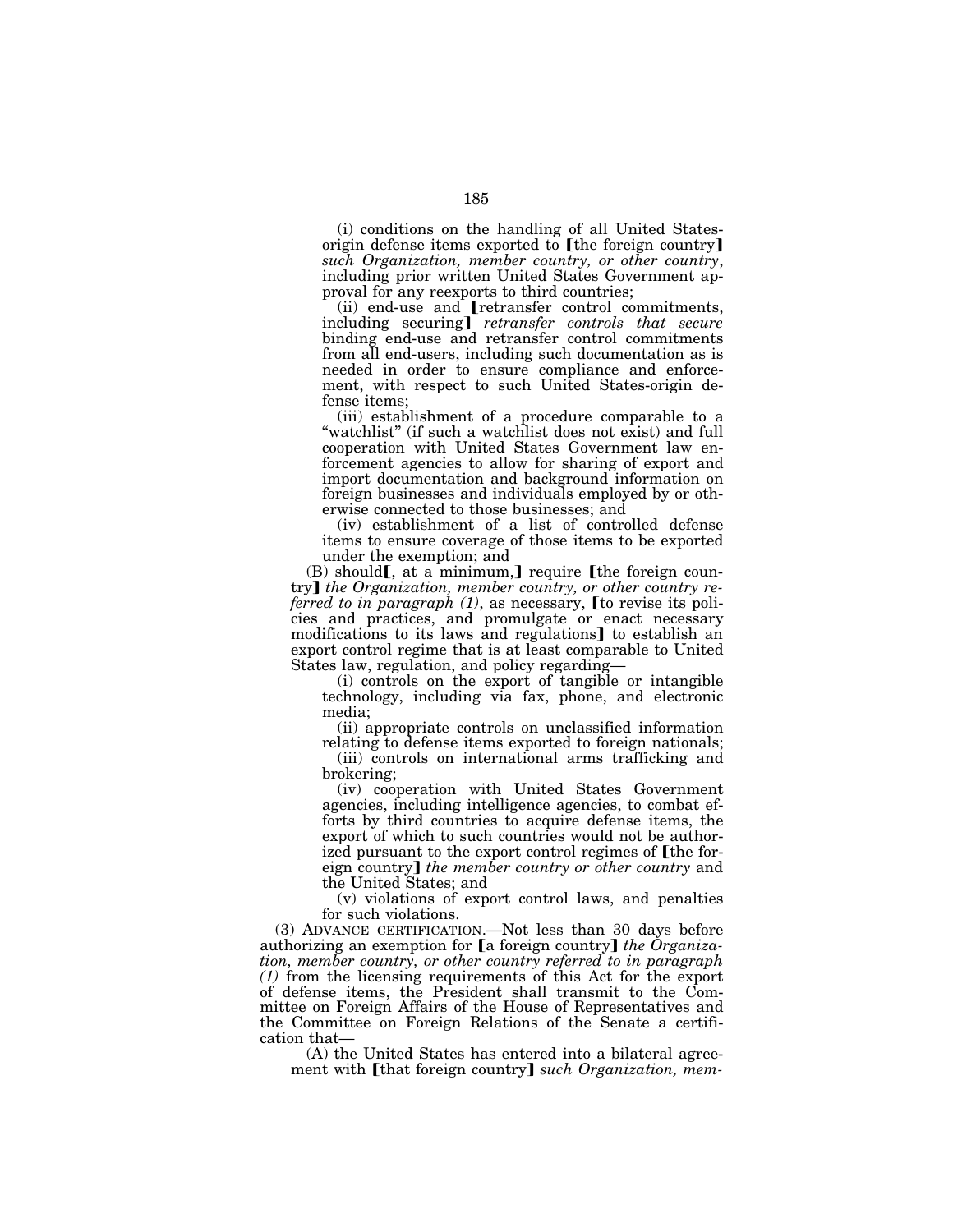(i) conditions on the handling of all United States-origin defense items exported to ⟦the foreign country⟧ *such Organization, member country, or other country*, including prior written United States Government approval for any reexports to third countries;

(ii) end-use and ⟦retransfer control commitments, including securing⟧ *retransfer controls that secure* binding end-use and retransfer control commitments from all end-users, including such documentation as is needed in order to ensure compliance and enforcement, with respect to such United States-origin defense items;

(iii) establishment of a procedure comparable to a "watchlist" (if such a watchlist does not exist) and full cooperation with United States Government law enforcement agencies to allow for sharing of export and import documentation and background information on foreign businesses and individuals employed by or otherwise connected to those businesses; and

(iv) establishment of a list of controlled defense items to ensure coverage of those items to be exported under the exemption; and

(B) should⟦, at a minimum,⟧ require ⟦the foreign country⟧ *the Organization, member country, or other country referred to in paragraph (1)*, as necessary, ⟦to revise its policies and practices, and promulgate or enact necessary modifications to its laws and regulations⟧ to establish an export control regime that is at least comparable to United States law, regulation, and policy regarding—

(i) controls on the export of tangible or intangible technology, including via fax, phone, and electronic media;

(ii) appropriate controls on unclassified information relating to defense items exported to foreign nationals;

(iii) controls on international arms trafficking and brokering;

(iv) cooperation with United States Government agencies, including intelligence agencies, to combat efforts by third countries to acquire defense items, the export of which to such countries would not be authorized pursuant to the export control regimes of ⟦the foreign country⟧ *the member country or other country* and the United States; and

(v) violations of export control laws, and penalties for such violations.

(3) ADVANCE CERTIFICATION.—Not less than 30 days before authorizing an exemption for ⟦a foreign country⟧ *the Organization, member country, or other country referred to in paragraph (1)* from the licensing requirements of this Act for the export of defense items, the President shall transmit to the Committee on Foreign Affairs of the House of Representatives and the Committee on Foreign Relations of the Senate a certification that—

(A) the United States has entered into a bilateral agreement with ⟦that foreign country⟧ *such Organization, mem-*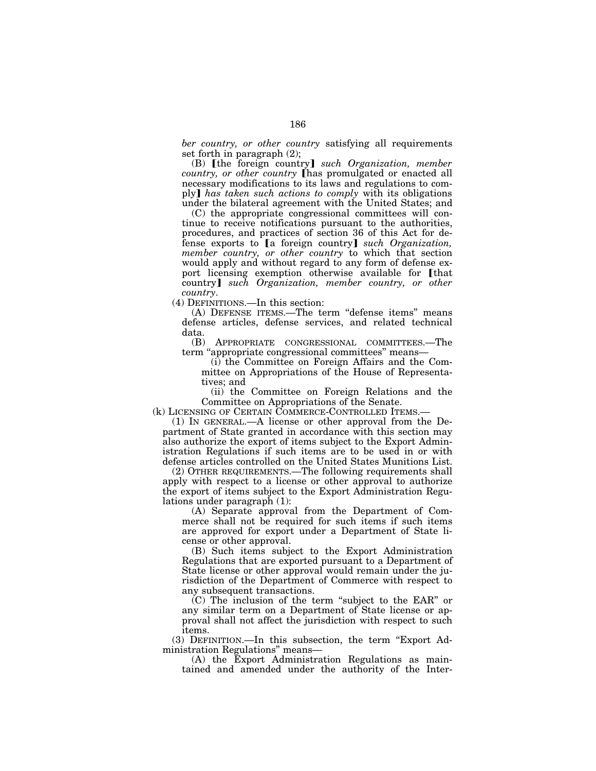*ber country, or other country* satisfying all requirements set forth in paragraph (2);

(B) 【the foreign country】 *such Organization, member country, or other country* 【has promulgated or enacted all necessary modifications to its laws and regulations to comply】 *has taken such actions to comply* with its obligations under the bilateral agreement with the United States; and

(C) the appropriate congressional committees will continue to receive notifications pursuant to the authorities, procedures, and practices of section 36 of this Act for defense exports to 【a foreign country】 *such Organization, member country, or other country* to which that section would apply and without regard to any form of defense export licensing exemption otherwise available for 【that country】 *such Organization, member country, or other country*.

(4) DEFINITIONS.—In this section:

(A) DEFENSE ITEMS.—The term "defense items" means defense articles, defense services, and related technical data.

(B) APPROPRIATE CONGRESSIONAL COMMITTEES.—The term "appropriate congressional committees" means—

(i) the Committee on Foreign Affairs and the Committee on Appropriations of the House of Representatives; and

(ii) the Committee on Foreign Relations and the Committee on Appropriations of the Senate.

(k) LICENSING OF CERTAIN COMMERCE-CONTROLLED ITEMS.—

(1) IN GENERAL.—A license or other approval from the Department of State granted in accordance with this section may also authorize the export of items subject to the Export Administration Regulations if such items are to be used in or with defense articles controlled on the United States Munitions List.

(2) OTHER REQUIREMENTS.—The following requirements shall apply with respect to a license or other approval to authorize the export of items subject to the Export Administration Regulations under paragraph (1):

(A) Separate approval from the Department of Commerce shall not be required for such items if such items are approved for export under a Department of State license or other approval.

(B) Such items subject to the Export Administration Regulations that are exported pursuant to a Department of State license or other approval would remain under the jurisdiction of the Department of Commerce with respect to any subsequent transactions.

(C) The inclusion of the term "subject to the EAR" or any similar term on a Department of State license or approval shall not affect the jurisdiction with respect to such items.

(3) DEFINITION.—In this subsection, the term "Export Administration Regulations" means—

(A) the Export Administration Regulations as maintained and amended under the authority of the Inter-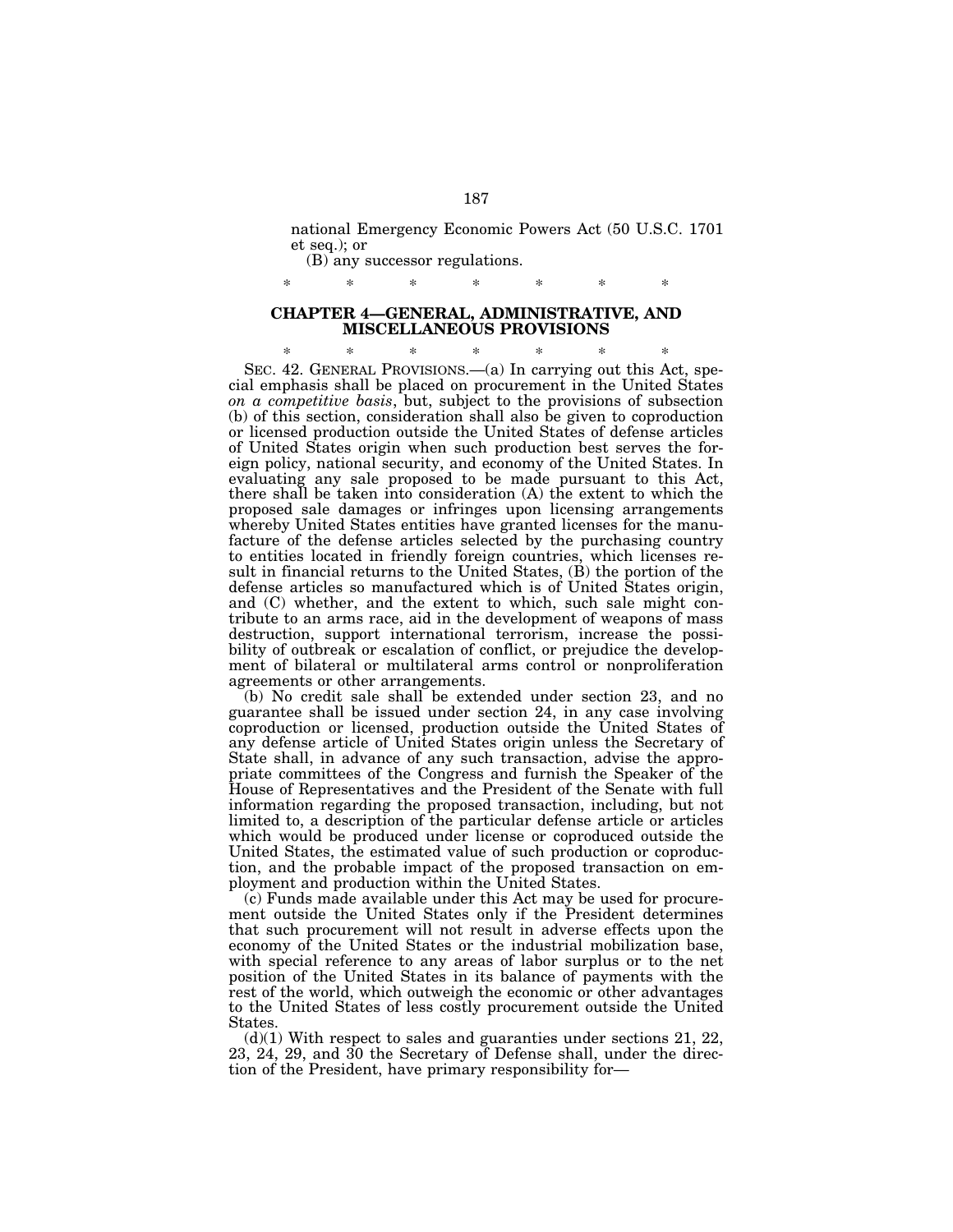national Emergency Economic Powers Act (50 U.S.C. 1701 et seq.); or

(B) any successor regulations.

\* \* \* \* \* \* \*

## CHAPTER 4—GENERAL, ADMINISTRATIVE, AND MISCELLANEOUS PROVISIONS

\* \* \* \* \* \* \*

SEC. 42. GENERAL PROVISIONS.—(a) In carrying out this Act, special emphasis shall be placed on procurement in the United States *on a competitive basis*, but, subject to the provisions of subsection (b) of this section, consideration shall also be given to coproduction or licensed production outside the United States of defense articles of United States origin when such production best serves the foreign policy, national security, and economy of the United States. In evaluating any sale proposed to be made pursuant to this Act, there shall be taken into consideration (A) the extent to which the proposed sale damages or infringes upon licensing arrangements whereby United States entities have granted licenses for the manufacture of the defense articles selected by the purchasing country to entities located in friendly foreign countries, which licenses result in financial returns to the United States, (B) the portion of the defense articles so manufactured which is of United States origin, and (C) whether, and the extent to which, such sale might contribute to an arms race, aid in the development of weapons of mass destruction, support international terrorism, increase the possibility of outbreak or escalation of conflict, or prejudice the development of bilateral or multilateral arms control or nonproliferation agreements or other arrangements.

(b) No credit sale shall be extended under section 23, and no guarantee shall be issued under section 24, in any case involving coproduction or licensed, production outside the United States of any defense article of United States origin unless the Secretary of State shall, in advance of any such transaction, advise the appropriate committees of the Congress and furnish the Speaker of the House of Representatives and the President of the Senate with full information regarding the proposed transaction, including, but not limited to, a description of the particular defense article or articles which would be produced under license or coproduced outside the United States, the estimated value of such production or coproduction, and the probable impact of the proposed transaction on employment and production within the United States.

(c) Funds made available under this Act may be used for procurement outside the United States only if the President determines that such procurement will not result in adverse effects upon the economy of the United States or the industrial mobilization base, with special reference to any areas of labor surplus or to the net position of the United States in its balance of payments with the rest of the world, which outweigh the economic or other advantages to the United States of less costly procurement outside the United States.

(d)(1) With respect to sales and guaranties under sections 21, 22, 23, 24, 29, and 30 the Secretary of Defense shall, under the direction of the President, have primary responsibility for—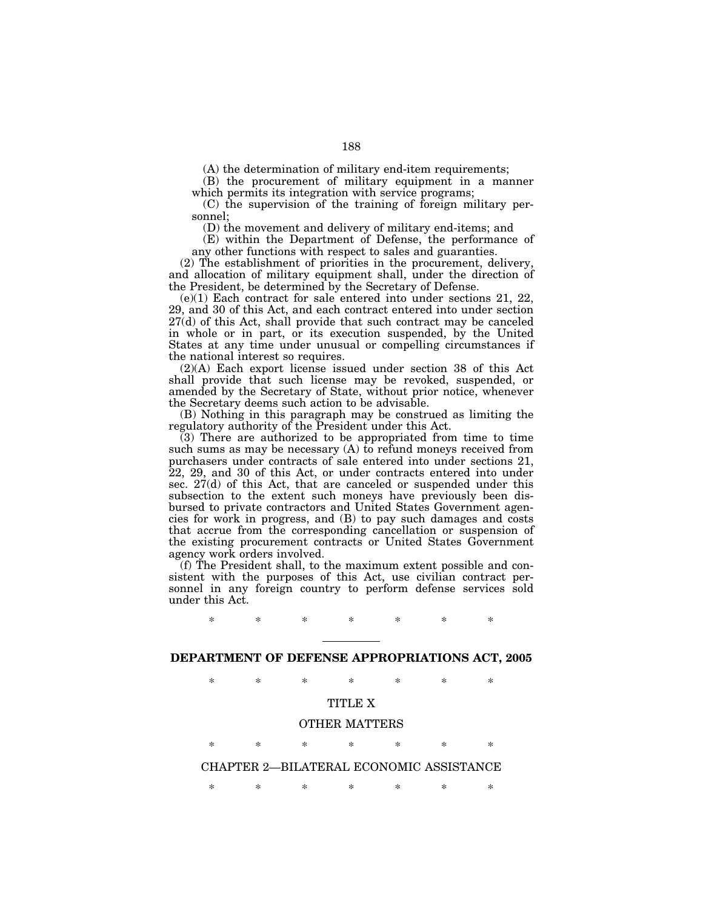(A) the determination of military end-item requirements;

(B) the procurement of military equipment in a manner which permits its integration with service programs;

(C) the supervision of the training of foreign military personnel;

(D) the movement and delivery of military end-items; and

(E) within the Department of Defense, the performance of any other functions with respect to sales and guaranties.

(2) The establishment of priorities in the procurement, delivery, and allocation of military equipment shall, under the direction of the President, be determined by the Secretary of Defense.

(e)(1) Each contract for sale entered into under sections 21, 22, 29, and 30 of this Act, and each contract entered into under section 27(d) of this Act, shall provide that such contract may be canceled in whole or in part, or its execution suspended, by the United States at any time under unusual or compelling circumstances if the national interest so requires.

(2)(A) Each export license issued under section 38 of this Act shall provide that such license may be revoked, suspended, or amended by the Secretary of State, without prior notice, whenever the Secretary deems such action to be advisable.

(B) Nothing in this paragraph may be construed as limiting the regulatory authority of the President under this Act.

(3) There are authorized to be appropriated from time to time such sums as may be necessary (A) to refund moneys received from purchasers under contracts of sale entered into under sections 21, 22, 29, and 30 of this Act, or under contracts entered into under sec. 27(d) of this Act, that are canceled or suspended under this subsection to the extent such moneys have previously been disbursed to private contractors and United States Government agencies for work in progress, and (B) to pay such damages and costs that accrue from the corresponding cancellation or suspension of the existing procurement contracts or United States Government agency work orders involved.

(f) The President shall, to the maximum extent possible and consistent with the purposes of this Act, use civilian contract personnel in any foreign country to perform defense services sold under this Act.

\* \* \* \* \* \* \*

---

## DEPARTMENT OF DEFENSE APPROPRIATIONS ACT, 2005

\* \* \* \* \* \* \*

### TITLE X

### OTHER MATTERS

\* \* \* \* \* \* \*

### CHAPTER 2—BILATERAL ECONOMIC ASSISTANCE

\* \* \* \* \* \* \*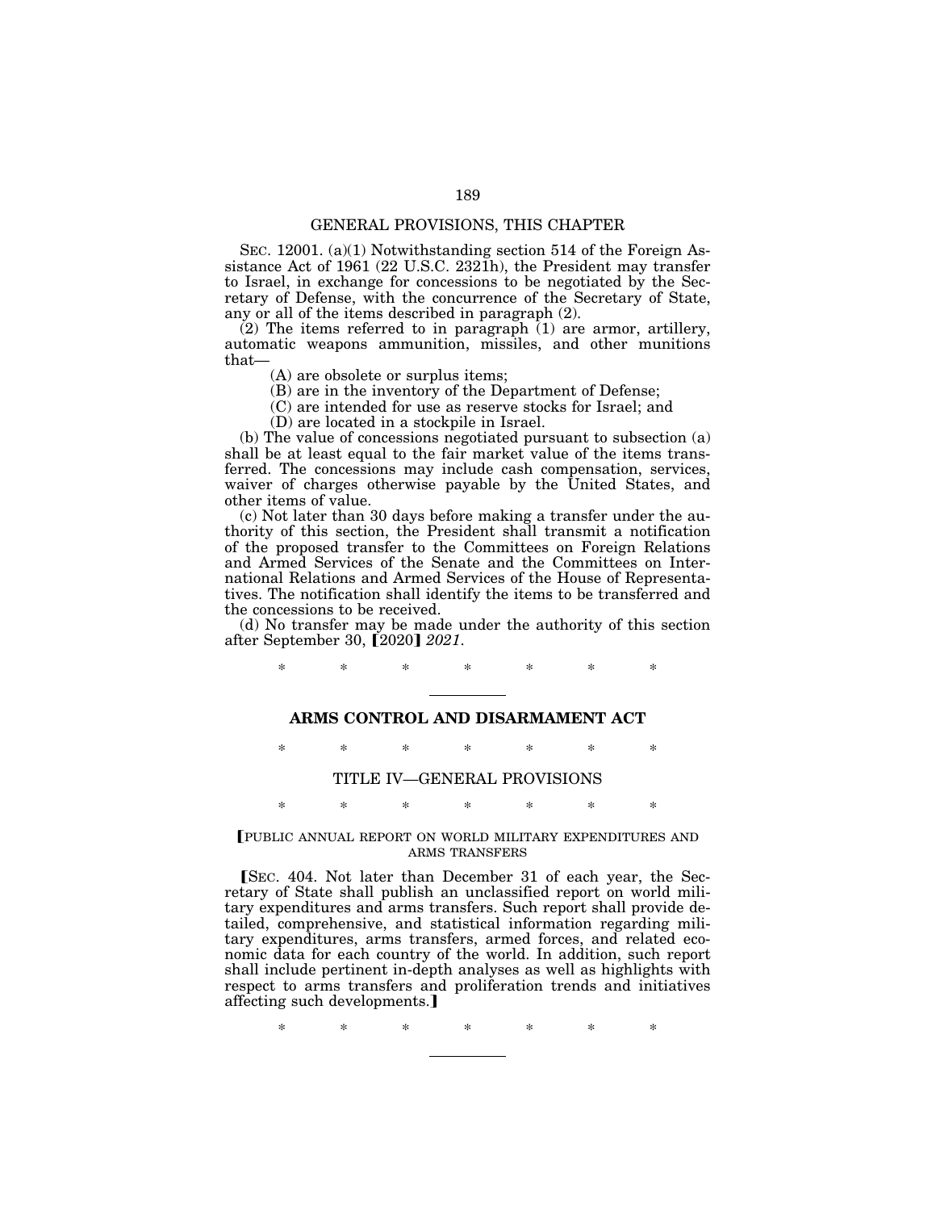GENERAL PROVISIONS, THIS CHAPTER

SEC. 12001. (a)(1) Notwithstanding section 514 of the Foreign Assistance Act of 1961 (22 U.S.C. 2321h), the President may transfer to Israel, in exchange for concessions to be negotiated by the Secretary of Defense, with the concurrence of the Secretary of State, any or all of the items described in paragraph (2).

(2) The items referred to in paragraph (1) are armor, artillery, automatic weapons ammunition, missiles, and other munitions that—

(A) are obsolete or surplus items;

(B) are in the inventory of the Department of Defense;

(C) are intended for use as reserve stocks for Israel; and

(D) are located in a stockpile in Israel.

(b) The value of concessions negotiated pursuant to subsection (a) shall be at least equal to the fair market value of the items transferred. The concessions may include cash compensation, services, waiver of charges otherwise payable by the United States, and other items of value.

(c) Not later than 30 days before making a transfer under the authority of this section, the President shall transmit a notification of the proposed transfer to the Committees on Foreign Relations and Armed Services of the Senate and the Committees on International Relations and Armed Services of the House of Representatives. The notification shall identify the items to be transferred and the concessions to be received.

(d) No transfer may be made under the authority of this section after September 30, ⟦2020⟧ *2021*.

\* \* \* \* \* \* \*

## ARMS CONTROL AND DISARMAMENT ACT

\* \* \* \* \* \* \*

TITLE IV—GENERAL PROVISIONS

\* \* \* \* \* \* \*

⟦PUBLIC ANNUAL REPORT ON WORLD MILITARY EXPENDITURES AND ARMS TRANSFERS

⟦SEC. 404. Not later than December 31 of each year, the Secretary of State shall publish an unclassified report on world military expenditures and arms transfers. Such report shall provide detailed, comprehensive, and statistical information regarding military expenditures, arms transfers, armed forces, and related economic data for each country of the world. In addition, such report shall include pertinent in-depth analyses as well as highlights with respect to arms transfers and proliferation trends and initiatives affecting such developments.⟧

\* \* \* \* \* \* \*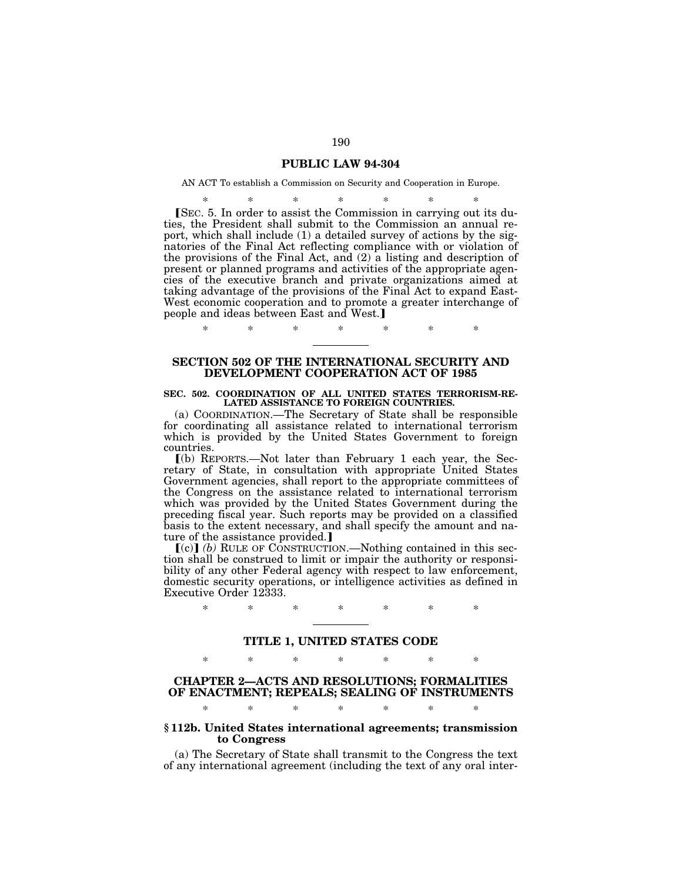## PUBLIC LAW 94-304

AN ACT To establish a Commission on Security and Cooperation in Europe.

\* \* \* \* \* \* \*

⟦SEC. 5. In order to assist the Commission in carrying out its duties, the President shall submit to the Commission an annual report, which shall include (1) a detailed survey of actions by the signatories of the Final Act reflecting compliance with or violation of the provisions of the Final Act, and (2) a listing and description of present or planned programs and activities of the appropriate agencies of the executive branch and private organizations aimed at taking advantage of the provisions of the Final Act to expand East-West economic cooperation and to promote a greater interchange of people and ideas between East and West.⟧

\* \* \* \* \* \* \*

---

## SECTION 502 OF THE INTERNATIONAL SECURITY AND DEVELOPMENT COOPERATION ACT OF 1985

### SEC. 502. COORDINATION OF ALL UNITED STATES TERRORISM-RELATED ASSISTANCE TO FOREIGN COUNTRIES.

(a) COORDINATION.—The Secretary of State shall be responsible for coordinating all assistance related to international terrorism which is provided by the United States Government to foreign countries.

⟦(b) REPORTS.—Not later than February 1 each year, the Secretary of State, in consultation with appropriate United States Government agencies, shall report to the appropriate committees of the Congress on the assistance related to international terrorism which was provided by the United States Government during the preceding fiscal year. Such reports may be provided on a classified basis to the extent necessary, and shall specify the amount and nature of the assistance provided.⟧

⟦(c)⟧ *(b)* RULE OF CONSTRUCTION.—Nothing contained in this section shall be construed to limit or impair the authority or responsibility of any other Federal agency with respect to law enforcement, domestic security operations, or intelligence activities as defined in Executive Order 12333.

\* \* \* \* \* \* \*

---

## TITLE 1, UNITED STATES CODE

\* \* \* \* \* \* \*

## CHAPTER 2—ACTS AND RESOLUTIONS; FORMALITIES OF ENACTMENT; REPEALS; SEALING OF INSTRUMENTS

\* \* \* \* \* \* \*

### § 112b. United States international agreements; transmission to Congress

(a) The Secretary of State shall transmit to the Congress the text of any international agreement (including the text of any oral inter-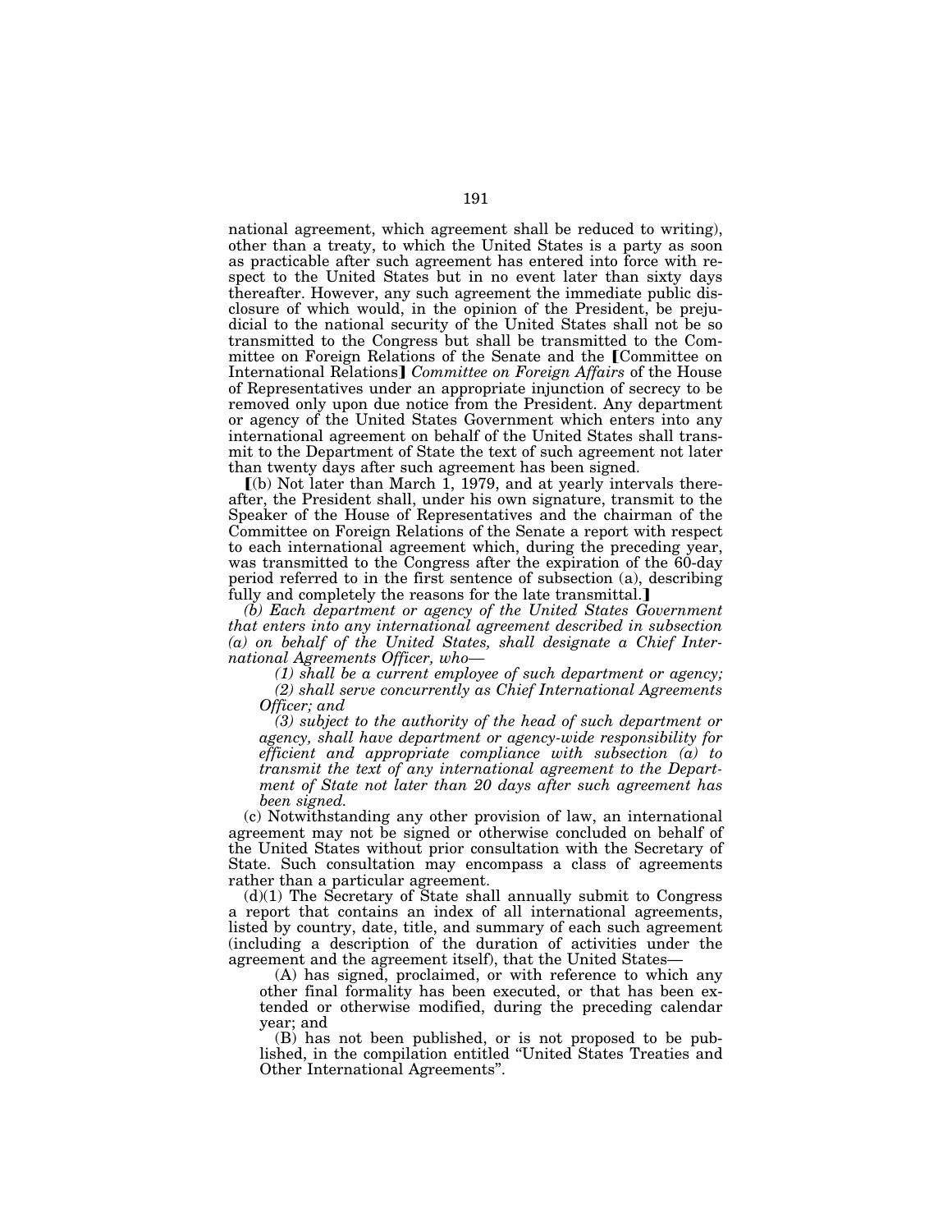national agreement, which agreement shall be reduced to writing), other than a treaty, to which the United States is a party as soon as practicable after such agreement has entered into force with respect to the United States but in no event later than sixty days thereafter. However, any such agreement the immediate public disclosure of which would, in the opinion of the President, be prejudicial to the national security of the United States shall not be so transmitted to the Congress but shall be transmitted to the Committee on Foreign Relations of the Senate and the ⟦Committee on International Relations⟧ *Committee on Foreign Affairs* of the House of Representatives under an appropriate injunction of secrecy to be removed only upon due notice from the President. Any department or agency of the United States Government which enters into any international agreement on behalf of the United States shall transmit to the Department of State the text of such agreement not later than twenty days after such agreement has been signed.

⟦(b) Not later than March 1, 1979, and at yearly intervals thereafter, the President shall, under his own signature, transmit to the Speaker of the House of Representatives and the chairman of the Committee on Foreign Relations of the Senate a report with respect to each international agreement which, during the preceding year, was transmitted to the Congress after the expiration of the 60-day period referred to in the first sentence of subsection (a), describing fully and completely the reasons for the late transmittal.⟧

*(b) Each department or agency of the United States Government that enters into any international agreement described in subsection (a) on behalf of the United States, shall designate a Chief International Agreements Officer, who—*

*(1) shall be a current employee of such department or agency;*

*(2) shall serve concurrently as Chief International Agreements Officer; and*

*(3) subject to the authority of the head of such department or agency, shall have department or agency-wide responsibility for efficient and appropriate compliance with subsection (a) to transmit the text of any international agreement to the Department of State not later than 20 days after such agreement has been signed.*

(c) Notwithstanding any other provision of law, an international agreement may not be signed or otherwise concluded on behalf of the United States without prior consultation with the Secretary of State. Such consultation may encompass a class of agreements rather than a particular agreement.

(d)(1) The Secretary of State shall annually submit to Congress a report that contains an index of all international agreements, listed by country, date, title, and summary of each such agreement (including a description of the duration of activities under the agreement and the agreement itself), that the United States—

(A) has signed, proclaimed, or with reference to which any other final formality has been executed, or that has been extended or otherwise modified, during the preceding calendar year; and

(B) has not been published, or is not proposed to be published, in the compilation entitled "United States Treaties and Other International Agreements".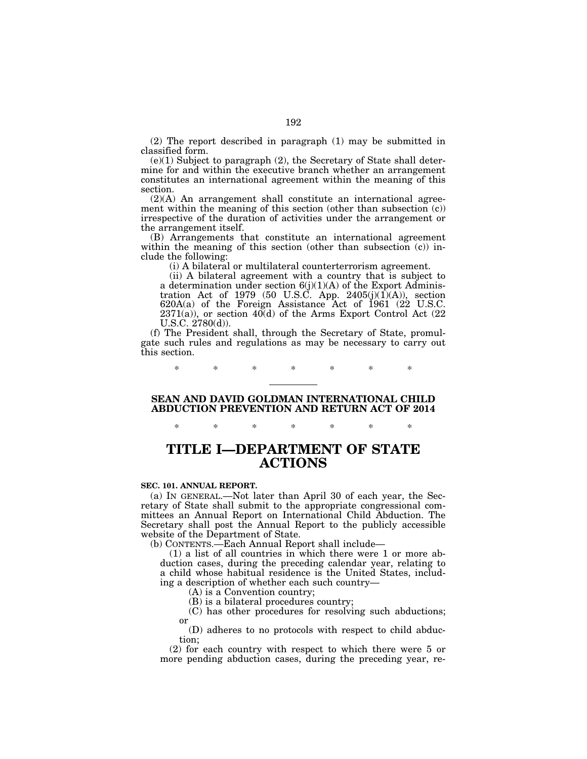(2) The report described in paragraph (1) may be submitted in classified form.

(e)(1) Subject to paragraph (2), the Secretary of State shall determine for and within the executive branch whether an arrangement constitutes an international agreement within the meaning of this section.

(2)(A) An arrangement shall constitute an international agreement within the meaning of this section (other than subsection (c)) irrespective of the duration of activities under the arrangement or the arrangement itself.

(B) Arrangements that constitute an international agreement within the meaning of this section (other than subsection (c)) include the following:

(i) A bilateral or multilateral counterterrorism agreement.

(ii) A bilateral agreement with a country that is subject to a determination under section 6(j)(1)(A) of the Export Administration Act of 1979 (50 U.S.C. App. 2405(j)(1)(A)), section 620A(a) of the Foreign Assistance Act of 1961 (22 U.S.C. 2371(a)), or section 40(d) of the Arms Export Control Act (22 U.S.C. 2780(d)).

(f) The President shall, through the Secretary of State, promulgate such rules and regulations as may be necessary to carry out this section.

\* \* \* \* \* \* \*

---

**SEAN AND DAVID GOLDMAN INTERNATIONAL CHILD ABDUCTION PREVENTION AND RETURN ACT OF 2014**

\* \* \* \* \* \* \*

# TITLE I—DEPARTMENT OF STATE ACTIONS

**SEC. 101. ANNUAL REPORT.**

(a) IN GENERAL.—Not later than April 30 of each year, the Secretary of State shall submit to the appropriate congressional committees an Annual Report on International Child Abduction. The Secretary shall post the Annual Report to the publicly accessible website of the Department of State.

(b) CONTENTS.—Each Annual Report shall include—

(1) a list of all countries in which there were 1 or more abduction cases, during the preceding calendar year, relating to a child whose habitual residence is the United States, including a description of whether each such country—

(A) is a Convention country;

(B) is a bilateral procedures country;

(C) has other procedures for resolving such abductions; or

(D) adheres to no protocols with respect to child abduction;

(2) for each country with respect to which there were 5 or more pending abduction cases, during the preceding year, re-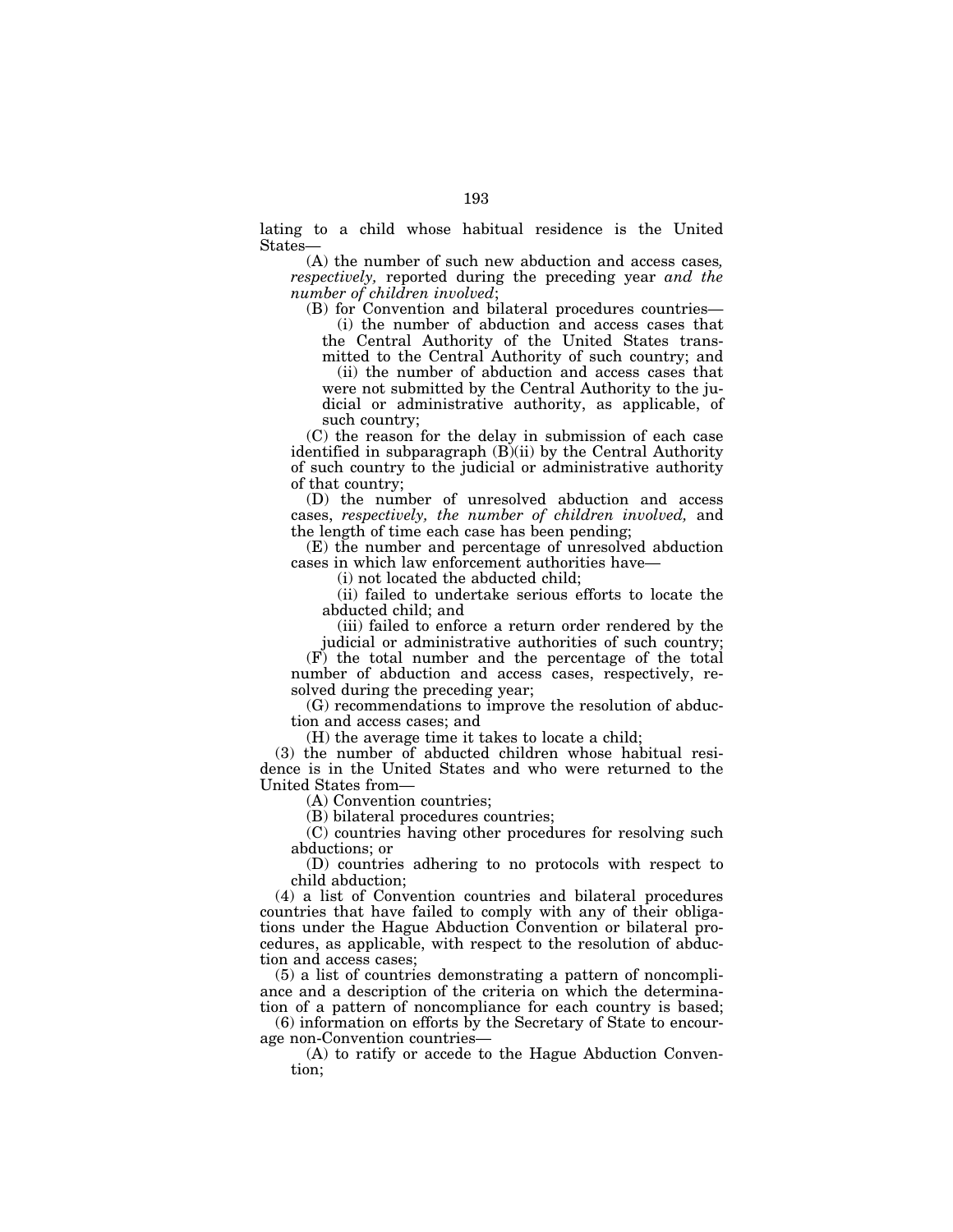lating to a child whose habitual residence is the United States—

(A) the number of such new abduction and access cases*, respectively,* reported during the preceding year *and the number of children involved*;

(B) for Convention and bilateral procedures countries—

(i) the number of abduction and access cases that the Central Authority of the United States transmitted to the Central Authority of such country; and

(ii) the number of abduction and access cases that were not submitted by the Central Authority to the judicial or administrative authority, as applicable, of such country;

(C) the reason for the delay in submission of each case identified in subparagraph (B)(ii) by the Central Authority of such country to the judicial or administrative authority of that country;

(D) the number of unresolved abduction and access cases, *respectively, the number of children involved,* and the length of time each case has been pending;

(E) the number and percentage of unresolved abduction cases in which law enforcement authorities have—

(i) not located the abducted child;

(ii) failed to undertake serious efforts to locate the abducted child; and

(iii) failed to enforce a return order rendered by the judicial or administrative authorities of such country;

(F) the total number and the percentage of the total number of abduction and access cases, respectively, resolved during the preceding year;

(G) recommendations to improve the resolution of abduction and access cases; and

(H) the average time it takes to locate a child;

(3) the number of abducted children whose habitual residence is in the United States and who were returned to the United States from—

(A) Convention countries;

(B) bilateral procedures countries;

(C) countries having other procedures for resolving such abductions; or

(D) countries adhering to no protocols with respect to child abduction;

(4) a list of Convention countries and bilateral procedures countries that have failed to comply with any of their obligations under the Hague Abduction Convention or bilateral procedures, as applicable, with respect to the resolution of abduction and access cases;

(5) a list of countries demonstrating a pattern of noncompliance and a description of the criteria on which the determination of a pattern of noncompliance for each country is based;

(6) information on efforts by the Secretary of State to encourage non-Convention countries—

(A) to ratify or accede to the Hague Abduction Convention;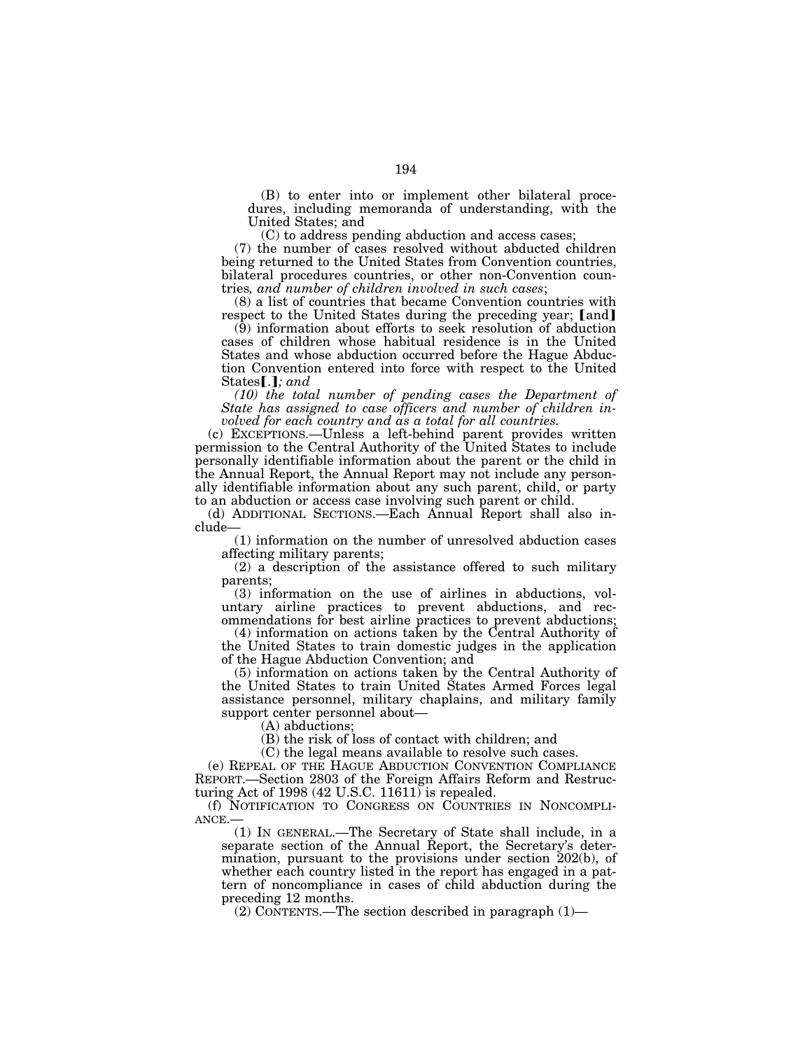(B) to enter into or implement other bilateral procedures, including memoranda of understanding, with the United States; and

(C) to address pending abduction and access cases;

(7) the number of cases resolved without abducted children being returned to the United States from Convention countries, bilateral procedures countries, or other non-Convention countries*, and number of children involved in such cases*;

(8) a list of countries that became Convention countries with respect to the United States during the preceding year; [and]

(9) information about efforts to seek resolution of abduction cases of children whose habitual residence is in the United States and whose abduction occurred before the Hague Abduction Convention entered into force with respect to the United States[.]*; and*

*(10) the total number of pending cases the Department of State has assigned to case officers and number of children involved for each country and as a total for all countries.*

(c) EXCEPTIONS.—Unless a left-behind parent provides written permission to the Central Authority of the United States to include personally identifiable information about the parent or the child in the Annual Report, the Annual Report may not include any personally identifiable information about any such parent, child, or party to an abduction or access case involving such parent or child.

(d) ADDITIONAL SECTIONS.—Each Annual Report shall also include—

(1) information on the number of unresolved abduction cases affecting military parents;

(2) a description of the assistance offered to such military parents;

(3) information on the use of airlines in abductions, voluntary airline practices to prevent abductions, and recommendations for best airline practices to prevent abductions;

(4) information on actions taken by the Central Authority of the United States to train domestic judges in the application of the Hague Abduction Convention; and

(5) information on actions taken by the Central Authority of the United States to train United States Armed Forces legal assistance personnel, military chaplains, and military family support center personnel about—

(A) abductions;

(B) the risk of loss of contact with children; and

(C) the legal means available to resolve such cases.

(e) REPEAL OF THE HAGUE ABDUCTION CONVENTION COMPLIANCE REPORT.—Section 2803 of the Foreign Affairs Reform and Restructuring Act of 1998 (42 U.S.C. 11611) is repealed.

(f) NOTIFICATION TO CONGRESS ON COUNTRIES IN NONCOMPLIANCE.—

(1) IN GENERAL.—The Secretary of State shall include, in a separate section of the Annual Report, the Secretary's determination, pursuant to the provisions under section 202(b), of whether each country listed in the report has engaged in a pattern of noncompliance in cases of child abduction during the preceding 12 months.

(2) CONTENTS.—The section described in paragraph (1)—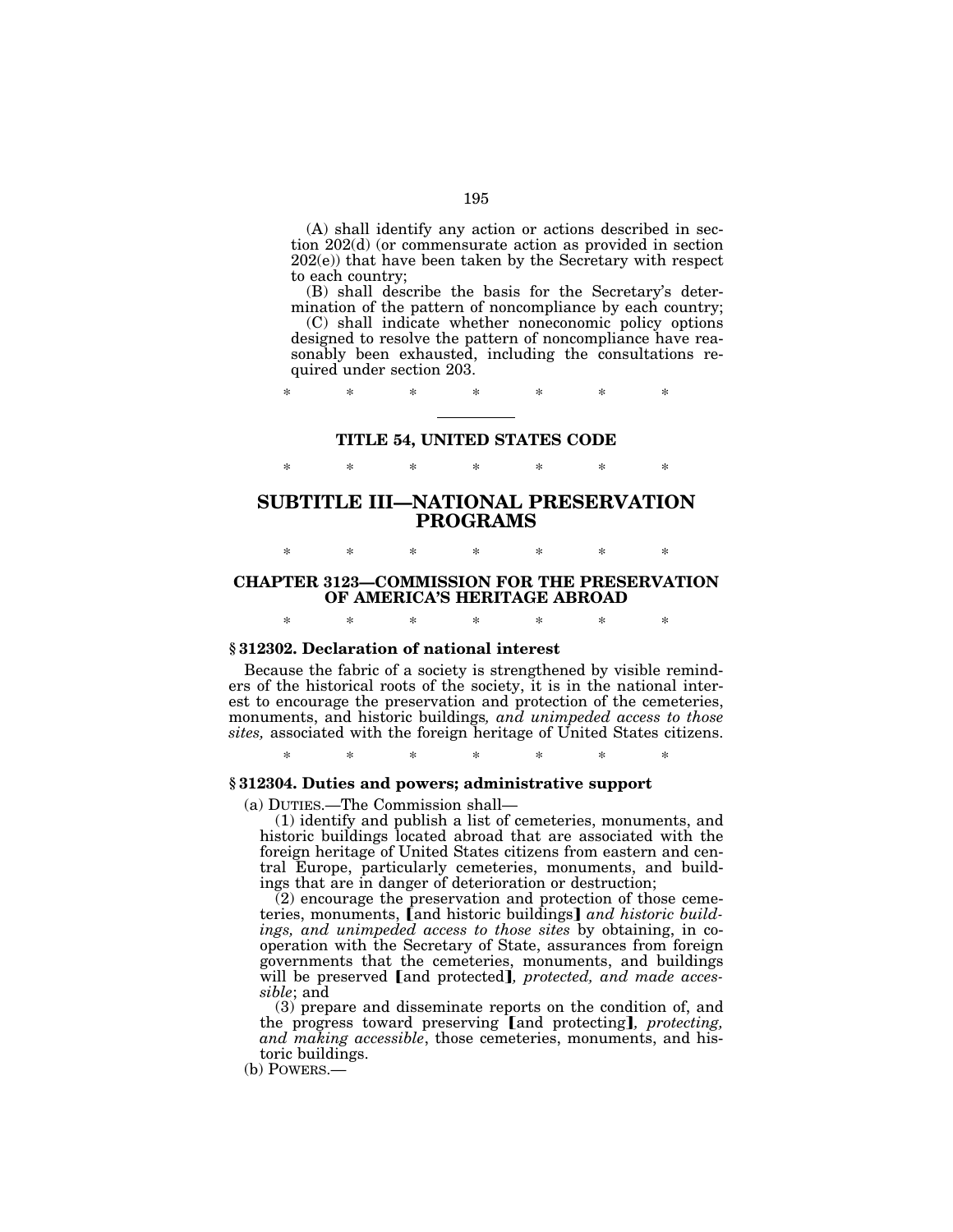(A) shall identify any action or actions described in section 202(d) (or commensurate action as provided in section 202(e)) that have been taken by the Secretary with respect to each country;

(B) shall describe the basis for the Secretary's determination of the pattern of noncompliance by each country;

(C) shall indicate whether noneconomic policy options designed to resolve the pattern of noncompliance have reasonably been exhausted, including the consultations required under section 203.

\* \* \* \* \* \* \*

---

## TITLE 54, UNITED STATES CODE

\* \* \* \* \* \* \*

# SUBTITLE III—NATIONAL PRESERVATION PROGRAMS

\* \* \* \* \* \* \*

## CHAPTER 3123—COMMISSION FOR THE PRESERVATION OF AMERICA'S HERITAGE ABROAD

\* \* \* \* \* \* \*

### § 312302. Declaration of national interest

Because the fabric of a society is strengthened by visible reminders of the historical roots of the society, it is in the national interest to encourage the preservation and protection of the cemeteries, monuments, and historic buildings*, and unimpeded access to those sites,* associated with the foreign heritage of United States citizens.

\* \* \* \* \* \* \*

### § 312304. Duties and powers; administrative support

(a) DUTIES.—The Commission shall—

(1) identify and publish a list of cemeteries, monuments, and historic buildings located abroad that are associated with the foreign heritage of United States citizens from eastern and central Europe, particularly cemeteries, monuments, and buildings that are in danger of deterioration or destruction;

(2) encourage the preservation and protection of those cemeteries, monuments, ⟦and historic buildings⟧ *and historic buildings, and unimpeded access to those sites* by obtaining, in cooperation with the Secretary of State, assurances from foreign governments that the cemeteries, monuments, and buildings will be preserved ⟦and protected⟧*, protected, and made accessible*; and

(3) prepare and disseminate reports on the condition of, and the progress toward preserving ⟦and protecting⟧*, protecting, and making accessible*, those cemeteries, monuments, and historic buildings.

(b) POWERS.—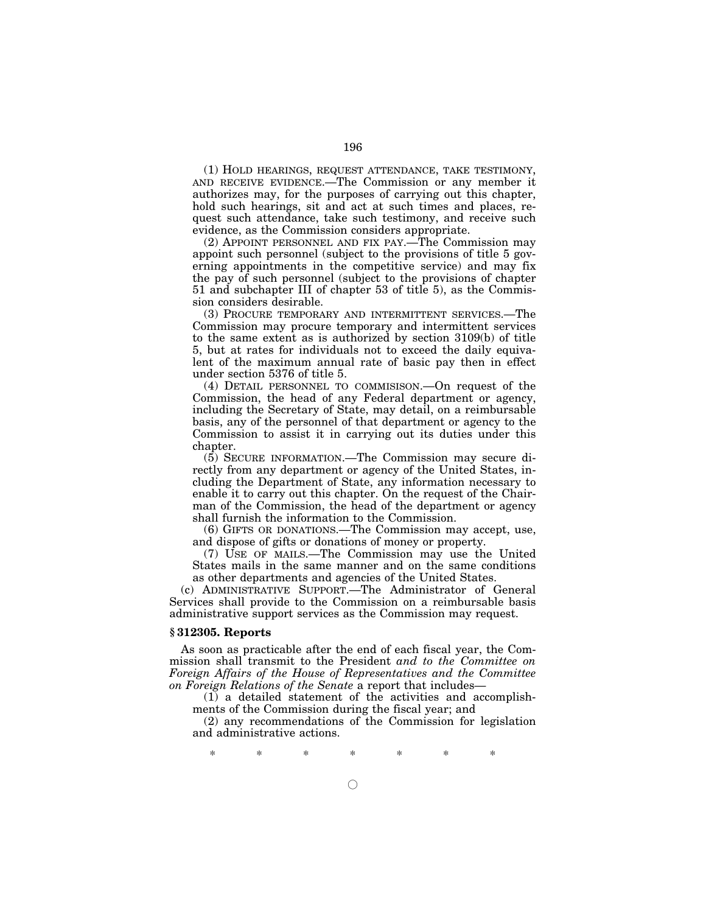(1) HOLD HEARINGS, REQUEST ATTENDANCE, TAKE TESTIMONY, AND RECEIVE EVIDENCE.—The Commission or any member it authorizes may, for the purposes of carrying out this chapter, hold such hearings, sit and act at such times and places, request such attendance, take such testimony, and receive such evidence, as the Commission considers appropriate.

(2) APPOINT PERSONNEL AND FIX PAY.—The Commission may appoint such personnel (subject to the provisions of title 5 governing appointments in the competitive service) and may fix the pay of such personnel (subject to the provisions of chapter 51 and subchapter III of chapter 53 of title 5), as the Commission considers desirable.

(3) PROCURE TEMPORARY AND INTERMITTENT SERVICES.—The Commission may procure temporary and intermittent services to the same extent as is authorized by section 3109(b) of title 5, but at rates for individuals not to exceed the daily equivalent of the maximum annual rate of basic pay then in effect under section 5376 of title 5.

(4) DETAIL PERSONNEL TO COMMISISON.—On request of the Commission, the head of any Federal department or agency, including the Secretary of State, may detail, on a reimbursable basis, any of the personnel of that department or agency to the Commission to assist it in carrying out its duties under this chapter.

(5) SECURE INFORMATION.—The Commission may secure directly from any department or agency of the United States, including the Department of State, any information necessary to enable it to carry out this chapter. On the request of the Chairman of the Commission, the head of the department or agency shall furnish the information to the Commission.

(6) GIFTS OR DONATIONS.—The Commission may accept, use, and dispose of gifts or donations of money or property.

(7) USE OF MAILS.—The Commission may use the United States mails in the same manner and on the same conditions as other departments and agencies of the United States.

(c) ADMINISTRATIVE SUPPORT.—The Administrator of General Services shall provide to the Commission on a reimbursable basis administrative support services as the Commission may request.

**§ 312305. Reports**

As soon as practicable after the end of each fiscal year, the Commission shall transmit to the President *and to the Committee on Foreign Affairs of the House of Representatives and the Committee on Foreign Relations of the Senate* a report that includes—

(1) a detailed statement of the activities and accomplishments of the Commission during the fiscal year; and

(2) any recommendations of the Commission for legislation and administrative actions.

\* \* \* \* \* \* \*